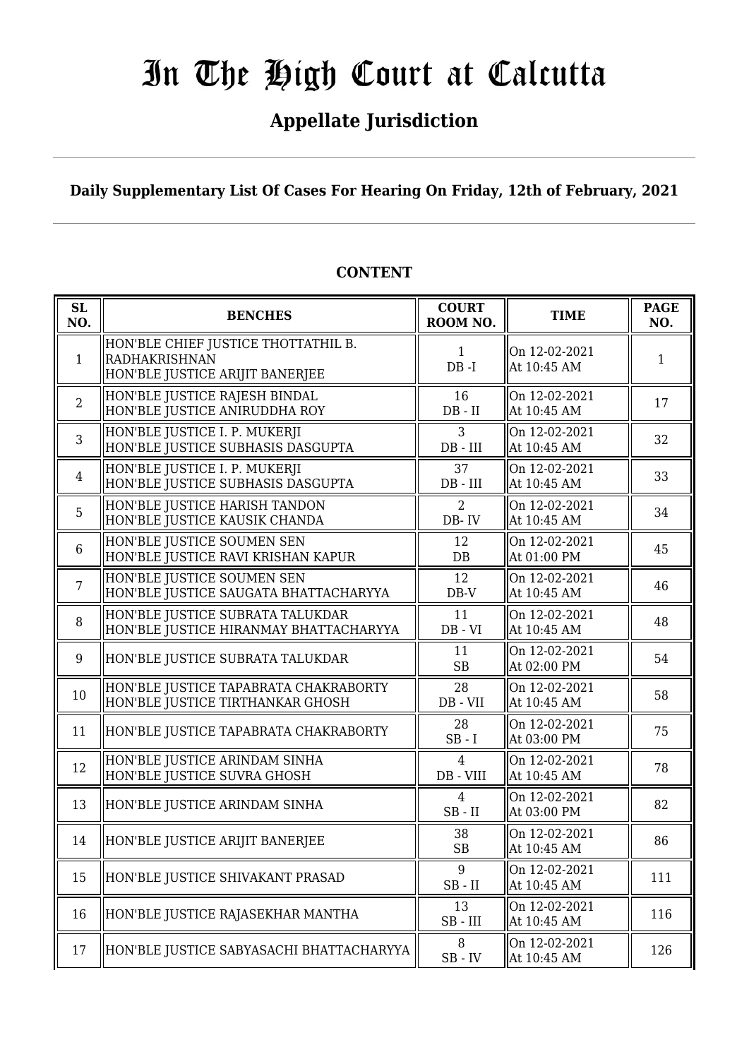# In The High Court at Calcutta

## Appellate Jurisdiction

**Daily Supplementary List Of Cases For Hearing On Friday, 12th of February, 2021**

**CONTENT**

| SL NO. | BENCHES | COURT ROOM NO. | TIME | PAGE NO. |
|---|---|---|---|---|
| 1 | HON'BLE CHIEF JUSTICE THOTTATHIL B. RADHAKRISHNAN<br>HON'BLE JUSTICE ARIJIT BANERJEE | 1<br>DB -I | On 12-02-2021<br>At 10:45 AM | 1 |
| 2 | HON'BLE JUSTICE RAJESH BINDAL<br>HON'BLE JUSTICE ANIRUDDHA ROY | 16<br>DB - II | On 12-02-2021<br>At 10:45 AM | 17 |
| 3 | HON'BLE JUSTICE I. P. MUKERJI<br>HON'BLE JUSTICE SUBHASIS DASGUPTA | 3<br>DB - III | On 12-02-2021<br>At 10:45 AM | 32 |
| 4 | HON'BLE JUSTICE I. P. MUKERJI<br>HON'BLE JUSTICE SUBHASIS DASGUPTA | 37<br>DB - III | On 12-02-2021<br>At 10:45 AM | 33 |
| 5 | HON'BLE JUSTICE HARISH TANDON<br>HON'BLE JUSTICE KAUSIK CHANDA | 2<br>DB- IV | On 12-02-2021<br>At 10:45 AM | 34 |
| 6 | HON'BLE JUSTICE SOUMEN SEN<br>HON'BLE JUSTICE RAVI KRISHAN KAPUR | 12<br>DB | On 12-02-2021<br>At 01:00 PM | 45 |
| 7 | HON'BLE JUSTICE SOUMEN SEN<br>HON'BLE JUSTICE SAUGATA BHATTACHARYYA | 12<br>DB-V | On 12-02-2021<br>At 10:45 AM | 46 |
| 8 | HON'BLE JUSTICE SUBRATA TALUKDAR<br>HON'BLE JUSTICE HIRANMAY BHATTACHARYYA | 11<br>DB - VI | On 12-02-2021<br>At 10:45 AM | 48 |
| 9 | HON'BLE JUSTICE SUBRATA TALUKDAR | 11<br>SB | On 12-02-2021<br>At 02:00 PM | 54 |
| 10 | HON'BLE JUSTICE TAPABRATA CHAKRABORTY<br>HON'BLE JUSTICE TIRTHANKAR GHOSH | 28<br>DB - VII | On 12-02-2021<br>At 10:45 AM | 58 |
| 11 | HON'BLE JUSTICE TAPABRATA CHAKRABORTY | 28<br>SB - I | On 12-02-2021<br>At 03:00 PM | 75 |
| 12 | HON'BLE JUSTICE ARINDAM SINHA<br>HON'BLE JUSTICE SUVRA GHOSH | 4<br>DB - VIII | On 12-02-2021<br>At 10:45 AM | 78 |
| 13 | HON'BLE JUSTICE ARINDAM SINHA | 4<br>SB - II | On 12-02-2021<br>At 03:00 PM | 82 |
| 14 | HON'BLE JUSTICE ARIJIT BANERJEE | 38<br>SB | On 12-02-2021<br>At 10:45 AM | 86 |
| 15 | HON'BLE JUSTICE SHIVAKANT PRASAD | 9<br>SB - II | On 12-02-2021<br>At 10:45 AM | 111 |
| 16 | HON'BLE JUSTICE RAJASEKHAR MANTHA | 13<br>SB - III | On 12-02-2021<br>At 10:45 AM | 116 |
| 17 | HON'BLE JUSTICE SABYASACHI BHATTACHARYYA | 8<br>SB - IV | On 12-02-2021<br>At 10:45 AM | 126 |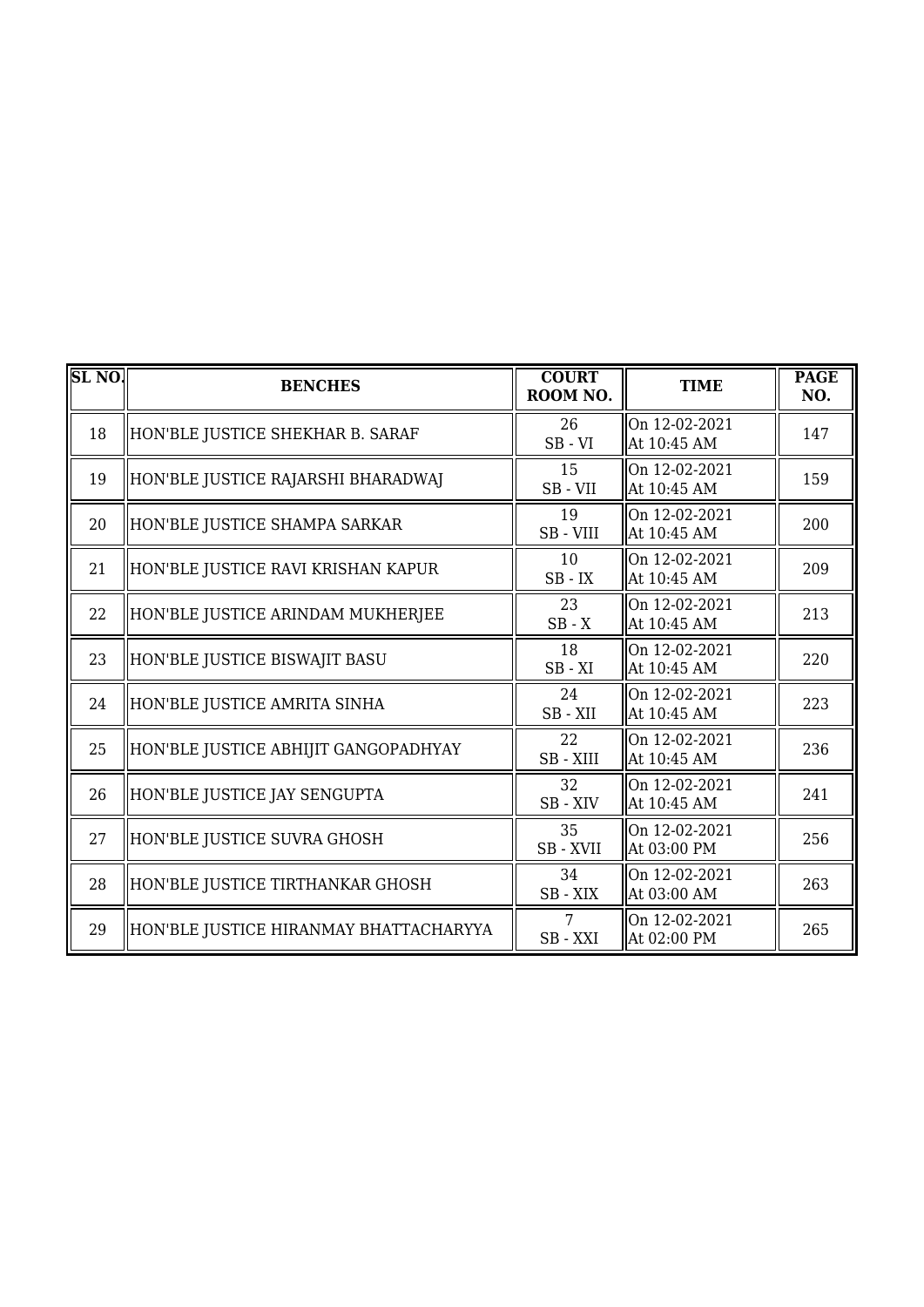| SL NO. | BENCHES | COURT ROOM NO. | TIME | PAGE NO. |
|---|---|---|---|---|
| 18 | HON'BLE JUSTICE SHEKHAR B. SARAF | 26<br>SB - VI | On 12-02-2021<br>At 10:45 AM | 147 |
| 19 | HON'BLE JUSTICE RAJARSHI BHARADWAJ | 15<br>SB - VII | On 12-02-2021<br>At 10:45 AM | 159 |
| 20 | HON'BLE JUSTICE SHAMPA SARKAR | 19<br>SB - VIII | On 12-02-2021<br>At 10:45 AM | 200 |
| 21 | HON'BLE JUSTICE RAVI KRISHAN KAPUR | 10<br>SB - IX | On 12-02-2021<br>At 10:45 AM | 209 |
| 22 | HON'BLE JUSTICE ARINDAM MUKHERJEE | 23<br>SB - X | On 12-02-2021<br>At 10:45 AM | 213 |
| 23 | HON'BLE JUSTICE BISWAJIT BASU | 18<br>SB - XI | On 12-02-2021<br>At 10:45 AM | 220 |
| 24 | HON'BLE JUSTICE AMRITA SINHA | 24<br>SB - XII | On 12-02-2021<br>At 10:45 AM | 223 |
| 25 | HON'BLE JUSTICE ABHIJIT GANGOPADHYAY | 22<br>SB - XIII | On 12-02-2021<br>At 10:45 AM | 236 |
| 26 | HON'BLE JUSTICE JAY SENGUPTA | 32<br>SB - XIV | On 12-02-2021<br>At 10:45 AM | 241 |
| 27 | HON'BLE JUSTICE SUVRA GHOSH | 35<br>SB - XVII | On 12-02-2021<br>At 03:00 PM | 256 |
| 28 | HON'BLE JUSTICE TIRTHANKAR GHOSH | 34<br>SB - XIX | On 12-02-2021<br>At 03:00 AM | 263 |
| 29 | HON'BLE JUSTICE HIRANMAY BHATTACHARYYA | 7<br>SB - XXI | On 12-02-2021<br>At 02:00 PM | 265 |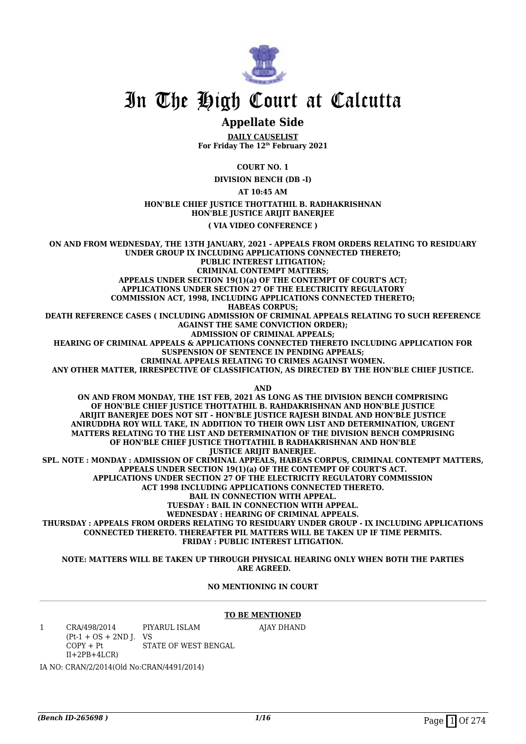# In The High Court at Calcutta

## Appellate Side

**DAILY CAUSELIST**
**For Friday The 12th February 2021**

**COURT NO. 1**

**DIVISION BENCH (DB -I)**

**AT 10:45 AM**

**HON'BLE CHIEF JUSTICE THOTTATHIL B. RADHAKRISHNAN**
**HON'BLE JUSTICE ARIJIT BANERJEE**

**( VIA VIDEO CONFERENCE )**

**ON AND FROM WEDNESDAY, THE 13TH JANUARY, 2021 - APPEALS FROM ORDERS RELATING TO RESIDUARY UNDER GROUP IX INCLUDING APPLICATIONS CONNECTED THERETO;**
**PUBLIC INTEREST LITIGATION;**
**CRIMINAL CONTEMPT MATTERS;**
**APPEALS UNDER SECTION 19(1)(a) OF THE CONTEMPT OF COURT'S ACT;**
**APPLICATIONS UNDER SECTION 27 OF THE ELECTRICITY REGULATORY COMMISSION ACT, 1998, INCLUDING APPLICATIONS CONNECTED THERETO;**
**HABEAS CORPUS;**
**DEATH REFERENCE CASES ( INCLUDING ADMISSION OF CRIMINAL APPEALS RELATING TO SUCH REFERENCE AGAINST THE SAME CONVICTION ORDER);**
**ADMISSION OF CRIMINAL APPEALS;**
**HEARING OF CRIMINAL APPEALS & APPLICATIONS CONNECTED THERETO INCLUDING APPLICATION FOR SUSPENSION OF SENTENCE IN PENDING APPEALS;**
**CRIMINAL APPEALS RELATING TO CRIMES AGAINST WOMEN.**
**ANY OTHER MATTER, IRRESPECTIVE OF CLASSIFICATION, AS DIRECTED BY THE HON'BLE CHIEF JUSTICE.**

**AND**

**ON AND FROM MONDAY, THE 1ST FEB, 2021 AS LONG AS THE DIVISION BENCH COMPRISING OF HON'BLE CHIEF JUSTICE THOTTATHIL B. RAHDAKRISHNAN AND HON'BLE JUSTICE ARIJIT BANERJEE DOES NOT SIT - HON'BLE JUSTICE RAJESH BINDAL AND HON'BLE JUSTICE ANIRUDDHA ROY WILL TAKE, IN ADDITION TO THEIR OWN LIST AND DETERMINATION, URGENT MATTERS RELATING TO THE LIST AND DETERMINATION OF THE DIVISION BENCH COMPRISING OF HON'BLE CHIEF JUSTICE THOTTATHIL B RADHAKRISHNAN AND HON'BLE JUSTICE ARIJIT BANERJEE.**
**SPL. NOTE : MONDAY : ADMISSION OF CRIMINAL APPEALS, HABEAS CORPUS, CRIMINAL CONTEMPT MATTERS, APPEALS UNDER SECTION 19(1)(a) OF THE CONTEMPT OF COURT'S ACT.**
**APPLICATIONS UNDER SECTION 27 OF THE ELECTRICITY REGULATORY COMMISSION ACT 1998 INCLUDING APPLICATIONS CONNECTED THERETO.**
**BAIL IN CONNECTION WITH APPEAL.**
**TUESDAY : BAIL IN CONNECTION WITH APPEAL.**
**WEDNESDAY : HEARING OF CRIMINAL APPEALS.**
**THURSDAY : APPEALS FROM ORDERS RELATING TO RESIDUARY UNDER GROUP - IX INCLUDING APPLICATIONS CONNECTED THERETO. THEREAFTER PIL MATTERS WILL BE TAKEN UP IF TIME PERMITS.**
**FRIDAY : PUBLIC INTEREST LITIGATION.**

**NOTE: MATTERS WILL BE TAKEN UP THROUGH PHYSICAL HEARING ONLY WHEN BOTH THE PARTIES ARE AGREED.**

**NO MENTIONING IN COURT**

**TO BE MENTIONED**

| | | | |
|---|---|---|---|
| 1 | CRA/498/2014 (Pt-1 + OS + 2ND J. COPY + Pt II+2PB+4LCR) | PIYARUL ISLAM VS STATE OF WEST BENGAL | AJAY DHAND |

IA NO: CRAN/2/2014(Old No:CRAN/4491/2014)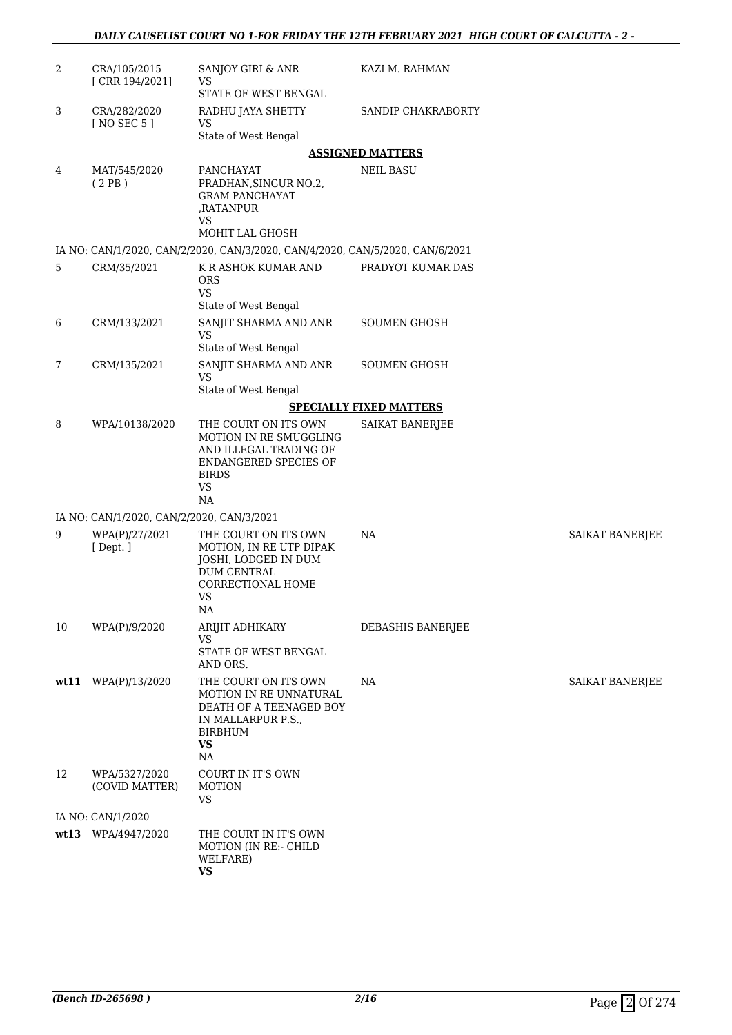| | | | | |
|---|---|---|---|---|
| 2 | CRA/105/2015 [ CRR 194/2021] | SANJOY GIRI & ANR VS STATE OF WEST BENGAL | KAZI M. RAHMAN | |
| 3 | CRA/282/2020 [ NO SEC 5 ] | RADHU JAYA SHETTY VS State of West Bengal | SANDIP CHAKRABORTY | |

**ASSIGNED MATTERS**

| | | | | |
|---|---|---|---|---|
| 4 | MAT/545/2020 ( 2 PB ) | PANCHAYAT PRADHAN,SINGUR NO.2, GRAM PANCHAYAT ,RATANPUR VS MOHIT LAL GHOSH | NEIL BASU | |

IA NO: CAN/1/2020, CAN/2/2020, CAN/3/2020, CAN/4/2020, CAN/5/2020, CAN/6/2021

| | | | | |
|---|---|---|---|---|
| 5 | CRM/35/2021 | K R ASHOK KUMAR AND ORS VS State of West Bengal | PRADYOT KUMAR DAS | |
| 6 | CRM/133/2021 | SANJIT SHARMA AND ANR VS State of West Bengal | SOUMEN GHOSH | |
| 7 | CRM/135/2021 | SANJIT SHARMA AND ANR VS State of West Bengal | SOUMEN GHOSH | |

**SPECIALLY FIXED MATTERS**

| | | | | |
|---|---|---|---|---|
| 8 | WPA/10138/2020 | THE COURT ON ITS OWN MOTION IN RE SMUGGLING AND ILLEGAL TRADING OF ENDANGERED SPECIES OF BIRDS VS NA | SAIKAT BANERJEE | |

IA NO: CAN/1/2020, CAN/2/2020, CAN/3/2021

| | | | | |
|---|---|---|---|---|
| 9 | WPA(P)/27/2021 [ Dept. ] | THE COURT ON ITS OWN MOTION, IN RE UTP DIPAK JOSHI, LODGED IN DUM DUM CENTRAL CORRECTIONAL HOME VS NA | NA | SAIKAT BANERJEE |
| 10 | WPA(P)/9/2020 | ARIJIT ADHIKARY VS STATE OF WEST BENGAL AND ORS. | DEBASHIS BANERJEE | |
| **wt11** | WPA(P)/13/2020 | THE COURT ON ITS OWN MOTION IN RE UNNATURAL DEATH OF A TEENAGED BOY IN MALLARPUR P.S., BIRBHUM **VS** NA | NA | SAIKAT BANERJEE |
| 12 | WPA/5327/2020 (COVID MATTER) | COURT IN IT'S OWN MOTION VS | | |

IA NO: CAN/1/2020

| | | | | |
|---|---|---|---|---|
| **wt13** | WPA/4947/2020 | THE COURT IN IT'S OWN MOTION (IN RE:- CHILD WELFARE) **VS** | | |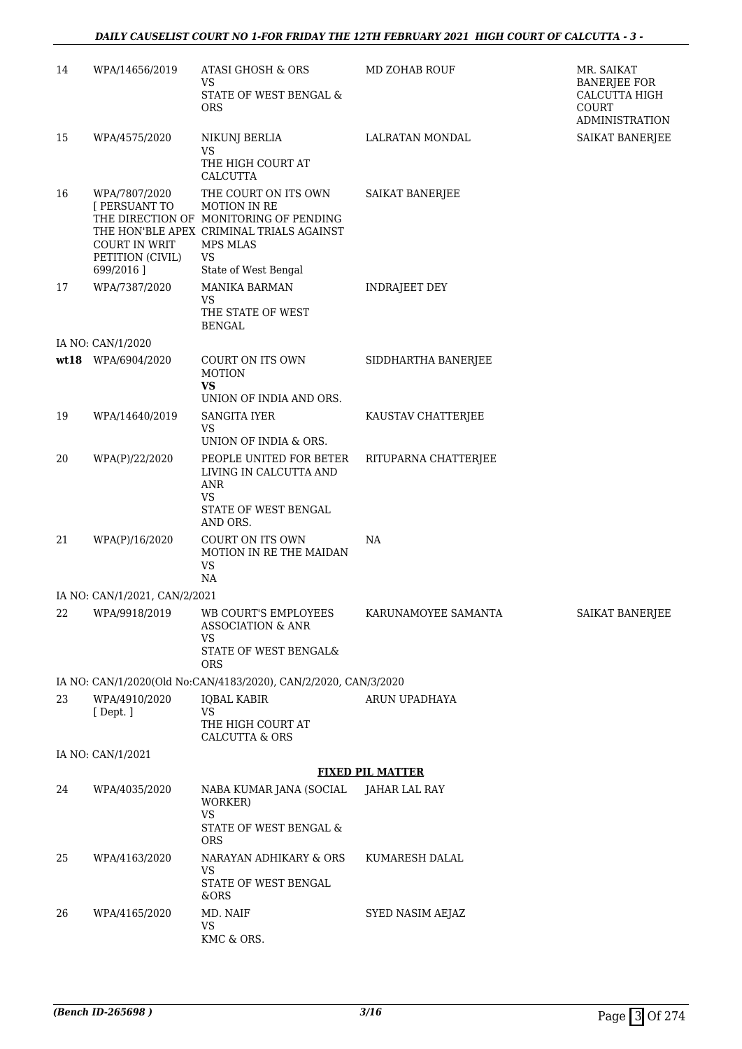| 14 | WPA/14656/2019 | ATASI GHOSH & ORS<br>VS<br>STATE OF WEST BENGAL & ORS | MD ZOHAB ROUF | MR. SAIKAT BANERJEE FOR CALCUTTA HIGH COURT ADMINISTRATION |
|---|---|---|---|---|
| 15 | WPA/4575/2020 | NIKUNJ BERLIA<br>VS<br>THE HIGH COURT AT CALCUTTA | LALRATAN MONDAL | SAIKAT BANERJEE |
| 16 | WPA/7807/2020 [ PERSUANT TO THE DIRECTION OF THE HON'BLE APEX COURT IN WRIT PETITION (CIVIL) 699/2016 ] | THE COURT ON ITS OWN MOTION IN RE MONITORING OF PENDING CRIMINAL TRIALS AGAINST MPS MLAS<br>VS<br>State of West Bengal | SAIKAT BANERJEE | |
| 17 | WPA/7387/2020 | MANIKA BARMAN<br>VS<br>THE STATE OF WEST BENGAL | INDRAJEET DEY | |
| | IA NO: CAN/1/2020 | | | |
| wt18 | WPA/6904/2020 | COURT ON ITS OWN MOTION<br>**VS**<br>UNION OF INDIA AND ORS. | SIDDHARTHA BANERJEE | |
| 19 | WPA/14640/2019 | SANGITA IYER<br>VS<br>UNION OF INDIA & ORS. | KAUSTAV CHATTERJEE | |
| 20 | WPA(P)/22/2020 | PEOPLE UNITED FOR BETER LIVING IN CALCUTTA AND ANR<br>VS<br>STATE OF WEST BENGAL AND ORS. | RITUPARNA CHATTERJEE | |
| 21 | WPA(P)/16/2020 | COURT ON ITS OWN MOTION IN RE THE MAIDAN<br>VS<br>NA | NA | |
| | IA NO: CAN/1/2021, CAN/2/2021 | | | |
| 22 | WPA/9918/2019 | WB COURT'S EMPLOYEES ASSOCIATION & ANR<br>VS<br>STATE OF WEST BENGAL& ORS | KARUNAMOYEE SAMANTA | SAIKAT BANERJEE |
| | IA NO: CAN/1/2020(Old No:CAN/4183/2020), CAN/2/2020, CAN/3/2020 | | | |
| 23 | WPA/4910/2020 [ Dept. ] | IQBAL KABIR<br>VS<br>THE HIGH COURT AT CALCUTTA & ORS | ARUN UPADHAYA | |
| | IA NO: CAN/1/2021 | | | |
| | | | **FIXED PIL MATTER** | |
| 24 | WPA/4035/2020 | NABA KUMAR JANA (SOCIAL WORKER)<br>VS<br>STATE OF WEST BENGAL & ORS | JAHAR LAL RAY | |
| 25 | WPA/4163/2020 | NARAYAN ADHIKARY & ORS<br>VS<br>STATE OF WEST BENGAL &ORS | KUMARESH DALAL | |
| 26 | WPA/4165/2020 | MD. NAIF<br>VS<br>KMC & ORS. | SYED NASIM AEJAZ | |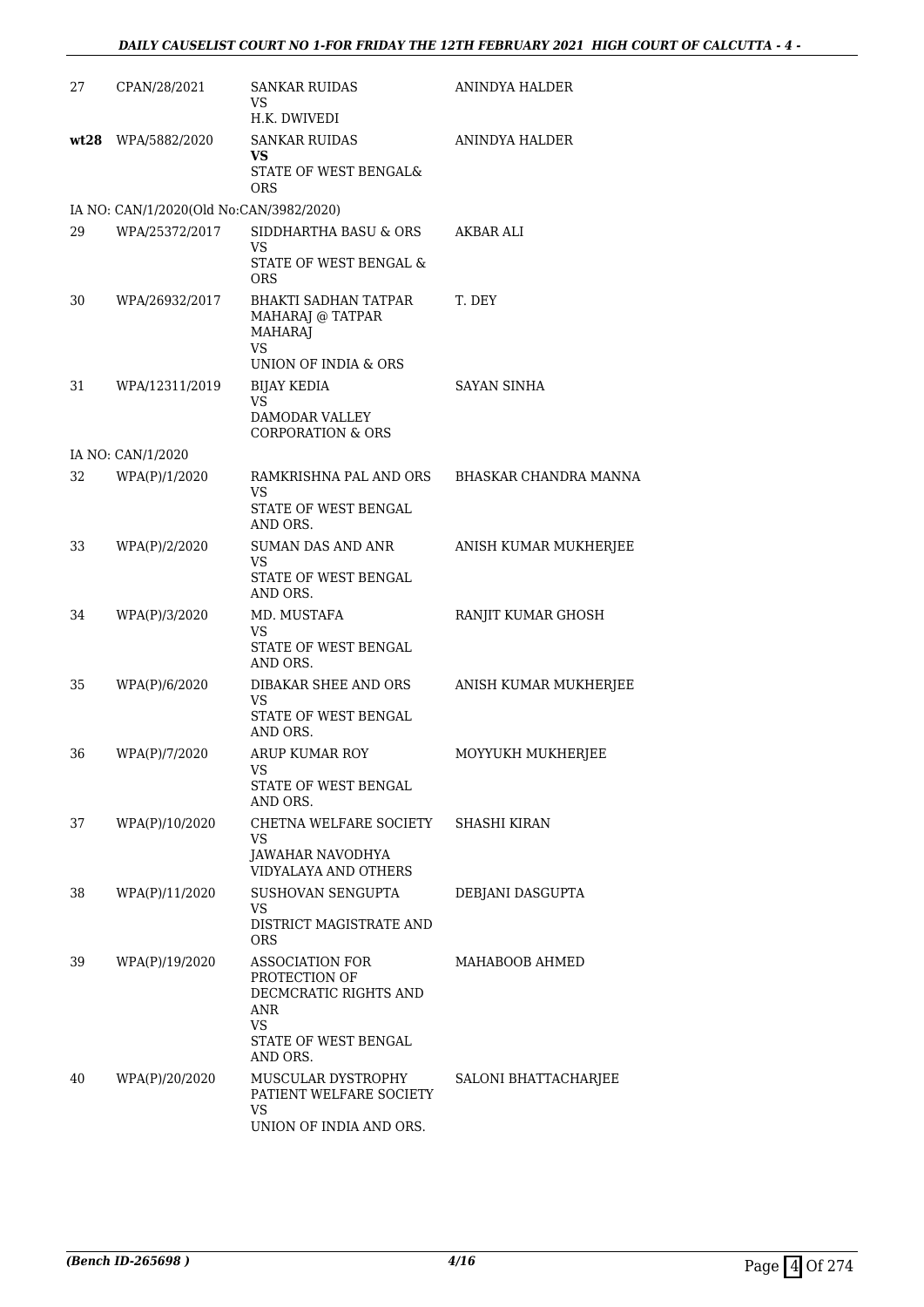| | | | |
|---|---|---|---|
| 27 | CPAN/28/2021 | SANKAR RUIDAS<br>VS<br>H.K. DWIVEDI | ANINDYA HALDER |
| **wt28** | WPA/5882/2020 | SANKAR RUIDAS<br>**VS**<br>STATE OF WEST BENGAL& ORS | ANINDYA HALDER |
| IA NO: CAN/1/2020(Old No:CAN/3982/2020) | | | |
| 29 | WPA/25372/2017 | SIDDHARTHA BASU & ORS<br>VS<br>STATE OF WEST BENGAL & ORS | AKBAR ALI |
| 30 | WPA/26932/2017 | BHAKTI SADHAN TATPAR MAHARAJ @ TATPAR MAHARAJ<br>VS<br>UNION OF INDIA & ORS | T. DEY |
| 31 | WPA/12311/2019 | BIJAY KEDIA<br>VS<br>DAMODAR VALLEY CORPORATION & ORS | SAYAN SINHA |
| IA NO: CAN/1/2020 | | | |
| 32 | WPA(P)/1/2020 | RAMKRISHNA PAL AND ORS<br>VS<br>STATE OF WEST BENGAL AND ORS. | BHASKAR CHANDRA MANNA |
| 33 | WPA(P)/2/2020 | SUMAN DAS AND ANR<br>VS<br>STATE OF WEST BENGAL AND ORS. | ANISH KUMAR MUKHERJEE |
| 34 | WPA(P)/3/2020 | MD. MUSTAFA<br>VS<br>STATE OF WEST BENGAL AND ORS. | RANJIT KUMAR GHOSH |
| 35 | WPA(P)/6/2020 | DIBAKAR SHEE AND ORS<br>VS<br>STATE OF WEST BENGAL AND ORS. | ANISH KUMAR MUKHERJEE |
| 36 | WPA(P)/7/2020 | ARUP KUMAR ROY<br>VS<br>STATE OF WEST BENGAL AND ORS. | MOYYUKH MUKHERJEE |
| 37 | WPA(P)/10/2020 | CHETNA WELFARE SOCIETY<br>VS<br>JAWAHAR NAVODHYA VIDYALAYA AND OTHERS | SHASHI KIRAN |
| 38 | WPA(P)/11/2020 | SUSHOVAN SENGUPTA<br>VS<br>DISTRICT MAGISTRATE AND ORS | DEBJANI DASGUPTA |
| 39 | WPA(P)/19/2020 | ASSOCIATION FOR PROTECTION OF DECMCRATIC RIGHTS AND ANR<br>VS<br>STATE OF WEST BENGAL AND ORS. | MAHABOOB AHMED |
| 40 | WPA(P)/20/2020 | MUSCULAR DYSTROPHY PATIENT WELFARE SOCIETY<br>VS<br>UNION OF INDIA AND ORS. | SALONI BHATTACHARJEE |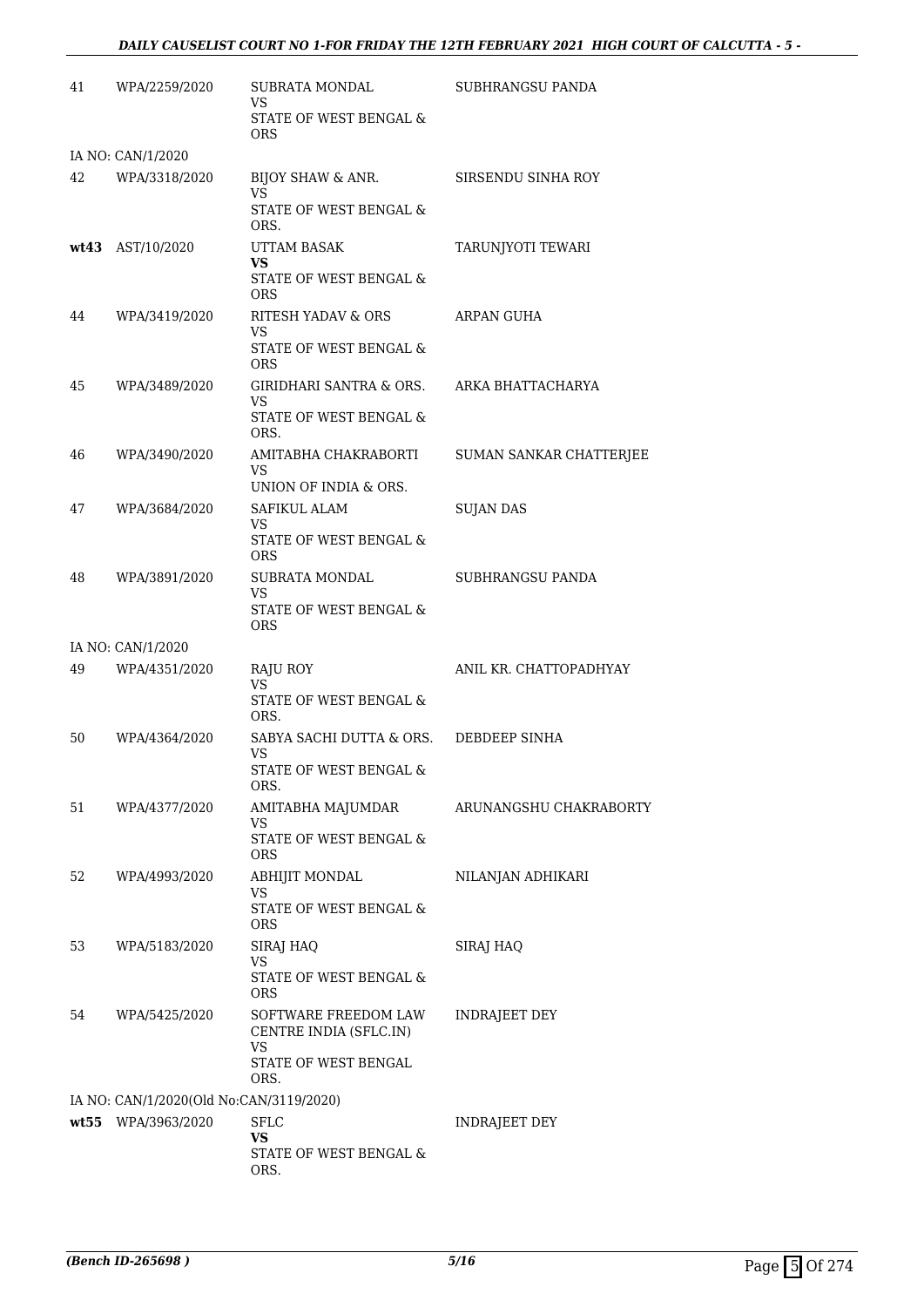| | | | |
|---|---|---|---|
| 41 | WPA/2259/2020 | SUBRATA MONDAL<br>VS<br>STATE OF WEST BENGAL & ORS | SUBHRANGSU PANDA |
| IA NO: CAN/1/2020 | | | |
| 42 | WPA/3318/2020 | BIJOY SHAW & ANR.<br>VS<br>STATE OF WEST BENGAL & ORS. | SIRSENDU SINHA ROY |
| **wt43** | AST/10/2020 | UTTAM BASAK<br>**VS**<br>STATE OF WEST BENGAL & ORS | TARUNJYOTI TEWARI |
| 44 | WPA/3419/2020 | RITESH YADAV & ORS<br>VS<br>STATE OF WEST BENGAL & ORS | ARPAN GUHA |
| 45 | WPA/3489/2020 | GIRIDHARI SANTRA & ORS.<br>VS<br>STATE OF WEST BENGAL & ORS. | ARKA BHATTACHARYA |
| 46 | WPA/3490/2020 | AMITABHA CHAKRABORTI<br>VS<br>UNION OF INDIA & ORS. | SUMAN SANKAR CHATTERJEE |
| 47 | WPA/3684/2020 | SAFIKUL ALAM<br>VS<br>STATE OF WEST BENGAL & ORS | SUJAN DAS |
| 48 | WPA/3891/2020 | SUBRATA MONDAL<br>VS<br>STATE OF WEST BENGAL & ORS | SUBHRANGSU PANDA |
| IA NO: CAN/1/2020 | | | |
| 49 | WPA/4351/2020 | RAJU ROY<br>VS<br>STATE OF WEST BENGAL & ORS. | ANIL KR. CHATTOPADHYAY |
| 50 | WPA/4364/2020 | SABYA SACHI DUTTA & ORS.<br>VS<br>STATE OF WEST BENGAL & ORS. | DEBDEEP SINHA |
| 51 | WPA/4377/2020 | AMITABHA MAJUMDAR<br>VS<br>STATE OF WEST BENGAL & ORS | ARUNANGSHU CHAKRABORTY |
| 52 | WPA/4993/2020 | ABHIJIT MONDAL<br>VS<br>STATE OF WEST BENGAL & ORS | NILANJAN ADHIKARI |
| 53 | WPA/5183/2020 | SIRAJ HAQ<br>VS<br>STATE OF WEST BENGAL & ORS | SIRAJ HAQ |
| 54 | WPA/5425/2020 | SOFTWARE FREEDOM LAW CENTRE INDIA (SFLC.IN)<br>VS<br>STATE OF WEST BENGAL ORS. | INDRAJEET DEY |
| IA NO: CAN/1/2020(Old No:CAN/3119/2020) | | | |
| **wt55** | WPA/3963/2020 | SFLC<br>**VS**<br>STATE OF WEST BENGAL & ORS. | INDRAJEET DEY |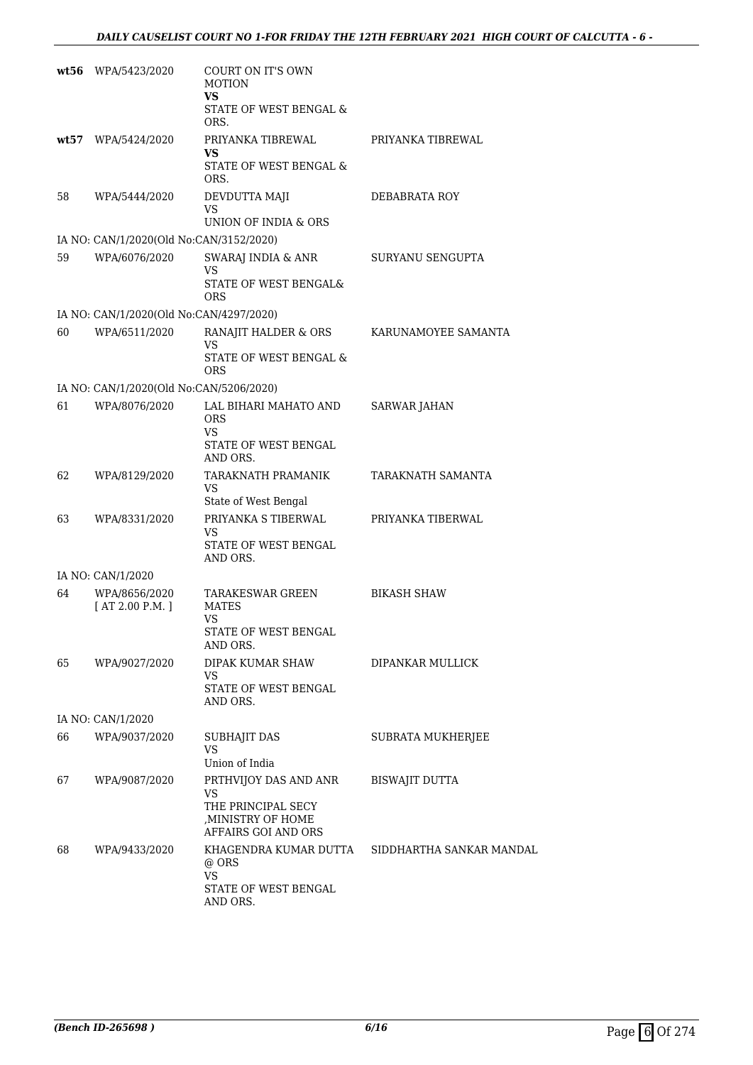| | | | |
|---|---|---|---|
| **wt56** | WPA/5423/2020 | COURT ON IT'S OWN MOTION<br>**VS**<br>STATE OF WEST BENGAL & ORS. | |
| **wt57** | WPA/5424/2020 | PRIYANKA TIBREWAL<br>**VS**<br>STATE OF WEST BENGAL & ORS. | PRIYANKA TIBREWAL |
| 58 | WPA/5444/2020 | DEVDUTTA MAJI<br>VS<br>UNION OF INDIA & ORS | DEBABRATA ROY |
| IA NO: CAN/1/2020(Old No:CAN/3152/2020) | | | |
| 59 | WPA/6076/2020 | SWARAJ INDIA & ANR<br>VS<br>STATE OF WEST BENGAL& ORS | SURYANU SENGUPTA |
| IA NO: CAN/1/2020(Old No:CAN/4297/2020) | | | |
| 60 | WPA/6511/2020 | RANAJIT HALDER & ORS<br>VS<br>STATE OF WEST BENGAL & ORS | KARUNAMOYEE SAMANTA |
| IA NO: CAN/1/2020(Old No:CAN/5206/2020) | | | |
| 61 | WPA/8076/2020 | LAL BIHARI MAHATO AND ORS<br>VS<br>STATE OF WEST BENGAL AND ORS. | SARWAR JAHAN |
| 62 | WPA/8129/2020 | TARAKNATH PRAMANIK<br>VS<br>State of West Bengal | TARAKNATH SAMANTA |
| 63 | WPA/8331/2020 | PRIYANKA S TIBERWAL<br>VS<br>STATE OF WEST BENGAL AND ORS. | PRIYANKA TIBERWAL |
| IA NO: CAN/1/2020 | | | |
| 64 | WPA/8656/2020<br>[ AT 2.00 P.M. ] | TARAKESWAR GREEN MATES<br>VS<br>STATE OF WEST BENGAL AND ORS. | BIKASH SHAW |
| 65 | WPA/9027/2020 | DIPAK KUMAR SHAW<br>VS<br>STATE OF WEST BENGAL AND ORS. | DIPANKAR MULLICK |
| IA NO: CAN/1/2020 | | | |
| 66 | WPA/9037/2020 | SUBHAJIT DAS<br>VS<br>Union of India | SUBRATA MUKHERJEE |
| 67 | WPA/9087/2020 | PRTHVIJOY DAS AND ANR<br>VS<br>THE PRINCIPAL SECY ,MINISTRY OF HOME AFFAIRS GOI AND ORS | BISWAJIT DUTTA |
| 68 | WPA/9433/2020 | KHAGENDRA KUMAR DUTTA @ ORS<br>VS<br>STATE OF WEST BENGAL AND ORS. | SIDDHARTHA SANKAR MANDAL |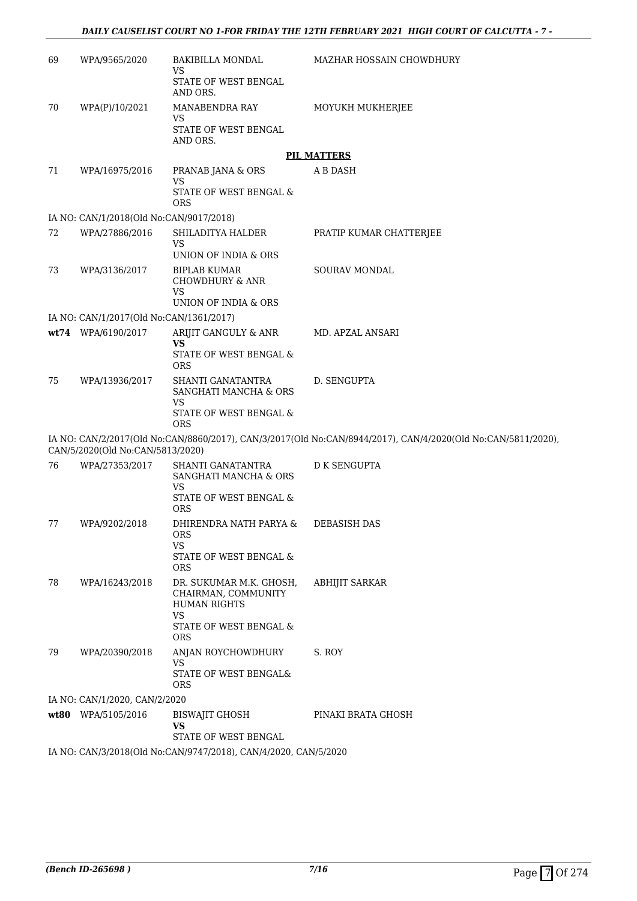| | | | |
|---|---|---|---|
| 69 | WPA/9565/2020 | BAKIBILLA MONDAL<br>VS<br>STATE OF WEST BENGAL AND ORS. | MAZHAR HOSSAIN CHOWDHURY |
| 70 | WPA(P)/10/2021 | MANABENDRA RAY<br>VS<br>STATE OF WEST BENGAL AND ORS. | MOYUKH MUKHERJEE |

**PIL MATTERS**

| | | | |
|---|---|---|---|
| 71 | WPA/16975/2016 | PRANAB JANA & ORS<br>VS<br>STATE OF WEST BENGAL & ORS | A B DASH |

IA NO: CAN/1/2018(Old No:CAN/9017/2018)

| | | | |
|---|---|---|---|
| 72 | WPA/27886/2016 | SHILADITYA HALDER<br>VS<br>UNION OF INDIA & ORS | PRATIP KUMAR CHATTERJEE |
| 73 | WPA/3136/2017 | BIPLAB KUMAR CHOWDHURY & ANR<br>VS<br>UNION OF INDIA & ORS | SOURAV MONDAL |

IA NO: CAN/1/2017(Old No:CAN/1361/2017)

| | | | |
|---|---|---|---|
| **wt74** | WPA/6190/2017 | ARIJIT GANGULY & ANR<br>**VS**<br>STATE OF WEST BENGAL & ORS | MD. APZAL ANSARI |
| 75 | WPA/13936/2017 | SHANTI GANATANTRA SANGHATI MANCHA & ORS<br>VS<br>STATE OF WEST BENGAL & ORS | D. SENGUPTA |

IA NO: CAN/2/2017(Old No:CAN/8860/2017), CAN/3/2017(Old No:CAN/8944/2017), CAN/4/2020(Old No:CAN/5811/2020), CAN/5/2020(Old No:CAN/5813/2020)

| | | | |
|---|---|---|---|
| 76 | WPA/27353/2017 | SHANTI GANATANTRA SANGHATI MANCHA & ORS<br>VS<br>STATE OF WEST BENGAL & ORS | D K SENGUPTA |
| 77 | WPA/9202/2018 | DHIRENDRA NATH PARYA & ORS<br>VS<br>STATE OF WEST BENGAL & ORS | DEBASISH DAS |
| 78 | WPA/16243/2018 | DR. SUKUMAR M.K. GHOSH, CHAIRMAN, COMMUNITY HUMAN RIGHTS<br>VS<br>STATE OF WEST BENGAL & ORS | ABHIJIT SARKAR |
| 79 | WPA/20390/2018 | ANJAN ROYCHOWDHURY<br>VS<br>STATE OF WEST BENGAL& ORS | S. ROY |

IA NO: CAN/1/2020, CAN/2/2020

| | | | |
|---|---|---|---|
| **wt80** | WPA/5105/2016 | BISWAJIT GHOSH<br>**VS**<br>STATE OF WEST BENGAL | PINAKI BRATA GHOSH |

IA NO: CAN/3/2018(Old No:CAN/9747/2018), CAN/4/2020, CAN/5/2020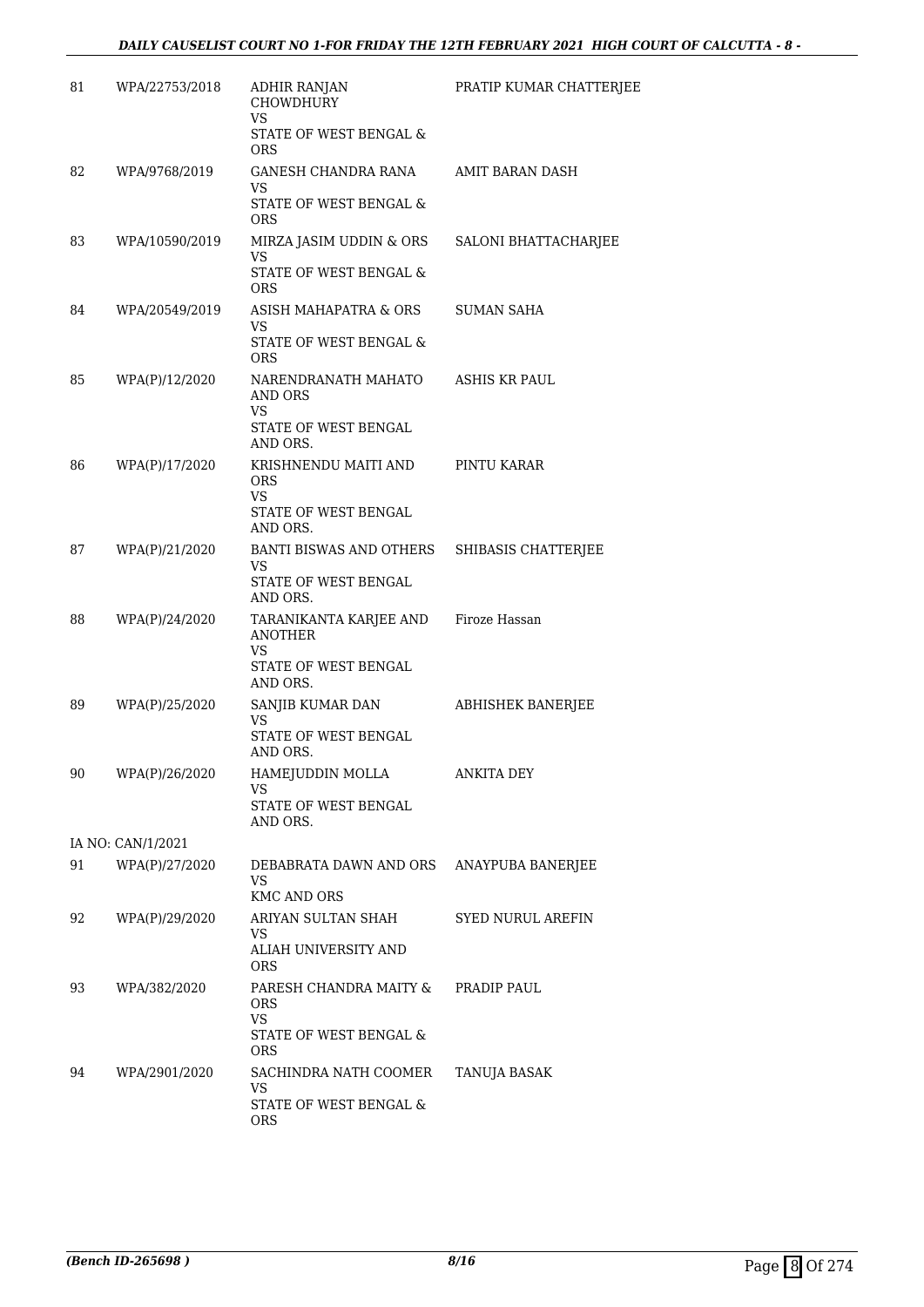| | | | |
|---|---|---|---|
| 81 | WPA/22753/2018 | ADHIR RANJAN CHOWDHURY VS STATE OF WEST BENGAL & ORS | PRATIP KUMAR CHATTERJEE |
| 82 | WPA/9768/2019 | GANESH CHANDRA RANA VS STATE OF WEST BENGAL & ORS | AMIT BARAN DASH |
| 83 | WPA/10590/2019 | MIRZA JASIM UDDIN & ORS VS STATE OF WEST BENGAL & ORS | SALONI BHATTACHARJEE |
| 84 | WPA/20549/2019 | ASISH MAHAPATRA & ORS VS STATE OF WEST BENGAL & ORS | SUMAN SAHA |
| 85 | WPA(P)/12/2020 | NARENDRANATH MAHATO AND ORS VS STATE OF WEST BENGAL AND ORS. | ASHIS KR PAUL |
| 86 | WPA(P)/17/2020 | KRISHNENDU MAITI AND ORS VS STATE OF WEST BENGAL AND ORS. | PINTU KARAR |
| 87 | WPA(P)/21/2020 | BANTI BISWAS AND OTHERS VS STATE OF WEST BENGAL AND ORS. | SHIBASIS CHATTERJEE |
| 88 | WPA(P)/24/2020 | TARANIKANTA KARJEE AND ANOTHER VS STATE OF WEST BENGAL AND ORS. | Firoze Hassan |
| 89 | WPA(P)/25/2020 | SANJIB KUMAR DAN VS STATE OF WEST BENGAL AND ORS. | ABHISHEK BANERJEE |
| 90 | WPA(P)/26/2020 | HAMEJUDDIN MOLLA VS STATE OF WEST BENGAL AND ORS. | ANKITA DEY |
| IA NO: CAN/1/2021 | | | |
| 91 | WPA(P)/27/2020 | DEBABRATA DAWN AND ORS VS KMC AND ORS | ANAYPUBA BANERJEE |
| 92 | WPA(P)/29/2020 | ARIYAN SULTAN SHAH VS ALIAH UNIVERSITY AND ORS | SYED NURUL AREFIN |
| 93 | WPA/382/2020 | PARESH CHANDRA MAITY & ORS VS STATE OF WEST BENGAL & ORS | PRADIP PAUL |
| 94 | WPA/2901/2020 | SACHINDRA NATH COOMER VS STATE OF WEST BENGAL & ORS | TANUJA BASAK |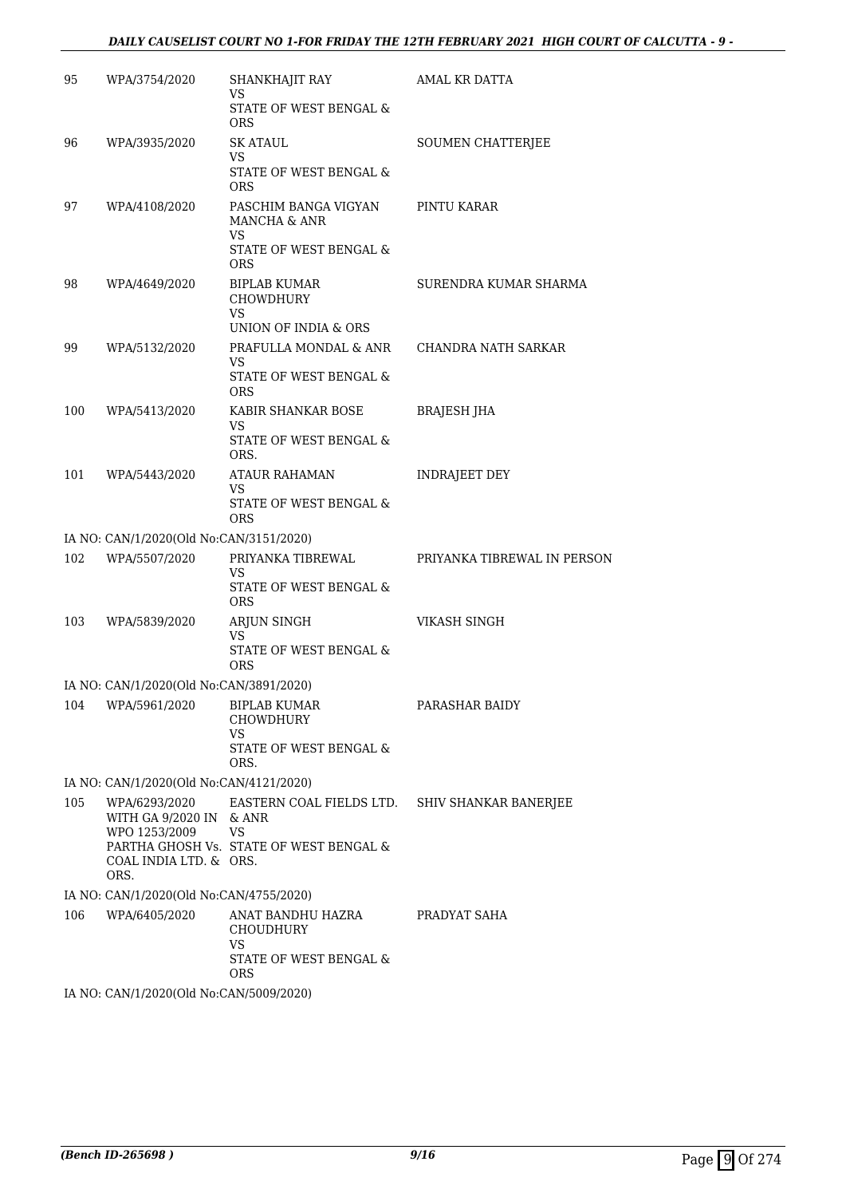| | | | |
|---|---|---|---|
| 95 | WPA/3754/2020 | SHANKHAJIT RAY<br>VS<br>STATE OF WEST BENGAL & ORS | AMAL KR DATTA |
| 96 | WPA/3935/2020 | SK ATAUL<br>VS<br>STATE OF WEST BENGAL & ORS | SOUMEN CHATTERJEE |
| 97 | WPA/4108/2020 | PASCHIM BANGA VIGYAN MANCHA & ANR<br>VS<br>STATE OF WEST BENGAL & ORS | PINTU KARAR |
| 98 | WPA/4649/2020 | BIPLAB KUMAR CHOWDHURY<br>VS<br>UNION OF INDIA & ORS | SURENDRA KUMAR SHARMA |
| 99 | WPA/5132/2020 | PRAFULLA MONDAL & ANR<br>VS<br>STATE OF WEST BENGAL & ORS | CHANDRA NATH SARKAR |
| 100 | WPA/5413/2020 | KABIR SHANKAR BOSE<br>VS<br>STATE OF WEST BENGAL & ORS. | BRAJESH JHA |
| 101 | WPA/5443/2020 | ATAUR RAHAMAN<br>VS<br>STATE OF WEST BENGAL & ORS | INDRAJEET DEY |
| | IA NO: CAN/1/2020(Old No:CAN/3151/2020) | | |
| 102 | WPA/5507/2020 | PRIYANKA TIBREWAL<br>VS<br>STATE OF WEST BENGAL & ORS | PRIYANKA TIBREWAL IN PERSON |
| 103 | WPA/5839/2020 | ARJUN SINGH<br>VS<br>STATE OF WEST BENGAL & ORS | VIKASH SINGH |
| | IA NO: CAN/1/2020(Old No:CAN/3891/2020) | | |
| 104 | WPA/5961/2020 | BIPLAB KUMAR CHOWDHURY<br>VS<br>STATE OF WEST BENGAL & ORS. | PARASHAR BAIDY |
| | IA NO: CAN/1/2020(Old No:CAN/4121/2020) | | |
| 105 | WPA/6293/2020 WITH GA 9/2020 IN WPO 1253/2009 PARTHA GHOSH Vs. COAL INDIA LTD. & ORS. | EASTERN COAL FIELDS LTD. & ANR<br>VS<br>STATE OF WEST BENGAL & ORS. | SHIV SHANKAR BANERJEE |
| | IA NO: CAN/1/2020(Old No:CAN/4755/2020) | | |
| 106 | WPA/6405/2020 | ANAT BANDHU HAZRA CHOUDHURY<br>VS<br>STATE OF WEST BENGAL & ORS | PRADYAT SAHA |
| | IA NO: CAN/1/2020(Old No:CAN/5009/2020) | | |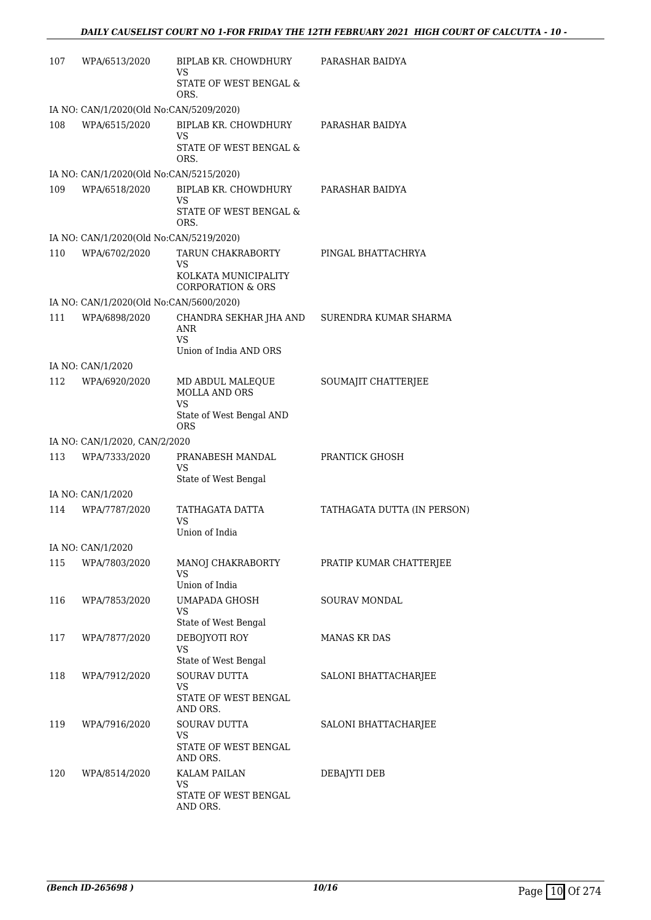| | | | |
|---|---|---|---|
| 107 | WPA/6513/2020 | BIPLAB KR. CHOWDHURY<br>VS<br>STATE OF WEST BENGAL & ORS. | PARASHAR BAIDYA |
| IA NO: CAN/1/2020(Old No:CAN/5209/2020) | | | |
| 108 | WPA/6515/2020 | BIPLAB KR. CHOWDHURY<br>VS<br>STATE OF WEST BENGAL & ORS. | PARASHAR BAIDYA |
| IA NO: CAN/1/2020(Old No:CAN/5215/2020) | | | |
| 109 | WPA/6518/2020 | BIPLAB KR. CHOWDHURY<br>VS<br>STATE OF WEST BENGAL & ORS. | PARASHAR BAIDYA |
| IA NO: CAN/1/2020(Old No:CAN/5219/2020) | | | |
| 110 | WPA/6702/2020 | TARUN CHAKRABORTY<br>VS<br>KOLKATA MUNICIPALITY CORPORATION & ORS | PINGAL BHATTACHRYA |
| IA NO: CAN/1/2020(Old No:CAN/5600/2020) | | | |
| 111 | WPA/6898/2020 | CHANDRA SEKHAR JHA AND ANR<br>VS<br>Union of India AND ORS | SURENDRA KUMAR SHARMA |
| IA NO: CAN/1/2020 | | | |
| 112 | WPA/6920/2020 | MD ABDUL MALEQUE MOLLA AND ORS<br>VS<br>State of West Bengal AND ORS | SOUMAJIT CHATTERJEE |
| IA NO: CAN/1/2020, CAN/2/2020 | | | |
| 113 | WPA/7333/2020 | PRANABESH MANDAL<br>VS<br>State of West Bengal | PRANTICK GHOSH |
| IA NO: CAN/1/2020 | | | |
| 114 | WPA/7787/2020 | TATHAGATA DATTA<br>VS<br>Union of India | TATHAGATA DUTTA (IN PERSON) |
| IA NO: CAN/1/2020 | | | |
| 115 | WPA/7803/2020 | MANOJ CHAKRABORTY<br>VS<br>Union of India | PRATIP KUMAR CHATTERJEE |
| 116 | WPA/7853/2020 | UMAPADA GHOSH<br>VS<br>State of West Bengal | SOURAV MONDAL |
| 117 | WPA/7877/2020 | DEBOJYOTI ROY<br>VS<br>State of West Bengal | MANAS KR DAS |
| 118 | WPA/7912/2020 | SOURAV DUTTA<br>VS<br>STATE OF WEST BENGAL AND ORS. | SALONI BHATTACHARJEE |
| 119 | WPA/7916/2020 | SOURAV DUTTA<br>VS<br>STATE OF WEST BENGAL AND ORS. | SALONI BHATTACHARJEE |
| 120 | WPA/8514/2020 | KALAM PAILAN<br>VS<br>STATE OF WEST BENGAL AND ORS. | DEBAJYTI DEB |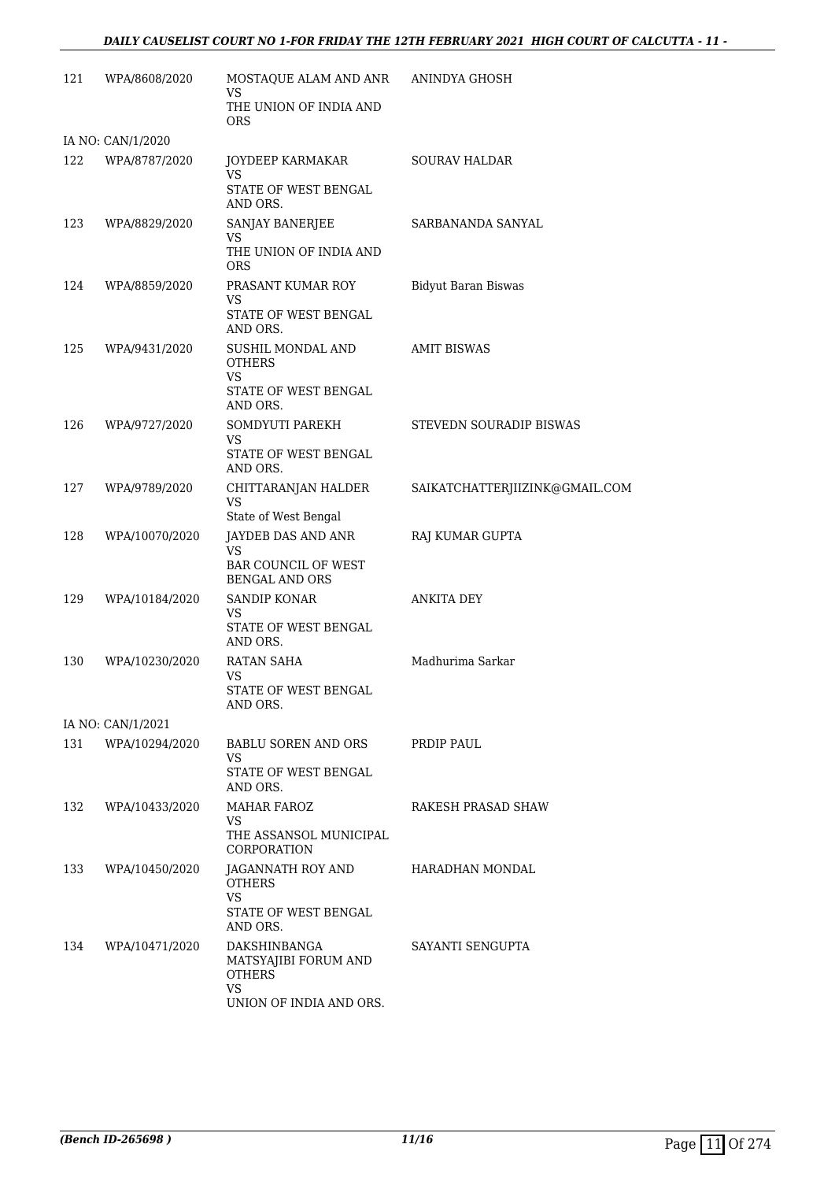| | | | |
|---|---|---|---|
| 121 | WPA/8608/2020 | MOSTAQUE ALAM AND ANR<br>VS<br>THE UNION OF INDIA AND ORS | ANINDYA GHOSH |
| IA NO: CAN/1/2020 | | | |
| 122 | WPA/8787/2020 | JOYDEEP KARMAKAR<br>VS<br>STATE OF WEST BENGAL AND ORS. | SOURAV HALDAR |
| 123 | WPA/8829/2020 | SANJAY BANERJEE<br>VS<br>THE UNION OF INDIA AND ORS | SARBANANDA SANYAL |
| 124 | WPA/8859/2020 | PRASANT KUMAR ROY<br>VS<br>STATE OF WEST BENGAL AND ORS. | Bidyut Baran Biswas |
| 125 | WPA/9431/2020 | SUSHIL MONDAL AND OTHERS<br>VS<br>STATE OF WEST BENGAL AND ORS. | AMIT BISWAS |
| 126 | WPA/9727/2020 | SOMDYUTI PAREKH<br>VS<br>STATE OF WEST BENGAL AND ORS. | STEVEDN SOURADIP BISWAS |
| 127 | WPA/9789/2020 | CHITTARANJAN HALDER<br>VS<br>State of West Bengal | SAIKATCHATTERJIIZINK@GMAIL.COM |
| 128 | WPA/10070/2020 | JAYDEB DAS AND ANR<br>VS<br>BAR COUNCIL OF WEST BENGAL AND ORS | RAJ KUMAR GUPTA |
| 129 | WPA/10184/2020 | SANDIP KONAR<br>VS<br>STATE OF WEST BENGAL AND ORS. | ANKITA DEY |
| 130 | WPA/10230/2020 | RATAN SAHA<br>VS<br>STATE OF WEST BENGAL AND ORS. | Madhurima Sarkar |
| IA NO: CAN/1/2021 | | | |
| 131 | WPA/10294/2020 | BABLU SOREN AND ORS<br>VS<br>STATE OF WEST BENGAL AND ORS. | PRDIP PAUL |
| 132 | WPA/10433/2020 | MAHAR FAROZ<br>VS<br>THE ASSANSOL MUNICIPAL CORPORATION | RAKESH PRASAD SHAW |
| 133 | WPA/10450/2020 | JAGANNATH ROY AND OTHERS<br>VS<br>STATE OF WEST BENGAL AND ORS. | HARADHAN MONDAL |
| 134 | WPA/10471/2020 | DAKSHINBANGA MATSYAJIBI FORUM AND OTHERS<br>VS<br>UNION OF INDIA AND ORS. | SAYANTI SENGUPTA |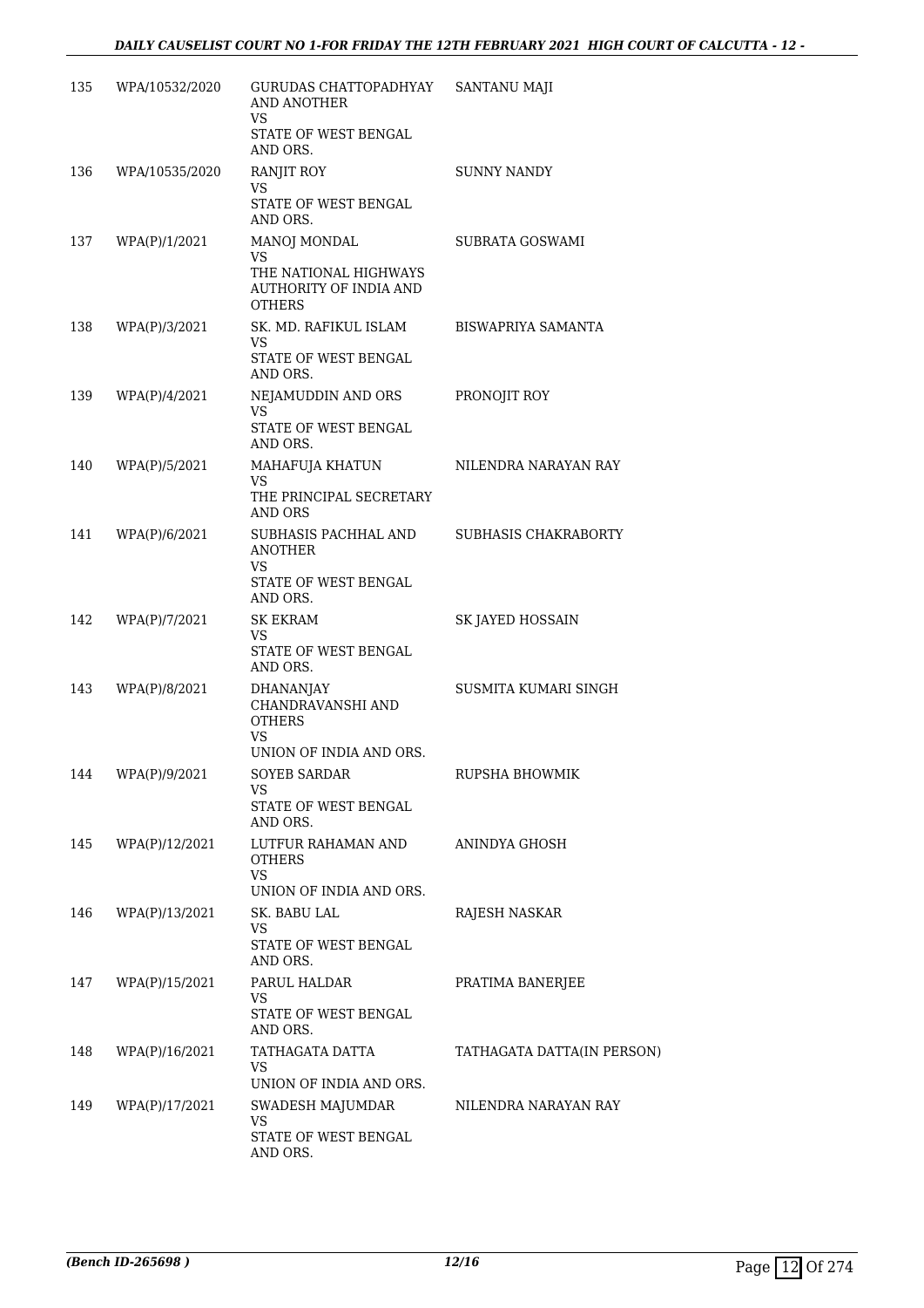| 135 | WPA/10532/2020 | GURUDAS CHATTOPADHYAY AND ANOTHER<br>VS<br>STATE OF WEST BENGAL AND ORS. | SANTANU MAJI |
|---|---|---|---|
| 136 | WPA/10535/2020 | RANJIT ROY<br>VS<br>STATE OF WEST BENGAL AND ORS. | SUNNY NANDY |
| 137 | WPA(P)/1/2021 | MANOJ MONDAL<br>VS<br>THE NATIONAL HIGHWAYS AUTHORITY OF INDIA AND OTHERS | SUBRATA GOSWAMI |
| 138 | WPA(P)/3/2021 | SK. MD. RAFIKUL ISLAM<br>VS<br>STATE OF WEST BENGAL AND ORS. | BISWAPRIYA SAMANTA |
| 139 | WPA(P)/4/2021 | NEJAMUDDIN AND ORS<br>VS<br>STATE OF WEST BENGAL AND ORS. | PRONOJIT ROY |
| 140 | WPA(P)/5/2021 | MAHAFUJA KHATUN<br>VS<br>THE PRINCIPAL SECRETARY AND ORS | NILENDRA NARAYAN RAY |
| 141 | WPA(P)/6/2021 | SUBHASIS PACHHAL AND ANOTHER<br>VS<br>STATE OF WEST BENGAL AND ORS. | SUBHASIS CHAKRABORTY |
| 142 | WPA(P)/7/2021 | SK EKRAM<br>VS<br>STATE OF WEST BENGAL AND ORS. | SK JAYED HOSSAIN |
| 143 | WPA(P)/8/2021 | DHANANJAY CHANDRAVANSHI AND OTHERS<br>VS<br>UNION OF INDIA AND ORS. | SUSMITA KUMARI SINGH |
| 144 | WPA(P)/9/2021 | SOYEB SARDAR<br>VS<br>STATE OF WEST BENGAL AND ORS. | RUPSHA BHOWMIK |
| 145 | WPA(P)/12/2021 | LUTFUR RAHAMAN AND OTHERS<br>VS<br>UNION OF INDIA AND ORS. | ANINDYA GHOSH |
| 146 | WPA(P)/13/2021 | SK. BABU LAL<br>VS<br>STATE OF WEST BENGAL AND ORS. | RAJESH NASKAR |
| 147 | WPA(P)/15/2021 | PARUL HALDAR<br>VS<br>STATE OF WEST BENGAL AND ORS. | PRATIMA BANERJEE |
| 148 | WPA(P)/16/2021 | TATHAGATA DATTA<br>VS<br>UNION OF INDIA AND ORS. | TATHAGATA DATTA(IN PERSON) |
| 149 | WPA(P)/17/2021 | SWADESH MAJUMDAR<br>VS<br>STATE OF WEST BENGAL AND ORS. | NILENDRA NARAYAN RAY |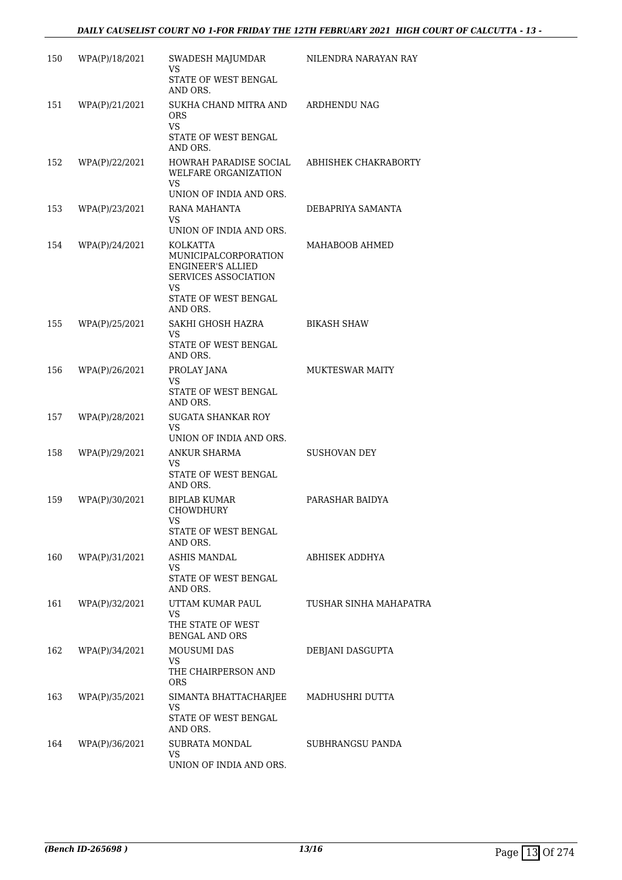| | | | |
|---|---|---|---|
| 150 | WPA(P)/18/2021 | SWADESH MAJUMDAR VS STATE OF WEST BENGAL AND ORS. | NILENDRA NARAYAN RAY |
| 151 | WPA(P)/21/2021 | SUKHA CHAND MITRA AND ORS VS STATE OF WEST BENGAL AND ORS. | ARDHENDU NAG |
| 152 | WPA(P)/22/2021 | HOWRAH PARADISE SOCIAL WELFARE ORGANIZATION VS UNION OF INDIA AND ORS. | ABHISHEK CHAKRABORTY |
| 153 | WPA(P)/23/2021 | RANA MAHANTA VS UNION OF INDIA AND ORS. | DEBAPRIYA SAMANTA |
| 154 | WPA(P)/24/2021 | KOLKATTA MUNICIPALCORPORATION ENGINEER'S ALLIED SERVICES ASSOCIATION VS STATE OF WEST BENGAL AND ORS. | MAHABOOB AHMED |
| 155 | WPA(P)/25/2021 | SAKHI GHOSH HAZRA VS STATE OF WEST BENGAL AND ORS. | BIKASH SHAW |
| 156 | WPA(P)/26/2021 | PROLAY JANA VS STATE OF WEST BENGAL AND ORS. | MUKTESWAR MAITY |
| 157 | WPA(P)/28/2021 | SUGATA SHANKAR ROY VS UNION OF INDIA AND ORS. | |
| 158 | WPA(P)/29/2021 | ANKUR SHARMA VS STATE OF WEST BENGAL AND ORS. | SUSHOVAN DEY |
| 159 | WPA(P)/30/2021 | BIPLAB KUMAR CHOWDHURY VS STATE OF WEST BENGAL AND ORS. | PARASHAR BAIDYA |
| 160 | WPA(P)/31/2021 | ASHIS MANDAL VS STATE OF WEST BENGAL AND ORS. | ABHISEK ADDHYA |
| 161 | WPA(P)/32/2021 | UTTAM KUMAR PAUL VS THE STATE OF WEST BENGAL AND ORS | TUSHAR SINHA MAHAPATRA |
| 162 | WPA(P)/34/2021 | MOUSUMI DAS VS THE CHAIRPERSON AND ORS | DEBJANI DASGUPTA |
| 163 | WPA(P)/35/2021 | SIMANTA BHATTACHARJEE VS STATE OF WEST BENGAL AND ORS. | MADHUSHRI DUTTA |
| 164 | WPA(P)/36/2021 | SUBRATA MONDAL VS UNION OF INDIA AND ORS. | SUBHRANGSU PANDA |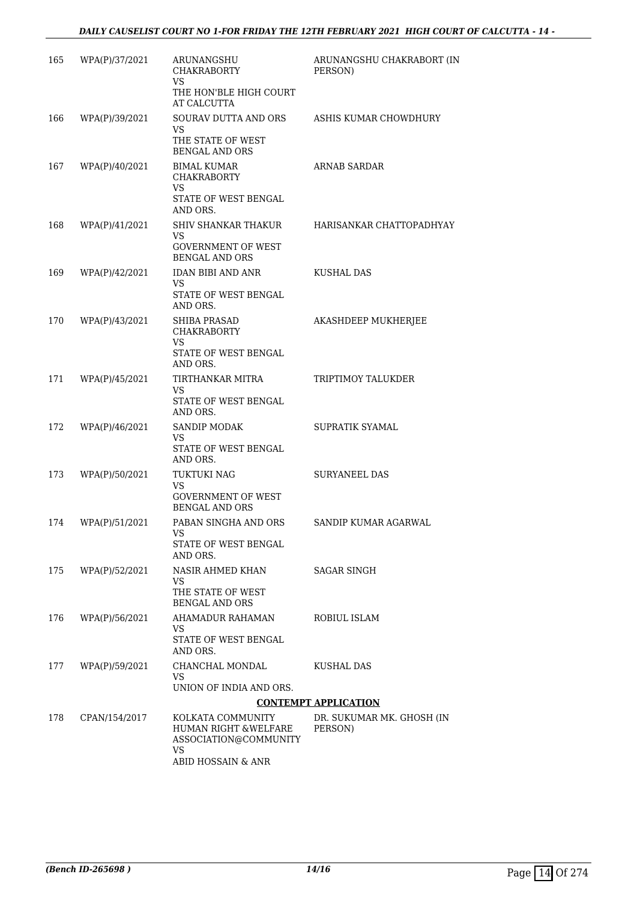| | | | |
|---|---|---|---|
| 165 | WPA(P)/37/2021 | ARUNANGSHU CHAKRABORTY<br>VS<br>THE HON'BLE HIGH COURT AT CALCUTTA | ARUNANGSHU CHAKRABORT (IN PERSON) |
| 166 | WPA(P)/39/2021 | SOURAV DUTTA AND ORS<br>VS<br>THE STATE OF WEST BENGAL AND ORS | ASHIS KUMAR CHOWDHURY |
| 167 | WPA(P)/40/2021 | BIMAL KUMAR CHAKRABORTY<br>VS<br>STATE OF WEST BENGAL AND ORS. | ARNAB SARDAR |
| 168 | WPA(P)/41/2021 | SHIV SHANKAR THAKUR<br>VS<br>GOVERNMENT OF WEST BENGAL AND ORS | HARISANKAR CHATTOPADHYAY |
| 169 | WPA(P)/42/2021 | IDAN BIBI AND ANR<br>VS<br>STATE OF WEST BENGAL AND ORS. | KUSHAL DAS |
| 170 | WPA(P)/43/2021 | SHIBA PRASAD CHAKRABORTY<br>VS<br>STATE OF WEST BENGAL AND ORS. | AKASHDEEP MUKHERJEE |
| 171 | WPA(P)/45/2021 | TIRTHANKAR MITRA<br>VS<br>STATE OF WEST BENGAL AND ORS. | TRIPTIMOY TALUKDER |
| 172 | WPA(P)/46/2021 | SANDIP MODAK<br>VS<br>STATE OF WEST BENGAL AND ORS. | SUPRATIK SYAMAL |
| 173 | WPA(P)/50/2021 | TUKTUKI NAG<br>VS<br>GOVERNMENT OF WEST BENGAL AND ORS | SURYANEEL DAS |
| 174 | WPA(P)/51/2021 | PABAN SINGHA AND ORS<br>VS<br>STATE OF WEST BENGAL AND ORS. | SANDIP KUMAR AGARWAL |
| 175 | WPA(P)/52/2021 | NASIR AHMED KHAN<br>VS<br>THE STATE OF WEST BENGAL AND ORS | SAGAR SINGH |
| 176 | WPA(P)/56/2021 | AHAMADUR RAHAMAN<br>VS<br>STATE OF WEST BENGAL AND ORS. | ROBIUL ISLAM |
| 177 | WPA(P)/59/2021 | CHANCHAL MONDAL<br>VS<br>UNION OF INDIA AND ORS. | KUSHAL DAS |

**CONTEMPT APPLICATION**

| | | | |
|---|---|---|---|
| 178 | CPAN/154/2017 | KOLKATA COMMUNITY HUMAN RIGHT &WELFARE ASSOCIATION@COMMUNITY<br>VS<br>ABID HOSSAIN & ANR | DR. SUKUMAR MK. GHOSH (IN PERSON) |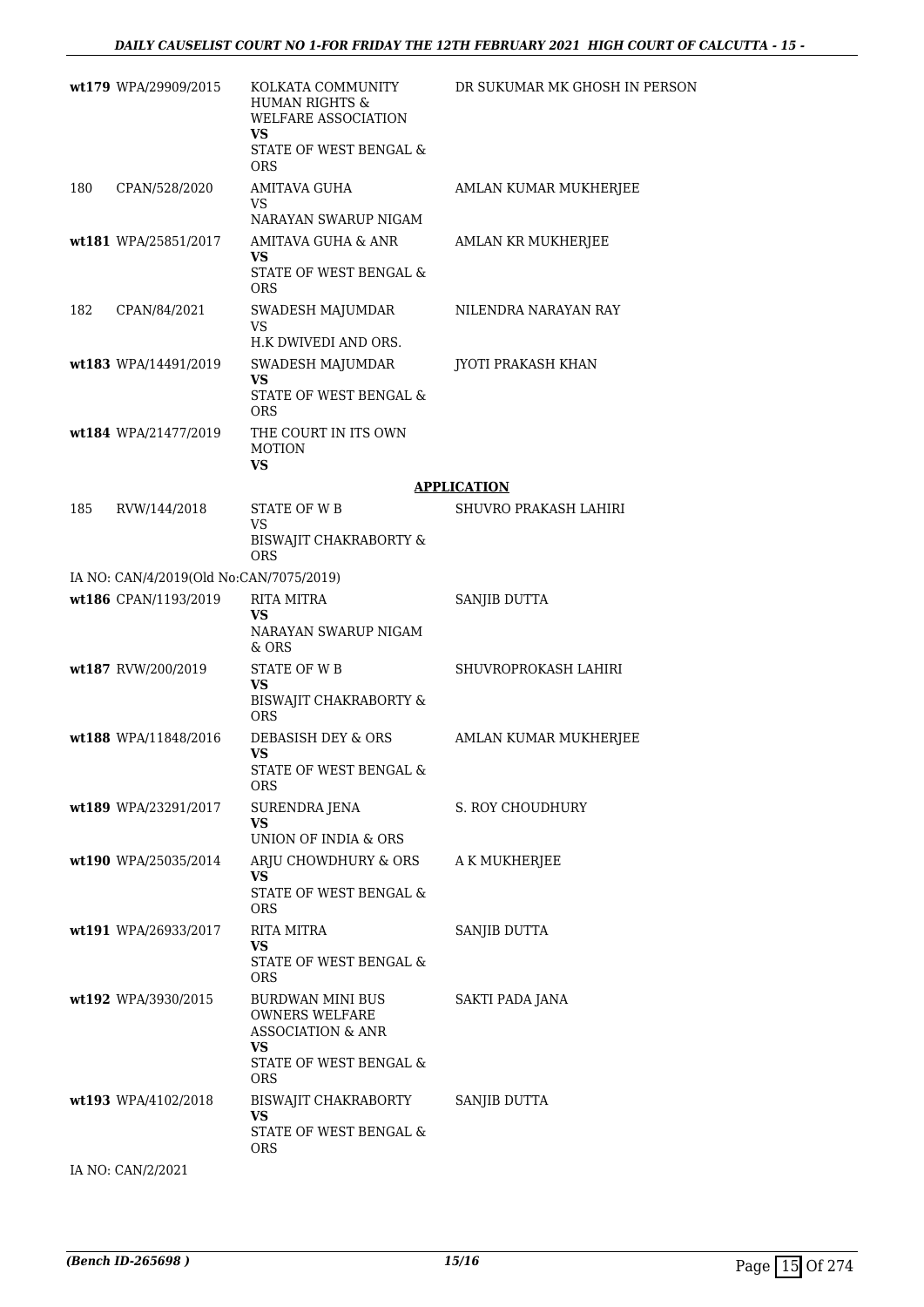| | | | |
|---|---|---|---|
| **wt179** | WPA/29909/2015 | KOLKATA COMMUNITY HUMAN RIGHTS & WELFARE ASSOCIATION<br>**VS**<br>STATE OF WEST BENGAL & ORS | DR SUKUMAR MK GHOSH IN PERSON |
| 180 | CPAN/528/2020 | AMITAVA GUHA<br>VS<br>NARAYAN SWARUP NIGAM | AMLAN KUMAR MUKHERJEE |
| **wt181** | WPA/25851/2017 | AMITAVA GUHA & ANR<br>**VS**<br>STATE OF WEST BENGAL & ORS | AMLAN KR MUKHERJEE |
| 182 | CPAN/84/2021 | SWADESH MAJUMDAR<br>VS<br>H.K DWIVEDI AND ORS. | NILENDRA NARAYAN RAY |
| **wt183** | WPA/14491/2019 | SWADESH MAJUMDAR<br>**VS**<br>STATE OF WEST BENGAL & ORS | JYOTI PRAKASH KHAN |
| **wt184** | WPA/21477/2019 | THE COURT IN ITS OWN MOTION<br>**VS** | |

**APPLICATION**

| | | | |
|---|---|---|---|
| 185 | RVW/144/2018 | STATE OF W B<br>VS<br>BISWAJIT CHAKRABORTY & ORS | SHUVRO PRAKASH LAHIRI |
| IA NO: CAN/4/2019(Old No:CAN/7075/2019) | | | |
| **wt186** | CPAN/1193/2019 | RITA MITRA<br>**VS**<br>NARAYAN SWARUP NIGAM & ORS | SANJIB DUTTA |
| **wt187** | RVW/200/2019 | STATE OF W B<br>**VS**<br>BISWAJIT CHAKRABORTY & ORS | SHUVROPROKASH LAHIRI |
| **wt188** | WPA/11848/2016 | DEBASISH DEY & ORS<br>**VS**<br>STATE OF WEST BENGAL & ORS | AMLAN KUMAR MUKHERJEE |
| **wt189** | WPA/23291/2017 | SURENDRA JENA<br>**VS**<br>UNION OF INDIA & ORS | S. ROY CHOUDHURY |
| **wt190** | WPA/25035/2014 | ARJU CHOWDHURY & ORS<br>**VS**<br>STATE OF WEST BENGAL & ORS | A K MUKHERJEE |
| **wt191** | WPA/26933/2017 | RITA MITRA<br>**VS**<br>STATE OF WEST BENGAL & ORS | SANJIB DUTTA |
| **wt192** | WPA/3930/2015 | BURDWAN MINI BUS OWNERS WELFARE ASSOCIATION & ANR<br>**VS**<br>STATE OF WEST BENGAL & ORS | SAKTI PADA JANA |
| **wt193** | WPA/4102/2018 | BISWAJIT CHAKRABORTY<br>**VS**<br>STATE OF WEST BENGAL & ORS | SANJIB DUTTA |
| IA NO: CAN/2/2021 | | | |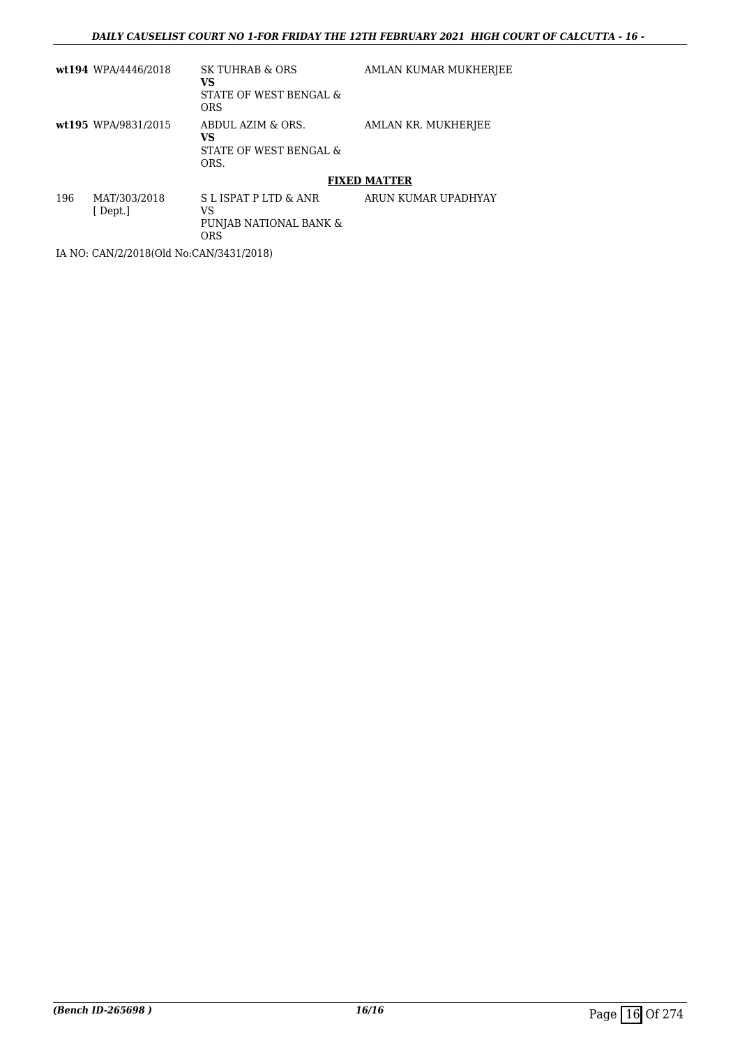| | | | |
|---|---|---|---|
| **wt194** | WPA/4446/2018 | SK TUHRAB & ORS<br>**VS**<br>STATE OF WEST BENGAL & ORS | AMLAN KUMAR MUKHERJEE |
| **wt195** | WPA/9831/2015 | ABDUL AZIM & ORS.<br>**VS**<br>STATE OF WEST BENGAL & ORS. | AMLAN KR. MUKHERJEE |

**FIXED MATTER**

| | | | |
|---|---|---|---|
| 196 | MAT/303/2018<br>[ Dept.] | S L ISPAT P LTD & ANR<br>VS<br>PUNJAB NATIONAL BANK & ORS | ARUN KUMAR UPADHYAY |

IA NO: CAN/2/2018(Old No:CAN/3431/2018)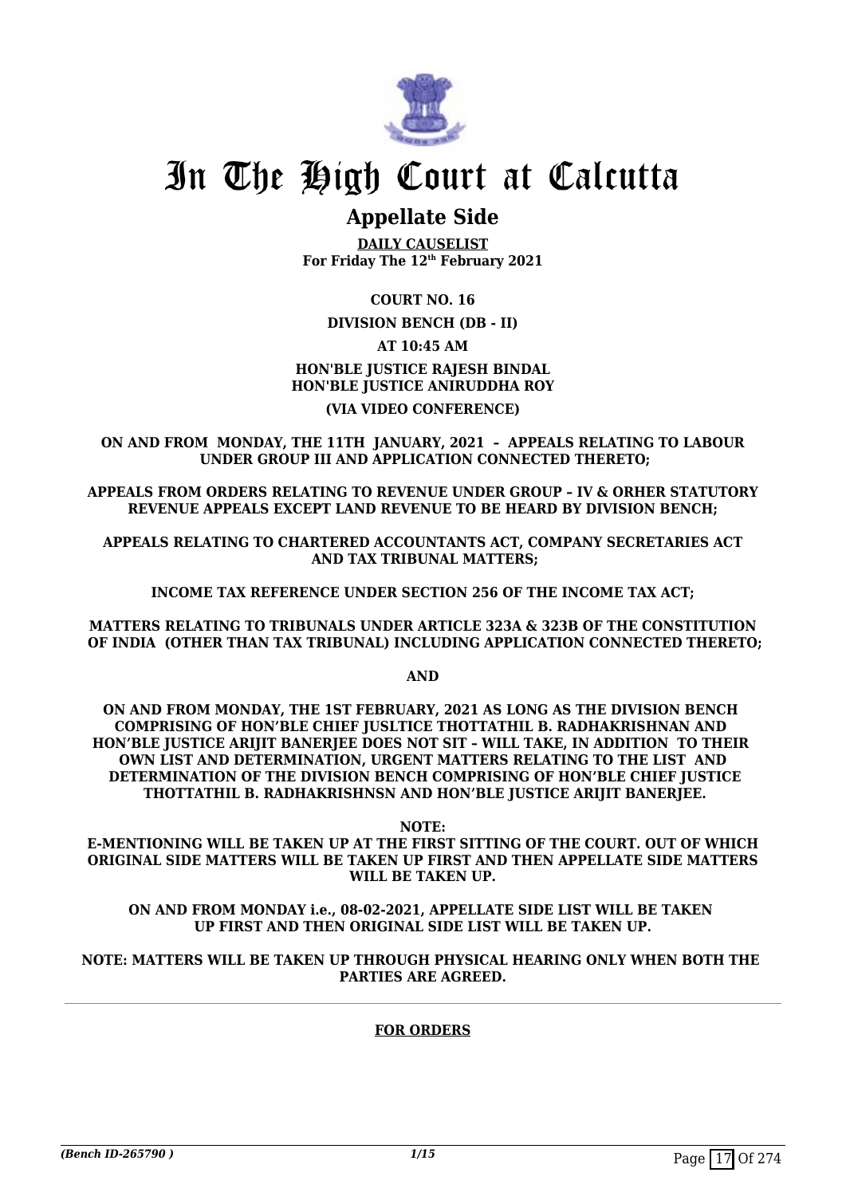# In The High Court at Calcutta

## Appellate Side

**DAILY CAUSELIST**
**For Friday The 12th February 2021**

**COURT NO. 16**

**DIVISION BENCH (DB - II)**

**AT 10:45 AM**

**HON'BLE JUSTICE RAJESH BINDAL**
**HON'BLE JUSTICE ANIRUDDHA ROY**

**(VIA VIDEO CONFERENCE)**

**ON AND FROM MONDAY, THE 11TH JANUARY, 2021 – APPEALS RELATING TO LABOUR UNDER GROUP III AND APPLICATION CONNECTED THERETO;**

**APPEALS FROM ORDERS RELATING TO REVENUE UNDER GROUP – IV & ORHER STATUTORY REVENUE APPEALS EXCEPT LAND REVENUE TO BE HEARD BY DIVISION BENCH;**

**APPEALS RELATING TO CHARTERED ACCOUNTANTS ACT, COMPANY SECRETARIES ACT AND TAX TRIBUNAL MATTERS;**

**INCOME TAX REFERENCE UNDER SECTION 256 OF THE INCOME TAX ACT;**

**MATTERS RELATING TO TRIBUNALS UNDER ARTICLE 323A & 323B OF THE CONSTITUTION OF INDIA (OTHER THAN TAX TRIBUNAL) INCLUDING APPLICATION CONNECTED THERETO;**

**AND**

**ON AND FROM MONDAY, THE 1ST FEBRUARY, 2021 AS LONG AS THE DIVISION BENCH COMPRISING OF HON'BLE CHIEF JUSLTICE THOTTATHIL B. RADHAKRISHNAN AND HON'BLE JUSTICE ARIJIT BANERJEE DOES NOT SIT – WILL TAKE, IN ADDITION TO THEIR OWN LIST AND DETERMINATION, URGENT MATTERS RELATING TO THE LIST AND DETERMINATION OF THE DIVISION BENCH COMPRISING OF HON'BLE CHIEF JUSTICE THOTTATHIL B. RADHAKRISHNSN AND HON'BLE JUSTICE ARIJIT BANERJEE.**

**NOTE:**
**E-MENTIONING WILL BE TAKEN UP AT THE FIRST SITTING OF THE COURT. OUT OF WHICH ORIGINAL SIDE MATTERS WILL BE TAKEN UP FIRST AND THEN APPELLATE SIDE MATTERS WILL BE TAKEN UP.**

**ON AND FROM MONDAY i.e., 08-02-2021, APPELLATE SIDE LIST WILL BE TAKEN UP FIRST AND THEN ORIGINAL SIDE LIST WILL BE TAKEN UP.**

**NOTE: MATTERS WILL BE TAKEN UP THROUGH PHYSICAL HEARING ONLY WHEN BOTH THE PARTIES ARE AGREED.**

**FOR ORDERS**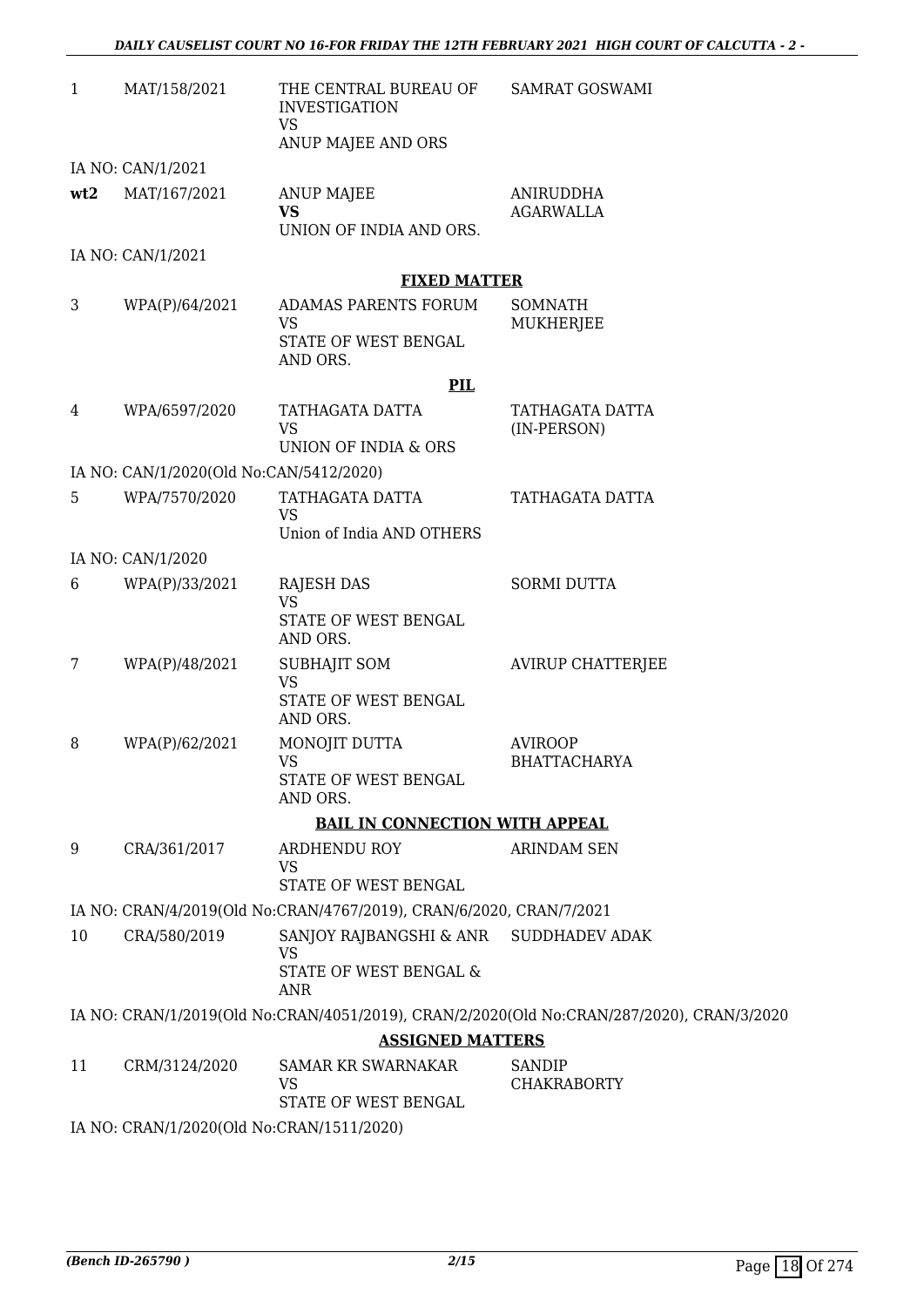| | | | |
|---|---|---|---|
| 1 | MAT/158/2021 | THE CENTRAL BUREAU OF INVESTIGATION<br>VS<br>ANUP MAJEE AND ORS | SAMRAT GOSWAMI |
| | IA NO: CAN/1/2021 | | |
| **wt2** | MAT/167/2021 | ANUP MAJEE<br>**VS**<br>UNION OF INDIA AND ORS. | ANIRUDDHA AGARWALLA |
| | IA NO: CAN/1/2021 | | |

**FIXED MATTER**

| | | | |
|---|---|---|---|
| 3 | WPA(P)/64/2021 | ADAMAS PARENTS FORUM<br>VS<br>STATE OF WEST BENGAL AND ORS. | SOMNATH MUKHERJEE |

**PIL**

| | | | |
|---|---|---|---|
| 4 | WPA/6597/2020 | TATHAGATA DATTA<br>VS<br>UNION OF INDIA & ORS | TATHAGATA DATTA (IN-PERSON) |
| | IA NO: CAN/1/2020(Old No:CAN/5412/2020) | | |
| 5 | WPA/7570/2020 | TATHAGATA DATTA<br>VS<br>Union of India AND OTHERS | TATHAGATA DATTA |
| | IA NO: CAN/1/2020 | | |
| 6 | WPA(P)/33/2021 | RAJESH DAS<br>VS<br>STATE OF WEST BENGAL AND ORS. | SORMI DUTTA |
| 7 | WPA(P)/48/2021 | SUBHAJIT SOM<br>VS<br>STATE OF WEST BENGAL AND ORS. | AVIRUP CHATTERJEE |
| 8 | WPA(P)/62/2021 | MONOJIT DUTTA<br>VS<br>STATE OF WEST BENGAL AND ORS. | AVIROOP BHATTACHARYA |

**BAIL IN CONNECTION WITH APPEAL**

| | | | |
|---|---|---|---|
| 9 | CRA/361/2017 | ARDHENDU ROY<br>VS<br>STATE OF WEST BENGAL | ARINDAM SEN |

IA NO: CRAN/4/2019(Old No:CRAN/4767/2019), CRAN/6/2020, CRAN/7/2021

| | | | |
|---|---|---|---|
| 10 | CRA/580/2019 | SANJOY RAJBANGSHI & ANR<br>VS<br>STATE OF WEST BENGAL & ANR | SUDDHADEV ADAK |

IA NO: CRAN/1/2019(Old No:CRAN/4051/2019), CRAN/2/2020(Old No:CRAN/287/2020), CRAN/3/2020

**ASSIGNED MATTERS**

| | | | |
|---|---|---|---|
| 11 | CRM/3124/2020 | SAMAR KR SWARNAKAR<br>VS<br>STATE OF WEST BENGAL | SANDIP CHAKRABORTY |

IA NO: CRAN/1/2020(Old No:CRAN/1511/2020)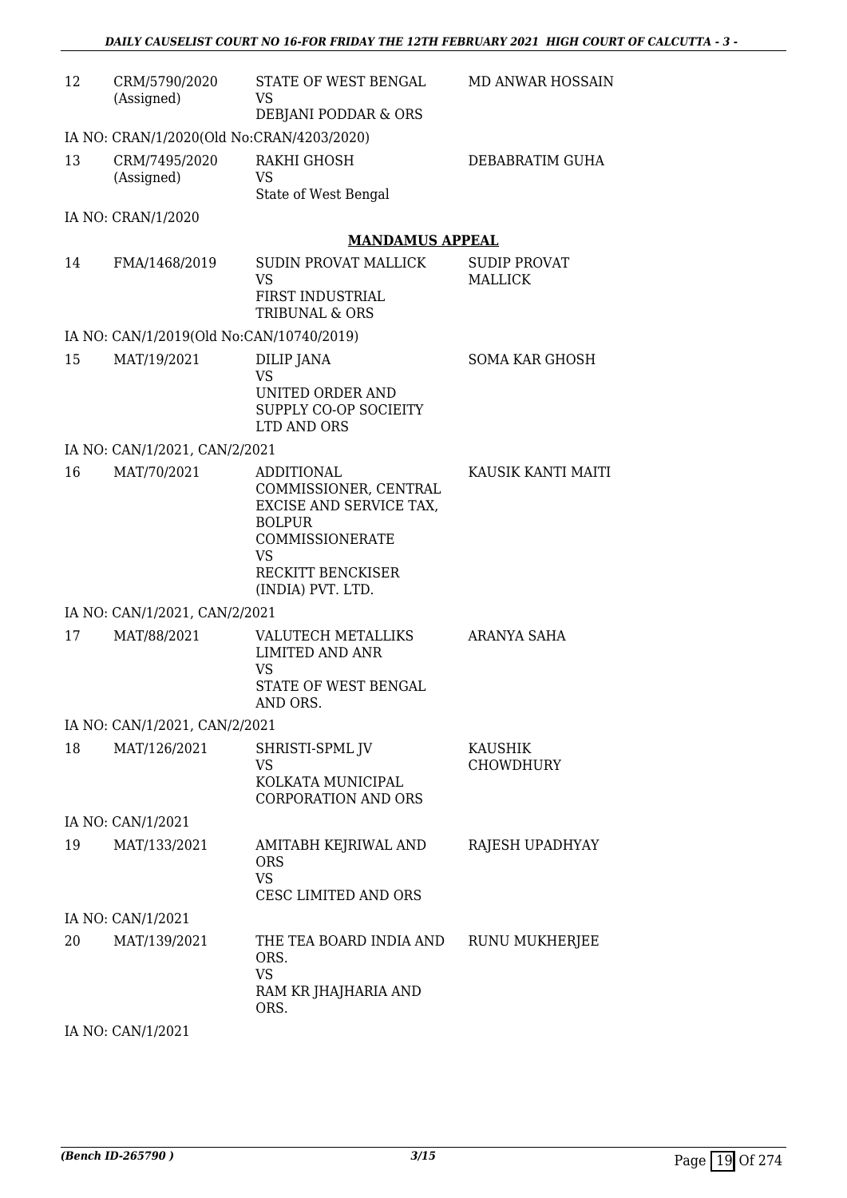| | | | |
|---|---|---|---|
| 12 | CRM/5790/2020 (Assigned) | STATE OF WEST BENGAL VS DEBJANI PODDAR & ORS | MD ANWAR HOSSAIN |
| | IA NO: CRAN/1/2020(Old No:CRAN/4203/2020) | | |
| 13 | CRM/7495/2020 (Assigned) | RAKHI GHOSH VS State of West Bengal | DEBABRATIM GUHA |
| | IA NO: CRAN/1/2020 | | |

**MANDAMUS APPEAL**

| | | | |
|---|---|---|---|
| 14 | FMA/1468/2019 | SUDIN PROVAT MALLICK VS FIRST INDUSTRIAL TRIBUNAL & ORS | SUDIP PROVAT MALLICK |
| | IA NO: CAN/1/2019(Old No:CAN/10740/2019) | | |
| 15 | MAT/19/2021 | DILIP JANA VS UNITED ORDER AND SUPPLY CO-OP SOCIEITY LTD AND ORS | SOMA KAR GHOSH |
| | IA NO: CAN/1/2021, CAN/2/2021 | | |
| 16 | MAT/70/2021 | ADDITIONAL COMMISSIONER, CENTRAL EXCISE AND SERVICE TAX, BOLPUR COMMISSIONERATE VS RECKITT BENCKISER (INDIA) PVT. LTD. | KAUSIK KANTI MAITI |
| | IA NO: CAN/1/2021, CAN/2/2021 | | |
| 17 | MAT/88/2021 | VALUTECH METALLIKS LIMITED AND ANR VS STATE OF WEST BENGAL AND ORS. | ARANYA SAHA |
| | IA NO: CAN/1/2021, CAN/2/2021 | | |
| 18 | MAT/126/2021 | SHRISTI-SPML JV VS KOLKATA MUNICIPAL CORPORATION AND ORS | KAUSHIK CHOWDHURY |
| | IA NO: CAN/1/2021 | | |
| 19 | MAT/133/2021 | AMITABH KEJRIWAL AND ORS VS CESC LIMITED AND ORS | RAJESH UPADHYAY |
| | IA NO: CAN/1/2021 | | |
| 20 | MAT/139/2021 | THE TEA BOARD INDIA AND ORS. VS RAM KR JHAJHARIA AND ORS. | RUNU MUKHERJEE |
| | IA NO: CAN/1/2021 | | |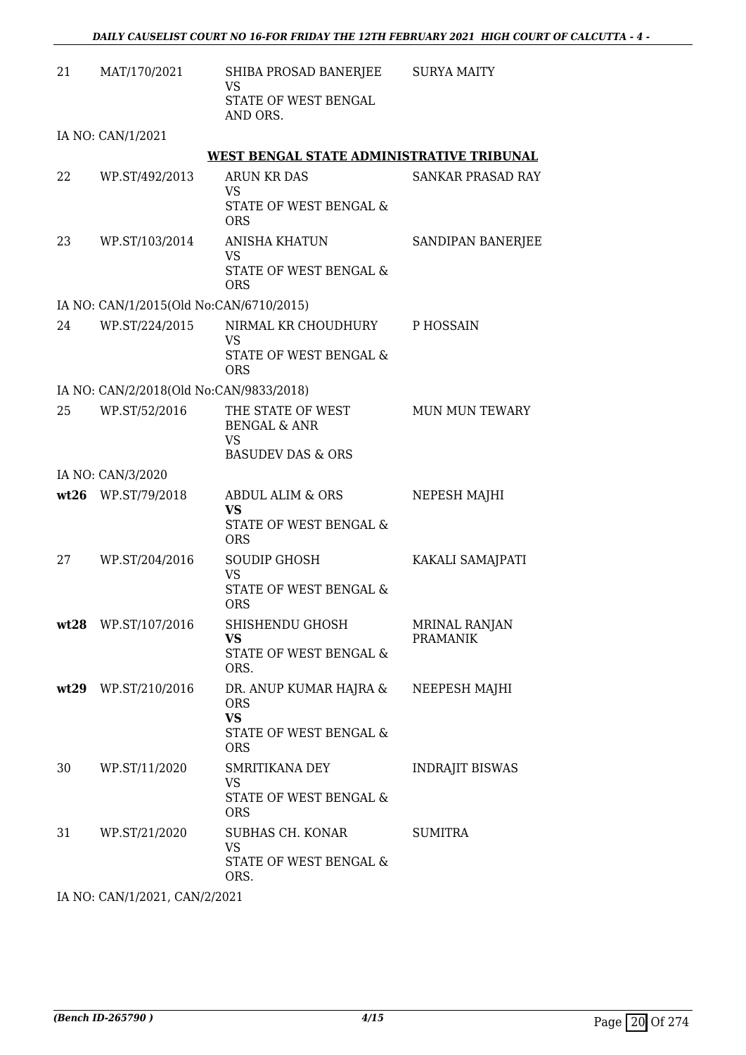| | | | |
|---|---|---|---|
| 21 | MAT/170/2021 | SHIBA PROSAD BANERJEE<br>VS<br>STATE OF WEST BENGAL AND ORS. | SURYA MAITY |

IA NO: CAN/1/2021

**WEST BENGAL STATE ADMINISTRATIVE TRIBUNAL**

| | | | |
|---|---|---|---|
| 22 | WP.ST/492/2013 | ARUN KR DAS<br>VS<br>STATE OF WEST BENGAL & ORS | SANKAR PRASAD RAY |
| 23 | WP.ST/103/2014 | ANISHA KHATUN<br>VS<br>STATE OF WEST BENGAL & ORS | SANDIPAN BANERJEE |

IA NO: CAN/1/2015(Old No:CAN/6710/2015)

| | | | |
|---|---|---|---|
| 24 | WP.ST/224/2015 | NIRMAL KR CHOUDHURY<br>VS<br>STATE OF WEST BENGAL & ORS | P HOSSAIN |

IA NO: CAN/2/2018(Old No:CAN/9833/2018)

| | | | |
|---|---|---|---|
| 25 | WP.ST/52/2016 | THE STATE OF WEST BENGAL & ANR<br>VS<br>BASUDEV DAS & ORS | MUN MUN TEWARY |

IA NO: CAN/3/2020

| | | | |
|---|---|---|---|
| **wt26** | WP.ST/79/2018 | ABDUL ALIM & ORS<br>**VS**<br>STATE OF WEST BENGAL & ORS | NEPESH MAJHI |
| 27 | WP.ST/204/2016 | SOUDIP GHOSH<br>VS<br>STATE OF WEST BENGAL & ORS | KAKALI SAMAJPATI |
| **wt28** | WP.ST/107/2016 | SHISHENDU GHOSH<br>**VS**<br>STATE OF WEST BENGAL & ORS. | MRINAL RANJAN PRAMANIK |
| **wt29** | WP.ST/210/2016 | DR. ANUP KUMAR HAJRA & ORS<br>**VS**<br>STATE OF WEST BENGAL & ORS | NEEPESH MAJHI |
| 30 | WP.ST/11/2020 | SMRITIKANA DEY<br>VS<br>STATE OF WEST BENGAL & ORS | INDRAJIT BISWAS |
| 31 | WP.ST/21/2020 | SUBHAS CH. KONAR<br>VS<br>STATE OF WEST BENGAL & ORS. | SUMITRA |

IA NO: CAN/1/2021, CAN/2/2021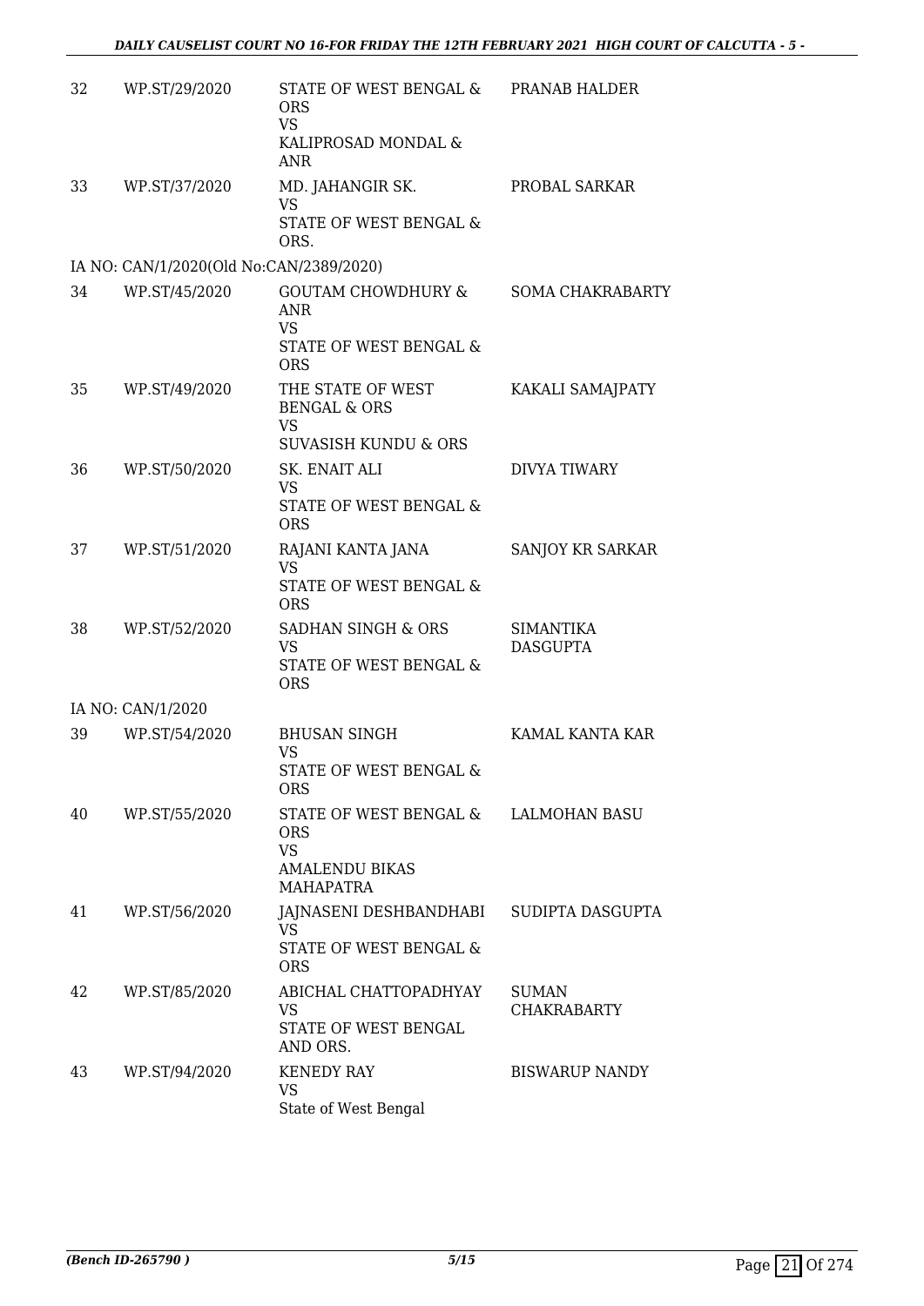| | | | |
|---|---|---|---|
| 32 | WP.ST/29/2020 | STATE OF WEST BENGAL & ORS<br>VS<br>KALIPROSAD MONDAL & ANR | PRANAB HALDER |
| 33 | WP.ST/37/2020 | MD. JAHANGIR SK.<br>VS<br>STATE OF WEST BENGAL & ORS. | PROBAL SARKAR |
| | IA NO: CAN/1/2020(Old No:CAN/2389/2020) | | |
| 34 | WP.ST/45/2020 | GOUTAM CHOWDHURY & ANR<br>VS<br>STATE OF WEST BENGAL & ORS | SOMA CHAKRABARTY |
| 35 | WP.ST/49/2020 | THE STATE OF WEST BENGAL & ORS<br>VS<br>SUVASISH KUNDU & ORS | KAKALI SAMAJPATY |
| 36 | WP.ST/50/2020 | SK. ENAIT ALI<br>VS<br>STATE OF WEST BENGAL & ORS | DIVYA TIWARY |
| 37 | WP.ST/51/2020 | RAJANI KANTA JANA<br>VS<br>STATE OF WEST BENGAL & ORS | SANJOY KR SARKAR |
| 38 | WP.ST/52/2020 | SADHAN SINGH & ORS<br>VS<br>STATE OF WEST BENGAL & ORS | SIMANTIKA DASGUPTA |
| | IA NO: CAN/1/2020 | | |
| 39 | WP.ST/54/2020 | BHUSAN SINGH<br>VS<br>STATE OF WEST BENGAL & ORS | KAMAL KANTA KAR |
| 40 | WP.ST/55/2020 | STATE OF WEST BENGAL & ORS<br>VS<br>AMALENDU BIKAS MAHAPATRA | LALMOHAN BASU |
| 41 | WP.ST/56/2020 | JAJNASENI DESHBANDHABI<br>VS<br>STATE OF WEST BENGAL & ORS | SUDIPTA DASGUPTA |
| 42 | WP.ST/85/2020 | ABICHAL CHATTOPADHYAY<br>VS<br>STATE OF WEST BENGAL AND ORS. | SUMAN CHAKRABARTY |
| 43 | WP.ST/94/2020 | KENEDY RAY<br>VS<br>State of West Bengal | BISWARUP NANDY |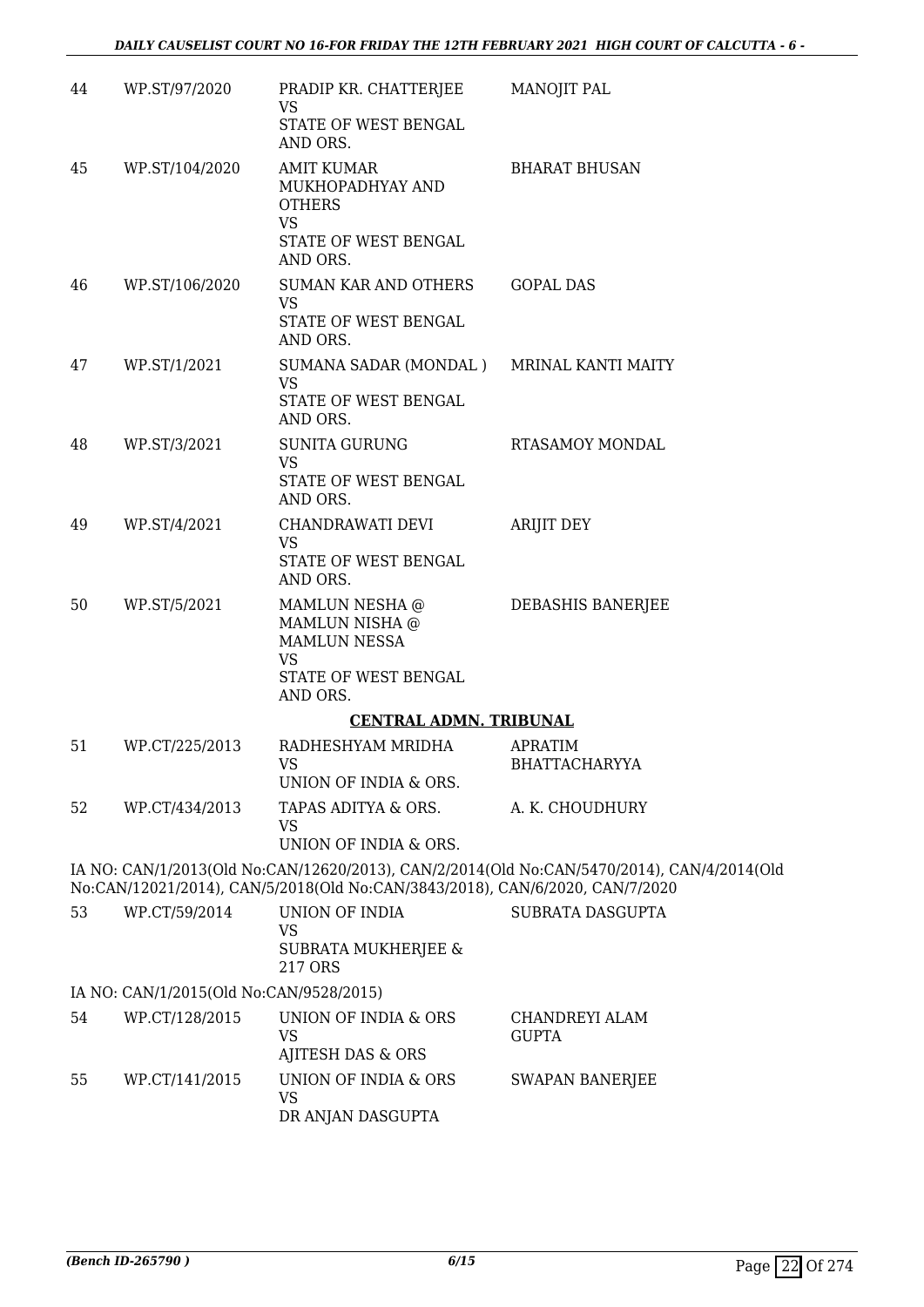| | | | |
|---|---|---|---|
| 44 | WP.ST/97/2020 | PRADIP KR. CHATTERJEE<br>VS<br>STATE OF WEST BENGAL AND ORS. | MANOJIT PAL |
| 45 | WP.ST/104/2020 | AMIT KUMAR MUKHOPADHYAY AND OTHERS<br>VS<br>STATE OF WEST BENGAL AND ORS. | BHARAT BHUSAN |
| 46 | WP.ST/106/2020 | SUMAN KAR AND OTHERS<br>VS<br>STATE OF WEST BENGAL AND ORS. | GOPAL DAS |
| 47 | WP.ST/1/2021 | SUMANA SADAR (MONDAL )<br>VS<br>STATE OF WEST BENGAL AND ORS. | MRINAL KANTI MAITY |
| 48 | WP.ST/3/2021 | SUNITA GURUNG<br>VS<br>STATE OF WEST BENGAL AND ORS. | RTASAMOY MONDAL |
| 49 | WP.ST/4/2021 | CHANDRAWATI DEVI<br>VS<br>STATE OF WEST BENGAL AND ORS. | ARIJIT DEY |
| 50 | WP.ST/5/2021 | MAMLUN NESHA @ MAMLUN NISHA @ MAMLUN NESSA<br>VS<br>STATE OF WEST BENGAL AND ORS. | DEBASHIS BANERJEE |

**CENTRAL ADMN. TRIBUNAL**

| | | | |
|---|---|---|---|
| 51 | WP.CT/225/2013 | RADHESHYAM MRIDHA<br>VS<br>UNION OF INDIA & ORS. | APRATIM BHATTACHARYYA |
| 52 | WP.CT/434/2013 | TAPAS ADITYA & ORS.<br>VS<br>UNION OF INDIA & ORS. | A. K. CHOUDHURY |

IA NO: CAN/1/2013(Old No:CAN/12620/2013), CAN/2/2014(Old No:CAN/5470/2014), CAN/4/2014(Old No:CAN/12021/2014), CAN/5/2018(Old No:CAN/3843/2018), CAN/6/2020, CAN/7/2020

| | | | |
|---|---|---|---|
| 53 | WP.CT/59/2014 | UNION OF INDIA<br>VS<br>SUBRATA MUKHERJEE & 217 ORS | SUBRATA DASGUPTA |

IA NO: CAN/1/2015(Old No:CAN/9528/2015)

| | | | |
|---|---|---|---|
| 54 | WP.CT/128/2015 | UNION OF INDIA & ORS<br>VS<br>AJITESH DAS & ORS | CHANDREYI ALAM GUPTA |
| 55 | WP.CT/141/2015 | UNION OF INDIA & ORS<br>VS<br>DR ANJAN DASGUPTA | SWAPAN BANERJEE |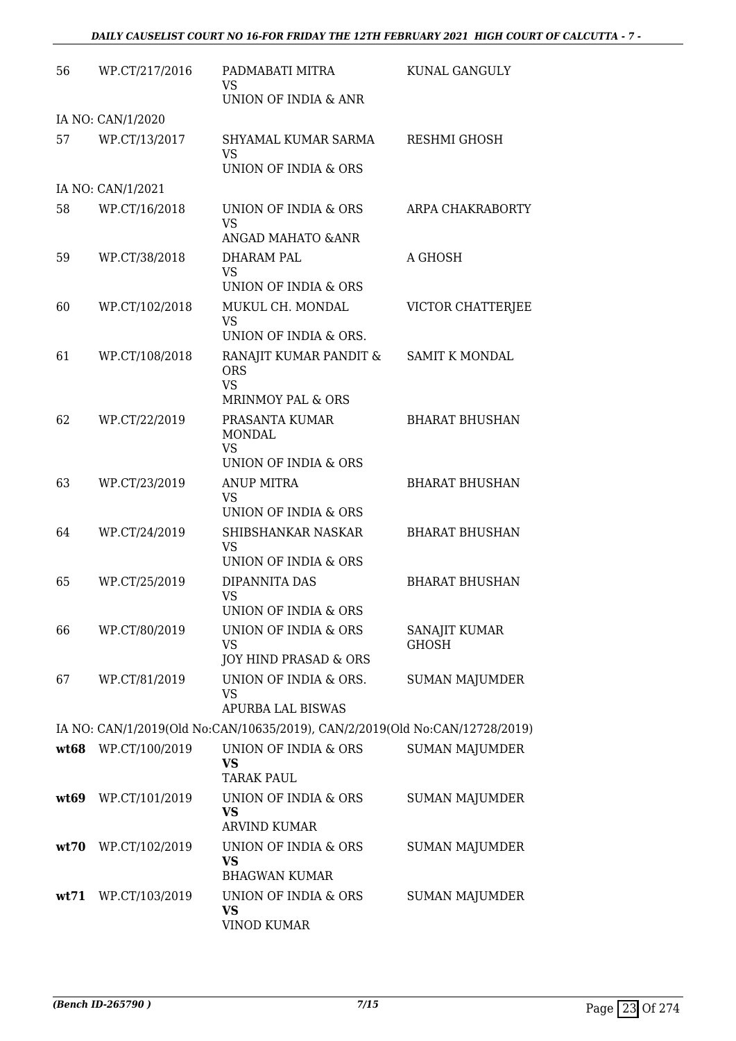| | | | |
|---|---|---|---|
| 56 | WP.CT/217/2016 | PADMABATI MITRA<br>VS<br>UNION OF INDIA & ANR | KUNAL GANGULY |
| IA NO: CAN/1/2020 | | | |
| 57 | WP.CT/13/2017 | SHYAMAL KUMAR SARMA<br>VS<br>UNION OF INDIA & ORS | RESHMI GHOSH |
| IA NO: CAN/1/2021 | | | |
| 58 | WP.CT/16/2018 | UNION OF INDIA & ORS<br>VS<br>ANGAD MAHATO &ANR | ARPA CHAKRABORTY |
| 59 | WP.CT/38/2018 | DHARAM PAL<br>VS<br>UNION OF INDIA & ORS | A GHOSH |
| 60 | WP.CT/102/2018 | MUKUL CH. MONDAL<br>VS<br>UNION OF INDIA & ORS. | VICTOR CHATTERJEE |
| 61 | WP.CT/108/2018 | RANAJIT KUMAR PANDIT & ORS<br>VS<br>MRINMOY PAL & ORS | SAMIT K MONDAL |
| 62 | WP.CT/22/2019 | PRASANTA KUMAR MONDAL<br>VS<br>UNION OF INDIA & ORS | BHARAT BHUSHAN |
| 63 | WP.CT/23/2019 | ANUP MITRA<br>VS<br>UNION OF INDIA & ORS | BHARAT BHUSHAN |
| 64 | WP.CT/24/2019 | SHIBSHANKAR NASKAR<br>VS<br>UNION OF INDIA & ORS | BHARAT BHUSHAN |
| 65 | WP.CT/25/2019 | DIPANNITA DAS<br>VS<br>UNION OF INDIA & ORS | BHARAT BHUSHAN |
| 66 | WP.CT/80/2019 | UNION OF INDIA & ORS<br>VS<br>JOY HIND PRASAD & ORS | SANAJIT KUMAR GHOSH |
| 67 | WP.CT/81/2019 | UNION OF INDIA & ORS.<br>VS<br>APURBA LAL BISWAS | SUMAN MAJUMDER |
| IA NO: CAN/1/2019(Old No:CAN/10635/2019), CAN/2/2019(Old No:CAN/12728/2019) | | | |
| **wt68** | WP.CT/100/2019 | UNION OF INDIA & ORS<br>**VS**<br>TARAK PAUL | SUMAN MAJUMDER |
| **wt69** | WP.CT/101/2019 | UNION OF INDIA & ORS<br>**VS**<br>ARVIND KUMAR | SUMAN MAJUMDER |
| **wt70** | WP.CT/102/2019 | UNION OF INDIA & ORS<br>**VS**<br>BHAGWAN KUMAR | SUMAN MAJUMDER |
| **wt71** | WP.CT/103/2019 | UNION OF INDIA & ORS<br>**VS**<br>VINOD KUMAR | SUMAN MAJUMDER |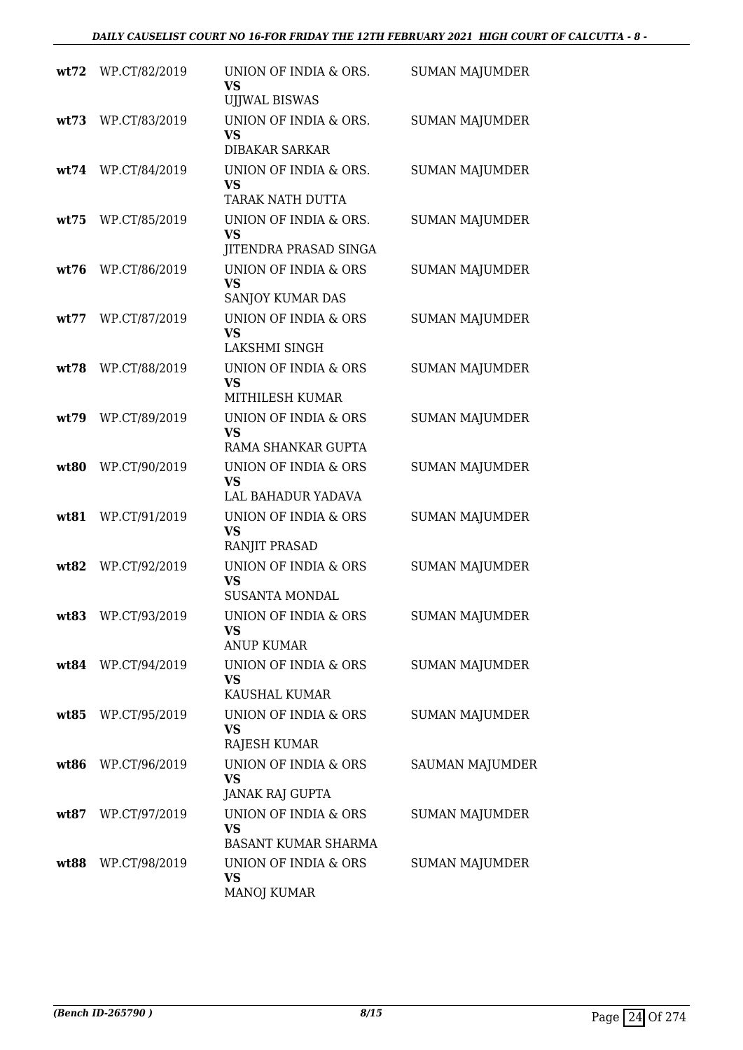| | | | |
|---|---|---|---|
| **wt72** | WP.CT/82/2019 | UNION OF INDIA & ORS.<br>**VS**<br>UJJWAL BISWAS | SUMAN MAJUMDER |
| **wt73** | WP.CT/83/2019 | UNION OF INDIA & ORS.<br>**VS**<br>DIBAKAR SARKAR | SUMAN MAJUMDER |
| **wt74** | WP.CT/84/2019 | UNION OF INDIA & ORS.<br>**VS**<br>TARAK NATH DUTTA | SUMAN MAJUMDER |
| **wt75** | WP.CT/85/2019 | UNION OF INDIA & ORS.<br>**VS**<br>JITENDRA PRASAD SINGA | SUMAN MAJUMDER |
| **wt76** | WP.CT/86/2019 | UNION OF INDIA & ORS<br>**VS**<br>SANJOY KUMAR DAS | SUMAN MAJUMDER |
| **wt77** | WP.CT/87/2019 | UNION OF INDIA & ORS<br>**VS**<br>LAKSHMI SINGH | SUMAN MAJUMDER |
| **wt78** | WP.CT/88/2019 | UNION OF INDIA & ORS<br>**VS**<br>MITHILESH KUMAR | SUMAN MAJUMDER |
| **wt79** | WP.CT/89/2019 | UNION OF INDIA & ORS<br>**VS**<br>RAMA SHANKAR GUPTA | SUMAN MAJUMDER |
| **wt80** | WP.CT/90/2019 | UNION OF INDIA & ORS<br>**VS**<br>LAL BAHADUR YADAVA | SUMAN MAJUMDER |
| **wt81** | WP.CT/91/2019 | UNION OF INDIA & ORS<br>**VS**<br>RANJIT PRASAD | SUMAN MAJUMDER |
| **wt82** | WP.CT/92/2019 | UNION OF INDIA & ORS<br>**VS**<br>SUSANTA MONDAL | SUMAN MAJUMDER |
| **wt83** | WP.CT/93/2019 | UNION OF INDIA & ORS<br>**VS**<br>ANUP KUMAR | SUMAN MAJUMDER |
| **wt84** | WP.CT/94/2019 | UNION OF INDIA & ORS<br>**VS**<br>KAUSHAL KUMAR | SUMAN MAJUMDER |
| **wt85** | WP.CT/95/2019 | UNION OF INDIA & ORS<br>**VS**<br>RAJESH KUMAR | SUMAN MAJUMDER |
| **wt86** | WP.CT/96/2019 | UNION OF INDIA & ORS<br>**VS**<br>JANAK RAJ GUPTA | SAUMAN MAJUMDER |
| **wt87** | WP.CT/97/2019 | UNION OF INDIA & ORS<br>**VS**<br>BASANT KUMAR SHARMA | SUMAN MAJUMDER |
| **wt88** | WP.CT/98/2019 | UNION OF INDIA & ORS<br>**VS**<br>MANOJ KUMAR | SUMAN MAJUMDER |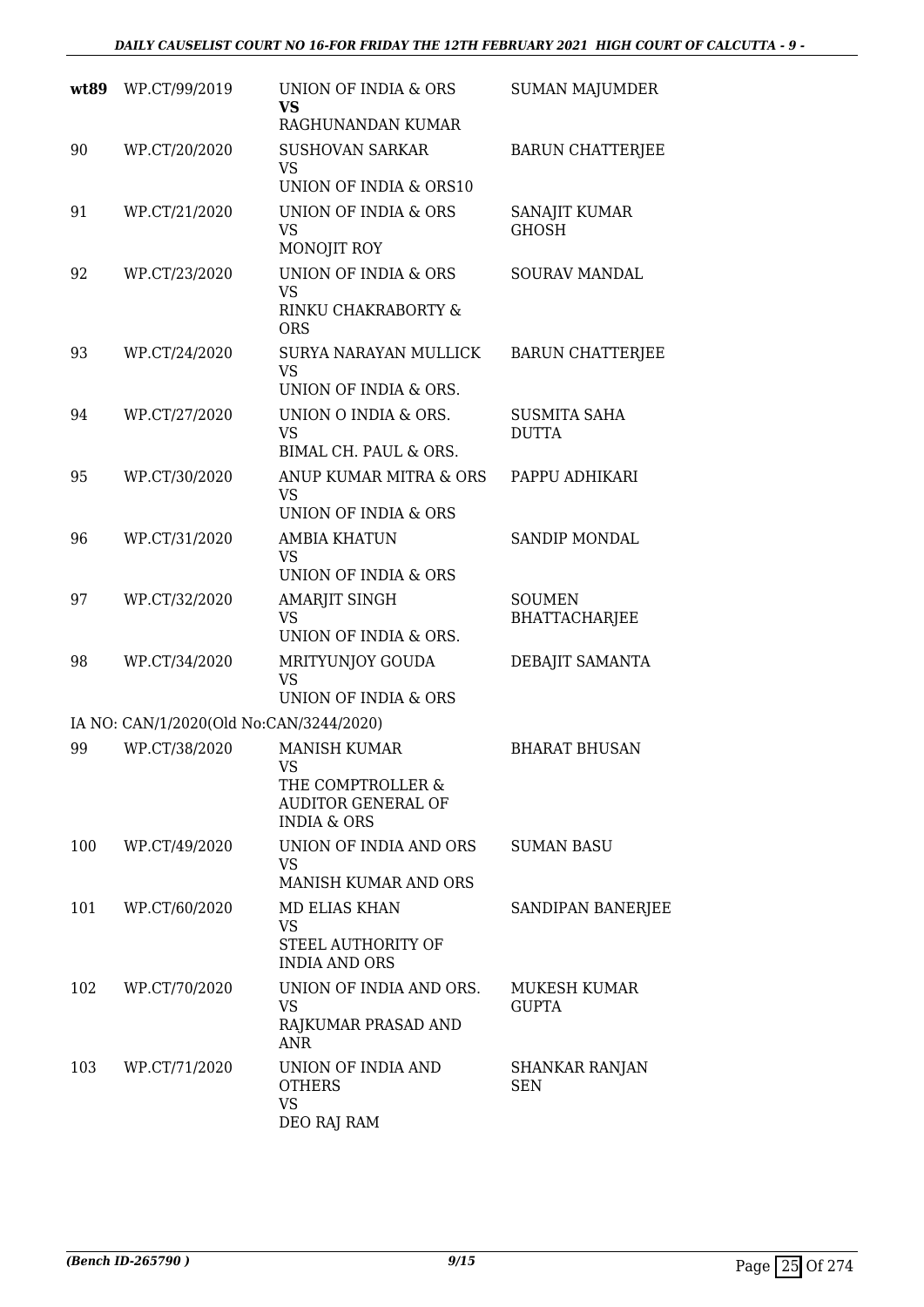| | | | |
|---|---|---|---|
| **wt89** | WP.CT/99/2019 | UNION OF INDIA & ORS<br>**VS**<br>RAGHUNANDAN KUMAR | SUMAN MAJUMDER |
| 90 | WP.CT/20/2020 | SUSHOVAN SARKAR<br>VS<br>UNION OF INDIA & ORS10 | BARUN CHATTERJEE |
| 91 | WP.CT/21/2020 | UNION OF INDIA & ORS<br>VS<br>MONOJIT ROY | SANAJIT KUMAR GHOSH |
| 92 | WP.CT/23/2020 | UNION OF INDIA & ORS<br>VS<br>RINKU CHAKRABORTY & ORS | SOURAV MANDAL |
| 93 | WP.CT/24/2020 | SURYA NARAYAN MULLICK<br>VS<br>UNION OF INDIA & ORS. | BARUN CHATTERJEE |
| 94 | WP.CT/27/2020 | UNION O INDIA & ORS.<br>VS<br>BIMAL CH. PAUL & ORS. | SUSMITA SAHA DUTTA |
| 95 | WP.CT/30/2020 | ANUP KUMAR MITRA & ORS<br>VS<br>UNION OF INDIA & ORS | PAPPU ADHIKARI |
| 96 | WP.CT/31/2020 | AMBIA KHATUN<br>VS<br>UNION OF INDIA & ORS | SANDIP MONDAL |
| 97 | WP.CT/32/2020 | AMARJIT SINGH<br>VS<br>UNION OF INDIA & ORS. | SOUMEN BHATTACHARJEE |
| 98 | WP.CT/34/2020 | MRITYUNJOY GOUDA<br>VS<br>UNION OF INDIA & ORS | DEBAJIT SAMANTA |
| IA NO: CAN/1/2020(Old No:CAN/3244/2020) | | | |
| 99 | WP.CT/38/2020 | MANISH KUMAR<br>VS<br>THE COMPTROLLER & AUDITOR GENERAL OF INDIA & ORS | BHARAT BHUSAN |
| 100 | WP.CT/49/2020 | UNION OF INDIA AND ORS<br>VS<br>MANISH KUMAR AND ORS | SUMAN BASU |
| 101 | WP.CT/60/2020 | MD ELIAS KHAN<br>VS<br>STEEL AUTHORITY OF INDIA AND ORS | SANDIPAN BANERJEE |
| 102 | WP.CT/70/2020 | UNION OF INDIA AND ORS.<br>VS<br>RAJKUMAR PRASAD AND ANR | MUKESH KUMAR GUPTA |
| 103 | WP.CT/71/2020 | UNION OF INDIA AND OTHERS<br>VS<br>DEO RAJ RAM | SHANKAR RANJAN SEN |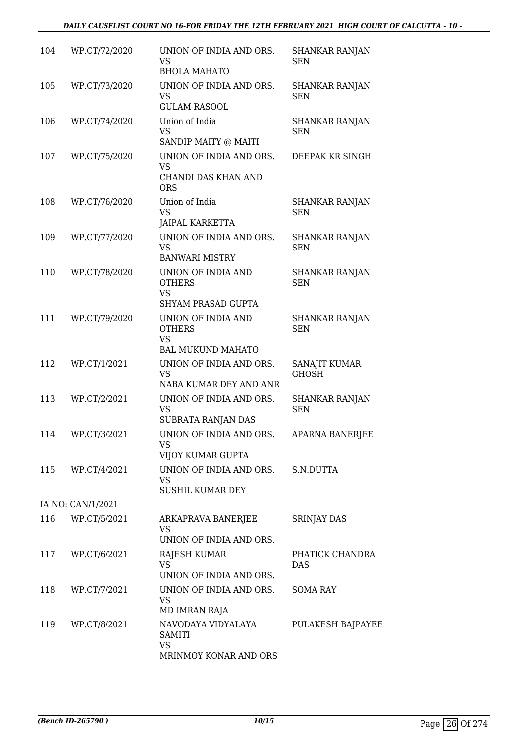| 104 | WP.CT/72/2020 | UNION OF INDIA AND ORS.<br>VS<br>BHOLA MAHATO | SHANKAR RANJAN SEN |
|---|---|---|---|
| 105 | WP.CT/73/2020 | UNION OF INDIA AND ORS.<br>VS<br>GULAM RASOOL | SHANKAR RANJAN SEN |
| 106 | WP.CT/74/2020 | Union of India<br>VS<br>SANDIP MAITY @ MAITI | SHANKAR RANJAN SEN |
| 107 | WP.CT/75/2020 | UNION OF INDIA AND ORS.<br>VS<br>CHANDI DAS KHAN AND ORS | DEEPAK KR SINGH |
| 108 | WP.CT/76/2020 | Union of India<br>VS<br>JAIPAL KARKETTA | SHANKAR RANJAN SEN |
| 109 | WP.CT/77/2020 | UNION OF INDIA AND ORS.<br>VS<br>BANWARI MISTRY | SHANKAR RANJAN SEN |
| 110 | WP.CT/78/2020 | UNION OF INDIA AND OTHERS<br>VS<br>SHYAM PRASAD GUPTA | SHANKAR RANJAN SEN |
| 111 | WP.CT/79/2020 | UNION OF INDIA AND OTHERS<br>VS<br>BAL MUKUND MAHATO | SHANKAR RANJAN SEN |
| 112 | WP.CT/1/2021 | UNION OF INDIA AND ORS.<br>VS<br>NABA KUMAR DEY AND ANR | SANAJIT KUMAR GHOSH |
| 113 | WP.CT/2/2021 | UNION OF INDIA AND ORS.<br>VS<br>SUBRATA RANJAN DAS | SHANKAR RANJAN SEN |
| 114 | WP.CT/3/2021 | UNION OF INDIA AND ORS.<br>VS<br>VIJOY KUMAR GUPTA | APARNA BANERJEE |
| 115 | WP.CT/4/2021 | UNION OF INDIA AND ORS.<br>VS<br>SUSHIL KUMAR DEY | S.N.DUTTA |
| | IA NO: CAN/1/2021 | | |
| 116 | WP.CT/5/2021 | ARKAPRAVA BANERJEE<br>VS<br>UNION OF INDIA AND ORS. | SRINJAY DAS |
| 117 | WP.CT/6/2021 | RAJESH KUMAR<br>VS<br>UNION OF INDIA AND ORS. | PHATICK CHANDRA DAS |
| 118 | WP.CT/7/2021 | UNION OF INDIA AND ORS.<br>VS<br>MD IMRAN RAJA | SOMA RAY |
| 119 | WP.CT/8/2021 | NAVODAYA VIDYALAYA SAMITI<br>VS<br>MRINMOY KONAR AND ORS | PULAKESH BAJPAYEE |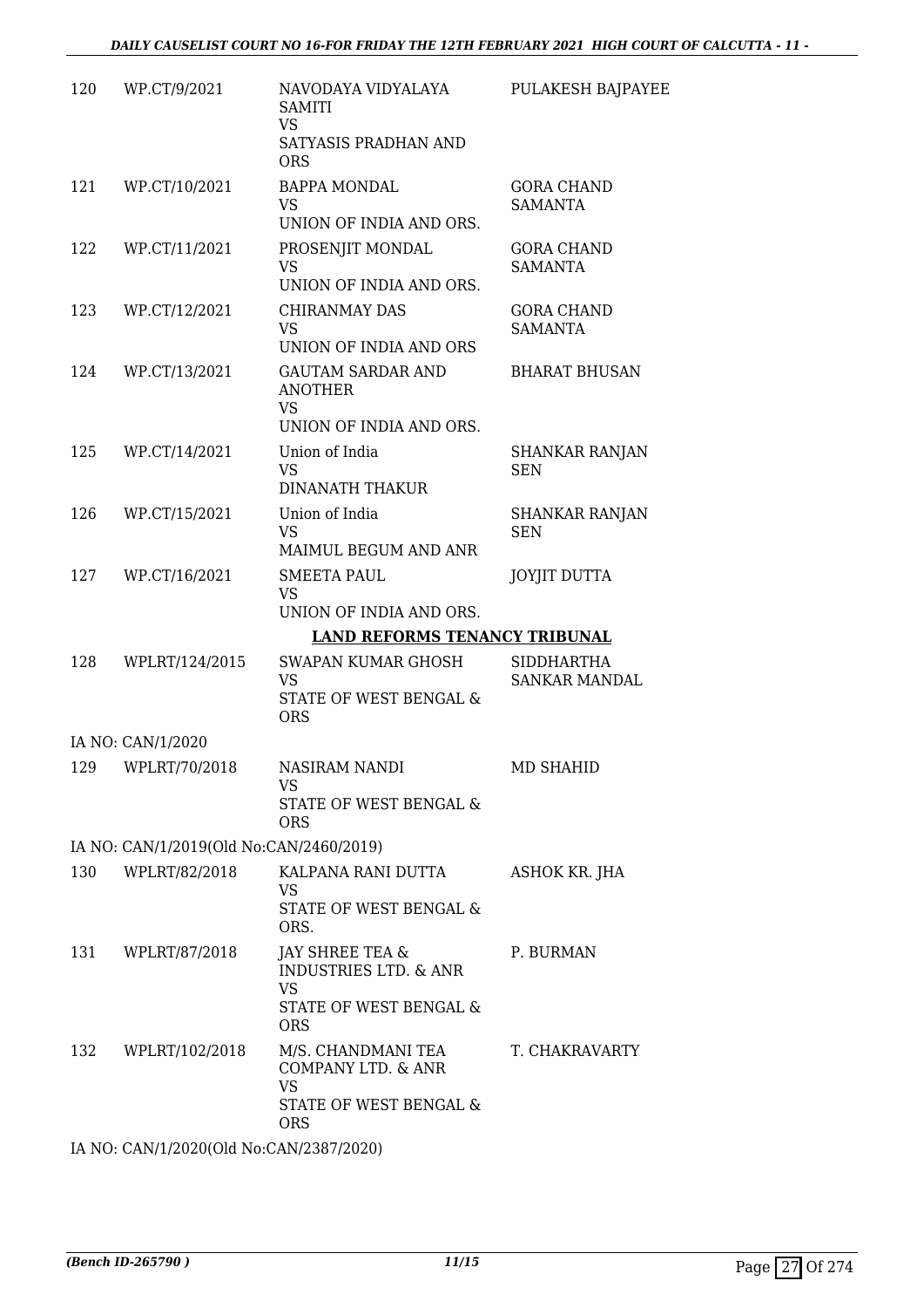| | | | |
|---|---|---|---|
| 120 | WP.CT/9/2021 | NAVODAYA VIDYALAYA SAMITI<br>VS<br>SATYASIS PRADHAN AND ORS | PULAKESH BAJPAYEE |
| 121 | WP.CT/10/2021 | BAPPA MONDAL<br>VS<br>UNION OF INDIA AND ORS. | GORA CHAND SAMANTA |
| 122 | WP.CT/11/2021 | PROSENJIT MONDAL<br>VS<br>UNION OF INDIA AND ORS. | GORA CHAND SAMANTA |
| 123 | WP.CT/12/2021 | CHIRANMAY DAS<br>VS<br>UNION OF INDIA AND ORS | GORA CHAND SAMANTA |
| 124 | WP.CT/13/2021 | GAUTAM SARDAR AND ANOTHER<br>VS<br>UNION OF INDIA AND ORS. | BHARAT BHUSAN |
| 125 | WP.CT/14/2021 | Union of India<br>VS<br>DINANATH THAKUR | SHANKAR RANJAN SEN |
| 126 | WP.CT/15/2021 | Union of India<br>VS<br>MAIMUL BEGUM AND ANR | SHANKAR RANJAN SEN |
| 127 | WP.CT/16/2021 | SMEETA PAUL<br>VS<br>UNION OF INDIA AND ORS. | JOYJIT DUTTA |

**LAND REFORMS TENANCY TRIBUNAL**

| | | | |
|---|---|---|---|
| 128 | WPLRT/124/2015 | SWAPAN KUMAR GHOSH<br>VS<br>STATE OF WEST BENGAL & ORS | SIDDHARTHA SANKAR MANDAL |

IA NO: CAN/1/2020

| | | | |
|---|---|---|---|
| 129 | WPLRT/70/2018 | NASIRAM NANDI<br>VS<br>STATE OF WEST BENGAL & ORS | MD SHAHID |

IA NO: CAN/1/2019(Old No:CAN/2460/2019)

| | | | |
|---|---|---|---|
| 130 | WPLRT/82/2018 | KALPANA RANI DUTTA<br>VS<br>STATE OF WEST BENGAL & ORS. | ASHOK KR. JHA |
| 131 | WPLRT/87/2018 | JAY SHREE TEA & INDUSTRIES LTD. & ANR<br>VS<br>STATE OF WEST BENGAL & ORS | P. BURMAN |
| 132 | WPLRT/102/2018 | M/S. CHANDMANI TEA COMPANY LTD. & ANR<br>VS<br>STATE OF WEST BENGAL & ORS | T. CHAKRAVARTY |

IA NO: CAN/1/2020(Old No:CAN/2387/2020)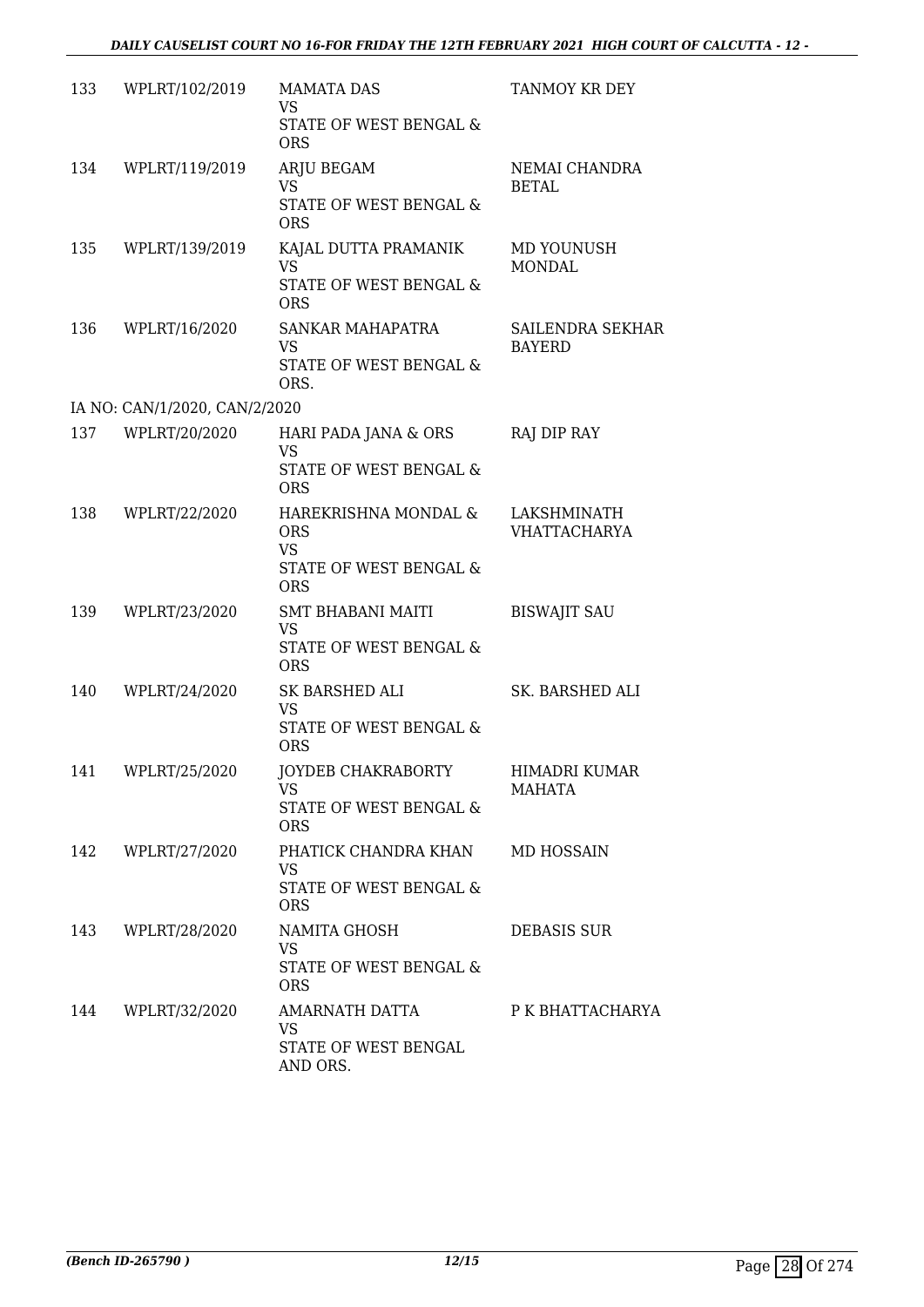| | | | |
|---|---|---|---|
| 133 | WPLRT/102/2019 | MAMATA DAS<br>VS<br>STATE OF WEST BENGAL & ORS | TANMOY KR DEY |
| 134 | WPLRT/119/2019 | ARJU BEGAM<br>VS<br>STATE OF WEST BENGAL & ORS | NEMAI CHANDRA BETAL |
| 135 | WPLRT/139/2019 | KAJAL DUTTA PRAMANIK<br>VS<br>STATE OF WEST BENGAL & ORS | MD YOUNUSH MONDAL |
| 136 | WPLRT/16/2020 | SANKAR MAHAPATRA<br>VS<br>STATE OF WEST BENGAL & ORS. | SAILENDRA SEKHAR BAYERD |
| | IA NO: CAN/1/2020, CAN/2/2020 | | |
| 137 | WPLRT/20/2020 | HARI PADA JANA & ORS<br>VS<br>STATE OF WEST BENGAL & ORS | RAJ DIP RAY |
| 138 | WPLRT/22/2020 | HAREKRISHNA MONDAL & ORS<br>VS<br>STATE OF WEST BENGAL & ORS | LAKSHMINATH VHATTACHARYA |
| 139 | WPLRT/23/2020 | SMT BHABANI MAITI<br>VS<br>STATE OF WEST BENGAL & ORS | BISWAJIT SAU |
| 140 | WPLRT/24/2020 | SK BARSHED ALI<br>VS<br>STATE OF WEST BENGAL & ORS | SK. BARSHED ALI |
| 141 | WPLRT/25/2020 | JOYDEB CHAKRABORTY<br>VS<br>STATE OF WEST BENGAL & ORS | HIMADRI KUMAR MAHATA |
| 142 | WPLRT/27/2020 | PHATICK CHANDRA KHAN<br>VS<br>STATE OF WEST BENGAL & ORS | MD HOSSAIN |
| 143 | WPLRT/28/2020 | NAMITA GHOSH<br>VS<br>STATE OF WEST BENGAL & ORS | DEBASIS SUR |
| 144 | WPLRT/32/2020 | AMARNATH DATTA<br>VS<br>STATE OF WEST BENGAL AND ORS. | P K BHATTACHARYA |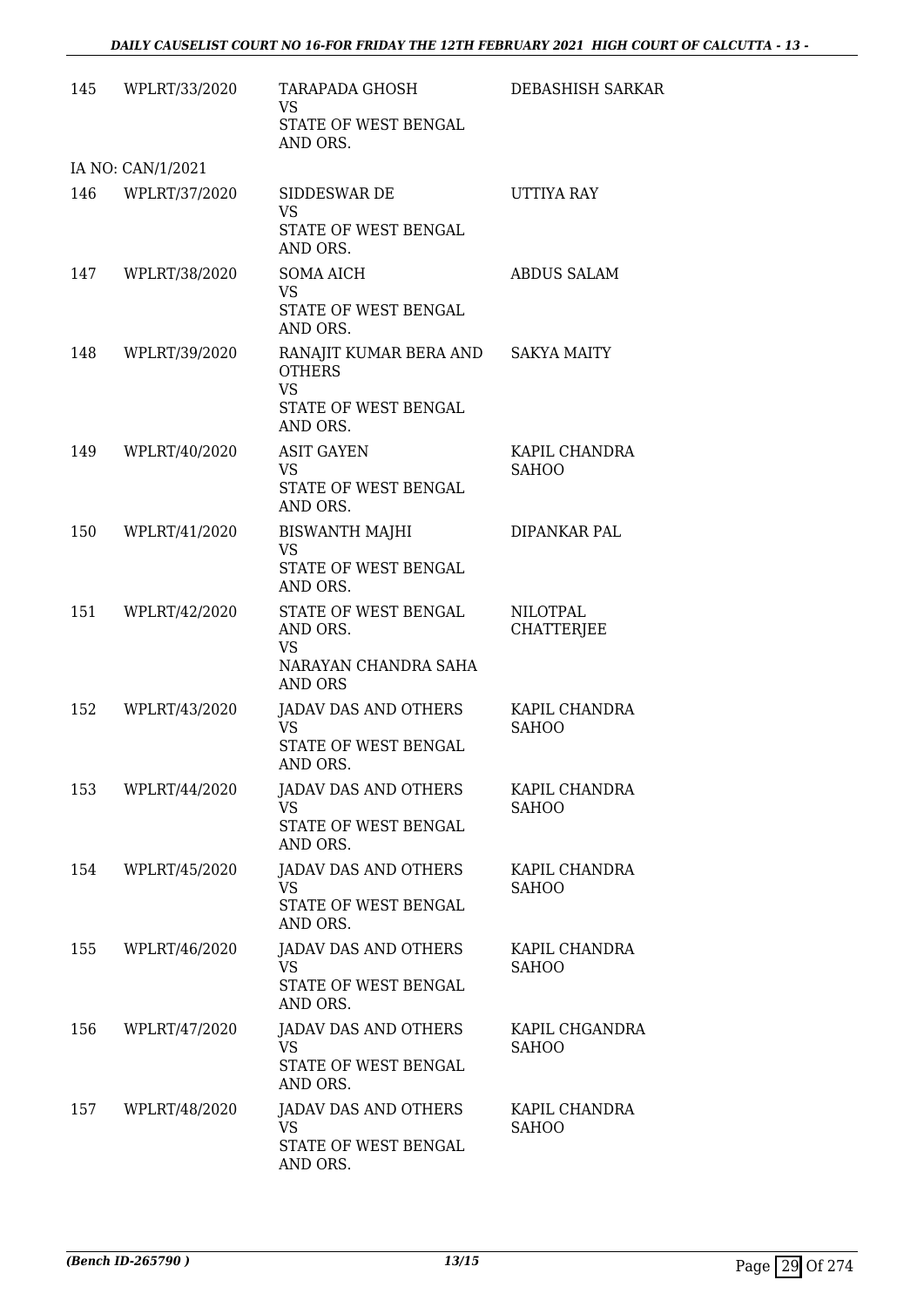| | | | |
|---|---|---|---|
| 145 | WPLRT/33/2020 | TARAPADA GHOSH<br>VS<br>STATE OF WEST BENGAL AND ORS. | DEBASHISH SARKAR |
| IA NO: CAN/1/2021 | | | |
| 146 | WPLRT/37/2020 | SIDDESWAR DE<br>VS<br>STATE OF WEST BENGAL AND ORS. | UTTIYA RAY |
| 147 | WPLRT/38/2020 | SOMA AICH<br>VS<br>STATE OF WEST BENGAL AND ORS. | ABDUS SALAM |
| 148 | WPLRT/39/2020 | RANAJIT KUMAR BERA AND OTHERS<br>VS<br>STATE OF WEST BENGAL AND ORS. | SAKYA MAITY |
| 149 | WPLRT/40/2020 | ASIT GAYEN<br>VS<br>STATE OF WEST BENGAL AND ORS. | KAPIL CHANDRA SAHOO |
| 150 | WPLRT/41/2020 | BISWANTH MAJHI<br>VS<br>STATE OF WEST BENGAL AND ORS. | DIPANKAR PAL |
| 151 | WPLRT/42/2020 | STATE OF WEST BENGAL AND ORS.<br>VS<br>NARAYAN CHANDRA SAHA AND ORS | NILOTPAL CHATTERJEE |
| 152 | WPLRT/43/2020 | JADAV DAS AND OTHERS<br>VS<br>STATE OF WEST BENGAL AND ORS. | KAPIL CHANDRA SAHOO |
| 153 | WPLRT/44/2020 | JADAV DAS AND OTHERS<br>VS<br>STATE OF WEST BENGAL AND ORS. | KAPIL CHANDRA SAHOO |
| 154 | WPLRT/45/2020 | JADAV DAS AND OTHERS<br>VS<br>STATE OF WEST BENGAL AND ORS. | KAPIL CHANDRA SAHOO |
| 155 | WPLRT/46/2020 | JADAV DAS AND OTHERS<br>VS<br>STATE OF WEST BENGAL AND ORS. | KAPIL CHANDRA SAHOO |
| 156 | WPLRT/47/2020 | JADAV DAS AND OTHERS<br>VS<br>STATE OF WEST BENGAL AND ORS. | KAPIL CHGANDRA SAHOO |
| 157 | WPLRT/48/2020 | JADAV DAS AND OTHERS<br>VS<br>STATE OF WEST BENGAL AND ORS. | KAPIL CHANDRA SAHOO |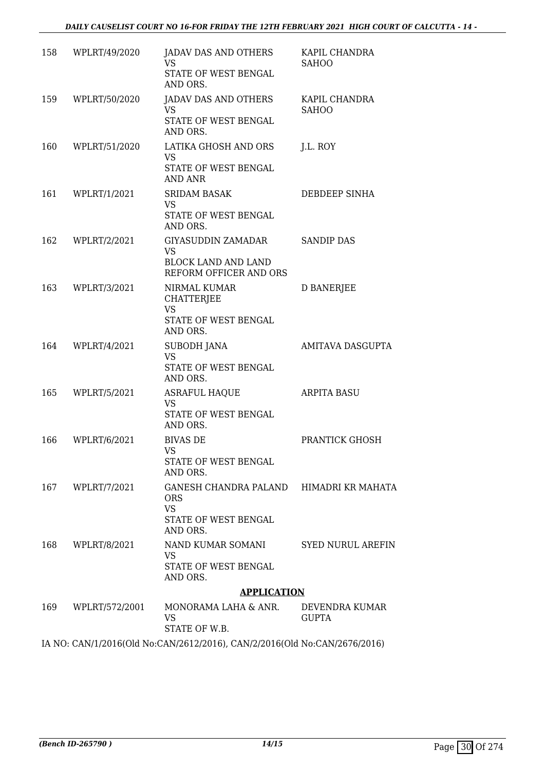| | | | |
|---|---|---|---|
| 158 | WPLRT/49/2020 | JADAV DAS AND OTHERS<br>VS<br>STATE OF WEST BENGAL AND ORS. | KAPIL CHANDRA SAHOO |
| 159 | WPLRT/50/2020 | JADAV DAS AND OTHERS<br>VS<br>STATE OF WEST BENGAL AND ORS. | KAPIL CHANDRA SAHOO |
| 160 | WPLRT/51/2020 | LATIKA GHOSH AND ORS<br>VS<br>STATE OF WEST BENGAL AND ANR | J.L. ROY |
| 161 | WPLRT/1/2021 | SRIDAM BASAK<br>VS<br>STATE OF WEST BENGAL AND ORS. | DEBDEEP SINHA |
| 162 | WPLRT/2/2021 | GIYASUDDIN ZAMADAR<br>VS<br>BLOCK LAND AND LAND REFORM OFFICER AND ORS | SANDIP DAS |
| 163 | WPLRT/3/2021 | NIRMAL KUMAR CHATTERJEE<br>VS<br>STATE OF WEST BENGAL AND ORS. | D BANERJEE |
| 164 | WPLRT/4/2021 | SUBODH JANA<br>VS<br>STATE OF WEST BENGAL AND ORS. | AMITAVA DASGUPTA |
| 165 | WPLRT/5/2021 | ASRAFUL HAQUE<br>VS<br>STATE OF WEST BENGAL AND ORS. | ARPITA BASU |
| 166 | WPLRT/6/2021 | BIVAS DE<br>VS<br>STATE OF WEST BENGAL AND ORS. | PRANTICK GHOSH |
| 167 | WPLRT/7/2021 | GANESH CHANDRA PALAND ORS<br>VS<br>STATE OF WEST BENGAL AND ORS. | HIMADRI KR MAHATA |
| 168 | WPLRT/8/2021 | NAND KUMAR SOMANI<br>VS<br>STATE OF WEST BENGAL AND ORS. | SYED NURUL AREFIN |

**APPLICATION**

| | | | |
|---|---|---|---|
| 169 | WPLRT/572/2001 | MONORAMA LAHA & ANR.<br>VS<br>STATE OF W.B. | DEVENDRA KUMAR GUPTA |

IA NO: CAN/1/2016(Old No:CAN/2612/2016), CAN/2/2016(Old No:CAN/2676/2016)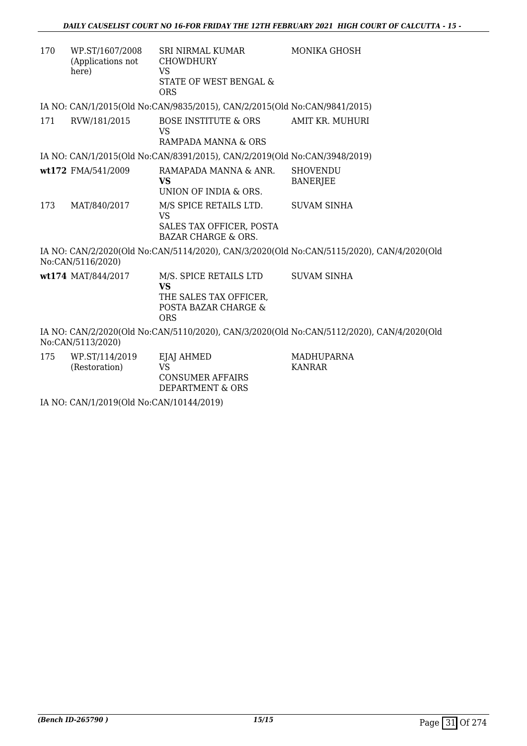| | | | |
|---|---|---|---|
| 170 | WP.ST/1607/2008 (Applications not here) | SRI NIRMAL KUMAR CHOWDHURY<br>VS<br>STATE OF WEST BENGAL & ORS | MONIKA GHOSH |

IA NO: CAN/1/2015(Old No:CAN/9835/2015), CAN/2/2015(Old No:CAN/9841/2015)

| | | | |
|---|---|---|---|
| 171 | RVW/181/2015 | BOSE INSTITUTE & ORS<br>VS<br>RAMPADA MANNA & ORS | AMIT KR. MUHURI |

IA NO: CAN/1/2015(Old No:CAN/8391/2015), CAN/2/2019(Old No:CAN/3948/2019)

| | | | |
|---|---|---|---|
| **wt172** | FMA/541/2009 | RAMAPADA MANNA & ANR.<br>**VS**<br>UNION OF INDIA & ORS. | SHOVENDU BANERJEE |
| 173 | MAT/840/2017 | M/S SPICE RETAILS LTD.<br>VS<br>SALES TAX OFFICER, POSTA BAZAR CHARGE & ORS. | SUVAM SINHA |

IA NO: CAN/2/2020(Old No:CAN/5114/2020), CAN/3/2020(Old No:CAN/5115/2020), CAN/4/2020(Old No:CAN/5116/2020)

| | | | |
|---|---|---|---|
| **wt174** | MAT/844/2017 | M/S. SPICE RETAILS LTD<br>**VS**<br>THE SALES TAX OFFICER, POSTA BAZAR CHARGE & ORS | SUVAM SINHA |

IA NO: CAN/2/2020(Old No:CAN/5110/2020), CAN/3/2020(Old No:CAN/5112/2020), CAN/4/2020(Old No:CAN/5113/2020)

| | | | |
|---|---|---|---|
| 175 | WP.ST/114/2019 (Restoration) | EJAJ AHMED<br>VS<br>CONSUMER AFFAIRS DEPARTMENT & ORS | MADHUPARNA KANRAR |

IA NO: CAN/1/2019(Old No:CAN/10144/2019)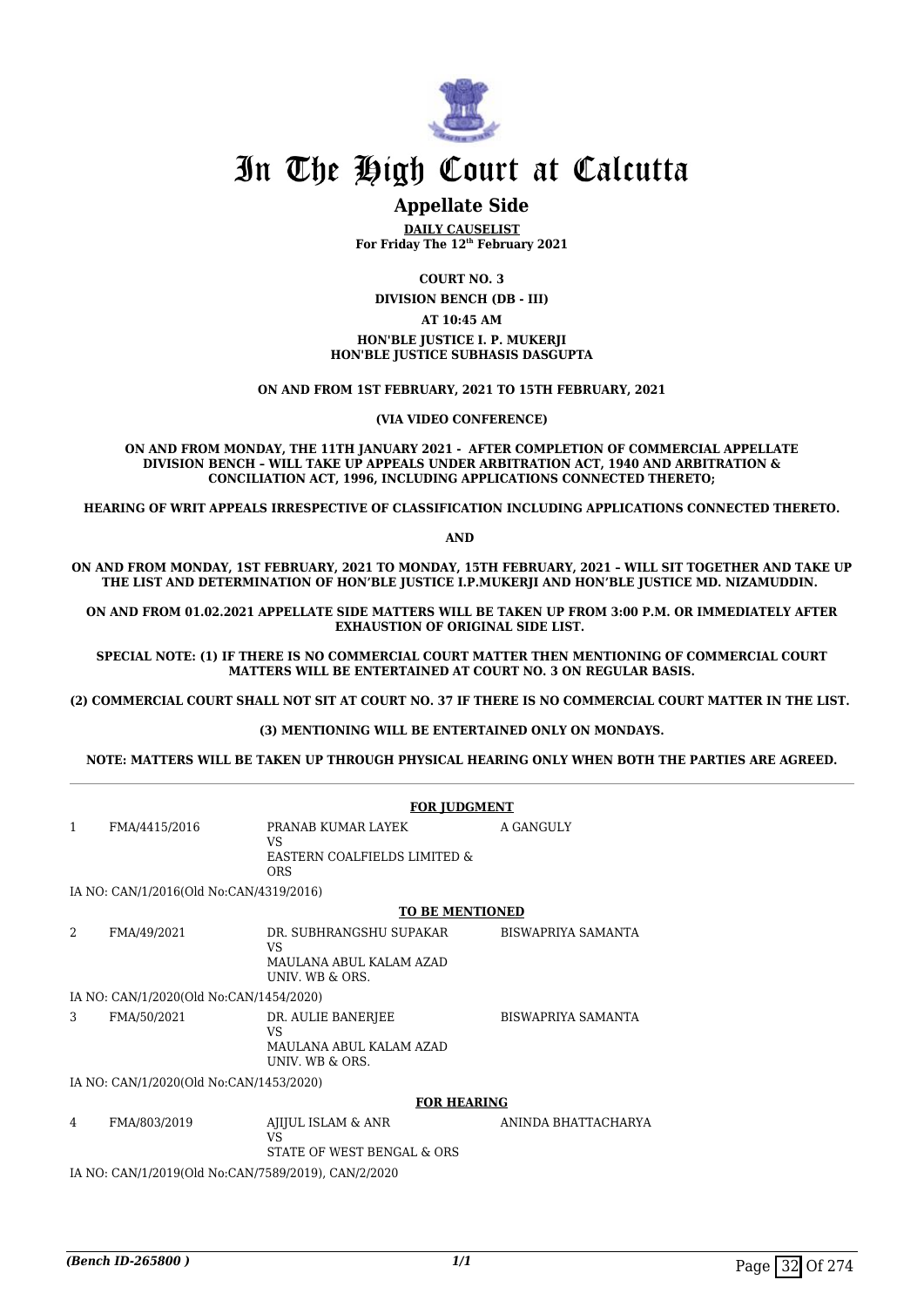# In The High Court at Calcutta

## Appellate Side

**DAILY CAUSELIST**
**For Friday The 12th February 2021**

**COURT NO. 3**

**DIVISION BENCH (DB - III)**

**AT 10:45 AM**

**HON'BLE JUSTICE I. P. MUKERJI**
**HON'BLE JUSTICE SUBHASIS DASGUPTA**

**ON AND FROM 1ST FEBRUARY, 2021 TO 15TH FEBRUARY, 2021**

**(VIA VIDEO CONFERENCE)**

**ON AND FROM MONDAY, THE 11TH JANUARY 2021 - AFTER COMPLETION OF COMMERCIAL APPELLATE DIVISION BENCH – WILL TAKE UP APPEALS UNDER ARBITRATION ACT, 1940 AND ARBITRATION & CONCILIATION ACT, 1996, INCLUDING APPLICATIONS CONNECTED THERETO;**

**HEARING OF WRIT APPEALS IRRESPECTIVE OF CLASSIFICATION INCLUDING APPLICATIONS CONNECTED THERETO.**

**AND**

**ON AND FROM MONDAY, 1ST FEBRUARY, 2021 TO MONDAY, 15TH FEBRUARY, 2021 – WILL SIT TOGETHER AND TAKE UP THE LIST AND DETERMINATION OF HON'BLE JUSTICE I.P.MUKERJI AND HON'BLE JUSTICE MD. NIZAMUDDIN.**

**ON AND FROM 01.02.2021 APPELLATE SIDE MATTERS WILL BE TAKEN UP FROM 3:00 P.M. OR IMMEDIATELY AFTER EXHAUSTION OF ORIGINAL SIDE LIST.**

**SPECIAL NOTE: (1) IF THERE IS NO COMMERCIAL COURT MATTER THEN MENTIONING OF COMMERCIAL COURT MATTERS WILL BE ENTERTAINED AT COURT NO. 3 ON REGULAR BASIS.**

**(2) COMMERCIAL COURT SHALL NOT SIT AT COURT NO. 37 IF THERE IS NO COMMERCIAL COURT MATTER IN THE LIST.**

**(3) MENTIONING WILL BE ENTERTAINED ONLY ON MONDAYS.**

**NOTE: MATTERS WILL BE TAKEN UP THROUGH PHYSICAL HEARING ONLY WHEN BOTH THE PARTIES ARE AGREED.**

**FOR JUDGMENT**

| | | | |
|---|---|---|---|
| 1 | FMA/4415/2016 | PRANAB KUMAR LAYEK<br>VS<br>EASTERN COALFIELDS LIMITED & ORS | A GANGULY |

IA NO: CAN/1/2016(Old No:CAN/4319/2016)

**TO BE MENTIONED**

| | | | |
|---|---|---|---|
| 2 | FMA/49/2021 | DR. SUBHRANGSHU SUPAKAR<br>VS<br>MAULANA ABUL KALAM AZAD UNIV. WB & ORS. | BISWAPRIYA SAMANTA |

IA NO: CAN/1/2020(Old No:CAN/1454/2020)

| | | | |
|---|---|---|---|
| 3 | FMA/50/2021 | DR. AULIE BANERJEE<br>VS<br>MAULANA ABUL KALAM AZAD UNIV. WB & ORS. | BISWAPRIYA SAMANTA |

IA NO: CAN/1/2020(Old No:CAN/1453/2020)

**FOR HEARING**

| | | | |
|---|---|---|---|
| 4 | FMA/803/2019 | AJIJUL ISLAM & ANR<br>VS<br>STATE OF WEST BENGAL & ORS | ANINDA BHATTACHARYA |

IA NO: CAN/1/2019(Old No:CAN/7589/2019), CAN/2/2020

*(Bench ID-265800 )*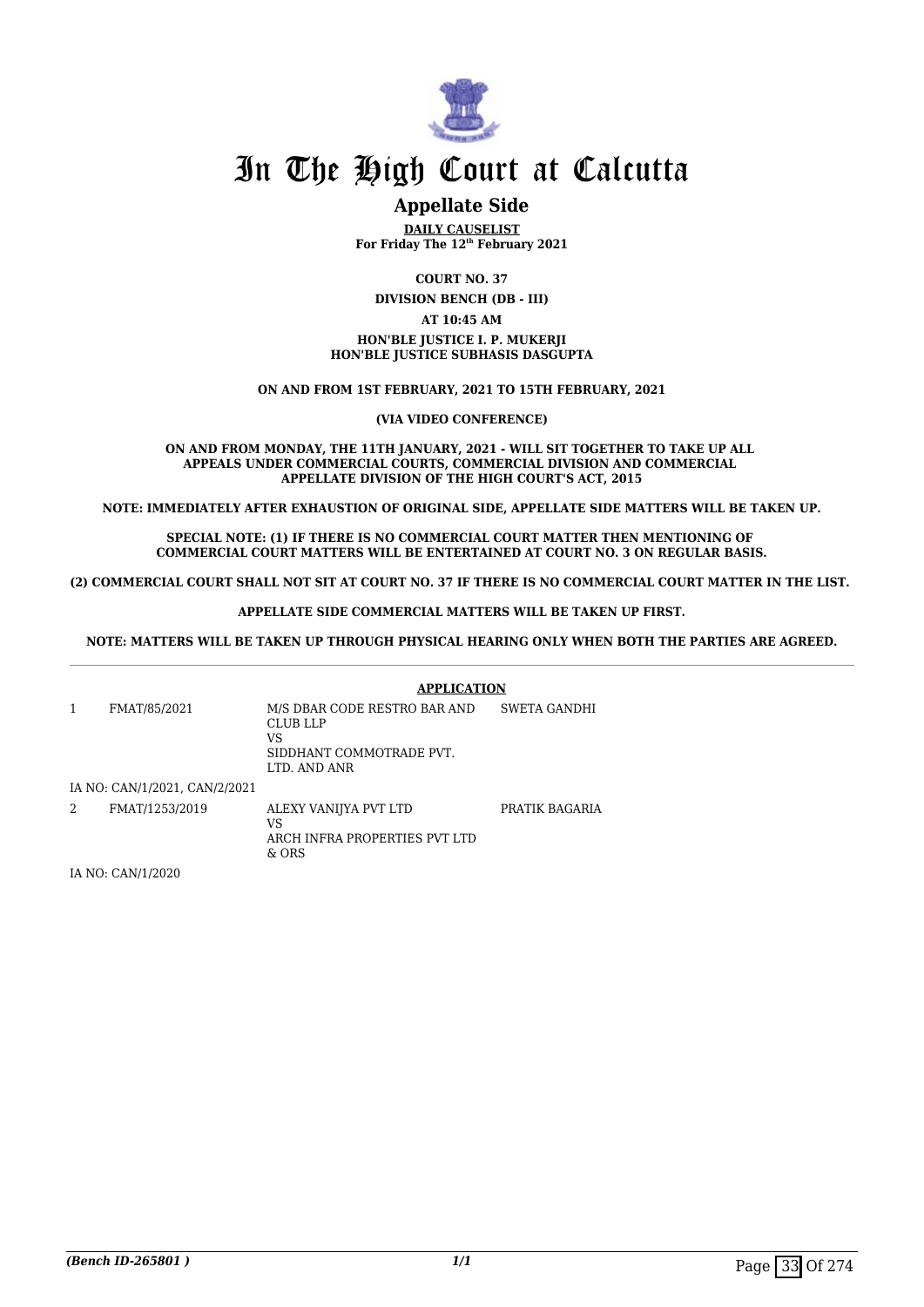# In The High Court at Calcutta

## Appellate Side

**DAILY CAUSELIST**
**For Friday The 12th February 2021**

**COURT NO. 37**

**DIVISION BENCH (DB - III)**

**AT 10:45 AM**

**HON'BLE JUSTICE I. P. MUKERJI**
**HON'BLE JUSTICE SUBHASIS DASGUPTA**

**ON AND FROM 1ST FEBRUARY, 2021 TO 15TH FEBRUARY, 2021**

**(VIA VIDEO CONFERENCE)**

**ON AND FROM MONDAY, THE 11TH JANUARY, 2021 - WILL SIT TOGETHER TO TAKE UP ALL APPEALS UNDER COMMERCIAL COURTS, COMMERCIAL DIVISION AND COMMERCIAL APPELLATE DIVISION OF THE HIGH COURT'S ACT, 2015**

**NOTE: IMMEDIATELY AFTER EXHAUSTION OF ORIGINAL SIDE, APPELLATE SIDE MATTERS WILL BE TAKEN UP.**

**SPECIAL NOTE: (1) IF THERE IS NO COMMERCIAL COURT MATTER THEN MENTIONING OF COMMERCIAL COURT MATTERS WILL BE ENTERTAINED AT COURT NO. 3 ON REGULAR BASIS.**

**(2) COMMERCIAL COURT SHALL NOT SIT AT COURT NO. 37 IF THERE IS NO COMMERCIAL COURT MATTER IN THE LIST.**

**APPELLATE SIDE COMMERCIAL MATTERS WILL BE TAKEN UP FIRST.**

**NOTE: MATTERS WILL BE TAKEN UP THROUGH PHYSICAL HEARING ONLY WHEN BOTH THE PARTIES ARE AGREED.**

**APPLICATION**

| | | | |
|---|---|---|---|
| 1 | FMAT/85/2021 | M/S DBAR CODE RESTRO BAR AND CLUB LLP<br>VS<br>SIDDHANT COMMOTRADE PVT. LTD. AND ANR | SWETA GANDHI |
| | IA NO: CAN/1/2021, CAN/2/2021 | | |
| 2 | FMAT/1253/2019 | ALEXY VANIJYA PVT LTD<br>VS<br>ARCH INFRA PROPERTIES PVT LTD & ORS | PRATIK BAGARIA |
| | IA NO: CAN/1/2020 | | |

*(Bench ID-265801 )*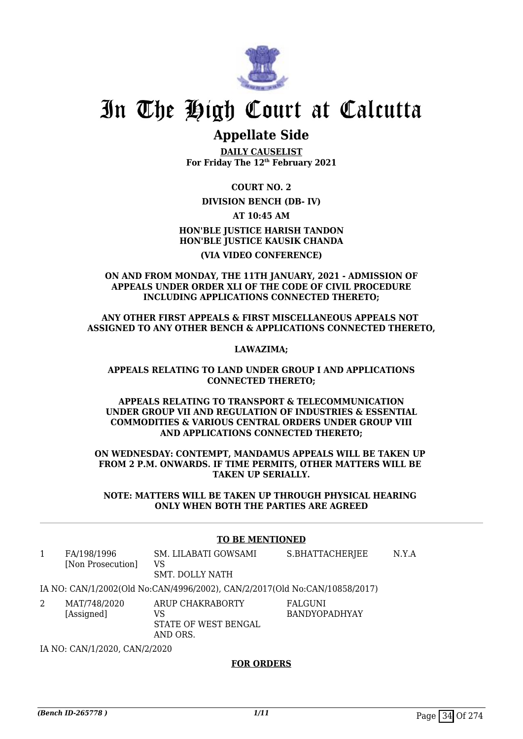# In The High Court at Calcutta

## Appellate Side

**DAILY CAUSELIST**
**For Friday The 12th February 2021**

**COURT NO. 2**

**DIVISION BENCH (DB- IV)**

**AT 10:45 AM**

**HON'BLE JUSTICE HARISH TANDON**
**HON'BLE JUSTICE KAUSIK CHANDA**

**(VIA VIDEO CONFERENCE)**

**ON AND FROM MONDAY, THE 11TH JANUARY, 2021 - ADMISSION OF APPEALS UNDER ORDER XLI OF THE CODE OF CIVIL PROCEDURE INCLUDING APPLICATIONS CONNECTED THERETO;**

**ANY OTHER FIRST APPEALS & FIRST MISCELLANEOUS APPEALS NOT ASSIGNED TO ANY OTHER BENCH & APPLICATIONS CONNECTED THERETO,**

**LAWAZIMA;**

**APPEALS RELATING TO LAND UNDER GROUP I AND APPLICATIONS CONNECTED THERETO;**

**APPEALS RELATING TO TRANSPORT & TELECOMMUNICATION UNDER GROUP VII AND REGULATION OF INDUSTRIES & ESSENTIAL COMMODITIES & VARIOUS CENTRAL ORDERS UNDER GROUP VIII AND APPLICATIONS CONNECTED THERETO;**

**ON WEDNESDAY: CONTEMPT, MANDAMUS APPEALS WILL BE TAKEN UP FROM 2 P.M. ONWARDS. IF TIME PERMITS, OTHER MATTERS WILL BE TAKEN UP SERIALLY.**

**NOTE: MATTERS WILL BE TAKEN UP THROUGH PHYSICAL HEARING ONLY WHEN BOTH THE PARTIES ARE AGREED**

**TO BE MENTIONED**

| | | | | |
|---|---|---|---|---|
| 1 | FA/198/1996 [Non Prosecution] | SM. LILABATI GOWSAMI VS SMT. DOLLY NATH | S.BHATTACHERJEE | N.Y.A |

IA NO: CAN/1/2002(Old No:CAN/4996/2002), CAN/2/2017(Old No:CAN/10858/2017)

| | | | | |
|---|---|---|---|---|
| 2 | MAT/748/2020 [Assigned] | ARUP CHAKRABORTY VS STATE OF WEST BENGAL AND ORS. | FALGUNI BANDYOPADHYAY | |

IA NO: CAN/1/2020, CAN/2/2020

**FOR ORDERS**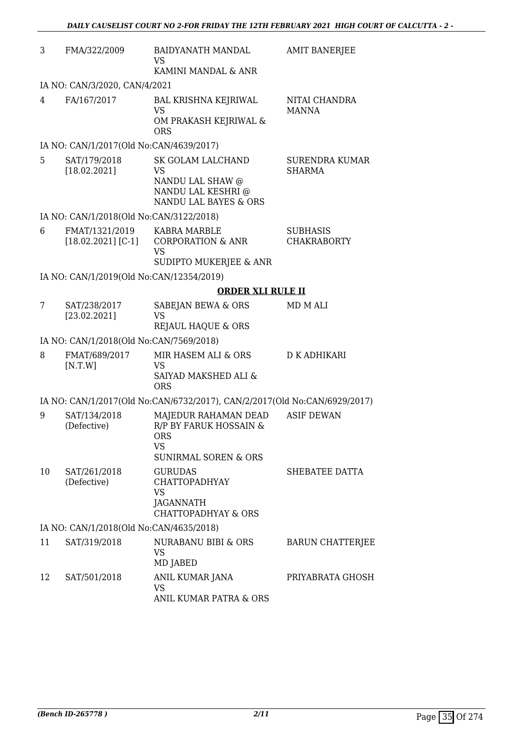| | | | |
|---|---|---|---|
| 3 | FMA/322/2009 | BAIDYANATH MANDAL<br>VS<br>KAMINI MANDAL & ANR | AMIT BANERJEE |
| | IA NO: CAN/3/2020, CAN/4/2021 | | |
| 4 | FA/167/2017 | BAL KRISHNA KEJRIWAL<br>VS<br>OM PRAKASH KEJRIWAL & ORS | NITAI CHANDRA MANNA |
| | IA NO: CAN/1/2017(Old No:CAN/4639/2017) | | |
| 5 | SAT/179/2018<br>[18.02.2021] | SK GOLAM LALCHAND<br>VS<br>NANDU LAL SHAW @ NANDU LAL KESHRI @ NANDU LAL BAYES & ORS | SURENDRA KUMAR SHARMA |
| | IA NO: CAN/1/2018(Old No:CAN/3122/2018) | | |
| 6 | FMAT/1321/2019<br>[18.02.2021] [C-1] | KABRA MARBLE CORPORATION & ANR<br>VS<br>SUDIPTO MUKERJEE & ANR | SUBHASIS CHAKRABORTY |
| | IA NO: CAN/1/2019(Old No:CAN/12354/2019) | | |

**ORDER XLI RULE II**

| | | | |
|---|---|---|---|
| 7 | SAT/238/2017<br>[23.02.2021] | SABEJAN BEWA & ORS<br>VS<br>REJAUL HAQUE & ORS | MD M ALI |
| | IA NO: CAN/1/2018(Old No:CAN/7569/2018) | | |
| 8 | FMAT/689/2017<br>[N.T.W] | MIR HASEM ALI & ORS<br>VS<br>SAIYAD MAKSHED ALI & ORS | D K ADHIKARI |
| | IA NO: CAN/1/2017(Old No:CAN/6732/2017), CAN/2/2017(Old No:CAN/6929/2017) | | |
| 9 | SAT/134/2018<br>(Defective) | MAJEDUR RAHAMAN DEAD R/P BY FARUK HOSSAIN & ORS<br>VS<br>SUNIRMAL SOREN & ORS | ASIF DEWAN |
| 10 | SAT/261/2018<br>(Defective) | GURUDAS CHATTOPADHYAY<br>VS<br>JAGANNATH CHATTOPADHYAY & ORS | SHEBATEE DATTA |
| | IA NO: CAN/1/2018(Old No:CAN/4635/2018) | | |
| 11 | SAT/319/2018 | NURABANU BIBI & ORS<br>VS<br>MD JABED | BARUN CHATTERJEE |
| 12 | SAT/501/2018 | ANIL KUMAR JANA<br>VS<br>ANIL KUMAR PATRA & ORS | PRIYABRATA GHOSH |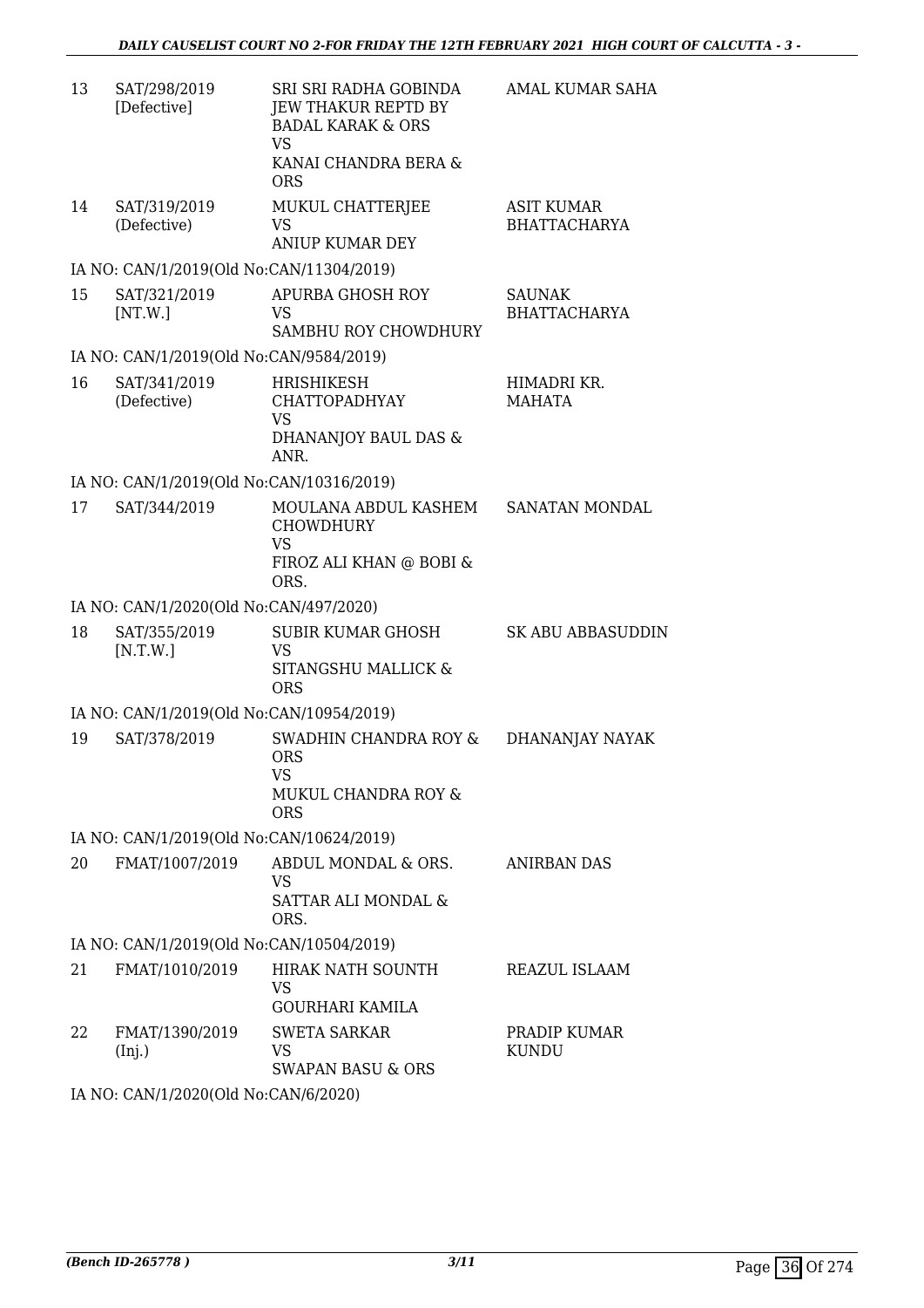| | | | |
|---|---|---|---|
| 13 | SAT/298/2019 [Defective] | SRI SRI RADHA GOBINDA JEW THAKUR REPTD BY BADAL KARAK & ORS<br>VS<br>KANAI CHANDRA BERA & ORS | AMAL KUMAR SAHA |
| 14 | SAT/319/2019 (Defective) | MUKUL CHATTERJEE<br>VS<br>ANIUP KUMAR DEY | ASIT KUMAR BHATTACHARYA |
| | IA NO: CAN/1/2019(Old No:CAN/11304/2019) | | |
| 15 | SAT/321/2019 [NT.W.] | APURBA GHOSH ROY<br>VS<br>SAMBHU ROY CHOWDHURY | SAUNAK BHATTACHARYA |
| | IA NO: CAN/1/2019(Old No:CAN/9584/2019) | | |
| 16 | SAT/341/2019 (Defective) | HRISHIKESH CHATTOPADHYAY<br>VS<br>DHANANJOY BAUL DAS & ANR. | HIMADRI KR. MAHATA |
| | IA NO: CAN/1/2019(Old No:CAN/10316/2019) | | |
| 17 | SAT/344/2019 | MOULANA ABDUL KASHEM CHOWDHURY<br>VS<br>FIROZ ALI KHAN @ BOBI & ORS. | SANATAN MONDAL |
| | IA NO: CAN/1/2020(Old No:CAN/497/2020) | | |
| 18 | SAT/355/2019 [N.T.W.] | SUBIR KUMAR GHOSH<br>VS<br>SITANGSHU MALLICK & ORS | SK ABU ABBASUDDIN |
| | IA NO: CAN/1/2019(Old No:CAN/10954/2019) | | |
| 19 | SAT/378/2019 | SWADHIN CHANDRA ROY & ORS<br>VS<br>MUKUL CHANDRA ROY & ORS | DHANANJAY NAYAK |
| | IA NO: CAN/1/2019(Old No:CAN/10624/2019) | | |
| 20 | FMAT/1007/2019 | ABDUL MONDAL & ORS.<br>VS<br>SATTAR ALI MONDAL & ORS. | ANIRBAN DAS |
| | IA NO: CAN/1/2019(Old No:CAN/10504/2019) | | |
| 21 | FMAT/1010/2019 | HIRAK NATH SOUNTH<br>VS<br>GOURHARI KAMILA | REAZUL ISLAAM |
| 22 | FMAT/1390/2019 (Inj.) | SWETA SARKAR<br>VS<br>SWAPAN BASU & ORS | PRADIP KUMAR KUNDU |
| | IA NO: CAN/1/2020(Old No:CAN/6/2020) | | |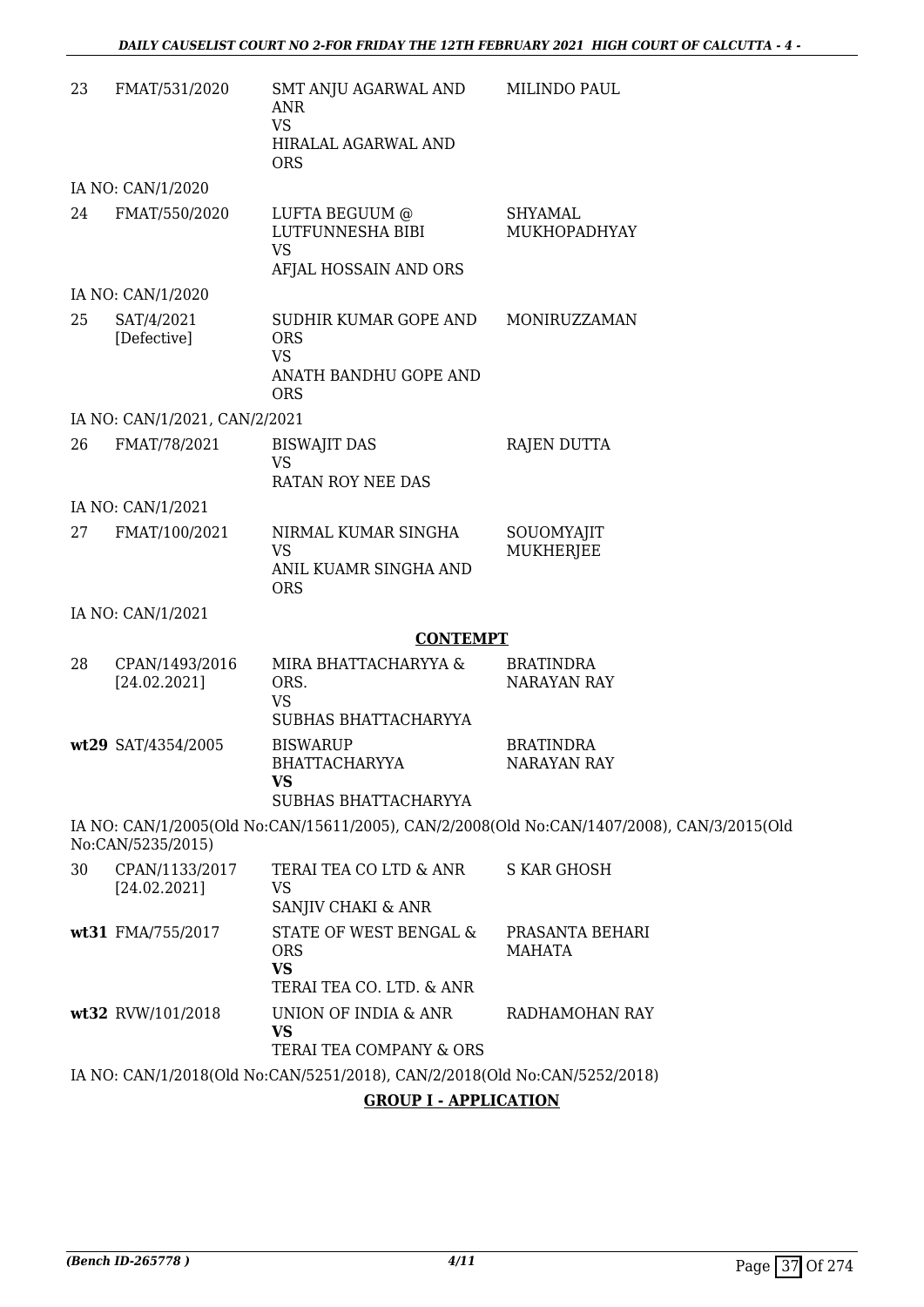| | | | |
|---|---|---|---|
| 23 | FMAT/531/2020 | SMT ANJU AGARWAL AND ANR<br>VS<br>HIRALAL AGARWAL AND ORS | MILINDO PAUL |
| | IA NO: CAN/1/2020 | | |
| 24 | FMAT/550/2020 | LUFTA BEGUUM @ LUTFUNNESHA BIBI<br>VS<br>AFJAL HOSSAIN AND ORS | SHYAMAL MUKHOPADHYAY |
| | IA NO: CAN/1/2020 | | |
| 25 | SAT/4/2021 [Defective] | SUDHIR KUMAR GOPE AND ORS<br>VS<br>ANATH BANDHU GOPE AND ORS | MONIRUZZAMAN |
| | IA NO: CAN/1/2021, CAN/2/2021 | | |
| 26 | FMAT/78/2021 | BISWAJIT DAS<br>VS<br>RATAN ROY NEE DAS | RAJEN DUTTA |
| | IA NO: CAN/1/2021 | | |
| 27 | FMAT/100/2021 | NIRMAL KUMAR SINGHA<br>VS<br>ANIL KUAMR SINGHA AND ORS | SOUOMYAJIT MUKHERJEE |
| | IA NO: CAN/1/2021 | | |

## CONTEMPT

| | | | |
|---|---|---|---|
| 28 | CPAN/1493/2016 [24.02.2021] | MIRA BHATTACHARYYA & ORS.<br>VS<br>SUBHAS BHATTACHARYYA | BRATINDRA NARAYAN RAY |
| wt29 | SAT/4354/2005 | BISWARUP BHATTACHARYYA<br>**VS**<br>SUBHAS BHATTACHARYYA | BRATINDRA NARAYAN RAY |

IA NO: CAN/1/2005(Old No:CAN/15611/2005), CAN/2/2008(Old No:CAN/1407/2008), CAN/3/2015(Old No:CAN/5235/2015)

| | | | |
|---|---|---|---|
| 30 | CPAN/1133/2017 [24.02.2021] | TERAI TEA CO LTD & ANR<br>VS<br>SANJIV CHAKI & ANR | S KAR GHOSH |
| wt31 | FMA/755/2017 | STATE OF WEST BENGAL & ORS<br>**VS**<br>TERAI TEA CO. LTD. & ANR | PRASANTA BEHARI MAHATA |
| wt32 | RVW/101/2018 | UNION OF INDIA & ANR<br>**VS**<br>TERAI TEA COMPANY & ORS | RADHAMOHAN RAY |

IA NO: CAN/1/2018(Old No:CAN/5251/2018), CAN/2/2018(Old No:CAN/5252/2018)

## GROUP I - APPLICATION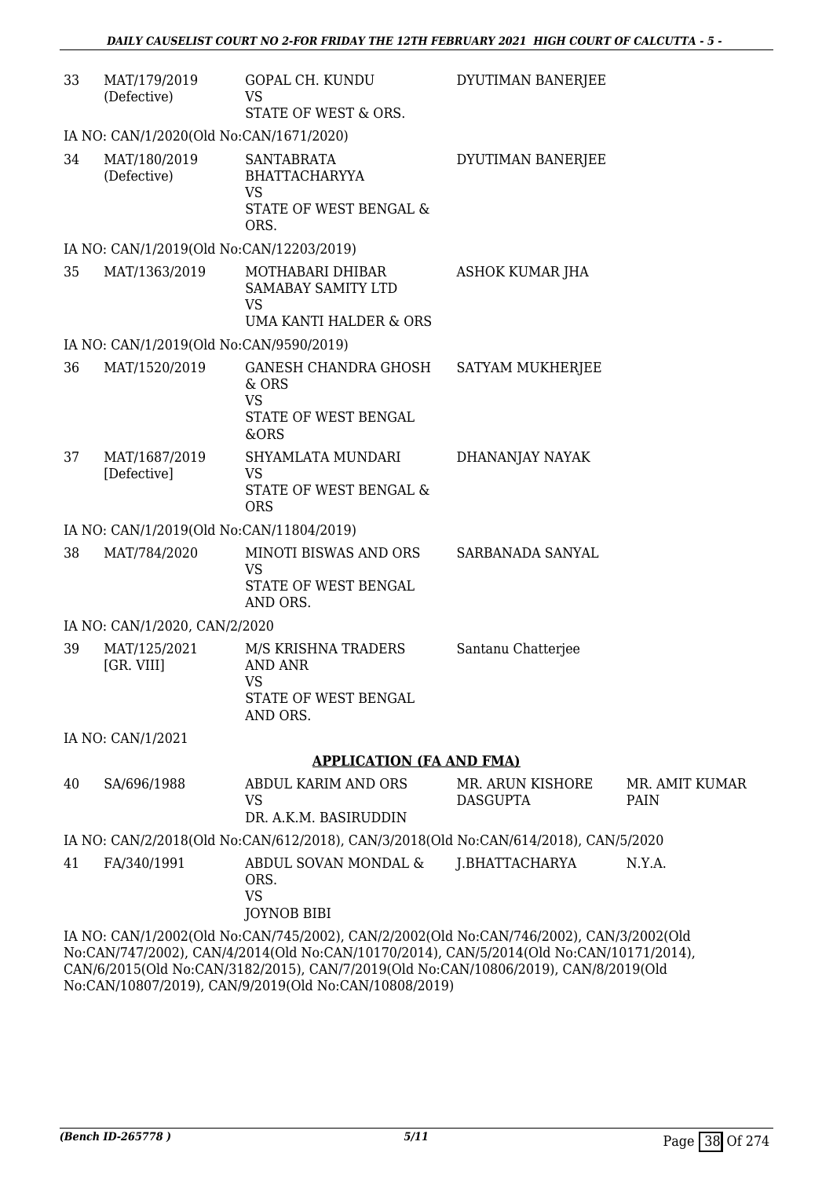| | | | | |
|---|---|---|---|---|
| 33 | MAT/179/2019 (Defective) | GOPAL CH. KUNDU VS STATE OF WEST & ORS. | DYUTIMAN BANERJEE | |
| IA NO: CAN/1/2020(Old No:CAN/1671/2020) | | | | |
| 34 | MAT/180/2019 (Defective) | SANTABRATA BHATTACHARYYA VS STATE OF WEST BENGAL & ORS. | DYUTIMAN BANERJEE | |
| IA NO: CAN/1/2019(Old No:CAN/12203/2019) | | | | |
| 35 | MAT/1363/2019 | MOTHABARI DHIBAR SAMABAY SAMITY LTD VS UMA KANTI HALDER & ORS | ASHOK KUMAR JHA | |
| IA NO: CAN/1/2019(Old No:CAN/9590/2019) | | | | |
| 36 | MAT/1520/2019 | GANESH CHANDRA GHOSH & ORS VS STATE OF WEST BENGAL &ORS | SATYAM MUKHERJEE | |
| 37 | MAT/1687/2019 [Defective] | SHYAMLATA MUNDARI VS STATE OF WEST BENGAL & ORS | DHANANJAY NAYAK | |
| IA NO: CAN/1/2019(Old No:CAN/11804/2019) | | | | |
| 38 | MAT/784/2020 | MINOTI BISWAS AND ORS VS STATE OF WEST BENGAL AND ORS. | SARBANADA SANYAL | |
| IA NO: CAN/1/2020, CAN/2/2020 | | | | |
| 39 | MAT/125/2021 [GR. VIII] | M/S KRISHNA TRADERS AND ANR VS STATE OF WEST BENGAL AND ORS. | Santanu Chatterjee | |
| IA NO: CAN/1/2021 | | | | |

## APPLICATION (FA AND FMA)

| | | | | |
|---|---|---|---|---|
| 40 | SA/696/1988 | ABDUL KARIM AND ORS VS DR. A.K.M. BASIRUDDIN | MR. ARUN KISHORE DASGUPTA | MR. AMIT KUMAR PAIN |
| IA NO: CAN/2/2018(Old No:CAN/612/2018), CAN/3/2018(Old No:CAN/614/2018), CAN/5/2020 | | | | |
| 41 | FA/340/1991 | ABDUL SOVAN MONDAL & ORS. VS JOYNOB BIBI | J.BHATTACHARYA | N.Y.A. |

IA NO: CAN/1/2002(Old No:CAN/745/2002), CAN/2/2002(Old No:CAN/746/2002), CAN/3/2002(Old No:CAN/747/2002), CAN/4/2014(Old No:CAN/10170/2014), CAN/5/2014(Old No:CAN/10171/2014), CAN/6/2015(Old No:CAN/3182/2015), CAN/7/2019(Old No:CAN/10806/2019), CAN/8/2019(Old No:CAN/10807/2019), CAN/9/2019(Old No:CAN/10808/2019)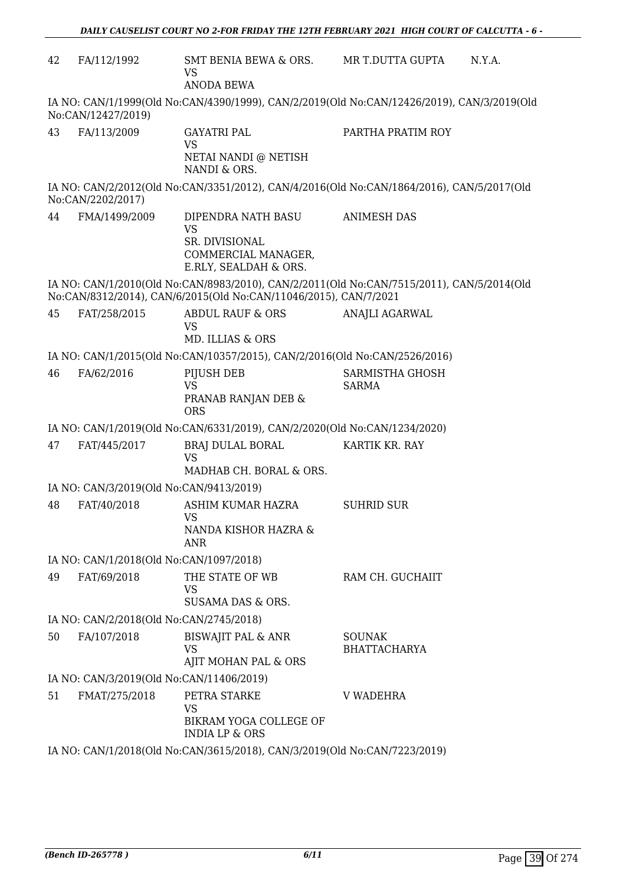| | | | | |
|---|---|---|---|---|
| 42 | FA/112/1992 | SMT BENIA BEWA & ORS. VS ANODA BEWA | MR T.DUTTA GUPTA | N.Y.A. |

IA NO: CAN/1/1999(Old No:CAN/4390/1999), CAN/2/2019(Old No:CAN/12426/2019), CAN/3/2019(Old No:CAN/12427/2019)

| | | | |
|---|---|---|---|
| 43 | FA/113/2009 | GAYATRI PAL VS NETAI NANDI @ NETISH NANDI & ORS. | PARTHA PRATIM ROY |

IA NO: CAN/2/2012(Old No:CAN/3351/2012), CAN/4/2016(Old No:CAN/1864/2016), CAN/5/2017(Old No:CAN/2202/2017)

| | | | |
|---|---|---|---|
| 44 | FMA/1499/2009 | DIPENDRA NATH BASU VS SR. DIVISIONAL COMMERCIAL MANAGER, E.RLY, SEALDAH & ORS. | ANIMESH DAS |

IA NO: CAN/1/2010(Old No:CAN/8983/2010), CAN/2/2011(Old No:CAN/7515/2011), CAN/5/2014(Old No:CAN/8312/2014), CAN/6/2015(Old No:CAN/11046/2015), CAN/7/2021

| | | | |
|---|---|---|---|
| 45 | FAT/258/2015 | ABDUL RAUF & ORS VS MD. ILLIAS & ORS | ANAJLI AGARWAL |

IA NO: CAN/1/2015(Old No:CAN/10357/2015), CAN/2/2016(Old No:CAN/2526/2016)

| | | | |
|---|---|---|---|
| 46 | FA/62/2016 | PIJUSH DEB VS PRANAB RANJAN DEB & ORS | SARMISTHA GHOSH SARMA |

IA NO: CAN/1/2019(Old No:CAN/6331/2019), CAN/2/2020(Old No:CAN/1234/2020)

| | | | |
|---|---|---|---|
| 47 | FAT/445/2017 | BRAJ DULAL BORAL VS MADHAB CH. BORAL & ORS. | KARTIK KR. RAY |

IA NO: CAN/3/2019(Old No:CAN/9413/2019)

| | | | |
|---|---|---|---|
| 48 | FAT/40/2018 | ASHIM KUMAR HAZRA VS NANDA KISHOR HAZRA & ANR | SUHRID SUR |

IA NO: CAN/1/2018(Old No:CAN/1097/2018)

| | | | |
|---|---|---|---|
| 49 | FAT/69/2018 | THE STATE OF WB VS SUSAMA DAS & ORS. | RAM CH. GUCHAIIT |

IA NO: CAN/2/2018(Old No:CAN/2745/2018)

| | | | |
|---|---|---|---|
| 50 | FA/107/2018 | BISWAJIT PAL & ANR VS AJIT MOHAN PAL & ORS | SOUNAK BHATTACHARYA |

IA NO: CAN/3/2019(Old No:CAN/11406/2019)

| | | | |
|---|---|---|---|
| 51 | FMAT/275/2018 | PETRA STARKE VS BIKRAM YOGA COLLEGE OF INDIA LP & ORS | V WADEHRA |

IA NO: CAN/1/2018(Old No:CAN/3615/2018), CAN/3/2019(Old No:CAN/7223/2019)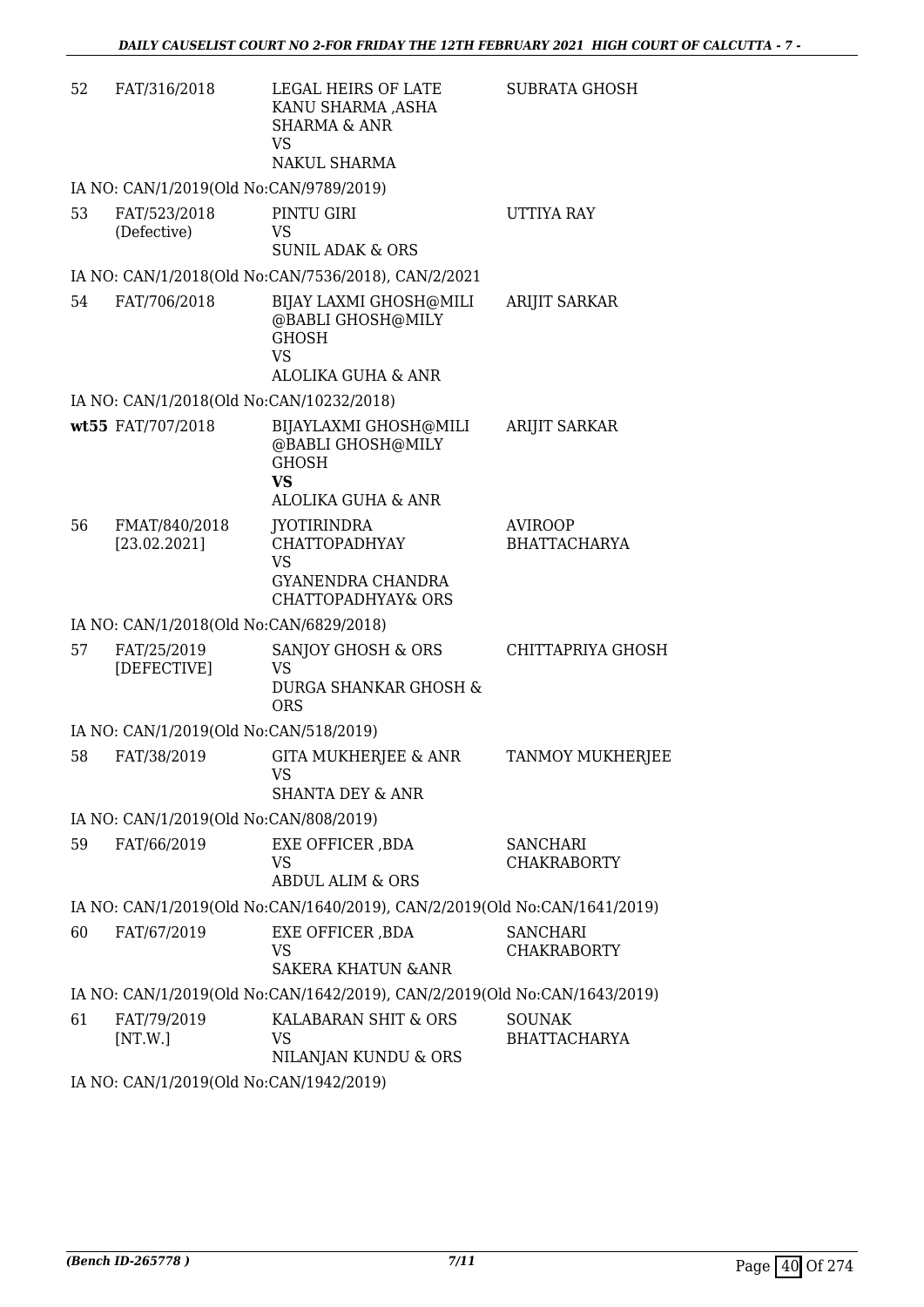| | | | |
|---|---|---|---|
| 52 | FAT/316/2018 | LEGAL HEIRS OF LATE KANU SHARMA ,ASHA SHARMA & ANR<br>VS<br>NAKUL SHARMA | SUBRATA GHOSH |
| | IA NO: CAN/1/2019(Old No:CAN/9789/2019) | | |
| 53 | FAT/523/2018 (Defective) | PINTU GIRI<br>VS<br>SUNIL ADAK & ORS | UTTIYA RAY |
| | IA NO: CAN/1/2018(Old No:CAN/7536/2018), CAN/2/2021 | | |
| 54 | FAT/706/2018 | BIJAY LAXMI GHOSH@MILI @BABLI GHOSH@MILY GHOSH<br>VS<br>ALOLIKA GUHA & ANR | ARIJIT SARKAR |
| | IA NO: CAN/1/2018(Old No:CAN/10232/2018) | | |
| **wt55** | FAT/707/2018 | BIJAYLAXMI GHOSH@MILI @BABLI GHOSH@MILY GHOSH<br>**VS**<br>ALOLIKA GUHA & ANR | ARIJIT SARKAR |
| 56 | FMAT/840/2018 [23.02.2021] | JYOTIRINDRA CHATTOPADHYAY<br>VS<br>GYANENDRA CHANDRA CHATTOPADHYAY& ORS | AVIROOP BHATTACHARYA |
| | IA NO: CAN/1/2018(Old No:CAN/6829/2018) | | |
| 57 | FAT/25/2019 [DEFECTIVE] | SANJOY GHOSH & ORS<br>VS<br>DURGA SHANKAR GHOSH & ORS | CHITTAPRIYA GHOSH |
| | IA NO: CAN/1/2019(Old No:CAN/518/2019) | | |
| 58 | FAT/38/2019 | GITA MUKHERJEE & ANR<br>VS<br>SHANTA DEY & ANR | TANMOY MUKHERJEE |
| | IA NO: CAN/1/2019(Old No:CAN/808/2019) | | |
| 59 | FAT/66/2019 | EXE OFFICER ,BDA<br>VS<br>ABDUL ALIM & ORS | SANCHARI CHAKRABORTY |
| | IA NO: CAN/1/2019(Old No:CAN/1640/2019), CAN/2/2019(Old No:CAN/1641/2019) | | |
| 60 | FAT/67/2019 | EXE OFFICER ,BDA<br>VS<br>SAKERA KHATUN &ANR | SANCHARI CHAKRABORTY |
| | IA NO: CAN/1/2019(Old No:CAN/1642/2019), CAN/2/2019(Old No:CAN/1643/2019) | | |
| 61 | FAT/79/2019 [NT.W.] | KALABARAN SHIT & ORS<br>VS<br>NILANJAN KUNDU & ORS | SOUNAK BHATTACHARYA |
| | IA NO: CAN/1/2019(Old No:CAN/1942/2019) | | |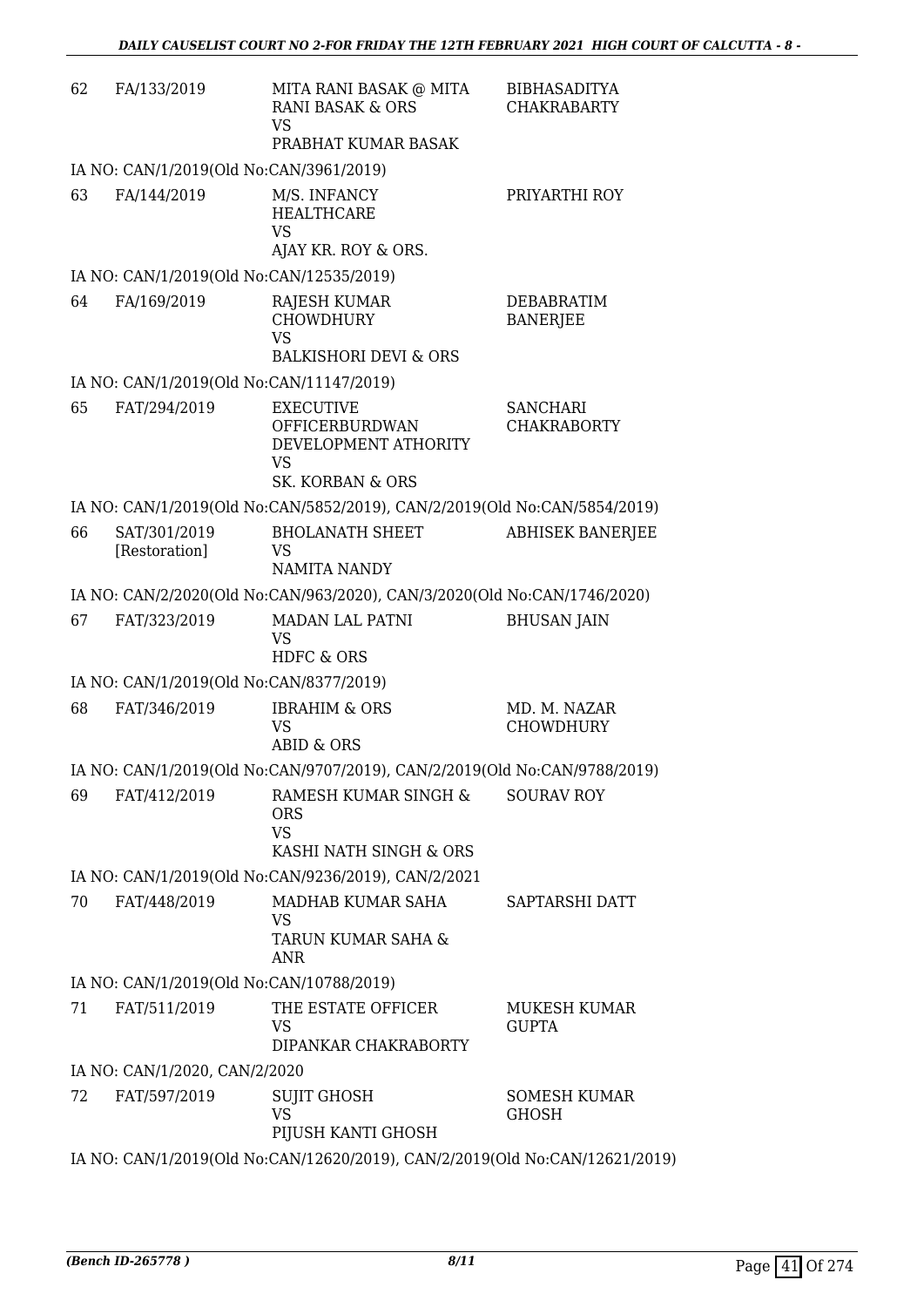| | | | |
|---|---|---|---|
| 62 | FA/133/2019 | MITA RANI BASAK @ MITA RANI BASAK & ORS<br>VS<br>PRABHAT KUMAR BASAK | BIBHASADITYA CHAKRABARTY |
| | IA NO: CAN/1/2019(Old No:CAN/3961/2019) | | |
| 63 | FA/144/2019 | M/S. INFANCY HEALTHCARE<br>VS<br>AJAY KR. ROY & ORS. | PRIYARTHI ROY |
| | IA NO: CAN/1/2019(Old No:CAN/12535/2019) | | |
| 64 | FA/169/2019 | RAJESH KUMAR CHOWDHURY<br>VS<br>BALKISHORI DEVI & ORS | DEBABRATIM BANERJEE |
| | IA NO: CAN/1/2019(Old No:CAN/11147/2019) | | |
| 65 | FAT/294/2019 | EXECUTIVE OFFICERBURDWAN DEVELOPMENT ATHORITY<br>VS<br>SK. KORBAN & ORS | SANCHARI CHAKRABORTY |
| | IA NO: CAN/1/2019(Old No:CAN/5852/2019), CAN/2/2019(Old No:CAN/5854/2019) | | |
| 66 | SAT/301/2019 [Restoration] | BHOLANATH SHEET<br>VS<br>NAMITA NANDY | ABHISEK BANERJEE |
| | IA NO: CAN/2/2020(Old No:CAN/963/2020), CAN/3/2020(Old No:CAN/1746/2020) | | |
| 67 | FAT/323/2019 | MADAN LAL PATNI<br>VS<br>HDFC & ORS | BHUSAN JAIN |
| | IA NO: CAN/1/2019(Old No:CAN/8377/2019) | | |
| 68 | FAT/346/2019 | IBRAHIM & ORS<br>VS<br>ABID & ORS | MD. M. NAZAR CHOWDHURY |
| | IA NO: CAN/1/2019(Old No:CAN/9707/2019), CAN/2/2019(Old No:CAN/9788/2019) | | |
| 69 | FAT/412/2019 | RAMESH KUMAR SINGH & ORS<br>VS<br>KASHI NATH SINGH & ORS | SOURAV ROY |
| | IA NO: CAN/1/2019(Old No:CAN/9236/2019), CAN/2/2021 | | |
| 70 | FAT/448/2019 | MADHAB KUMAR SAHA<br>VS<br>TARUN KUMAR SAHA & ANR | SAPTARSHI DATT |
| | IA NO: CAN/1/2019(Old No:CAN/10788/2019) | | |
| 71 | FAT/511/2019 | THE ESTATE OFFICER<br>VS<br>DIPANKAR CHAKRABORTY | MUKESH KUMAR GUPTA |
| | IA NO: CAN/1/2020, CAN/2/2020 | | |
| 72 | FAT/597/2019 | SUJIT GHOSH<br>VS<br>PIJUSH KANTI GHOSH | SOMESH KUMAR GHOSH |
| | IA NO: CAN/1/2019(Old No:CAN/12620/2019), CAN/2/2019(Old No:CAN/12621/2019) | | |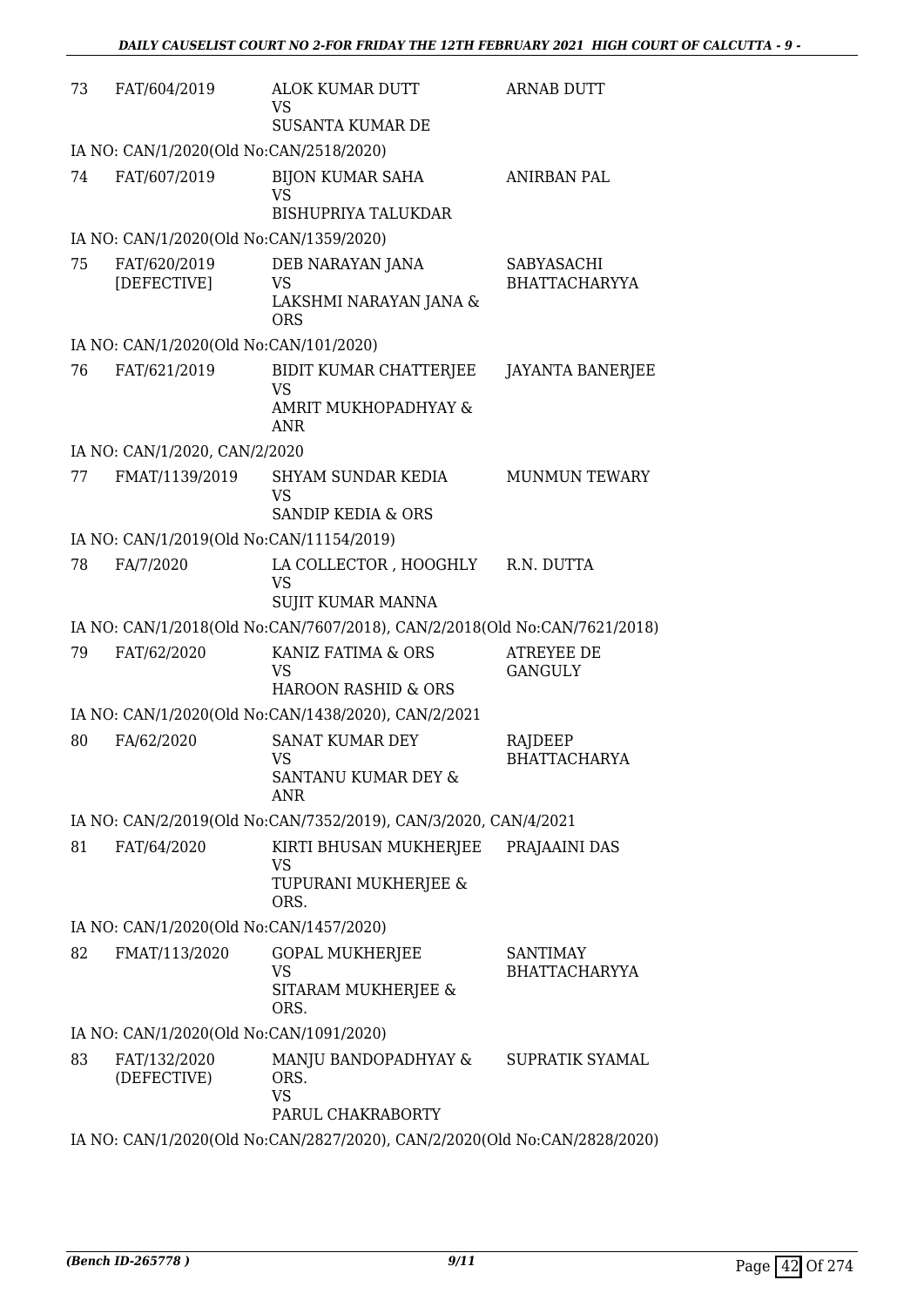| 73 | FAT/604/2019 | ALOK KUMAR DUTT<br>VS<br>SUSANTA KUMAR DE | ARNAB DUTT |
|---|---|---|---|
| | IA NO: CAN/1/2020(Old No:CAN/2518/2020) | | |
| 74 | FAT/607/2019 | BIJON KUMAR SAHA<br>VS<br>BISHUPRIYA TALUKDAR | ANIRBAN PAL |
| | IA NO: CAN/1/2020(Old No:CAN/1359/2020) | | |
| 75 | FAT/620/2019<br>[DEFECTIVE] | DEB NARAYAN JANA<br>VS<br>LAKSHMI NARAYAN JANA & ORS | SABYASACHI BHATTACHARYYA |
| | IA NO: CAN/1/2020(Old No:CAN/101/2020) | | |
| 76 | FAT/621/2019 | BIDIT KUMAR CHATTERJEE<br>VS<br>AMRIT MUKHOPADHYAY & ANR | JAYANTA BANERJEE |
| | IA NO: CAN/1/2020, CAN/2/2020 | | |
| 77 | FMAT/1139/2019 | SHYAM SUNDAR KEDIA<br>VS<br>SANDIP KEDIA & ORS | MUNMUN TEWARY |
| | IA NO: CAN/1/2019(Old No:CAN/11154/2019) | | |
| 78 | FA/7/2020 | LA COLLECTOR , HOOGHLY<br>VS<br>SUJIT KUMAR MANNA | R.N. DUTTA |
| | IA NO: CAN/1/2018(Old No:CAN/7607/2018), CAN/2/2018(Old No:CAN/7621/2018) | | |
| 79 | FAT/62/2020 | KANIZ FATIMA & ORS<br>VS<br>HAROON RASHID & ORS | ATREYEE DE GANGULY |
| | IA NO: CAN/1/2020(Old No:CAN/1438/2020), CAN/2/2021 | | |
| 80 | FA/62/2020 | SANAT KUMAR DEY<br>VS<br>SANTANU KUMAR DEY & ANR | RAJDEEP BHATTACHARYA |
| | IA NO: CAN/2/2019(Old No:CAN/7352/2019), CAN/3/2020, CAN/4/2021 | | |
| 81 | FAT/64/2020 | KIRTI BHUSAN MUKHERJEE<br>VS<br>TUPURANI MUKHERJEE & ORS. | PRAJAAINI DAS |
| | IA NO: CAN/1/2020(Old No:CAN/1457/2020) | | |
| 82 | FMAT/113/2020 | GOPAL MUKHERJEE<br>VS<br>SITARAM MUKHERJEE & ORS. | SANTIMAY BHATTACHARYYA |
| | IA NO: CAN/1/2020(Old No:CAN/1091/2020) | | |
| 83 | FAT/132/2020<br>(DEFECTIVE) | MANJU BANDOPADHYAY & ORS.<br>VS<br>PARUL CHAKRABORTY | SUPRATIK SYAMAL |
| | IA NO: CAN/1/2020(Old No:CAN/2827/2020), CAN/2/2020(Old No:CAN/2828/2020) | | |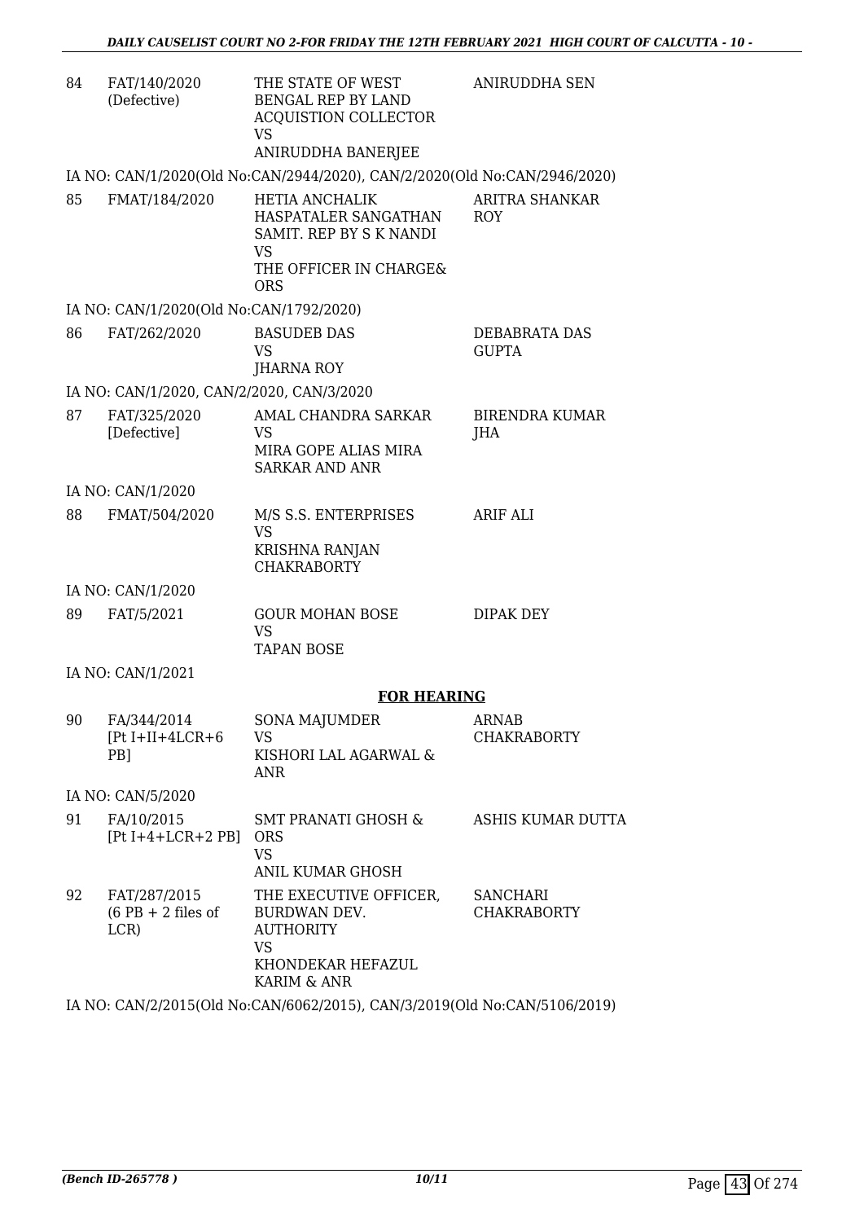| | | | |
|---|---|---|---|
| 84 | FAT/140/2020 (Defective) | THE STATE OF WEST BENGAL REP BY LAND ACQUISTION COLLECTOR<br>VS<br>ANIRUDDHA BANERJEE | ANIRUDDHA SEN |

IA NO: CAN/1/2020(Old No:CAN/2944/2020), CAN/2/2020(Old No:CAN/2946/2020)

| | | | |
|---|---|---|---|
| 85 | FMAT/184/2020 | HETIA ANCHALIK HASPATALER SANGATHAN SAMIT. REP BY S K NANDI<br>VS<br>THE OFFICER IN CHARGE& ORS | ARITRA SHANKAR ROY |

IA NO: CAN/1/2020(Old No:CAN/1792/2020)

| | | | |
|---|---|---|---|
| 86 | FAT/262/2020 | BASUDEB DAS<br>VS<br>JHARNA ROY | DEBABRATA DAS GUPTA |

IA NO: CAN/1/2020, CAN/2/2020, CAN/3/2020

| | | | |
|---|---|---|---|
| 87 | FAT/325/2020 [Defective] | AMAL CHANDRA SARKAR<br>VS<br>MIRA GOPE ALIAS MIRA SARKAR AND ANR | BIRENDRA KUMAR JHA |

IA NO: CAN/1/2020

| | | | |
|---|---|---|---|
| 88 | FMAT/504/2020 | M/S S.S. ENTERPRISES<br>VS<br>KRISHNA RANJAN CHAKRABORTY | ARIF ALI |

IA NO: CAN/1/2020

| | | | |
|---|---|---|---|
| 89 | FAT/5/2021 | GOUR MOHAN BOSE<br>VS<br>TAPAN BOSE | DIPAK DEY |

IA NO: CAN/1/2021

## FOR HEARING

| | | | |
|---|---|---|---|
| 90 | FA/344/2014 [Pt I+II+4LCR+6 PB] | SONA MAJUMDER<br>VS<br>KISHORI LAL AGARWAL & ANR | ARNAB CHAKRABORTY |

IA NO: CAN/5/2020

| | | | |
|---|---|---|---|
| 91 | FA/10/2015 [Pt I+4+LCR+2 PB] | SMT PRANATI GHOSH & ORS<br>VS<br>ANIL KUMAR GHOSH | ASHIS KUMAR DUTTA |
| 92 | FAT/287/2015 (6 PB + 2 files of LCR) | THE EXECUTIVE OFFICER, BURDWAN DEV. AUTHORITY<br>VS<br>KHONDEKAR HEFAZUL KARIM & ANR | SANCHARI CHAKRABORTY |

IA NO: CAN/2/2015(Old No:CAN/6062/2015), CAN/3/2019(Old No:CAN/5106/2019)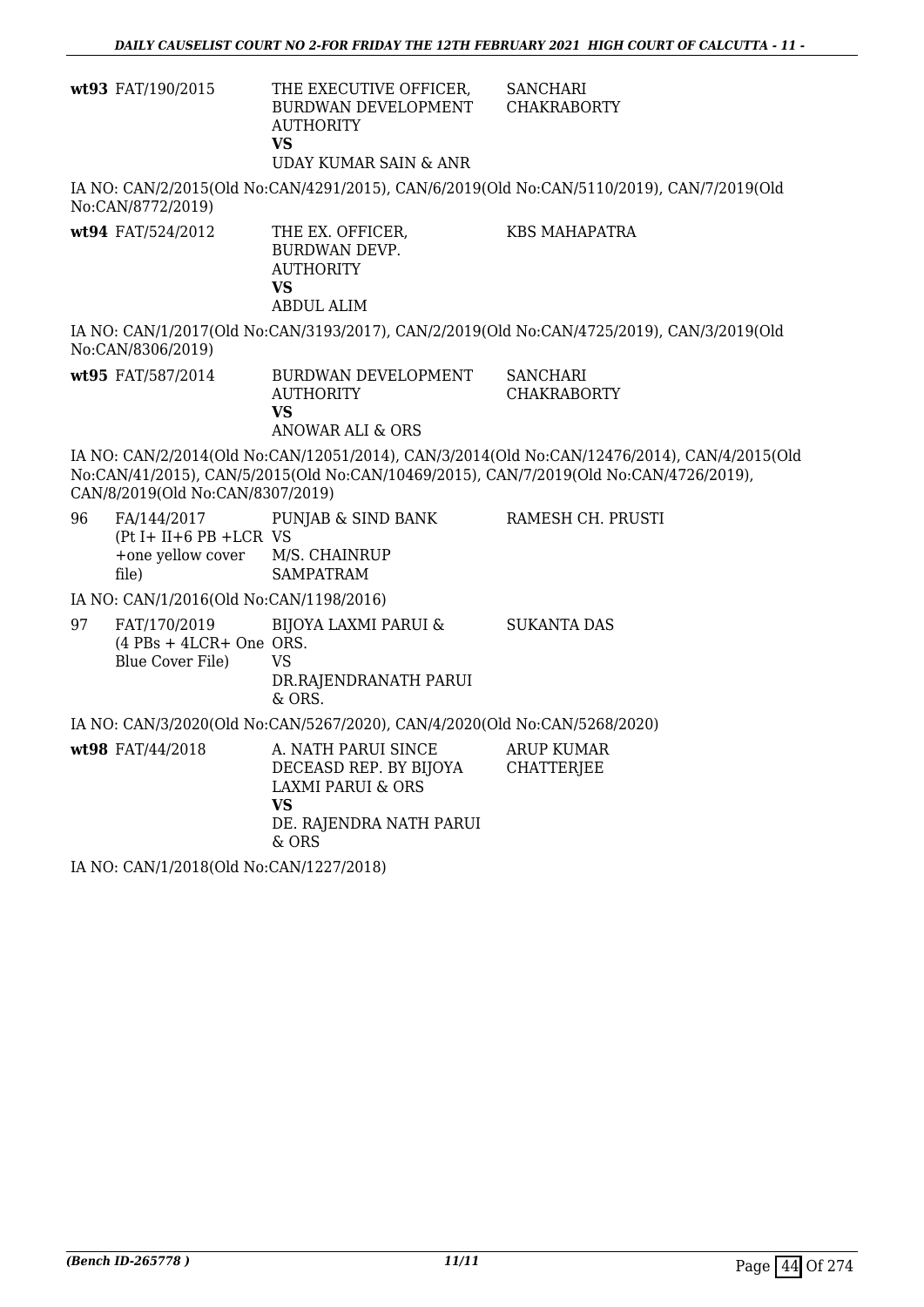| | | | |
|---|---|---|---|
| wt93 | FAT/190/2015 | THE EXECUTIVE OFFICER, BURDWAN DEVELOPMENT AUTHORITY<br>**VS**<br>UDAY KUMAR SAIN & ANR | SANCHARI CHAKRABORTY |

IA NO: CAN/2/2015(Old No:CAN/4291/2015), CAN/6/2019(Old No:CAN/5110/2019), CAN/7/2019(Old No:CAN/8772/2019)

| | | | |
|---|---|---|---|
| wt94 | FAT/524/2012 | THE EX. OFFICER, BURDWAN DEVP. AUTHORITY<br>**VS**<br>ABDUL ALIM | KBS MAHAPATRA |

IA NO: CAN/1/2017(Old No:CAN/3193/2017), CAN/2/2019(Old No:CAN/4725/2019), CAN/3/2019(Old No:CAN/8306/2019)

| | | | |
|---|---|---|---|
| wt95 | FAT/587/2014 | BURDWAN DEVELOPMENT AUTHORITY<br>**VS**<br>ANOWAR ALI & ORS | SANCHARI CHAKRABORTY |

IA NO: CAN/2/2014(Old No:CAN/12051/2014), CAN/3/2014(Old No:CAN/12476/2014), CAN/4/2015(Old No:CAN/41/2015), CAN/5/2015(Old No:CAN/10469/2015), CAN/7/2019(Old No:CAN/4726/2019), CAN/8/2019(Old No:CAN/8307/2019)

| | | | |
|---|---|---|---|
| 96 | FA/144/2017<br>(Pt I+ II+6 PB +LCR +one yellow cover file) | PUNJAB & SIND BANK<br>VS<br>M/S. CHAINRUP SAMPATRAM | RAMESH CH. PRUSTI |

IA NO: CAN/1/2016(Old No:CAN/1198/2016)

| | | | |
|---|---|---|---|
| 97 | FAT/170/2019<br>(4 PBs + 4LCR+ One Blue Cover File) | BIJOYA LAXMI PARUI & ORS.<br>VS<br>DR.RAJENDRANATH PARUI & ORS. | SUKANTA DAS |

IA NO: CAN/3/2020(Old No:CAN/5267/2020), CAN/4/2020(Old No:CAN/5268/2020)

| | | | |
|---|---|---|---|
| wt98 | FAT/44/2018 | A. NATH PARUI SINCE DECEASD REP. BY BIJOYA LAXMI PARUI & ORS<br>**VS**<br>DE. RAJENDRA NATH PARUI & ORS | ARUP KUMAR CHATTERJEE |

IA NO: CAN/1/2018(Old No:CAN/1227/2018)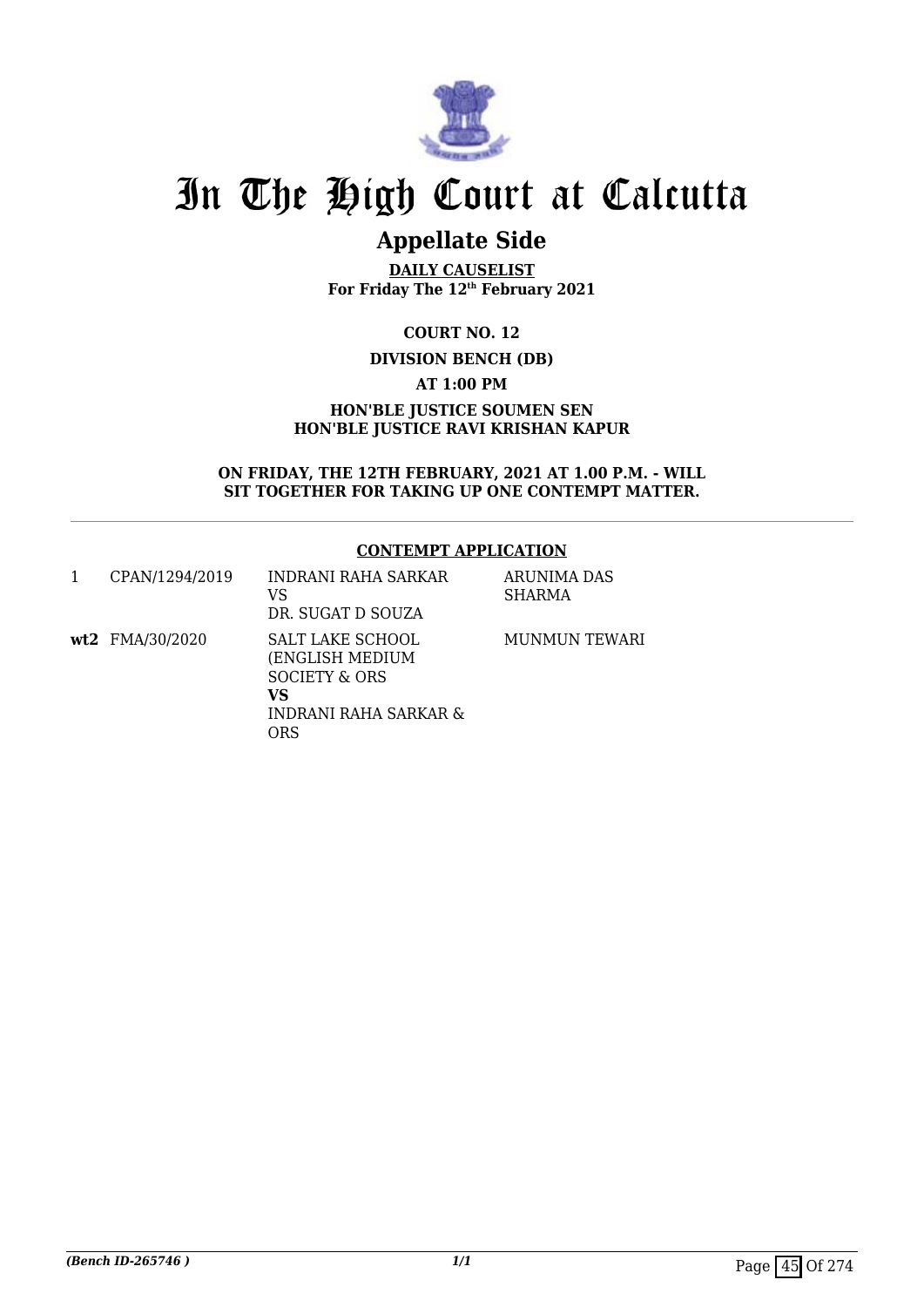# In The High Court at Calcutta

## Appellate Side

**DAILY CAUSELIST**
**For Friday The 12th February 2021**

**COURT NO. 12**

**DIVISION BENCH (DB)**

**AT 1:00 PM**

**HON'BLE JUSTICE SOUMEN SEN**
**HON'BLE JUSTICE RAVI KRISHAN KAPUR**

**ON FRIDAY, THE 12TH FEBRUARY, 2021 AT 1.00 P.M. - WILL SIT TOGETHER FOR TAKING UP ONE CONTEMPT MATTER.**

**CONTEMPT APPLICATION**

| | | | |
|---|---|---|---|
| 1 | CPAN/1294/2019 | INDRANI RAHA SARKAR<br>VS<br>DR. SUGAT D SOUZA | ARUNIMA DAS SHARMA |
| **wt2** | FMA/30/2020 | SALT LAKE SCHOOL (ENGLISH MEDIUM SOCIETY & ORS<br>**VS**<br>INDRANI RAHA SARKAR & ORS | MUNMUN TEWARI |

*(Bench ID-265746 )*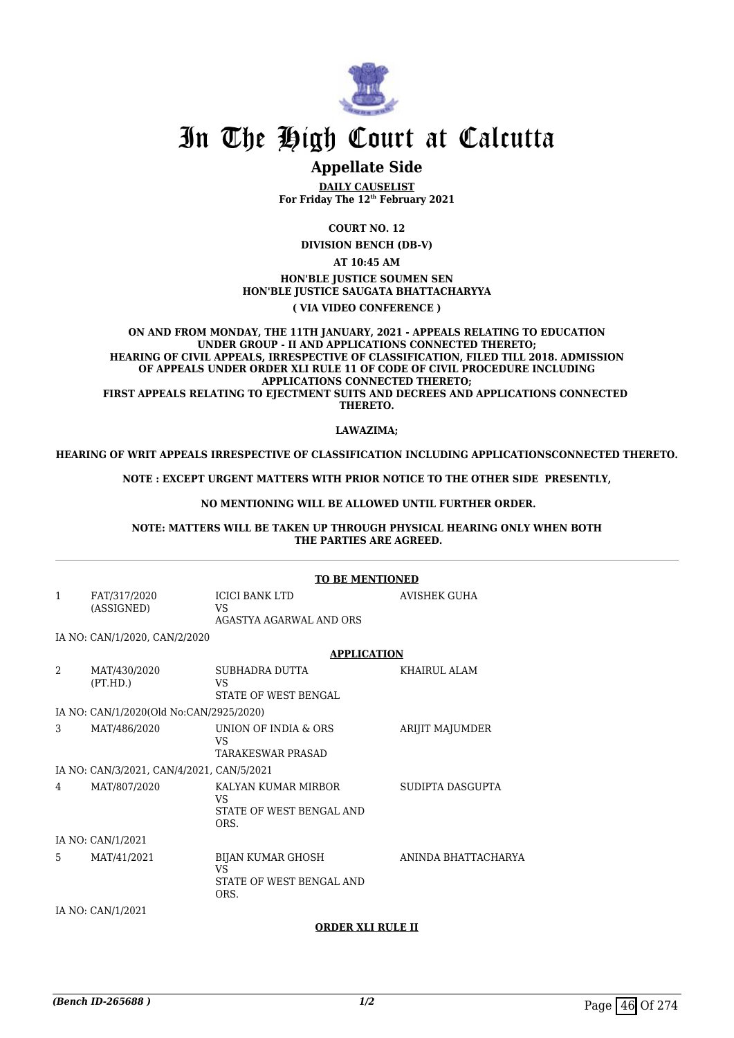# In The High Court at Calcutta

## Appellate Side

**DAILY CAUSELIST**
**For Friday The 12th February 2021**

**COURT NO. 12**

**DIVISION BENCH (DB-V)**

**AT 10:45 AM**

**HON'BLE JUSTICE SOUMEN SEN**
**HON'BLE JUSTICE SAUGATA BHATTACHARYYA**

**( VIA VIDEO CONFERENCE )**

**ON AND FROM MONDAY, THE 11TH JANUARY, 2021 - APPEALS RELATING TO EDUCATION UNDER GROUP - II AND APPLICATIONS CONNECTED THERETO; HEARING OF CIVIL APPEALS, IRRESPECTIVE OF CLASSIFICATION, FILED TILL 2018. ADMISSION OF APPEALS UNDER ORDER XLI RULE 11 OF CODE OF CIVIL PROCEDURE INCLUDING APPLICATIONS CONNECTED THERETO; FIRST APPEALS RELATING TO EJECTMENT SUITS AND DECREES AND APPLICATIONS CONNECTED THERETO.**

**LAWAZIMA;**

**HEARING OF WRIT APPEALS IRRESPECTIVE OF CLASSIFICATION INCLUDING APPLICATIONSCONNECTED THERETO.**

**NOTE : EXCEPT URGENT MATTERS WITH PRIOR NOTICE TO THE OTHER SIDE PRESENTLY,**

**NO MENTIONING WILL BE ALLOWED UNTIL FURTHER ORDER.**

**NOTE: MATTERS WILL BE TAKEN UP THROUGH PHYSICAL HEARING ONLY WHEN BOTH THE PARTIES ARE AGREED.**

**TO BE MENTIONED**

| | | | |
|---|---|---|---|
| 1 | FAT/317/2020 (ASSIGNED) | ICICI BANK LTD VS AGASTYA AGARWAL AND ORS | AVISHEK GUHA |

IA NO: CAN/1/2020, CAN/2/2020

**APPLICATION**

| | | | |
|---|---|---|---|
| 2 | MAT/430/2020 (PT.HD.) | SUBHADRA DUTTA VS STATE OF WEST BENGAL | KHAIRUL ALAM |

IA NO: CAN/1/2020(Old No:CAN/2925/2020)

| | | | |
|---|---|---|---|
| 3 | MAT/486/2020 | UNION OF INDIA & ORS VS TARAKESWAR PRASAD | ARIJIT MAJUMDER |

IA NO: CAN/3/2021, CAN/4/2021, CAN/5/2021

| | | | |
|---|---|---|---|
| 4 | MAT/807/2020 | KALYAN KUMAR MIRBOR VS STATE OF WEST BENGAL AND ORS. | SUDIPTA DASGUPTA |

IA NO: CAN/1/2021

| | | | |
|---|---|---|---|
| 5 | MAT/41/2021 | BIJAN KUMAR GHOSH VS STATE OF WEST BENGAL AND ORS. | ANINDA BHATTACHARYA |

IA NO: CAN/1/2021

**ORDER XLI RULE II**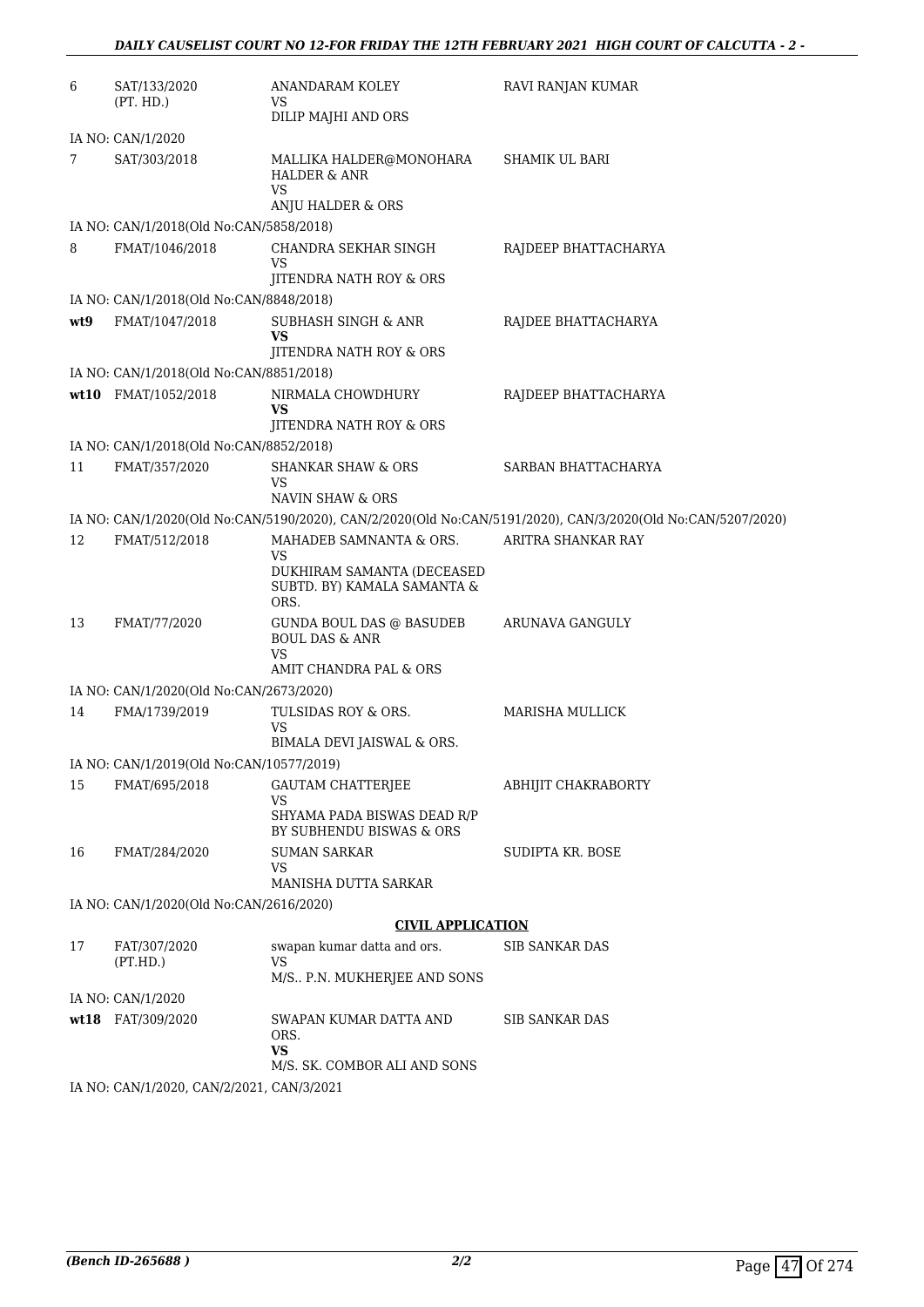| | | | |
|---|---|---|---|
| 6 | SAT/133/2020 (PT. HD.) | ANANDARAM KOLEY VS DILIP MAJHI AND ORS | RAVI RANJAN KUMAR |
| | IA NO: CAN/1/2020 | | |
| 7 | SAT/303/2018 | MALLIKA HALDER@MONOHARA HALDER & ANR VS ANJU HALDER & ORS | SHAMIK UL BARI |
| | IA NO: CAN/1/2018(Old No:CAN/5858/2018) | | |
| 8 | FMAT/1046/2018 | CHANDRA SEKHAR SINGH VS JITENDRA NATH ROY & ORS | RAJDEEP BHATTACHARYA |
| | IA NO: CAN/1/2018(Old No:CAN/8848/2018) | | |
| **wt9** | FMAT/1047/2018 | SUBHASH SINGH & ANR **VS** JITENDRA NATH ROY & ORS | RAJDEE BHATTACHARYA |
| | IA NO: CAN/1/2018(Old No:CAN/8851/2018) | | |
| **wt10** | FMAT/1052/2018 | NIRMALA CHOWDHURY **VS** JITENDRA NATH ROY & ORS | RAJDEEP BHATTACHARYA |
| | IA NO: CAN/1/2018(Old No:CAN/8852/2018) | | |
| 11 | FMAT/357/2020 | SHANKAR SHAW & ORS VS NAVIN SHAW & ORS | SARBAN BHATTACHARYA |
| | IA NO: CAN/1/2020(Old No:CAN/5190/2020), CAN/2/2020(Old No:CAN/5191/2020), CAN/3/2020(Old No:CAN/5207/2020) | | |
| 12 | FMAT/512/2018 | MAHADEB SAMNANTA & ORS. VS DUKHIRAM SAMANTA (DECEASED SUBTD. BY) KAMALA SAMANTA & ORS. | ARITRA SHANKAR RAY |
| 13 | FMAT/77/2020 | GUNDA BOUL DAS @ BASUDEB BOUL DAS & ANR VS AMIT CHANDRA PAL & ORS | ARUNAVA GANGULY |
| | IA NO: CAN/1/2020(Old No:CAN/2673/2020) | | |
| 14 | FMA/1739/2019 | TULSIDAS ROY & ORS. VS BIMALA DEVI JAISWAL & ORS. | MARISHA MULLICK |
| | IA NO: CAN/1/2019(Old No:CAN/10577/2019) | | |
| 15 | FMAT/695/2018 | GAUTAM CHATTERJEE VS SHYAMA PADA BISWAS DEAD R/P BY SUBHENDU BISWAS & ORS | ABHIJIT CHAKRABORTY |
| 16 | FMAT/284/2020 | SUMAN SARKAR VS MANISHA DUTTA SARKAR | SUDIPTA KR. BOSE |
| | IA NO: CAN/1/2020(Old No:CAN/2616/2020) | | |

### CIVIL APPLICATION

| | | | |
|---|---|---|---|
| 17 | FAT/307/2020 (PT.HD.) | swapan kumar datta and ors. VS M/S.. P.N. MUKHERJEE AND SONS | SIB SANKAR DAS |
| | IA NO: CAN/1/2020 | | |
| **wt18** | FAT/309/2020 | SWAPAN KUMAR DATTA AND ORS. **VS** M/S. SK. COMBOR ALI AND SONS | SIB SANKAR DAS |
| | IA NO: CAN/1/2020, CAN/2/2021, CAN/3/2021 | | |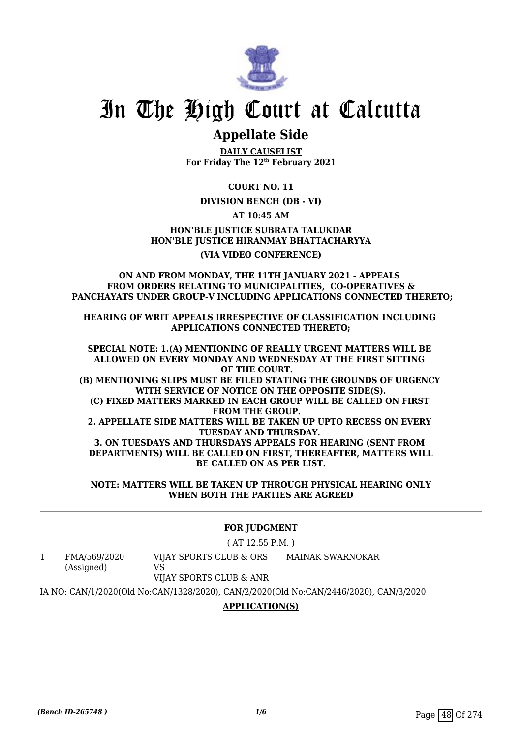# In The High Court at Calcutta

## Appellate Side

**DAILY CAUSELIST**
**For Friday The 12th February 2021**

**COURT NO. 11**

**DIVISION BENCH (DB - VI)**

**AT 10:45 AM**

**HON'BLE JUSTICE SUBRATA TALUKDAR**
**HON'BLE JUSTICE HIRANMAY BHATTACHARYYA**

**(VIA VIDEO CONFERENCE)**

**ON AND FROM MONDAY, THE 11TH JANUARY 2021 - APPEALS FROM ORDERS RELATING TO MUNICIPALITIES, CO-OPERATIVES & PANCHAYATS UNDER GROUP-V INCLUDING APPLICATIONS CONNECTED THERETO;**

**HEARING OF WRIT APPEALS IRRESPECTIVE OF CLASSIFICATION INCLUDING APPLICATIONS CONNECTED THERETO;**

**SPECIAL NOTE: 1.(A) MENTIONING OF REALLY URGENT MATTERS WILL BE ALLOWED ON EVERY MONDAY AND WEDNESDAY AT THE FIRST SITTING OF THE COURT.**
**(B) MENTIONING SLIPS MUST BE FILED STATING THE GROUNDS OF URGENCY WITH SERVICE OF NOTICE ON THE OPPOSITE SIDE(S).**
**(C) FIXED MATTERS MARKED IN EACH GROUP WILL BE CALLED ON FIRST FROM THE GROUP.**
**2. APPELLATE SIDE MATTERS WILL BE TAKEN UP UPTO RECESS ON EVERY TUESDAY AND THURSDAY.**
**3. ON TUESDAYS AND THURSDAYS APPEALS FOR HEARING (SENT FROM DEPARTMENTS) WILL BE CALLED ON FIRST, THEREAFTER, MATTERS WILL BE CALLED ON AS PER LIST.**

**NOTE: MATTERS WILL BE TAKEN UP THROUGH PHYSICAL HEARING ONLY WHEN BOTH THE PARTIES ARE AGREED**

---

**FOR JUDGMENT**

( AT 12.55 P.M. )

| | | | |
|---|---|---|---|
| 1 | FMA/569/2020 (Assigned) | VIJAY SPORTS CLUB & ORS VS VIJAY SPORTS CLUB & ANR | MAINAK SWARNOKAR |

IA NO: CAN/1/2020(Old No:CAN/1328/2020), CAN/2/2020(Old No:CAN/2446/2020), CAN/3/2020

**APPLICATION(S)**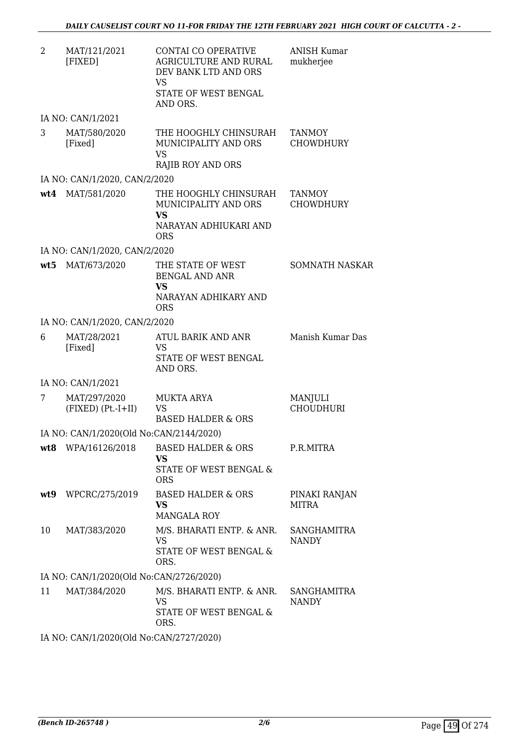| | | | |
|---|---|---|---|
| 2 | MAT/121/2021 [FIXED] | CONTAI CO OPERATIVE AGRICULTURE AND RURAL DEV BANK LTD AND ORS<br>VS<br>STATE OF WEST BENGAL AND ORS. | ANISH Kumar mukherjee |
| | IA NO: CAN/1/2021 | | |
| 3 | MAT/580/2020 [Fixed] | THE HOOGHLY CHINSURAH MUNICIPALITY AND ORS<br>VS<br>RAJIB ROY AND ORS | TANMOY CHOWDHURY |
| | IA NO: CAN/1/2020, CAN/2/2020 | | |
| **wt4** | MAT/581/2020 | THE HOOGHLY CHINSURAH MUNICIPALITY AND ORS<br>**VS**<br>NARAYAN ADHIUKARI AND ORS | TANMOY CHOWDHURY |
| | IA NO: CAN/1/2020, CAN/2/2020 | | |
| **wt5** | MAT/673/2020 | THE STATE OF WEST BENGAL AND ANR<br>**VS**<br>NARAYAN ADHIKARY AND ORS | SOMNATH NASKAR |
| | IA NO: CAN/1/2020, CAN/2/2020 | | |
| 6 | MAT/28/2021 [Fixed] | ATUL BARIK AND ANR<br>VS<br>STATE OF WEST BENGAL AND ORS. | Manish Kumar Das |
| | IA NO: CAN/1/2021 | | |
| 7 | MAT/297/2020 (FIXED) (Pt.-I+II) | MUKTA ARYA<br>VS<br>BASED HALDER & ORS | MANJULI CHOUDHURI |
| | IA NO: CAN/1/2020(Old No:CAN/2144/2020) | | |
| **wt8** | WPA/16126/2018 | BASED HALDER & ORS<br>**VS**<br>STATE OF WEST BENGAL & ORS | P.R.MITRA |
| **wt9** | WPCRC/275/2019 | BASED HALDER & ORS<br>**VS**<br>MANGALA ROY | PINAKI RANJAN MITRA |
| 10 | MAT/383/2020 | M/S. BHARATI ENTP. & ANR.<br>VS<br>STATE OF WEST BENGAL & ORS. | SANGHAMITRA NANDY |
| | IA NO: CAN/1/2020(Old No:CAN/2726/2020) | | |
| 11 | MAT/384/2020 | M/S. BHARATI ENTP. & ANR.<br>VS<br>STATE OF WEST BENGAL & ORS. | SANGHAMITRA NANDY |
| | IA NO: CAN/1/2020(Old No:CAN/2727/2020) | | |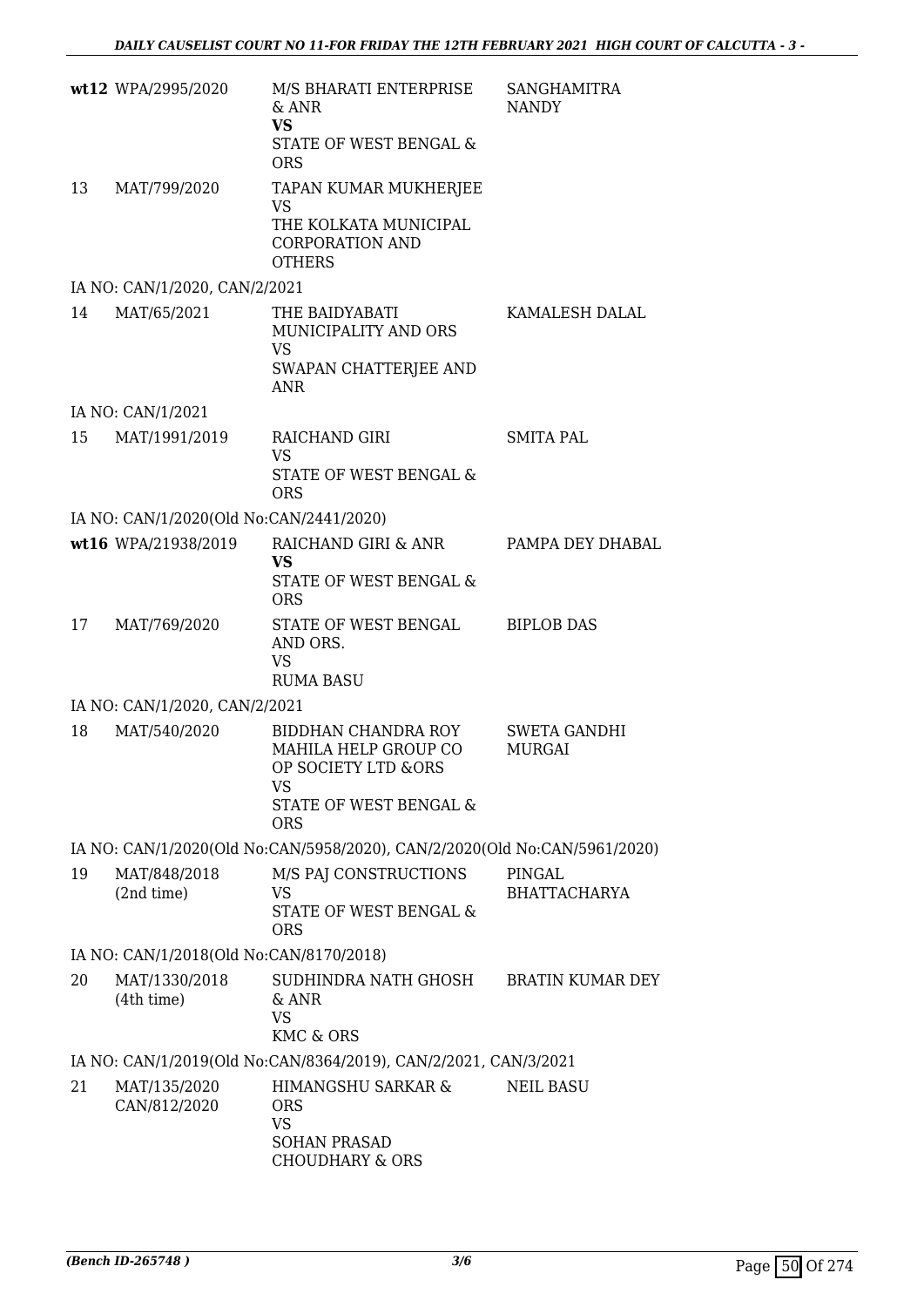| | | | |
|---|---|---|---|
| **wt12** | WPA/2995/2020 | M/S BHARATI ENTERPRISE & ANR<br>**VS**<br>STATE OF WEST BENGAL & ORS | SANGHAMITRA NANDY |
| 13 | MAT/799/2020 | TAPAN KUMAR MUKHERJEE<br>VS<br>THE KOLKATA MUNICIPAL CORPORATION AND OTHERS | |

IA NO: CAN/1/2020, CAN/2/2021

| | | | |
|---|---|---|---|
| 14 | MAT/65/2021 | THE BAIDYABATI MUNICIPALITY AND ORS<br>VS<br>SWAPAN CHATTERJEE AND ANR | KAMALESH DALAL |

IA NO: CAN/1/2021

| | | | |
|---|---|---|---|
| 15 | MAT/1991/2019 | RAICHAND GIRI<br>VS<br>STATE OF WEST BENGAL & ORS | SMITA PAL |

IA NO: CAN/1/2020(Old No:CAN/2441/2020)

| | | | |
|---|---|---|---|
| **wt16** | WPA/21938/2019 | RAICHAND GIRI & ANR<br>**VS**<br>STATE OF WEST BENGAL & ORS | PAMPA DEY DHABAL |
| 17 | MAT/769/2020 | STATE OF WEST BENGAL AND ORS.<br>VS<br>RUMA BASU | BIPLOB DAS |

IA NO: CAN/1/2020, CAN/2/2021

| | | | |
|---|---|---|---|
| 18 | MAT/540/2020 | BIDDHAN CHANDRA ROY MAHILA HELP GROUP CO OP SOCIETY LTD &ORS<br>VS<br>STATE OF WEST BENGAL & ORS | SWETA GANDHI MURGAI |

IA NO: CAN/1/2020(Old No:CAN/5958/2020), CAN/2/2020(Old No:CAN/5961/2020)

| | | | |
|---|---|---|---|
| 19 | MAT/848/2018<br>(2nd time) | M/S PAJ CONSTRUCTIONS<br>VS<br>STATE OF WEST BENGAL & ORS | PINGAL BHATTACHARYA |

IA NO: CAN/1/2018(Old No:CAN/8170/2018)

| | | | |
|---|---|---|---|
| 20 | MAT/1330/2018<br>(4th time) | SUDHINDRA NATH GHOSH & ANR<br>VS<br>KMC & ORS | BRATIN KUMAR DEY |

IA NO: CAN/1/2019(Old No:CAN/8364/2019), CAN/2/2021, CAN/3/2021

| | | | |
|---|---|---|---|
| 21 | MAT/135/2020<br>CAN/812/2020 | HIMANGSHU SARKAR & ORS<br>VS<br>SOHAN PRASAD CHOUDHARY & ORS | NEIL BASU |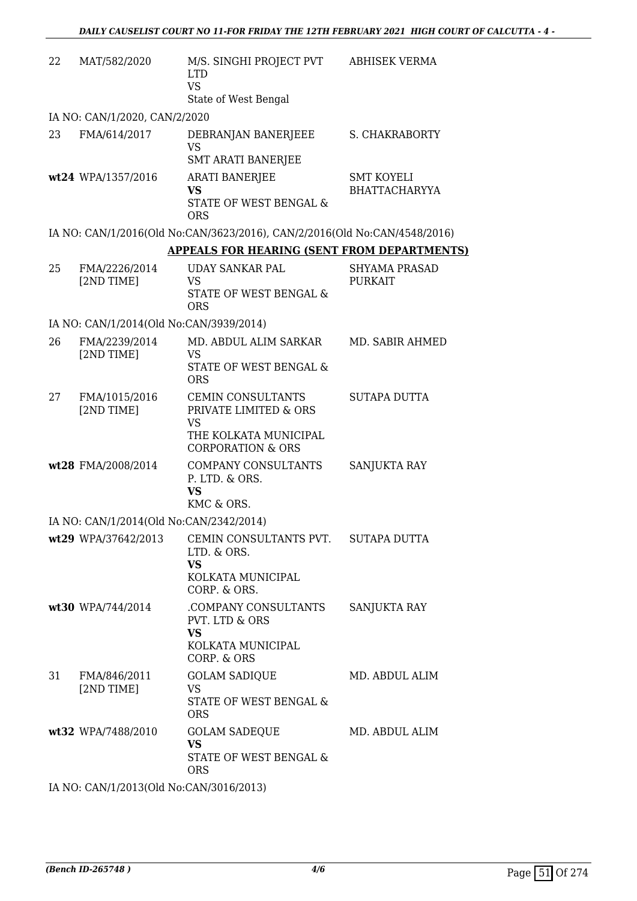| | | | |
|---|---|---|---|
| 22 | MAT/582/2020 | M/S. SINGHI PROJECT PVT LTD<br>VS<br>State of West Bengal | ABHISEK VERMA |

IA NO: CAN/1/2020, CAN/2/2020

| | | | |
|---|---|---|---|
| 23 | FMA/614/2017 | DEBRANJAN BANERJEEE<br>VS<br>SMT ARATI BANERJEE | S. CHAKRABORTY |
| wt24 | WPA/1357/2016 | ARATI BANERJEE<br>**VS**<br>STATE OF WEST BENGAL & ORS | SMT KOYELI BHATTACHARYYA |

IA NO: CAN/1/2016(Old No:CAN/3623/2016), CAN/2/2016(Old No:CAN/4548/2016)

**APPEALS FOR HEARING (SENT FROM DEPARTMENTS)**

| | | | |
|---|---|---|---|
| 25 | FMA/2226/2014 [2ND TIME] | UDAY SANKAR PAL<br>VS<br>STATE OF WEST BENGAL & ORS | SHYAMA PRASAD PURKAIT |

IA NO: CAN/1/2014(Old No:CAN/3939/2014)

| | | | |
|---|---|---|---|
| 26 | FMA/2239/2014 [2ND TIME] | MD. ABDUL ALIM SARKAR<br>VS<br>STATE OF WEST BENGAL & ORS | MD. SABIR AHMED |
| 27 | FMA/1015/2016 [2ND TIME] | CEMIN CONSULTANTS PRIVATE LIMITED & ORS<br>VS<br>THE KOLKATA MUNICIPAL CORPORATION & ORS | SUTAPA DUTTA |
| wt28 | FMA/2008/2014 | COMPANY CONSULTANTS P. LTD. & ORS.<br>**VS**<br>KMC & ORS. | SANJUKTA RAY |

IA NO: CAN/1/2014(Old No:CAN/2342/2014)

| | | | |
|---|---|---|---|
| wt29 | WPA/37642/2013 | CEMIN CONSULTANTS PVT. LTD. & ORS.<br>**VS**<br>KOLKATA MUNICIPAL CORP. & ORS. | SUTAPA DUTTA |
| wt30 | WPA/744/2014 | .COMPANY CONSULTANTS PVT. LTD & ORS<br>**VS**<br>KOLKATA MUNICIPAL CORP. & ORS | SANJUKTA RAY |
| 31 | FMA/846/2011 [2ND TIME] | GOLAM SADIQUE<br>VS<br>STATE OF WEST BENGAL & ORS | MD. ABDUL ALIM |
| wt32 | WPA/7488/2010 | GOLAM SADEQUE<br>**VS**<br>STATE OF WEST BENGAL & ORS | MD. ABDUL ALIM |

IA NO: CAN/1/2013(Old No:CAN/3016/2013)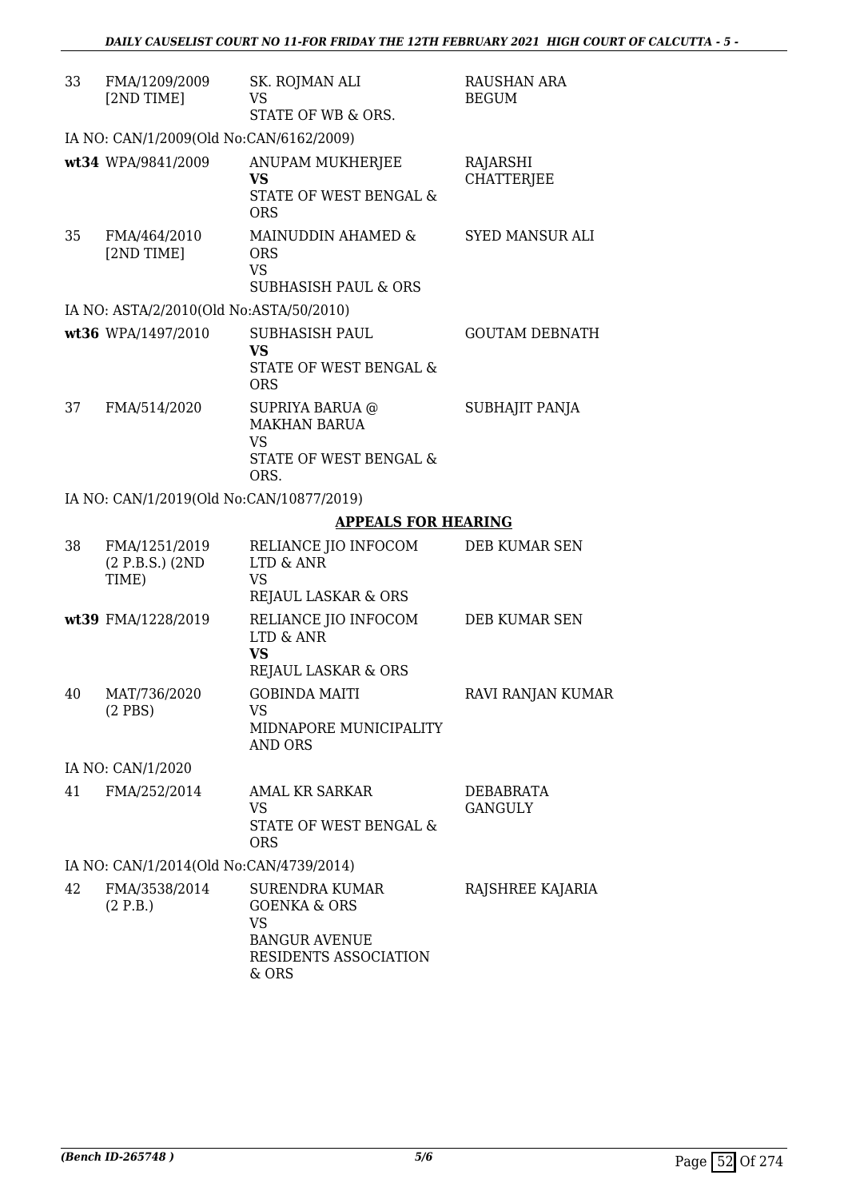| | | | |
|---|---|---|---|
| 33 | FMA/1209/2009 [2ND TIME] | SK. ROJMAN ALI<br>VS<br>STATE OF WB & ORS. | RAUSHAN ARA BEGUM |
| IA NO: CAN/1/2009(Old No:CAN/6162/2009) | | | |
| **wt34** | WPA/9841/2009 | ANUPAM MUKHERJEE<br>**VS**<br>STATE OF WEST BENGAL & ORS | RAJARSHI CHATTERJEE |
| 35 | FMA/464/2010 [2ND TIME] | MAINUDDIN AHAMED & ORS<br>VS<br>SUBHASISH PAUL & ORS | SYED MANSUR ALI |
| IA NO: ASTA/2/2010(Old No:ASTA/50/2010) | | | |
| **wt36** | WPA/1497/2010 | SUBHASISH PAUL<br>**VS**<br>STATE OF WEST BENGAL & ORS | GOUTAM DEBNATH |
| 37 | FMA/514/2020 | SUPRIYA BARUA @ MAKHAN BARUA<br>VS<br>STATE OF WEST BENGAL & ORS. | SUBHAJIT PANJA |
| IA NO: CAN/1/2019(Old No:CAN/10877/2019) | | | |

**APPEALS FOR HEARING**

| | | | |
|---|---|---|---|
| 38 | FMA/1251/2019 (2 P.B.S.) (2ND TIME) | RELIANCE JIO INFOCOM LTD & ANR<br>VS<br>REJAUL LASKAR & ORS | DEB KUMAR SEN |
| **wt39** | FMA/1228/2019 | RELIANCE JIO INFOCOM LTD & ANR<br>**VS**<br>REJAUL LASKAR & ORS | DEB KUMAR SEN |
| 40 | MAT/736/2020 (2 PBS) | GOBINDA MAITI<br>VS<br>MIDNAPORE MUNICIPALITY AND ORS | RAVI RANJAN KUMAR |
| IA NO: CAN/1/2020 | | | |
| 41 | FMA/252/2014 | AMAL KR SARKAR<br>VS<br>STATE OF WEST BENGAL & ORS | DEBABRATA GANGULY |
| IA NO: CAN/1/2014(Old No:CAN/4739/2014) | | | |
| 42 | FMA/3538/2014 (2 P.B.) | SURENDRA KUMAR GOENKA & ORS<br>VS<br>BANGUR AVENUE RESIDENTS ASSOCIATION & ORS | RAJSHREE KAJARIA |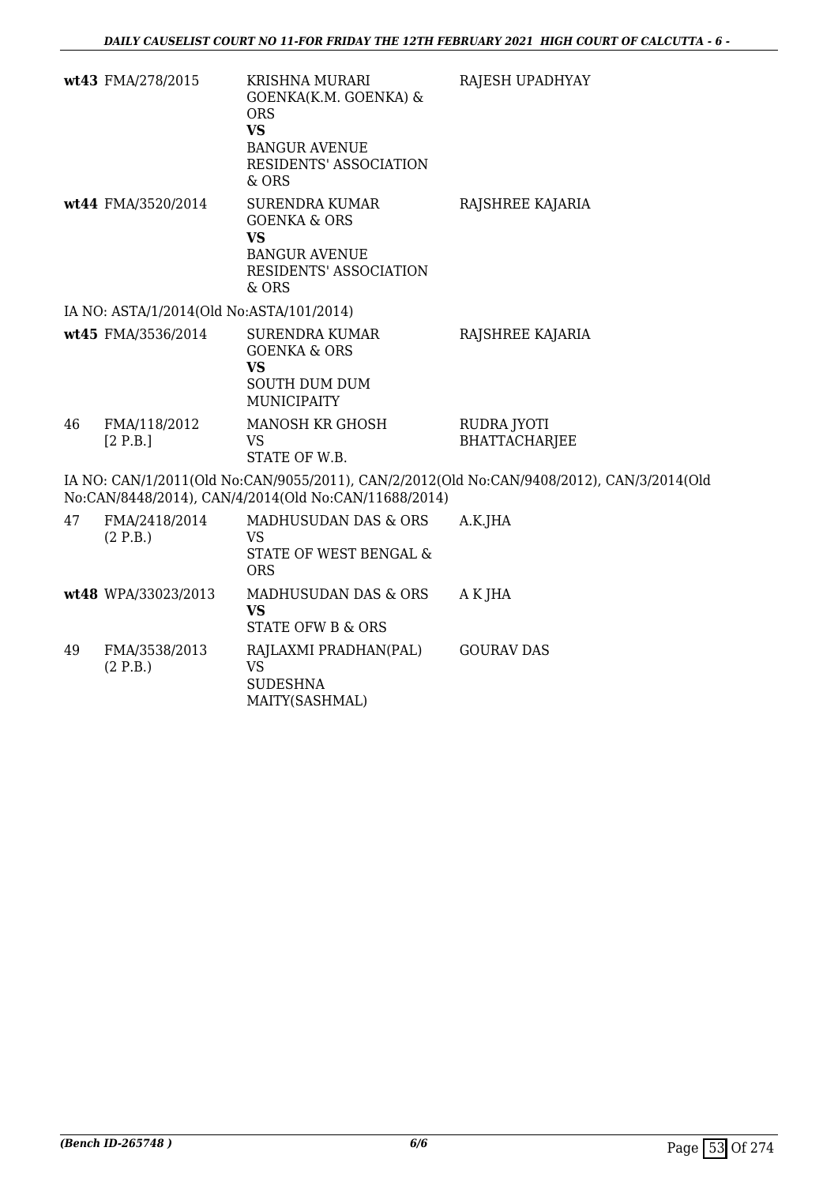| | | | |
|---|---|---|---|
| **wt43** | FMA/278/2015 | KRISHNA MURARI GOENKA(K.M. GOENKA) & ORS<br>**VS**<br>BANGUR AVENUE RESIDENTS' ASSOCIATION & ORS | RAJESH UPADHYAY |
| **wt44** | FMA/3520/2014 | SURENDRA KUMAR GOENKA & ORS<br>**VS**<br>BANGUR AVENUE RESIDENTS' ASSOCIATION & ORS | RAJSHREE KAJARIA |

IA NO: ASTA/1/2014(Old No:ASTA/101/2014)

| | | | |
|---|---|---|---|
| **wt45** | FMA/3536/2014 | SURENDRA KUMAR GOENKA & ORS<br>**VS**<br>SOUTH DUM DUM MUNICIPAITY | RAJSHREE KAJARIA |
| 46 | FMA/118/2012<br>[2 P.B.] | MANOSH KR GHOSH<br>VS<br>STATE OF W.B. | RUDRA JYOTI BHATTACHARJEE |

IA NO: CAN/1/2011(Old No:CAN/9055/2011), CAN/2/2012(Old No:CAN/9408/2012), CAN/3/2014(Old No:CAN/8448/2014), CAN/4/2014(Old No:CAN/11688/2014)

| | | | |
|---|---|---|---|
| 47 | FMA/2418/2014<br>(2 P.B.) | MADHUSUDAN DAS & ORS<br>VS<br>STATE OF WEST BENGAL & ORS | A.K.JHA |
| **wt48** | WPA/33023/2013 | MADHUSUDAN DAS & ORS<br>**VS**<br>STATE OFW B & ORS | A K JHA |
| 49 | FMA/3538/2013<br>(2 P.B.) | RAJLAXMI PRADHAN(PAL)<br>VS<br>SUDESHNA MAITY(SASHMAL) | GOURAV DAS |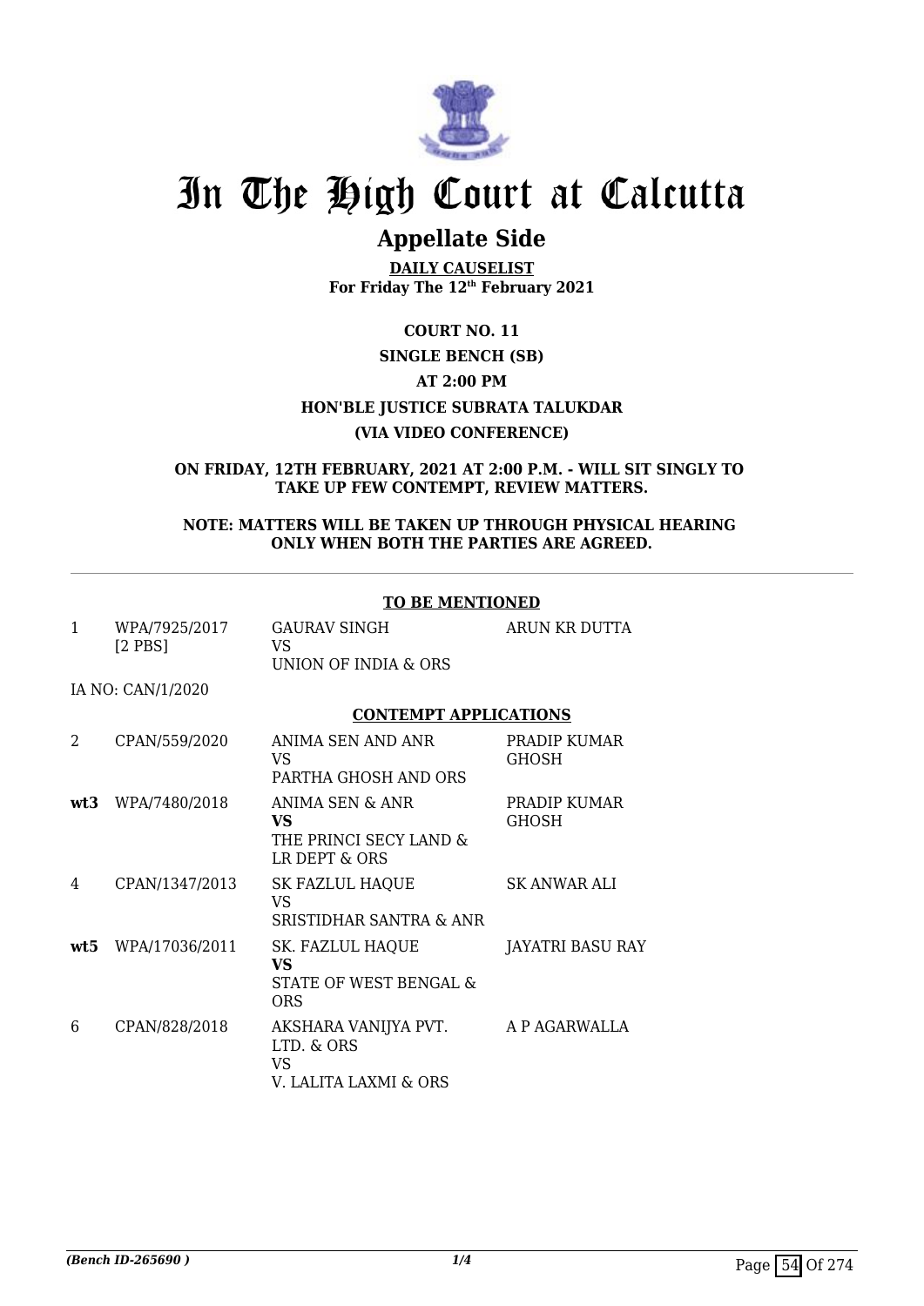# In The High Court at Calcutta

## Appellate Side

**DAILY CAUSELIST**
**For Friday The 12th February 2021**

**COURT NO. 11**

**SINGLE BENCH (SB)**

**AT 2:00 PM**

**HON'BLE JUSTICE SUBRATA TALUKDAR**

**(VIA VIDEO CONFERENCE)**

**ON FRIDAY, 12TH FEBRUARY, 2021 AT 2:00 P.M. - WILL SIT SINGLY TO TAKE UP FEW CONTEMPT, REVIEW MATTERS.**

**NOTE: MATTERS WILL BE TAKEN UP THROUGH PHYSICAL HEARING ONLY WHEN BOTH THE PARTIES ARE AGREED.**

---

**TO BE MENTIONED**

| | | | |
|---|---|---|---|
| 1 | WPA/7925/2017 [2 PBS] | GAURAV SINGH VS UNION OF INDIA & ORS | ARUN KR DUTTA |

IA NO: CAN/1/2020

**CONTEMPT APPLICATIONS**

| | | | |
|---|---|---|---|
| 2 | CPAN/559/2020 | ANIMA SEN AND ANR VS PARTHA GHOSH AND ORS | PRADIP KUMAR GHOSH |
| **wt3** | WPA/7480/2018 | ANIMA SEN & ANR **VS** THE PRINCI SECY LAND & LR DEPT & ORS | PRADIP KUMAR GHOSH |
| 4 | CPAN/1347/2013 | SK FAZLUL HAQUE VS SRISTIDHAR SANTRA & ANR | SK ANWAR ALI |
| **wt5** | WPA/17036/2011 | SK. FAZLUL HAQUE **VS** STATE OF WEST BENGAL & ORS | JAYATRI BASU RAY |
| 6 | CPAN/828/2018 | AKSHARA VANIJYA PVT. LTD. & ORS VS V. LALITA LAXMI & ORS | A P AGARWALLA |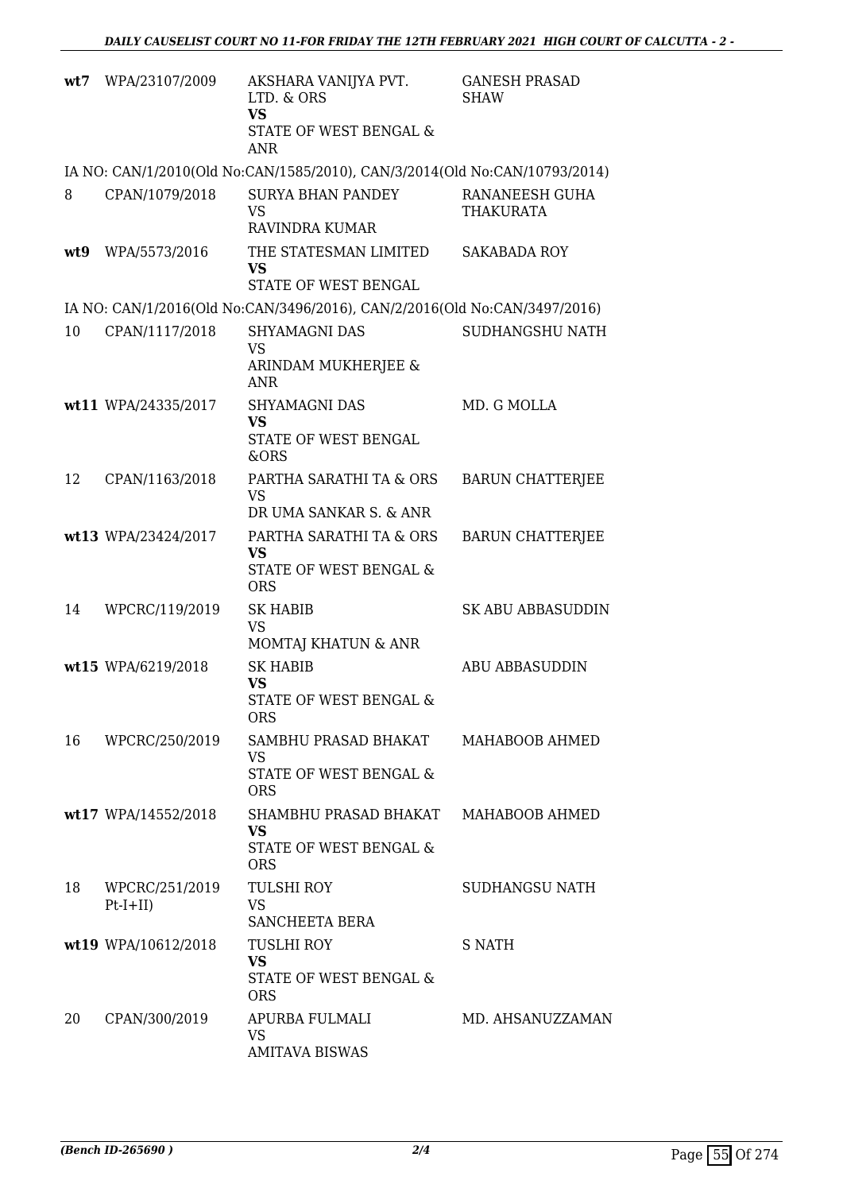| | | | |
|---|---|---|---|
| **wt7** | WPA/23107/2009 | AKSHARA VANIJYA PVT. LTD. & ORS **VS** STATE OF WEST BENGAL & ANR | GANESH PRASAD SHAW |

IA NO: CAN/1/2010(Old No:CAN/1585/2010), CAN/3/2014(Old No:CAN/10793/2014)

| | | | |
|---|---|---|---|
| 8 | CPAN/1079/2018 | SURYA BHAN PANDEY VS RAVINDRA KUMAR | RANANEESH GUHA THAKURATA |
| **wt9** | WPA/5573/2016 | THE STATESMAN LIMITED **VS** STATE OF WEST BENGAL | SAKABADA ROY |

IA NO: CAN/1/2016(Old No:CAN/3496/2016), CAN/2/2016(Old No:CAN/3497/2016)

| | | | |
|---|---|---|---|
| 10 | CPAN/1117/2018 | SHYAMAGNI DAS VS ARINDAM MUKHERJEE & ANR | SUDHANGSHU NATH |
| **wt11** | WPA/24335/2017 | SHYAMAGNI DAS **VS** STATE OF WEST BENGAL &ORS | MD. G MOLLA |
| 12 | CPAN/1163/2018 | PARTHA SARATHI TA & ORS VS DR UMA SANKAR S. & ANR | BARUN CHATTERJEE |
| **wt13** | WPA/23424/2017 | PARTHA SARATHI TA & ORS **VS** STATE OF WEST BENGAL & ORS | BARUN CHATTERJEE |
| 14 | WPCRC/119/2019 | SK HABIB VS MOMTAJ KHATUN & ANR | SK ABU ABBASUDDIN |
| **wt15** | WPA/6219/2018 | SK HABIB **VS** STATE OF WEST BENGAL & ORS | ABU ABBASUDDIN |
| 16 | WPCRC/250/2019 | SAMBHU PRASAD BHAKAT VS STATE OF WEST BENGAL & ORS | MAHABOOB AHMED |
| **wt17** | WPA/14552/2018 | SHAMBHU PRASAD BHAKAT **VS** STATE OF WEST BENGAL & ORS | MAHABOOB AHMED |
| 18 | WPCRC/251/2019 Pt-I+II) | TULSHI ROY VS SANCHEETA BERA | SUDHANGSU NATH |
| **wt19** | WPA/10612/2018 | TUSLHI ROY **VS** STATE OF WEST BENGAL & ORS | S NATH |
| 20 | CPAN/300/2019 | APURBA FULMALI VS AMITAVA BISWAS | MD. AHSANUZZAMAN |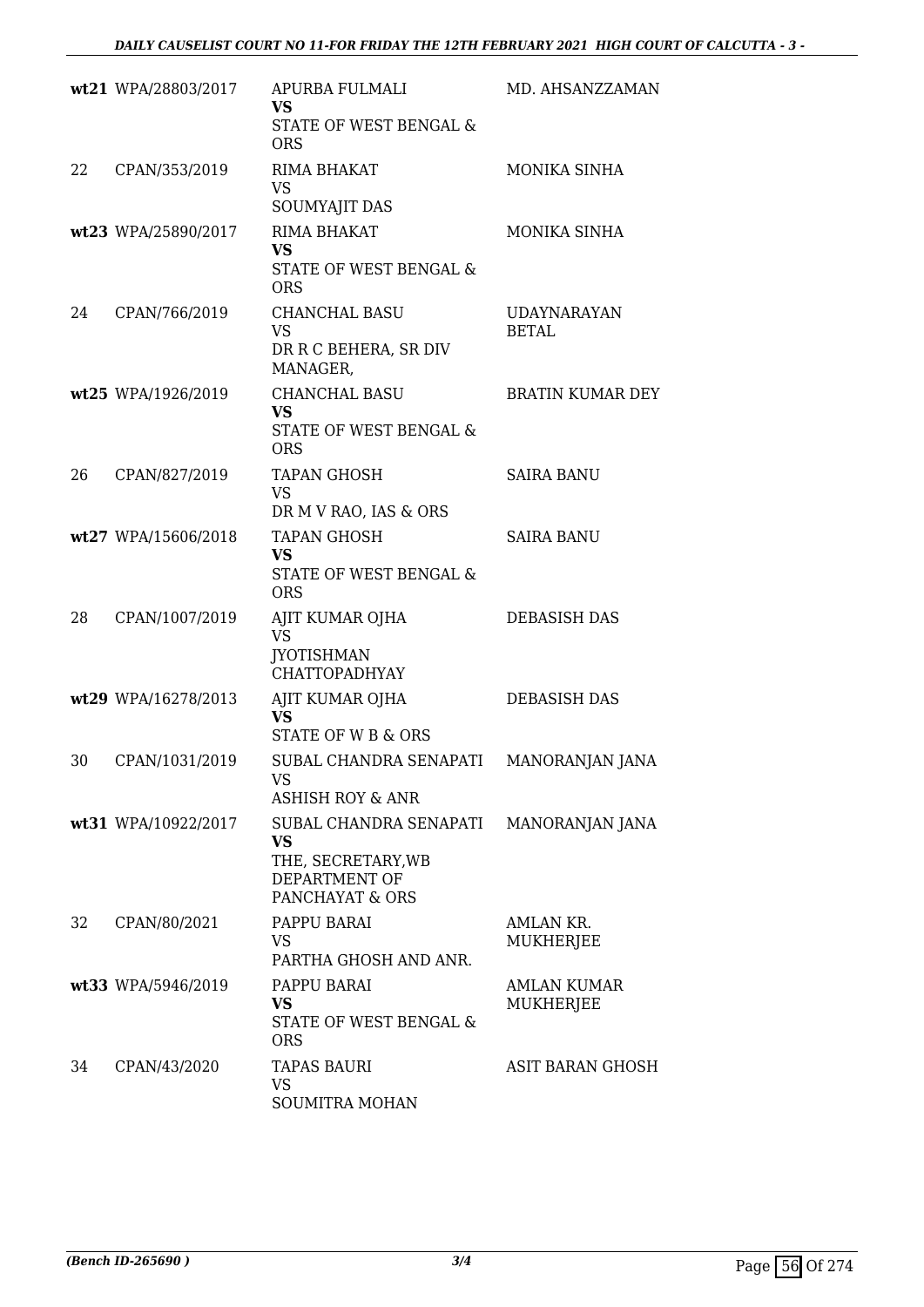| | | | |
|---|---|---|---|
| wt21 | WPA/28803/2017 | APURBA FULMALI **VS** STATE OF WEST BENGAL & ORS | MD. AHSANZZAMAN |
| 22 | CPAN/353/2019 | RIMA BHAKAT VS SOUMYAJIT DAS | MONIKA SINHA |
| wt23 | WPA/25890/2017 | RIMA BHAKAT **VS** STATE OF WEST BENGAL & ORS | MONIKA SINHA |
| 24 | CPAN/766/2019 | CHANCHAL BASU VS DR R C BEHERA, SR DIV MANAGER, | UDAYNARAYAN BETAL |
| wt25 | WPA/1926/2019 | CHANCHAL BASU **VS** STATE OF WEST BENGAL & ORS | BRATIN KUMAR DEY |
| 26 | CPAN/827/2019 | TAPAN GHOSH VS DR M V RAO, IAS & ORS | SAIRA BANU |
| wt27 | WPA/15606/2018 | TAPAN GHOSH **VS** STATE OF WEST BENGAL & ORS | SAIRA BANU |
| 28 | CPAN/1007/2019 | AJIT KUMAR OJHA VS JYOTISHMAN CHATTOPADHYAY | DEBASISH DAS |
| wt29 | WPA/16278/2013 | AJIT KUMAR OJHA **VS** STATE OF W B & ORS | DEBASISH DAS |
| 30 | CPAN/1031/2019 | SUBAL CHANDRA SENAPATI VS ASHISH ROY & ANR | MANORANJAN JANA |
| wt31 | WPA/10922/2017 | SUBAL CHANDRA SENAPATI **VS** THE, SECRETARY,WB DEPARTMENT OF PANCHAYAT & ORS | MANORANJAN JANA |
| 32 | CPAN/80/2021 | PAPPU BARAI VS PARTHA GHOSH AND ANR. | AMLAN KR. MUKHERJEE |
| wt33 | WPA/5946/2019 | PAPPU BARAI **VS** STATE OF WEST BENGAL & ORS | AMLAN KUMAR MUKHERJEE |
| 34 | CPAN/43/2020 | TAPAS BAURI VS SOUMITRA MOHAN | ASIT BARAN GHOSH |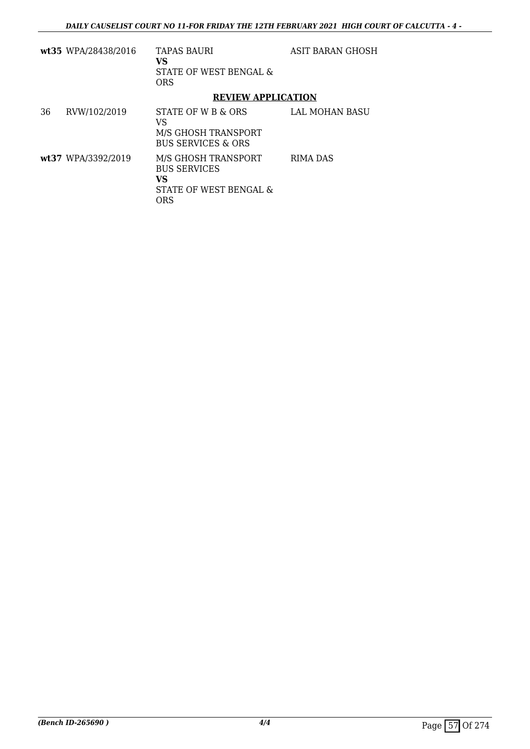| | | | |
|---|---|---|---|
| **wt35** | WPA/28438/2016 | TAPAS BAURI<br>**VS**<br>STATE OF WEST BENGAL & ORS | ASIT BARAN GHOSH |

## REVIEW APPLICATION

| | | | |
|---|---|---|---|
| 36 | RVW/102/2019 | STATE OF W B & ORS<br>VS<br>M/S GHOSH TRANSPORT BUS SERVICES & ORS | LAL MOHAN BASU |
| **wt37** | WPA/3392/2019 | M/S GHOSH TRANSPORT BUS SERVICES<br>**VS**<br>STATE OF WEST BENGAL & ORS | RIMA DAS |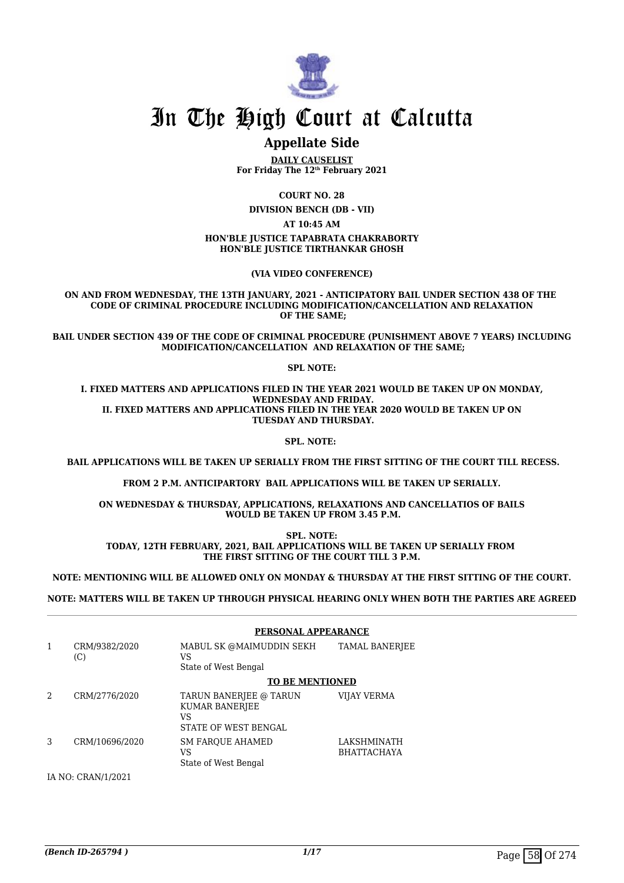# In The High Court at Calcutta

## Appellate Side

**DAILY CAUSELIST**
**For Friday The 12th February 2021**

**COURT NO. 28**

**DIVISION BENCH (DB - VII)**

**AT 10:45 AM**

**HON'BLE JUSTICE TAPABRATA CHAKRABORTY**
**HON'BLE JUSTICE TIRTHANKAR GHOSH**

**(VIA VIDEO CONFERENCE)**

**ON AND FROM WEDNESDAY, THE 13TH JANUARY, 2021 - ANTICIPATORY BAIL UNDER SECTION 438 OF THE CODE OF CRIMINAL PROCEDURE INCLUDING MODIFICATION/CANCELLATION AND RELAXATION OF THE SAME;**

**BAIL UNDER SECTION 439 OF THE CODE OF CRIMINAL PROCEDURE (PUNISHMENT ABOVE 7 YEARS) INCLUDING MODIFICATION/CANCELLATION AND RELAXATION OF THE SAME;**

**SPL NOTE:**

**I. FIXED MATTERS AND APPLICATIONS FILED IN THE YEAR 2021 WOULD BE TAKEN UP ON MONDAY, WEDNESDAY AND FRIDAY.**
**II. FIXED MATTERS AND APPLICATIONS FILED IN THE YEAR 2020 WOULD BE TAKEN UP ON TUESDAY AND THURSDAY.**

**SPL. NOTE:**

**BAIL APPLICATIONS WILL BE TAKEN UP SERIALLY FROM THE FIRST SITTING OF THE COURT TILL RECESS.**

**FROM 2 P.M. ANTICIPARTORY BAIL APPLICATIONS WILL BE TAKEN UP SERIALLY.**

**ON WEDNESDAY & THURSDAY, APPLICATIONS, RELAXATIONS AND CANCELLATIOS OF BAILS WOULD BE TAKEN UP FROM 3.45 P.M.**

**SPL. NOTE:**
**TODAY, 12TH FEBRUARY, 2021, BAIL APPLICATIONS WILL BE TAKEN UP SERIALLY FROM THE FIRST SITTING OF THE COURT TILL 3 P.M.**

**NOTE: MENTIONING WILL BE ALLOWED ONLY ON MONDAY & THURSDAY AT THE FIRST SITTING OF THE COURT.**

**NOTE: MATTERS WILL BE TAKEN UP THROUGH PHYSICAL HEARING ONLY WHEN BOTH THE PARTIES ARE AGREED**

**PERSONAL APPEARANCE**

| | | | |
|---|---|---|---|
| 1 | CRM/9382/2020 (C) | MABUL SK @MAIMUDDIN SEKH<br>VS<br>State of West Bengal | TAMAL BANERJEE |

**TO BE MENTIONED**

| | | | |
|---|---|---|---|
| 2 | CRM/2776/2020 | TARUN BANERJEE @ TARUN KUMAR BANERJEE<br>VS<br>STATE OF WEST BENGAL | VIJAY VERMA |
| 3 | CRM/10696/2020 | SM FARQUE AHAMED<br>VS<br>State of West Bengal | LAKSHMINATH BHATTACHAYA |

IA NO: CRAN/1/2021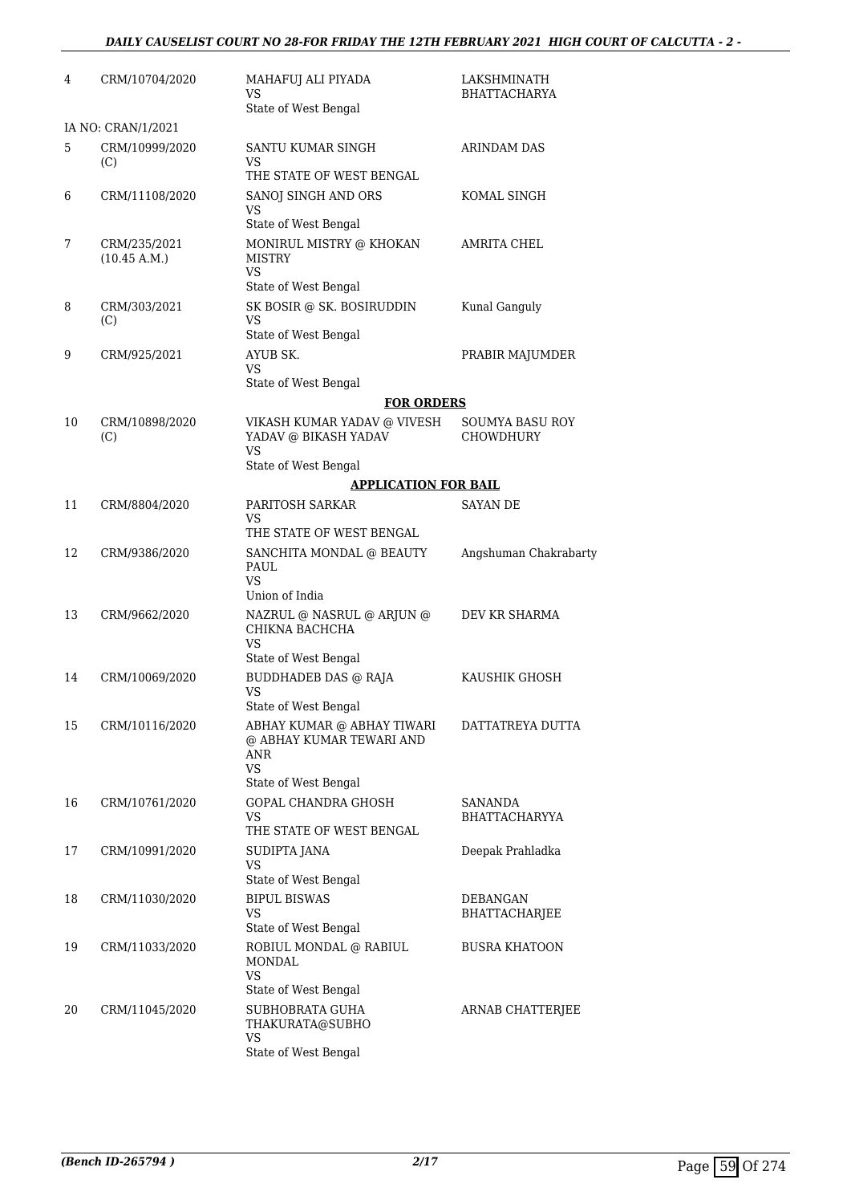| | | | |
|---|---|---|---|
| 4 | CRM/10704/2020 | MAHAFUJ ALI PIYADA<br>VS<br>State of West Bengal | LAKSHMINATH BHATTACHARYA |
| | IA NO: CRAN/1/2021 | | |
| 5 | CRM/10999/2020 (C) | SANTU KUMAR SINGH<br>VS<br>THE STATE OF WEST BENGAL | ARINDAM DAS |
| 6 | CRM/11108/2020 | SANOJ SINGH AND ORS<br>VS<br>State of West Bengal | KOMAL SINGH |
| 7 | CRM/235/2021 (10.45 A.M.) | MONIRUL MISTRY @ KHOKAN MISTRY<br>VS<br>State of West Bengal | AMRITA CHEL |
| 8 | CRM/303/2021 (C) | SK BOSIR @ SK. BOSIRUDDIN<br>VS<br>State of West Bengal | Kunal Ganguly |
| 9 | CRM/925/2021 | AYUB SK.<br>VS<br>State of West Bengal | PRABIR MAJUMDER |

**FOR ORDERS**

| | | | |
|---|---|---|---|
| 10 | CRM/10898/2020 (C) | VIKASH KUMAR YADAV @ VIVESH YADAV @ BIKASH YADAV<br>VS<br>State of West Bengal | SOUMYA BASU ROY CHOWDHURY |

**APPLICATION FOR BAIL**

| | | | |
|---|---|---|---|
| 11 | CRM/8804/2020 | PARITOSH SARKAR<br>VS<br>THE STATE OF WEST BENGAL | SAYAN DE |
| 12 | CRM/9386/2020 | SANCHITA MONDAL @ BEAUTY PAUL<br>VS<br>Union of India | Angshuman Chakrabarty |
| 13 | CRM/9662/2020 | NAZRUL @ NASRUL @ ARJUN @ CHIKNA BACHCHA<br>VS<br>State of West Bengal | DEV KR SHARMA |
| 14 | CRM/10069/2020 | BUDDHADEB DAS @ RAJA<br>VS<br>State of West Bengal | KAUSHIK GHOSH |
| 15 | CRM/10116/2020 | ABHAY KUMAR @ ABHAY TIWARI @ ABHAY KUMAR TEWARI AND ANR<br>VS<br>State of West Bengal | DATTATREYA DUTTA |
| 16 | CRM/10761/2020 | GOPAL CHANDRA GHOSH<br>VS<br>THE STATE OF WEST BENGAL | SANANDA BHATTACHARYYA |
| 17 | CRM/10991/2020 | SUDIPTA JANA<br>VS<br>State of West Bengal | Deepak Prahladka |
| 18 | CRM/11030/2020 | BIPUL BISWAS<br>VS<br>State of West Bengal | DEBANGAN BHATTACHARJEE |
| 19 | CRM/11033/2020 | ROBIUL MONDAL @ RABIUL MONDAL<br>VS<br>State of West Bengal | BUSRA KHATOON |
| 20 | CRM/11045/2020 | SUBHOBRATA GUHA THAKURATA@SUBHO<br>VS<br>State of West Bengal | ARNAB CHATTERJEE |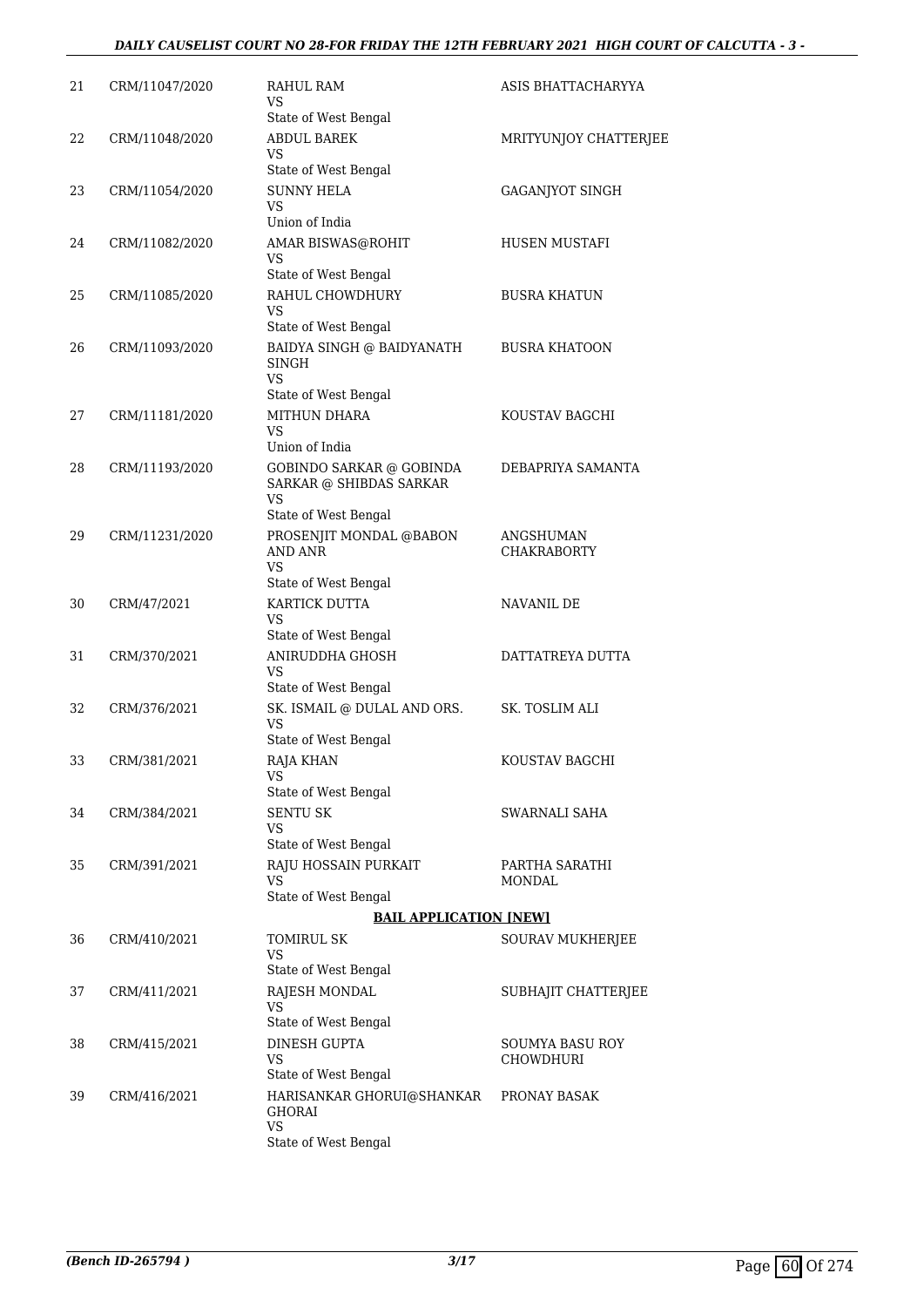| | | | |
|---|---|---|---|
| 21 | CRM/11047/2020 | RAHUL RAM<br>VS<br>State of West Bengal | ASIS BHATTACHARYYA |
| 22 | CRM/11048/2020 | ABDUL BAREK<br>VS<br>State of West Bengal | MRITYUNJOY CHATTERJEE |
| 23 | CRM/11054/2020 | SUNNY HELA<br>VS<br>Union of India | GAGANJYOT SINGH |
| 24 | CRM/11082/2020 | AMAR BISWAS@ROHIT<br>VS<br>State of West Bengal | HUSEN MUSTAFI |
| 25 | CRM/11085/2020 | RAHUL CHOWDHURY<br>VS<br>State of West Bengal | BUSRA KHATUN |
| 26 | CRM/11093/2020 | BAIDYA SINGH @ BAIDYANATH SINGH<br>VS<br>State of West Bengal | BUSRA KHATOON |
| 27 | CRM/11181/2020 | MITHUN DHARA<br>VS<br>Union of India | KOUSTAV BAGCHI |
| 28 | CRM/11193/2020 | GOBINDO SARKAR @ GOBINDA SARKAR @ SHIBDAS SARKAR<br>VS<br>State of West Bengal | DEBAPRIYA SAMANTA |
| 29 | CRM/11231/2020 | PROSENJIT MONDAL @BABON AND ANR<br>VS<br>State of West Bengal | ANGSHUMAN CHAKRABORTY |
| 30 | CRM/47/2021 | KARTICK DUTTA<br>VS<br>State of West Bengal | NAVANIL DE |
| 31 | CRM/370/2021 | ANIRUDDHA GHOSH<br>VS<br>State of West Bengal | DATTATREYA DUTTA |
| 32 | CRM/376/2021 | SK. ISMAIL @ DULAL AND ORS.<br>VS<br>State of West Bengal | SK. TOSLIM ALI |
| 33 | CRM/381/2021 | RAJA KHAN<br>VS<br>State of West Bengal | KOUSTAV BAGCHI |
| 34 | CRM/384/2021 | SENTU SK<br>VS<br>State of West Bengal | SWARNALI SAHA |
| 35 | CRM/391/2021 | RAJU HOSSAIN PURKAIT<br>VS<br>State of West Bengal | PARTHA SARATHI MONDAL |

**BAIL APPLICATION [NEW]**

| | | | |
|---|---|---|---|
| 36 | CRM/410/2021 | TOMIRUL SK<br>VS<br>State of West Bengal | SOURAV MUKHERJEE |
| 37 | CRM/411/2021 | RAJESH MONDAL<br>VS<br>State of West Bengal | SUBHAJIT CHATTERJEE |
| 38 | CRM/415/2021 | DINESH GUPTA<br>VS<br>State of West Bengal | SOUMYA BASU ROY CHOWDHURI |
| 39 | CRM/416/2021 | HARISANKAR GHORUI@SHANKAR GHORAI<br>VS<br>State of West Bengal | PRONAY BASAK |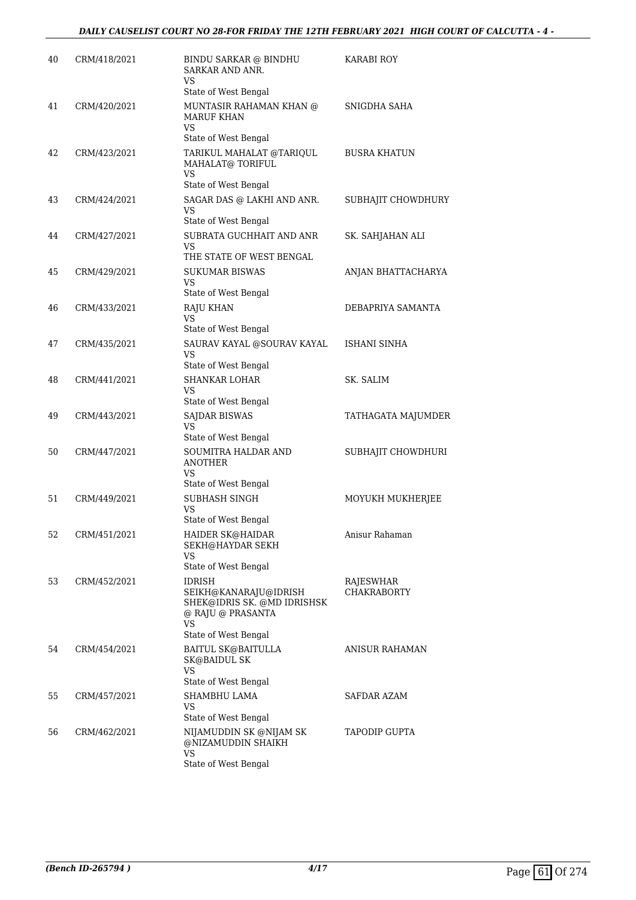| | | | |
|---|---|---|---|
| 40 | CRM/418/2021 | BINDU SARKAR @ BINDHU SARKAR AND ANR.<br>VS<br>State of West Bengal | KARABI ROY |
| 41 | CRM/420/2021 | MUNTASIR RAHAMAN KHAN @ MARUF KHAN<br>VS<br>State of West Bengal | SNIGDHA SAHA |
| 42 | CRM/423/2021 | TARIKUL MAHALAT @TARIQUL MAHALAT@ TORIFUL<br>VS<br>State of West Bengal | BUSRA KHATUN |
| 43 | CRM/424/2021 | SAGAR DAS @ LAKHI AND ANR.<br>VS<br>State of West Bengal | SUBHAJIT CHOWDHURY |
| 44 | CRM/427/2021 | SUBRATA GUCHHAIT AND ANR<br>VS<br>THE STATE OF WEST BENGAL | SK. SAHJAHAN ALI |
| 45 | CRM/429/2021 | SUKUMAR BISWAS<br>VS<br>State of West Bengal | ANJAN BHATTACHARYA |
| 46 | CRM/433/2021 | RAJU KHAN<br>VS<br>State of West Bengal | DEBAPRIYA SAMANTA |
| 47 | CRM/435/2021 | SAURAV KAYAL @SOURAV KAYAL<br>VS<br>State of West Bengal | ISHANI SINHA |
| 48 | CRM/441/2021 | SHANKAR LOHAR<br>VS<br>State of West Bengal | SK. SALIM |
| 49 | CRM/443/2021 | SAJDAR BISWAS<br>VS<br>State of West Bengal | TATHAGATA MAJUMDER |
| 50 | CRM/447/2021 | SOUMITRA HALDAR AND ANOTHER<br>VS<br>State of West Bengal | SUBHAJIT CHOWDHURI |
| 51 | CRM/449/2021 | SUBHASH SINGH<br>VS<br>State of West Bengal | MOYUKH MUKHERJEE |
| 52 | CRM/451/2021 | HAIDER SK@HAIDAR SEKH@HAYDAR SEKH<br>VS<br>State of West Bengal | Anisur Rahaman |
| 53 | CRM/452/2021 | IDRISH SEIKH@KANARAJU@IDRISH SHEK@IDRIS SK. @MD IDRISHSK @ RAJU @ PRASANTA<br>VS<br>State of West Bengal | RAJESWHAR CHAKRABORTY |
| 54 | CRM/454/2021 | BAITUL SK@BAITULLA SK@BAIDUL SK<br>VS<br>State of West Bengal | ANISUR RAHAMAN |
| 55 | CRM/457/2021 | SHAMBHU LAMA<br>VS<br>State of West Bengal | SAFDAR AZAM |
| 56 | CRM/462/2021 | NIJAMUDDIN SK @NIJAM SK @NIZAMUDDIN SHAIKH<br>VS<br>State of West Bengal | TAPODIP GUPTA |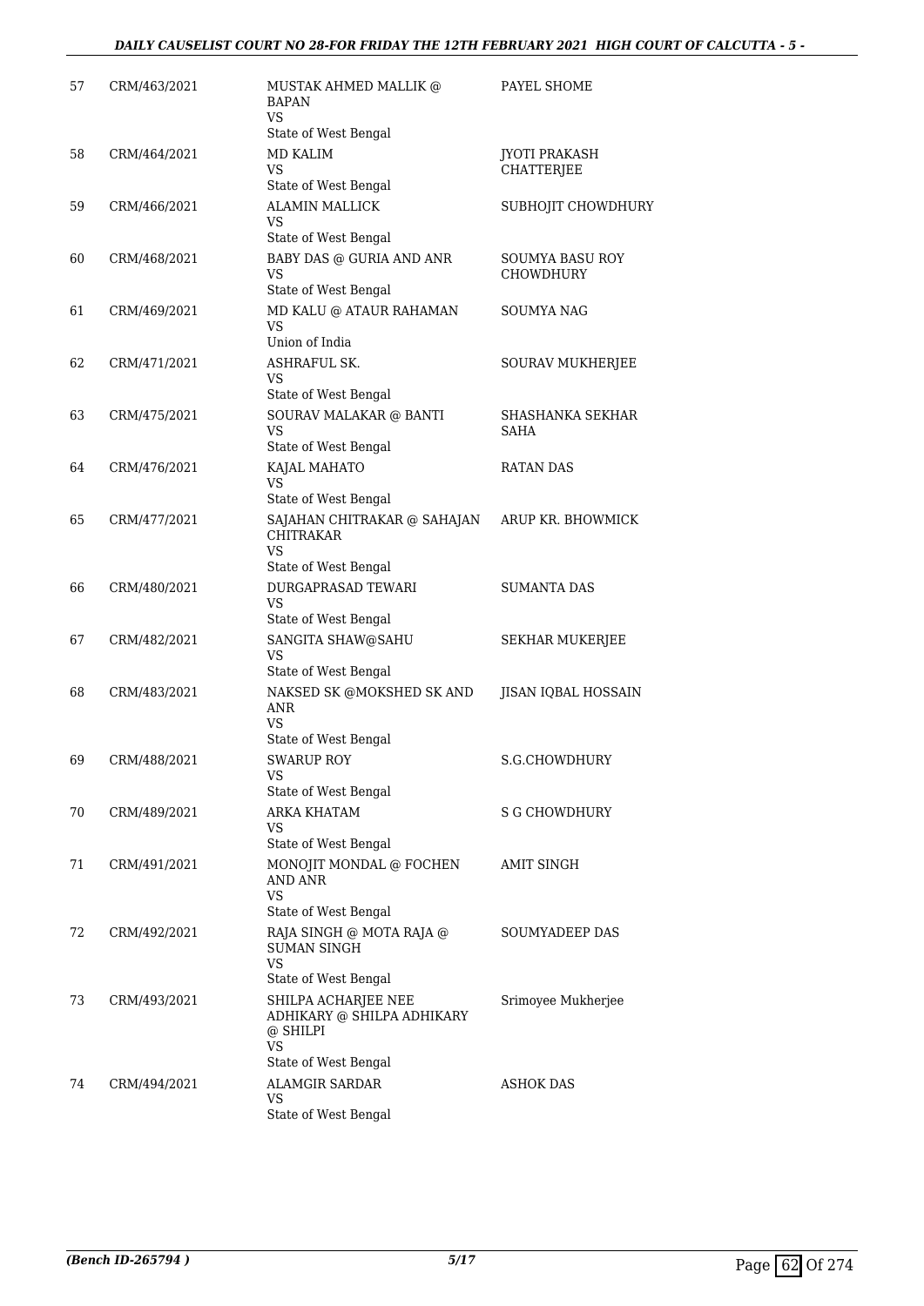| 57 | CRM/463/2021 | MUSTAK AHMED MALLIK @ BAPAN<br>VS<br>State of West Bengal | PAYEL SHOME |
|---|---|---|---|
| 58 | CRM/464/2021 | MD KALIM<br>VS<br>State of West Bengal | JYOTI PRAKASH CHATTERJEE |
| 59 | CRM/466/2021 | ALAMIN MALLICK<br>VS<br>State of West Bengal | SUBHOJIT CHOWDHURY |
| 60 | CRM/468/2021 | BABY DAS @ GURIA AND ANR<br>VS<br>State of West Bengal | SOUMYA BASU ROY CHOWDHURY |
| 61 | CRM/469/2021 | MD KALU @ ATAUR RAHAMAN<br>VS<br>Union of India | SOUMYA NAG |
| 62 | CRM/471/2021 | ASHRAFUL SK.<br>VS<br>State of West Bengal | SOURAV MUKHERJEE |
| 63 | CRM/475/2021 | SOURAV MALAKAR @ BANTI<br>VS<br>State of West Bengal | SHASHANKA SEKHAR SAHA |
| 64 | CRM/476/2021 | KAJAL MAHATO<br>VS<br>State of West Bengal | RATAN DAS |
| 65 | CRM/477/2021 | SAJAHAN CHITRAKAR @ SAHAJAN CHITRAKAR<br>VS<br>State of West Bengal | ARUP KR. BHOWMICK |
| 66 | CRM/480/2021 | DURGAPRASAD TEWARI<br>VS<br>State of West Bengal | SUMANTA DAS |
| 67 | CRM/482/2021 | SANGITA SHAW@SAHU<br>VS<br>State of West Bengal | SEKHAR MUKERJEE |
| 68 | CRM/483/2021 | NAKSED SK @MOKSHED SK AND ANR<br>VS<br>State of West Bengal | JISAN IQBAL HOSSAIN |
| 69 | CRM/488/2021 | SWARUP ROY<br>VS<br>State of West Bengal | S.G.CHOWDHURY |
| 70 | CRM/489/2021 | ARKA KHATAM<br>VS<br>State of West Bengal | S G CHOWDHURY |
| 71 | CRM/491/2021 | MONOJIT MONDAL @ FOCHEN AND ANR<br>VS<br>State of West Bengal | AMIT SINGH |
| 72 | CRM/492/2021 | RAJA SINGH @ MOTA RAJA @ SUMAN SINGH<br>VS<br>State of West Bengal | SOUMYADEEP DAS |
| 73 | CRM/493/2021 | SHILPA ACHARJEE NEE ADHIKARY @ SHILPA ADHIKARY @ SHILPI<br>VS<br>State of West Bengal | Srimoyee Mukherjee |
| 74 | CRM/494/2021 | ALAMGIR SARDAR<br>VS<br>State of West Bengal | ASHOK DAS |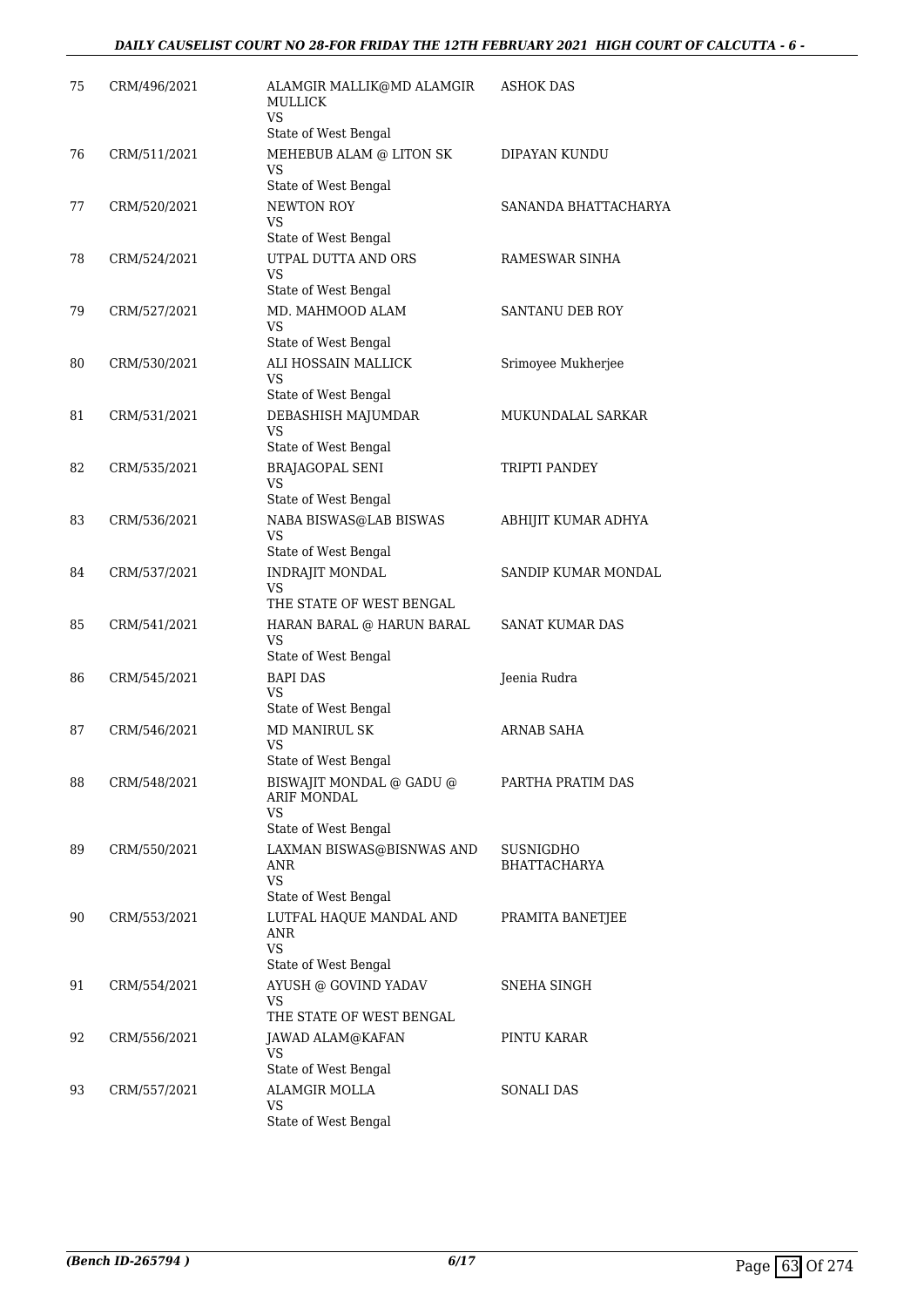| 75 | CRM/496/2021 | ALAMGIR MALLIK@MD ALAMGIR MULLICK<br>VS<br>State of West Bengal | ASHOK DAS |
|---|---|---|---|
| 76 | CRM/511/2021 | MEHEBUB ALAM @ LITON SK<br>VS<br>State of West Bengal | DIPAYAN KUNDU |
| 77 | CRM/520/2021 | NEWTON ROY<br>VS<br>State of West Bengal | SANANDA BHATTACHARYA |
| 78 | CRM/524/2021 | UTPAL DUTTA AND ORS<br>VS<br>State of West Bengal | RAMESWAR SINHA |
| 79 | CRM/527/2021 | MD. MAHMOOD ALAM<br>VS<br>State of West Bengal | SANTANU DEB ROY |
| 80 | CRM/530/2021 | ALI HOSSAIN MALLICK<br>VS<br>State of West Bengal | Srimoyee Mukherjee |
| 81 | CRM/531/2021 | DEBASHISH MAJUMDAR<br>VS<br>State of West Bengal | MUKUNDALAL SARKAR |
| 82 | CRM/535/2021 | BRAJAGOPAL SENI<br>VS<br>State of West Bengal | TRIPTI PANDEY |
| 83 | CRM/536/2021 | NABA BISWAS@LAB BISWAS<br>VS<br>State of West Bengal | ABHIJIT KUMAR ADHYA |
| 84 | CRM/537/2021 | INDRAJIT MONDAL<br>VS<br>THE STATE OF WEST BENGAL | SANDIP KUMAR MONDAL |
| 85 | CRM/541/2021 | HARAN BARAL @ HARUN BARAL<br>VS<br>State of West Bengal | SANAT KUMAR DAS |
| 86 | CRM/545/2021 | BAPI DAS<br>VS<br>State of West Bengal | Jeenia Rudra |
| 87 | CRM/546/2021 | MD MANIRUL SK<br>VS<br>State of West Bengal | ARNAB SAHA |
| 88 | CRM/548/2021 | BISWAJIT MONDAL @ GADU @ ARIF MONDAL<br>VS<br>State of West Bengal | PARTHA PRATIM DAS |
| 89 | CRM/550/2021 | LAXMAN BISWAS@BISNWAS AND ANR<br>VS<br>State of West Bengal | SUSNIGDHO BHATTACHARYA |
| 90 | CRM/553/2021 | LUTFAL HAQUE MANDAL AND ANR<br>VS<br>State of West Bengal | PRAMITA BANETJEE |
| 91 | CRM/554/2021 | AYUSH @ GOVIND YADAV<br>VS<br>THE STATE OF WEST BENGAL | SNEHA SINGH |
| 92 | CRM/556/2021 | JAWAD ALAM@KAFAN<br>VS<br>State of West Bengal | PINTU KARAR |
| 93 | CRM/557/2021 | ALAMGIR MOLLA<br>VS<br>State of West Bengal | SONALI DAS |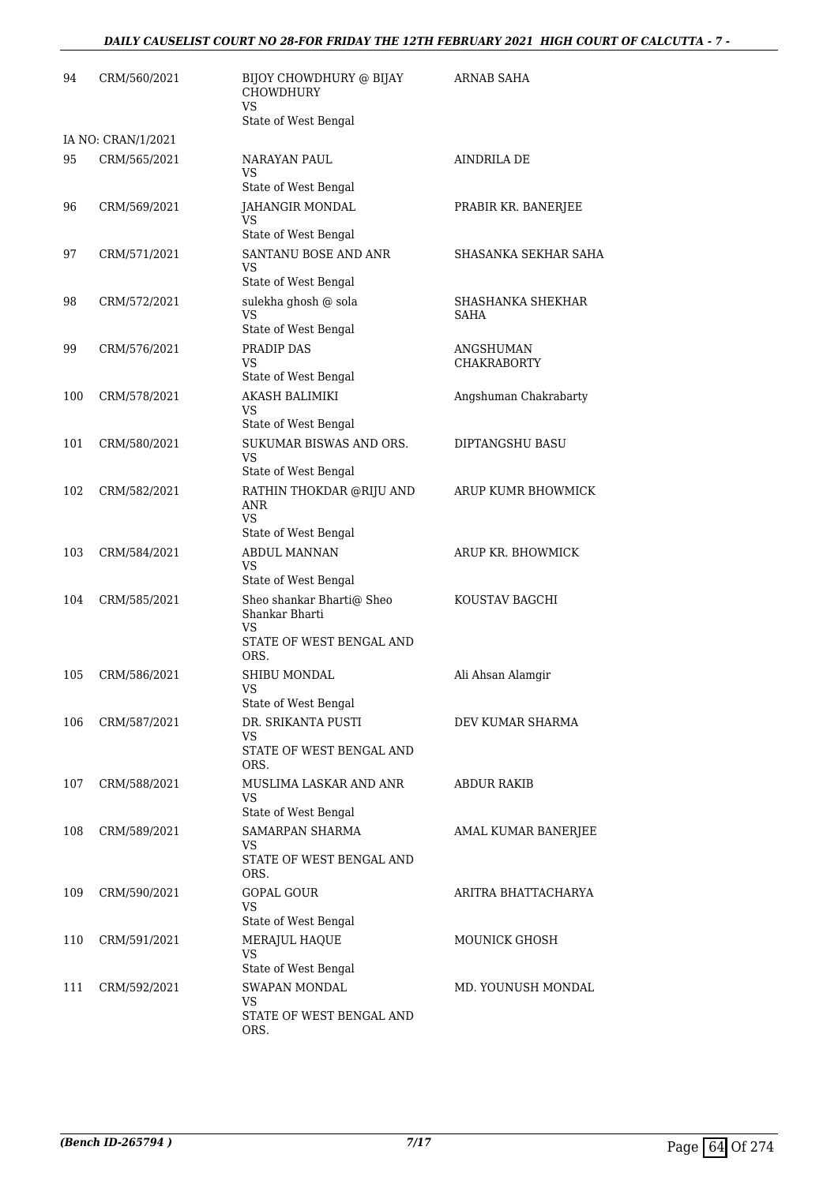| | | | |
|---|---|---|---|
| 94 | CRM/560/2021 | BIJOY CHOWDHURY @ BIJAY CHOWDHURY<br>VS<br>State of West Bengal | ARNAB SAHA |
| | IA NO: CRAN/1/2021 | | |
| 95 | CRM/565/2021 | NARAYAN PAUL<br>VS<br>State of West Bengal | AINDRILA DE |
| 96 | CRM/569/2021 | JAHANGIR MONDAL<br>VS<br>State of West Bengal | PRABIR KR. BANERJEE |
| 97 | CRM/571/2021 | SANTANU BOSE AND ANR<br>VS<br>State of West Bengal | SHASANKA SEKHAR SAHA |
| 98 | CRM/572/2021 | sulekha ghosh @ sola<br>VS<br>State of West Bengal | SHASHANKA SHEKHAR SAHA |
| 99 | CRM/576/2021 | PRADIP DAS<br>VS<br>State of West Bengal | ANGSHUMAN CHAKRABORTY |
| 100 | CRM/578/2021 | AKASH BALIMIKI<br>VS<br>State of West Bengal | Angshuman Chakrabarty |
| 101 | CRM/580/2021 | SUKUMAR BISWAS AND ORS.<br>VS<br>State of West Bengal | DIPTANGSHU BASU |
| 102 | CRM/582/2021 | RATHIN THOKDAR @RIJU AND ANR<br>VS<br>State of West Bengal | ARUP KUMR BHOWMICK |
| 103 | CRM/584/2021 | ABDUL MANNAN<br>VS<br>State of West Bengal | ARUP KR. BHOWMICK |
| 104 | CRM/585/2021 | Sheo shankar Bharti@ Sheo Shankar Bharti<br>VS<br>STATE OF WEST BENGAL AND ORS. | KOUSTAV BAGCHI |
| 105 | CRM/586/2021 | SHIBU MONDAL<br>VS<br>State of West Bengal | Ali Ahsan Alamgir |
| 106 | CRM/587/2021 | DR. SRIKANTA PUSTI<br>VS<br>STATE OF WEST BENGAL AND ORS. | DEV KUMAR SHARMA |
| 107 | CRM/588/2021 | MUSLIMA LASKAR AND ANR<br>VS<br>State of West Bengal | ABDUR RAKIB |
| 108 | CRM/589/2021 | SAMARPAN SHARMA<br>VS<br>STATE OF WEST BENGAL AND ORS. | AMAL KUMAR BANERJEE |
| 109 | CRM/590/2021 | GOPAL GOUR<br>VS<br>State of West Bengal | ARITRA BHATTACHARYA |
| 110 | CRM/591/2021 | MERAJUL HAQUE<br>VS<br>State of West Bengal | MOUNICK GHOSH |
| 111 | CRM/592/2021 | SWAPAN MONDAL<br>VS<br>STATE OF WEST BENGAL AND ORS. | MD. YOUNUSH MONDAL |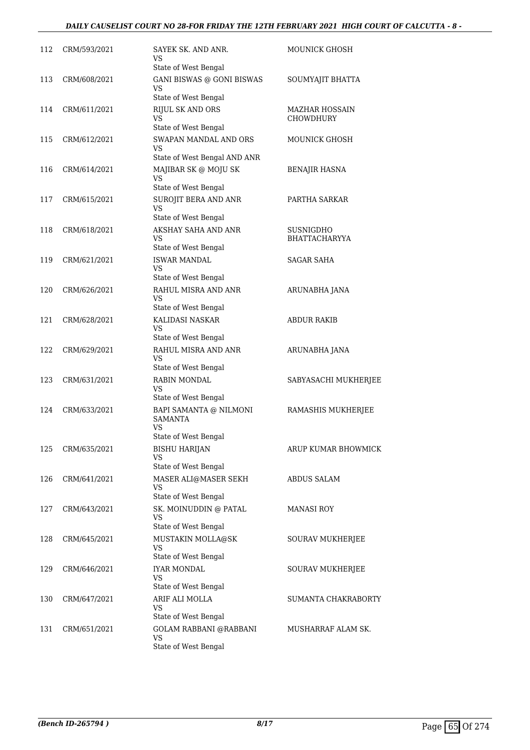| | | | |
|---|---|---|---|
| 112 | CRM/593/2021 | SAYEK SK. AND ANR.<br>VS<br>State of West Bengal | MOUNICK GHOSH |
| 113 | CRM/608/2021 | GANI BISWAS @ GONI BISWAS<br>VS<br>State of West Bengal | SOUMYAJIT BHATTA |
| 114 | CRM/611/2021 | RIJUL SK AND ORS<br>VS<br>State of West Bengal | MAZHAR HOSSAIN CHOWDHURY |
| 115 | CRM/612/2021 | SWAPAN MANDAL AND ORS<br>VS<br>State of West Bengal AND ANR | MOUNICK GHOSH |
| 116 | CRM/614/2021 | MAJIBAR SK @ MOJU SK<br>VS<br>State of West Bengal | BENAJIR HASNA |
| 117 | CRM/615/2021 | SUROJIT BERA AND ANR<br>VS<br>State of West Bengal | PARTHA SARKAR |
| 118 | CRM/618/2021 | AKSHAY SAHA AND ANR<br>VS<br>State of West Bengal | SUSNIGDHO BHATTACHARYYA |
| 119 | CRM/621/2021 | ISWAR MANDAL<br>VS<br>State of West Bengal | SAGAR SAHA |
| 120 | CRM/626/2021 | RAHUL MISRA AND ANR<br>VS<br>State of West Bengal | ARUNABHA JANA |
| 121 | CRM/628/2021 | KALIDASI NASKAR<br>VS<br>State of West Bengal | ABDUR RAKIB |
| 122 | CRM/629/2021 | RAHUL MISRA AND ANR<br>VS<br>State of West Bengal | ARUNABHA JANA |
| 123 | CRM/631/2021 | RABIN MONDAL<br>VS<br>State of West Bengal | SABYASACHI MUKHERJEE |
| 124 | CRM/633/2021 | BAPI SAMANTA @ NILMONI SAMANTA<br>VS<br>State of West Bengal | RAMASHIS MUKHERJEE |
| 125 | CRM/635/2021 | BISHU HARIJAN<br>VS<br>State of West Bengal | ARUP KUMAR BHOWMICK |
| 126 | CRM/641/2021 | MASER ALI@MASER SEKH<br>VS<br>State of West Bengal | ABDUS SALAM |
| 127 | CRM/643/2021 | SK. MOINUDDIN @ PATAL<br>VS<br>State of West Bengal | MANASI ROY |
| 128 | CRM/645/2021 | MUSTAKIN MOLLA@SK<br>VS<br>State of West Bengal | SOURAV MUKHERJEE |
| 129 | CRM/646/2021 | IYAR MONDAL<br>VS<br>State of West Bengal | SOURAV MUKHERJEE |
| 130 | CRM/647/2021 | ARIF ALI MOLLA<br>VS<br>State of West Bengal | SUMANTA CHAKRABORTY |
| 131 | CRM/651/2021 | GOLAM RABBANI @RABBANI<br>VS<br>State of West Bengal | MUSHARRAF ALAM SK. |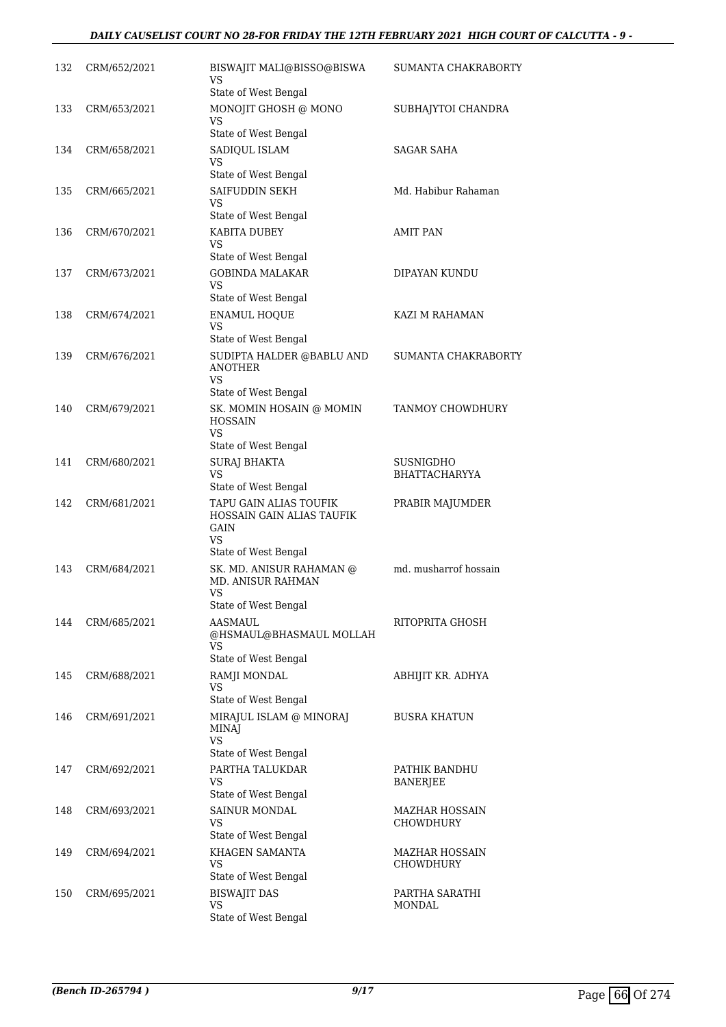| 132 | CRM/652/2021 | BISWAJIT MALI@BISSO@BISWA<br>VS<br>State of West Bengal | SUMANTA CHAKRABORTY |
|---|---|---|---|
| 133 | CRM/653/2021 | MONOJIT GHOSH @ MONO<br>VS<br>State of West Bengal | SUBHAJYTOI CHANDRA |
| 134 | CRM/658/2021 | SADIQUL ISLAM<br>VS<br>State of West Bengal | SAGAR SAHA |
| 135 | CRM/665/2021 | SAIFUDDIN SEKH<br>VS<br>State of West Bengal | Md. Habibur Rahaman |
| 136 | CRM/670/2021 | KABITA DUBEY<br>VS<br>State of West Bengal | AMIT PAN |
| 137 | CRM/673/2021 | GOBINDA MALAKAR<br>VS<br>State of West Bengal | DIPAYAN KUNDU |
| 138 | CRM/674/2021 | ENAMUL HOQUE<br>VS<br>State of West Bengal | KAZI M RAHAMAN |
| 139 | CRM/676/2021 | SUDIPTA HALDER @BABLU AND ANOTHER<br>VS<br>State of West Bengal | SUMANTA CHAKRABORTY |
| 140 | CRM/679/2021 | SK. MOMIN HOSAIN @ MOMIN HOSSAIN<br>VS<br>State of West Bengal | TANMOY CHOWDHURY |
| 141 | CRM/680/2021 | SURAJ BHAKTA<br>VS<br>State of West Bengal | SUSNIGDHO BHATTACHARYYA |
| 142 | CRM/681/2021 | TAPU GAIN ALIAS TOUFIK HOSSAIN GAIN ALIAS TAUFIK GAIN<br>VS<br>State of West Bengal | PRABIR MAJUMDER |
| 143 | CRM/684/2021 | SK. MD. ANISUR RAHAMAN @ MD. ANISUR RAHMAN<br>VS<br>State of West Bengal | md. musharrof hossain |
| 144 | CRM/685/2021 | AASMAUL @HSMAUL@BHASMAUL MOLLAH<br>VS<br>State of West Bengal | RITOPRITA GHOSH |
| 145 | CRM/688/2021 | RAMJI MONDAL<br>VS<br>State of West Bengal | ABHIJIT KR. ADHYA |
| 146 | CRM/691/2021 | MIRAJUL ISLAM @ MINORAJ MINAJ<br>VS<br>State of West Bengal | BUSRA KHATUN |
| 147 | CRM/692/2021 | PARTHA TALUKDAR<br>VS<br>State of West Bengal | PATHIK BANDHU BANERJEE |
| 148 | CRM/693/2021 | SAINUR MONDAL<br>VS<br>State of West Bengal | MAZHAR HOSSAIN CHOWDHURY |
| 149 | CRM/694/2021 | KHAGEN SAMANTA<br>VS<br>State of West Bengal | MAZHAR HOSSAIN CHOWDHURY |
| 150 | CRM/695/2021 | BISWAJIT DAS<br>VS<br>State of West Bengal | PARTHA SARATHI MONDAL |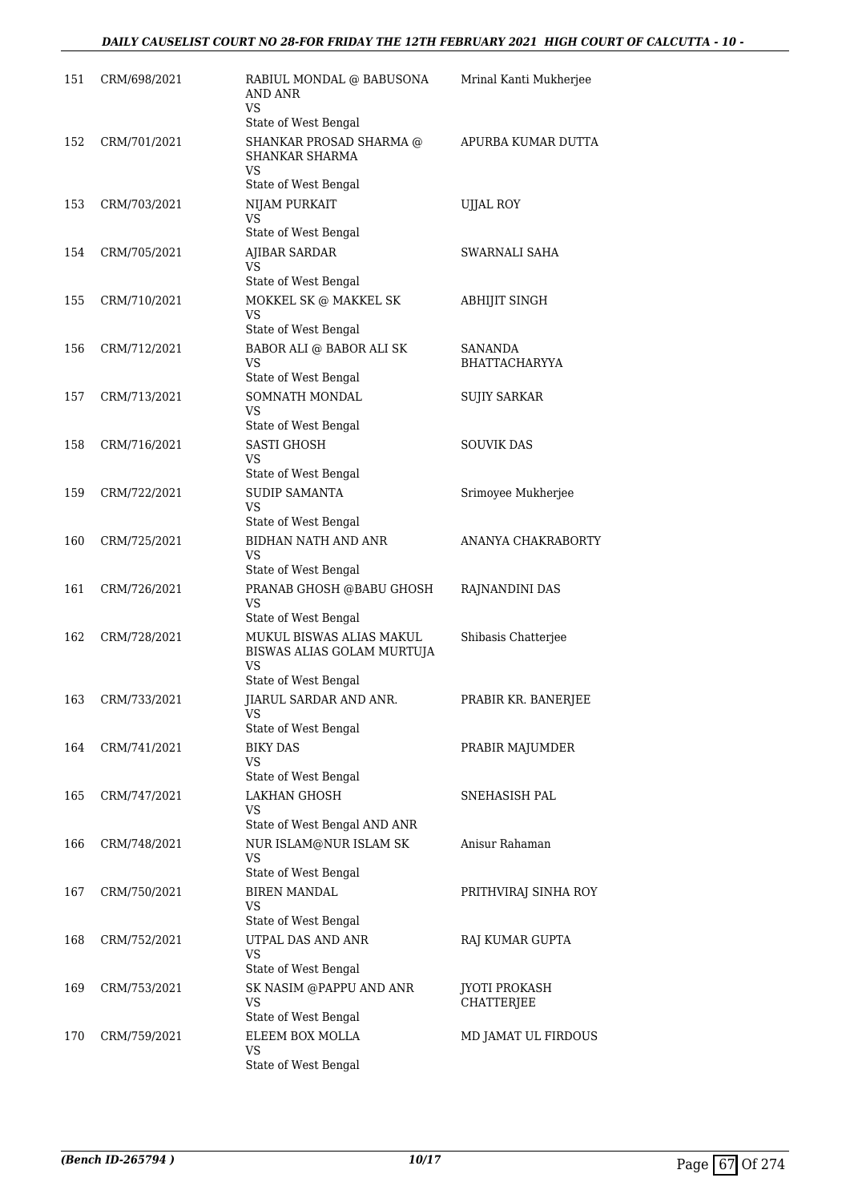| | | | |
|---|---|---|---|
| 151 | CRM/698/2021 | RABIUL MONDAL @ BABUSONA AND ANR<br>VS<br>State of West Bengal | Mrinal Kanti Mukherjee |
| 152 | CRM/701/2021 | SHANKAR PROSAD SHARMA @ SHANKAR SHARMA<br>VS<br>State of West Bengal | APURBA KUMAR DUTTA |
| 153 | CRM/703/2021 | NIJAM PURKAIT<br>VS<br>State of West Bengal | UJJAL ROY |
| 154 | CRM/705/2021 | AJIBAR SARDAR<br>VS<br>State of West Bengal | SWARNALI SAHA |
| 155 | CRM/710/2021 | MOKKEL SK @ MAKKEL SK<br>VS<br>State of West Bengal | ABHIJIT SINGH |
| 156 | CRM/712/2021 | BABOR ALI @ BABOR ALI SK<br>VS<br>State of West Bengal | SANANDA BHATTACHARYYA |
| 157 | CRM/713/2021 | SOMNATH MONDAL<br>VS<br>State of West Bengal | SUJIY SARKAR |
| 158 | CRM/716/2021 | SASTI GHOSH<br>VS<br>State of West Bengal | SOUVIK DAS |
| 159 | CRM/722/2021 | SUDIP SAMANTA<br>VS<br>State of West Bengal | Srimoyee Mukherjee |
| 160 | CRM/725/2021 | BIDHAN NATH AND ANR<br>VS<br>State of West Bengal | ANANYA CHAKRABORTY |
| 161 | CRM/726/2021 | PRANAB GHOSH @BABU GHOSH<br>VS<br>State of West Bengal | RAJNANDINI DAS |
| 162 | CRM/728/2021 | MUKUL BISWAS ALIAS MAKUL BISWAS ALIAS GOLAM MURTUJA<br>VS<br>State of West Bengal | Shibasis Chatterjee |
| 163 | CRM/733/2021 | JIARUL SARDAR AND ANR.<br>VS<br>State of West Bengal | PRABIR KR. BANERJEE |
| 164 | CRM/741/2021 | BIKY DAS<br>VS<br>State of West Bengal | PRABIR MAJUMDER |
| 165 | CRM/747/2021 | LAKHAN GHOSH<br>VS<br>State of West Bengal AND ANR | SNEHASISH PAL |
| 166 | CRM/748/2021 | NUR ISLAM@NUR ISLAM SK<br>VS<br>State of West Bengal | Anisur Rahaman |
| 167 | CRM/750/2021 | BIREN MANDAL<br>VS<br>State of West Bengal | PRITHVIRAJ SINHA ROY |
| 168 | CRM/752/2021 | UTPAL DAS AND ANR<br>VS<br>State of West Bengal | RAJ KUMAR GUPTA |
| 169 | CRM/753/2021 | SK NASIM @PAPPU AND ANR<br>VS<br>State of West Bengal | JYOTI PROKASH CHATTERJEE |
| 170 | CRM/759/2021 | ELEEM BOX MOLLA<br>VS<br>State of West Bengal | MD JAMAT UL FIRDOUS |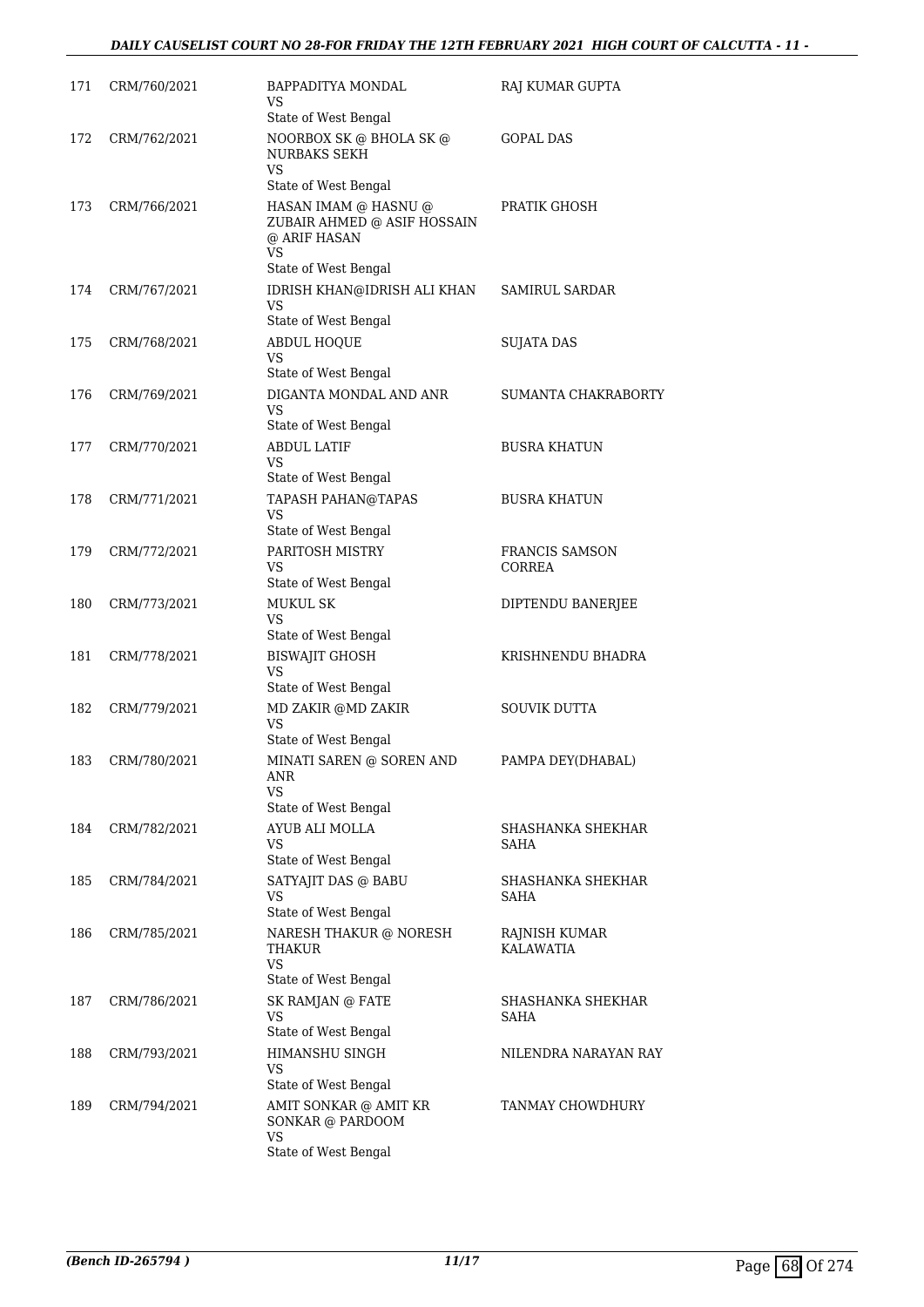| | | | |
|---|---|---|---|
| 171 | CRM/760/2021 | BAPPADITYA MONDAL<br>VS<br>State of West Bengal | RAJ KUMAR GUPTA |
| 172 | CRM/762/2021 | NOORBOX SK @ BHOLA SK @ NURBAKS SEKH<br>VS<br>State of West Bengal | GOPAL DAS |
| 173 | CRM/766/2021 | HASAN IMAM @ HASNU @ ZUBAIR AHMED @ ASIF HOSSAIN @ ARIF HASAN<br>VS<br>State of West Bengal | PRATIK GHOSH |
| 174 | CRM/767/2021 | IDRISH KHAN@IDRISH ALI KHAN<br>VS<br>State of West Bengal | SAMIRUL SARDAR |
| 175 | CRM/768/2021 | ABDUL HOQUE<br>VS<br>State of West Bengal | SUJATA DAS |
| 176 | CRM/769/2021 | DIGANTA MONDAL AND ANR<br>VS<br>State of West Bengal | SUMANTA CHAKRABORTY |
| 177 | CRM/770/2021 | ABDUL LATIF<br>VS<br>State of West Bengal | BUSRA KHATUN |
| 178 | CRM/771/2021 | TAPASH PAHAN@TAPAS<br>VS<br>State of West Bengal | BUSRA KHATUN |
| 179 | CRM/772/2021 | PARITOSH MISTRY<br>VS<br>State of West Bengal | FRANCIS SAMSON CORREA |
| 180 | CRM/773/2021 | MUKUL SK<br>VS<br>State of West Bengal | DIPTENDU BANERJEE |
| 181 | CRM/778/2021 | BISWAJIT GHOSH<br>VS<br>State of West Bengal | KRISHNENDU BHADRA |
| 182 | CRM/779/2021 | MD ZAKIR @MD ZAKIR<br>VS<br>State of West Bengal | SOUVIK DUTTA |
| 183 | CRM/780/2021 | MINATI SAREN @ SOREN AND ANR<br>VS<br>State of West Bengal | PAMPA DEY(DHABAL) |
| 184 | CRM/782/2021 | AYUB ALI MOLLA<br>VS<br>State of West Bengal | SHASHANKA SHEKHAR SAHA |
| 185 | CRM/784/2021 | SATYAJIT DAS @ BABU<br>VS<br>State of West Bengal | SHASHANKA SHEKHAR SAHA |
| 186 | CRM/785/2021 | NARESH THAKUR @ NORESH THAKUR<br>VS<br>State of West Bengal | RAJNISH KUMAR KALAWATIA |
| 187 | CRM/786/2021 | SK RAMJAN @ FATE<br>VS<br>State of West Bengal | SHASHANKA SHEKHAR SAHA |
| 188 | CRM/793/2021 | HIMANSHU SINGH<br>VS<br>State of West Bengal | NILENDRA NARAYAN RAY |
| 189 | CRM/794/2021 | AMIT SONKAR @ AMIT KR SONKAR @ PARDOOM<br>VS<br>State of West Bengal | TANMAY CHOWDHURY |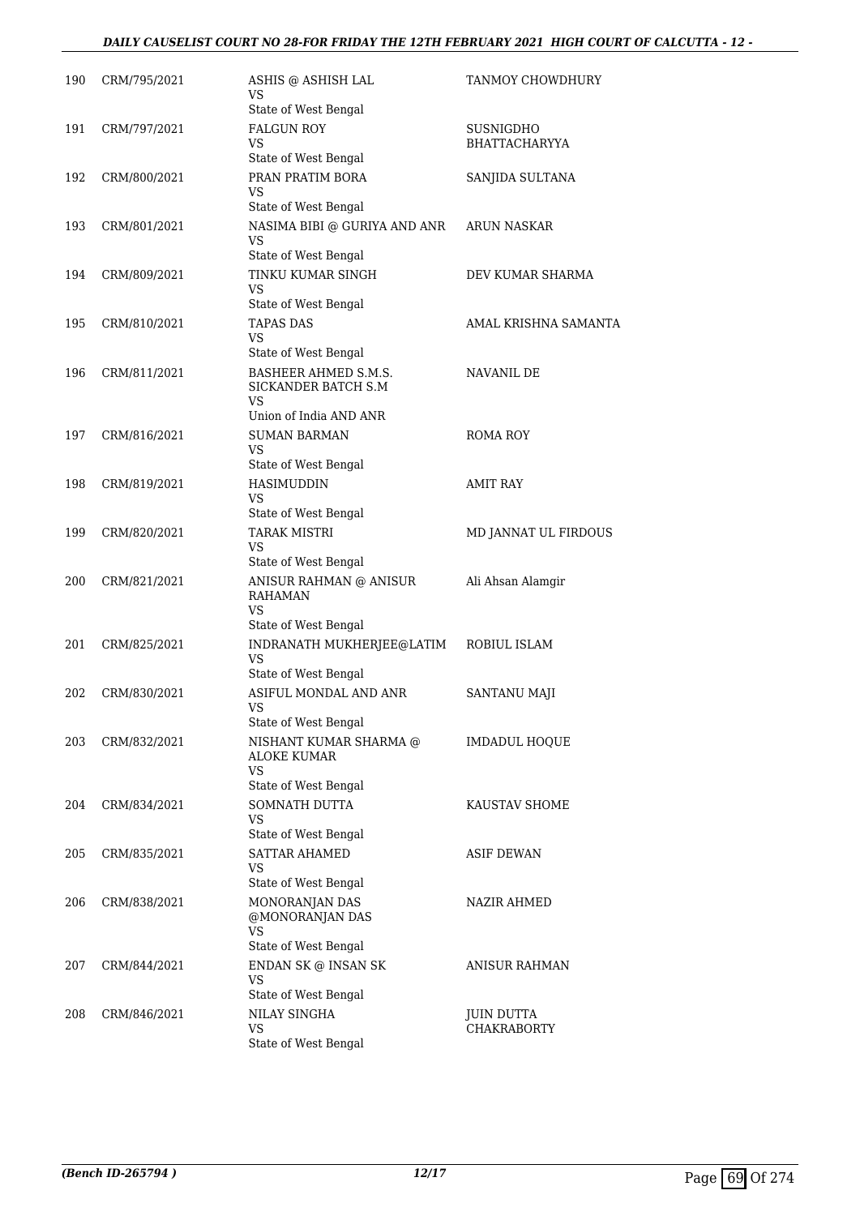| 190 | CRM/795/2021 | ASHIS @ ASHISH LAL<br>VS<br>State of West Bengal | TANMOY CHOWDHURY |
|---|---|---|---|
| 191 | CRM/797/2021 | FALGUN ROY<br>VS<br>State of West Bengal | SUSNIGDHO BHATTACHARYYA |
| 192 | CRM/800/2021 | PRAN PRATIM BORA<br>VS<br>State of West Bengal | SANJIDA SULTANA |
| 193 | CRM/801/2021 | NASIMA BIBI @ GURIYA AND ANR<br>VS<br>State of West Bengal | ARUN NASKAR |
| 194 | CRM/809/2021 | TINKU KUMAR SINGH<br>VS<br>State of West Bengal | DEV KUMAR SHARMA |
| 195 | CRM/810/2021 | TAPAS DAS<br>VS<br>State of West Bengal | AMAL KRISHNA SAMANTA |
| 196 | CRM/811/2021 | BASHEER AHMED S.M.S. SICKANDER BATCH S.M<br>VS<br>Union of India AND ANR | NAVANIL DE |
| 197 | CRM/816/2021 | SUMAN BARMAN<br>VS<br>State of West Bengal | ROMA ROY |
| 198 | CRM/819/2021 | HASIMUDDIN<br>VS<br>State of West Bengal | AMIT RAY |
| 199 | CRM/820/2021 | TARAK MISTRI<br>VS<br>State of West Bengal | MD JANNAT UL FIRDOUS |
| 200 | CRM/821/2021 | ANISUR RAHMAN @ ANISUR RAHAMAN<br>VS<br>State of West Bengal | Ali Ahsan Alamgir |
| 201 | CRM/825/2021 | INDRANATH MUKHERJEE@LATIM<br>VS<br>State of West Bengal | ROBIUL ISLAM |
| 202 | CRM/830/2021 | ASIFUL MONDAL AND ANR<br>VS<br>State of West Bengal | SANTANU MAJI |
| 203 | CRM/832/2021 | NISHANT KUMAR SHARMA @ ALOKE KUMAR<br>VS<br>State of West Bengal | IMDADUL HOQUE |
| 204 | CRM/834/2021 | SOMNATH DUTTA<br>VS<br>State of West Bengal | KAUSTAV SHOME |
| 205 | CRM/835/2021 | SATTAR AHAMED<br>VS<br>State of West Bengal | ASIF DEWAN |
| 206 | CRM/838/2021 | MONORANJAN DAS @MONORANJAN DAS<br>VS<br>State of West Bengal | NAZIR AHMED |
| 207 | CRM/844/2021 | ENDAN SK @ INSAN SK<br>VS<br>State of West Bengal | ANISUR RAHMAN |
| 208 | CRM/846/2021 | NILAY SINGHA<br>VS<br>State of West Bengal | JUIN DUTTA CHAKRABORTY |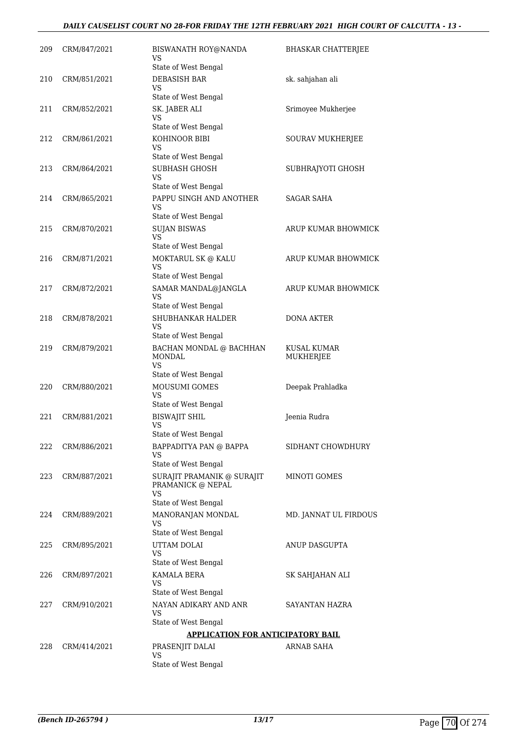| | | | |
|---|---|---|---|
| 209 | CRM/847/2021 | BISWANATH ROY@NANDA<br>VS<br>State of West Bengal | BHASKAR CHATTERJEE |
| 210 | CRM/851/2021 | DEBASISH BAR<br>VS<br>State of West Bengal | sk. sahjahan ali |
| 211 | CRM/852/2021 | SK. JABER ALI<br>VS<br>State of West Bengal | Srimoyee Mukherjee |
| 212 | CRM/861/2021 | KOHINOOR BIBI<br>VS<br>State of West Bengal | SOURAV MUKHERJEE |
| 213 | CRM/864/2021 | SUBHASH GHOSH<br>VS<br>State of West Bengal | SUBHRAJYOTI GHOSH |
| 214 | CRM/865/2021 | PAPPU SINGH AND ANOTHER<br>VS<br>State of West Bengal | SAGAR SAHA |
| 215 | CRM/870/2021 | SUJAN BISWAS<br>VS<br>State of West Bengal | ARUP KUMAR BHOWMICK |
| 216 | CRM/871/2021 | MOKTARUL SK @ KALU<br>VS<br>State of West Bengal | ARUP KUMAR BHOWMICK |
| 217 | CRM/872/2021 | SAMAR MANDAL@JANGLA<br>VS<br>State of West Bengal | ARUP KUMAR BHOWMICK |
| 218 | CRM/878/2021 | SHUBHANKAR HALDER<br>VS<br>State of West Bengal | DONA AKTER |
| 219 | CRM/879/2021 | BACHAN MONDAL @ BACHHAN MONDAL<br>VS<br>State of West Bengal | KUSAL KUMAR MUKHERJEE |
| 220 | CRM/880/2021 | MOUSUMI GOMES<br>VS<br>State of West Bengal | Deepak Prahladka |
| 221 | CRM/881/2021 | BISWAJIT SHIL<br>VS<br>State of West Bengal | Jeenia Rudra |
| 222 | CRM/886/2021 | BAPPADITYA PAN @ BAPPA<br>VS<br>State of West Bengal | SIDHANT CHOWDHURY |
| 223 | CRM/887/2021 | SURAJIT PRAMANIK @ SURAJIT PRAMANICK @ NEPAL<br>VS<br>State of West Bengal | MINOTI GOMES |
| 224 | CRM/889/2021 | MANORANJAN MONDAL<br>VS<br>State of West Bengal | MD. JANNAT UL FIRDOUS |
| 225 | CRM/895/2021 | UTTAM DOLAI<br>VS<br>State of West Bengal | ANUP DASGUPTA |
| 226 | CRM/897/2021 | KAMALA BERA<br>VS<br>State of West Bengal | SK SAHJAHAN ALI |
| 227 | CRM/910/2021 | NAYAN ADIKARY AND ANR<br>VS<br>State of West Bengal | SAYANTAN HAZRA |

**APPLICATION FOR ANTICIPATORY BAIL**

| | | | |
|---|---|---|---|
| 228 | CRM/414/2021 | PRASENJIT DALAI<br>VS<br>State of West Bengal | ARNAB SAHA |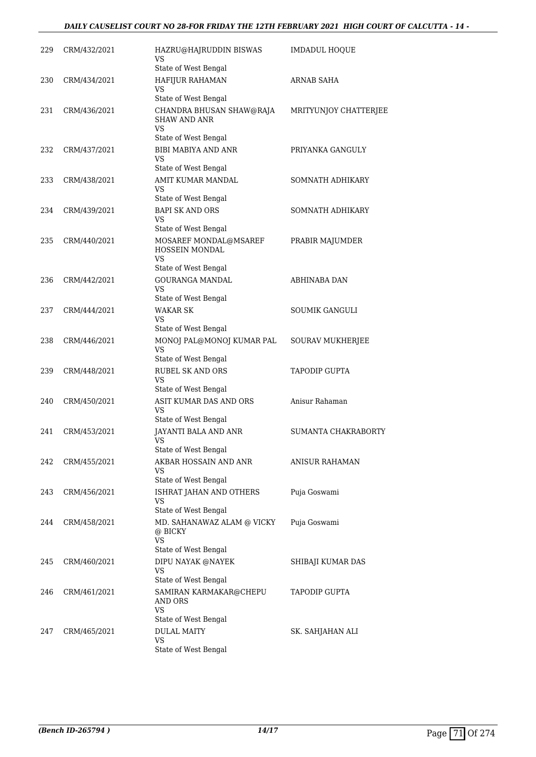| | | | |
|---|---|---|---|
| 229 | CRM/432/2021 | HAZRU@HAJRUDDIN BISWAS<br>VS<br>State of West Bengal | IMDADUL HOQUE |
| 230 | CRM/434/2021 | HAFIJUR RAHAMAN<br>VS<br>State of West Bengal | ARNAB SAHA |
| 231 | CRM/436/2021 | CHANDRA BHUSAN SHAW@RAJA SHAW AND ANR<br>VS<br>State of West Bengal | MRITYUNJOY CHATTERJEE |
| 232 | CRM/437/2021 | BIBI MABIYA AND ANR<br>VS<br>State of West Bengal | PRIYANKA GANGULY |
| 233 | CRM/438/2021 | AMIT KUMAR MANDAL<br>VS<br>State of West Bengal | SOMNATH ADHIKARY |
| 234 | CRM/439/2021 | BAPI SK AND ORS<br>VS<br>State of West Bengal | SOMNATH ADHIKARY |
| 235 | CRM/440/2021 | MOSAREF MONDAL@MSAREF HOSSEIN MONDAL<br>VS<br>State of West Bengal | PRABIR MAJUMDER |
| 236 | CRM/442/2021 | GOURANGA MANDAL<br>VS<br>State of West Bengal | ABHINABA DAN |
| 237 | CRM/444/2021 | WAKAR SK<br>VS<br>State of West Bengal | SOUMIK GANGULI |
| 238 | CRM/446/2021 | MONOJ PAL@MONOJ KUMAR PAL<br>VS<br>State of West Bengal | SOURAV MUKHERJEE |
| 239 | CRM/448/2021 | RUBEL SK AND ORS<br>VS<br>State of West Bengal | TAPODIP GUPTA |
| 240 | CRM/450/2021 | ASIT KUMAR DAS AND ORS<br>VS<br>State of West Bengal | Anisur Rahaman |
| 241 | CRM/453/2021 | JAYANTI BALA AND ANR<br>VS<br>State of West Bengal | SUMANTA CHAKRABORTY |
| 242 | CRM/455/2021 | AKBAR HOSSAIN AND ANR<br>VS<br>State of West Bengal | ANISUR RAHAMAN |
| 243 | CRM/456/2021 | ISHRAT JAHAN AND OTHERS<br>VS<br>State of West Bengal | Puja Goswami |
| 244 | CRM/458/2021 | MD. SAHANAWAZ ALAM @ VICKY @ BICKY<br>VS<br>State of West Bengal | Puja Goswami |
| 245 | CRM/460/2021 | DIPU NAYAK @NAYEK<br>VS<br>State of West Bengal | SHIBAJI KUMAR DAS |
| 246 | CRM/461/2021 | SAMIRAN KARMAKAR@CHEPU AND ORS<br>VS<br>State of West Bengal | TAPODIP GUPTA |
| 247 | CRM/465/2021 | DULAL MAITY<br>VS<br>State of West Bengal | SK. SAHJAHAN ALI |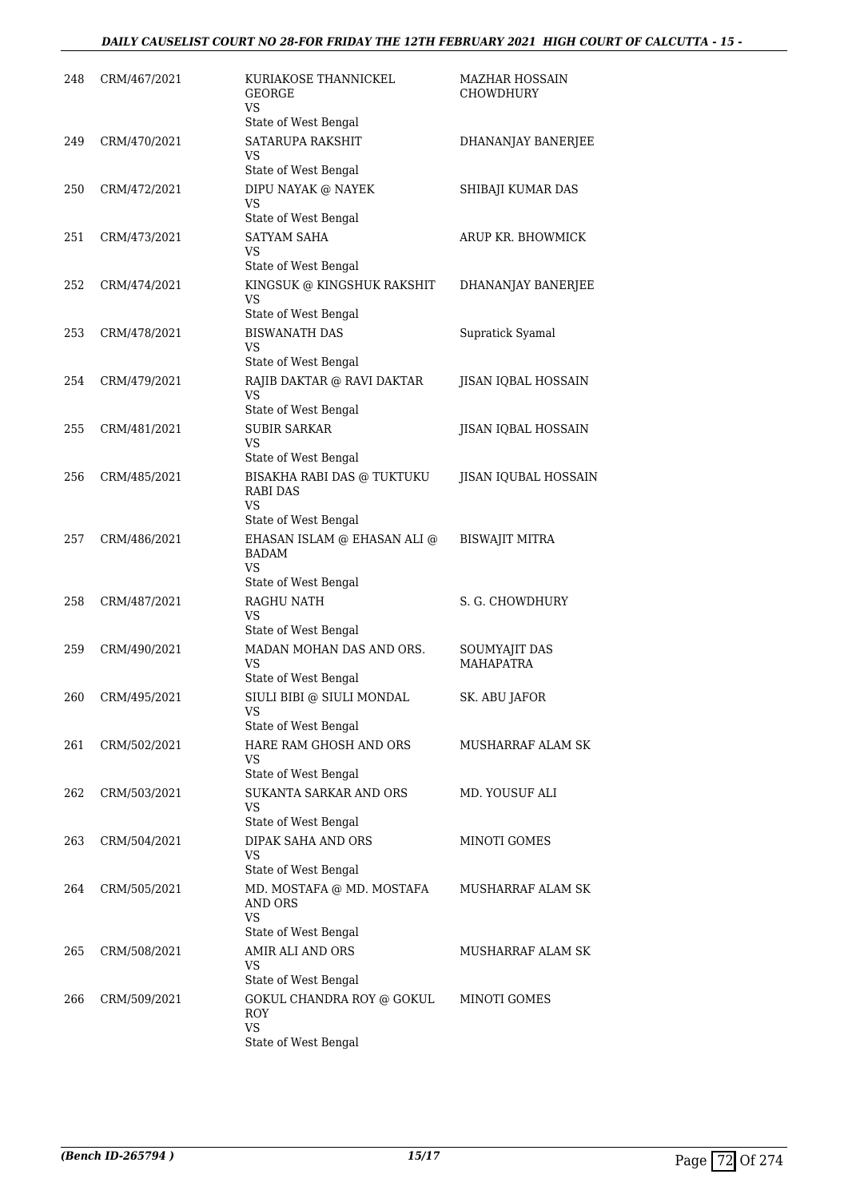| 248 | CRM/467/2021 | KURIAKOSE THANNICKEL GEORGE<br>VS<br>State of West Bengal | MAZHAR HOSSAIN CHOWDHURY |
|---|---|---|---|
| 249 | CRM/470/2021 | SATARUPA RAKSHIT<br>VS<br>State of West Bengal | DHANANJAY BANERJEE |
| 250 | CRM/472/2021 | DIPU NAYAK @ NAYEK<br>VS<br>State of West Bengal | SHIBAJI KUMAR DAS |
| 251 | CRM/473/2021 | SATYAM SAHA<br>VS<br>State of West Bengal | ARUP KR. BHOWMICK |
| 252 | CRM/474/2021 | KINGSUK @ KINGSHUK RAKSHIT<br>VS<br>State of West Bengal | DHANANJAY BANERJEE |
| 253 | CRM/478/2021 | BISWANATH DAS<br>VS<br>State of West Bengal | Supratick Syamal |
| 254 | CRM/479/2021 | RAJIB DAKTAR @ RAVI DAKTAR<br>VS<br>State of West Bengal | JISAN IQBAL HOSSAIN |
| 255 | CRM/481/2021 | SUBIR SARKAR<br>VS<br>State of West Bengal | JISAN IQBAL HOSSAIN |
| 256 | CRM/485/2021 | BISAKHA RABI DAS @ TUKTUKU RABI DAS<br>VS<br>State of West Bengal | JISAN IQUBAL HOSSAIN |
| 257 | CRM/486/2021 | EHASAN ISLAM @ EHASAN ALI @ BADAM<br>VS<br>State of West Bengal | BISWAJIT MITRA |
| 258 | CRM/487/2021 | RAGHU NATH<br>VS<br>State of West Bengal | S. G. CHOWDHURY |
| 259 | CRM/490/2021 | MADAN MOHAN DAS AND ORS.<br>VS<br>State of West Bengal | SOUMYAJIT DAS MAHAPATRA |
| 260 | CRM/495/2021 | SIULI BIBI @ SIULI MONDAL<br>VS<br>State of West Bengal | SK. ABU JAFOR |
| 261 | CRM/502/2021 | HARE RAM GHOSH AND ORS<br>VS<br>State of West Bengal | MUSHARRAF ALAM SK |
| 262 | CRM/503/2021 | SUKANTA SARKAR AND ORS<br>VS<br>State of West Bengal | MD. YOUSUF ALI |
| 263 | CRM/504/2021 | DIPAK SAHA AND ORS<br>VS<br>State of West Bengal | MINOTI GOMES |
| 264 | CRM/505/2021 | MD. MOSTAFA @ MD. MOSTAFA AND ORS<br>VS<br>State of West Bengal | MUSHARRAF ALAM SK |
| 265 | CRM/508/2021 | AMIR ALI AND ORS<br>VS<br>State of West Bengal | MUSHARRAF ALAM SK |
| 266 | CRM/509/2021 | GOKUL CHANDRA ROY @ GOKUL ROY<br>VS<br>State of West Bengal | MINOTI GOMES |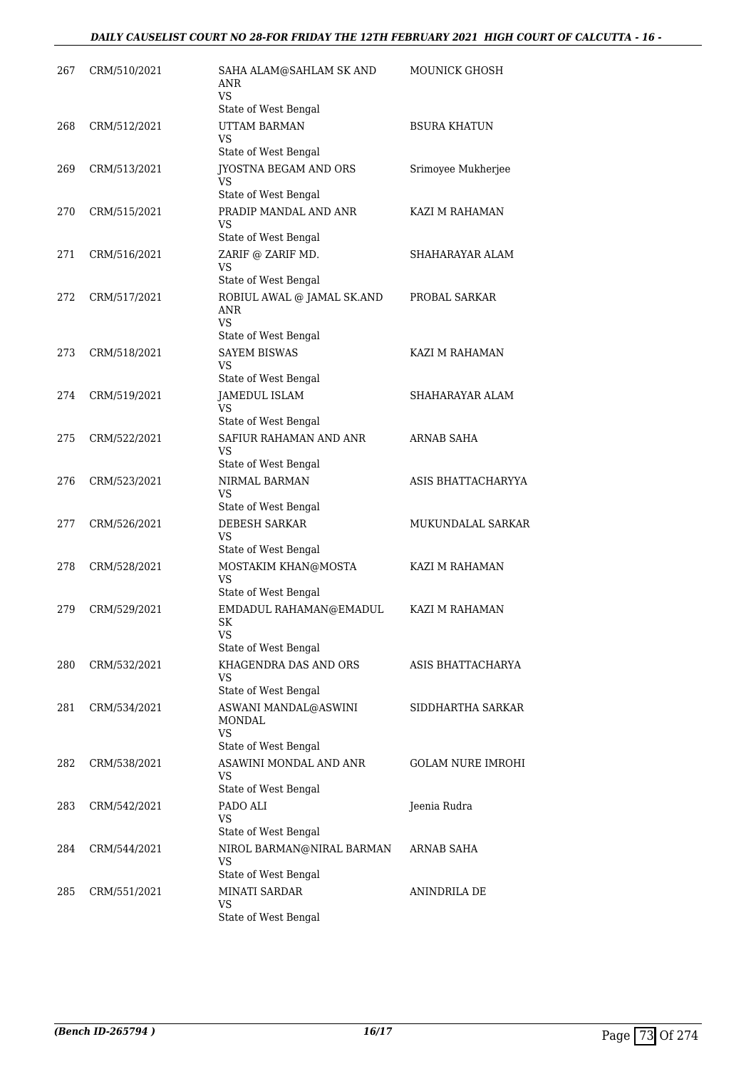| | | | |
|---|---|---|---|
| 267 | CRM/510/2021 | SAHA ALAM@SAHLAM SK AND ANR<br>VS<br>State of West Bengal | MOUNICK GHOSH |
| 268 | CRM/512/2021 | UTTAM BARMAN<br>VS<br>State of West Bengal | BSURA KHATUN |
| 269 | CRM/513/2021 | JYOSTNA BEGAM AND ORS<br>VS<br>State of West Bengal | Srimoyee Mukherjee |
| 270 | CRM/515/2021 | PRADIP MANDAL AND ANR<br>VS<br>State of West Bengal | KAZI M RAHAMAN |
| 271 | CRM/516/2021 | ZARIF @ ZARIF MD.<br>VS<br>State of West Bengal | SHAHARAYAR ALAM |
| 272 | CRM/517/2021 | ROBIUL AWAL @ JAMAL SK.AND ANR<br>VS<br>State of West Bengal | PROBAL SARKAR |
| 273 | CRM/518/2021 | SAYEM BISWAS<br>VS<br>State of West Bengal | KAZI M RAHAMAN |
| 274 | CRM/519/2021 | JAMEDUL ISLAM<br>VS<br>State of West Bengal | SHAHARAYAR ALAM |
| 275 | CRM/522/2021 | SAFIUR RAHAMAN AND ANR<br>VS<br>State of West Bengal | ARNAB SAHA |
| 276 | CRM/523/2021 | NIRMAL BARMAN<br>VS<br>State of West Bengal | ASIS BHATTACHARYYA |
| 277 | CRM/526/2021 | DEBESH SARKAR<br>VS<br>State of West Bengal | MUKUNDALAL SARKAR |
| 278 | CRM/528/2021 | MOSTAKIM KHAN@MOSTA<br>VS<br>State of West Bengal | KAZI M RAHAMAN |
| 279 | CRM/529/2021 | EMDADUL RAHAMAN@EMADUL SK<br>VS<br>State of West Bengal | KAZI M RAHAMAN |
| 280 | CRM/532/2021 | KHAGENDRA DAS AND ORS<br>VS<br>State of West Bengal | ASIS BHATTACHARYA |
| 281 | CRM/534/2021 | ASWANI MANDAL@ASWINI MONDAL<br>VS<br>State of West Bengal | SIDDHARTHA SARKAR |
| 282 | CRM/538/2021 | ASAWINI MONDAL AND ANR<br>VS<br>State of West Bengal | GOLAM NURE IMROHI |
| 283 | CRM/542/2021 | PADO ALI<br>VS<br>State of West Bengal | Jeenia Rudra |
| 284 | CRM/544/2021 | NIROL BARMAN@NIRAL BARMAN<br>VS<br>State of West Bengal | ARNAB SAHA |
| 285 | CRM/551/2021 | MINATI SARDAR<br>VS<br>State of West Bengal | ANINDRILA DE |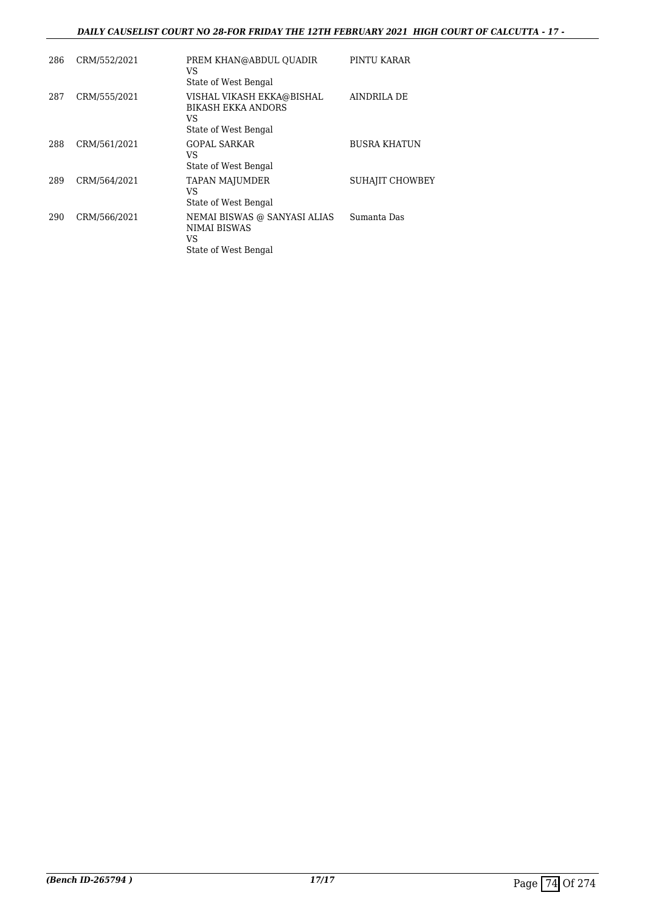| | | | |
|---|---|---|---|
| 286 | CRM/552/2021 | PREM KHAN@ABDUL QUADIR<br>VS<br>State of West Bengal | PINTU KARAR |
| 287 | CRM/555/2021 | VISHAL VIKASH EKKA@BISHAL BIKASH EKKA ANDORS<br>VS<br>State of West Bengal | AINDRILA DE |
| 288 | CRM/561/2021 | GOPAL SARKAR<br>VS<br>State of West Bengal | BUSRA KHATUN |
| 289 | CRM/564/2021 | TAPAN MAJUMDER<br>VS<br>State of West Bengal | SUHAJIT CHOWBEY |
| 290 | CRM/566/2021 | NEMAI BISWAS @ SANYASI ALIAS NIMAI BISWAS<br>VS<br>State of West Bengal | Sumanta Das |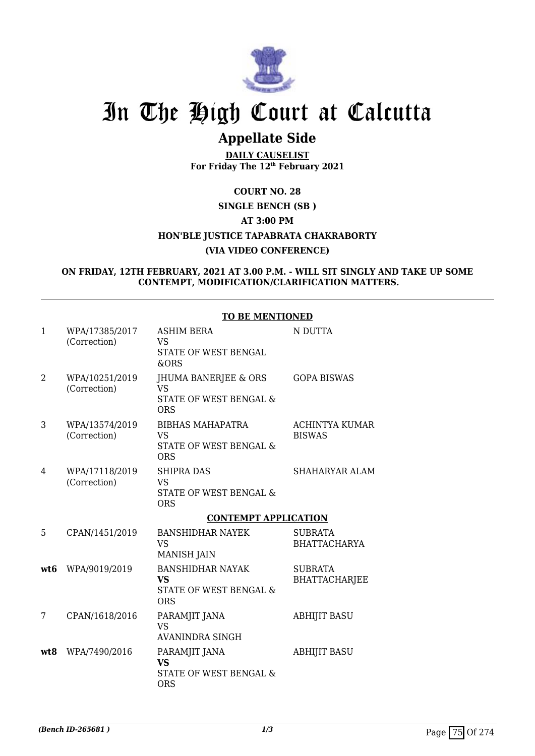# In The High Court at Calcutta

## Appellate Side

**DAILY CAUSELIST**
**For Friday The 12th February 2021**

**COURT NO. 28**

**SINGLE BENCH (SB )**

**AT 3:00 PM**

**HON'BLE JUSTICE TAPABRATA CHAKRABORTY**

**(VIA VIDEO CONFERENCE)**

**ON FRIDAY, 12TH FEBRUARY, 2021 AT 3.00 P.M. - WILL SIT SINGLY AND TAKE UP SOME CONTEMPT, MODIFICATION/CLARIFICATION MATTERS.**

**TO BE MENTIONED**

| | | | |
|---|---|---|---|
| 1 | WPA/17385/2017 (Correction) | ASHIM BERA VS STATE OF WEST BENGAL &ORS | N DUTTA |
| 2 | WPA/10251/2019 (Correction) | JHUMA BANERJEE & ORS VS STATE OF WEST BENGAL & ORS | GOPA BISWAS |
| 3 | WPA/13574/2019 (Correction) | BIBHAS MAHAPATRA VS STATE OF WEST BENGAL & ORS | ACHINTYA KUMAR BISWAS |
| 4 | WPA/17118/2019 (Correction) | SHIPRA DAS VS STATE OF WEST BENGAL & ORS | SHAHARYAR ALAM |

**CONTEMPT APPLICATION**

| | | | |
|---|---|---|---|
| 5 | CPAN/1451/2019 | BANSHIDHAR NAYEK VS MANISH JAIN | SUBRATA BHATTACHARYA |
| **wt6** | WPA/9019/2019 | BANSHIDHAR NAYAK **VS** STATE OF WEST BENGAL & ORS | SUBRATA BHATTACHARJEE |
| 7 | CPAN/1618/2016 | PARAMJIT JANA VS AVANINDRA SINGH | ABHIJIT BASU |
| **wt8** | WPA/7490/2016 | PARAMJIT JANA **VS** STATE OF WEST BENGAL & ORS | ABHIJIT BASU |

*(Bench ID-265681 )*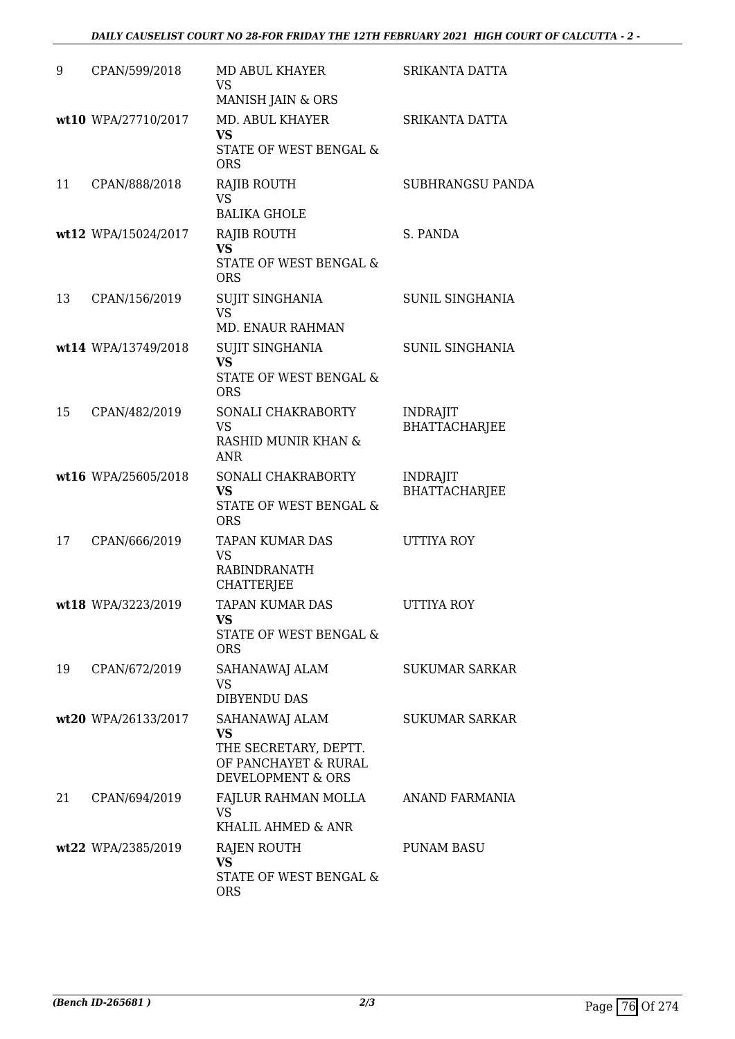| | | | |
|---|---|---|---|
| 9 | CPAN/599/2018 | MD ABUL KHAYER<br>VS<br>MANISH JAIN & ORS | SRIKANTA DATTA |
| wt10 | WPA/27710/2017 | MD. ABUL KHAYER<br>**VS**<br>STATE OF WEST BENGAL & ORS | SRIKANTA DATTA |
| 11 | CPAN/888/2018 | RAJIB ROUTH<br>VS<br>BALIKA GHOLE | SUBHRANGSU PANDA |
| wt12 | WPA/15024/2017 | RAJIB ROUTH<br>**VS**<br>STATE OF WEST BENGAL & ORS | S. PANDA |
| 13 | CPAN/156/2019 | SUJIT SINGHANIA<br>VS<br>MD. ENAUR RAHMAN | SUNIL SINGHANIA |
| wt14 | WPA/13749/2018 | SUJIT SINGHANIA<br>**VS**<br>STATE OF WEST BENGAL & ORS | SUNIL SINGHANIA |
| 15 | CPAN/482/2019 | SONALI CHAKRABORTY<br>VS<br>RASHID MUNIR KHAN & ANR | INDRAJIT BHATTACHARJEE |
| wt16 | WPA/25605/2018 | SONALI CHAKRABORTY<br>**VS**<br>STATE OF WEST BENGAL & ORS | INDRAJIT BHATTACHARJEE |
| 17 | CPAN/666/2019 | TAPAN KUMAR DAS<br>VS<br>RABINDRANATH CHATTERJEE | UTTIYA ROY |
| wt18 | WPA/3223/2019 | TAPAN KUMAR DAS<br>**VS**<br>STATE OF WEST BENGAL & ORS | UTTIYA ROY |
| 19 | CPAN/672/2019 | SAHANAWAJ ALAM<br>VS<br>DIBYENDU DAS | SUKUMAR SARKAR |
| wt20 | WPA/26133/2017 | SAHANAWAJ ALAM<br>**VS**<br>THE SECRETARY, DEPTT. OF PANCHAYET & RURAL DEVELOPMENT & ORS | SUKUMAR SARKAR |
| 21 | CPAN/694/2019 | FAJLUR RAHMAN MOLLA<br>VS<br>KHALIL AHMED & ANR | ANAND FARMANIA |
| wt22 | WPA/2385/2019 | RAJEN ROUTH<br>**VS**<br>STATE OF WEST BENGAL & ORS | PUNAM BASU |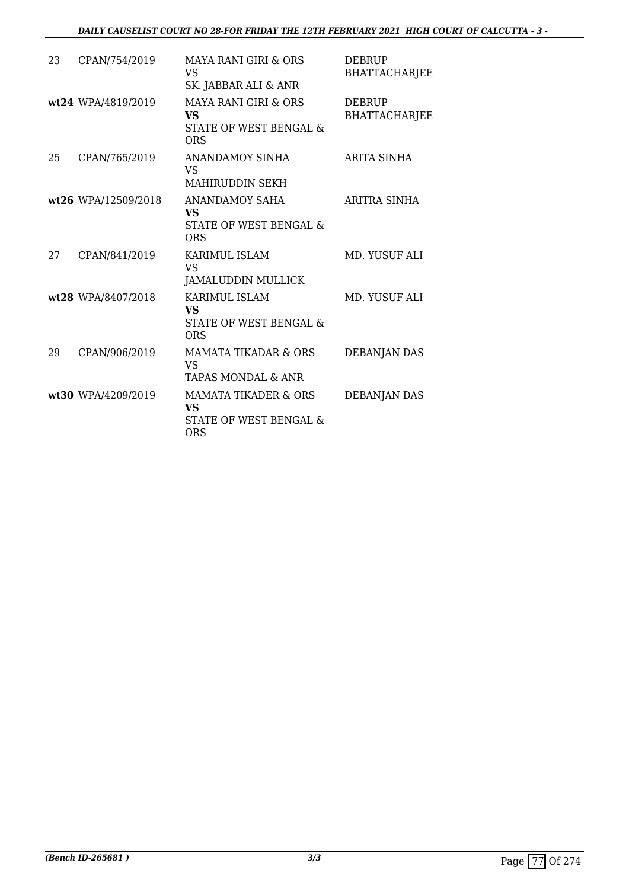| | | | |
|---|---|---|---|
| 23 | CPAN/754/2019 | MAYA RANI GIRI & ORS<br>VS<br>SK. JABBAR ALI & ANR | DEBRUP BHATTACHARJEE |
| **wt24** | WPA/4819/2019 | MAYA RANI GIRI & ORS<br>**VS**<br>STATE OF WEST BENGAL & ORS | DEBRUP BHATTACHARJEE |
| 25 | CPAN/765/2019 | ANANDAMOY SINHA<br>VS<br>MAHIRUDDIN SEKH | ARITA SINHA |
| **wt26** | WPA/12509/2018 | ANANDAMOY SAHA<br>**VS**<br>STATE OF WEST BENGAL & ORS | ARITRA SINHA |
| 27 | CPAN/841/2019 | KARIMUL ISLAM<br>VS<br>JAMALUDDIN MULLICK | MD. YUSUF ALI |
| **wt28** | WPA/8407/2018 | KARIMUL ISLAM<br>**VS**<br>STATE OF WEST BENGAL & ORS | MD. YUSUF ALI |
| 29 | CPAN/906/2019 | MAMATA TIKADAR & ORS<br>VS<br>TAPAS MONDAL & ANR | DEBANJAN DAS |
| **wt30** | WPA/4209/2019 | MAMATA TIKADER & ORS<br>**VS**<br>STATE OF WEST BENGAL & ORS | DEBANJAN DAS |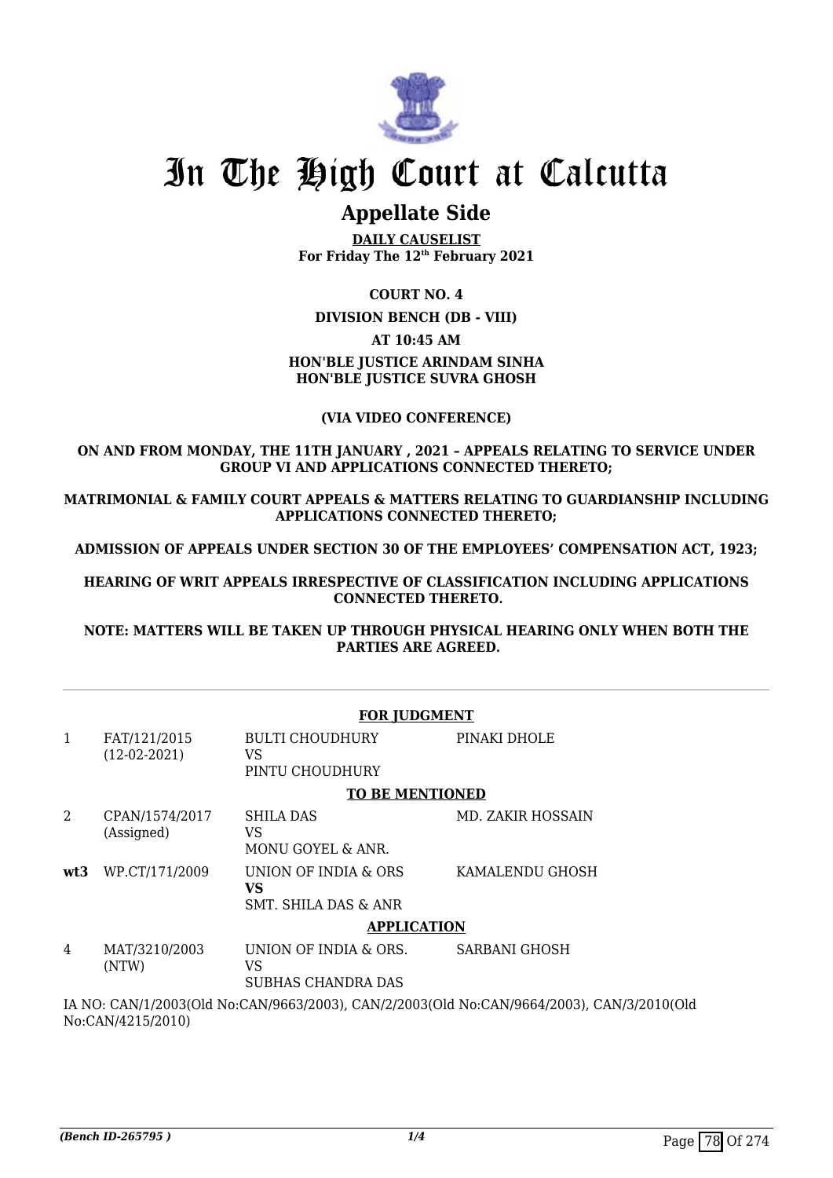# In The High Court at Calcutta

## Appellate Side

**DAILY CAUSELIST**
**For Friday The 12th February 2021**

**COURT NO. 4**

**DIVISION BENCH (DB - VIII)**

**AT 10:45 AM**

**HON'BLE JUSTICE ARINDAM SINHA**
**HON'BLE JUSTICE SUVRA GHOSH**

**(VIA VIDEO CONFERENCE)**

**ON AND FROM MONDAY, THE 11TH JANUARY , 2021 – APPEALS RELATING TO SERVICE UNDER GROUP VI AND APPLICATIONS CONNECTED THERETO;**

**MATRIMONIAL & FAMILY COURT APPEALS & MATTERS RELATING TO GUARDIANSHIP INCLUDING APPLICATIONS CONNECTED THERETO;**

**ADMISSION OF APPEALS UNDER SECTION 30 OF THE EMPLOYEES' COMPENSATION ACT, 1923;**

**HEARING OF WRIT APPEALS IRRESPECTIVE OF CLASSIFICATION INCLUDING APPLICATIONS CONNECTED THERETO.**

**NOTE: MATTERS WILL BE TAKEN UP THROUGH PHYSICAL HEARING ONLY WHEN BOTH THE PARTIES ARE AGREED.**

**FOR JUDGMENT**

| | | | |
|---|---|---|---|
| 1 | FAT/121/2015 (12-02-2021) | BULTI CHOUDHURY VS PINTU CHOUDHURY | PINAKI DHOLE |

**TO BE MENTIONED**

| | | | |
|---|---|---|---|
| 2 | CPAN/1574/2017 (Assigned) | SHILA DAS VS MONU GOYEL & ANR. | MD. ZAKIR HOSSAIN |
| **wt3** | WP.CT/171/2009 | UNION OF INDIA & ORS **VS** SMT. SHILA DAS & ANR | KAMALENDU GHOSH |

**APPLICATION**

| | | | |
|---|---|---|---|
| 4 | MAT/3210/2003 (NTW) | UNION OF INDIA & ORS. VS SUBHAS CHANDRA DAS | SARBANI GHOSH |

IA NO: CAN/1/2003(Old No:CAN/9663/2003), CAN/2/2003(Old No:CAN/9664/2003), CAN/3/2010(Old No:CAN/4215/2010)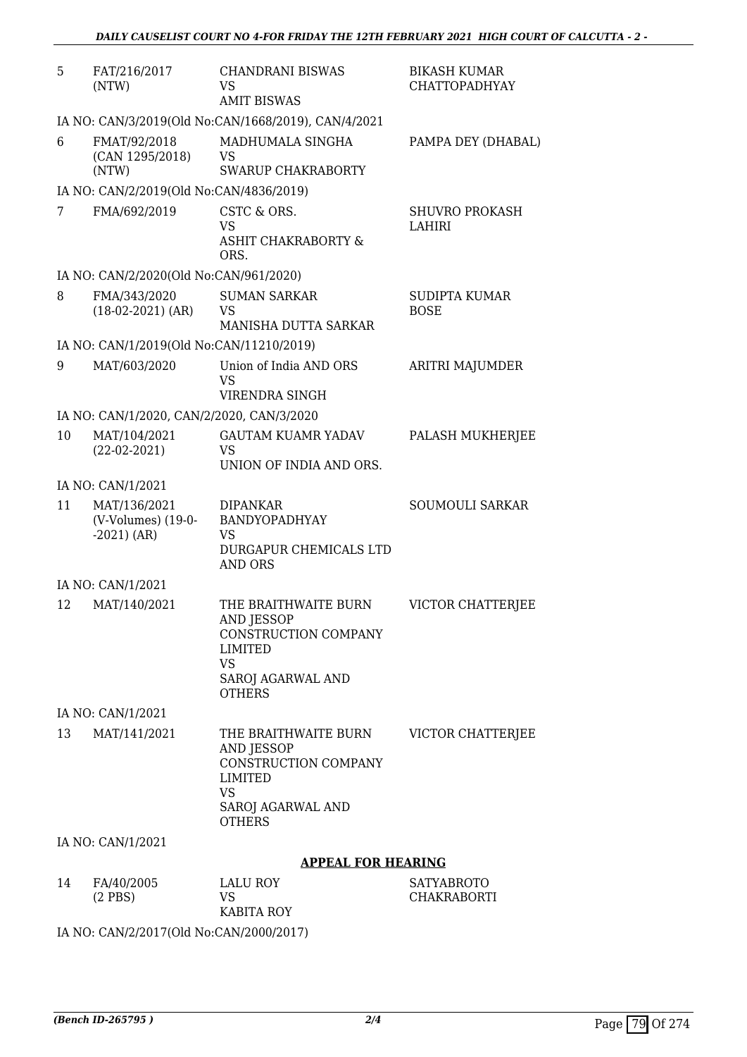| | | | |
|---|---|---|---|
| 5 | FAT/216/2017 (NTW) | CHANDRANI BISWAS VS AMIT BISWAS | BIKASH KUMAR CHATTOPADHYAY |
| | IA NO: CAN/3/2019(Old No:CAN/1668/2019), CAN/4/2021 | | |
| 6 | FMAT/92/2018 (CAN 1295/2018) (NTW) | MADHUMALA SINGHA VS SWARUP CHAKRABORTY | PAMPA DEY (DHABAL) |
| | IA NO: CAN/2/2019(Old No:CAN/4836/2019) | | |
| 7 | FMA/692/2019 | CSTC & ORS. VS ASHIT CHAKRABORTY & ORS. | SHUVRO PROKASH LAHIRI |
| | IA NO: CAN/2/2020(Old No:CAN/961/2020) | | |
| 8 | FMA/343/2020 (18-02-2021) (AR) | SUMAN SARKAR VS MANISHA DUTTA SARKAR | SUDIPTA KUMAR BOSE |
| | IA NO: CAN/1/2019(Old No:CAN/11210/2019) | | |
| 9 | MAT/603/2020 | Union of India AND ORS VS VIRENDRA SINGH | ARITRI MAJUMDER |
| | IA NO: CAN/1/2020, CAN/2/2020, CAN/3/2020 | | |
| 10 | MAT/104/2021 (22-02-2021) | GAUTAM KUAMR YADAV VS UNION OF INDIA AND ORS. | PALASH MUKHERJEE |
| | IA NO: CAN/1/2021 | | |
| 11 | MAT/136/2021 (V-Volumes) (19-0--2021) (AR) | DIPANKAR BANDYOPADHYAY VS DURGAPUR CHEMICALS LTD AND ORS | SOUMOULI SARKAR |
| | IA NO: CAN/1/2021 | | |
| 12 | MAT/140/2021 | THE BRAITHWAITE BURN AND JESSOP CONSTRUCTION COMPANY LIMITED VS SAROJ AGARWAL AND OTHERS | VICTOR CHATTERJEE |
| | IA NO: CAN/1/2021 | | |
| 13 | MAT/141/2021 | THE BRAITHWAITE BURN AND JESSOP CONSTRUCTION COMPANY LIMITED VS SAROJ AGARWAL AND OTHERS | VICTOR CHATTERJEE |
| | IA NO: CAN/1/2021 | | |

**APPEAL FOR HEARING**

| | | | |
|---|---|---|---|
| 14 | FA/40/2005 (2 PBS) | LALU ROY VS KABITA ROY | SATYABROTO CHAKRABORTI |
| | IA NO: CAN/2/2017(Old No:CAN/2000/2017) | | |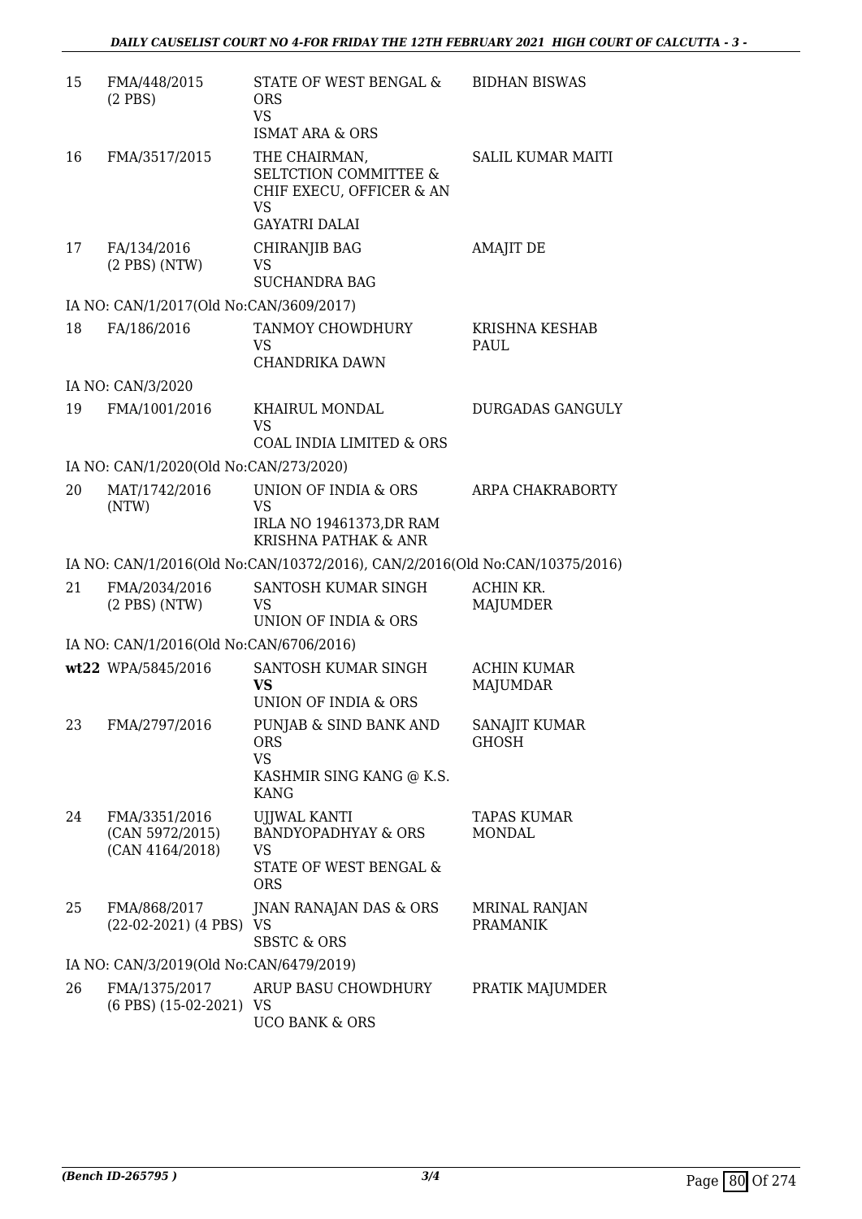| | | | |
|---|---|---|---|
| 15 | FMA/448/2015 (2 PBS) | STATE OF WEST BENGAL & ORS<br>VS<br>ISMAT ARA & ORS | BIDHAN BISWAS |
| 16 | FMA/3517/2015 | THE CHAIRMAN, SELTCTION COMMITTEE & CHIF EXECU, OFFICER & AN<br>VS<br>GAYATRI DALAI | SALIL KUMAR MAITI |
| 17 | FA/134/2016 (2 PBS) (NTW) | CHIRANJIB BAG<br>VS<br>SUCHANDRA BAG | AMAJIT DE |
| | IA NO: CAN/1/2017(Old No:CAN/3609/2017) | | |
| 18 | FA/186/2016 | TANMOY CHOWDHURY<br>VS<br>CHANDRIKA DAWN | KRISHNA KESHAB PAUL |
| | IA NO: CAN/3/2020 | | |
| 19 | FMA/1001/2016 | KHAIRUL MONDAL<br>VS<br>COAL INDIA LIMITED & ORS | DURGADAS GANGULY |
| | IA NO: CAN/1/2020(Old No:CAN/273/2020) | | |
| 20 | MAT/1742/2016 (NTW) | UNION OF INDIA & ORS<br>VS<br>IRLA NO 19461373,DR RAM KRISHNA PATHAK & ANR | ARPA CHAKRABORTY |
| | IA NO: CAN/1/2016(Old No:CAN/10372/2016), CAN/2/2016(Old No:CAN/10375/2016) | | |
| 21 | FMA/2034/2016 (2 PBS) (NTW) | SANTOSH KUMAR SINGH<br>VS<br>UNION OF INDIA & ORS | ACHIN KR. MAJUMDER |
| | IA NO: CAN/1/2016(Old No:CAN/6706/2016) | | |
| **wt22** | WPA/5845/2016 | SANTOSH KUMAR SINGH<br>**VS**<br>UNION OF INDIA & ORS | ACHIN KUMAR MAJUMDAR |
| 23 | FMA/2797/2016 | PUNJAB & SIND BANK AND ORS<br>VS<br>KASHMIR SING KANG @ K.S. KANG | SANAJIT KUMAR GHOSH |
| 24 | FMA/3351/2016 (CAN 5972/2015) (CAN 4164/2018) | UJJWAL KANTI BANDYOPADHYAY & ORS<br>VS<br>STATE OF WEST BENGAL & ORS | TAPAS KUMAR MONDAL |
| 25 | FMA/868/2017 (22-02-2021) (4 PBS) | JNAN RANAJAN DAS & ORS<br>VS<br>SBSTC & ORS | MRINAL RANJAN PRAMANIK |
| | IA NO: CAN/3/2019(Old No:CAN/6479/2019) | | |
| 26 | FMA/1375/2017 (6 PBS) (15-02-2021) | ARUP BASU CHOWDHURY<br>VS<br>UCO BANK & ORS | PRATIK MAJUMDER |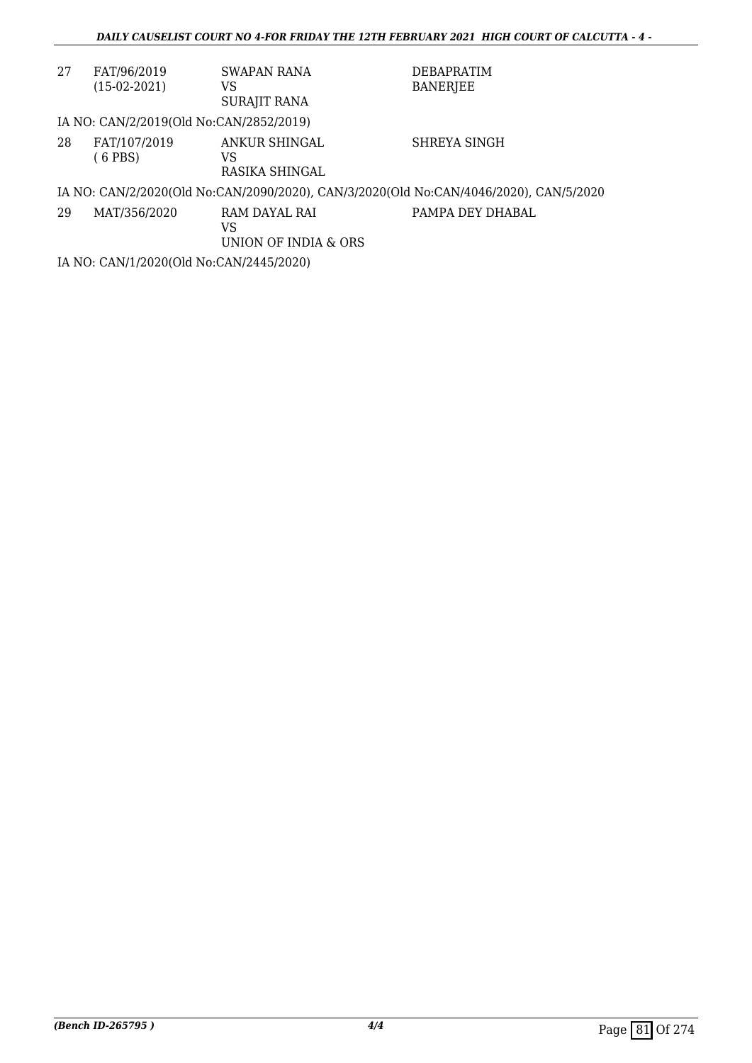| | | | |
|---|---|---|---|
| 27 | FAT/96/2019<br>(15-02-2021) | SWAPAN RANA<br>VS<br>SURAJIT RANA | DEBAPRATIM<br>BANERJEE |

IA NO: CAN/2/2019(Old No:CAN/2852/2019)

| | | | |
|---|---|---|---|
| 28 | FAT/107/2019<br>( 6 PBS) | ANKUR SHINGAL<br>VS<br>RASIKA SHINGAL | SHREYA SINGH |

IA NO: CAN/2/2020(Old No:CAN/2090/2020), CAN/3/2020(Old No:CAN/4046/2020), CAN/5/2020

| | | | |
|---|---|---|---|
| 29 | MAT/356/2020 | RAM DAYAL RAI<br>VS<br>UNION OF INDIA & ORS | PAMPA DEY DHABAL |

IA NO: CAN/1/2020(Old No:CAN/2445/2020)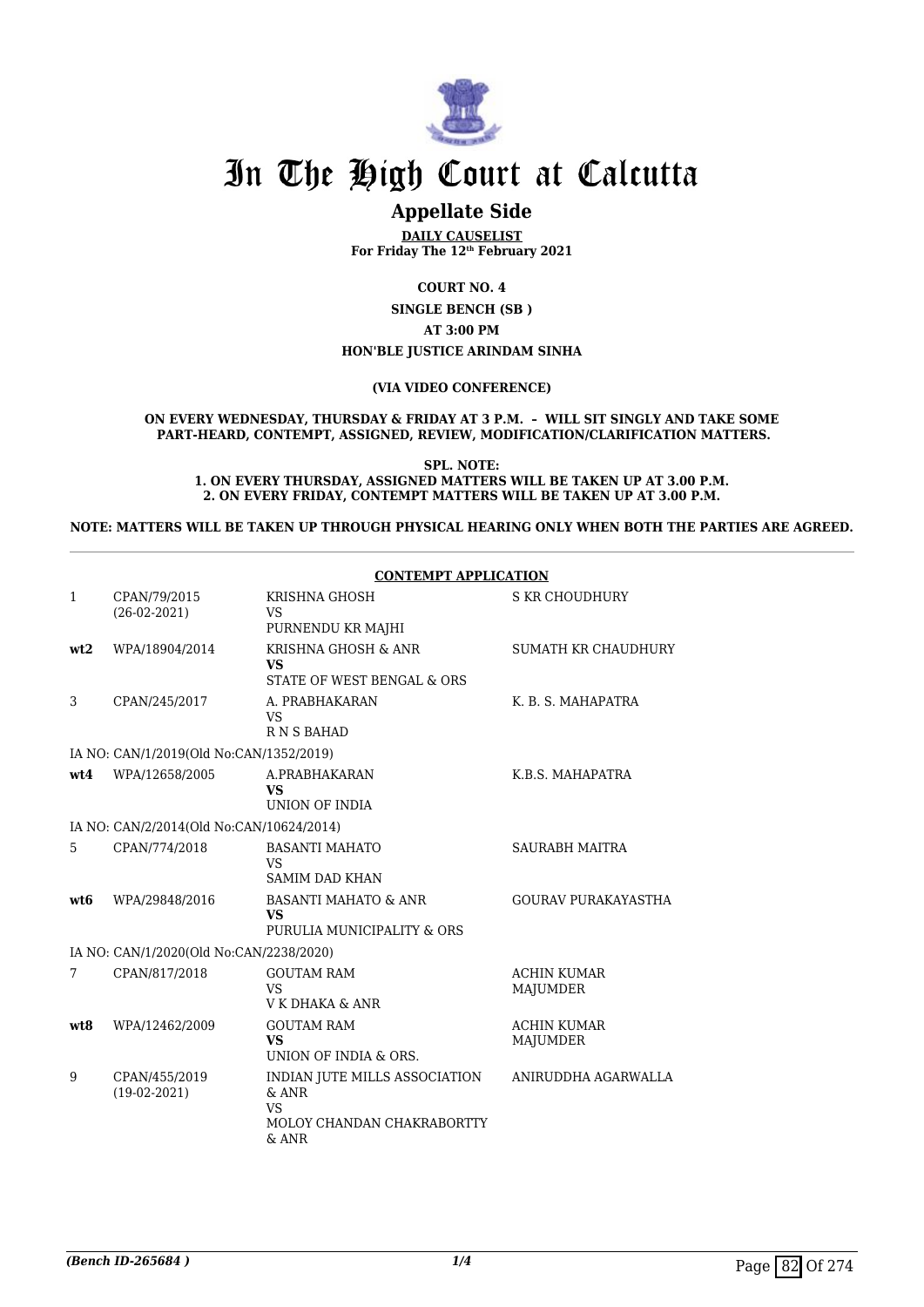# In The High Court at Calcutta

## Appellate Side

**DAILY CAUSELIST**
**For Friday The 12th February 2021**

**COURT NO. 4**

**SINGLE BENCH (SB )**

**AT 3:00 PM**

**HON'BLE JUSTICE ARINDAM SINHA**

**(VIA VIDEO CONFERENCE)**

**ON EVERY WEDNESDAY, THURSDAY & FRIDAY AT 3 P.M. – WILL SIT SINGLY AND TAKE SOME PART-HEARD, CONTEMPT, ASSIGNED, REVIEW, MODIFICATION/CLARIFICATION MATTERS.**

**SPL. NOTE:**
**1. ON EVERY THURSDAY, ASSIGNED MATTERS WILL BE TAKEN UP AT 3.00 P.M.**
**2. ON EVERY FRIDAY, CONTEMPT MATTERS WILL BE TAKEN UP AT 3.00 P.M.**

**NOTE: MATTERS WILL BE TAKEN UP THROUGH PHYSICAL HEARING ONLY WHEN BOTH THE PARTIES ARE AGREED.**

**CONTEMPT APPLICATION**

| | | | |
|---|---|---|---|
| 1 | CPAN/79/2015 (26-02-2021) | KRISHNA GHOSH VS PURNENDU KR MAJHI | S KR CHOUDHURY |
| **wt2** | WPA/18904/2014 | KRISHNA GHOSH & ANR **VS** STATE OF WEST BENGAL & ORS | SUMATH KR CHAUDHURY |
| 3 | CPAN/245/2017 | A. PRABHAKARAN VS R N S BAHAD | K. B. S. MAHAPATRA |
| | IA NO: CAN/1/2019(Old No:CAN/1352/2019) | | |
| **wt4** | WPA/12658/2005 | A.PRABHAKARAN **VS** UNION OF INDIA | K.B.S. MAHAPATRA |
| | IA NO: CAN/2/2014(Old No:CAN/10624/2014) | | |
| 5 | CPAN/774/2018 | BASANTI MAHATO VS SAMIM DAD KHAN | SAURABH MAITRA |
| **wt6** | WPA/29848/2016 | BASANTI MAHATO & ANR **VS** PURULIA MUNICIPALITY & ORS | GOURAV PURAKAYASTHA |
| | IA NO: CAN/1/2020(Old No:CAN/2238/2020) | | |
| 7 | CPAN/817/2018 | GOUTAM RAM VS V K DHAKA & ANR | ACHIN KUMAR MAJUMDER |
| **wt8** | WPA/12462/2009 | GOUTAM RAM **VS** UNION OF INDIA & ORS. | ACHIN KUMAR MAJUMDER |
| 9 | CPAN/455/2019 (19-02-2021) | INDIAN JUTE MILLS ASSOCIATION & ANR VS MOLOY CHANDAN CHAKRABORTTY & ANR | ANIRUDDHA AGARWALLA |

*(Bench ID-265684 )*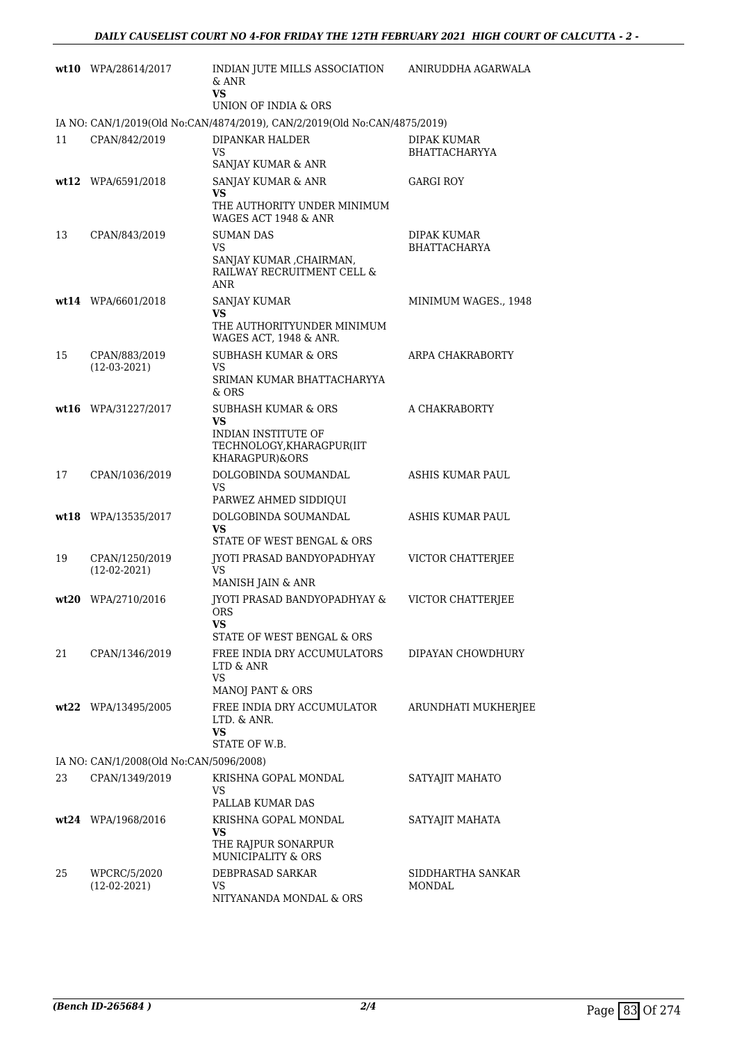| | | | |
|---|---|---|---|
| wt10 | WPA/28614/2017 | INDIAN JUTE MILLS ASSOCIATION & ANR<br>**VS**<br>UNION OF INDIA & ORS | ANIRUDDHA AGARWALA |

IA NO: CAN/1/2019(Old No:CAN/4874/2019), CAN/2/2019(Old No:CAN/4875/2019)

| | | | |
|---|---|---|---|
| 11 | CPAN/842/2019 | DIPANKAR HALDER<br>VS<br>SANJAY KUMAR & ANR | DIPAK KUMAR BHATTACHARYYA |
| wt12 | WPA/6591/2018 | SANJAY KUMAR & ANR<br>**VS**<br>THE AUTHORITY UNDER MINIMUM WAGES ACT 1948 & ANR | GARGI ROY |
| 13 | CPAN/843/2019 | SUMAN DAS<br>VS<br>SANJAY KUMAR ,CHAIRMAN, RAILWAY RECRUITMENT CELL & ANR | DIPAK KUMAR BHATTACHARYA |
| wt14 | WPA/6601/2018 | SANJAY KUMAR<br>**VS**<br>THE AUTHORITYUNDER MINIMUM WAGES ACT, 1948 & ANR. | MINIMUM WAGES., 1948 |
| 15 | CPAN/883/2019<br>(12-03-2021) | SUBHASH KUMAR & ORS<br>VS<br>SRIMAN KUMAR BHATTACHARYYA & ORS | ARPA CHAKRABORTY |
| wt16 | WPA/31227/2017 | SUBHASH KUMAR & ORS<br>**VS**<br>INDIAN INSTITUTE OF TECHNOLOGY,KHARAGPUR(IIT KHARAGPUR)&ORS | A CHAKRABORTY |
| 17 | CPAN/1036/2019 | DOLGOBINDA SOUMANDAL<br>VS<br>PARWEZ AHMED SIDDIQUI | ASHIS KUMAR PAUL |
| wt18 | WPA/13535/2017 | DOLGOBINDA SOUMANDAL<br>**VS**<br>STATE OF WEST BENGAL & ORS | ASHIS KUMAR PAUL |
| 19 | CPAN/1250/2019<br>(12-02-2021) | JYOTI PRASAD BANDYOPADHYAY<br>VS<br>MANISH JAIN & ANR | VICTOR CHATTERJEE |
| wt20 | WPA/2710/2016 | JYOTI PRASAD BANDYOPADHYAY & ORS<br>**VS**<br>STATE OF WEST BENGAL & ORS | VICTOR CHATTERJEE |
| 21 | CPAN/1346/2019 | FREE INDIA DRY ACCUMULATORS LTD & ANR<br>VS<br>MANOJ PANT & ORS | DIPAYAN CHOWDHURY |
| wt22 | WPA/13495/2005 | FREE INDIA DRY ACCUMULATOR LTD. & ANR.<br>**VS**<br>STATE OF W.B. | ARUNDHATI MUKHERJEE |

IA NO: CAN/1/2008(Old No:CAN/5096/2008)

| | | | |
|---|---|---|---|
| 23 | CPAN/1349/2019 | KRISHNA GOPAL MONDAL<br>VS<br>PALLAB KUMAR DAS | SATYAJIT MAHATO |
| wt24 | WPA/1968/2016 | KRISHNA GOPAL MONDAL<br>**VS**<br>THE RAJPUR SONARPUR MUNICIPALITY & ORS | SATYAJIT MAHATA |
| 25 | WPCRC/5/2020<br>(12-02-2021) | DEBPRASAD SARKAR<br>VS<br>NITYANANDA MONDAL & ORS | SIDDHARTHA SANKAR MONDAL |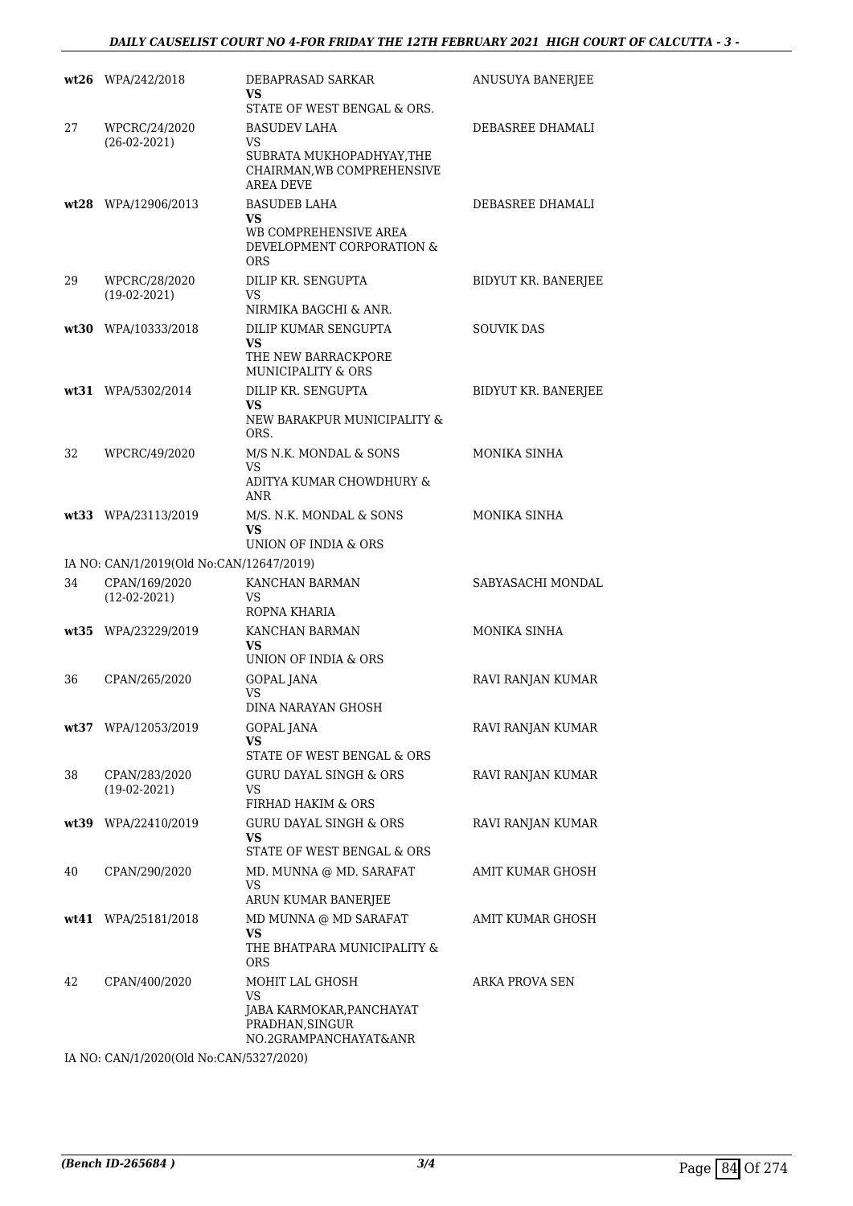| | | | |
|---|---|---|---|
| **wt26** | WPA/242/2018 | DEBAPRASAD SARKAR<br>**VS**<br>STATE OF WEST BENGAL & ORS. | ANUSUYA BANERJEE |
| 27 | WPCRC/24/2020<br>(26-02-2021) | BASUDEV LAHA<br>VS<br>SUBRATA MUKHOPADHYAY,THE CHAIRMAN,WB COMPREHENSIVE AREA DEVE | DEBASREE DHAMALI |
| **wt28** | WPA/12906/2013 | BASUDEB LAHA<br>**VS**<br>WB COMPREHENSIVE AREA DEVELOPMENT CORPORATION & ORS | DEBASREE DHAMALI |
| 29 | WPCRC/28/2020<br>(19-02-2021) | DILIP KR. SENGUPTA<br>VS<br>NIRMIKA BAGCHI & ANR. | BIDYUT KR. BANERJEE |
| **wt30** | WPA/10333/2018 | DILIP KUMAR SENGUPTA<br>**VS**<br>THE NEW BARRACKPORE MUNICIPALITY & ORS | SOUVIK DAS |
| **wt31** | WPA/5302/2014 | DILIP KR. SENGUPTA<br>**VS**<br>NEW BARAKPUR MUNICIPALITY & ORS. | BIDYUT KR. BANERJEE |
| 32 | WPCRC/49/2020 | M/S N.K. MONDAL & SONS<br>VS<br>ADITYA KUMAR CHOWDHURY & ANR | MONIKA SINHA |
| **wt33** | WPA/23113/2019 | M/S. N.K. MONDAL & SONS<br>**VS**<br>UNION OF INDIA & ORS | MONIKA SINHA |
| IA NO: CAN/1/2019(Old No:CAN/12647/2019) | | | |
| 34 | CPAN/169/2020<br>(12-02-2021) | KANCHAN BARMAN<br>VS<br>ROPNA KHARIA | SABYASACHI MONDAL |
| **wt35** | WPA/23229/2019 | KANCHAN BARMAN<br>**VS**<br>UNION OF INDIA & ORS | MONIKA SINHA |
| 36 | CPAN/265/2020 | GOPAL JANA<br>VS<br>DINA NARAYAN GHOSH | RAVI RANJAN KUMAR |
| **wt37** | WPA/12053/2019 | GOPAL JANA<br>**VS**<br>STATE OF WEST BENGAL & ORS | RAVI RANJAN KUMAR |
| 38 | CPAN/283/2020<br>(19-02-2021) | GURU DAYAL SINGH & ORS<br>VS<br>FIRHAD HAKIM & ORS | RAVI RANJAN KUMAR |
| **wt39** | WPA/22410/2019 | GURU DAYAL SINGH & ORS<br>**VS**<br>STATE OF WEST BENGAL & ORS | RAVI RANJAN KUMAR |
| 40 | CPAN/290/2020 | MD. MUNNA @ MD. SARAFAT<br>VS<br>ARUN KUMAR BANERJEE | AMIT KUMAR GHOSH |
| **wt41** | WPA/25181/2018 | MD MUNNA @ MD SARAFAT<br>**VS**<br>THE BHATPARA MUNICIPALITY & ORS | AMIT KUMAR GHOSH |
| 42 | CPAN/400/2020 | MOHIT LAL GHOSH<br>VS<br>JABA KARMOKAR,PANCHAYAT PRADHAN,SINGUR NO.2GRAMPANCHAYAT&ANR | ARKA PROVA SEN |
| IA NO: CAN/1/2020(Old No:CAN/5327/2020) | | | |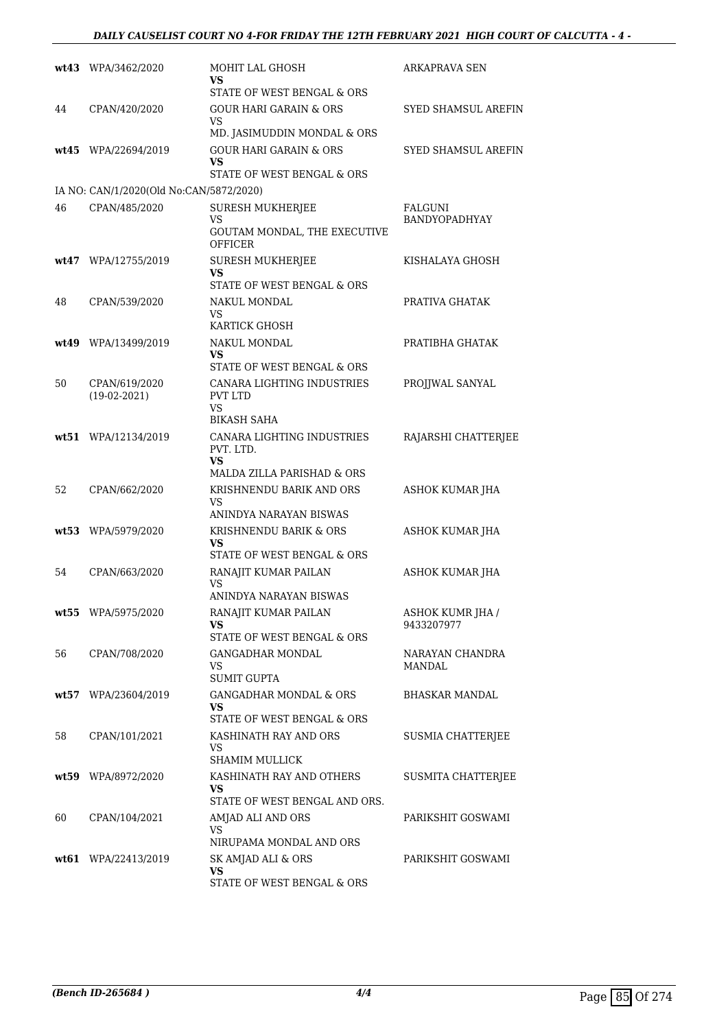| | | | |
|---|---|---|---|
| **wt43** | WPA/3462/2020 | MOHIT LAL GHOSH<br>**VS**<br>STATE OF WEST BENGAL & ORS | ARKAPRAVA SEN |
| 44 | CPAN/420/2020 | GOUR HARI GARAIN & ORS<br>VS<br>MD. JASIMUDDIN MONDAL & ORS | SYED SHAMSUL AREFIN |
| **wt45** | WPA/22694/2019 | GOUR HARI GARAIN & ORS<br>**VS**<br>STATE OF WEST BENGAL & ORS | SYED SHAMSUL AREFIN |
| IA NO: CAN/1/2020(Old No:CAN/5872/2020) | | | |
| 46 | CPAN/485/2020 | SURESH MUKHERJEE<br>VS<br>GOUTAM MONDAL, THE EXECUTIVE OFFICER | FALGUNI BANDYOPADHYAY |
| **wt47** | WPA/12755/2019 | SURESH MUKHERJEE<br>**VS**<br>STATE OF WEST BENGAL & ORS | KISHALAYA GHOSH |
| 48 | CPAN/539/2020 | NAKUL MONDAL<br>VS<br>KARTICK GHOSH | PRATIVA GHATAK |
| **wt49** | WPA/13499/2019 | NAKUL MONDAL<br>**VS**<br>STATE OF WEST BENGAL & ORS | PRATIBHA GHATAK |
| 50 | CPAN/619/2020<br>(19-02-2021) | CANARA LIGHTING INDUSTRIES PVT LTD<br>VS<br>BIKASH SAHA | PROJJWAL SANYAL |
| **wt51** | WPA/12134/2019 | CANARA LIGHTING INDUSTRIES PVT. LTD.<br>**VS**<br>MALDA ZILLA PARISHAD & ORS | RAJARSHI CHATTERJEE |
| 52 | CPAN/662/2020 | KRISHNENDU BARIK AND ORS<br>VS<br>ANINDYA NARAYAN BISWAS | ASHOK KUMAR JHA |
| **wt53** | WPA/5979/2020 | KRISHNENDU BARIK & ORS<br>**VS**<br>STATE OF WEST BENGAL & ORS | ASHOK KUMAR JHA |
| 54 | CPAN/663/2020 | RANAJIT KUMAR PAILAN<br>VS<br>ANINDYA NARAYAN BISWAS | ASHOK KUMAR JHA |
| **wt55** | WPA/5975/2020 | RANAJIT KUMAR PAILAN<br>**VS**<br>STATE OF WEST BENGAL & ORS | ASHOK KUMR JHA / 9433207977 |
| 56 | CPAN/708/2020 | GANGADHAR MONDAL<br>VS<br>SUMIT GUPTA | NARAYAN CHANDRA MANDAL |
| **wt57** | WPA/23604/2019 | GANGADHAR MONDAL & ORS<br>**VS**<br>STATE OF WEST BENGAL & ORS | BHASKAR MANDAL |
| 58 | CPAN/101/2021 | KASHINATH RAY AND ORS<br>VS<br>SHAMIM MULLICK | SUSMIA CHATTERJEE |
| **wt59** | WPA/8972/2020 | KASHINATH RAY AND OTHERS<br>**VS**<br>STATE OF WEST BENGAL AND ORS. | SUSMITA CHATTERJEE |
| 60 | CPAN/104/2021 | AMJAD ALI AND ORS<br>VS<br>NIRUPAMA MONDAL AND ORS | PARIKSHIT GOSWAMI |
| **wt61** | WPA/22413/2019 | SK AMJAD ALI & ORS<br>**VS**<br>STATE OF WEST BENGAL & ORS | PARIKSHIT GOSWAMI |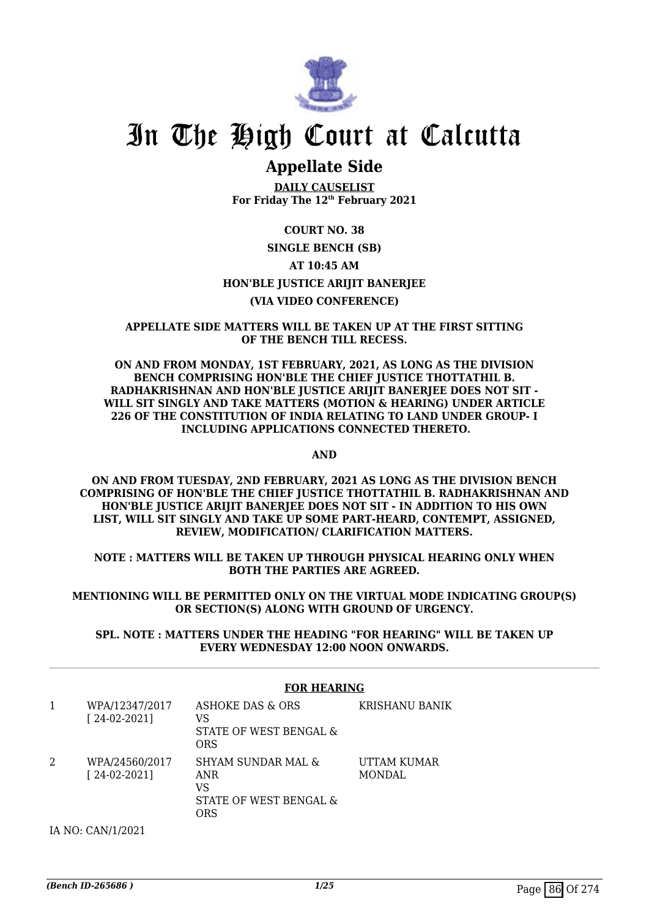# In The High Court at Calcutta

## Appellate Side

**DAILY CAUSELIST**
**For Friday The 12th February 2021**

**COURT NO. 38**

**SINGLE BENCH (SB)**

**AT 10:45 AM**

**HON'BLE JUSTICE ARIJIT BANERJEE**

**(VIA VIDEO CONFERENCE)**

**APPELLATE SIDE MATTERS WILL BE TAKEN UP AT THE FIRST SITTING OF THE BENCH TILL RECESS.**

**ON AND FROM MONDAY, 1ST FEBRUARY, 2021, AS LONG AS THE DIVISION BENCH COMPRISING HON'BLE THE CHIEF JUSTICE THOTTATHIL B. RADHAKRISHNAN AND HON'BLE JUSTICE ARIJIT BANERJEE DOES NOT SIT - WILL SIT SINGLY AND TAKE MATTERS (MOTION & HEARING) UNDER ARTICLE 226 OF THE CONSTITUTION OF INDIA RELATING TO LAND UNDER GROUP- I INCLUDING APPLICATIONS CONNECTED THERETO.**

**AND**

**ON AND FROM TUESDAY, 2ND FEBRUARY, 2021 AS LONG AS THE DIVISION BENCH COMPRISING OF HON'BLE THE CHIEF JUSTICE THOTTATHIL B. RADHAKRISHNAN AND HON'BLE JUSTICE ARIJIT BANERJEE DOES NOT SIT - IN ADDITION TO HIS OWN LIST, WILL SIT SINGLY AND TAKE UP SOME PART-HEARD, CONTEMPT, ASSIGNED, REVIEW, MODIFICATION/ CLARIFICATION MATTERS.**

**NOTE : MATTERS WILL BE TAKEN UP THROUGH PHYSICAL HEARING ONLY WHEN BOTH THE PARTIES ARE AGREED.**

**MENTIONING WILL BE PERMITTED ONLY ON THE VIRTUAL MODE INDICATING GROUP(S) OR SECTION(S) ALONG WITH GROUND OF URGENCY.**

**SPL. NOTE : MATTERS UNDER THE HEADING "FOR HEARING" WILL BE TAKEN UP EVERY WEDNESDAY 12:00 NOON ONWARDS.**

**FOR HEARING**

| | | | |
|---|---|---|---|
| 1 | WPA/12347/2017 [ 24-02-2021] | ASHOKE DAS & ORS VS STATE OF WEST BENGAL & ORS | KRISHANU BANIK |
| 2 | WPA/24560/2017 [ 24-02-2021] | SHYAM SUNDAR MAL & ANR VS STATE OF WEST BENGAL & ORS | UTTAM KUMAR MONDAL |

IA NO: CAN/1/2021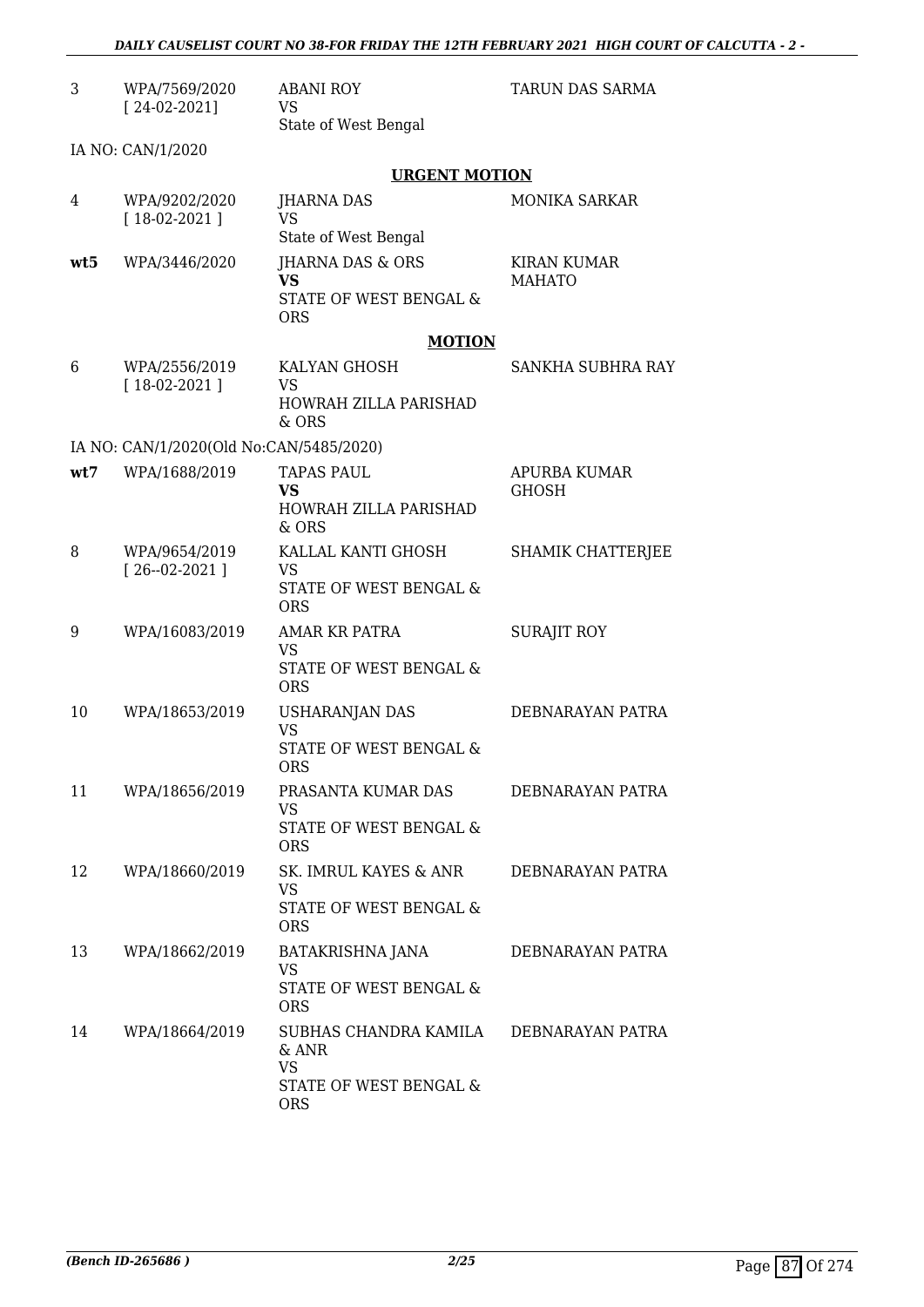| | | | |
|---|---|---|---|
| 3 | WPA/7569/2020 [ 24-02-2021] | ABANI ROY VS State of West Bengal | TARUN DAS SARMA |
| | IA NO: CAN/1/2020 | | |

**URGENT MOTION**

| | | | |
|---|---|---|---|
| 4 | WPA/9202/2020 [ 18-02-2021 ] | JHARNA DAS VS State of West Bengal | MONIKA SARKAR |
| **wt5** | WPA/3446/2020 | JHARNA DAS & ORS **VS** STATE OF WEST BENGAL & ORS | KIRAN KUMAR MAHATO |

**MOTION**

| | | | |
|---|---|---|---|
| 6 | WPA/2556/2019 [ 18-02-2021 ] | KALYAN GHOSH VS HOWRAH ZILLA PARISHAD & ORS | SANKHA SUBHRA RAY |
| | IA NO: CAN/1/2020(Old No:CAN/5485/2020) | | |
| **wt7** | WPA/1688/2019 | TAPAS PAUL **VS** HOWRAH ZILLA PARISHAD & ORS | APURBA KUMAR GHOSH |
| 8 | WPA/9654/2019 [ 26--02-2021 ] | KALLAL KANTI GHOSH VS STATE OF WEST BENGAL & ORS | SHAMIK CHATTERJEE |
| 9 | WPA/16083/2019 | AMAR KR PATRA VS STATE OF WEST BENGAL & ORS | SURAJIT ROY |
| 10 | WPA/18653/2019 | USHARANJAN DAS VS STATE OF WEST BENGAL & ORS | DEBNARAYAN PATRA |
| 11 | WPA/18656/2019 | PRASANTA KUMAR DAS VS STATE OF WEST BENGAL & ORS | DEBNARAYAN PATRA |
| 12 | WPA/18660/2019 | SK. IMRUL KAYES & ANR VS STATE OF WEST BENGAL & ORS | DEBNARAYAN PATRA |
| 13 | WPA/18662/2019 | BATAKRISHNA JANA VS STATE OF WEST BENGAL & ORS | DEBNARAYAN PATRA |
| 14 | WPA/18664/2019 | SUBHAS CHANDRA KAMILA & ANR VS STATE OF WEST BENGAL & ORS | DEBNARAYAN PATRA |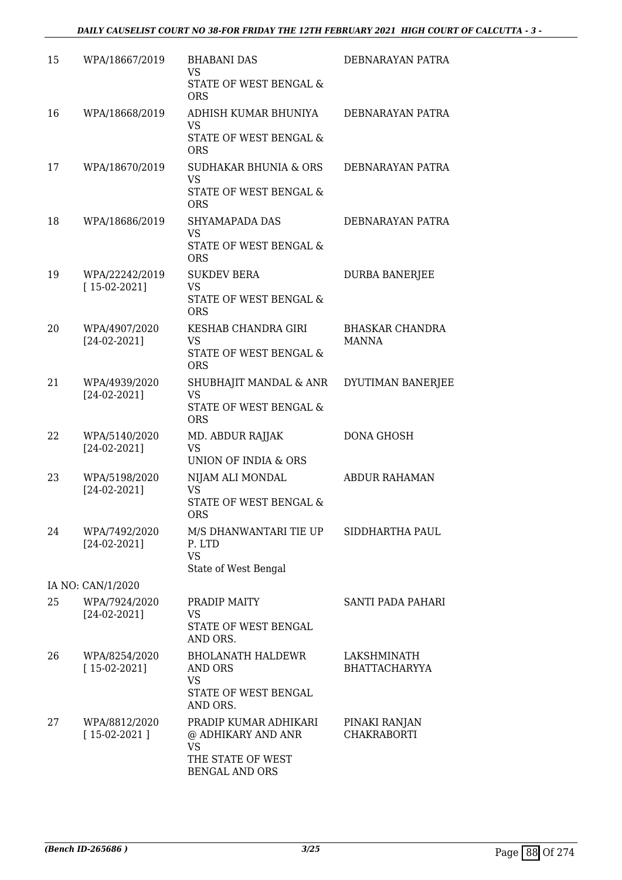| | | | |
|---|---|---|---|
| 15 | WPA/18667/2019 | BHABANI DAS<br>VS<br>STATE OF WEST BENGAL & ORS | DEBNARAYAN PATRA |
| 16 | WPA/18668/2019 | ADHISH KUMAR BHUNIYA<br>VS<br>STATE OF WEST BENGAL & ORS | DEBNARAYAN PATRA |
| 17 | WPA/18670/2019 | SUDHAKAR BHUNIA & ORS<br>VS<br>STATE OF WEST BENGAL & ORS | DEBNARAYAN PATRA |
| 18 | WPA/18686/2019 | SHYAMAPADA DAS<br>VS<br>STATE OF WEST BENGAL & ORS | DEBNARAYAN PATRA |
| 19 | WPA/22242/2019<br>[ 15-02-2021] | SUKDEV BERA<br>VS<br>STATE OF WEST BENGAL & ORS | DURBA BANERJEE |
| 20 | WPA/4907/2020<br>[24-02-2021] | KESHAB CHANDRA GIRI<br>VS<br>STATE OF WEST BENGAL & ORS | BHASKAR CHANDRA MANNA |
| 21 | WPA/4939/2020<br>[24-02-2021] | SHUBHAJIT MANDAL & ANR<br>VS<br>STATE OF WEST BENGAL & ORS | DYUTIMAN BANERJEE |
| 22 | WPA/5140/2020<br>[24-02-2021] | MD. ABDUR RAJJAK<br>VS<br>UNION OF INDIA & ORS | DONA GHOSH |
| 23 | WPA/5198/2020<br>[24-02-2021] | NIJAM ALI MONDAL<br>VS<br>STATE OF WEST BENGAL & ORS | ABDUR RAHAMAN |
| 24 | WPA/7492/2020<br>[24-02-2021] | M/S DHANWANTARI TIE UP P. LTD<br>VS<br>State of West Bengal | SIDDHARTHA PAUL |
| | IA NO: CAN/1/2020 | | |
| 25 | WPA/7924/2020<br>[24-02-2021] | PRADIP MAITY<br>VS<br>STATE OF WEST BENGAL AND ORS. | SANTI PADA PAHARI |
| 26 | WPA/8254/2020<br>[ 15-02-2021] | BHOLANATH HALDEWR AND ORS<br>VS<br>STATE OF WEST BENGAL AND ORS. | LAKSHMINATH BHATTACHARYYA |
| 27 | WPA/8812/2020<br>[ 15-02-2021 ] | PRADIP KUMAR ADHIKARI @ ADHIKARY AND ANR<br>VS<br>THE STATE OF WEST BENGAL AND ORS | PINAKI RANJAN CHAKRABORTI |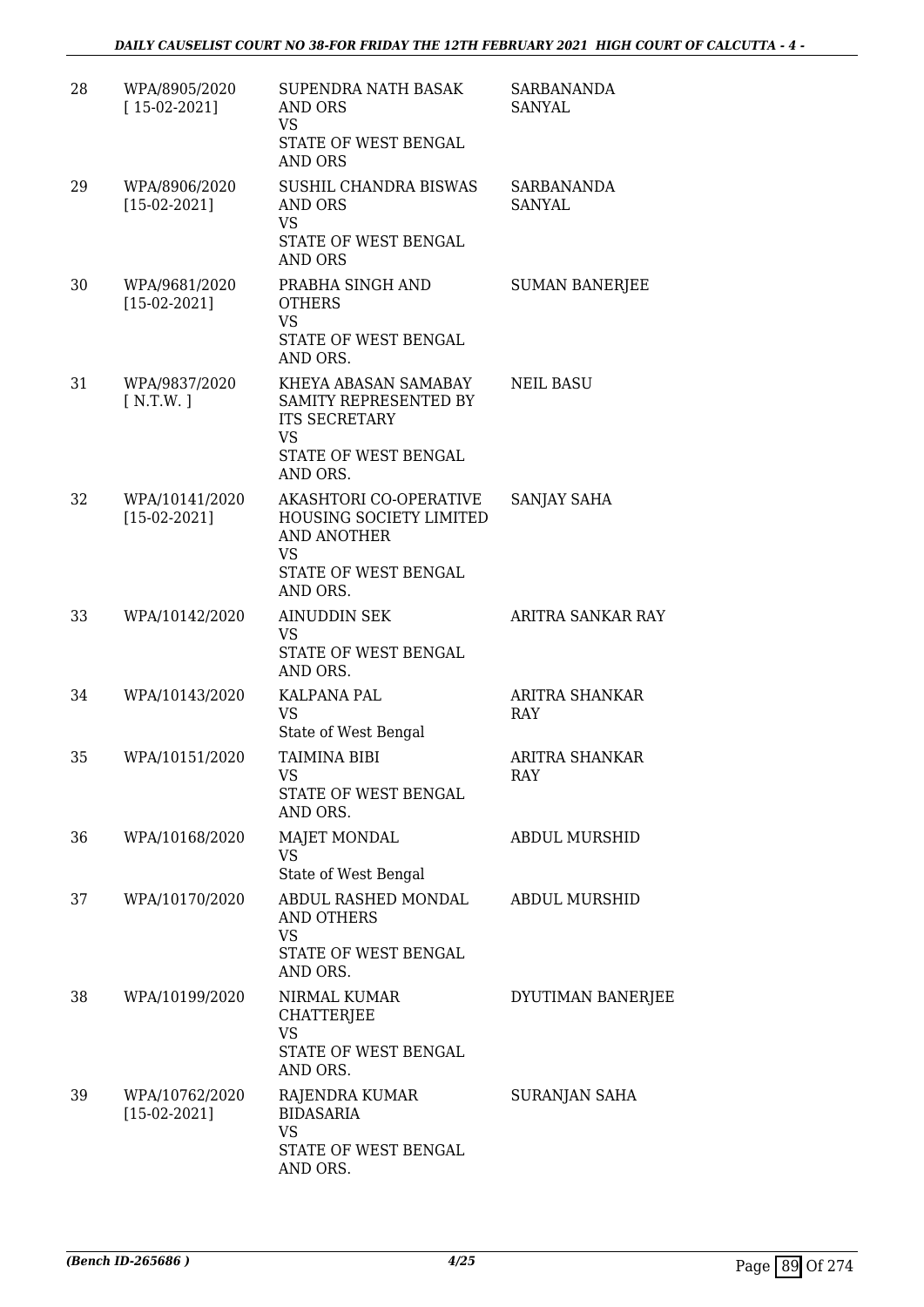| | | | |
|---|---|---|---|
| 28 | WPA/8905/2020 [ 15-02-2021] | SUPENDRA NATH BASAK AND ORS VS STATE OF WEST BENGAL AND ORS | SARBANANDA SANYAL |
| 29 | WPA/8906/2020 [15-02-2021] | SUSHIL CHANDRA BISWAS AND ORS VS STATE OF WEST BENGAL AND ORS | SARBANANDA SANYAL |
| 30 | WPA/9681/2020 [15-02-2021] | PRABHA SINGH AND OTHERS VS STATE OF WEST BENGAL AND ORS. | SUMAN BANERJEE |
| 31 | WPA/9837/2020 [ N.T.W. ] | KHEYA ABASAN SAMABAY SAMITY REPRESENTED BY ITS SECRETARY VS STATE OF WEST BENGAL AND ORS. | NEIL BASU |
| 32 | WPA/10141/2020 [15-02-2021] | AKASHTORI CO-OPERATIVE HOUSING SOCIETY LIMITED AND ANOTHER VS STATE OF WEST BENGAL AND ORS. | SANJAY SAHA |
| 33 | WPA/10142/2020 | AINUDDIN SEK VS STATE OF WEST BENGAL AND ORS. | ARITRA SANKAR RAY |
| 34 | WPA/10143/2020 | KALPANA PAL VS State of West Bengal | ARITRA SHANKAR RAY |
| 35 | WPA/10151/2020 | TAIMINA BIBI VS STATE OF WEST BENGAL AND ORS. | ARITRA SHANKAR RAY |
| 36 | WPA/10168/2020 | MAJET MONDAL VS State of West Bengal | ABDUL MURSHID |
| 37 | WPA/10170/2020 | ABDUL RASHED MONDAL AND OTHERS VS STATE OF WEST BENGAL AND ORS. | ABDUL MURSHID |
| 38 | WPA/10199/2020 | NIRMAL KUMAR CHATTERJEE VS STATE OF WEST BENGAL AND ORS. | DYUTIMAN BANERJEE |
| 39 | WPA/10762/2020 [15-02-2021] | RAJENDRA KUMAR BIDASARIA VS STATE OF WEST BENGAL AND ORS. | SURANJAN SAHA |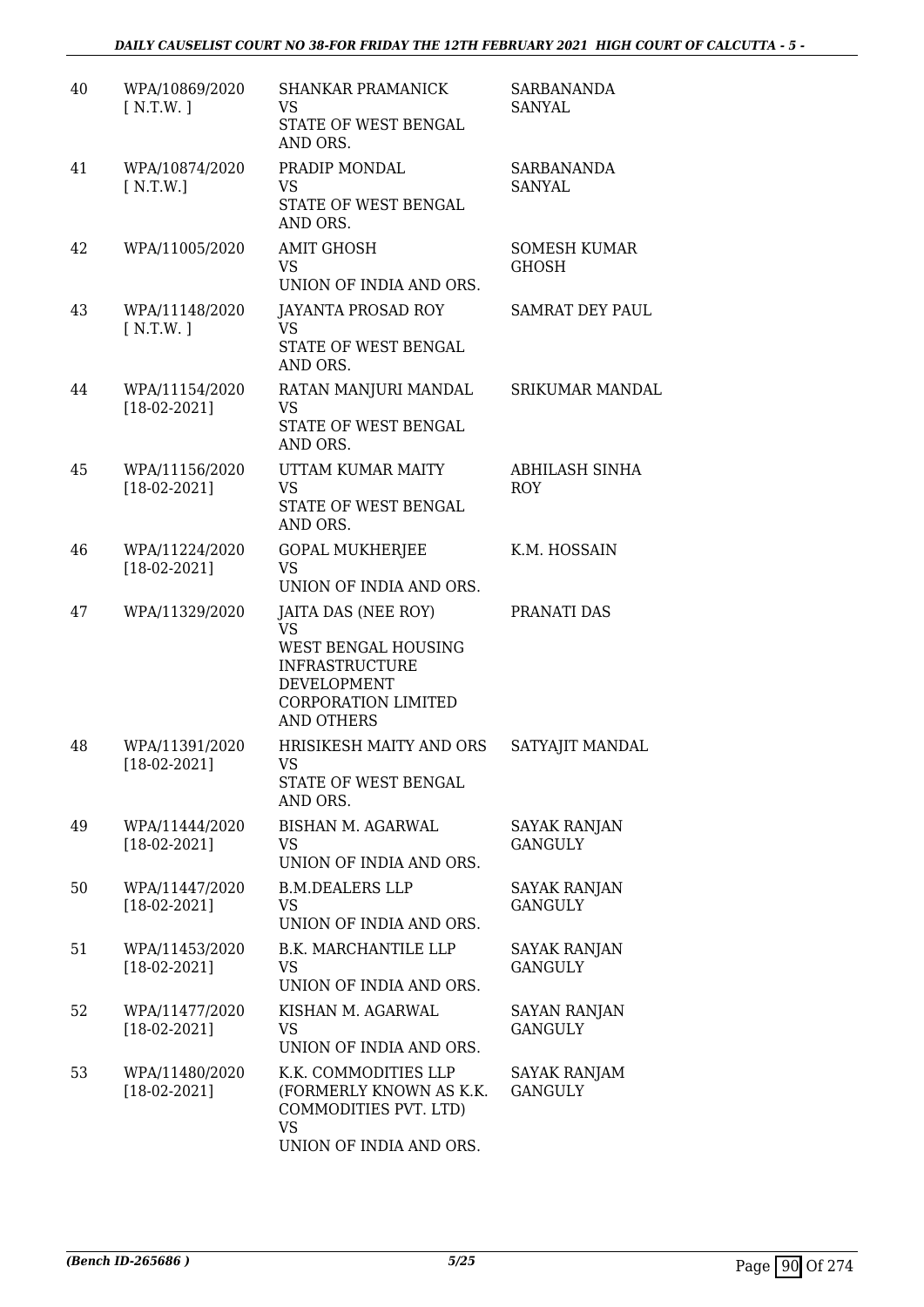| | | | |
|---|---|---|---|
| 40 | WPA/10869/2020 [ N.T.W. ] | SHANKAR PRAMANICK<br>VS<br>STATE OF WEST BENGAL AND ORS. | SARBANANDA SANYAL |
| 41 | WPA/10874/2020 [ N.T.W.] | PRADIP MONDAL<br>VS<br>STATE OF WEST BENGAL AND ORS. | SARBANANDA SANYAL |
| 42 | WPA/11005/2020 | AMIT GHOSH<br>VS<br>UNION OF INDIA AND ORS. | SOMESH KUMAR GHOSH |
| 43 | WPA/11148/2020 [ N.T.W. ] | JAYANTA PROSAD ROY<br>VS<br>STATE OF WEST BENGAL AND ORS. | SAMRAT DEY PAUL |
| 44 | WPA/11154/2020 [18-02-2021] | RATAN MANJURI MANDAL<br>VS<br>STATE OF WEST BENGAL AND ORS. | SRIKUMAR MANDAL |
| 45 | WPA/11156/2020 [18-02-2021] | UTTAM KUMAR MAITY<br>VS<br>STATE OF WEST BENGAL AND ORS. | ABHILASH SINHA ROY |
| 46 | WPA/11224/2020 [18-02-2021] | GOPAL MUKHERJEE<br>VS<br>UNION OF INDIA AND ORS. | K.M. HOSSAIN |
| 47 | WPA/11329/2020 | JAITA DAS (NEE ROY)<br>VS<br>WEST BENGAL HOUSING INFRASTRUCTURE DEVELOPMENT CORPORATION LIMITED AND OTHERS | PRANATI DAS |
| 48 | WPA/11391/2020 [18-02-2021] | HRISIKESH MAITY AND ORS<br>VS<br>STATE OF WEST BENGAL AND ORS. | SATYAJIT MANDAL |
| 49 | WPA/11444/2020 [18-02-2021] | BISHAN M. AGARWAL<br>VS<br>UNION OF INDIA AND ORS. | SAYAK RANJAN GANGULY |
| 50 | WPA/11447/2020 [18-02-2021] | B.M.DEALERS LLP<br>VS<br>UNION OF INDIA AND ORS. | SAYAK RANJAN GANGULY |
| 51 | WPA/11453/2020 [18-02-2021] | B.K. MARCHANTILE LLP<br>VS<br>UNION OF INDIA AND ORS. | SAYAK RANJAN GANGULY |
| 52 | WPA/11477/2020 [18-02-2021] | KISHAN M. AGARWAL<br>VS<br>UNION OF INDIA AND ORS. | SAYAN RANJAN GANGULY |
| 53 | WPA/11480/2020 [18-02-2021] | K.K. COMMODITIES LLP (FORMERLY KNOWN AS K.K. COMMODITIES PVT. LTD)<br>VS<br>UNION OF INDIA AND ORS. | SAYAK RANJAM GANGULY |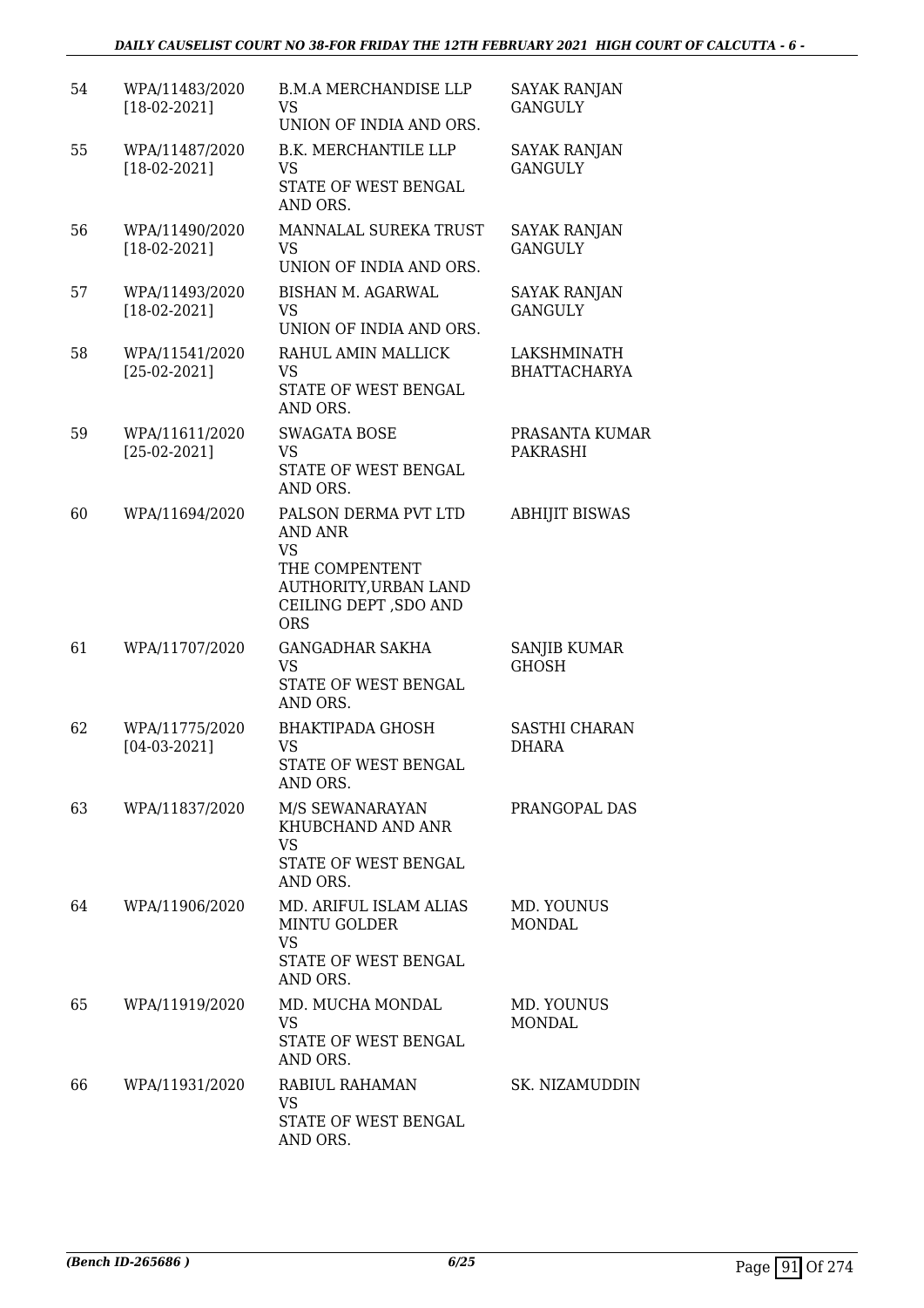| 54 | WPA/11483/2020 [18-02-2021] | B.M.A MERCHANDISE LLP VS UNION OF INDIA AND ORS. | SAYAK RANJAN GANGULY |
|---|---|---|---|
| 55 | WPA/11487/2020 [18-02-2021] | B.K. MERCHANTILE LLP VS STATE OF WEST BENGAL AND ORS. | SAYAK RANJAN GANGULY |
| 56 | WPA/11490/2020 [18-02-2021] | MANNALAL SUREKA TRUST VS UNION OF INDIA AND ORS. | SAYAK RANJAN GANGULY |
| 57 | WPA/11493/2020 [18-02-2021] | BISHAN M. AGARWAL VS UNION OF INDIA AND ORS. | SAYAK RANJAN GANGULY |
| 58 | WPA/11541/2020 [25-02-2021] | RAHUL AMIN MALLICK VS STATE OF WEST BENGAL AND ORS. | LAKSHMINATH BHATTACHARYA |
| 59 | WPA/11611/2020 [25-02-2021] | SWAGATA BOSE VS STATE OF WEST BENGAL AND ORS. | PRASANTA KUMAR PAKRASHI |
| 60 | WPA/11694/2020 | PALSON DERMA PVT LTD AND ANR VS THE COMPENTENT AUTHORITY,URBAN LAND CEILING DEPT ,SDO AND ORS | ABHIJIT BISWAS |
| 61 | WPA/11707/2020 | GANGADHAR SAKHA VS STATE OF WEST BENGAL AND ORS. | SANJIB KUMAR GHOSH |
| 62 | WPA/11775/2020 [04-03-2021] | BHAKTIPADA GHOSH VS STATE OF WEST BENGAL AND ORS. | SASTHI CHARAN DHARA |
| 63 | WPA/11837/2020 | M/S SEWANARAYAN KHUBCHAND AND ANR VS STATE OF WEST BENGAL AND ORS. | PRANGOPAL DAS |
| 64 | WPA/11906/2020 | MD. ARIFUL ISLAM ALIAS MINTU GOLDER VS STATE OF WEST BENGAL AND ORS. | MD. YOUNUS MONDAL |
| 65 | WPA/11919/2020 | MD. MUCHA MONDAL VS STATE OF WEST BENGAL AND ORS. | MD. YOUNUS MONDAL |
| 66 | WPA/11931/2020 | RABIUL RAHAMAN VS STATE OF WEST BENGAL AND ORS. | SK. NIZAMUDDIN |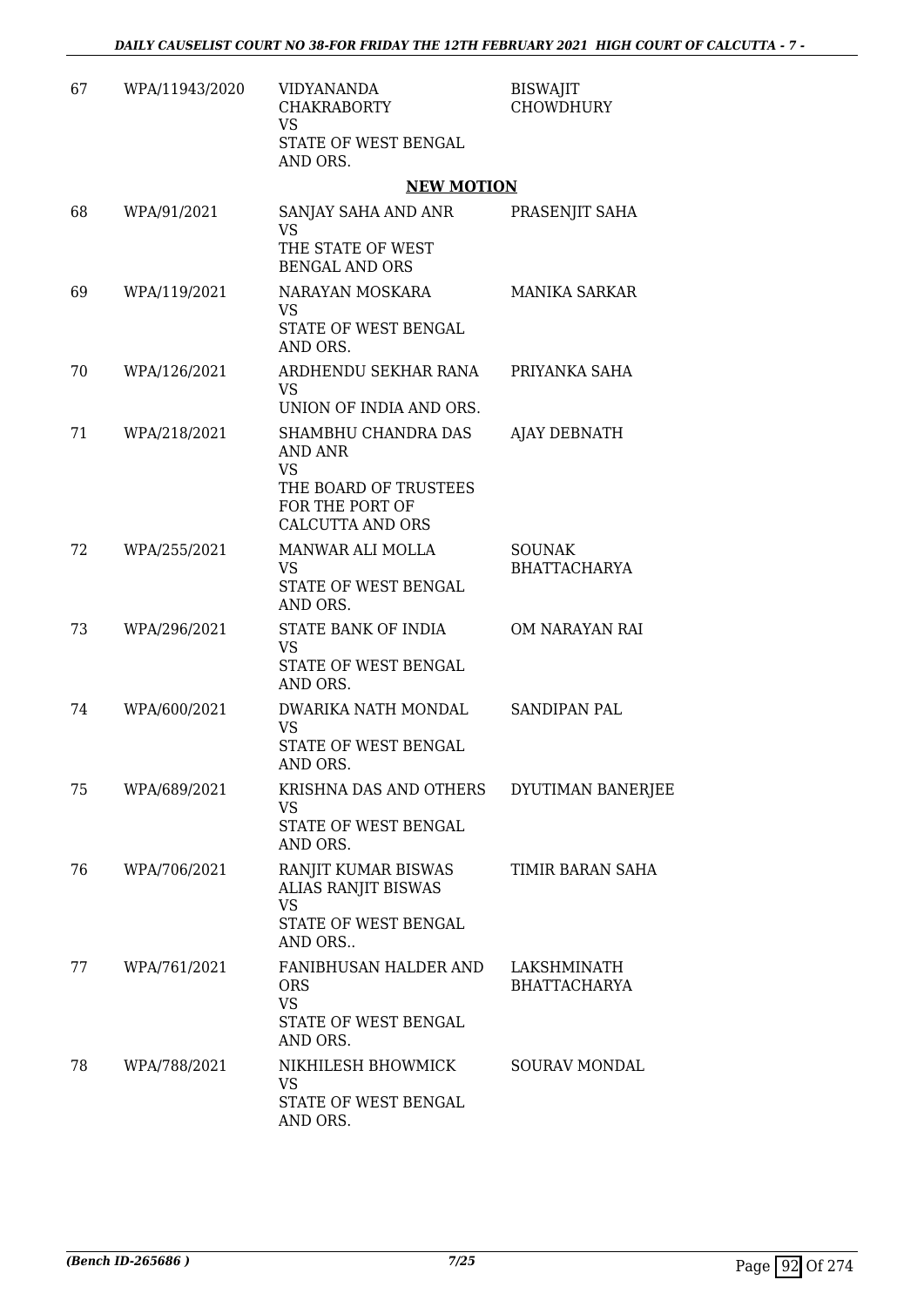| | | | |
|---|---|---|---|
| 67 | WPA/11943/2020 | VIDYANANDA CHAKRABORTY<br>VS<br>STATE OF WEST BENGAL AND ORS. | BISWAJIT CHOWDHURY |

**NEW MOTION**

| | | | |
|---|---|---|---|
| 68 | WPA/91/2021 | SANJAY SAHA AND ANR<br>VS<br>THE STATE OF WEST BENGAL AND ORS | PRASENJIT SAHA |
| 69 | WPA/119/2021 | NARAYAN MOSKARA<br>VS<br>STATE OF WEST BENGAL AND ORS. | MANIKA SARKAR |
| 70 | WPA/126/2021 | ARDHENDU SEKHAR RANA<br>VS<br>UNION OF INDIA AND ORS. | PRIYANKA SAHA |
| 71 | WPA/218/2021 | SHAMBHU CHANDRA DAS AND ANR<br>VS<br>THE BOARD OF TRUSTEES FOR THE PORT OF CALCUTTA AND ORS | AJAY DEBNATH |
| 72 | WPA/255/2021 | MANWAR ALI MOLLA<br>VS<br>STATE OF WEST BENGAL AND ORS. | SOUNAK BHATTACHARYA |
| 73 | WPA/296/2021 | STATE BANK OF INDIA<br>VS<br>STATE OF WEST BENGAL AND ORS. | OM NARAYAN RAI |
| 74 | WPA/600/2021 | DWARIKA NATH MONDAL<br>VS<br>STATE OF WEST BENGAL AND ORS. | SANDIPAN PAL |
| 75 | WPA/689/2021 | KRISHNA DAS AND OTHERS<br>VS<br>STATE OF WEST BENGAL AND ORS. | DYUTIMAN BANERJEE |
| 76 | WPA/706/2021 | RANJIT KUMAR BISWAS ALIAS RANJIT BISWAS<br>VS<br>STATE OF WEST BENGAL AND ORS.. | TIMIR BARAN SAHA |
| 77 | WPA/761/2021 | FANIBHUSAN HALDER AND ORS<br>VS<br>STATE OF WEST BENGAL AND ORS. | LAKSHMINATH BHATTACHARYA |
| 78 | WPA/788/2021 | NIKHILESH BHOWMICK<br>VS<br>STATE OF WEST BENGAL AND ORS. | SOURAV MONDAL |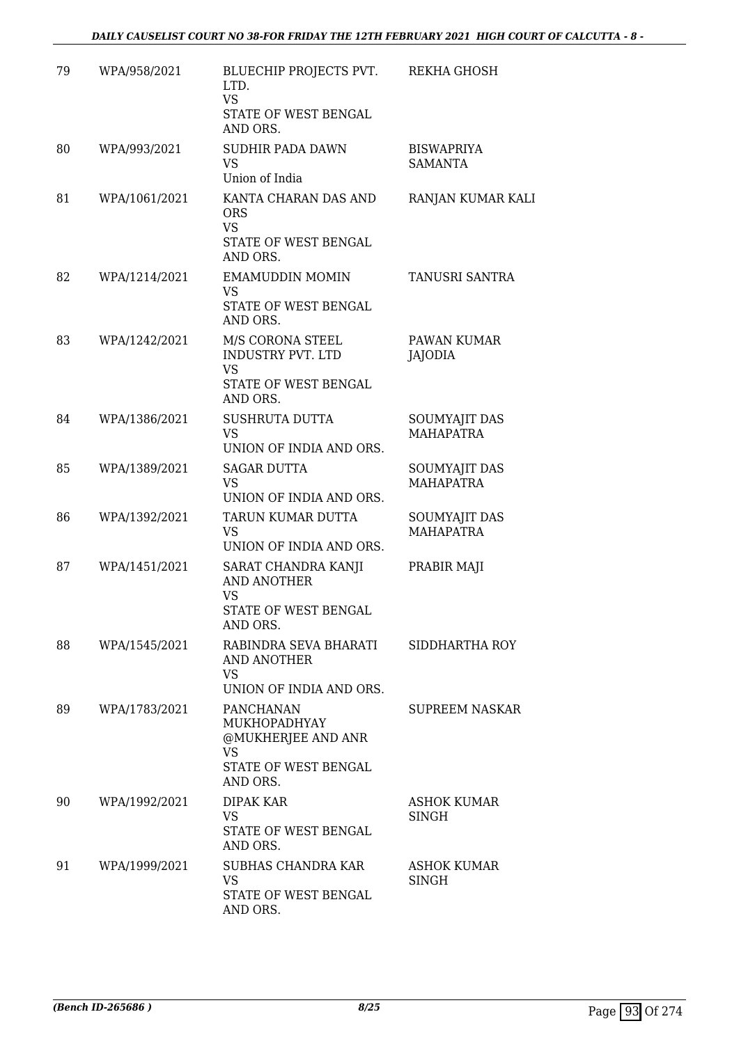| 79 | WPA/958/2021 | BLUECHIP PROJECTS PVT. LTD.<br>VS<br>STATE OF WEST BENGAL AND ORS. | REKHA GHOSH |
|---|---|---|---|
| 80 | WPA/993/2021 | SUDHIR PADA DAWN<br>VS<br>Union of India | BISWAPRIYA SAMANTA |
| 81 | WPA/1061/2021 | KANTA CHARAN DAS AND ORS<br>VS<br>STATE OF WEST BENGAL AND ORS. | RANJAN KUMAR KALI |
| 82 | WPA/1214/2021 | EMAMUDDIN MOMIN<br>VS<br>STATE OF WEST BENGAL AND ORS. | TANUSRI SANTRA |
| 83 | WPA/1242/2021 | M/S CORONA STEEL INDUSTRY PVT. LTD<br>VS<br>STATE OF WEST BENGAL AND ORS. | PAWAN KUMAR JAJODIA |
| 84 | WPA/1386/2021 | SUSHRUTA DUTTA<br>VS<br>UNION OF INDIA AND ORS. | SOUMYAJIT DAS MAHAPATRA |
| 85 | WPA/1389/2021 | SAGAR DUTTA<br>VS<br>UNION OF INDIA AND ORS. | SOUMYAJIT DAS MAHAPATRA |
| 86 | WPA/1392/2021 | TARUN KUMAR DUTTA<br>VS<br>UNION OF INDIA AND ORS. | SOUMYAJIT DAS MAHAPATRA |
| 87 | WPA/1451/2021 | SARAT CHANDRA KANJI AND ANOTHER<br>VS<br>STATE OF WEST BENGAL AND ORS. | PRABIR MAJI |
| 88 | WPA/1545/2021 | RABINDRA SEVA BHARATI AND ANOTHER<br>VS<br>UNION OF INDIA AND ORS. | SIDDHARTHA ROY |
| 89 | WPA/1783/2021 | PANCHANAN MUKHOPADHYAY @MUKHERJEE AND ANR<br>VS<br>STATE OF WEST BENGAL AND ORS. | SUPREEM NASKAR |
| 90 | WPA/1992/2021 | DIPAK KAR<br>VS<br>STATE OF WEST BENGAL AND ORS. | ASHOK KUMAR SINGH |
| 91 | WPA/1999/2021 | SUBHAS CHANDRA KAR<br>VS<br>STATE OF WEST BENGAL AND ORS. | ASHOK KUMAR SINGH |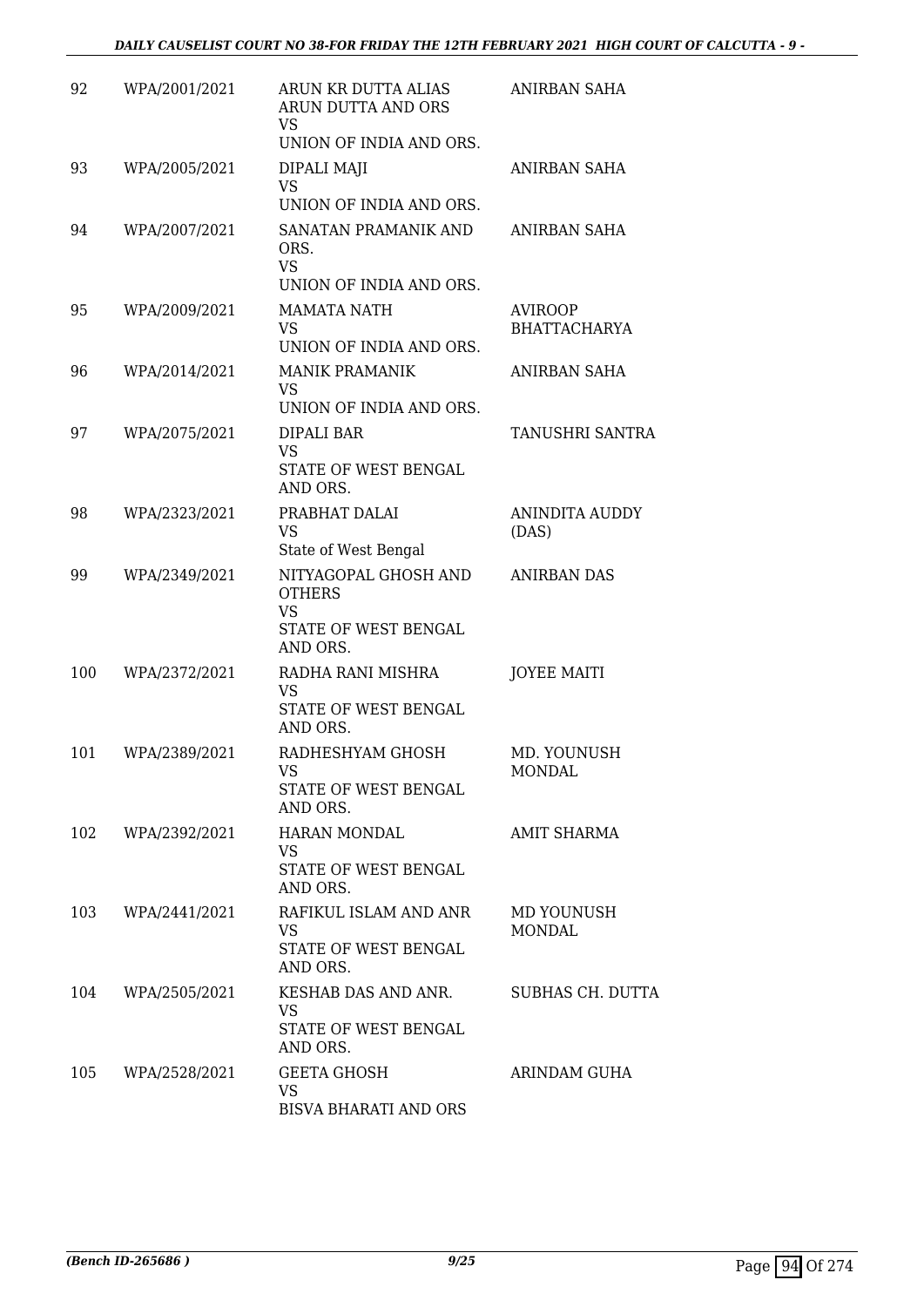| | | | |
|---|---|---|---|
| 92 | WPA/2001/2021 | ARUN KR DUTTA ALIAS ARUN DUTTA AND ORS<br>VS<br>UNION OF INDIA AND ORS. | ANIRBAN SAHA |
| 93 | WPA/2005/2021 | DIPALI MAJI<br>VS<br>UNION OF INDIA AND ORS. | ANIRBAN SAHA |
| 94 | WPA/2007/2021 | SANATAN PRAMANIK AND ORS.<br>VS<br>UNION OF INDIA AND ORS. | ANIRBAN SAHA |
| 95 | WPA/2009/2021 | MAMATA NATH<br>VS<br>UNION OF INDIA AND ORS. | AVIROOP BHATTACHARYA |
| 96 | WPA/2014/2021 | MANIK PRAMANIK<br>VS<br>UNION OF INDIA AND ORS. | ANIRBAN SAHA |
| 97 | WPA/2075/2021 | DIPALI BAR<br>VS<br>STATE OF WEST BENGAL AND ORS. | TANUSHRI SANTRA |
| 98 | WPA/2323/2021 | PRABHAT DALAI<br>VS<br>State of West Bengal | ANINDITA AUDDY (DAS) |
| 99 | WPA/2349/2021 | NITYAGOPAL GHOSH AND OTHERS<br>VS<br>STATE OF WEST BENGAL AND ORS. | ANIRBAN DAS |
| 100 | WPA/2372/2021 | RADHA RANI MISHRA<br>VS<br>STATE OF WEST BENGAL AND ORS. | JOYEE MAITI |
| 101 | WPA/2389/2021 | RADHESHYAM GHOSH<br>VS<br>STATE OF WEST BENGAL AND ORS. | MD. YOUNUSH MONDAL |
| 102 | WPA/2392/2021 | HARAN MONDAL<br>VS<br>STATE OF WEST BENGAL AND ORS. | AMIT SHARMA |
| 103 | WPA/2441/2021 | RAFIKUL ISLAM AND ANR<br>VS<br>STATE OF WEST BENGAL AND ORS. | MD YOUNUSH MONDAL |
| 104 | WPA/2505/2021 | KESHAB DAS AND ANR.<br>VS<br>STATE OF WEST BENGAL AND ORS. | SUBHAS CH. DUTTA |
| 105 | WPA/2528/2021 | GEETA GHOSH<br>VS<br>BISVA BHARATI AND ORS | ARINDAM GUHA |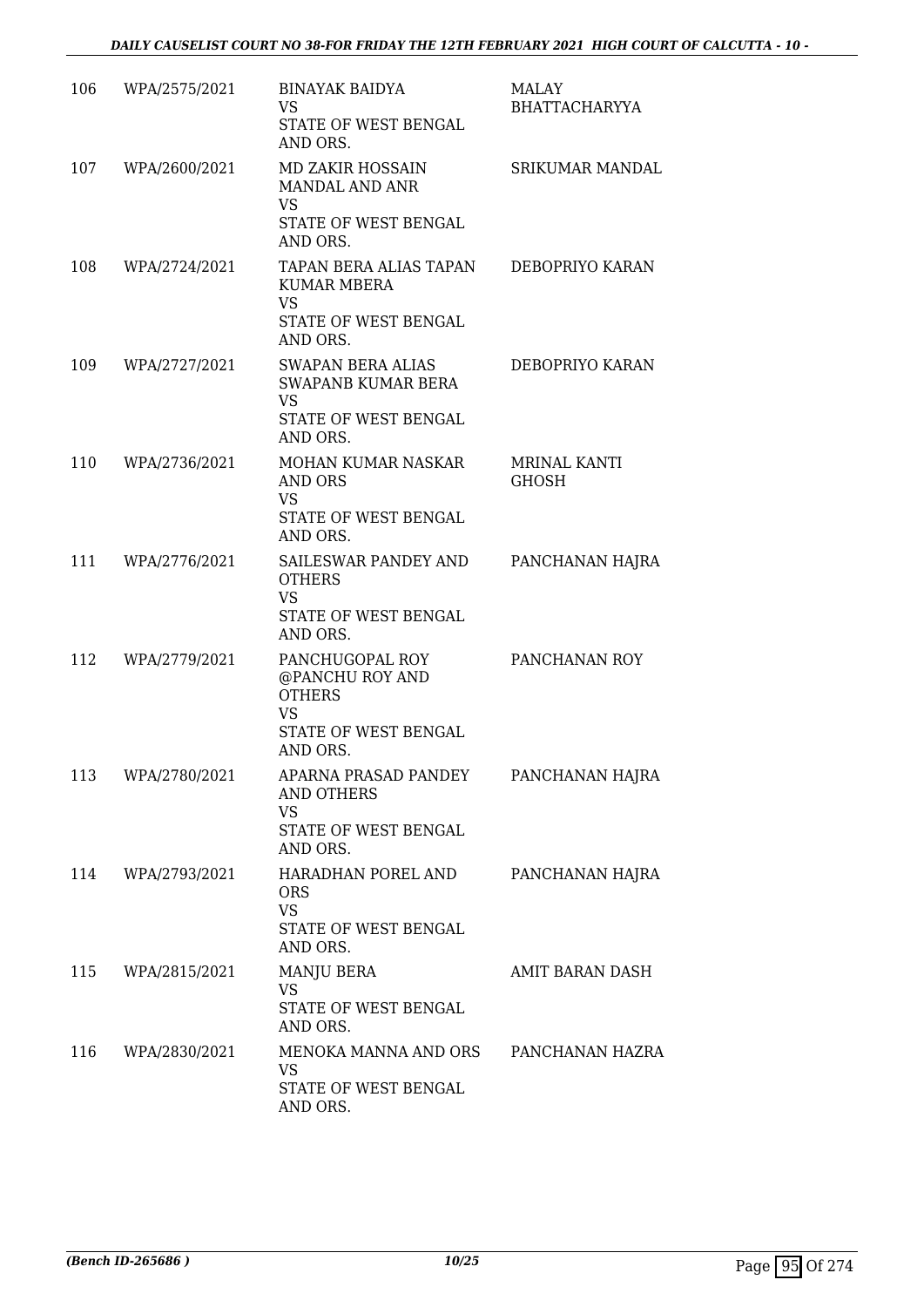| | | | |
|---|---|---|---|
| 106 | WPA/2575/2021 | BINAYAK BAIDYA<br>VS<br>STATE OF WEST BENGAL AND ORS. | MALAY BHATTACHARYYA |
| 107 | WPA/2600/2021 | MD ZAKIR HOSSAIN MANDAL AND ANR<br>VS<br>STATE OF WEST BENGAL AND ORS. | SRIKUMAR MANDAL |
| 108 | WPA/2724/2021 | TAPAN BERA ALIAS TAPAN KUMAR MBERA<br>VS<br>STATE OF WEST BENGAL AND ORS. | DEBOPRIYO KARAN |
| 109 | WPA/2727/2021 | SWAPAN BERA ALIAS SWAPANB KUMAR BERA<br>VS<br>STATE OF WEST BENGAL AND ORS. | DEBOPRIYO KARAN |
| 110 | WPA/2736/2021 | MOHAN KUMAR NASKAR AND ORS<br>VS<br>STATE OF WEST BENGAL AND ORS. | MRINAL KANTI GHOSH |
| 111 | WPA/2776/2021 | SAILESWAR PANDEY AND OTHERS<br>VS<br>STATE OF WEST BENGAL AND ORS. | PANCHANAN HAJRA |
| 112 | WPA/2779/2021 | PANCHUGOPAL ROY @PANCHU ROY AND OTHERS<br>VS<br>STATE OF WEST BENGAL AND ORS. | PANCHANAN ROY |
| 113 | WPA/2780/2021 | APARNA PRASAD PANDEY AND OTHERS<br>VS<br>STATE OF WEST BENGAL AND ORS. | PANCHANAN HAJRA |
| 114 | WPA/2793/2021 | HARADHAN POREL AND ORS<br>VS<br>STATE OF WEST BENGAL AND ORS. | PANCHANAN HAJRA |
| 115 | WPA/2815/2021 | MANJU BERA<br>VS<br>STATE OF WEST BENGAL AND ORS. | AMIT BARAN DASH |
| 116 | WPA/2830/2021 | MENOKA MANNA AND ORS<br>VS<br>STATE OF WEST BENGAL AND ORS. | PANCHANAN HAZRA |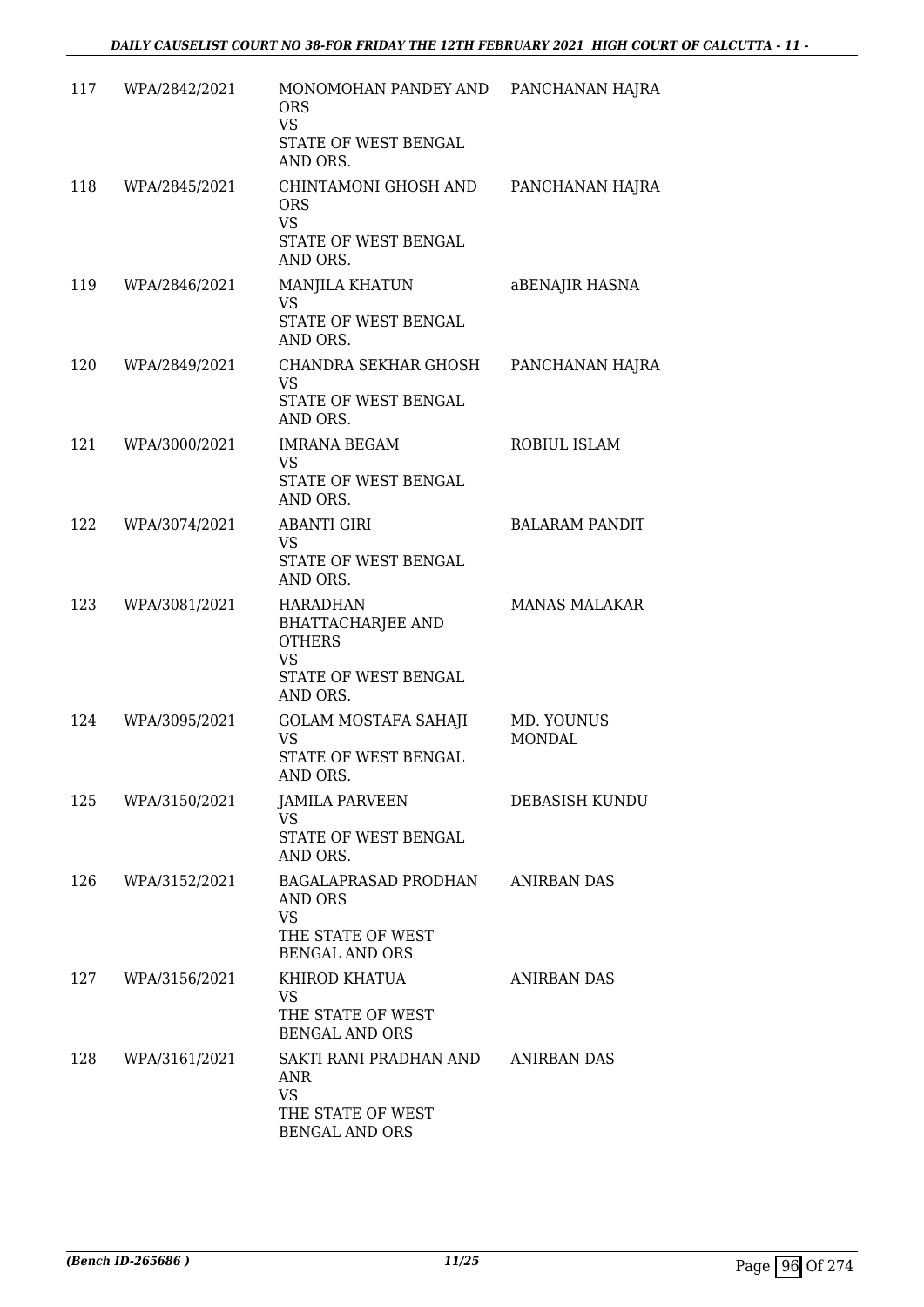| | | | |
|---|---|---|---|
| 117 | WPA/2842/2021 | MONOMOHAN PANDEY AND ORS<br>VS<br>STATE OF WEST BENGAL AND ORS. | PANCHANAN HAJRA |
| 118 | WPA/2845/2021 | CHINTAMONI GHOSH AND ORS<br>VS<br>STATE OF WEST BENGAL AND ORS. | PANCHANAN HAJRA |
| 119 | WPA/2846/2021 | MANJILA KHATUN<br>VS<br>STATE OF WEST BENGAL AND ORS. | aBENAJIR HASNA |
| 120 | WPA/2849/2021 | CHANDRA SEKHAR GHOSH<br>VS<br>STATE OF WEST BENGAL AND ORS. | PANCHANAN HAJRA |
| 121 | WPA/3000/2021 | IMRANA BEGAM<br>VS<br>STATE OF WEST BENGAL AND ORS. | ROBIUL ISLAM |
| 122 | WPA/3074/2021 | ABANTI GIRI<br>VS<br>STATE OF WEST BENGAL AND ORS. | BALARAM PANDIT |
| 123 | WPA/3081/2021 | HARADHAN BHATTACHARJEE AND OTHERS<br>VS<br>STATE OF WEST BENGAL AND ORS. | MANAS MALAKAR |
| 124 | WPA/3095/2021 | GOLAM MOSTAFA SAHAJI<br>VS<br>STATE OF WEST BENGAL AND ORS. | MD. YOUNUS MONDAL |
| 125 | WPA/3150/2021 | JAMILA PARVEEN<br>VS<br>STATE OF WEST BENGAL AND ORS. | DEBASISH KUNDU |
| 126 | WPA/3152/2021 | BAGALAPRASAD PRODHAN AND ORS<br>VS<br>THE STATE OF WEST BENGAL AND ORS | ANIRBAN DAS |
| 127 | WPA/3156/2021 | KHIROD KHATUA<br>VS<br>THE STATE OF WEST BENGAL AND ORS | ANIRBAN DAS |
| 128 | WPA/3161/2021 | SAKTI RANI PRADHAN AND ANR<br>VS<br>THE STATE OF WEST BENGAL AND ORS | ANIRBAN DAS |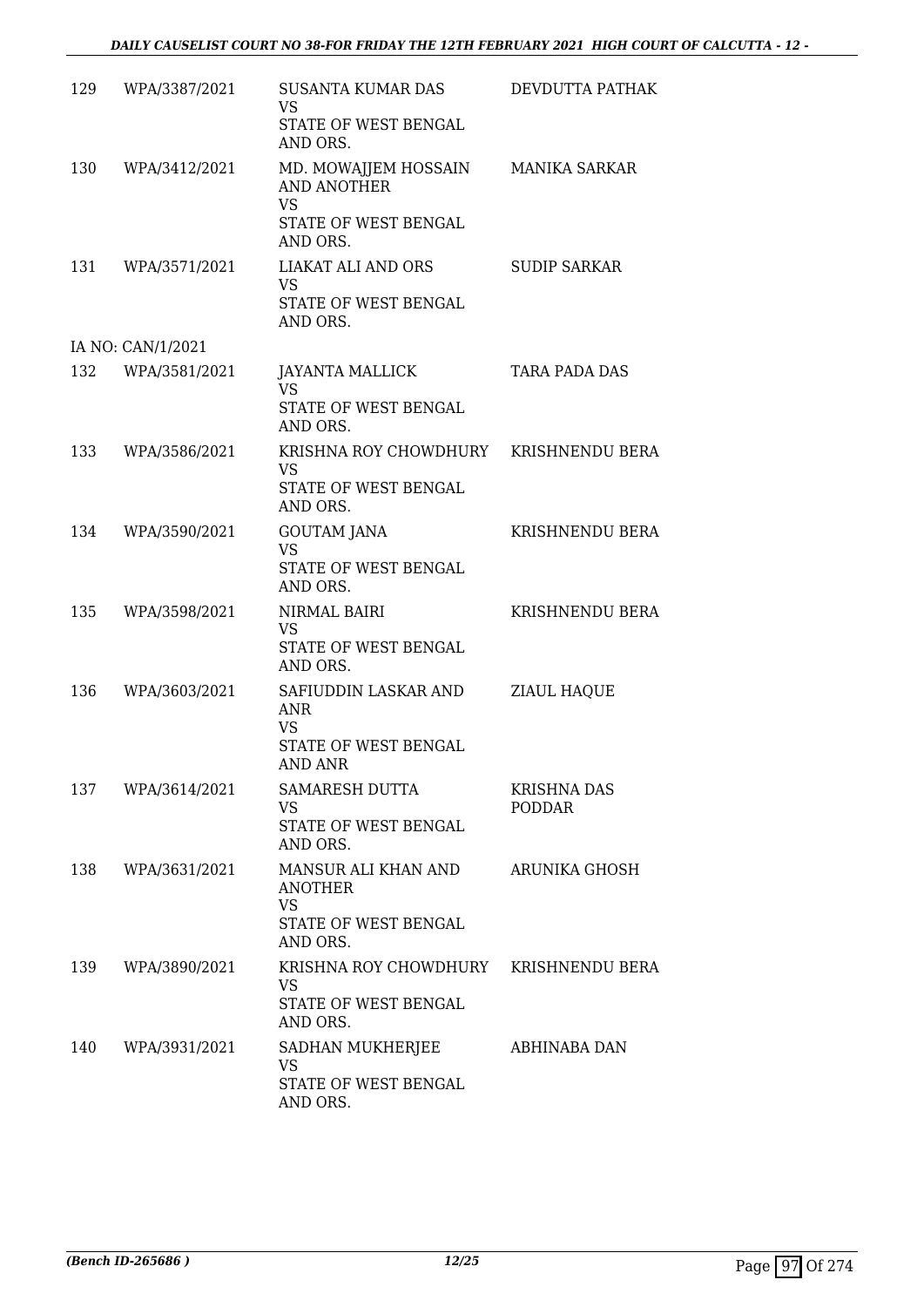| | | | |
|---|---|---|---|
| 129 | WPA/3387/2021 | SUSANTA KUMAR DAS<br>VS<br>STATE OF WEST BENGAL AND ORS. | DEVDUTTA PATHAK |
| 130 | WPA/3412/2021 | MD. MOWAJJEM HOSSAIN AND ANOTHER<br>VS<br>STATE OF WEST BENGAL AND ORS. | MANIKA SARKAR |
| 131 | WPA/3571/2021 | LIAKAT ALI AND ORS<br>VS<br>STATE OF WEST BENGAL AND ORS. | SUDIP SARKAR |
| | IA NO: CAN/1/2021 | | |
| 132 | WPA/3581/2021 | JAYANTA MALLICK<br>VS<br>STATE OF WEST BENGAL AND ORS. | TARA PADA DAS |
| 133 | WPA/3586/2021 | KRISHNA ROY CHOWDHURY<br>VS<br>STATE OF WEST BENGAL AND ORS. | KRISHNENDU BERA |
| 134 | WPA/3590/2021 | GOUTAM JANA<br>VS<br>STATE OF WEST BENGAL AND ORS. | KRISHNENDU BERA |
| 135 | WPA/3598/2021 | NIRMAL BAIRI<br>VS<br>STATE OF WEST BENGAL AND ORS. | KRISHNENDU BERA |
| 136 | WPA/3603/2021 | SAFIUDDIN LASKAR AND ANR<br>VS<br>STATE OF WEST BENGAL AND ANR | ZIAUL HAQUE |
| 137 | WPA/3614/2021 | SAMARESH DUTTA<br>VS<br>STATE OF WEST BENGAL AND ORS. | KRISHNA DAS PODDAR |
| 138 | WPA/3631/2021 | MANSUR ALI KHAN AND ANOTHER<br>VS<br>STATE OF WEST BENGAL AND ORS. | ARUNIKA GHOSH |
| 139 | WPA/3890/2021 | KRISHNA ROY CHOWDHURY<br>VS<br>STATE OF WEST BENGAL AND ORS. | KRISHNENDU BERA |
| 140 | WPA/3931/2021 | SADHAN MUKHERJEE<br>VS<br>STATE OF WEST BENGAL AND ORS. | ABHINABA DAN |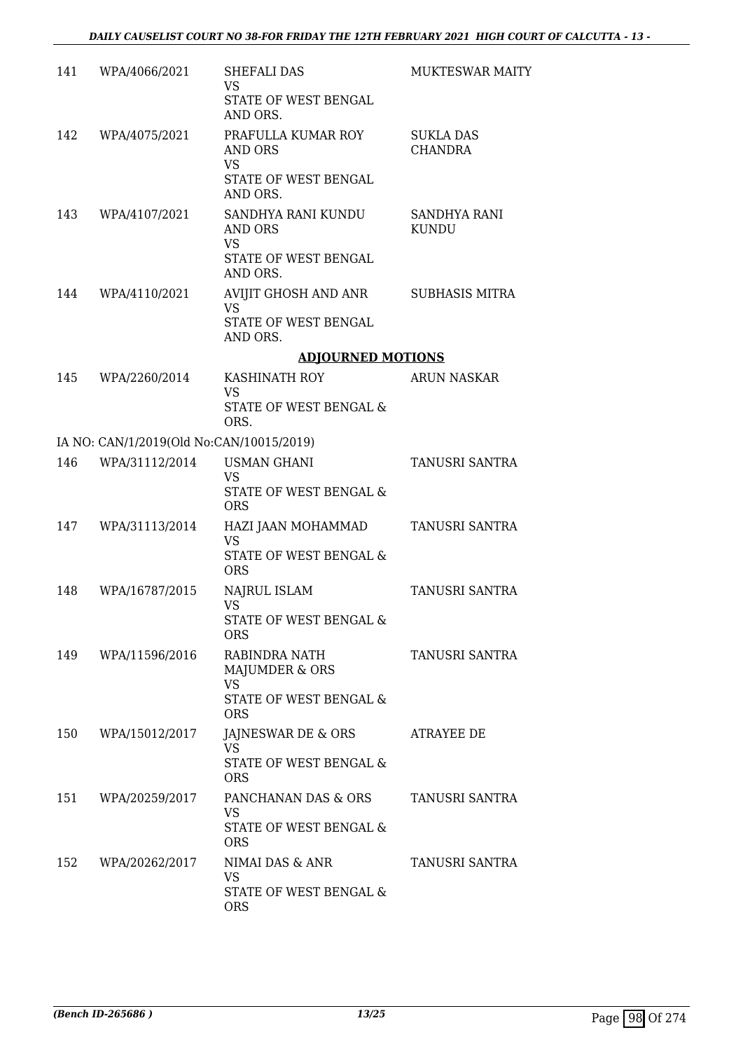| 141 | WPA/4066/2021 | SHEFALI DAS<br>VS<br>STATE OF WEST BENGAL AND ORS. | MUKTESWAR MAITY |
|---|---|---|---|
| 142 | WPA/4075/2021 | PRAFULLA KUMAR ROY AND ORS<br>VS<br>STATE OF WEST BENGAL AND ORS. | SUKLA DAS CHANDRA |
| 143 | WPA/4107/2021 | SANDHYA RANI KUNDU AND ORS<br>VS<br>STATE OF WEST BENGAL AND ORS. | SANDHYA RANI KUNDU |
| 144 | WPA/4110/2021 | AVIJIT GHOSH AND ANR<br>VS<br>STATE OF WEST BENGAL AND ORS. | SUBHASIS MITRA |

## ADJOURNED MOTIONS

| 145 | WPA/2260/2014 | KASHINATH ROY<br>VS<br>STATE OF WEST BENGAL & ORS. | ARUN NASKAR |
|---|---|---|---|
| | IA NO: CAN/1/2019(Old No:CAN/10015/2019) | | |
| 146 | WPA/31112/2014 | USMAN GHANI<br>VS<br>STATE OF WEST BENGAL & ORS | TANUSRI SANTRA |
| 147 | WPA/31113/2014 | HAZI JAAN MOHAMMAD<br>VS<br>STATE OF WEST BENGAL & ORS | TANUSRI SANTRA |
| 148 | WPA/16787/2015 | NAJRUL ISLAM<br>VS<br>STATE OF WEST BENGAL & ORS | TANUSRI SANTRA |
| 149 | WPA/11596/2016 | RABINDRA NATH MAJUMDER & ORS<br>VS<br>STATE OF WEST BENGAL & ORS | TANUSRI SANTRA |
| 150 | WPA/15012/2017 | JAJNESWAR DE & ORS<br>VS<br>STATE OF WEST BENGAL & ORS | ATRAYEE DE |
| 151 | WPA/20259/2017 | PANCHANAN DAS & ORS<br>VS<br>STATE OF WEST BENGAL & ORS | TANUSRI SANTRA |
| 152 | WPA/20262/2017 | NIMAI DAS & ANR<br>VS<br>STATE OF WEST BENGAL & ORS | TANUSRI SANTRA |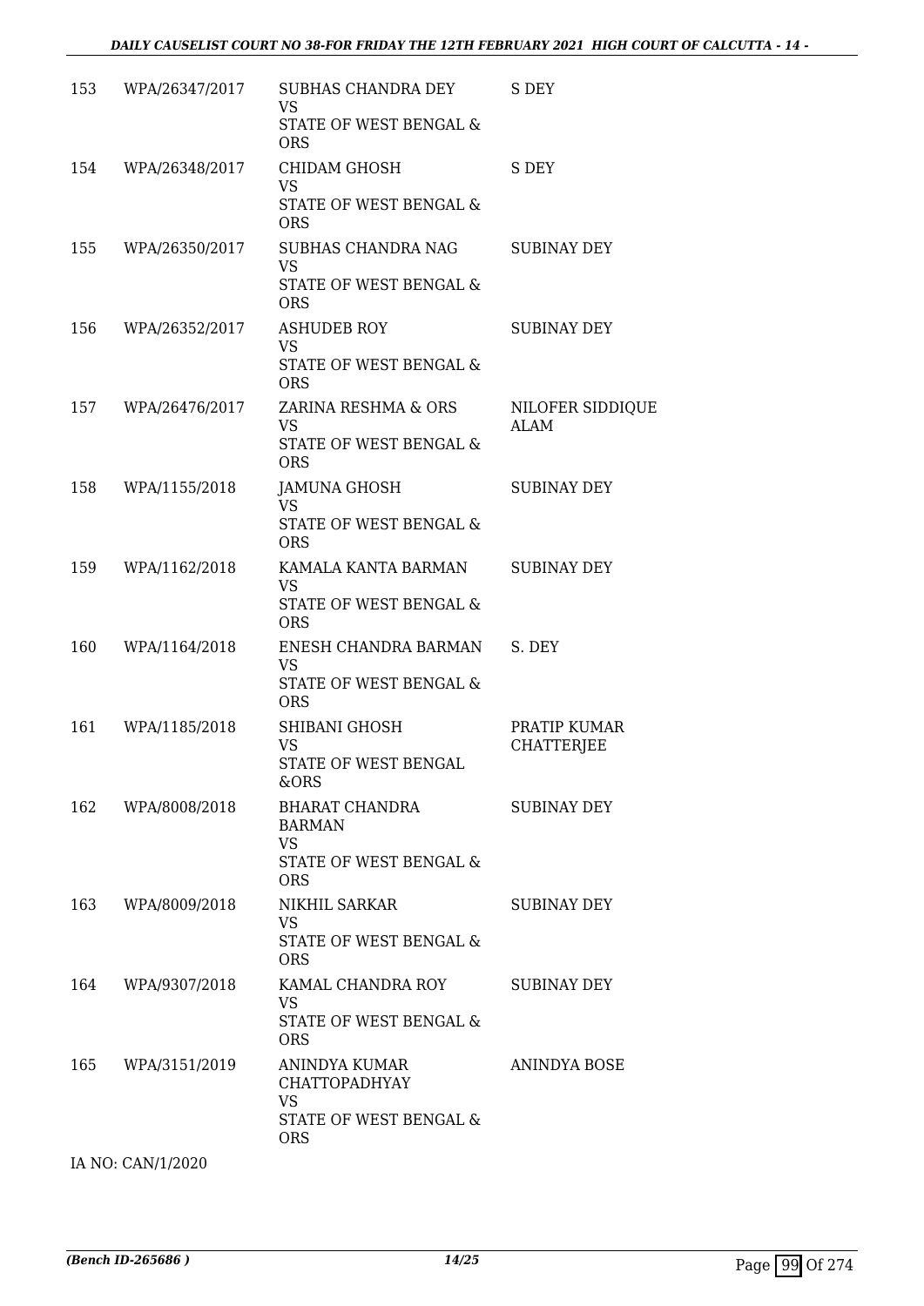| | | | |
|---|---|---|---|
| 153 | WPA/26347/2017 | SUBHAS CHANDRA DEY VS STATE OF WEST BENGAL & ORS | S DEY |
| 154 | WPA/26348/2017 | CHIDAM GHOSH VS STATE OF WEST BENGAL & ORS | S DEY |
| 155 | WPA/26350/2017 | SUBHAS CHANDRA NAG VS STATE OF WEST BENGAL & ORS | SUBINAY DEY |
| 156 | WPA/26352/2017 | ASHUDEB ROY VS STATE OF WEST BENGAL & ORS | SUBINAY DEY |
| 157 | WPA/26476/2017 | ZARINA RESHMA & ORS VS STATE OF WEST BENGAL & ORS | NILOFER SIDDIQUE ALAM |
| 158 | WPA/1155/2018 | JAMUNA GHOSH VS STATE OF WEST BENGAL & ORS | SUBINAY DEY |
| 159 | WPA/1162/2018 | KAMALA KANTA BARMAN VS STATE OF WEST BENGAL & ORS | SUBINAY DEY |
| 160 | WPA/1164/2018 | ENESH CHANDRA BARMAN VS STATE OF WEST BENGAL & ORS | S. DEY |
| 161 | WPA/1185/2018 | SHIBANI GHOSH VS STATE OF WEST BENGAL &ORS | PRATIP KUMAR CHATTERJEE |
| 162 | WPA/8008/2018 | BHARAT CHANDRA BARMAN VS STATE OF WEST BENGAL & ORS | SUBINAY DEY |
| 163 | WPA/8009/2018 | NIKHIL SARKAR VS STATE OF WEST BENGAL & ORS | SUBINAY DEY |
| 164 | WPA/9307/2018 | KAMAL CHANDRA ROY VS STATE OF WEST BENGAL & ORS | SUBINAY DEY |
| 165 | WPA/3151/2019 | ANINDYA KUMAR CHATTOPADHYAY VS STATE OF WEST BENGAL & ORS | ANINDYA BOSE |

IA NO: CAN/1/2020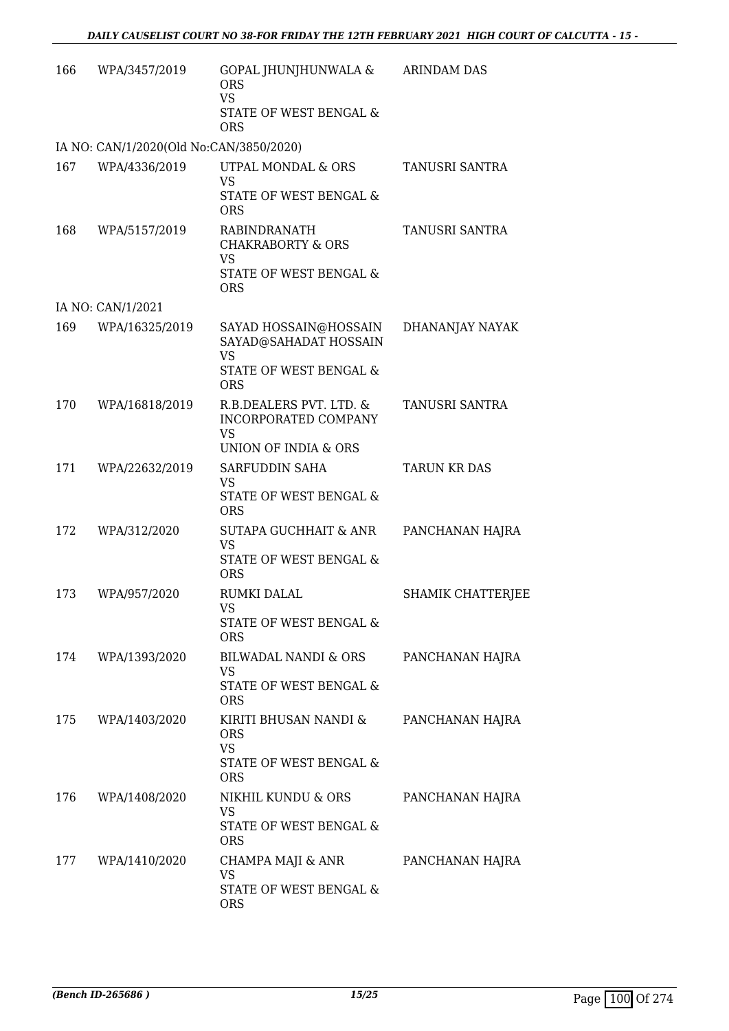| | | | |
|---|---|---|---|
| 166 | WPA/3457/2019 | GOPAL JHUNJHUNWALA & ORS<br>VS<br>STATE OF WEST BENGAL & ORS | ARINDAM DAS |
| IA NO: CAN/1/2020(Old No:CAN/3850/2020) | | | |
| 167 | WPA/4336/2019 | UTPAL MONDAL & ORS<br>VS<br>STATE OF WEST BENGAL & ORS | TANUSRI SANTRA |
| 168 | WPA/5157/2019 | RABINDRANATH CHAKRABORTY & ORS<br>VS<br>STATE OF WEST BENGAL & ORS | TANUSRI SANTRA |
| IA NO: CAN/1/2021 | | | |
| 169 | WPA/16325/2019 | SAYAD HOSSAIN@HOSSAIN SAYAD@SAHADAT HOSSAIN<br>VS<br>STATE OF WEST BENGAL & ORS | DHANANJAY NAYAK |
| 170 | WPA/16818/2019 | R.B.DEALERS PVT. LTD. & INCORPORATED COMPANY<br>VS<br>UNION OF INDIA & ORS | TANUSRI SANTRA |
| 171 | WPA/22632/2019 | SARFUDDIN SAHA<br>VS<br>STATE OF WEST BENGAL & ORS | TARUN KR DAS |
| 172 | WPA/312/2020 | SUTAPA GUCHHAIT & ANR<br>VS<br>STATE OF WEST BENGAL & ORS | PANCHANAN HAJRA |
| 173 | WPA/957/2020 | RUMKI DALAL<br>VS<br>STATE OF WEST BENGAL & ORS | SHAMIK CHATTERJEE |
| 174 | WPA/1393/2020 | BILWADAL NANDI & ORS<br>VS<br>STATE OF WEST BENGAL & ORS | PANCHANAN HAJRA |
| 175 | WPA/1403/2020 | KIRITI BHUSAN NANDI & ORS<br>VS<br>STATE OF WEST BENGAL & ORS | PANCHANAN HAJRA |
| 176 | WPA/1408/2020 | NIKHIL KUNDU & ORS<br>VS<br>STATE OF WEST BENGAL & ORS | PANCHANAN HAJRA |
| 177 | WPA/1410/2020 | CHAMPA MAJI & ANR<br>VS<br>STATE OF WEST BENGAL & ORS | PANCHANAN HAJRA |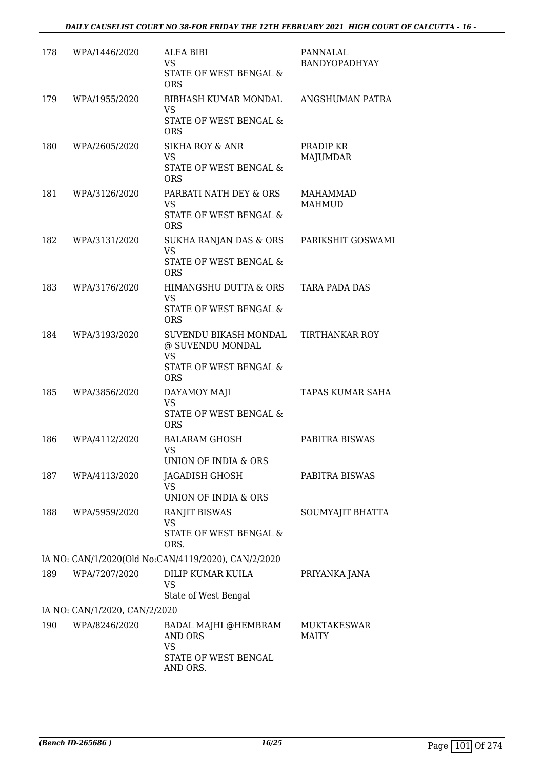| | | | |
|---|---|---|---|
| 178 | WPA/1446/2020 | ALEA BIBI<br>VS<br>STATE OF WEST BENGAL & ORS | PANNALAL BANDYOPADHYAY |
| 179 | WPA/1955/2020 | BIBHASH KUMAR MONDAL<br>VS<br>STATE OF WEST BENGAL & ORS | ANGSHUMAN PATRA |
| 180 | WPA/2605/2020 | SIKHA ROY & ANR<br>VS<br>STATE OF WEST BENGAL & ORS | PRADIP KR MAJUMDAR |
| 181 | WPA/3126/2020 | PARBATI NATH DEY & ORS<br>VS<br>STATE OF WEST BENGAL & ORS | MAHAMMAD MAHMUD |
| 182 | WPA/3131/2020 | SUKHA RANJAN DAS & ORS<br>VS<br>STATE OF WEST BENGAL & ORS | PARIKSHIT GOSWAMI |
| 183 | WPA/3176/2020 | HIMANGSHU DUTTA & ORS<br>VS<br>STATE OF WEST BENGAL & ORS | TARA PADA DAS |
| 184 | WPA/3193/2020 | SUVENDU BIKASH MONDAL @ SUVENDU MONDAL<br>VS<br>STATE OF WEST BENGAL & ORS | TIRTHANKAR ROY |
| 185 | WPA/3856/2020 | DAYAMOY MAJI<br>VS<br>STATE OF WEST BENGAL & ORS | TAPAS KUMAR SAHA |
| 186 | WPA/4112/2020 | BALARAM GHOSH<br>VS<br>UNION OF INDIA & ORS | PABITRA BISWAS |
| 187 | WPA/4113/2020 | JAGADISH GHOSH<br>VS<br>UNION OF INDIA & ORS | PABITRA BISWAS |
| 188 | WPA/5959/2020 | RANJIT BISWAS<br>VS<br>STATE OF WEST BENGAL & ORS. | SOUMYAJIT BHATTA |
| | IA NO: CAN/1/2020(Old No:CAN/4119/2020), CAN/2/2020 | | |
| 189 | WPA/7207/2020 | DILIP KUMAR KUILA<br>VS<br>State of West Bengal | PRIYANKA JANA |
| | IA NO: CAN/1/2020, CAN/2/2020 | | |
| 190 | WPA/8246/2020 | BADAL MAJHI @HEMBRAM AND ORS<br>VS<br>STATE OF WEST BENGAL AND ORS. | MUKTAKESWAR MAITY |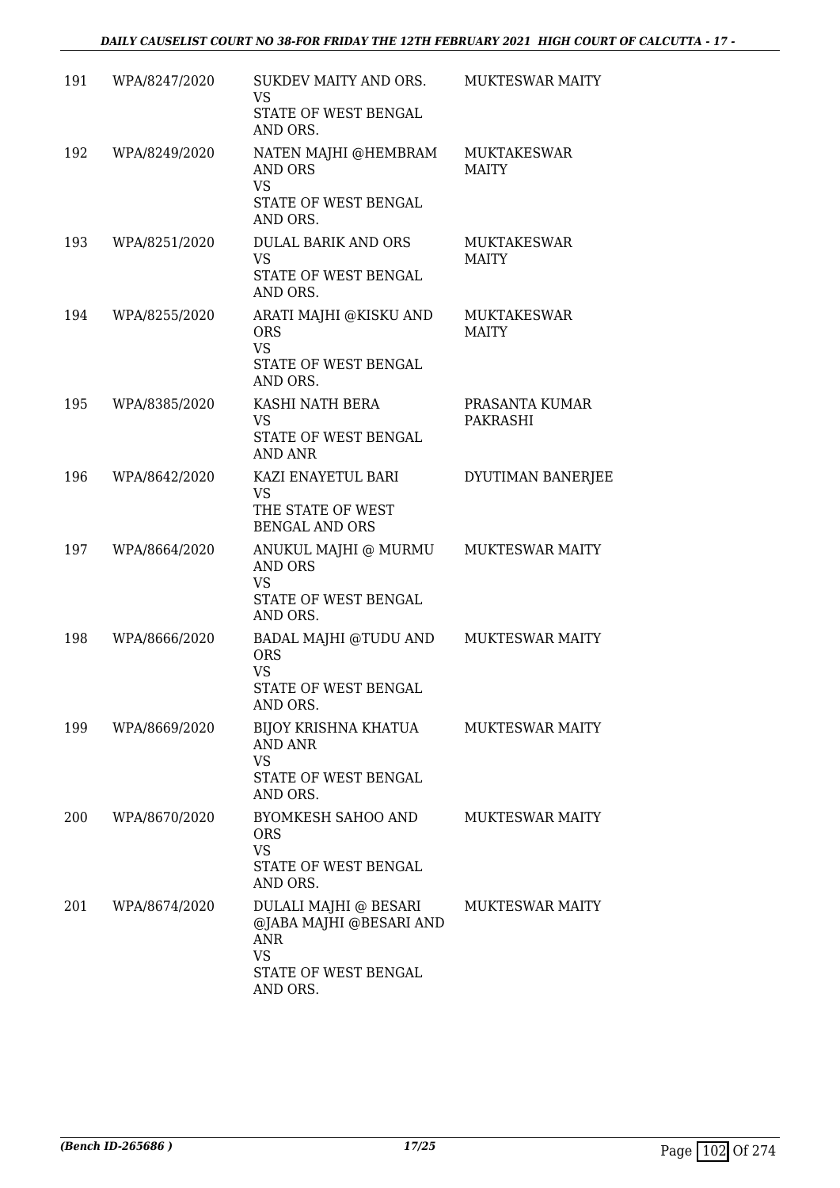| | | | |
|---|---|---|---|
| 191 | WPA/8247/2020 | SUKDEV MAITY AND ORS.<br>VS<br>STATE OF WEST BENGAL AND ORS. | MUKTESWAR MAITY |
| 192 | WPA/8249/2020 | NATEN MAJHI @HEMBRAM AND ORS<br>VS<br>STATE OF WEST BENGAL AND ORS. | MUKTAKESWAR MAITY |
| 193 | WPA/8251/2020 | DULAL BARIK AND ORS<br>VS<br>STATE OF WEST BENGAL AND ORS. | MUKTAKESWAR MAITY |
| 194 | WPA/8255/2020 | ARATI MAJHI @KISKU AND ORS<br>VS<br>STATE OF WEST BENGAL AND ORS. | MUKTAKESWAR MAITY |
| 195 | WPA/8385/2020 | KASHI NATH BERA<br>VS<br>STATE OF WEST BENGAL AND ANR | PRASANTA KUMAR PAKRASHI |
| 196 | WPA/8642/2020 | KAZI ENAYETUL BARI<br>VS<br>THE STATE OF WEST BENGAL AND ORS | DYUTIMAN BANERJEE |
| 197 | WPA/8664/2020 | ANUKUL MAJHI @ MURMU AND ORS<br>VS<br>STATE OF WEST BENGAL AND ORS. | MUKTESWAR MAITY |
| 198 | WPA/8666/2020 | BADAL MAJHI @TUDU AND ORS<br>VS<br>STATE OF WEST BENGAL AND ORS. | MUKTESWAR MAITY |
| 199 | WPA/8669/2020 | BIJOY KRISHNA KHATUA AND ANR<br>VS<br>STATE OF WEST BENGAL AND ORS. | MUKTESWAR MAITY |
| 200 | WPA/8670/2020 | BYOMKESH SAHOO AND ORS<br>VS<br>STATE OF WEST BENGAL AND ORS. | MUKTESWAR MAITY |
| 201 | WPA/8674/2020 | DULALI MAJHI @ BESARI @JABA MAJHI @BESARI AND ANR<br>VS<br>STATE OF WEST BENGAL AND ORS. | MUKTESWAR MAITY |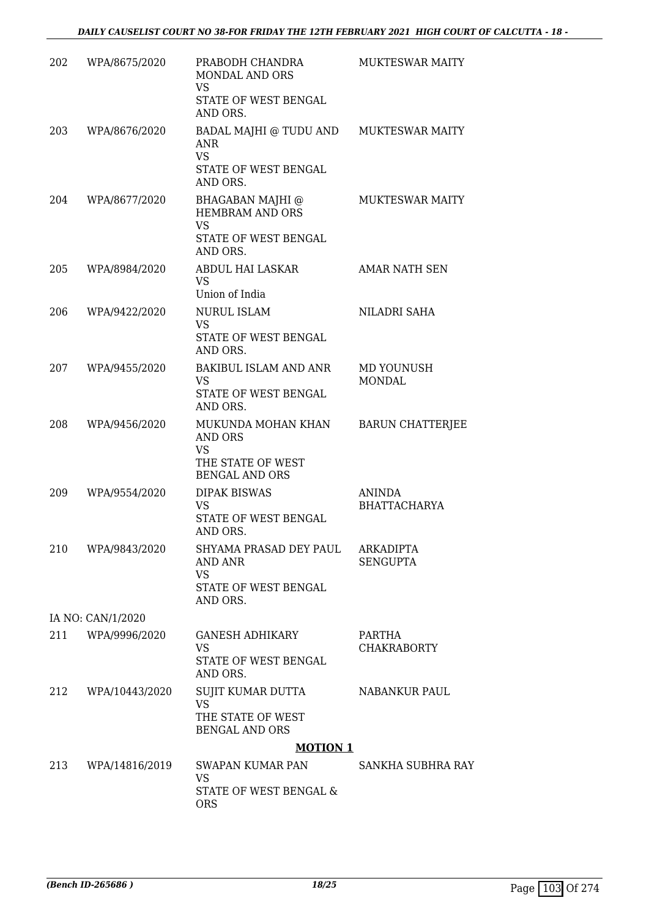| | | | |
|---|---|---|---|
| 202 | WPA/8675/2020 | PRABODH CHANDRA MONDAL AND ORS<br>VS<br>STATE OF WEST BENGAL AND ORS. | MUKTESWAR MAITY |
| 203 | WPA/8676/2020 | BADAL MAJHI @ TUDU AND ANR<br>VS<br>STATE OF WEST BENGAL AND ORS. | MUKTESWAR MAITY |
| 204 | WPA/8677/2020 | BHAGABAN MAJHI @ HEMBRAM AND ORS<br>VS<br>STATE OF WEST BENGAL AND ORS. | MUKTESWAR MAITY |
| 205 | WPA/8984/2020 | ABDUL HAI LASKAR<br>VS<br>Union of India | AMAR NATH SEN |
| 206 | WPA/9422/2020 | NURUL ISLAM<br>VS<br>STATE OF WEST BENGAL AND ORS. | NILADRI SAHA |
| 207 | WPA/9455/2020 | BAKIBUL ISLAM AND ANR<br>VS<br>STATE OF WEST BENGAL AND ORS. | MD YOUNUSH MONDAL |
| 208 | WPA/9456/2020 | MUKUNDA MOHAN KHAN AND ORS<br>VS<br>THE STATE OF WEST BENGAL AND ORS | BARUN CHATTERJEE |
| 209 | WPA/9554/2020 | DIPAK BISWAS<br>VS<br>STATE OF WEST BENGAL AND ORS. | ANINDA BHATTACHARYA |
| 210 | WPA/9843/2020 | SHYAMA PRASAD DEY PAUL AND ANR<br>VS<br>STATE OF WEST BENGAL AND ORS. | ARKADIPTA SENGUPTA |
| | IA NO: CAN/1/2020 | | |
| 211 | WPA/9996/2020 | GANESH ADHIKARY<br>VS<br>STATE OF WEST BENGAL AND ORS. | PARTHA CHAKRABORTY |
| 212 | WPA/10443/2020 | SUJIT KUMAR DUTTA<br>VS<br>THE STATE OF WEST BENGAL AND ORS | NABANKUR PAUL |

**MOTION 1**

| | | | |
|---|---|---|---|
| 213 | WPA/14816/2019 | SWAPAN KUMAR PAN<br>VS<br>STATE OF WEST BENGAL & ORS | SANKHA SUBHRA RAY |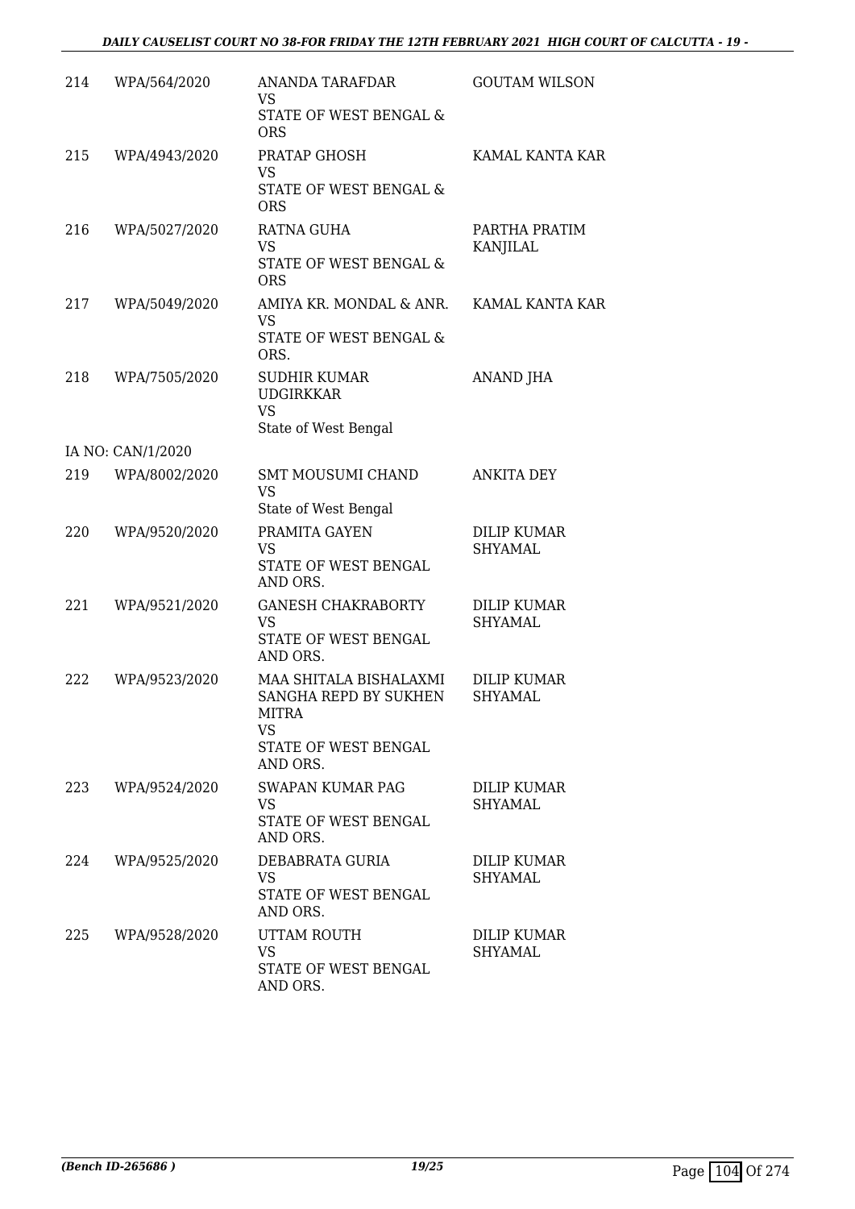| | | | |
|---|---|---|---|
| 214 | WPA/564/2020 | ANANDA TARAFDAR<br>VS<br>STATE OF WEST BENGAL & ORS | GOUTAM WILSON |
| 215 | WPA/4943/2020 | PRATAP GHOSH<br>VS<br>STATE OF WEST BENGAL & ORS | KAMAL KANTA KAR |
| 216 | WPA/5027/2020 | RATNA GUHA<br>VS<br>STATE OF WEST BENGAL & ORS | PARTHA PRATIM KANJILAL |
| 217 | WPA/5049/2020 | AMIYA KR. MONDAL & ANR.<br>VS<br>STATE OF WEST BENGAL & ORS. | KAMAL KANTA KAR |
| 218 | WPA/7505/2020 | SUDHIR KUMAR UDGIRKKAR<br>VS<br>State of West Bengal | ANAND JHA |
| | IA NO: CAN/1/2020 | | |
| 219 | WPA/8002/2020 | SMT MOUSUMI CHAND<br>VS<br>State of West Bengal | ANKITA DEY |
| 220 | WPA/9520/2020 | PRAMITA GAYEN<br>VS<br>STATE OF WEST BENGAL AND ORS. | DILIP KUMAR SHYAMAL |
| 221 | WPA/9521/2020 | GANESH CHAKRABORTY<br>VS<br>STATE OF WEST BENGAL AND ORS. | DILIP KUMAR SHYAMAL |
| 222 | WPA/9523/2020 | MAA SHITALA BISHALAXMI SANGHA REPD BY SUKHEN MITRA<br>VS<br>STATE OF WEST BENGAL AND ORS. | DILIP KUMAR SHYAMAL |
| 223 | WPA/9524/2020 | SWAPAN KUMAR PAG<br>VS<br>STATE OF WEST BENGAL AND ORS. | DILIP KUMAR SHYAMAL |
| 224 | WPA/9525/2020 | DEBABRATA GURIA<br>VS<br>STATE OF WEST BENGAL AND ORS. | DILIP KUMAR SHYAMAL |
| 225 | WPA/9528/2020 | UTTAM ROUTH<br>VS<br>STATE OF WEST BENGAL AND ORS. | DILIP KUMAR SHYAMAL |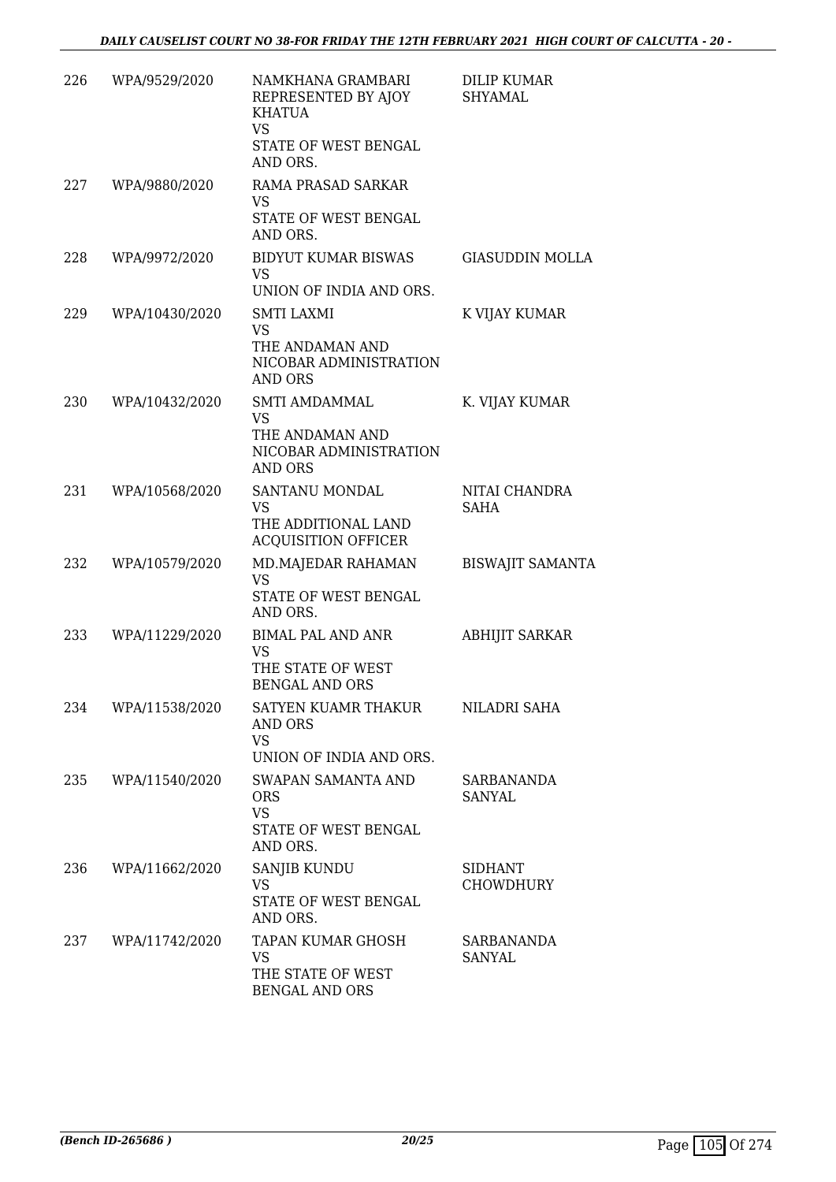| | | | |
|---|---|---|---|
| 226 | WPA/9529/2020 | NAMKHANA GRAMBARI REPRESENTED BY AJOY KHATUA<br>VS<br>STATE OF WEST BENGAL AND ORS. | DILIP KUMAR SHYAMAL |
| 227 | WPA/9880/2020 | RAMA PRASAD SARKAR<br>VS<br>STATE OF WEST BENGAL AND ORS. | |
| 228 | WPA/9972/2020 | BIDYUT KUMAR BISWAS<br>VS<br>UNION OF INDIA AND ORS. | GIASUDDIN MOLLA |
| 229 | WPA/10430/2020 | SMTI LAXMI<br>VS<br>THE ANDAMAN AND NICOBAR ADMINISTRATION AND ORS | K VIJAY KUMAR |
| 230 | WPA/10432/2020 | SMTI AMDAMMAL<br>VS<br>THE ANDAMAN AND NICOBAR ADMINISTRATION AND ORS | K. VIJAY KUMAR |
| 231 | WPA/10568/2020 | SANTANU MONDAL<br>VS<br>THE ADDITIONAL LAND ACQUISITION OFFICER | NITAI CHANDRA SAHA |
| 232 | WPA/10579/2020 | MD.MAJEDAR RAHAMAN<br>VS<br>STATE OF WEST BENGAL AND ORS. | BISWAJIT SAMANTA |
| 233 | WPA/11229/2020 | BIMAL PAL AND ANR<br>VS<br>THE STATE OF WEST BENGAL AND ORS | ABHIJIT SARKAR |
| 234 | WPA/11538/2020 | SATYEN KUAMR THAKUR AND ORS<br>VS<br>UNION OF INDIA AND ORS. | NILADRI SAHA |
| 235 | WPA/11540/2020 | SWAPAN SAMANTA AND ORS<br>VS<br>STATE OF WEST BENGAL AND ORS. | SARBANANDA SANYAL |
| 236 | WPA/11662/2020 | SANJIB KUNDU<br>VS<br>STATE OF WEST BENGAL AND ORS. | SIDHANT CHOWDHURY |
| 237 | WPA/11742/2020 | TAPAN KUMAR GHOSH<br>VS<br>THE STATE OF WEST BENGAL AND ORS | SARBANANDA SANYAL |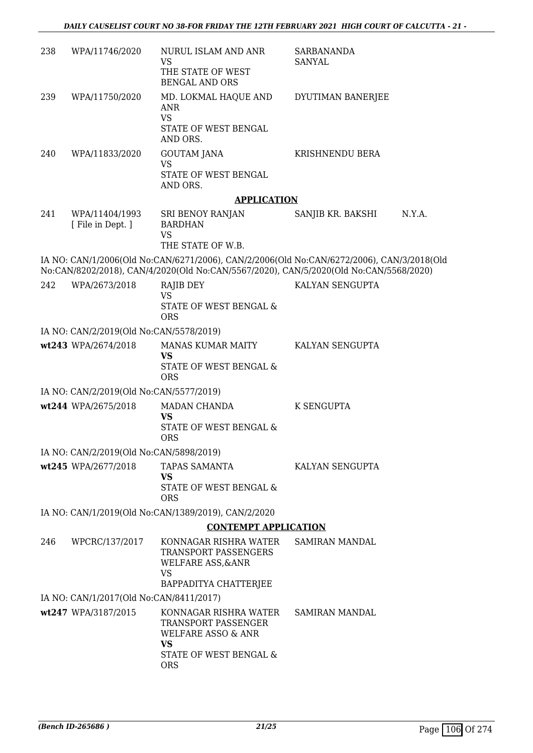| | | | | |
|---|---|---|---|---|
| 238 | WPA/11746/2020 | NURUL ISLAM AND ANR<br>VS<br>THE STATE OF WEST BENGAL AND ORS | SARBANANDA SANYAL | |
| 239 | WPA/11750/2020 | MD. LOKMAL HAQUE AND ANR<br>VS<br>STATE OF WEST BENGAL AND ORS. | DYUTIMAN BANERJEE | |
| 240 | WPA/11833/2020 | GOUTAM JANA<br>VS<br>STATE OF WEST BENGAL AND ORS. | KRISHNENDU BERA | |

## APPLICATION

| | | | | |
|---|---|---|---|---|
| 241 | WPA/11404/1993<br>[ File in Dept. ] | SRI BENOY RANJAN BARDHAN<br>VS<br>THE STATE OF W.B. | SANJIB KR. BAKSHI | N.Y.A. |

IA NO: CAN/1/2006(Old No:CAN/6271/2006), CAN/2/2006(Old No:CAN/6272/2006), CAN/3/2018(Old No:CAN/8202/2018), CAN/4/2020(Old No:CAN/5567/2020), CAN/5/2020(Old No:CAN/5568/2020)

| | | | |
|---|---|---|---|
| 242 | WPA/2673/2018 | RAJIB DEY<br>VS<br>STATE OF WEST BENGAL & ORS | KALYAN SENGUPTA |

IA NO: CAN/2/2019(Old No:CAN/5578/2019)

| | | | |
|---|---|---|---|
| **wt243** | WPA/2674/2018 | MANAS KUMAR MAITY<br>**VS**<br>STATE OF WEST BENGAL & ORS | KALYAN SENGUPTA |

IA NO: CAN/2/2019(Old No:CAN/5577/2019)

| | | | |
|---|---|---|---|
| **wt244** | WPA/2675/2018 | MADAN CHANDA<br>**VS**<br>STATE OF WEST BENGAL & ORS | K SENGUPTA |

IA NO: CAN/2/2019(Old No:CAN/5898/2019)

| | | | |
|---|---|---|---|
| **wt245** | WPA/2677/2018 | TAPAS SAMANTA<br>**VS**<br>STATE OF WEST BENGAL & ORS | KALYAN SENGUPTA |

IA NO: CAN/1/2019(Old No:CAN/1389/2019), CAN/2/2020

## CONTEMPT APPLICATION

| | | | |
|---|---|---|---|
| 246 | WPCRC/137/2017 | KONNAGAR RISHRA WATER TRANSPORT PASSENGERS WELFARE ASS,&ANR<br>VS<br>BAPPADITYA CHATTERJEE | SAMIRAN MANDAL |

IA NO: CAN/1/2017(Old No:CAN/8411/2017)

| | | | |
|---|---|---|---|
| **wt247** | WPA/3187/2015 | KONNAGAR RISHRA WATER TRANSPORT PASSENGER WELFARE ASSO & ANR<br>**VS**<br>STATE OF WEST BENGAL & ORS | SAMIRAN MANDAL |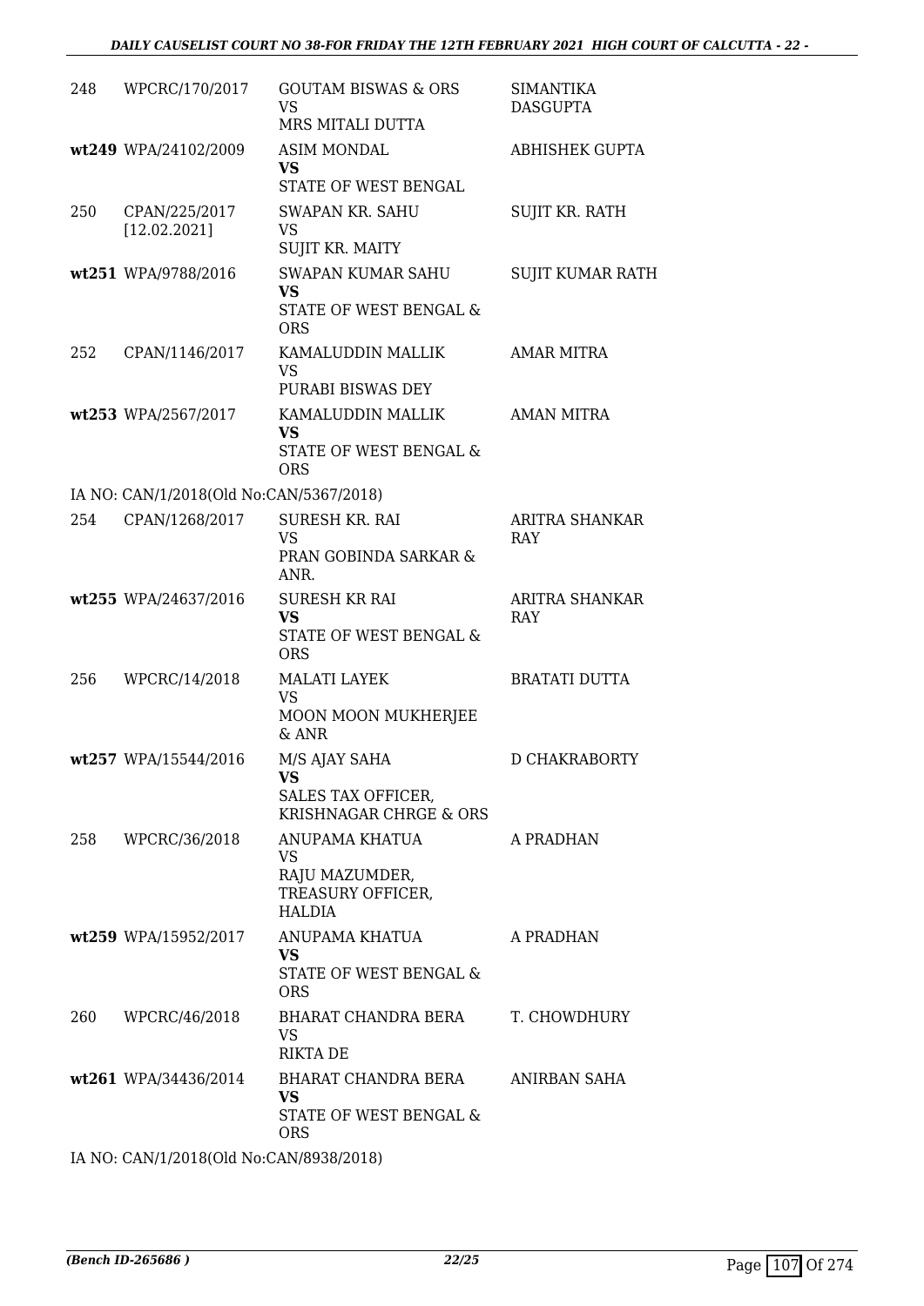| | | | |
|---|---|---|---|
| 248 | WPCRC/170/2017 | GOUTAM BISWAS & ORS<br>VS<br>MRS MITALI DUTTA | SIMANTIKA DASGUPTA |
| **wt249** | **WPA/24102/2009** | ASIM MONDAL<br>**VS**<br>STATE OF WEST BENGAL | ABHISHEK GUPTA |
| 250 | CPAN/225/2017<br>[12.02.2021] | SWAPAN KR. SAHU<br>VS<br>SUJIT KR. MAITY | SUJIT KR. RATH |
| **wt251** | **WPA/9788/2016** | SWAPAN KUMAR SAHU<br>**VS**<br>STATE OF WEST BENGAL & ORS | SUJIT KUMAR RATH |
| 252 | CPAN/1146/2017 | KAMALUDDIN MALLIK<br>VS<br>PURABI BISWAS DEY | AMAR MITRA |
| **wt253** | **WPA/2567/2017** | KAMALUDDIN MALLIK<br>**VS**<br>STATE OF WEST BENGAL & ORS | AMAN MITRA |

IA NO: CAN/1/2018(Old No:CAN/5367/2018)

| | | | |
|---|---|---|---|
| 254 | CPAN/1268/2017 | SURESH KR. RAI<br>VS<br>PRAN GOBINDA SARKAR & ANR. | ARITRA SHANKAR RAY |
| **wt255** | **WPA/24637/2016** | SURESH KR RAI<br>**VS**<br>STATE OF WEST BENGAL & ORS | ARITRA SHANKAR RAY |
| 256 | WPCRC/14/2018 | MALATI LAYEK<br>VS<br>MOON MOON MUKHERJEE & ANR | BRATATI DUTTA |
| **wt257** | **WPA/15544/2016** | M/S AJAY SAHA<br>**VS**<br>SALES TAX OFFICER, KRISHNAGAR CHRGE & ORS | D CHAKRABORTY |
| 258 | WPCRC/36/2018 | ANUPAMA KHATUA<br>VS<br>RAJU MAZUMDER, TREASURY OFFICER, HALDIA | A PRADHAN |
| **wt259** | **WPA/15952/2017** | ANUPAMA KHATUA<br>**VS**<br>STATE OF WEST BENGAL & ORS | A PRADHAN |
| 260 | WPCRC/46/2018 | BHARAT CHANDRA BERA<br>VS<br>RIKTA DE | T. CHOWDHURY |
| **wt261** | **WPA/34436/2014** | BHARAT CHANDRA BERA<br>**VS**<br>STATE OF WEST BENGAL & ORS | ANIRBAN SAHA |

IA NO: CAN/1/2018(Old No:CAN/8938/2018)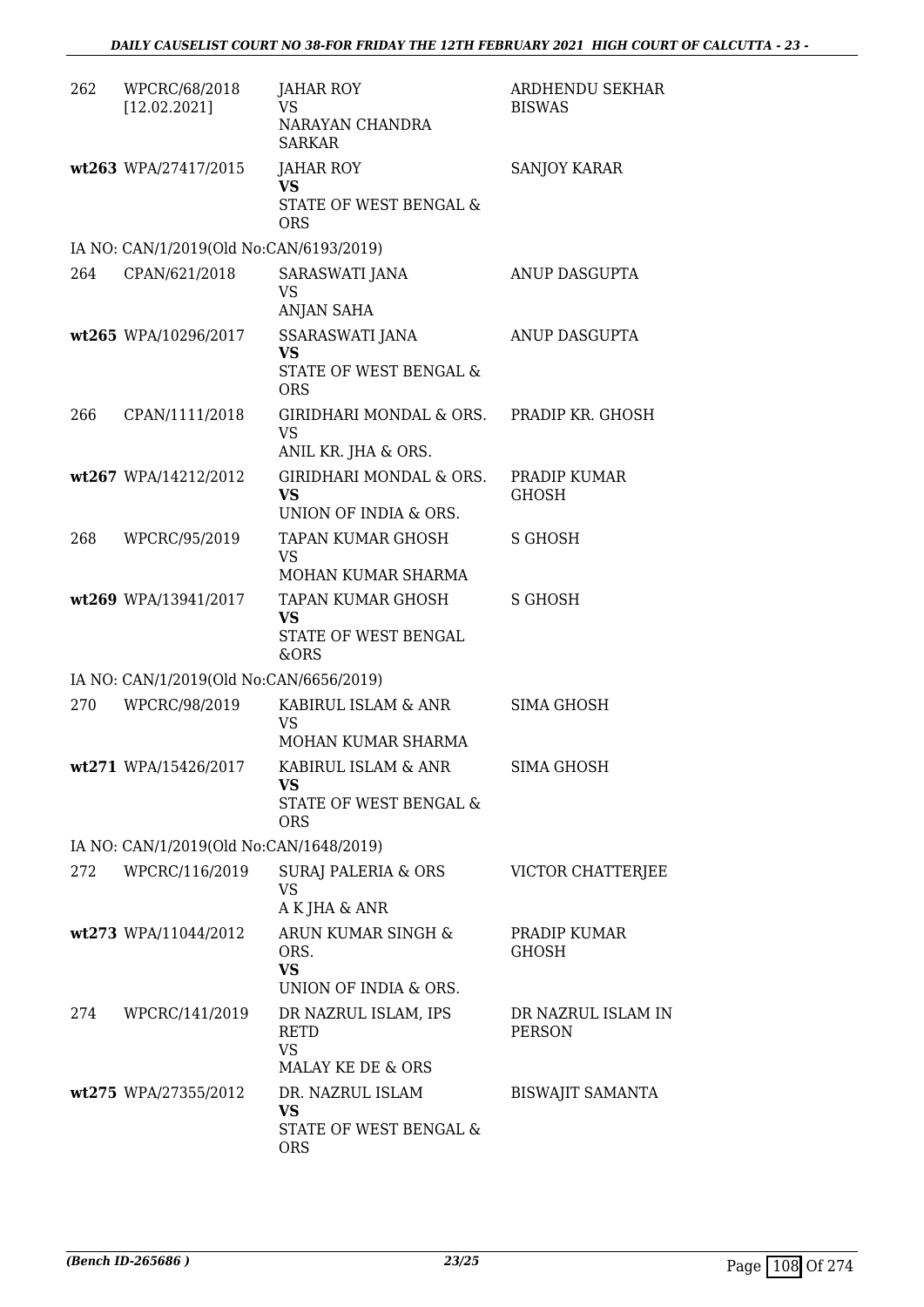| | | | |
|---|---|---|---|
| 262 | WPCRC/68/2018 [12.02.2021] | JAHAR ROY<br>VS<br>NARAYAN CHANDRA SARKAR | ARDHENDU SEKHAR BISWAS |
| wt263 | WPA/27417/2015 | JAHAR ROY<br>**VS**<br>STATE OF WEST BENGAL & ORS | SANJOY KARAR |
| IA NO: CAN/1/2019(Old No:CAN/6193/2019) | | | |
| 264 | CPAN/621/2018 | SARASWATI JANA<br>VS<br>ANJAN SAHA | ANUP DASGUPTA |
| wt265 | WPA/10296/2017 | SSARASWATI JANA<br>**VS**<br>STATE OF WEST BENGAL & ORS | ANUP DASGUPTA |
| 266 | CPAN/1111/2018 | GIRIDHARI MONDAL & ORS.<br>VS<br>ANIL KR. JHA & ORS. | PRADIP KR. GHOSH |
| wt267 | WPA/14212/2012 | GIRIDHARI MONDAL & ORS.<br>**VS**<br>UNION OF INDIA & ORS. | PRADIP KUMAR GHOSH |
| 268 | WPCRC/95/2019 | TAPAN KUMAR GHOSH<br>VS<br>MOHAN KUMAR SHARMA | S GHOSH |
| wt269 | WPA/13941/2017 | TAPAN KUMAR GHOSH<br>**VS**<br>STATE OF WEST BENGAL &ORS | S GHOSH |
| IA NO: CAN/1/2019(Old No:CAN/6656/2019) | | | |
| 270 | WPCRC/98/2019 | KABIRUL ISLAM & ANR<br>VS<br>MOHAN KUMAR SHARMA | SIMA GHOSH |
| wt271 | WPA/15426/2017 | KABIRUL ISLAM & ANR<br>**VS**<br>STATE OF WEST BENGAL & ORS | SIMA GHOSH |
| IA NO: CAN/1/2019(Old No:CAN/1648/2019) | | | |
| 272 | WPCRC/116/2019 | SURAJ PALERIA & ORS<br>VS<br>A K JHA & ANR | VICTOR CHATTERJEE |
| wt273 | WPA/11044/2012 | ARUN KUMAR SINGH & ORS.<br>**VS**<br>UNION OF INDIA & ORS. | PRADIP KUMAR GHOSH |
| 274 | WPCRC/141/2019 | DR NAZRUL ISLAM, IPS RETD<br>VS<br>MALAY KE DE & ORS | DR NAZRUL ISLAM IN PERSON |
| wt275 | WPA/27355/2012 | DR. NAZRUL ISLAM<br>**VS**<br>STATE OF WEST BENGAL & ORS | BISWAJIT SAMANTA |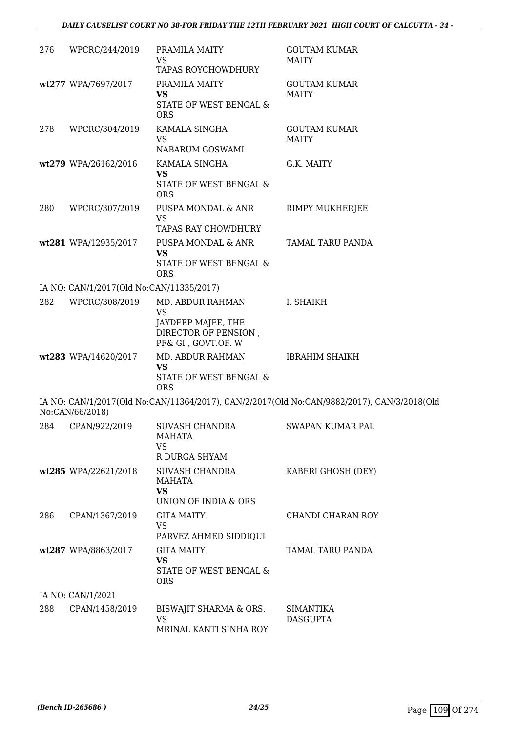| | | | |
|---|---|---|---|
| 276 | WPCRC/244/2019 | PRAMILA MAITY<br>VS<br>TAPAS ROYCHOWDHURY | GOUTAM KUMAR MAITY |
| wt277 | WPA/7697/2017 | PRAMILA MAITY<br>**VS**<br>STATE OF WEST BENGAL & ORS | GOUTAM KUMAR MAITY |
| 278 | WPCRC/304/2019 | KAMALA SINGHA<br>VS<br>NABARUM GOSWAMI | GOUTAM KUMAR MAITY |
| wt279 | WPA/26162/2016 | KAMALA SINGHA<br>**VS**<br>STATE OF WEST BENGAL & ORS | G.K. MAITY |
| 280 | WPCRC/307/2019 | PUSPA MONDAL & ANR<br>VS<br>TAPAS RAY CHOWDHURY | RIMPY MUKHERJEE |
| wt281 | WPA/12935/2017 | PUSPA MONDAL & ANR<br>**VS**<br>STATE OF WEST BENGAL & ORS | TAMAL TARU PANDA |

IA NO: CAN/1/2017(Old No:CAN/11335/2017)

| | | | |
|---|---|---|---|
| 282 | WPCRC/308/2019 | MD. ABDUR RAHMAN<br>VS<br>JAYDEEP MAJEE, THE DIRECTOR OF PENSION , PF& GI , GOVT.OF. W | I. SHAIKH |
| wt283 | WPA/14620/2017 | MD. ABDUR RAHMAN<br>**VS**<br>STATE OF WEST BENGAL & ORS | IBRAHIM SHAIKH |

IA NO: CAN/1/2017(Old No:CAN/11364/2017), CAN/2/2017(Old No:CAN/9882/2017), CAN/3/2018(Old No:CAN/66/2018)

| | | | |
|---|---|---|---|
| 284 | CPAN/922/2019 | SUVASH CHANDRA MAHATA<br>VS<br>R DURGA SHYAM | SWAPAN KUMAR PAL |
| wt285 | WPA/22621/2018 | SUVASH CHANDRA MAHATA<br>**VS**<br>UNION OF INDIA & ORS | KABERI GHOSH (DEY) |
| 286 | CPAN/1367/2019 | GITA MAITY<br>VS<br>PARVEZ AHMED SIDDIQUI | CHANDI CHARAN ROY |
| wt287 | WPA/8863/2017 | GITA MAITY<br>**VS**<br>STATE OF WEST BENGAL & ORS | TAMAL TARU PANDA |

IA NO: CAN/1/2021

| | | | |
|---|---|---|---|
| 288 | CPAN/1458/2019 | BISWAJIT SHARMA & ORS.<br>VS<br>MRINAL KANTI SINHA ROY | SIMANTIKA DASGUPTA |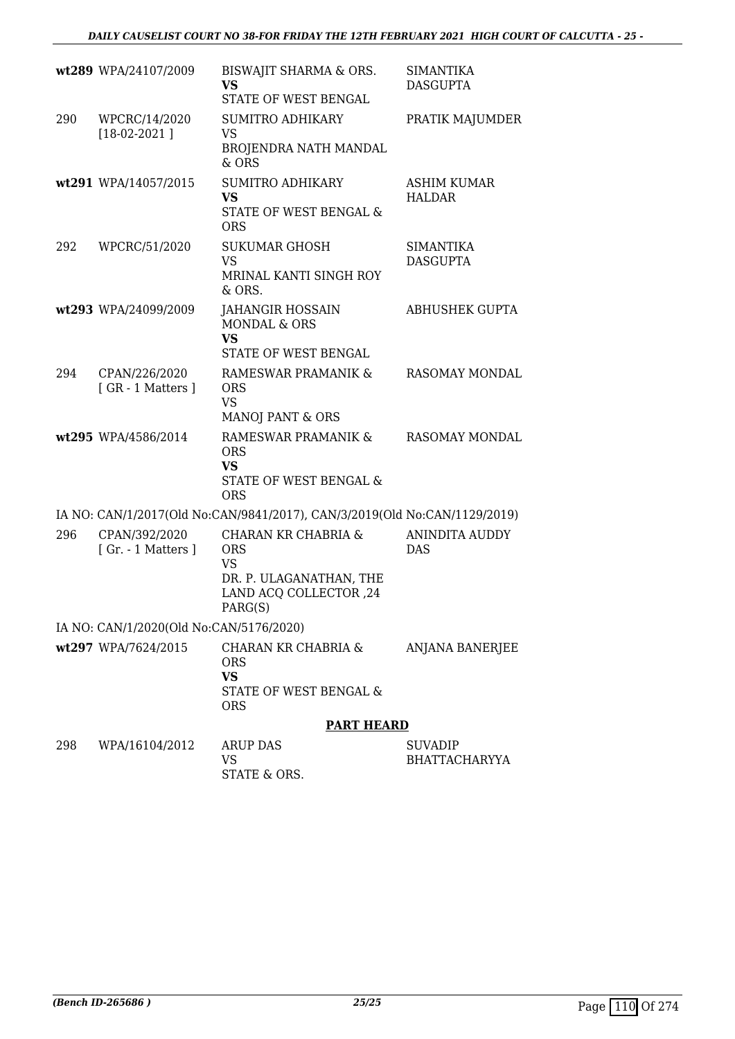| | | | |
|---|---|---|---|
| wt289 | WPA/24107/2009 | BISWAJIT SHARMA & ORS.<br>**VS**<br>STATE OF WEST BENGAL | SIMANTIKA DASGUPTA |
| 290 | WPCRC/14/2020<br>[18-02-2021 ] | SUMITRO ADHIKARY<br>VS<br>BROJENDRA NATH MANDAL & ORS | PRATIK MAJUMDER |
| wt291 | WPA/14057/2015 | SUMITRO ADHIKARY<br>**VS**<br>STATE OF WEST BENGAL & ORS | ASHIM KUMAR HALDAR |
| 292 | WPCRC/51/2020 | SUKUMAR GHOSH<br>VS<br>MRINAL KANTI SINGH ROY & ORS. | SIMANTIKA DASGUPTA |
| wt293 | WPA/24099/2009 | JAHANGIR HOSSAIN MONDAL & ORS<br>**VS**<br>STATE OF WEST BENGAL | ABHUSHEK GUPTA |
| 294 | CPAN/226/2020<br>[ GR - 1 Matters ] | RAMESWAR PRAMANIK & ORS<br>VS<br>MANOJ PANT & ORS | RASOMAY MONDAL |
| wt295 | WPA/4586/2014 | RAMESWAR PRAMANIK & ORS<br>**VS**<br>STATE OF WEST BENGAL & ORS | RASOMAY MONDAL |

IA NO: CAN/1/2017(Old No:CAN/9841/2017), CAN/3/2019(Old No:CAN/1129/2019)

| | | | |
|---|---|---|---|
| 296 | CPAN/392/2020<br>[ Gr. - 1 Matters ] | CHARAN KR CHABRIA & ORS<br>VS<br>DR. P. ULAGANATHAN, THE LAND ACQ COLLECTOR ,24 PARG(S) | ANINDITA AUDDY DAS |

IA NO: CAN/1/2020(Old No:CAN/5176/2020)

| | | | |
|---|---|---|---|
| wt297 | WPA/7624/2015 | CHARAN KR CHABRIA & ORS<br>**VS**<br>STATE OF WEST BENGAL & ORS | ANJANA BANERJEE |

**PART HEARD**

| | | | |
|---|---|---|---|
| 298 | WPA/16104/2012 | ARUP DAS<br>VS<br>STATE & ORS. | SUVADIP BHATTACHARYYA |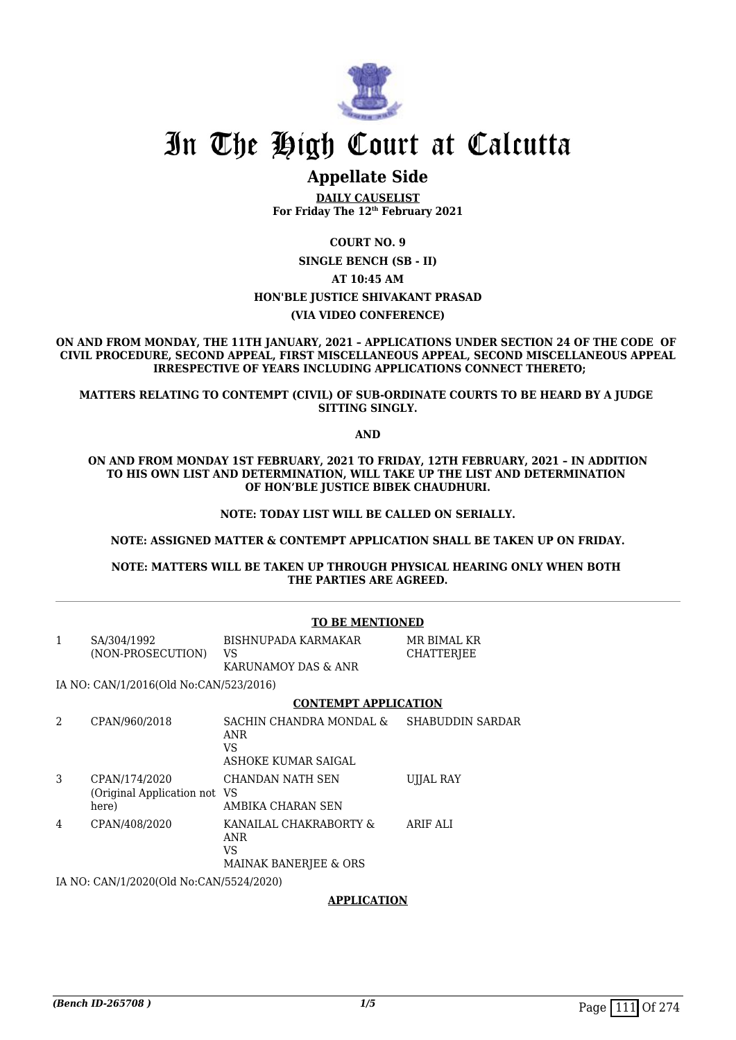# In The High Court at Calcutta

## Appellate Side

**DAILY CAUSELIST**
**For Friday The 12th February 2021**

**COURT NO. 9**

**SINGLE BENCH (SB - II)**

**AT 10:45 AM**

**HON'BLE JUSTICE SHIVAKANT PRASAD**

**(VIA VIDEO CONFERENCE)**

**ON AND FROM MONDAY, THE 11TH JANUARY, 2021 – APPLICATIONS UNDER SECTION 24 OF THE CODE OF CIVIL PROCEDURE, SECOND APPEAL, FIRST MISCELLANEOUS APPEAL, SECOND MISCELLANEOUS APPEAL IRRESPECTIVE OF YEARS INCLUDING APPLICATIONS CONNECT THERETO;**

**MATTERS RELATING TO CONTEMPT (CIVIL) OF SUB-ORDINATE COURTS TO BE HEARD BY A JUDGE SITTING SINGLY.**

**AND**

**ON AND FROM MONDAY 1ST FEBRUARY, 2021 TO FRIDAY, 12TH FEBRUARY, 2021 – IN ADDITION TO HIS OWN LIST AND DETERMINATION, WILL TAKE UP THE LIST AND DETERMINATION OF HON'BLE JUSTICE BIBEK CHAUDHURI.**

**NOTE: TODAY LIST WILL BE CALLED ON SERIALLY.**

**NOTE: ASSIGNED MATTER & CONTEMPT APPLICATION SHALL BE TAKEN UP ON FRIDAY.**

**NOTE: MATTERS WILL BE TAKEN UP THROUGH PHYSICAL HEARING ONLY WHEN BOTH THE PARTIES ARE AGREED.**

---

**TO BE MENTIONED**

| | | | |
|---|---|---|---|
| 1 | SA/304/1992 (NON-PROSECUTION) | BISHNUPADA KARMAKAR VS KARUNAMOY DAS & ANR | MR BIMAL KR CHATTERJEE |

IA NO: CAN/1/2016(Old No:CAN/523/2016)

**CONTEMPT APPLICATION**

| | | | |
|---|---|---|---|
| 2 | CPAN/960/2018 | SACHIN CHANDRA MONDAL & ANR VS ASHOKE KUMAR SAIGAL | SHABUDDIN SARDAR |
| 3 | CPAN/174/2020 (Original Application not here) | CHANDAN NATH SEN VS AMBIKA CHARAN SEN | UJJAL RAY |
| 4 | CPAN/408/2020 | KANAILAL CHAKRABORTY & ANR VS MAINAK BANERJEE & ORS | ARIF ALI |

IA NO: CAN/1/2020(Old No:CAN/5524/2020)

**APPLICATION**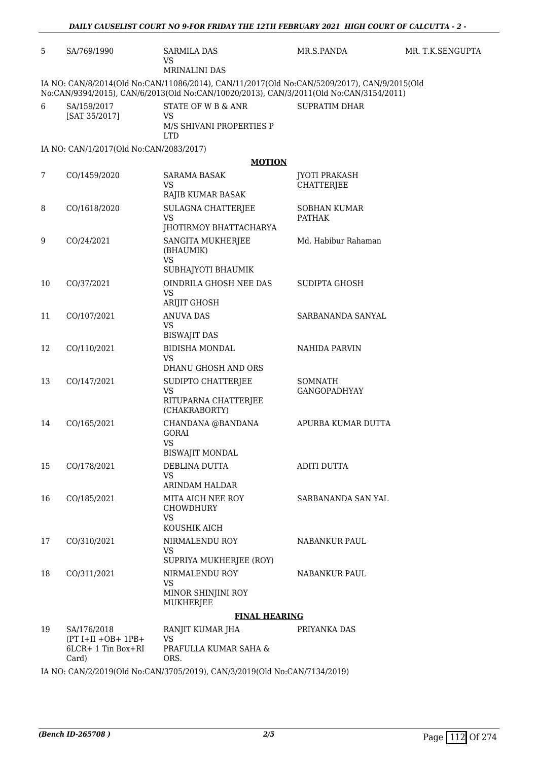| | | | | |
|---|---|---|---|---|
| 5 | SA/769/1990 | SARMILA DAS<br>VS<br>MRINALINI DAS | MR.S.PANDA | MR. T.K.SENGUPTA |

IA NO: CAN/8/2014(Old No:CAN/11086/2014), CAN/11/2017(Old No:CAN/5209/2017), CAN/9/2015(Old No:CAN/9394/2015), CAN/6/2013(Old No:CAN/10020/2013), CAN/3/2011(Old No:CAN/3154/2011)

| | | | | |
|---|---|---|---|---|
| 6 | SA/159/2017<br>[SAT 35/2017] | STATE OF W B & ANR<br>VS<br>M/S SHIVANI PROPERTIES P LTD | SUPRATIM DHAR | |

IA NO: CAN/1/2017(Old No:CAN/2083/2017)

**MOTION**

| | | | | |
|---|---|---|---|---|
| 7 | CO/1459/2020 | SARAMA BASAK<br>VS<br>RAJIB KUMAR BASAK | JYOTI PRAKASH CHATTERJEE | |
| 8 | CO/1618/2020 | SULAGNA CHATTERJEE<br>VS<br>JHOTIRMOY BHATTACHARYA | SOBHAN KUMAR PATHAK | |
| 9 | CO/24/2021 | SANGITA MUKHERJEE (BHAUMIK)<br>VS<br>SUBHAJYOTI BHAUMIK | Md. Habibur Rahaman | |
| 10 | CO/37/2021 | OINDRILA GHOSH NEE DAS<br>VS<br>ARIJIT GHOSH | SUDIPTA GHOSH | |
| 11 | CO/107/2021 | ANUVA DAS<br>VS<br>BISWAJIT DAS | SARBANANDA SANYAL | |
| 12 | CO/110/2021 | BIDISHA MONDAL<br>VS<br>DHANU GHOSH AND ORS | NAHIDA PARVIN | |
| 13 | CO/147/2021 | SUDIPTO CHATTERJEE<br>VS<br>RITUPARNA CHATTERJEE (CHAKRABORTY) | SOMNATH GANGOPADHYAY | |
| 14 | CO/165/2021 | CHANDANA @BANDANA GORAI<br>VS<br>BISWAJIT MONDAL | APURBA KUMAR DUTTA | |
| 15 | CO/178/2021 | DEBLINA DUTTA<br>VS<br>ARINDAM HALDAR | ADITI DUTTA | |
| 16 | CO/185/2021 | MITA AICH NEE ROY CHOWDHURY<br>VS<br>KOUSHIK AICH | SARBANANDA SAN YAL | |
| 17 | CO/310/2021 | NIRMALENDU ROY<br>VS<br>SUPRIYA MUKHERJEE (ROY) | NABANKUR PAUL | |
| 18 | CO/311/2021 | NIRMALENDU ROY<br>VS<br>MINOR SHINJINI ROY MUKHERJEE | NABANKUR PAUL | |

**FINAL HEARING**

| | | | | |
|---|---|---|---|---|
| 19 | SA/176/2018<br>(PT I+II +OB+ 1PB+ 6LCR+ 1 Tin Box+RI Card) | RANJIT KUMAR JHA<br>VS<br>PRAFULLA KUMAR SAHA & ORS. | PRIYANKA DAS | |

IA NO: CAN/2/2019(Old No:CAN/3705/2019), CAN/3/2019(Old No:CAN/7134/2019)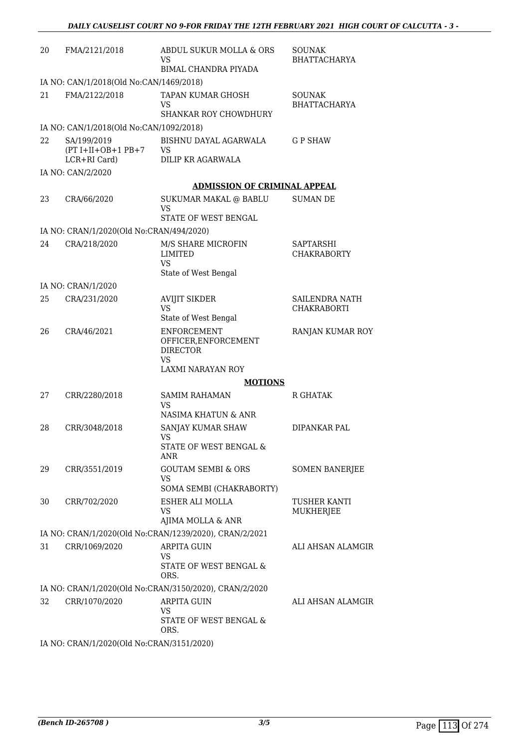| | | | |
|---|---|---|---|
| 20 | FMA/2121/2018 | ABDUL SUKUR MOLLA & ORS<br>VS<br>BIMAL CHANDRA PIYADA | SOUNAK BHATTACHARYA |
| | IA NO: CAN/1/2018(Old No:CAN/1469/2018) | | |
| 21 | FMA/2122/2018 | TAPAN KUMAR GHOSH<br>VS<br>SHANKAR ROY CHOWDHURY | SOUNAK BHATTACHARYA |
| | IA NO: CAN/1/2018(Old No:CAN/1092/2018) | | |
| 22 | SA/199/2019<br>(PT I+II+OB+1 PB+7 LCR+RI Card) | BISHNU DAYAL AGARWALA<br>VS<br>DILIP KR AGARWALA | G P SHAW |
| | IA NO: CAN/2/2020 | | |

**ADMISSION OF CRIMINAL APPEAL**

| | | | |
|---|---|---|---|
| 23 | CRA/66/2020 | SUKUMAR MAKAL @ BABLU<br>VS<br>STATE OF WEST BENGAL | SUMAN DE |
| | IA NO: CRAN/1/2020(Old No:CRAN/494/2020) | | |
| 24 | CRA/218/2020 | M/S SHARE MICROFIN LIMITED<br>VS<br>State of West Bengal | SAPTARSHI CHAKRABORTY |
| | IA NO: CRAN/1/2020 | | |
| 25 | CRA/231/2020 | AVIJIT SIKDER<br>VS<br>State of West Bengal | SAILENDRA NATH CHAKRABORTI |
| 26 | CRA/46/2021 | ENFORCEMENT OFFICER,ENFORCEMENT DIRECTOR<br>VS<br>LAXMI NARAYAN ROY | RANJAN KUMAR ROY |

**MOTIONS**

| | | | |
|---|---|---|---|
| 27 | CRR/2280/2018 | SAMIM RAHAMAN<br>VS<br>NASIMA KHATUN & ANR | R GHATAK |
| 28 | CRR/3048/2018 | SANJAY KUMAR SHAW<br>VS<br>STATE OF WEST BENGAL & ANR | DIPANKAR PAL |
| 29 | CRR/3551/2019 | GOUTAM SEMBI & ORS<br>VS<br>SOMA SEMBI (CHAKRABORTY) | SOMEN BANERJEE |
| 30 | CRR/702/2020 | ESHER ALI MOLLA<br>VS<br>AJIMA MOLLA & ANR | TUSHER KANTI MUKHERJEE |
| | IA NO: CRAN/1/2020(Old No:CRAN/1239/2020), CRAN/2/2021 | | |
| 31 | CRR/1069/2020 | ARPITA GUIN<br>VS<br>STATE OF WEST BENGAL & ORS. | ALI AHSAN ALAMGIR |
| | IA NO: CRAN/1/2020(Old No:CRAN/3150/2020), CRAN/2/2020 | | |
| 32 | CRR/1070/2020 | ARPITA GUIN<br>VS<br>STATE OF WEST BENGAL & ORS. | ALI AHSAN ALAMGIR |
| | IA NO: CRAN/1/2020(Old No:CRAN/3151/2020) | | |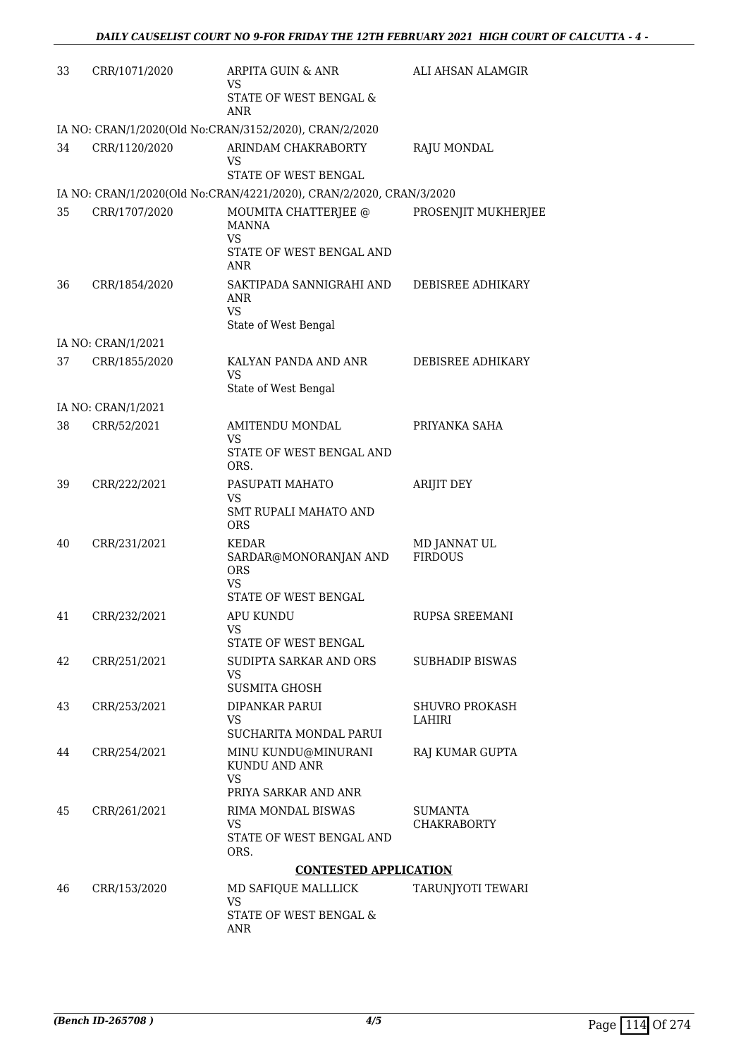| | | | |
|---|---|---|---|
| 33 | CRR/1071/2020 | ARPITA GUIN & ANR<br>VS<br>STATE OF WEST BENGAL & ANR | ALI AHSAN ALAMGIR |
| | IA NO: CRAN/1/2020(Old No:CRAN/3152/2020), CRAN/2/2020 | | |
| 34 | CRR/1120/2020 | ARINDAM CHAKRABORTY<br>VS<br>STATE OF WEST BENGAL | RAJU MONDAL |
| | IA NO: CRAN/1/2020(Old No:CRAN/4221/2020), CRAN/2/2020, CRAN/3/2020 | | |
| 35 | CRR/1707/2020 | MOUMITA CHATTERJEE @ MANNA<br>VS<br>STATE OF WEST BENGAL AND ANR | PROSENJIT MUKHERJEE |
| 36 | CRR/1854/2020 | SAKTIPADA SANNIGRAHI AND ANR<br>VS<br>State of West Bengal | DEBISREE ADHIKARY |
| | IA NO: CRAN/1/2021 | | |
| 37 | CRR/1855/2020 | KALYAN PANDA AND ANR<br>VS<br>State of West Bengal | DEBISREE ADHIKARY |
| | IA NO: CRAN/1/2021 | | |
| 38 | CRR/52/2021 | AMITENDU MONDAL<br>VS<br>STATE OF WEST BENGAL AND ORS. | PRIYANKA SAHA |
| 39 | CRR/222/2021 | PASUPATI MAHATO<br>VS<br>SMT RUPALI MAHATO AND ORS | ARIJIT DEY |
| 40 | CRR/231/2021 | KEDAR SARDAR@MONORANJAN AND ORS<br>VS<br>STATE OF WEST BENGAL | MD JANNAT UL FIRDOUS |
| 41 | CRR/232/2021 | APU KUNDU<br>VS<br>STATE OF WEST BENGAL | RUPSA SREEMANI |
| 42 | CRR/251/2021 | SUDIPTA SARKAR AND ORS<br>VS<br>SUSMITA GHOSH | SUBHADIP BISWAS |
| 43 | CRR/253/2021 | DIPANKAR PARUI<br>VS<br>SUCHARITA MONDAL PARUI | SHUVRO PROKASH LAHIRI |
| 44 | CRR/254/2021 | MINU KUNDU@MINURANI KUNDU AND ANR<br>VS<br>PRIYA SARKAR AND ANR | RAJ KUMAR GUPTA |
| 45 | CRR/261/2021 | RIMA MONDAL BISWAS<br>VS<br>STATE OF WEST BENGAL AND ORS. | SUMANTA CHAKRABORTY |

**CONTESTED APPLICATION**

| | | | |
|---|---|---|---|
| 46 | CRR/153/2020 | MD SAFIQUE MALLLICK<br>VS<br>STATE OF WEST BENGAL & ANR | TARUNJYOTI TEWARI |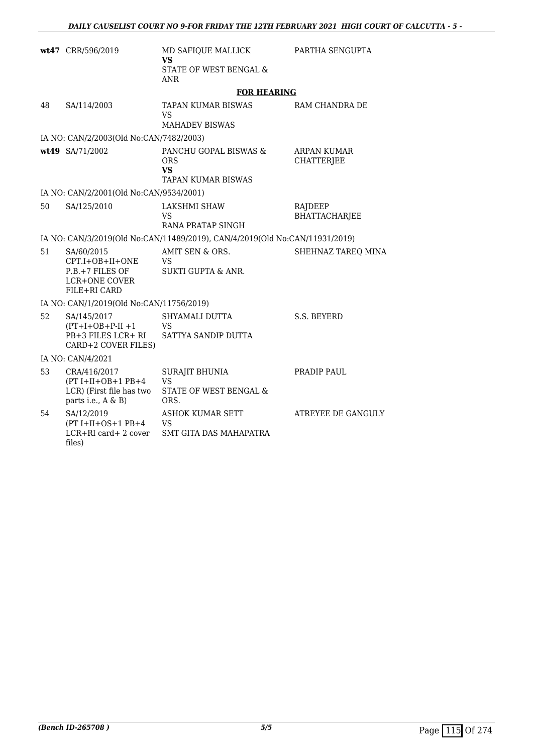| | | | |
|---|---|---|---|
| **wt47** | CRR/596/2019 | MD SAFIQUE MALLICK **VS** STATE OF WEST BENGAL & ANR | PARTHA SENGUPTA |

**FOR HEARING**

| | | | |
|---|---|---|---|
| 48 | SA/114/2003 | TAPAN KUMAR BISWAS VS MAHADEV BISWAS | RAM CHANDRA DE |
| | IA NO: CAN/2/2003(Old No:CAN/7482/2003) | | |
| **wt49** | SA/71/2002 | PANCHU GOPAL BISWAS & ORS **VS** TAPAN KUMAR BISWAS | ARPAN KUMAR CHATTERJEE |
| | IA NO: CAN/2/2001(Old No:CAN/9534/2001) | | |
| 50 | SA/125/2010 | LAKSHMI SHAW VS RANA PRATAP SINGH | RAJDEEP BHATTACHARJEE |
| | IA NO: CAN/3/2019(Old No:CAN/11489/2019), CAN/4/2019(Old No:CAN/11931/2019) | | |
| 51 | SA/60/2015 CPT.I+OB+II+ONE P.B.+7 FILES OF LCR+ONE COVER FILE+RI CARD | AMIT SEN & ORS. VS SUKTI GUPTA & ANR. | SHEHNAZ TAREQ MINA |
| | IA NO: CAN/1/2019(Old No:CAN/11756/2019) | | |
| 52 | SA/145/2017 (PT+I+OB+P-II +1 PB+3 FILES LCR+ RI CARD+2 COVER FILES) | SHYAMALI DUTTA VS SATTYA SANDIP DUTTA | S.S. BEYERD |
| | IA NO: CAN/4/2021 | | |
| 53 | CRA/416/2017 (PT I+II+OB+1 PB+4 LCR) (First file has two parts i.e., A & B) | SURAJIT BHUNIA VS STATE OF WEST BENGAL & ORS. | PRADIP PAUL |
| 54 | SA/12/2019 (PT I+II+OS+1 PB+4 LCR+RI card+ 2 cover files) | ASHOK KUMAR SETT VS SMT GITA DAS MAHAPATRA | ATREYEE DE GANGULY |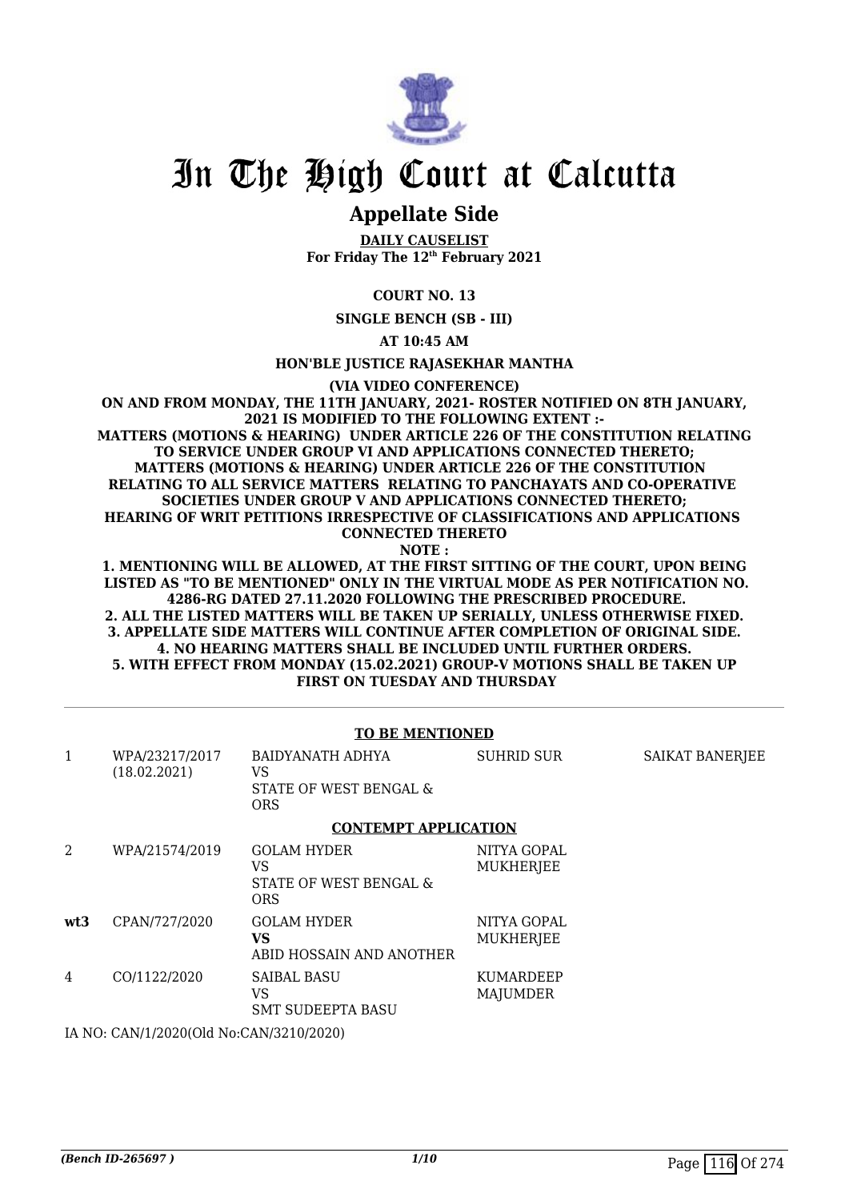# In The High Court at Calcutta

## Appellate Side

**DAILY CAUSELIST**
**For Friday The 12th February 2021**

**COURT NO. 13**

**SINGLE BENCH (SB - III)**

**AT 10:45 AM**

**HON'BLE JUSTICE RAJASEKHAR MANTHA**

**(VIA VIDEO CONFERENCE)**

**ON AND FROM MONDAY, THE 11TH JANUARY, 2021- ROSTER NOTIFIED ON 8TH JANUARY, 2021 IS MODIFIED TO THE FOLLOWING EXTENT :-**
**MATTERS (MOTIONS & HEARING) UNDER ARTICLE 226 OF THE CONSTITUTION RELATING TO SERVICE UNDER GROUP VI AND APPLICATIONS CONNECTED THERETO;**
**MATTERS (MOTIONS & HEARING) UNDER ARTICLE 226 OF THE CONSTITUTION RELATING TO ALL SERVICE MATTERS RELATING TO PANCHAYATS AND CO-OPERATIVE SOCIETIES UNDER GROUP V AND APPLICATIONS CONNECTED THERETO;**
**HEARING OF WRIT PETITIONS IRRESPECTIVE OF CLASSIFICATIONS AND APPLICATIONS CONNECTED THERETO**
**NOTE :**
**1. MENTIONING WILL BE ALLOWED, AT THE FIRST SITTING OF THE COURT, UPON BEING LISTED AS "TO BE MENTIONED" ONLY IN THE VIRTUAL MODE AS PER NOTIFICATION NO. 4286-RG DATED 27.11.2020 FOLLOWING THE PRESCRIBED PROCEDURE.**
**2. ALL THE LISTED MATTERS WILL BE TAKEN UP SERIALLY, UNLESS OTHERWISE FIXED.**
**3. APPELLATE SIDE MATTERS WILL CONTINUE AFTER COMPLETION OF ORIGINAL SIDE.**
**4. NO HEARING MATTERS SHALL BE INCLUDED UNTIL FURTHER ORDERS.**
**5. WITH EFFECT FROM MONDAY (15.02.2021) GROUP-V MOTIONS SHALL BE TAKEN UP FIRST ON TUESDAY AND THURSDAY**

**TO BE MENTIONED**

| | | | | |
|---|---|---|---|---|
| 1 | WPA/23217/2017 (18.02.2021) | BAIDYANATH ADHYA VS STATE OF WEST BENGAL & ORS | SUHRID SUR | SAIKAT BANERJEE |

**CONTEMPT APPLICATION**

| | | | | |
|---|---|---|---|---|
| 2 | WPA/21574/2019 | GOLAM HYDER VS STATE OF WEST BENGAL & ORS | NITYA GOPAL MUKHERJEE | |
| **wt3** | CPAN/727/2020 | GOLAM HYDER **VS** ABID HOSSAIN AND ANOTHER | NITYA GOPAL MUKHERJEE | |
| 4 | CO/1122/2020 | SAIBAL BASU VS SMT SUDEEPTA BASU | KUMARDEEP MAJUMDER | |

IA NO: CAN/1/2020(Old No:CAN/3210/2020)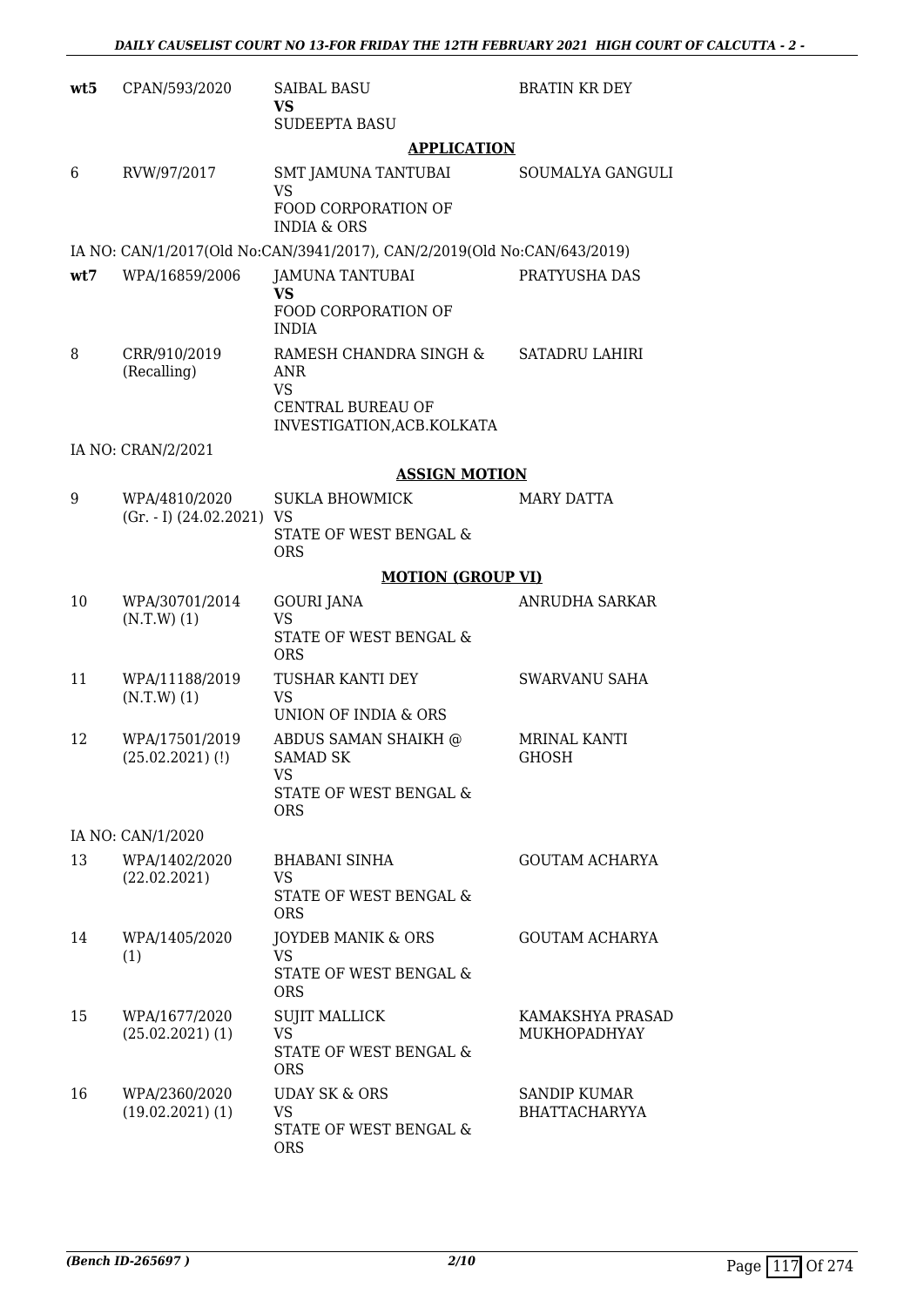| | | | |
|---|---|---|---|
| **wt5** | CPAN/593/2020 | SAIBAL BASU<br>**VS**<br>SUDEEPTA BASU | BRATIN KR DEY |

**APPLICATION**

| | | | |
|---|---|---|---|
| 6 | RVW/97/2017 | SMT JAMUNA TANTUBAI<br>VS<br>FOOD CORPORATION OF INDIA & ORS | SOUMALYA GANGULI |

IA NO: CAN/1/2017(Old No:CAN/3941/2017), CAN/2/2019(Old No:CAN/643/2019)

| | | | |
|---|---|---|---|
| **wt7** | WPA/16859/2006 | JAMUNA TANTUBAI<br>**VS**<br>FOOD CORPORATION OF INDIA | PRATYUSHA DAS |
| 8 | CRR/910/2019<br>(Recalling) | RAMESH CHANDRA SINGH & ANR<br>VS<br>CENTRAL BUREAU OF INVESTIGATION,ACB.KOLKATA | SATADRU LAHIRI |

IA NO: CRAN/2/2021

**ASSIGN MOTION**

| | | | |
|---|---|---|---|
| 9 | WPA/4810/2020<br>(Gr. - I) (24.02.2021) | SUKLA BHOWMICK<br>VS<br>STATE OF WEST BENGAL & ORS | MARY DATTA |

**MOTION (GROUP VI)**

| | | | |
|---|---|---|---|
| 10 | WPA/30701/2014<br>(N.T.W) (1) | GOURI JANA<br>VS<br>STATE OF WEST BENGAL & ORS | ANRUDHA SARKAR |
| 11 | WPA/11188/2019<br>(N.T.W) (1) | TUSHAR KANTI DEY<br>VS<br>UNION OF INDIA & ORS | SWARVANU SAHA |
| 12 | WPA/17501/2019<br>(25.02.2021) (!) | ABDUS SAMAN SHAIKH @ SAMAD SK<br>VS<br>STATE OF WEST BENGAL & ORS | MRINAL KANTI GHOSH |

IA NO: CAN/1/2020

| | | | |
|---|---|---|---|
| 13 | WPA/1402/2020<br>(22.02.2021) | BHABANI SINHA<br>VS<br>STATE OF WEST BENGAL & ORS | GOUTAM ACHARYA |
| 14 | WPA/1405/2020<br>(1) | JOYDEB MANIK & ORS<br>VS<br>STATE OF WEST BENGAL & ORS | GOUTAM ACHARYA |
| 15 | WPA/1677/2020<br>(25.02.2021) (1) | SUJIT MALLICK<br>VS<br>STATE OF WEST BENGAL & ORS | KAMAKSHYA PRASAD MUKHOPADHYAY |
| 16 | WPA/2360/2020<br>(19.02.2021) (1) | UDAY SK & ORS<br>VS<br>STATE OF WEST BENGAL & ORS | SANDIP KUMAR BHATTACHARYYA |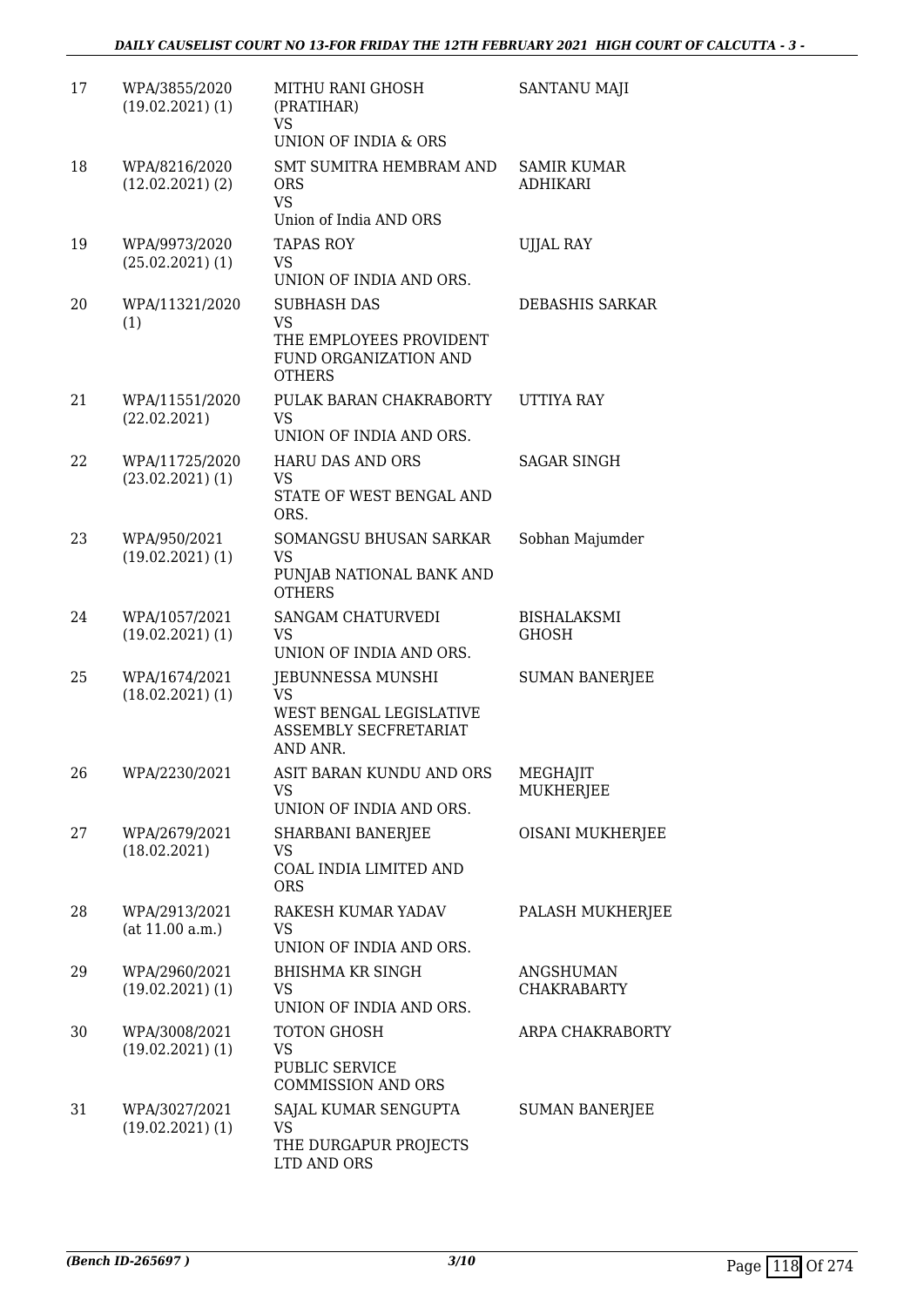| 17 | WPA/3855/2020 (19.02.2021) (1) | MITHU RANI GHOSH (PRATIHAR) VS UNION OF INDIA & ORS | SANTANU MAJI |
|---|---|---|---|
| 18 | WPA/8216/2020 (12.02.2021) (2) | SMT SUMITRA HEMBRAM AND ORS VS Union of India AND ORS | SAMIR KUMAR ADHIKARI |
| 19 | WPA/9973/2020 (25.02.2021) (1) | TAPAS ROY VS UNION OF INDIA AND ORS. | UJJAL RAY |
| 20 | WPA/11321/2020 (1) | SUBHASH DAS VS THE EMPLOYEES PROVIDENT FUND ORGANIZATION AND OTHERS | DEBASHIS SARKAR |
| 21 | WPA/11551/2020 (22.02.2021) | PULAK BARAN CHAKRABORTY VS UNION OF INDIA AND ORS. | UTTIYA RAY |
| 22 | WPA/11725/2020 (23.02.2021) (1) | HARU DAS AND ORS VS STATE OF WEST BENGAL AND ORS. | SAGAR SINGH |
| 23 | WPA/950/2021 (19.02.2021) (1) | SOMANGSU BHUSAN SARKAR VS PUNJAB NATIONAL BANK AND OTHERS | Sobhan Majumder |
| 24 | WPA/1057/2021 (19.02.2021) (1) | SANGAM CHATURVEDI VS UNION OF INDIA AND ORS. | BISHALAKSMI GHOSH |
| 25 | WPA/1674/2021 (18.02.2021) (1) | JEBUNNESSA MUNSHI VS WEST BENGAL LEGISLATIVE ASSEMBLY SECFRETARIAT AND ANR. | SUMAN BANERJEE |
| 26 | WPA/2230/2021 | ASIT BARAN KUNDU AND ORS VS UNION OF INDIA AND ORS. | MEGHAJIT MUKHERJEE |
| 27 | WPA/2679/2021 (18.02.2021) | SHARBANI BANERJEE VS COAL INDIA LIMITED AND ORS | OISANI MUKHERJEE |
| 28 | WPA/2913/2021 (at 11.00 a.m.) | RAKESH KUMAR YADAV VS UNION OF INDIA AND ORS. | PALASH MUKHERJEE |
| 29 | WPA/2960/2021 (19.02.2021) (1) | BHISHMA KR SINGH VS UNION OF INDIA AND ORS. | ANGSHUMAN CHAKRABARTY |
| 30 | WPA/3008/2021 (19.02.2021) (1) | TOTON GHOSH VS PUBLIC SERVICE COMMISSION AND ORS | ARPA CHAKRABORTY |
| 31 | WPA/3027/2021 (19.02.2021) (1) | SAJAL KUMAR SENGUPTA VS THE DURGAPUR PROJECTS LTD AND ORS | SUMAN BANERJEE |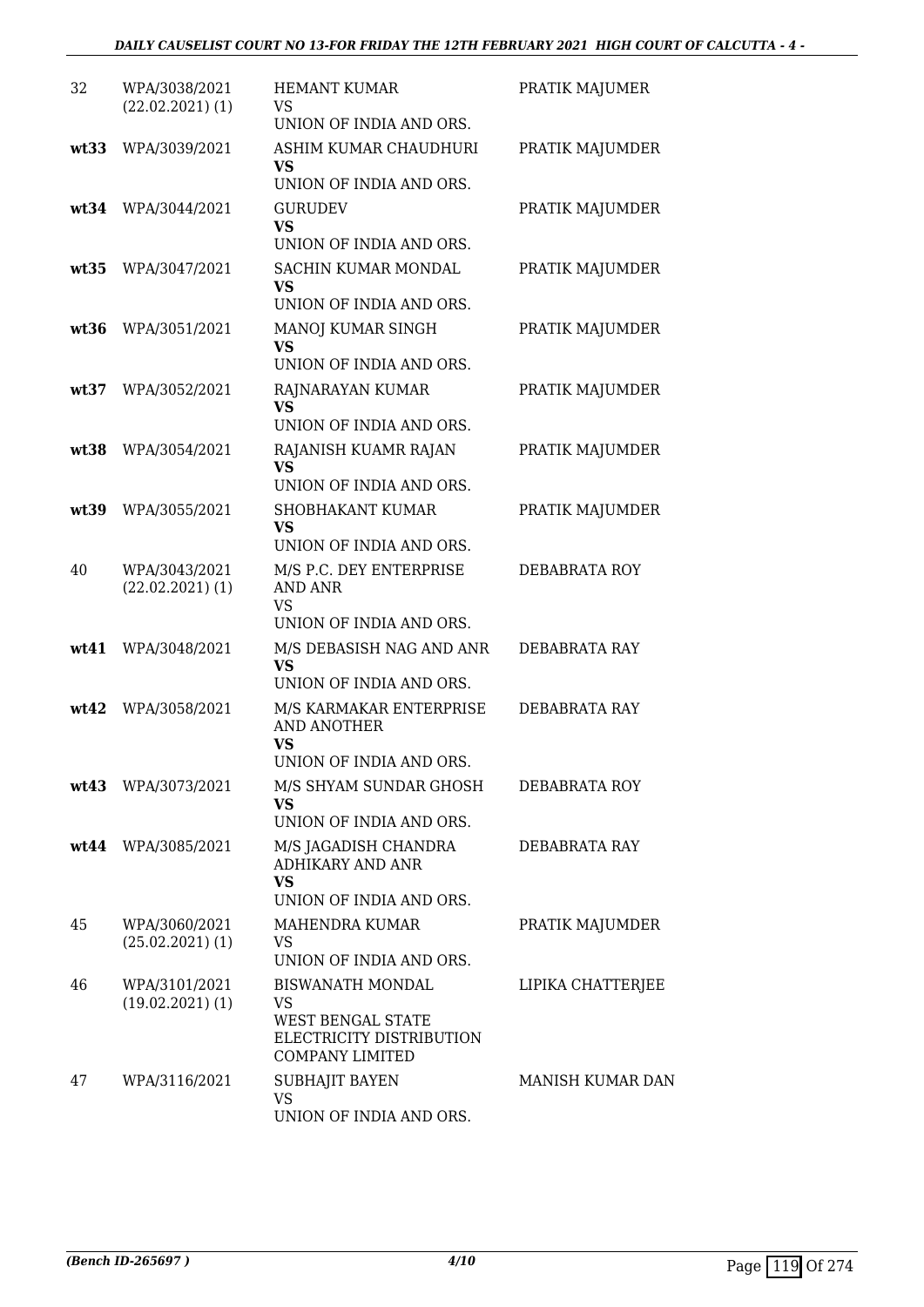| | | | |
|---|---|---|---|
| 32 | WPA/3038/2021 (22.02.2021) (1) | HEMANT KUMAR<br>VS<br>UNION OF INDIA AND ORS. | PRATIK MAJUMER |
| **wt33** | WPA/3039/2021 | ASHIM KUMAR CHAUDHURI<br>**VS**<br>UNION OF INDIA AND ORS. | PRATIK MAJUMDER |
| **wt34** | WPA/3044/2021 | GURUDEV<br>**VS**<br>UNION OF INDIA AND ORS. | PRATIK MAJUMDER |
| **wt35** | WPA/3047/2021 | SACHIN KUMAR MONDAL<br>**VS**<br>UNION OF INDIA AND ORS. | PRATIK MAJUMDER |
| **wt36** | WPA/3051/2021 | MANOJ KUMAR SINGH<br>**VS**<br>UNION OF INDIA AND ORS. | PRATIK MAJUMDER |
| **wt37** | WPA/3052/2021 | RAJNARAYAN KUMAR<br>**VS**<br>UNION OF INDIA AND ORS. | PRATIK MAJUMDER |
| **wt38** | WPA/3054/2021 | RAJANISH KUAMR RAJAN<br>**VS**<br>UNION OF INDIA AND ORS. | PRATIK MAJUMDER |
| **wt39** | WPA/3055/2021 | SHOBHAKANT KUMAR<br>**VS**<br>UNION OF INDIA AND ORS. | PRATIK MAJUMDER |
| 40 | WPA/3043/2021 (22.02.2021) (1) | M/S P.C. DEY ENTERPRISE AND ANR<br>VS<br>UNION OF INDIA AND ORS. | DEBABRATA ROY |
| **wt41** | WPA/3048/2021 | M/S DEBASISH NAG AND ANR<br>**VS**<br>UNION OF INDIA AND ORS. | DEBABRATA RAY |
| **wt42** | WPA/3058/2021 | M/S KARMAKAR ENTERPRISE AND ANOTHER<br>**VS**<br>UNION OF INDIA AND ORS. | DEBABRATA RAY |
| **wt43** | WPA/3073/2021 | M/S SHYAM SUNDAR GHOSH<br>**VS**<br>UNION OF INDIA AND ORS. | DEBABRATA ROY |
| **wt44** | WPA/3085/2021 | M/S JAGADISH CHANDRA ADHIKARY AND ANR<br>**VS**<br>UNION OF INDIA AND ORS. | DEBABRATA RAY |
| 45 | WPA/3060/2021 (25.02.2021) (1) | MAHENDRA KUMAR<br>VS<br>UNION OF INDIA AND ORS. | PRATIK MAJUMDER |
| 46 | WPA/3101/2021 (19.02.2021) (1) | BISWANATH MONDAL<br>VS<br>WEST BENGAL STATE ELECTRICITY DISTRIBUTION COMPANY LIMITED | LIPIKA CHATTERJEE |
| 47 | WPA/3116/2021 | SUBHAJIT BAYEN<br>VS<br>UNION OF INDIA AND ORS. | MANISH KUMAR DAN |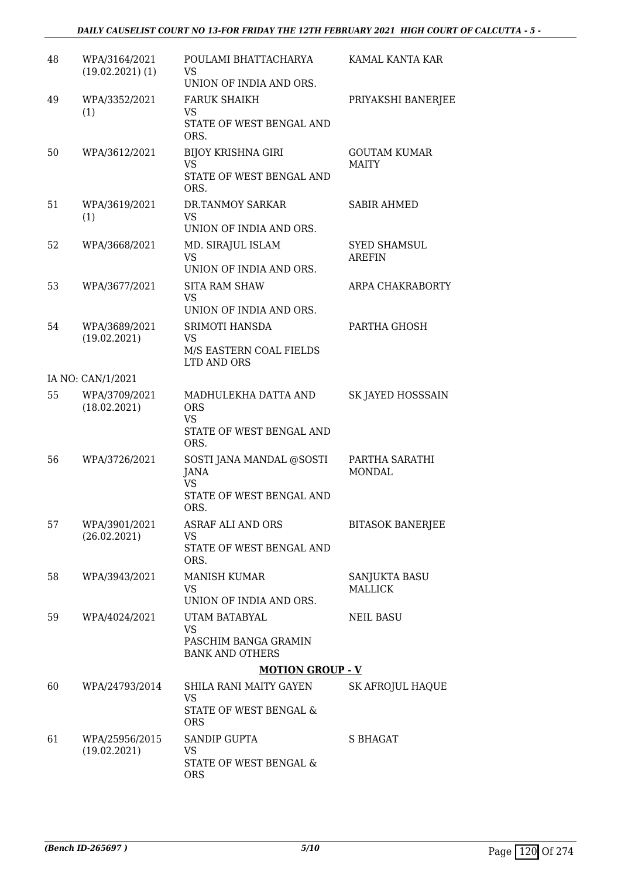| | | | |
|---|---|---|---|
| 48 | WPA/3164/2021 (19.02.2021) (1) | POULAMI BHATTACHARYA<br>VS<br>UNION OF INDIA AND ORS. | KAMAL KANTA KAR |
| 49 | WPA/3352/2021 (1) | FARUK SHAIKH<br>VS<br>STATE OF WEST BENGAL AND ORS. | PRIYAKSHI BANERJEE |
| 50 | WPA/3612/2021 | BIJOY KRISHNA GIRI<br>VS<br>STATE OF WEST BENGAL AND ORS. | GOUTAM KUMAR MAITY |
| 51 | WPA/3619/2021 (1) | DR.TANMOY SARKAR<br>VS<br>UNION OF INDIA AND ORS. | SABIR AHMED |
| 52 | WPA/3668/2021 | MD. SIRAJUL ISLAM<br>VS<br>UNION OF INDIA AND ORS. | SYED SHAMSUL AREFIN |
| 53 | WPA/3677/2021 | SITA RAM SHAW<br>VS<br>UNION OF INDIA AND ORS. | ARPA CHAKRABORTY |
| 54 | WPA/3689/2021 (19.02.2021) | SRIMOTI HANSDA<br>VS<br>M/S EASTERN COAL FIELDS LTD AND ORS | PARTHA GHOSH |
| | IA NO: CAN/1/2021 | | |
| 55 | WPA/3709/2021 (18.02.2021) | MADHULEKHA DATTA AND ORS<br>VS<br>STATE OF WEST BENGAL AND ORS. | SK JAYED HOSSSAIN |
| 56 | WPA/3726/2021 | SOSTI JANA MANDAL @SOSTI JANA<br>VS<br>STATE OF WEST BENGAL AND ORS. | PARTHA SARATHI MONDAL |
| 57 | WPA/3901/2021 (26.02.2021) | ASRAF ALI AND ORS<br>VS<br>STATE OF WEST BENGAL AND ORS. | BITASOK BANERJEE |
| 58 | WPA/3943/2021 | MANISH KUMAR<br>VS<br>UNION OF INDIA AND ORS. | SANJUKTA BASU MALLICK |
| 59 | WPA/4024/2021 | UTAM BATABYAL<br>VS<br>PASCHIM BANGA GRAMIN BANK AND OTHERS | NEIL BASU |

**MOTION GROUP - V**

| | | | |
|---|---|---|---|
| 60 | WPA/24793/2014 | SHILA RANI MAITY GAYEN<br>VS<br>STATE OF WEST BENGAL & ORS | SK AFROJUL HAQUE |
| 61 | WPA/25956/2015 (19.02.2021) | SANDIP GUPTA<br>VS<br>STATE OF WEST BENGAL & ORS | S BHAGAT |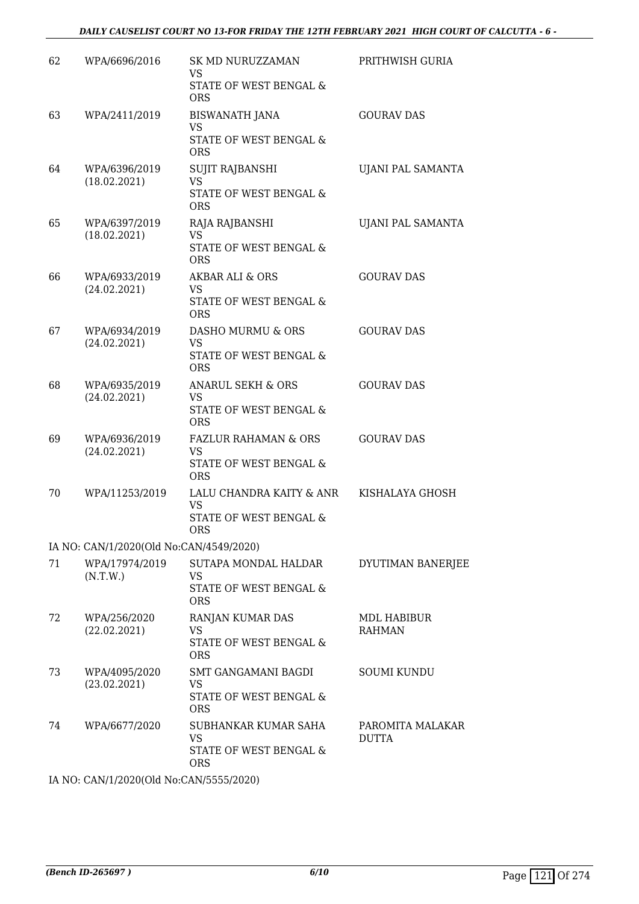| | | | |
|---|---|---|---|
| 62 | WPA/6696/2016 | SK MD NURUZZAMAN<br>VS<br>STATE OF WEST BENGAL & ORS | PRITHWISH GURIA |
| 63 | WPA/2411/2019 | BISWANATH JANA<br>VS<br>STATE OF WEST BENGAL & ORS | GOURAV DAS |
| 64 | WPA/6396/2019<br>(18.02.2021) | SUJIT RAJBANSHI<br>VS<br>STATE OF WEST BENGAL & ORS | UJANI PAL SAMANTA |
| 65 | WPA/6397/2019<br>(18.02.2021) | RAJA RAJBANSHI<br>VS<br>STATE OF WEST BENGAL & ORS | UJANI PAL SAMANTA |
| 66 | WPA/6933/2019<br>(24.02.2021) | AKBAR ALI & ORS<br>VS<br>STATE OF WEST BENGAL & ORS | GOURAV DAS |
| 67 | WPA/6934/2019<br>(24.02.2021) | DASHO MURMU & ORS<br>VS<br>STATE OF WEST BENGAL & ORS | GOURAV DAS |
| 68 | WPA/6935/2019<br>(24.02.2021) | ANARUL SEKH & ORS<br>VS<br>STATE OF WEST BENGAL & ORS | GOURAV DAS |
| 69 | WPA/6936/2019<br>(24.02.2021) | FAZLUR RAHAMAN & ORS<br>VS<br>STATE OF WEST BENGAL & ORS | GOURAV DAS |
| 70 | WPA/11253/2019 | LALU CHANDRA KAITY & ANR<br>VS<br>STATE OF WEST BENGAL & ORS | KISHALAYA GHOSH |

IA NO: CAN/1/2020(Old No:CAN/4549/2020)

| | | | |
|---|---|---|---|
| 71 | WPA/17974/2019<br>(N.T.W.) | SUTAPA MONDAL HALDAR<br>VS<br>STATE OF WEST BENGAL & ORS | DYUTIMAN BANERJEE |
| 72 | WPA/256/2020<br>(22.02.2021) | RANJAN KUMAR DAS<br>VS<br>STATE OF WEST BENGAL & ORS | MDL HABIBUR RAHMAN |
| 73 | WPA/4095/2020<br>(23.02.2021) | SMT GANGAMANI BAGDI<br>VS<br>STATE OF WEST BENGAL & ORS | SOUMI KUNDU |
| 74 | WPA/6677/2020 | SUBHANKAR KUMAR SAHA<br>VS<br>STATE OF WEST BENGAL & ORS | PAROMITA MALAKAR DUTTA |

IA NO: CAN/1/2020(Old No:CAN/5555/2020)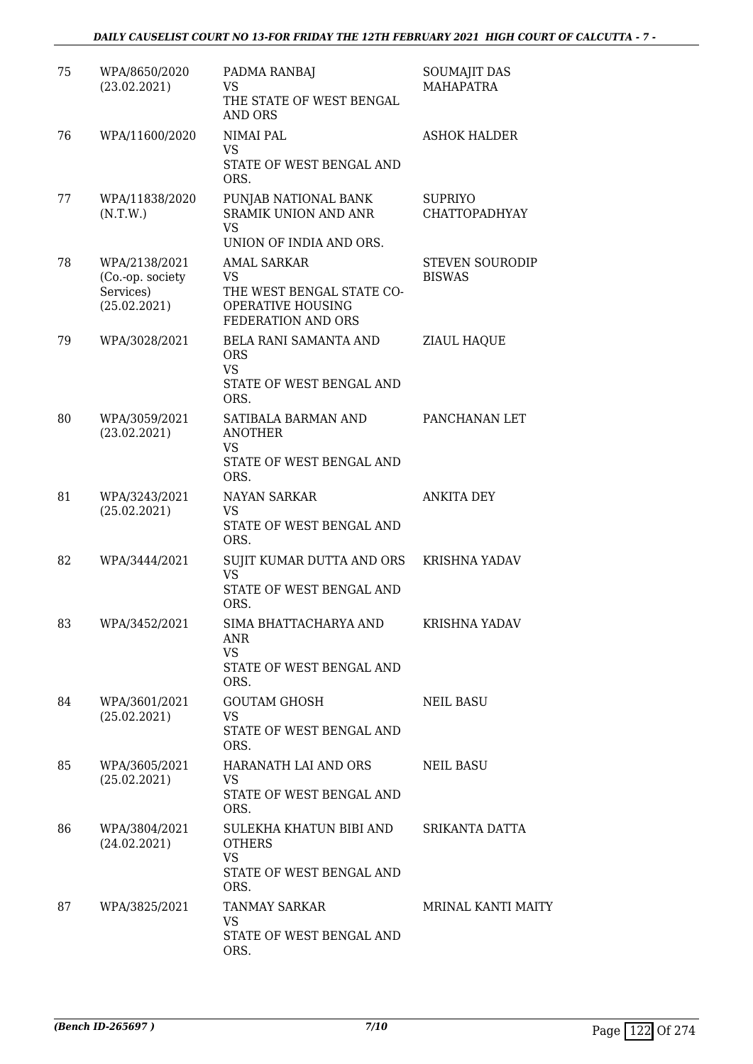| | | | |
|---|---|---|---|
| 75 | WPA/8650/2020 (23.02.2021) | PADMA RANBAJ VS THE STATE OF WEST BENGAL AND ORS | SOUMAJIT DAS MAHAPATRA |
| 76 | WPA/11600/2020 | NIMAI PAL VS STATE OF WEST BENGAL AND ORS. | ASHOK HALDER |
| 77 | WPA/11838/2020 (N.T.W.) | PUNJAB NATIONAL BANK SRAMIK UNION AND ANR VS UNION OF INDIA AND ORS. | SUPRIYO CHATTOPADHYAY |
| 78 | WPA/2138/2021 (Co.-op. society Services) (25.02.2021) | AMAL SARKAR VS THE WEST BENGAL STATE CO-OPERATIVE HOUSING FEDERATION AND ORS | STEVEN SOURODIP BISWAS |
| 79 | WPA/3028/2021 | BELA RANI SAMANTA AND ORS VS STATE OF WEST BENGAL AND ORS. | ZIAUL HAQUE |
| 80 | WPA/3059/2021 (23.02.2021) | SATIBALA BARMAN AND ANOTHER VS STATE OF WEST BENGAL AND ORS. | PANCHANAN LET |
| 81 | WPA/3243/2021 (25.02.2021) | NAYAN SARKAR VS STATE OF WEST BENGAL AND ORS. | ANKITA DEY |
| 82 | WPA/3444/2021 | SUJIT KUMAR DUTTA AND ORS VS STATE OF WEST BENGAL AND ORS. | KRISHNA YADAV |
| 83 | WPA/3452/2021 | SIMA BHATTACHARYA AND ANR VS STATE OF WEST BENGAL AND ORS. | KRISHNA YADAV |
| 84 | WPA/3601/2021 (25.02.2021) | GOUTAM GHOSH VS STATE OF WEST BENGAL AND ORS. | NEIL BASU |
| 85 | WPA/3605/2021 (25.02.2021) | HARANATH LAI AND ORS VS STATE OF WEST BENGAL AND ORS. | NEIL BASU |
| 86 | WPA/3804/2021 (24.02.2021) | SULEKHA KHATUN BIBI AND OTHERS VS STATE OF WEST BENGAL AND ORS. | SRIKANTA DATTA |
| 87 | WPA/3825/2021 | TANMAY SARKAR VS STATE OF WEST BENGAL AND ORS. | MRINAL KANTI MAITY |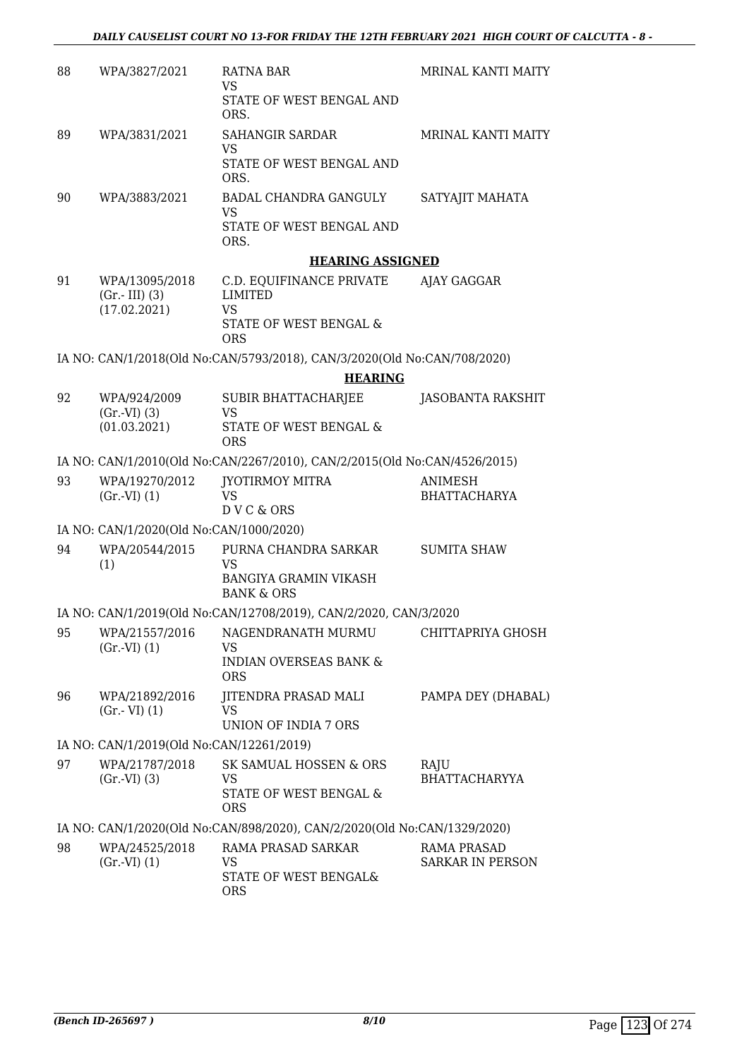| | | | |
|---|---|---|---|
| 88 | WPA/3827/2021 | RATNA BAR<br>VS<br>STATE OF WEST BENGAL AND ORS. | MRINAL KANTI MAITY |
| 89 | WPA/3831/2021 | SAHANGIR SARDAR<br>VS<br>STATE OF WEST BENGAL AND ORS. | MRINAL KANTI MAITY |
| 90 | WPA/3883/2021 | BADAL CHANDRA GANGULY<br>VS<br>STATE OF WEST BENGAL AND ORS. | SATYAJIT MAHATA |

**HEARING ASSIGNED**

| | | | |
|---|---|---|---|
| 91 | WPA/13095/2018<br>(Gr.- III) (3)<br>(17.02.2021) | C.D. EQUIFINANCE PRIVATE LIMITED<br>VS<br>STATE OF WEST BENGAL & ORS | AJAY GAGGAR |

IA NO: CAN/1/2018(Old No:CAN/5793/2018), CAN/3/2020(Old No:CAN/708/2020)

**HEARING**

| | | | |
|---|---|---|---|
| 92 | WPA/924/2009<br>(Gr.-VI) (3)<br>(01.03.2021) | SUBIR BHATTACHARJEE<br>VS<br>STATE OF WEST BENGAL & ORS | JASOBANTA RAKSHIT |

IA NO: CAN/1/2010(Old No:CAN/2267/2010), CAN/2/2015(Old No:CAN/4526/2015)

| | | | |
|---|---|---|---|
| 93 | WPA/19270/2012<br>(Gr.-VI) (1) | JYOTIRMOY MITRA<br>VS<br>D V C & ORS | ANIMESH BHATTACHARYA |

IA NO: CAN/1/2020(Old No:CAN/1000/2020)

| | | | |
|---|---|---|---|
| 94 | WPA/20544/2015<br>(1) | PURNA CHANDRA SARKAR<br>VS<br>BANGIYA GRAMIN VIKASH BANK & ORS | SUMITA SHAW |

IA NO: CAN/1/2019(Old No:CAN/12708/2019), CAN/2/2020, CAN/3/2020

| | | | |
|---|---|---|---|
| 95 | WPA/21557/2016<br>(Gr.-VI) (1) | NAGENDRANATH MURMU<br>VS<br>INDIAN OVERSEAS BANK & ORS | CHITTAPRIYA GHOSH |
| 96 | WPA/21892/2016<br>(Gr.- VI) (1) | JITENDRA PRASAD MALI<br>VS<br>UNION OF INDIA 7 ORS | PAMPA DEY (DHABAL) |

IA NO: CAN/1/2019(Old No:CAN/12261/2019)

| | | | |
|---|---|---|---|
| 97 | WPA/21787/2018<br>(Gr.-VI) (3) | SK SAMUAL HOSSEN & ORS<br>VS<br>STATE OF WEST BENGAL & ORS | RAJU BHATTACHARYYA |

IA NO: CAN/1/2020(Old No:CAN/898/2020), CAN/2/2020(Old No:CAN/1329/2020)

| | | | |
|---|---|---|---|
| 98 | WPA/24525/2018<br>(Gr.-VI) (1) | RAMA PRASAD SARKAR<br>VS<br>STATE OF WEST BENGAL& ORS | RAMA PRASAD SARKAR IN PERSON |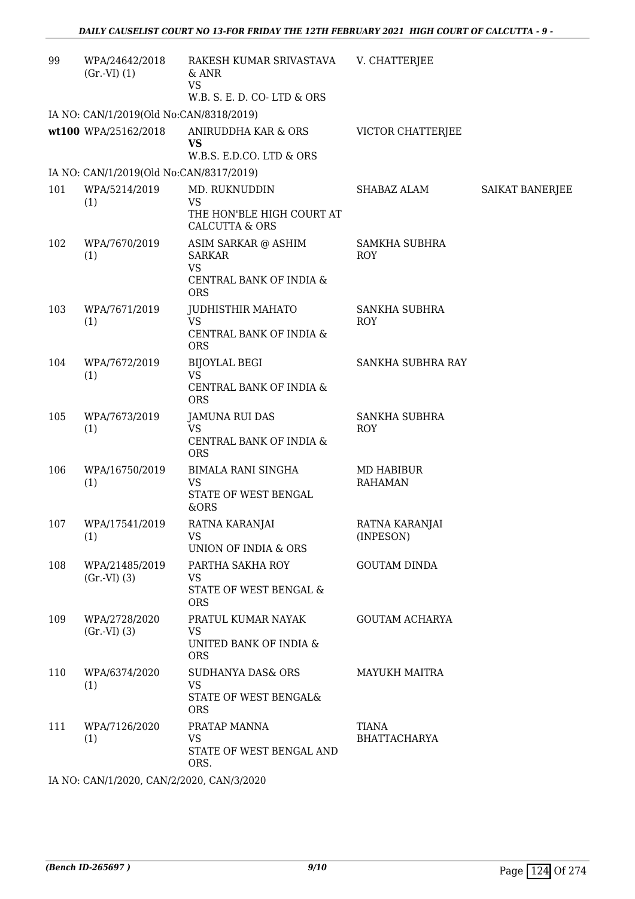| | | | | |
|---|---|---|---|---|
| 99 | WPA/24642/2018 (Gr.-VI) (1) | RAKESH KUMAR SRIVASTAVA & ANR<br>VS<br>W.B. S. E. D. CO- LTD & ORS | V. CHATTERJEE | |
| IA NO: CAN/1/2019(Old No:CAN/8318/2019) | | | | |
| wt100 | WPA/25162/2018 | ANIRUDDHA KAR & ORS<br>**VS**<br>W.B.S. E.D.CO. LTD & ORS | VICTOR CHATTERJEE | |
| IA NO: CAN/1/2019(Old No:CAN/8317/2019) | | | | |
| 101 | WPA/5214/2019 (1) | MD. RUKNUDDIN<br>VS<br>THE HON'BLE HIGH COURT AT CALCUTTA & ORS | SHABAZ ALAM | SAIKAT BANERJEE |
| 102 | WPA/7670/2019 (1) | ASIM SARKAR @ ASHIM SARKAR<br>VS<br>CENTRAL BANK OF INDIA & ORS | SAMKHA SUBHRA ROY | |
| 103 | WPA/7671/2019 (1) | JUDHISTHIR MAHATO<br>VS<br>CENTRAL BANK OF INDIA & ORS | SANKHA SUBHRA ROY | |
| 104 | WPA/7672/2019 (1) | BIJOYLAL BEGI<br>VS<br>CENTRAL BANK OF INDIA & ORS | SANKHA SUBHRA RAY | |
| 105 | WPA/7673/2019 (1) | JAMUNA RUI DAS<br>VS<br>CENTRAL BANK OF INDIA & ORS | SANKHA SUBHRA ROY | |
| 106 | WPA/16750/2019 (1) | BIMALA RANI SINGHA<br>VS<br>STATE OF WEST BENGAL &ORS | MD HABIBUR RAHAMAN | |
| 107 | WPA/17541/2019 (1) | RATNA KARANJAI<br>VS<br>UNION OF INDIA & ORS | RATNA KARANJAI (INPESON) | |
| 108 | WPA/21485/2019 (Gr.-VI) (3) | PARTHA SAKHA ROY<br>VS<br>STATE OF WEST BENGAL & ORS | GOUTAM DINDA | |
| 109 | WPA/2728/2020 (Gr.-VI) (3) | PRATUL KUMAR NAYAK<br>VS<br>UNITED BANK OF INDIA & ORS | GOUTAM ACHARYA | |
| 110 | WPA/6374/2020 (1) | SUDHANYA DAS& ORS<br>VS<br>STATE OF WEST BENGAL& ORS | MAYUKH MAITRA | |
| 111 | WPA/7126/2020 (1) | PRATAP MANNA<br>VS<br>STATE OF WEST BENGAL AND ORS. | TIANA BHATTACHARYA | |
| IA NO: CAN/1/2020, CAN/2/2020, CAN/3/2020 | | | | |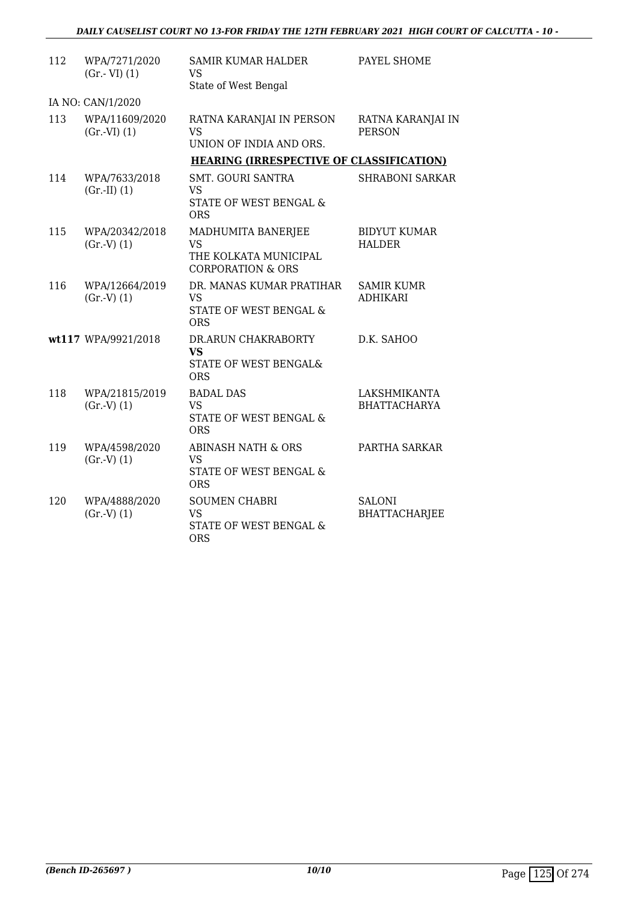| | | | |
|---|---|---|---|
| 112 | WPA/7271/2020 (Gr.- VI) (1) | SAMIR KUMAR HALDER<br>VS<br>State of West Bengal | PAYEL SHOME |
| | IA NO: CAN/1/2020 | | |
| 113 | WPA/11609/2020 (Gr.-VI) (1) | RATNA KARANJAI IN PERSON<br>VS<br>UNION OF INDIA AND ORS. | RATNA KARANJAI IN PERSON |

**HEARING (IRRESPECTIVE OF CLASSIFICATION)**

| | | | |
|---|---|---|---|
| 114 | WPA/7633/2018 (Gr.-II) (1) | SMT. GOURI SANTRA<br>VS<br>STATE OF WEST BENGAL & ORS | SHRABONI SARKAR |
| 115 | WPA/20342/2018 (Gr.-V) (1) | MADHUMITA BANERJEE<br>VS<br>THE KOLKATA MUNICIPAL CORPORATION & ORS | BIDYUT KUMAR HALDER |
| 116 | WPA/12664/2019 (Gr.-V) (1) | DR. MANAS KUMAR PRATIHAR<br>VS<br>STATE OF WEST BENGAL & ORS | SAMIR KUMR ADHIKARI |
| **wt117** | WPA/9921/2018 | DR.ARUN CHAKRABORTY<br>**VS**<br>STATE OF WEST BENGAL& ORS | D.K. SAHOO |
| 118 | WPA/21815/2019 (Gr.-V) (1) | BADAL DAS<br>VS<br>STATE OF WEST BENGAL & ORS | LAKSHMIKANTA BHATTACHARYA |
| 119 | WPA/4598/2020 (Gr.-V) (1) | ABINASH NATH & ORS<br>VS<br>STATE OF WEST BENGAL & ORS | PARTHA SARKAR |
| 120 | WPA/4888/2020 (Gr.-V) (1) | SOUMEN CHABRI<br>VS<br>STATE OF WEST BENGAL & ORS | SALONI BHATTACHARJEE |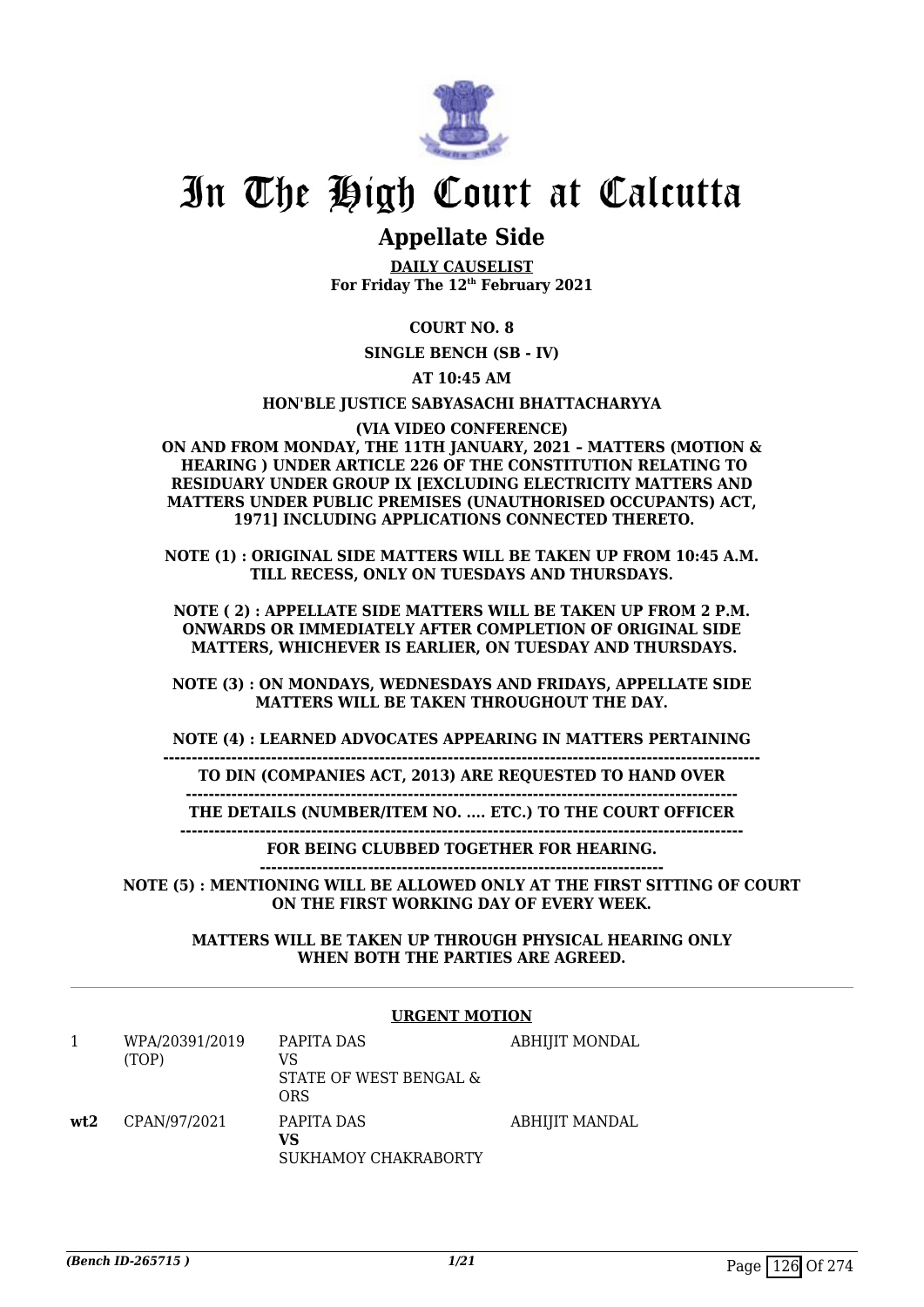# In The High Court at Calcutta

## Appellate Side

**DAILY CAUSELIST**
**For Friday The 12th February 2021**

**COURT NO. 8**

**SINGLE BENCH (SB - IV)**

**AT 10:45 AM**

**HON'BLE JUSTICE SABYASACHI BHATTACHARYYA**

**(VIA VIDEO CONFERENCE)**
**ON AND FROM MONDAY, THE 11TH JANUARY, 2021 – MATTERS (MOTION & HEARING ) UNDER ARTICLE 226 OF THE CONSTITUTION RELATING TO RESIDUARY UNDER GROUP IX [EXCLUDING ELECTRICITY MATTERS AND MATTERS UNDER PUBLIC PREMISES (UNAUTHORISED OCCUPANTS) ACT, 1971] INCLUDING APPLICATIONS CONNECTED THERETO.**

**NOTE (1) : ORIGINAL SIDE MATTERS WILL BE TAKEN UP FROM 10:45 A.M. TILL RECESS, ONLY ON TUESDAYS AND THURSDAYS.**

**NOTE ( 2) : APPELLATE SIDE MATTERS WILL BE TAKEN UP FROM 2 P.M. ONWARDS OR IMMEDIATELY AFTER COMPLETION OF ORIGINAL SIDE MATTERS, WHICHEVER IS EARLIER, ON TUESDAY AND THURSDAYS.**

**NOTE (3) : ON MONDAYS, WEDNESDAYS AND FRIDAYS, APPELLATE SIDE MATTERS WILL BE TAKEN THROUGHOUT THE DAY.**

**NOTE (4) : LEARNED ADVOCATES APPEARING IN MATTERS PERTAINING TO DIN (COMPANIES ACT, 2013) ARE REQUESTED TO HAND OVER THE DETAILS (NUMBER/ITEM NO. .... ETC.) TO THE COURT OFFICER FOR BEING CLUBBED TOGETHER FOR HEARING.**

**NOTE (5) : MENTIONING WILL BE ALLOWED ONLY AT THE FIRST SITTING OF COURT ON THE FIRST WORKING DAY OF EVERY WEEK.**

**MATTERS WILL BE TAKEN UP THROUGH PHYSICAL HEARING ONLY WHEN BOTH THE PARTIES ARE AGREED.**

**URGENT MOTION**

| | | | |
|---|---|---|---|
| 1 | WPA/20391/2019 (TOP) | PAPITA DAS<br>VS<br>STATE OF WEST BENGAL & ORS | ABHIJIT MONDAL |
| **wt2** | CPAN/97/2021 | PAPITA DAS<br>**VS**<br>SUKHAMOY CHAKRABORTY | ABHIJIT MANDAL |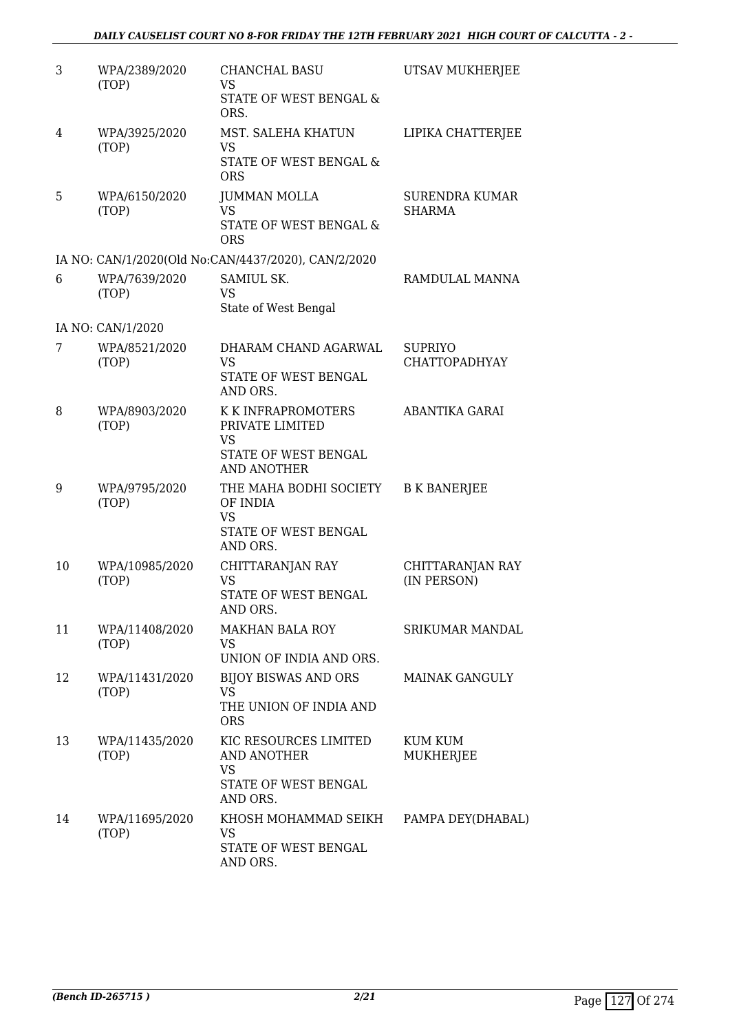| | | | |
|---|---|---|---|
| 3 | WPA/2389/2020 (TOP) | CHANCHAL BASU<br>VS<br>STATE OF WEST BENGAL & ORS. | UTSAV MUKHERJEE |
| 4 | WPA/3925/2020 (TOP) | MST. SALEHA KHATUN<br>VS<br>STATE OF WEST BENGAL & ORS | LIPIKA CHATTERJEE |
| 5 | WPA/6150/2020 (TOP) | JUMMAN MOLLA<br>VS<br>STATE OF WEST BENGAL & ORS | SURENDRA KUMAR SHARMA |
| | IA NO: CAN/1/2020(Old No:CAN/4437/2020), CAN/2/2020 | | |
| 6 | WPA/7639/2020 (TOP) | SAMIUL SK.<br>VS<br>State of West Bengal | RAMDULAL MANNA |
| | IA NO: CAN/1/2020 | | |
| 7 | WPA/8521/2020 (TOP) | DHARAM CHAND AGARWAL<br>VS<br>STATE OF WEST BENGAL AND ORS. | SUPRIYO CHATTOPADHYAY |
| 8 | WPA/8903/2020 (TOP) | K K INFRAPROMOTERS PRIVATE LIMITED<br>VS<br>STATE OF WEST BENGAL AND ANOTHER | ABANTIKA GARAI |
| 9 | WPA/9795/2020 (TOP) | THE MAHA BODHI SOCIETY OF INDIA<br>VS<br>STATE OF WEST BENGAL AND ORS. | B K BANERJEE |
| 10 | WPA/10985/2020 (TOP) | CHITTARANJAN RAY<br>VS<br>STATE OF WEST BENGAL AND ORS. | CHITTARANJAN RAY (IN PERSON) |
| 11 | WPA/11408/2020 (TOP) | MAKHAN BALA ROY<br>VS<br>UNION OF INDIA AND ORS. | SRIKUMAR MANDAL |
| 12 | WPA/11431/2020 (TOP) | BIJOY BISWAS AND ORS<br>VS<br>THE UNION OF INDIA AND ORS | MAINAK GANGULY |
| 13 | WPA/11435/2020 (TOP) | KIC RESOURCES LIMITED AND ANOTHER<br>VS<br>STATE OF WEST BENGAL AND ORS. | KUM KUM MUKHERJEE |
| 14 | WPA/11695/2020 (TOP) | KHOSH MOHAMMAD SEIKH<br>VS<br>STATE OF WEST BENGAL AND ORS. | PAMPA DEY(DHABAL) |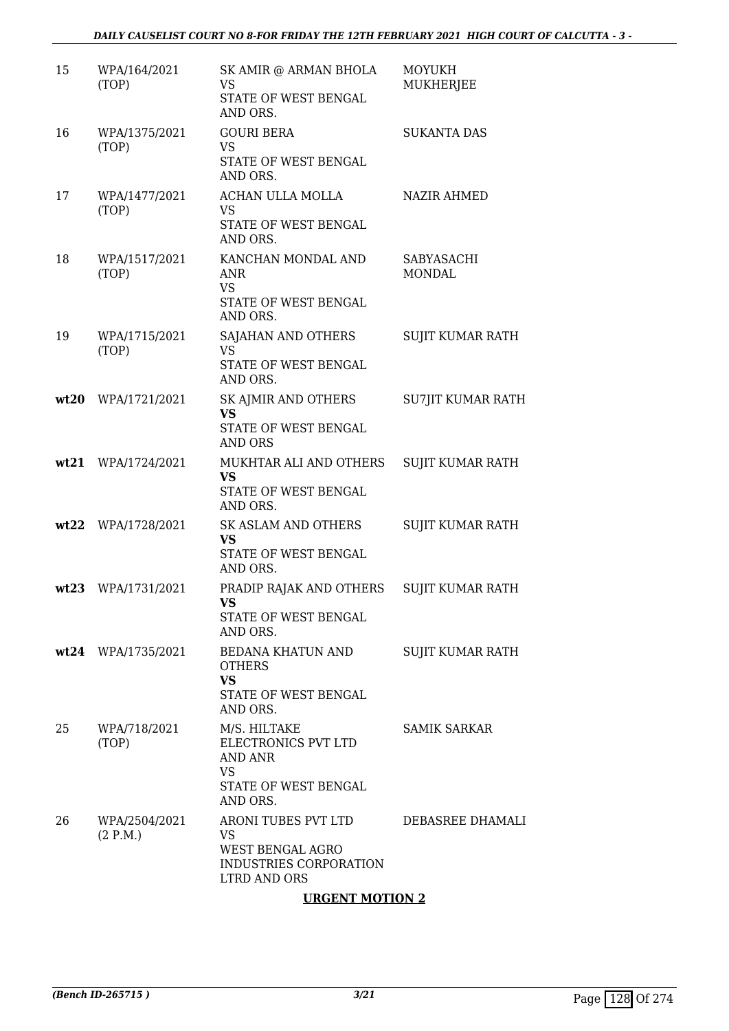| | | | |
|---|---|---|---|
| 15 | WPA/164/2021 (TOP) | SK AMIR @ ARMAN BHOLA<br>VS<br>STATE OF WEST BENGAL AND ORS. | MOYUKH MUKHERJEE |
| 16 | WPA/1375/2021 (TOP) | GOURI BERA<br>VS<br>STATE OF WEST BENGAL AND ORS. | SUKANTA DAS |
| 17 | WPA/1477/2021 (TOP) | ACHAN ULLA MOLLA<br>VS<br>STATE OF WEST BENGAL AND ORS. | NAZIR AHMED |
| 18 | WPA/1517/2021 (TOP) | KANCHAN MONDAL AND ANR<br>VS<br>STATE OF WEST BENGAL AND ORS. | SABYASACHI MONDAL |
| 19 | WPA/1715/2021 (TOP) | SAJAHAN AND OTHERS<br>VS<br>STATE OF WEST BENGAL AND ORS. | SUJIT KUMAR RATH |
| **wt20** | WPA/1721/2021 | SK AJMIR AND OTHERS<br>**VS**<br>STATE OF WEST BENGAL AND ORS | SU7JIT KUMAR RATH |
| **wt21** | WPA/1724/2021 | MUKHTAR ALI AND OTHERS<br>**VS**<br>STATE OF WEST BENGAL AND ORS. | SUJIT KUMAR RATH |
| **wt22** | WPA/1728/2021 | SK ASLAM AND OTHERS<br>**VS**<br>STATE OF WEST BENGAL AND ORS. | SUJIT KUMAR RATH |
| **wt23** | WPA/1731/2021 | PRADIP RAJAK AND OTHERS<br>**VS**<br>STATE OF WEST BENGAL AND ORS. | SUJIT KUMAR RATH |
| **wt24** | WPA/1735/2021 | BEDANA KHATUN AND OTHERS<br>**VS**<br>STATE OF WEST BENGAL AND ORS. | SUJIT KUMAR RATH |
| 25 | WPA/718/2021 (TOP) | M/S. HILTAKE ELECTRONICS PVT LTD AND ANR<br>VS<br>STATE OF WEST BENGAL AND ORS. | SAMIK SARKAR |
| 26 | WPA/2504/2021 (2 P.M.) | ARONI TUBES PVT LTD<br>VS<br>WEST BENGAL AGRO INDUSTRIES CORPORATION LTRD AND ORS | DEBASREE DHAMALI |

**URGENT MOTION 2**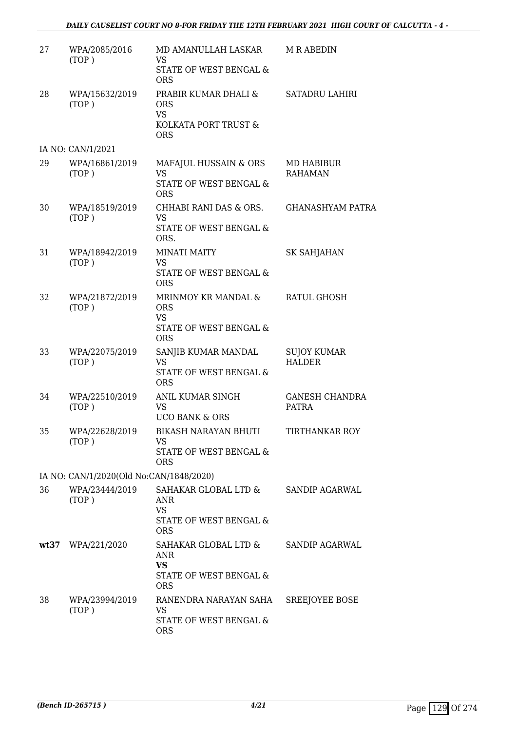| | | | |
|---|---|---|---|
| 27 | WPA/2085/2016 (TOP ) | MD AMANULLAH LASKAR VS STATE OF WEST BENGAL & ORS | M R ABEDIN |
| 28 | WPA/15632/2019 (TOP ) | PRABIR KUMAR DHALI & ORS VS KOLKATA PORT TRUST & ORS | SATADRU LAHIRI |
| | IA NO: CAN/1/2021 | | |
| 29 | WPA/16861/2019 (TOP ) | MAFAJUL HUSSAIN & ORS VS STATE OF WEST BENGAL & ORS | MD HABIBUR RAHAMAN |
| 30 | WPA/18519/2019 (TOP ) | CHHABI RANI DAS & ORS. VS STATE OF WEST BENGAL & ORS. | GHANASHYAM PATRA |
| 31 | WPA/18942/2019 (TOP ) | MINATI MAITY VS STATE OF WEST BENGAL & ORS | SK SAHJAHAN |
| 32 | WPA/21872/2019 (TOP ) | MRINMOY KR MANDAL & ORS VS STATE OF WEST BENGAL & ORS | RATUL GHOSH |
| 33 | WPA/22075/2019 (TOP ) | SANJIB KUMAR MANDAL VS STATE OF WEST BENGAL & ORS | SUJOY KUMAR HALDER |
| 34 | WPA/22510/2019 (TOP ) | ANIL KUMAR SINGH VS UCO BANK & ORS | GANESH CHANDRA PATRA |
| 35 | WPA/22628/2019 (TOP ) | BIKASH NARAYAN BHUTI VS STATE OF WEST BENGAL & ORS | TIRTHANKAR ROY |
| | IA NO: CAN/1/2020(Old No:CAN/1848/2020) | | |
| 36 | WPA/23444/2019 (TOP ) | SAHAKAR GLOBAL LTD & ANR VS STATE OF WEST BENGAL & ORS | SANDIP AGARWAL |
| **wt37** | WPA/221/2020 | SAHAKAR GLOBAL LTD & ANR **VS** STATE OF WEST BENGAL & ORS | SANDIP AGARWAL |
| 38 | WPA/23994/2019 (TOP ) | RANENDRA NARAYAN SAHA VS STATE OF WEST BENGAL & ORS | SREEJOYEE BOSE |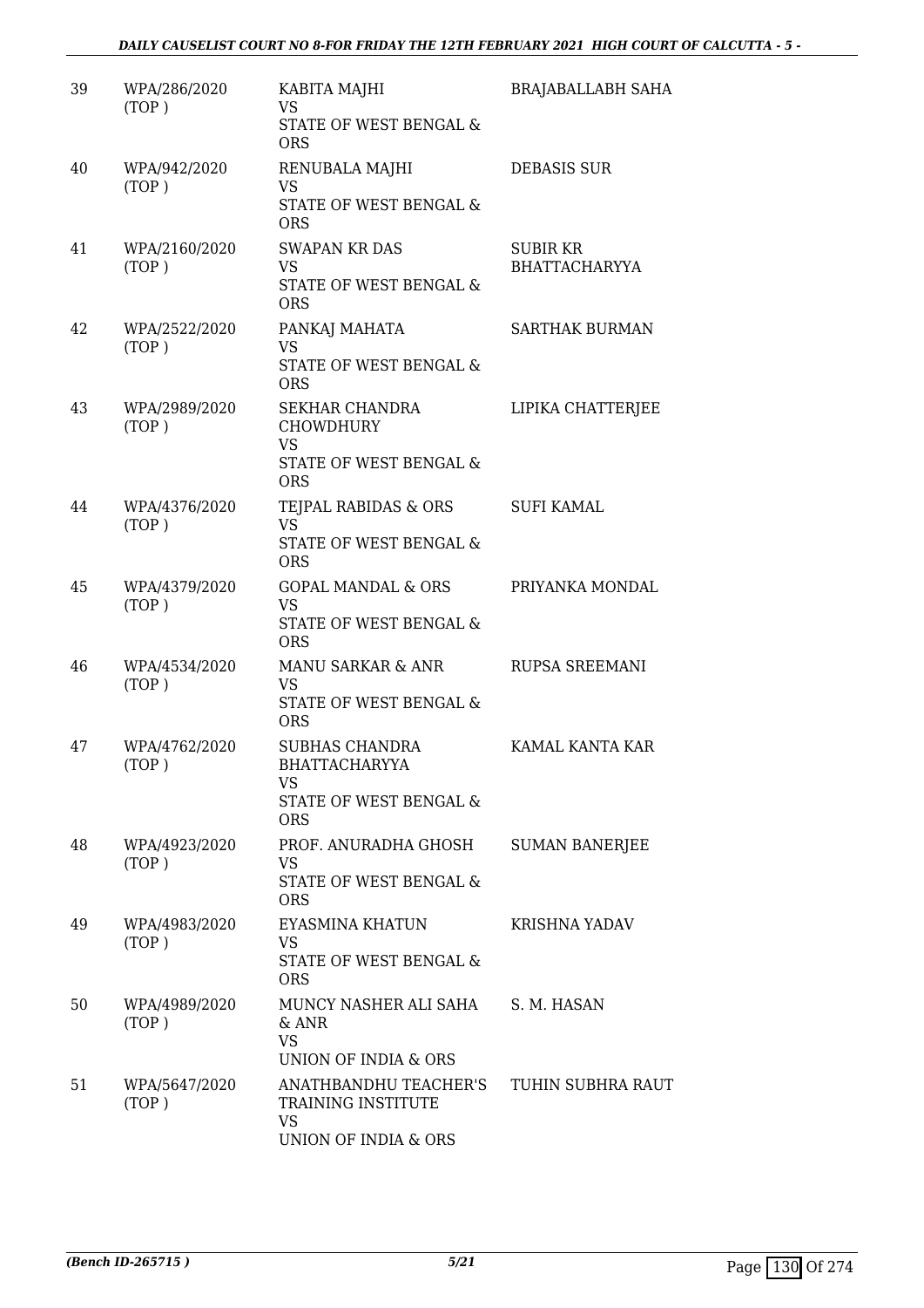| | | | |
|---|---|---|---|
| 39 | WPA/286/2020 (TOP ) | KABITA MAJHI<br>VS<br>STATE OF WEST BENGAL & ORS | BRAJABALLABH SAHA |
| 40 | WPA/942/2020 (TOP ) | RENUBALA MAJHI<br>VS<br>STATE OF WEST BENGAL & ORS | DEBASIS SUR |
| 41 | WPA/2160/2020 (TOP ) | SWAPAN KR DAS<br>VS<br>STATE OF WEST BENGAL & ORS | SUBIR KR BHATTACHARYYA |
| 42 | WPA/2522/2020 (TOP ) | PANKAJ MAHATA<br>VS<br>STATE OF WEST BENGAL & ORS | SARTHAK BURMAN |
| 43 | WPA/2989/2020 (TOP ) | SEKHAR CHANDRA CHOWDHURY<br>VS<br>STATE OF WEST BENGAL & ORS | LIPIKA CHATTERJEE |
| 44 | WPA/4376/2020 (TOP ) | TEJPAL RABIDAS & ORS<br>VS<br>STATE OF WEST BENGAL & ORS | SUFI KAMAL |
| 45 | WPA/4379/2020 (TOP ) | GOPAL MANDAL & ORS<br>VS<br>STATE OF WEST BENGAL & ORS | PRIYANKA MONDAL |
| 46 | WPA/4534/2020 (TOP ) | MANU SARKAR & ANR<br>VS<br>STATE OF WEST BENGAL & ORS | RUPSA SREEMANI |
| 47 | WPA/4762/2020 (TOP ) | SUBHAS CHANDRA BHATTACHARYYA<br>VS<br>STATE OF WEST BENGAL & ORS | KAMAL KANTA KAR |
| 48 | WPA/4923/2020 (TOP ) | PROF. ANURADHA GHOSH<br>VS<br>STATE OF WEST BENGAL & ORS | SUMAN BANERJEE |
| 49 | WPA/4983/2020 (TOP ) | EYASMINA KHATUN<br>VS<br>STATE OF WEST BENGAL & ORS | KRISHNA YADAV |
| 50 | WPA/4989/2020 (TOP ) | MUNCY NASHER ALI SAHA & ANR<br>VS<br>UNION OF INDIA & ORS | S. M. HASAN |
| 51 | WPA/5647/2020 (TOP ) | ANATHBANDHU TEACHER'S TRAINING INSTITUTE<br>VS<br>UNION OF INDIA & ORS | TUHIN SUBHRA RAUT |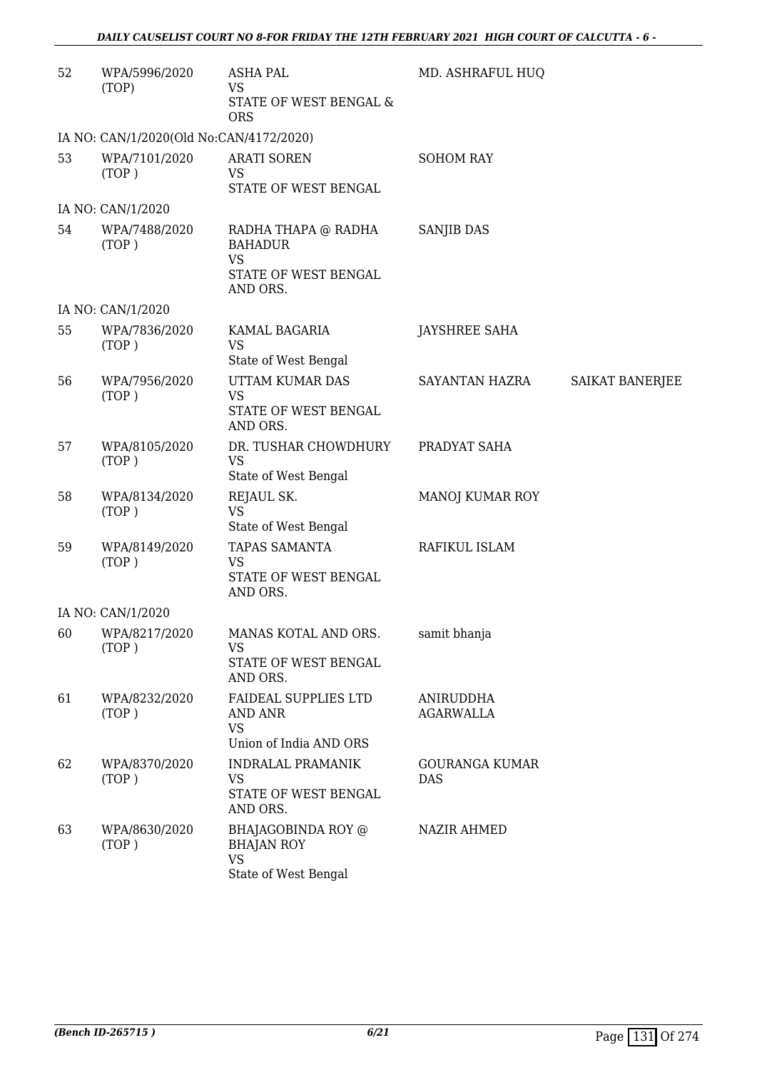| 52 | WPA/5996/2020 (TOP) | ASHA PAL VS STATE OF WEST BENGAL & ORS | MD. ASHRAFUL HUQ | |
|---|---|---|---|---|
| IA NO: CAN/1/2020(Old No:CAN/4172/2020) | | | | |
| 53 | WPA/7101/2020 (TOP ) | ARATI SOREN VS STATE OF WEST BENGAL | SOHOM RAY | |
| IA NO: CAN/1/2020 | | | | |
| 54 | WPA/7488/2020 (TOP ) | RADHA THAPA @ RADHA BAHADUR VS STATE OF WEST BENGAL AND ORS. | SANJIB DAS | |
| IA NO: CAN/1/2020 | | | | |
| 55 | WPA/7836/2020 (TOP ) | KAMAL BAGARIA VS State of West Bengal | JAYSHREE SAHA | |
| 56 | WPA/7956/2020 (TOP ) | UTTAM KUMAR DAS VS STATE OF WEST BENGAL AND ORS. | SAYANTAN HAZRA | SAIKAT BANERJEE |
| 57 | WPA/8105/2020 (TOP ) | DR. TUSHAR CHOWDHURY VS State of West Bengal | PRADYAT SAHA | |
| 58 | WPA/8134/2020 (TOP ) | REJAUL SK. VS State of West Bengal | MANOJ KUMAR ROY | |
| 59 | WPA/8149/2020 (TOP ) | TAPAS SAMANTA VS STATE OF WEST BENGAL AND ORS. | RAFIKUL ISLAM | |
| IA NO: CAN/1/2020 | | | | |
| 60 | WPA/8217/2020 (TOP ) | MANAS KOTAL AND ORS. VS STATE OF WEST BENGAL AND ORS. | samit bhanja | |
| 61 | WPA/8232/2020 (TOP ) | FAIDEAL SUPPLIES LTD AND ANR VS Union of India AND ORS | ANIRUDDHA AGARWALLA | |
| 62 | WPA/8370/2020 (TOP ) | INDRALAL PRAMANIK VS STATE OF WEST BENGAL AND ORS. | GOURANGA KUMAR DAS | |
| 63 | WPA/8630/2020 (TOP ) | BHAJAGOBINDA ROY @ BHAJAN ROY VS State of West Bengal | NAZIR AHMED | |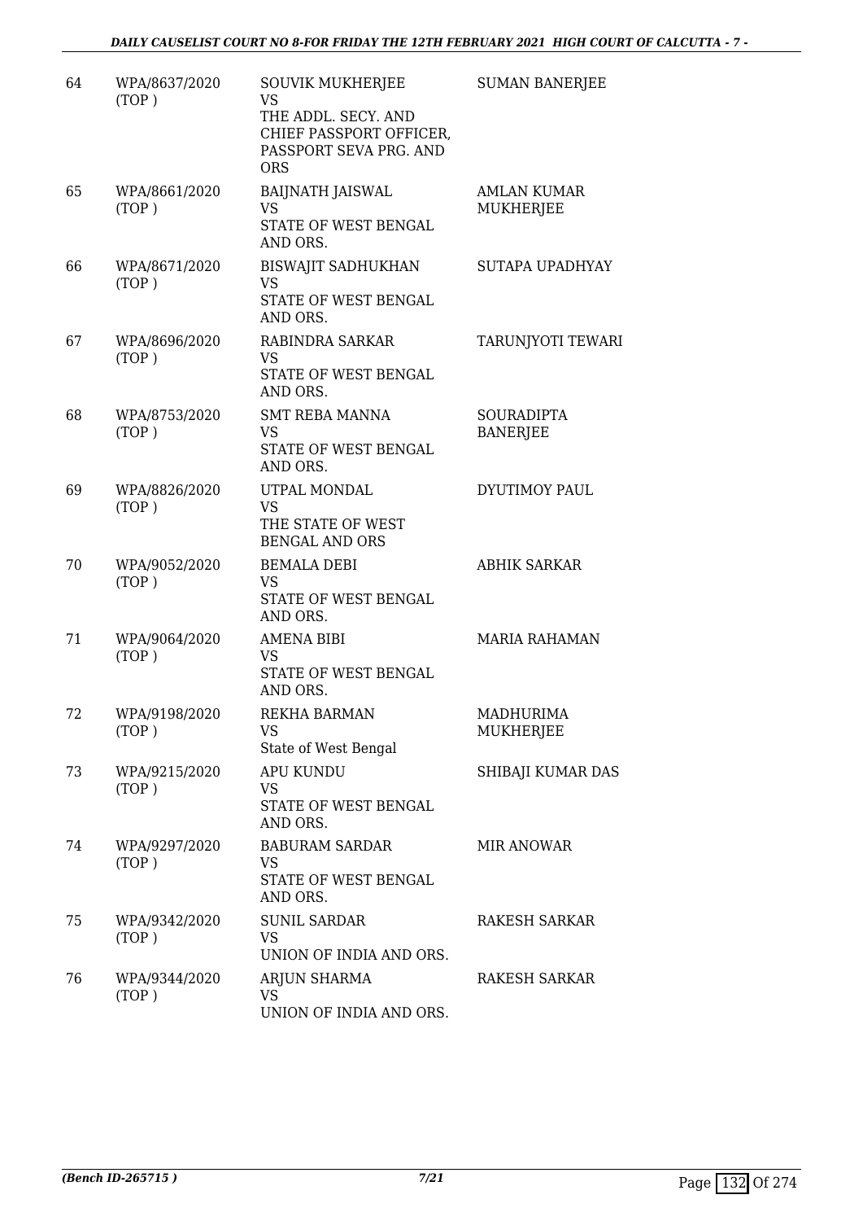| 64 | WPA/8637/2020 (TOP ) | SOUVIK MUKHERJEE VS THE ADDL. SECY. AND CHIEF PASSPORT OFFICER, PASSPORT SEVA PRG. AND ORS | SUMAN BANERJEE |
|---|---|---|---|
| 65 | WPA/8661/2020 (TOP ) | BAIJNATH JAISWAL VS STATE OF WEST BENGAL AND ORS. | AMLAN KUMAR MUKHERJEE |
| 66 | WPA/8671/2020 (TOP ) | BISWAJIT SADHUKHAN VS STATE OF WEST BENGAL AND ORS. | SUTAPA UPADHYAY |
| 67 | WPA/8696/2020 (TOP ) | RABINDRA SARKAR VS STATE OF WEST BENGAL AND ORS. | TARUNJYOTI TEWARI |
| 68 | WPA/8753/2020 (TOP ) | SMT REBA MANNA VS STATE OF WEST BENGAL AND ORS. | SOURADIPTA BANERJEE |
| 69 | WPA/8826/2020 (TOP ) | UTPAL MONDAL VS THE STATE OF WEST BENGAL AND ORS | DYUTIMOY PAUL |
| 70 | WPA/9052/2020 (TOP ) | BEMALA DEBI VS STATE OF WEST BENGAL AND ORS. | ABHIK SARKAR |
| 71 | WPA/9064/2020 (TOP ) | AMENA BIBI VS STATE OF WEST BENGAL AND ORS. | MARIA RAHAMAN |
| 72 | WPA/9198/2020 (TOP ) | REKHA BARMAN VS State of West Bengal | MADHURIMA MUKHERJEE |
| 73 | WPA/9215/2020 (TOP ) | APU KUNDU VS STATE OF WEST BENGAL AND ORS. | SHIBAJI KUMAR DAS |
| 74 | WPA/9297/2020 (TOP ) | BABURAM SARDAR VS STATE OF WEST BENGAL AND ORS. | MIR ANOWAR |
| 75 | WPA/9342/2020 (TOP ) | SUNIL SARDAR VS UNION OF INDIA AND ORS. | RAKESH SARKAR |
| 76 | WPA/9344/2020 (TOP ) | ARJUN SHARMA VS UNION OF INDIA AND ORS. | RAKESH SARKAR |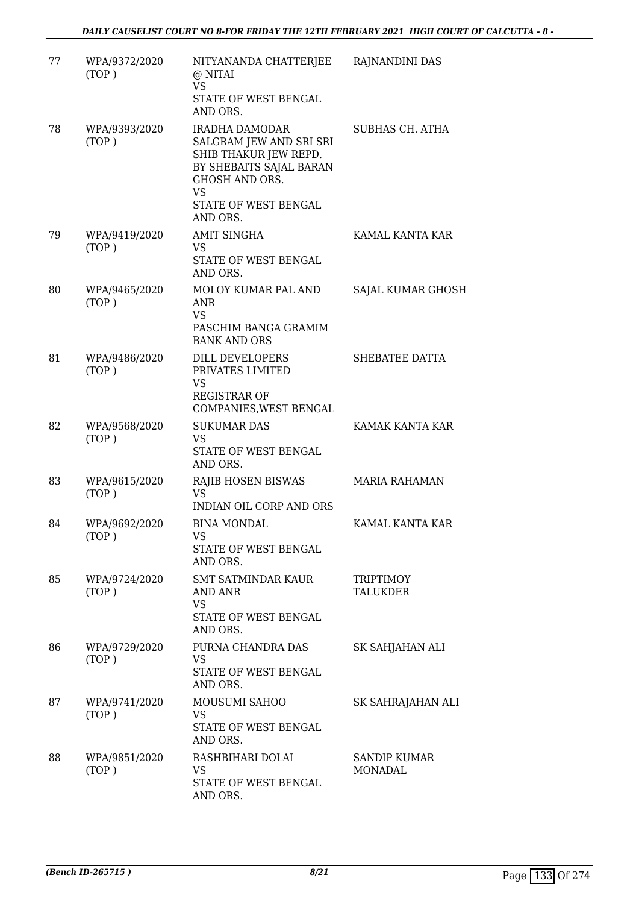| 77 | WPA/9372/2020 (TOP ) | NITYANANDA CHATTERJEE @ NITAI VS STATE OF WEST BENGAL AND ORS. | RAJNANDINI DAS |
|---|---|---|---|
| 78 | WPA/9393/2020 (TOP ) | IRADHA DAMODAR SALGRAM JEW AND SRI SRI SHIB THAKUR JEW REPD. BY SHEBAITS SAJAL BARAN GHOSH AND ORS. VS STATE OF WEST BENGAL AND ORS. | SUBHAS CH. ATHA |
| 79 | WPA/9419/2020 (TOP ) | AMIT SINGHA VS STATE OF WEST BENGAL AND ORS. | KAMAL KANTA KAR |
| 80 | WPA/9465/2020 (TOP ) | MOLOY KUMAR PAL AND ANR VS PASCHIM BANGA GRAMIM BANK AND ORS | SAJAL KUMAR GHOSH |
| 81 | WPA/9486/2020 (TOP ) | DILL DEVELOPERS PRIVATES LIMITED VS REGISTRAR OF COMPANIES,WEST BENGAL | SHEBATEE DATTA |
| 82 | WPA/9568/2020 (TOP ) | SUKUMAR DAS VS STATE OF WEST BENGAL AND ORS. | KAMAK KANTA KAR |
| 83 | WPA/9615/2020 (TOP ) | RAJIB HOSEN BISWAS VS INDIAN OIL CORP AND ORS | MARIA RAHAMAN |
| 84 | WPA/9692/2020 (TOP ) | BINA MONDAL VS STATE OF WEST BENGAL AND ORS. | KAMAL KANTA KAR |
| 85 | WPA/9724/2020 (TOP ) | SMT SATMINDAR KAUR AND ANR VS STATE OF WEST BENGAL AND ORS. | TRIPTIMOY TALUKDER |
| 86 | WPA/9729/2020 (TOP ) | PURNA CHANDRA DAS VS STATE OF WEST BENGAL AND ORS. | SK SAHJAHAN ALI |
| 87 | WPA/9741/2020 (TOP ) | MOUSUMI SAHOO VS STATE OF WEST BENGAL AND ORS. | SK SAHRAJAHAN ALI |
| 88 | WPA/9851/2020 (TOP ) | RASHBIHARI DOLAI VS STATE OF WEST BENGAL AND ORS. | SANDIP KUMAR MONADAL |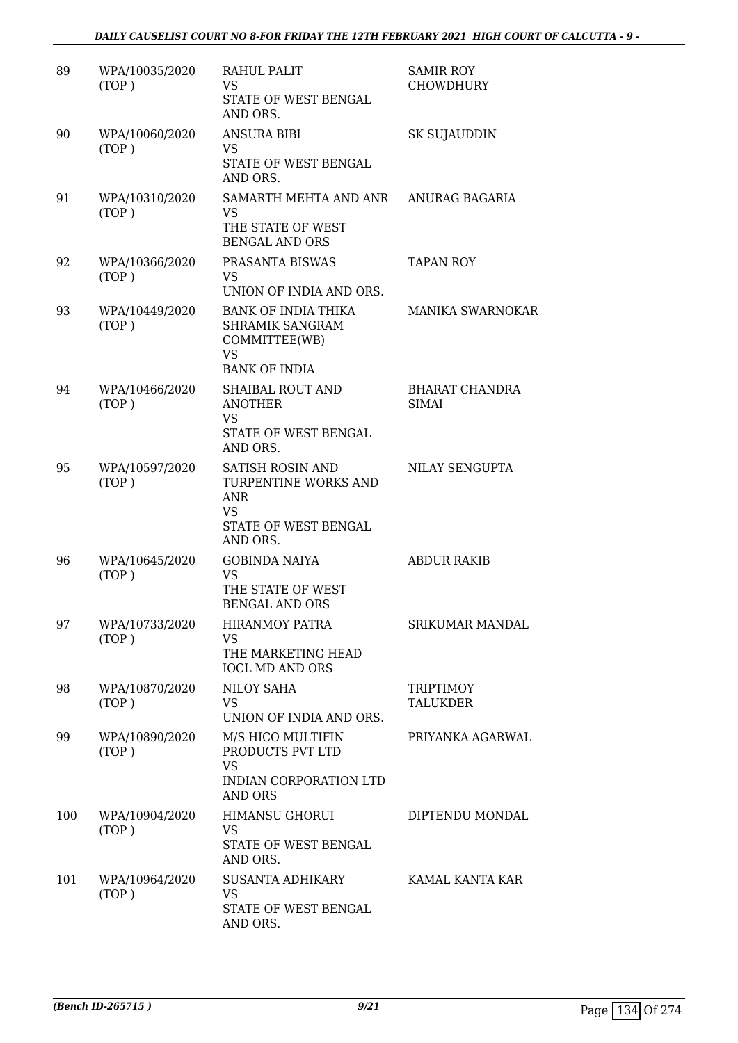| 89 | WPA/10035/2020 (TOP ) | RAHUL PALIT<br>VS<br>STATE OF WEST BENGAL AND ORS. | SAMIR ROY CHOWDHURY |
|---|---|---|---|
| 90 | WPA/10060/2020 (TOP ) | ANSURA BIBI<br>VS<br>STATE OF WEST BENGAL AND ORS. | SK SUJAUDDIN |
| 91 | WPA/10310/2020 (TOP ) | SAMARTH MEHTA AND ANR<br>VS<br>THE STATE OF WEST BENGAL AND ORS | ANURAG BAGARIA |
| 92 | WPA/10366/2020 (TOP ) | PRASANTA BISWAS<br>VS<br>UNION OF INDIA AND ORS. | TAPAN ROY |
| 93 | WPA/10449/2020 (TOP ) | BANK OF INDIA THIKA SHRAMIK SANGRAM COMMITTEE(WB)<br>VS<br>BANK OF INDIA | MANIKA SWARNOKAR |
| 94 | WPA/10466/2020 (TOP ) | SHAIBAL ROUT AND ANOTHER<br>VS<br>STATE OF WEST BENGAL AND ORS. | BHARAT CHANDRA SIMAI |
| 95 | WPA/10597/2020 (TOP ) | SATISH ROSIN AND TURPENTINE WORKS AND ANR<br>VS<br>STATE OF WEST BENGAL AND ORS. | NILAY SENGUPTA |
| 96 | WPA/10645/2020 (TOP ) | GOBINDA NAIYA<br>VS<br>THE STATE OF WEST BENGAL AND ORS | ABDUR RAKIB |
| 97 | WPA/10733/2020 (TOP ) | HIRANMOY PATRA<br>VS<br>THE MARKETING HEAD IOCL MD AND ORS | SRIKUMAR MANDAL |
| 98 | WPA/10870/2020 (TOP ) | NILOY SAHA<br>VS<br>UNION OF INDIA AND ORS. | TRIPTIMOY TALUKDER |
| 99 | WPA/10890/2020 (TOP ) | M/S HICO MULTIFIN PRODUCTS PVT LTD<br>VS<br>INDIAN CORPORATION LTD AND ORS | PRIYANKA AGARWAL |
| 100 | WPA/10904/2020 (TOP ) | HIMANSU GHORUI<br>VS<br>STATE OF WEST BENGAL AND ORS. | DIPTENDU MONDAL |
| 101 | WPA/10964/2020 (TOP ) | SUSANTA ADHIKARY<br>VS<br>STATE OF WEST BENGAL AND ORS. | KAMAL KANTA KAR |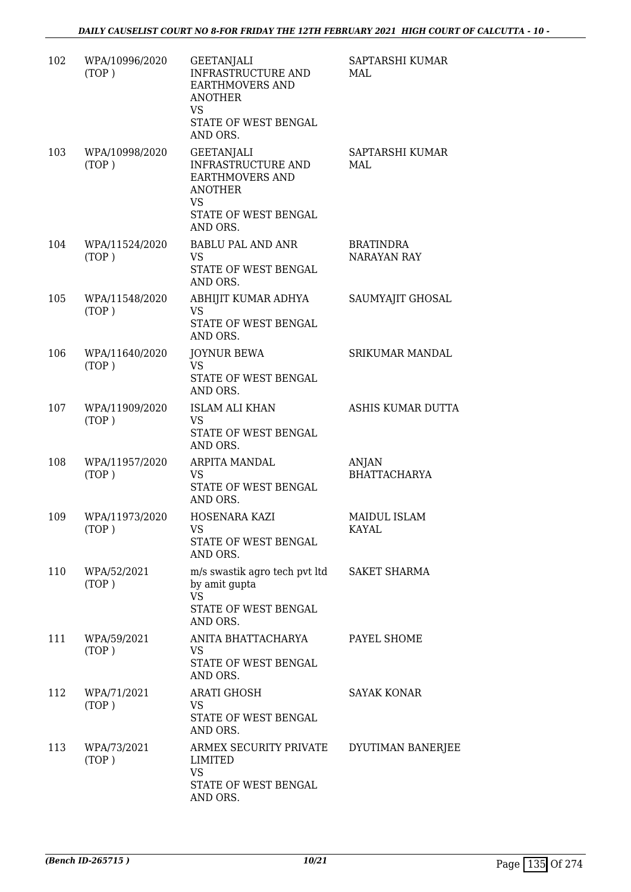| | | | |
|---|---|---|---|
| 102 | WPA/10996/2020 (TOP ) | GEETANJALI INFRASTRUCTURE AND EARTHMOVERS AND ANOTHER VS STATE OF WEST BENGAL AND ORS. | SAPTARSHI KUMAR MAL |
| 103 | WPA/10998/2020 (TOP ) | GEETANJALI INFRASTRUCTURE AND EARTHMOVERS AND ANOTHER VS STATE OF WEST BENGAL AND ORS. | SAPTARSHI KUMAR MAL |
| 104 | WPA/11524/2020 (TOP ) | BABLU PAL AND ANR VS STATE OF WEST BENGAL AND ORS. | BRATINDRA NARAYAN RAY |
| 105 | WPA/11548/2020 (TOP ) | ABHIJIT KUMAR ADHYA VS STATE OF WEST BENGAL AND ORS. | SAUMYAJIT GHOSAL |
| 106 | WPA/11640/2020 (TOP ) | JOYNUR BEWA VS STATE OF WEST BENGAL AND ORS. | SRIKUMAR MANDAL |
| 107 | WPA/11909/2020 (TOP ) | ISLAM ALI KHAN VS STATE OF WEST BENGAL AND ORS. | ASHIS KUMAR DUTTA |
| 108 | WPA/11957/2020 (TOP ) | ARPITA MANDAL VS STATE OF WEST BENGAL AND ORS. | ANJAN BHATTACHARYA |
| 109 | WPA/11973/2020 (TOP ) | HOSENARA KAZI VS STATE OF WEST BENGAL AND ORS. | MAIDUL ISLAM KAYAL |
| 110 | WPA/52/2021 (TOP ) | m/s swastik agro tech pvt ltd by amit gupta VS STATE OF WEST BENGAL AND ORS. | SAKET SHARMA |
| 111 | WPA/59/2021 (TOP ) | ANITA BHATTACHARYA VS STATE OF WEST BENGAL AND ORS. | PAYEL SHOME |
| 112 | WPA/71/2021 (TOP ) | ARATI GHOSH VS STATE OF WEST BENGAL AND ORS. | SAYAK KONAR |
| 113 | WPA/73/2021 (TOP ) | ARMEX SECURITY PRIVATE LIMITED VS STATE OF WEST BENGAL AND ORS. | DYUTIMAN BANERJEE |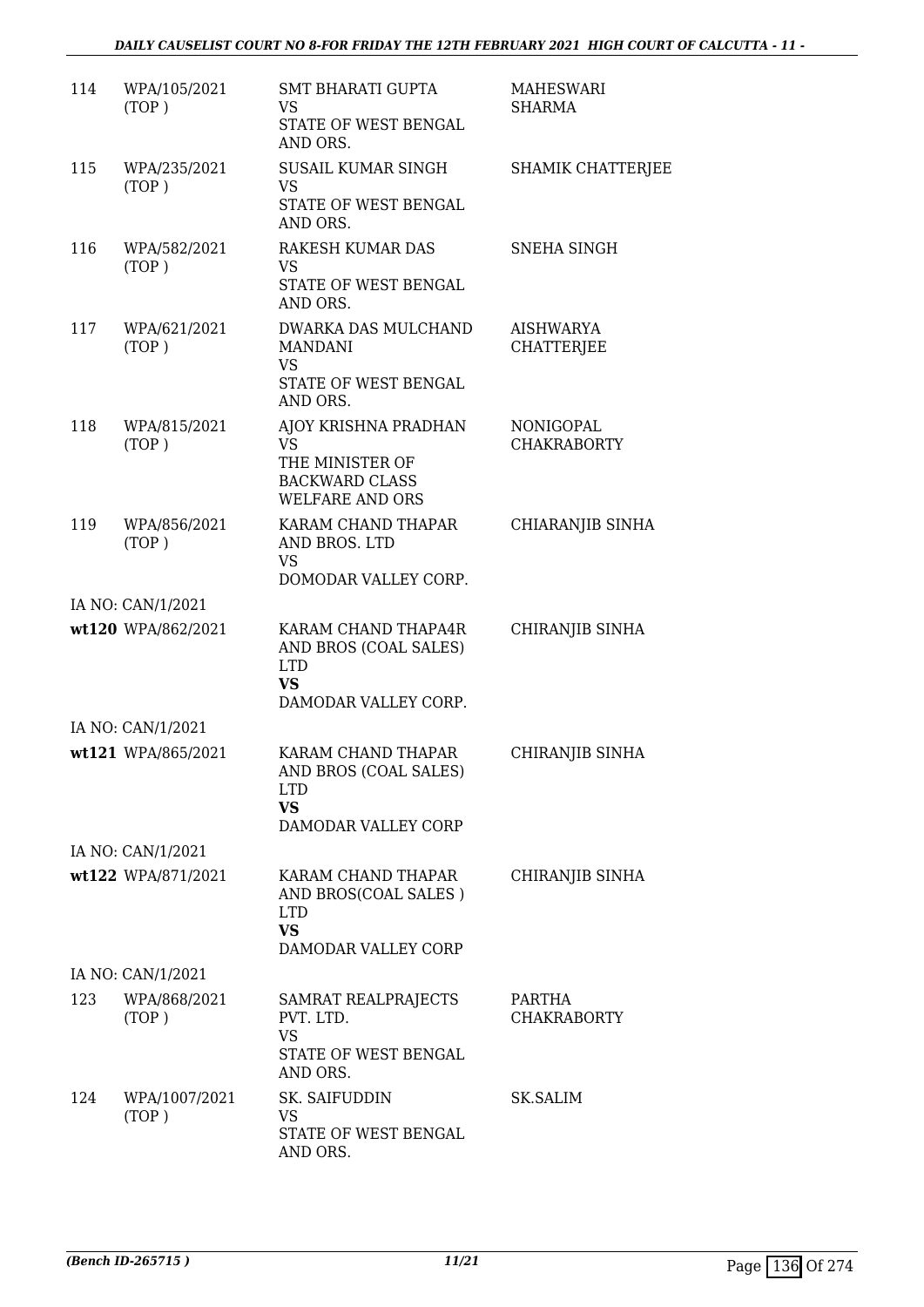| | | | |
|---|---|---|---|
| 114 | WPA/105/2021 (TOP ) | SMT BHARATI GUPTA<br>VS<br>STATE OF WEST BENGAL AND ORS. | MAHESWARI SHARMA |
| 115 | WPA/235/2021 (TOP ) | SUSAIL KUMAR SINGH<br>VS<br>STATE OF WEST BENGAL AND ORS. | SHAMIK CHATTERJEE |
| 116 | WPA/582/2021 (TOP ) | RAKESH KUMAR DAS<br>VS<br>STATE OF WEST BENGAL AND ORS. | SNEHA SINGH |
| 117 | WPA/621/2021 (TOP ) | DWARKA DAS MULCHAND MANDANI<br>VS<br>STATE OF WEST BENGAL AND ORS. | AISHWARYA CHATTERJEE |
| 118 | WPA/815/2021 (TOP ) | AJOY KRISHNA PRADHAN<br>VS<br>THE MINISTER OF BACKWARD CLASS WELFARE AND ORS | NONIGOPAL CHAKRABORTY |
| 119 | WPA/856/2021 (TOP ) | KARAM CHAND THAPAR AND BROS. LTD<br>VS<br>DOMODAR VALLEY CORP. | CHIARANJIB SINHA |
| | IA NO: CAN/1/2021 | | |
| wt120 | WPA/862/2021 | KARAM CHAND THAPA4R AND BROS (COAL SALES) LTD<br>**VS**<br>DAMODAR VALLEY CORP. | CHIRANJIB SINHA |
| | IA NO: CAN/1/2021 | | |
| wt121 | WPA/865/2021 | KARAM CHAND THAPAR AND BROS (COAL SALES) LTD<br>**VS**<br>DAMODAR VALLEY CORP | CHIRANJIB SINHA |
| | IA NO: CAN/1/2021 | | |
| wt122 | WPA/871/2021 | KARAM CHAND THAPAR AND BROS(COAL SALES ) LTD<br>**VS**<br>DAMODAR VALLEY CORP | CHIRANJIB SINHA |
| | IA NO: CAN/1/2021 | | |
| 123 | WPA/868/2021 (TOP ) | SAMRAT REALPRAJECTS PVT. LTD.<br>VS<br>STATE OF WEST BENGAL AND ORS. | PARTHA CHAKRABORTY |
| 124 | WPA/1007/2021 (TOP ) | SK. SAIFUDDIN<br>VS<br>STATE OF WEST BENGAL AND ORS. | SK.SALIM |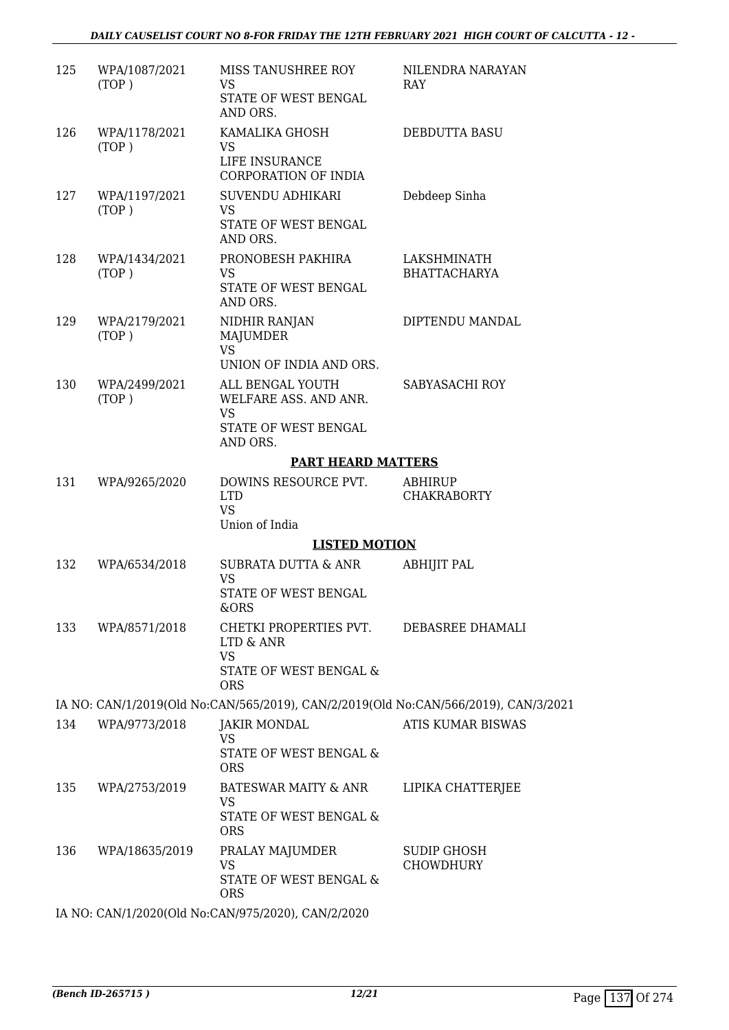| | | | |
|---|---|---|---|
| 125 | WPA/1087/2021 (TOP ) | MISS TANUSHREE ROY<br>VS<br>STATE OF WEST BENGAL AND ORS. | NILENDRA NARAYAN RAY |
| 126 | WPA/1178/2021 (TOP ) | KAMALIKA GHOSH<br>VS<br>LIFE INSURANCE CORPORATION OF INDIA | DEBDUTTA BASU |
| 127 | WPA/1197/2021 (TOP ) | SUVENDU ADHIKARI<br>VS<br>STATE OF WEST BENGAL AND ORS. | Debdeep Sinha |
| 128 | WPA/1434/2021 (TOP ) | PRONOBESH PAKHIRA<br>VS<br>STATE OF WEST BENGAL AND ORS. | LAKSHMINATH BHATTACHARYA |
| 129 | WPA/2179/2021 (TOP ) | NIDHIR RANJAN MAJUMDER<br>VS<br>UNION OF INDIA AND ORS. | DIPTENDU MANDAL |
| 130 | WPA/2499/2021 (TOP ) | ALL BENGAL YOUTH WELFARE ASS. AND ANR.<br>VS<br>STATE OF WEST BENGAL AND ORS. | SABYASACHI ROY |

**PART HEARD MATTERS**

| | | | |
|---|---|---|---|
| 131 | WPA/9265/2020 | DOWINS RESOURCE PVT. LTD<br>VS<br>Union of India | ABHIRUP CHAKRABORTY |

**LISTED MOTION**

| | | | |
|---|---|---|---|
| 132 | WPA/6534/2018 | SUBRATA DUTTA & ANR<br>VS<br>STATE OF WEST BENGAL &ORS | ABHIJIT PAL |
| 133 | WPA/8571/2018 | CHETKI PROPERTIES PVT. LTD & ANR<br>VS<br>STATE OF WEST BENGAL & ORS | DEBASREE DHAMALI |

IA NO: CAN/1/2019(Old No:CAN/565/2019), CAN/2/2019(Old No:CAN/566/2019), CAN/3/2021

| | | | |
|---|---|---|---|
| 134 | WPA/9773/2018 | JAKIR MONDAL<br>VS<br>STATE OF WEST BENGAL & ORS | ATIS KUMAR BISWAS |
| 135 | WPA/2753/2019 | BATESWAR MAITY & ANR<br>VS<br>STATE OF WEST BENGAL & ORS | LIPIKA CHATTERJEE |
| 136 | WPA/18635/2019 | PRALAY MAJUMDER<br>VS<br>STATE OF WEST BENGAL & ORS | SUDIP GHOSH CHOWDHURY |

IA NO: CAN/1/2020(Old No:CAN/975/2020), CAN/2/2020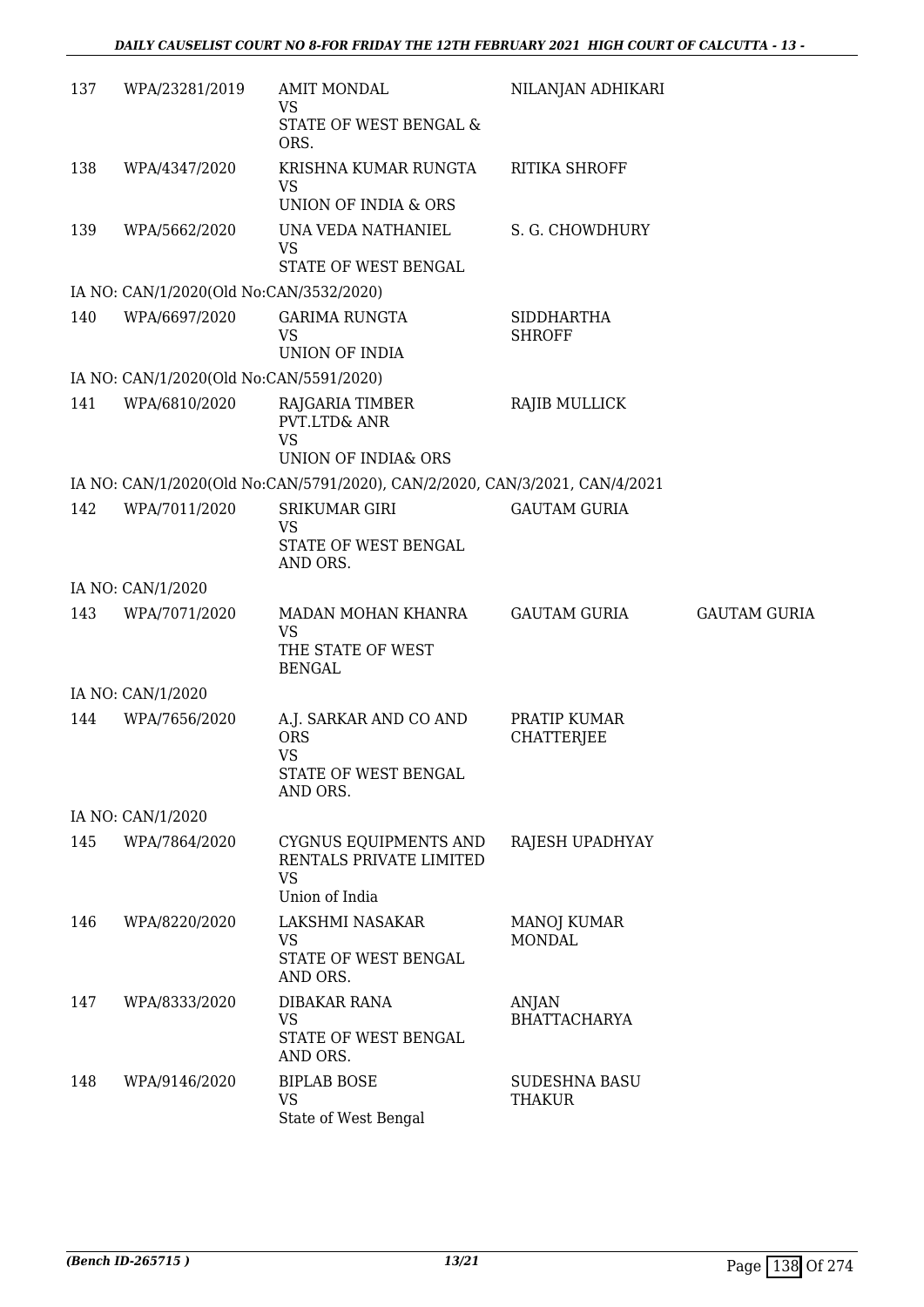| | | | | |
|---|---|---|---|---|
| 137 | WPA/23281/2019 | AMIT MONDAL<br>VS<br>STATE OF WEST BENGAL & ORS. | NILANJAN ADHIKARI | |
| 138 | WPA/4347/2020 | KRISHNA KUMAR RUNGTA<br>VS<br>UNION OF INDIA & ORS | RITIKA SHROFF | |
| 139 | WPA/5662/2020 | UNA VEDA NATHANIEL<br>VS<br>STATE OF WEST BENGAL | S. G. CHOWDHURY | |
| | IA NO: CAN/1/2020(Old No:CAN/3532/2020) | | | |
| 140 | WPA/6697/2020 | GARIMA RUNGTA<br>VS<br>UNION OF INDIA | SIDDHARTHA SHROFF | |
| | IA NO: CAN/1/2020(Old No:CAN/5591/2020) | | | |
| 141 | WPA/6810/2020 | RAJGARIA TIMBER PVT.LTD& ANR<br>VS<br>UNION OF INDIA& ORS | RAJIB MULLICK | |
| | IA NO: CAN/1/2020(Old No:CAN/5791/2020), CAN/2/2020, CAN/3/2021, CAN/4/2021 | | | |
| 142 | WPA/7011/2020 | SRIKUMAR GIRI<br>VS<br>STATE OF WEST BENGAL AND ORS. | GAUTAM GURIA | |
| | IA NO: CAN/1/2020 | | | |
| 143 | WPA/7071/2020 | MADAN MOHAN KHANRA<br>VS<br>THE STATE OF WEST BENGAL | GAUTAM GURIA | GAUTAM GURIA |
| | IA NO: CAN/1/2020 | | | |
| 144 | WPA/7656/2020 | A.J. SARKAR AND CO AND ORS<br>VS<br>STATE OF WEST BENGAL AND ORS. | PRATIP KUMAR CHATTERJEE | |
| | IA NO: CAN/1/2020 | | | |
| 145 | WPA/7864/2020 | CYGNUS EQUIPMENTS AND RENTALS PRIVATE LIMITED<br>VS<br>Union of India | RAJESH UPADHYAY | |
| 146 | WPA/8220/2020 | LAKSHMI NASAKAR<br>VS<br>STATE OF WEST BENGAL AND ORS. | MANOJ KUMAR MONDAL | |
| 147 | WPA/8333/2020 | DIBAKAR RANA<br>VS<br>STATE OF WEST BENGAL AND ORS. | ANJAN BHATTACHARYA | |
| 148 | WPA/9146/2020 | BIPLAB BOSE<br>VS<br>State of West Bengal | SUDESHNA BASU THAKUR | |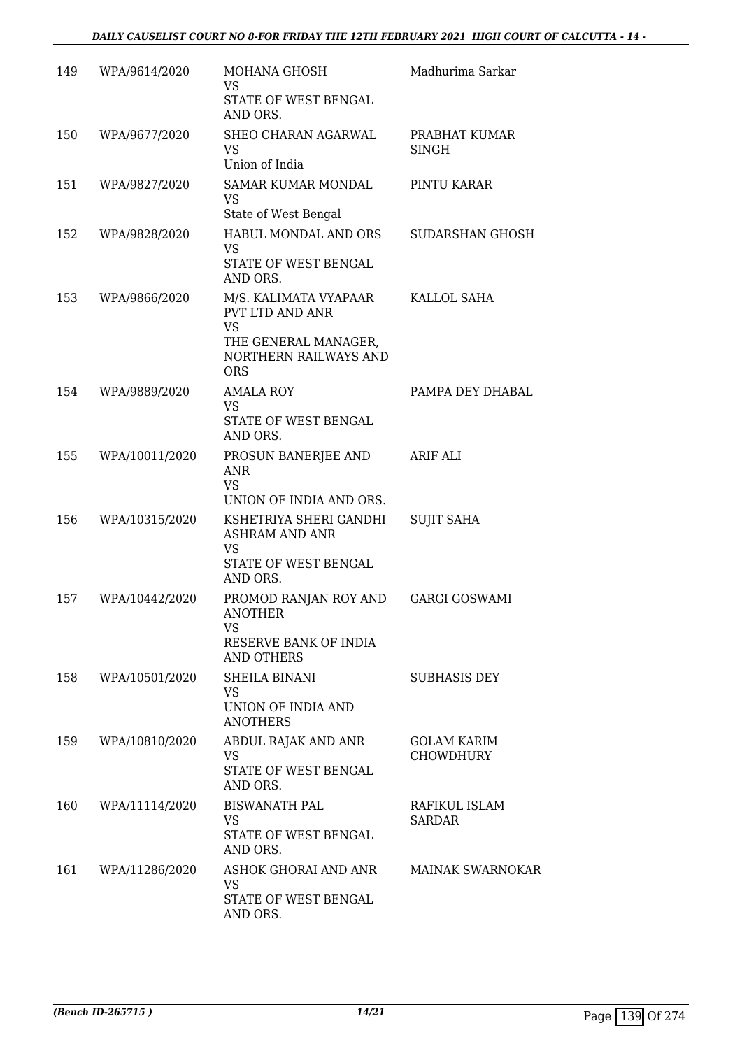| | | | |
|---|---|---|---|
| 149 | WPA/9614/2020 | MOHANA GHOSH<br>VS<br>STATE OF WEST BENGAL AND ORS. | Madhurima Sarkar |
| 150 | WPA/9677/2020 | SHEO CHARAN AGARWAL<br>VS<br>Union of India | PRABHAT KUMAR SINGH |
| 151 | WPA/9827/2020 | SAMAR KUMAR MONDAL<br>VS<br>State of West Bengal | PINTU KARAR |
| 152 | WPA/9828/2020 | HABUL MONDAL AND ORS<br>VS<br>STATE OF WEST BENGAL AND ORS. | SUDARSHAN GHOSH |
| 153 | WPA/9866/2020 | M/S. KALIMATA VYAPAAR PVT LTD AND ANR<br>VS<br>THE GENERAL MANAGER, NORTHERN RAILWAYS AND ORS | KALLOL SAHA |
| 154 | WPA/9889/2020 | AMALA ROY<br>VS<br>STATE OF WEST BENGAL AND ORS. | PAMPA DEY DHABAL |
| 155 | WPA/10011/2020 | PROSUN BANERJEE AND ANR<br>VS<br>UNION OF INDIA AND ORS. | ARIF ALI |
| 156 | WPA/10315/2020 | KSHETRIYA SHERI GANDHI ASHRAM AND ANR<br>VS<br>STATE OF WEST BENGAL AND ORS. | SUJIT SAHA |
| 157 | WPA/10442/2020 | PROMOD RANJAN ROY AND ANOTHER<br>VS<br>RESERVE BANK OF INDIA AND OTHERS | GARGI GOSWAMI |
| 158 | WPA/10501/2020 | SHEILA BINANI<br>VS<br>UNION OF INDIA AND ANOTHERS | SUBHASIS DEY |
| 159 | WPA/10810/2020 | ABDUL RAJAK AND ANR<br>VS<br>STATE OF WEST BENGAL AND ORS. | GOLAM KARIM CHOWDHURY |
| 160 | WPA/11114/2020 | BISWANATH PAL<br>VS<br>STATE OF WEST BENGAL AND ORS. | RAFIKUL ISLAM SARDAR |
| 161 | WPA/11286/2020 | ASHOK GHORAI AND ANR<br>VS<br>STATE OF WEST BENGAL AND ORS. | MAINAK SWARNOKAR |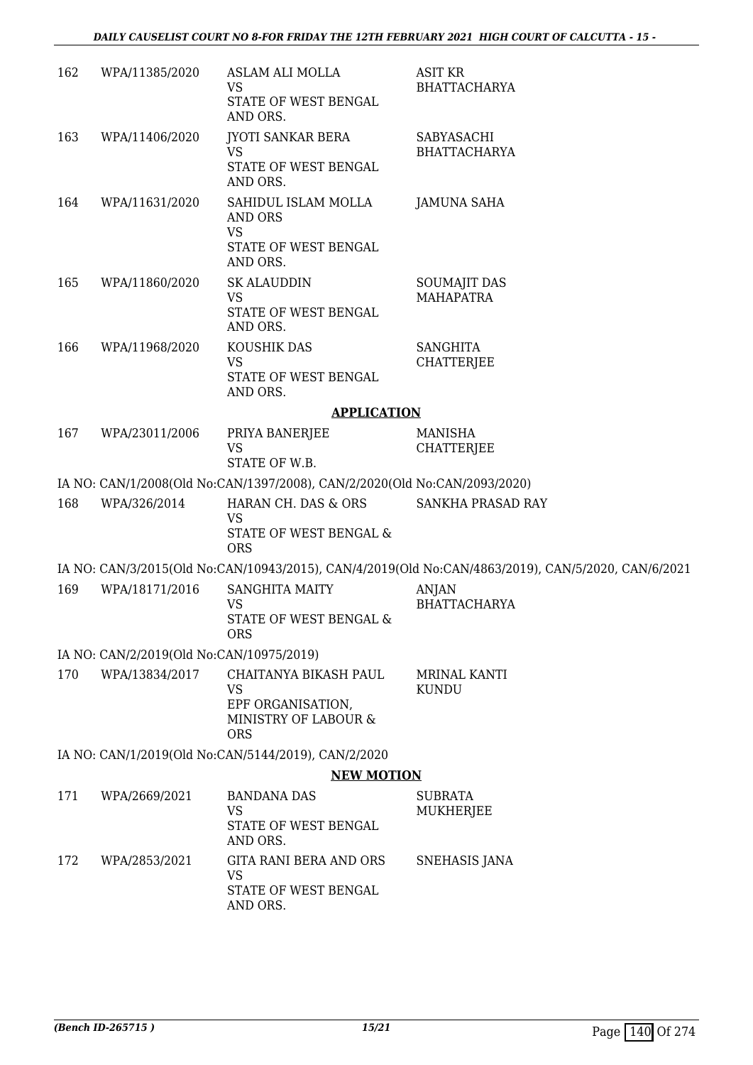| 162 | WPA/11385/2020 | ASLAM ALI MOLLA<br>VS<br>STATE OF WEST BENGAL AND ORS. | ASIT KR BHATTACHARYA |
|---|---|---|---|
| 163 | WPA/11406/2020 | JYOTI SANKAR BERA<br>VS<br>STATE OF WEST BENGAL AND ORS. | SABYASACHI BHATTACHARYA |
| 164 | WPA/11631/2020 | SAHIDUL ISLAM MOLLA AND ORS<br>VS<br>STATE OF WEST BENGAL AND ORS. | JAMUNA SAHA |
| 165 | WPA/11860/2020 | SK ALAUDDIN<br>VS<br>STATE OF WEST BENGAL AND ORS. | SOUMAJIT DAS MAHAPATRA |
| 166 | WPA/11968/2020 | KOUSHIK DAS<br>VS<br>STATE OF WEST BENGAL AND ORS. | SANGHITA CHATTERJEE |

**APPLICATION**

| 167 | WPA/23011/2006 | PRIYA BANERJEE<br>VS<br>STATE OF W.B. | MANISHA CHATTERJEE |
|---|---|---|---|

IA NO: CAN/1/2008(Old No:CAN/1397/2008), CAN/2/2020(Old No:CAN/2093/2020)

| 168 | WPA/326/2014 | HARAN CH. DAS & ORS<br>VS<br>STATE OF WEST BENGAL & ORS | SANKHA PRASAD RAY |
|---|---|---|---|

IA NO: CAN/3/2015(Old No:CAN/10943/2015), CAN/4/2019(Old No:CAN/4863/2019), CAN/5/2020, CAN/6/2021

| 169 | WPA/18171/2016 | SANGHITA MAITY<br>VS<br>STATE OF WEST BENGAL & ORS | ANJAN BHATTACHARYA |
|---|---|---|---|

IA NO: CAN/2/2019(Old No:CAN/10975/2019)

| 170 | WPA/13834/2017 | CHAITANYA BIKASH PAUL<br>VS<br>EPF ORGANISATION, MINISTRY OF LABOUR & ORS | MRINAL KANTI KUNDU |
|---|---|---|---|

IA NO: CAN/1/2019(Old No:CAN/5144/2019), CAN/2/2020

**NEW MOTION**

| 171 | WPA/2669/2021 | BANDANA DAS<br>VS<br>STATE OF WEST BENGAL AND ORS. | SUBRATA MUKHERJEE |
|---|---|---|---|
| 172 | WPA/2853/2021 | GITA RANI BERA AND ORS<br>VS<br>STATE OF WEST BENGAL AND ORS. | SNEHASIS JANA |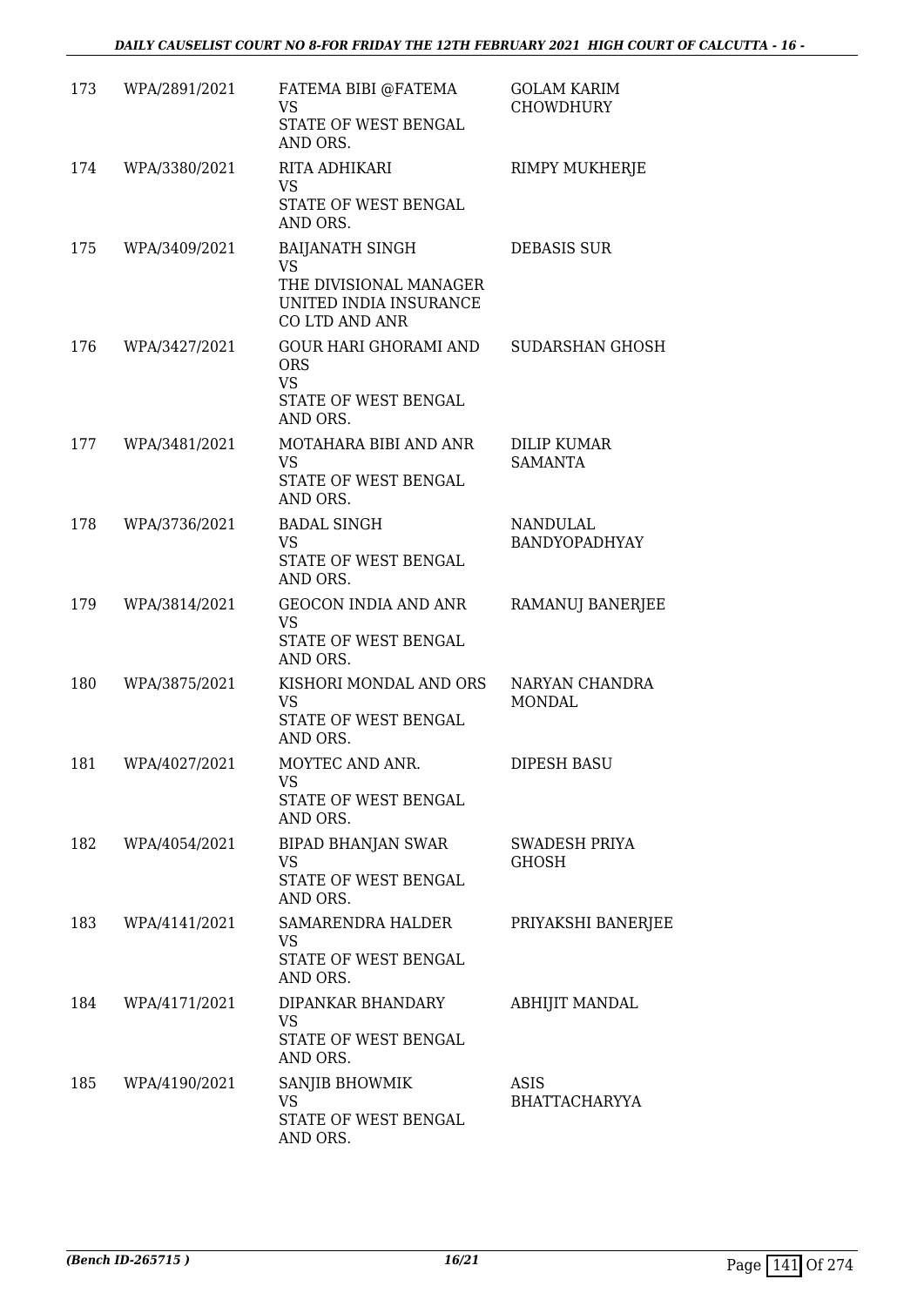| 173 | WPA/2891/2021 | FATEMA BIBI @FATEMA<br>VS<br>STATE OF WEST BENGAL AND ORS. | GOLAM KARIM CHOWDHURY |
|---|---|---|---|
| 174 | WPA/3380/2021 | RITA ADHIKARI<br>VS<br>STATE OF WEST BENGAL AND ORS. | RIMPY MUKHERJE |
| 175 | WPA/3409/2021 | BAIJANATH SINGH<br>VS<br>THE DIVISIONAL MANAGER UNITED INDIA INSURANCE CO LTD AND ANR | DEBASIS SUR |
| 176 | WPA/3427/2021 | GOUR HARI GHORAMI AND ORS<br>VS<br>STATE OF WEST BENGAL AND ORS. | SUDARSHAN GHOSH |
| 177 | WPA/3481/2021 | MOTAHARA BIBI AND ANR<br>VS<br>STATE OF WEST BENGAL AND ORS. | DILIP KUMAR SAMANTA |
| 178 | WPA/3736/2021 | BADAL SINGH<br>VS<br>STATE OF WEST BENGAL AND ORS. | NANDULAL BANDYOPADHYAY |
| 179 | WPA/3814/2021 | GEOCON INDIA AND ANR<br>VS<br>STATE OF WEST BENGAL AND ORS. | RAMANUJ BANERJEE |
| 180 | WPA/3875/2021 | KISHORI MONDAL AND ORS<br>VS<br>STATE OF WEST BENGAL AND ORS. | NARYAN CHANDRA MONDAL |
| 181 | WPA/4027/2021 | MOYTEC AND ANR.<br>VS<br>STATE OF WEST BENGAL AND ORS. | DIPESH BASU |
| 182 | WPA/4054/2021 | BIPAD BHANJAN SWAR<br>VS<br>STATE OF WEST BENGAL AND ORS. | SWADESH PRIYA GHOSH |
| 183 | WPA/4141/2021 | SAMARENDRA HALDER<br>VS<br>STATE OF WEST BENGAL AND ORS. | PRIYAKSHI BANERJEE |
| 184 | WPA/4171/2021 | DIPANKAR BHANDARY<br>VS<br>STATE OF WEST BENGAL AND ORS. | ABHIJIT MANDAL |
| 185 | WPA/4190/2021 | SANJIB BHOWMIK<br>VS<br>STATE OF WEST BENGAL AND ORS. | ASIS BHATTACHARYYA |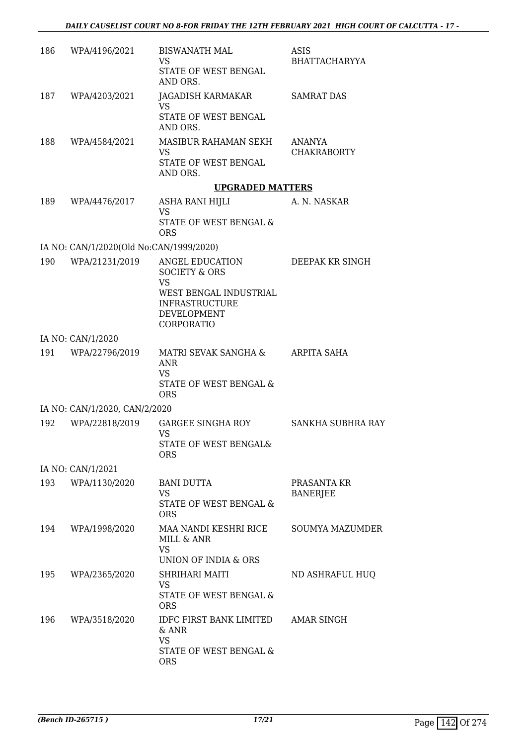| | | | |
|---|---|---|---|
| 186 | WPA/4196/2021 | BISWANATH MAL<br>VS<br>STATE OF WEST BENGAL AND ORS. | ASIS BHATTACHARYYA |
| 187 | WPA/4203/2021 | JAGADISH KARMAKAR<br>VS<br>STATE OF WEST BENGAL AND ORS. | SAMRAT DAS |
| 188 | WPA/4584/2021 | MASIBUR RAHAMAN SEKH<br>VS<br>STATE OF WEST BENGAL AND ORS. | ANANYA CHAKRABORTY |

**UPGRADED MATTERS**

| | | | |
|---|---|---|---|
| 189 | WPA/4476/2017 | ASHA RANI HIJLI<br>VS<br>STATE OF WEST BENGAL & ORS | A. N. NASKAR |
| | IA NO: CAN/1/2020(Old No:CAN/1999/2020) | | |
| 190 | WPA/21231/2019 | ANGEL EDUCATION SOCIETY & ORS<br>VS<br>WEST BENGAL INDUSTRIAL INFRASTRUCTURE DEVELOPMENT CORPORATIO | DEEPAK KR SINGH |
| | IA NO: CAN/1/2020 | | |
| 191 | WPA/22796/2019 | MATRI SEVAK SANGHA & ANR<br>VS<br>STATE OF WEST BENGAL & ORS | ARPITA SAHA |
| | IA NO: CAN/1/2020, CAN/2/2020 | | |
| 192 | WPA/22818/2019 | GARGEE SINGHA ROY<br>VS<br>STATE OF WEST BENGAL& ORS | SANKHA SUBHRA RAY |
| | IA NO: CAN/1/2021 | | |
| 193 | WPA/1130/2020 | BANI DUTTA<br>VS<br>STATE OF WEST BENGAL & ORS | PRASANTA KR BANERJEE |
| 194 | WPA/1998/2020 | MAA NANDI KESHRI RICE MILL & ANR<br>VS<br>UNION OF INDIA & ORS | SOUMYA MAZUMDER |
| 195 | WPA/2365/2020 | SHRIHARI MAITI<br>VS<br>STATE OF WEST BENGAL & ORS | ND ASHRAFUL HUQ |
| 196 | WPA/3518/2020 | IDFC FIRST BANK LIMITED & ANR<br>VS<br>STATE OF WEST BENGAL & ORS | AMAR SINGH |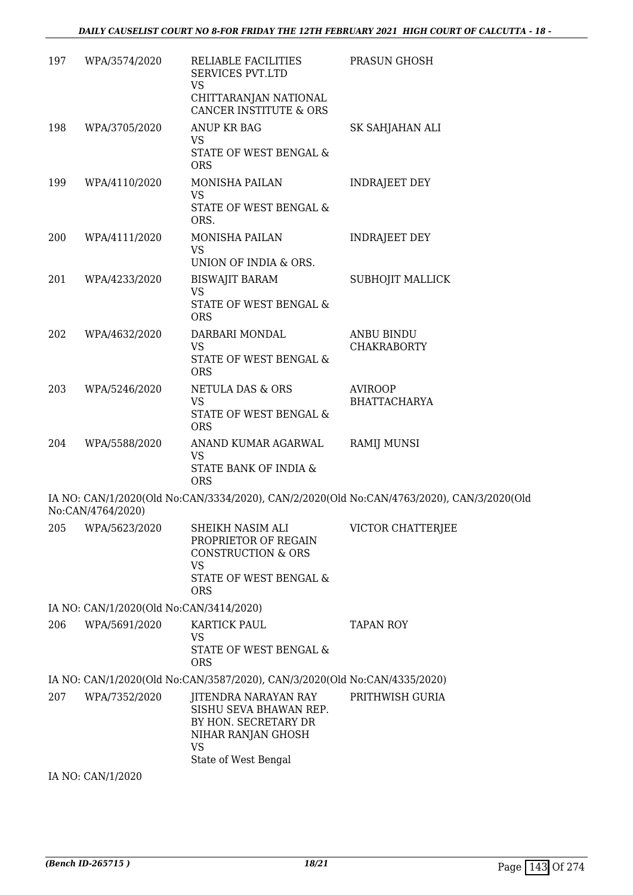| | | | |
|---|---|---|---|
| 197 | WPA/3574/2020 | RELIABLE FACILITIES SERVICES PVT.LTD<br>VS<br>CHITTARANJAN NATIONAL CANCER INSTITUTE & ORS | PRASUN GHOSH |
| 198 | WPA/3705/2020 | ANUP KR BAG<br>VS<br>STATE OF WEST BENGAL & ORS | SK SAHJAHAN ALI |
| 199 | WPA/4110/2020 | MONISHA PAILAN<br>VS<br>STATE OF WEST BENGAL & ORS. | INDRAJEET DEY |
| 200 | WPA/4111/2020 | MONISHA PAILAN<br>VS<br>UNION OF INDIA & ORS. | INDRAJEET DEY |
| 201 | WPA/4233/2020 | BISWAJIT BARAM<br>VS<br>STATE OF WEST BENGAL & ORS | SUBHOJIT MALLICK |
| 202 | WPA/4632/2020 | DARBARI MONDAL<br>VS<br>STATE OF WEST BENGAL & ORS | ANBU BINDU CHAKRABORTY |
| 203 | WPA/5246/2020 | NETULA DAS & ORS<br>VS<br>STATE OF WEST BENGAL & ORS | AVIROOP BHATTACHARYA |
| 204 | WPA/5588/2020 | ANAND KUMAR AGARWAL<br>VS<br>STATE BANK OF INDIA & ORS | RAMIJ MUNSI |

IA NO: CAN/1/2020(Old No:CAN/3334/2020), CAN/2/2020(Old No:CAN/4763/2020), CAN/3/2020(Old No:CAN/4764/2020)

| | | | |
|---|---|---|---|
| 205 | WPA/5623/2020 | SHEIKH NASIM ALI PROPRIETOR OF REGAIN CONSTRUCTION & ORS<br>VS<br>STATE OF WEST BENGAL & ORS | VICTOR CHATTERJEE |

IA NO: CAN/1/2020(Old No:CAN/3414/2020)

| | | | |
|---|---|---|---|
| 206 | WPA/5691/2020 | KARTICK PAUL<br>VS<br>STATE OF WEST BENGAL & ORS | TAPAN ROY |

IA NO: CAN/1/2020(Old No:CAN/3587/2020), CAN/3/2020(Old No:CAN/4335/2020)

| | | | |
|---|---|---|---|
| 207 | WPA/7352/2020 | JITENDRA NARAYAN RAY SISHU SEVA BHAWAN REP. BY HON. SECRETARY DR NIHAR RANJAN GHOSH<br>VS<br>State of West Bengal | PRITHWISH GURIA |

IA NO: CAN/1/2020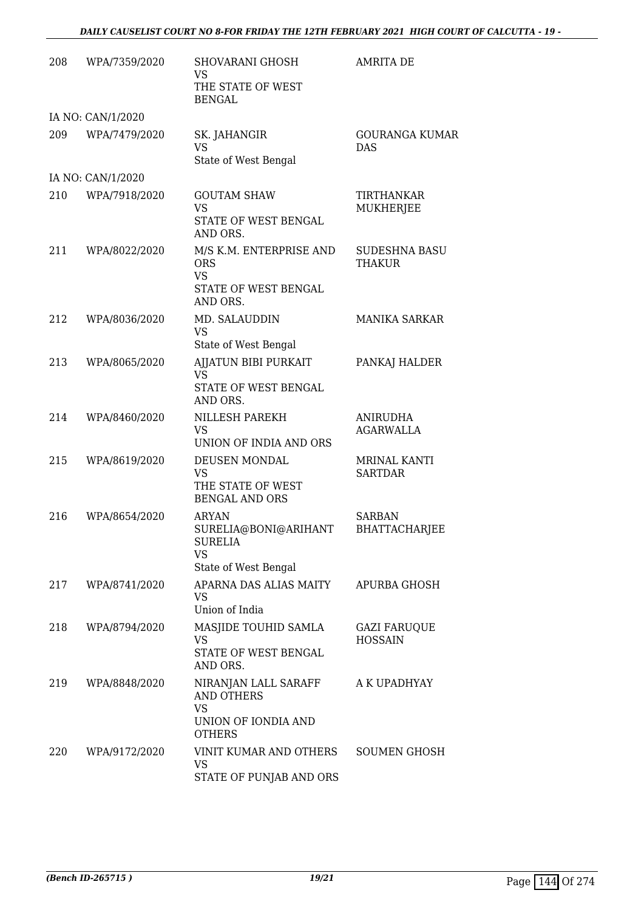| | | | |
|---|---|---|---|
| 208 | WPA/7359/2020 | SHOVARANI GHOSH<br>VS<br>THE STATE OF WEST BENGAL | AMRITA DE |
| IA NO: CAN/1/2020 | | | |
| 209 | WPA/7479/2020 | SK. JAHANGIR<br>VS<br>State of West Bengal | GOURANGA KUMAR DAS |
| IA NO: CAN/1/2020 | | | |
| 210 | WPA/7918/2020 | GOUTAM SHAW<br>VS<br>STATE OF WEST BENGAL AND ORS. | TIRTHANKAR MUKHERJEE |
| 211 | WPA/8022/2020 | M/S K.M. ENTERPRISE AND ORS<br>VS<br>STATE OF WEST BENGAL AND ORS. | SUDESHNA BASU THAKUR |
| 212 | WPA/8036/2020 | MD. SALAUDDIN<br>VS<br>State of West Bengal | MANIKA SARKAR |
| 213 | WPA/8065/2020 | AJJATUN BIBI PURKAIT<br>VS<br>STATE OF WEST BENGAL AND ORS. | PANKAJ HALDER |
| 214 | WPA/8460/2020 | NILLESH PAREKH<br>VS<br>UNION OF INDIA AND ORS | ANIRUDHA AGARWALLA |
| 215 | WPA/8619/2020 | DEUSEN MONDAL<br>VS<br>THE STATE OF WEST BENGAL AND ORS | MRINAL KANTI SARTDAR |
| 216 | WPA/8654/2020 | ARYAN SURELIA@BONI@ARIHANT SURELIA<br>VS<br>State of West Bengal | SARBAN BHATTACHARJEE |
| 217 | WPA/8741/2020 | APARNA DAS ALIAS MAITY<br>VS<br>Union of India | APURBA GHOSH |
| 218 | WPA/8794/2020 | MASJIDE TOUHID SAMLA<br>VS<br>STATE OF WEST BENGAL AND ORS. | GAZI FARUQUE HOSSAIN |
| 219 | WPA/8848/2020 | NIRANJAN LALL SARAFF AND OTHERS<br>VS<br>UNION OF IONDIA AND OTHERS | A K UPADHYAY |
| 220 | WPA/9172/2020 | VINIT KUMAR AND OTHERS<br>VS<br>STATE OF PUNJAB AND ORS | SOUMEN GHOSH |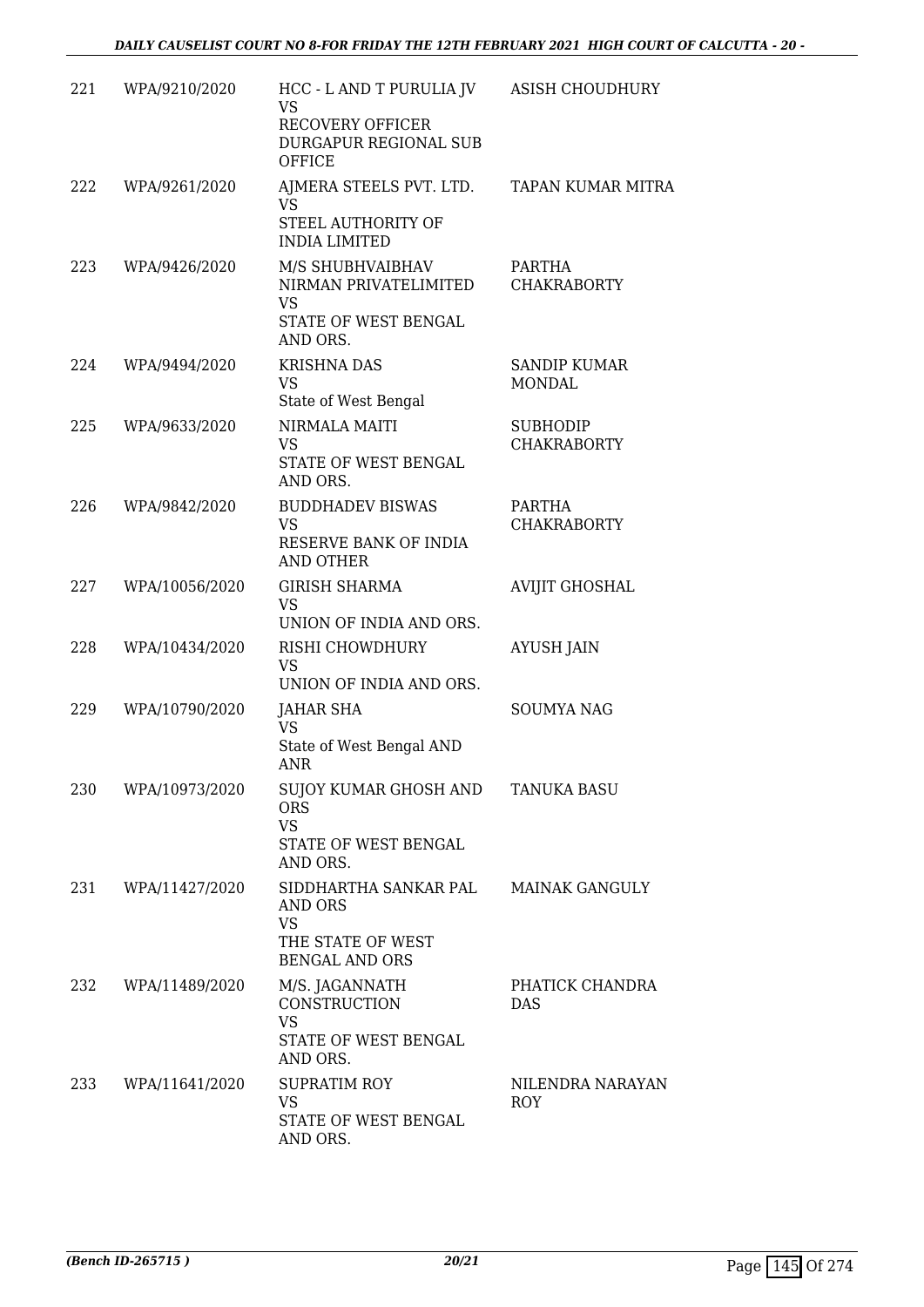| | | | |
|---|---|---|---|
| 221 | WPA/9210/2020 | HCC - L AND T PURULIA JV<br>VS<br>RECOVERY OFFICER DURGAPUR REGIONAL SUB OFFICE | ASISH CHOUDHURY |
| 222 | WPA/9261/2020 | AJMERA STEELS PVT. LTD.<br>VS<br>STEEL AUTHORITY OF INDIA LIMITED | TAPAN KUMAR MITRA |
| 223 | WPA/9426/2020 | M/S SHUBHVAIBHAV NIRMAN PRIVATELIMITED<br>VS<br>STATE OF WEST BENGAL AND ORS. | PARTHA CHAKRABORTY |
| 224 | WPA/9494/2020 | KRISHNA DAS<br>VS<br>State of West Bengal | SANDIP KUMAR MONDAL |
| 225 | WPA/9633/2020 | NIRMALA MAITI<br>VS<br>STATE OF WEST BENGAL AND ORS. | SUBHODIP CHAKRABORTY |
| 226 | WPA/9842/2020 | BUDDHADEV BISWAS<br>VS<br>RESERVE BANK OF INDIA AND OTHER | PARTHA CHAKRABORTY |
| 227 | WPA/10056/2020 | GIRISH SHARMA<br>VS<br>UNION OF INDIA AND ORS. | AVIJIT GHOSHAL |
| 228 | WPA/10434/2020 | RISHI CHOWDHURY<br>VS<br>UNION OF INDIA AND ORS. | AYUSH JAIN |
| 229 | WPA/10790/2020 | JAHAR SHA<br>VS<br>State of West Bengal AND ANR | SOUMYA NAG |
| 230 | WPA/10973/2020 | SUJOY KUMAR GHOSH AND ORS<br>VS<br>STATE OF WEST BENGAL AND ORS. | TANUKA BASU |
| 231 | WPA/11427/2020 | SIDDHARTHA SANKAR PAL AND ORS<br>VS<br>THE STATE OF WEST BENGAL AND ORS | MAINAK GANGULY |
| 232 | WPA/11489/2020 | M/S. JAGANNATH CONSTRUCTION<br>VS<br>STATE OF WEST BENGAL AND ORS. | PHATICK CHANDRA DAS |
| 233 | WPA/11641/2020 | SUPRATIM ROY<br>VS<br>STATE OF WEST BENGAL AND ORS. | NILENDRA NARAYAN ROY |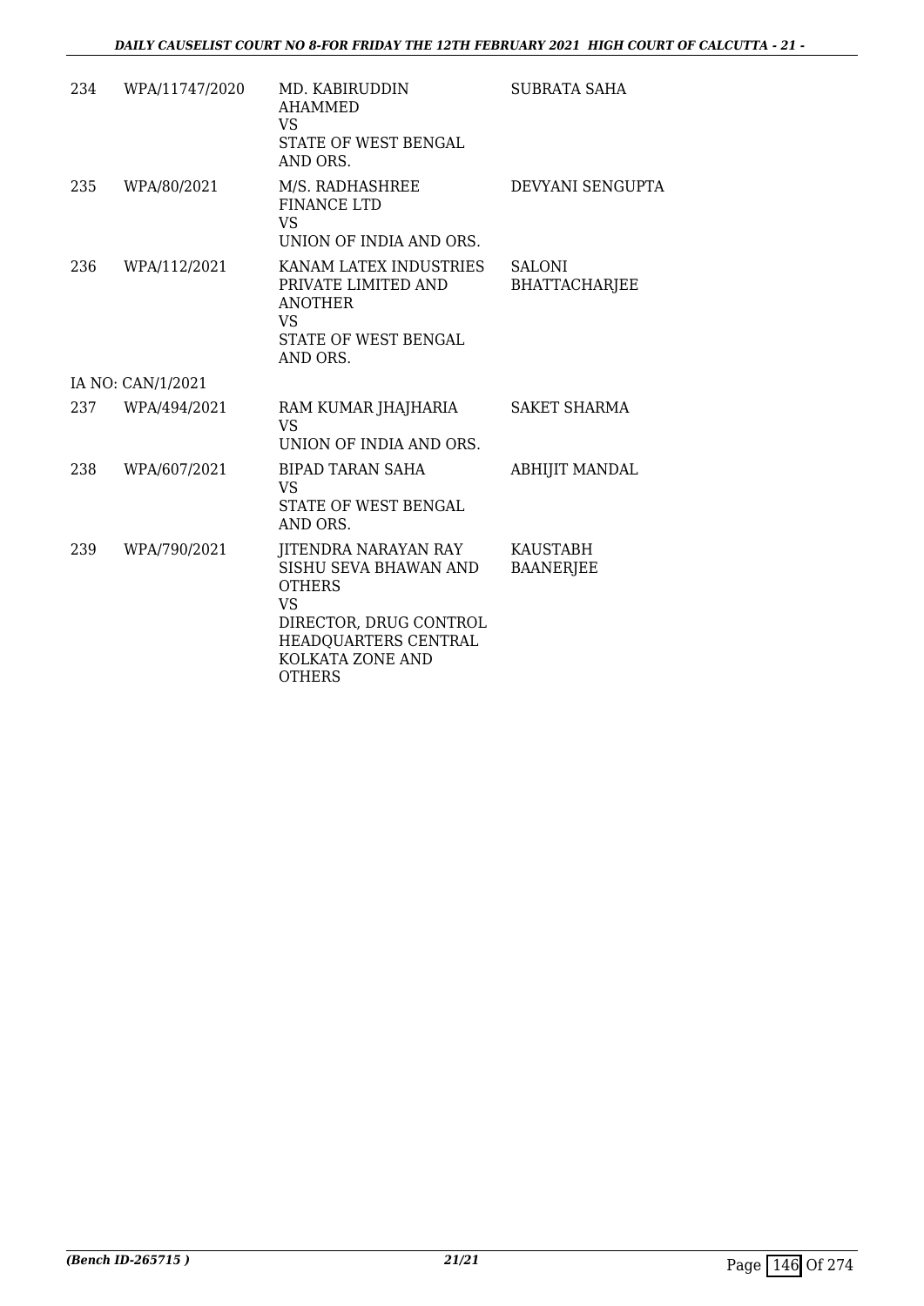| | | | |
|---|---|---|---|
| 234 | WPA/11747/2020 | MD. KABIRUDDIN AHAMMED<br>VS<br>STATE OF WEST BENGAL AND ORS. | SUBRATA SAHA |
| 235 | WPA/80/2021 | M/S. RADHASHREE FINANCE LTD<br>VS<br>UNION OF INDIA AND ORS. | DEVYANI SENGUPTA |
| 236 | WPA/112/2021 | KANAM LATEX INDUSTRIES PRIVATE LIMITED AND ANOTHER<br>VS<br>STATE OF WEST BENGAL AND ORS. | SALONI BHATTACHARJEE |
| | IA NO: CAN/1/2021 | | |
| 237 | WPA/494/2021 | RAM KUMAR JHAJHARIA<br>VS<br>UNION OF INDIA AND ORS. | SAKET SHARMA |
| 238 | WPA/607/2021 | BIPAD TARAN SAHA<br>VS<br>STATE OF WEST BENGAL AND ORS. | ABHIJIT MANDAL |
| 239 | WPA/790/2021 | JITENDRA NARAYAN RAY SISHU SEVA BHAWAN AND OTHERS<br>VS<br>DIRECTOR, DRUG CONTROL HEADQUARTERS CENTRAL KOLKATA ZONE AND OTHERS | KAUSTABH BAANERJEE |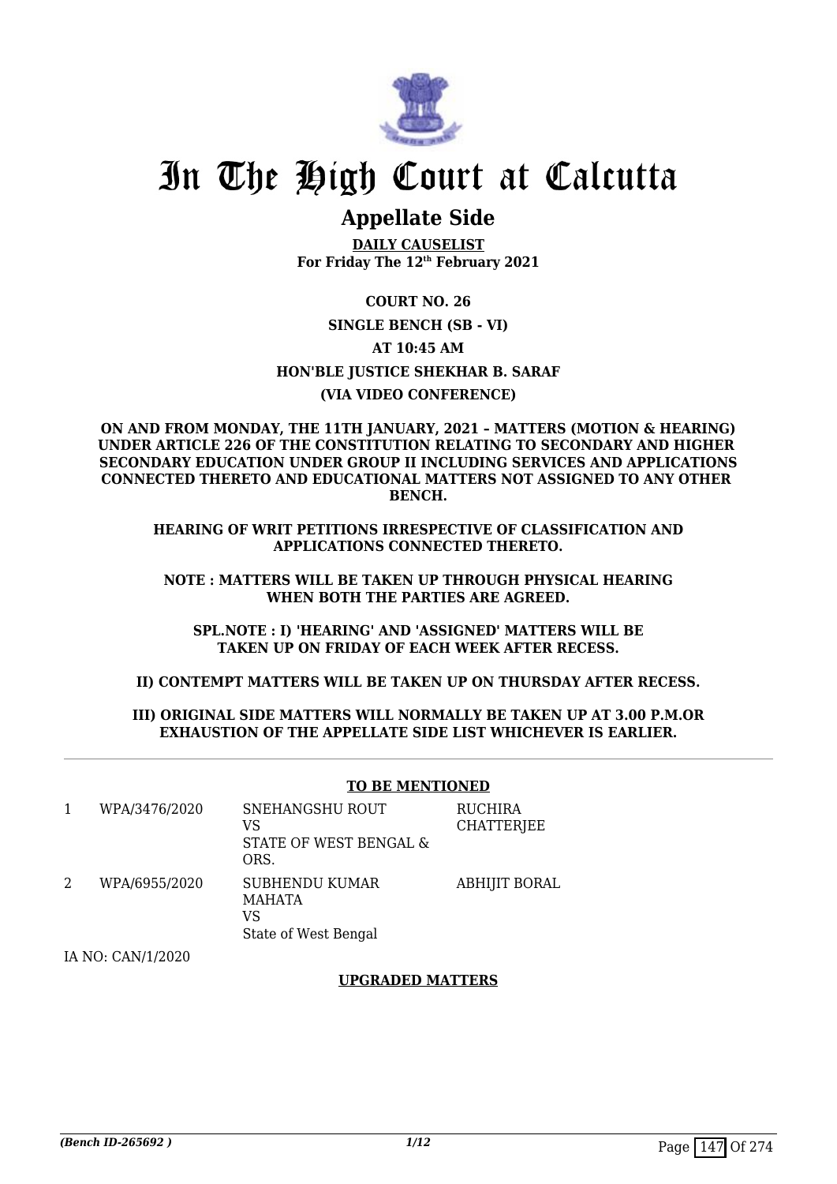# In The High Court at Calcutta

## Appellate Side

**DAILY CAUSELIST**
**For Friday The 12th February 2021**

**COURT NO. 26**

**SINGLE BENCH (SB - VI)**

**AT 10:45 AM**

**HON'BLE JUSTICE SHEKHAR B. SARAF**

**(VIA VIDEO CONFERENCE)**

**ON AND FROM MONDAY, THE 11TH JANUARY, 2021 – MATTERS (MOTION & HEARING) UNDER ARTICLE 226 OF THE CONSTITUTION RELATING TO SECONDARY AND HIGHER SECONDARY EDUCATION UNDER GROUP II INCLUDING SERVICES AND APPLICATIONS CONNECTED THERETO AND EDUCATIONAL MATTERS NOT ASSIGNED TO ANY OTHER BENCH.**

**HEARING OF WRIT PETITIONS IRRESPECTIVE OF CLASSIFICATION AND APPLICATIONS CONNECTED THERETO.**

**NOTE : MATTERS WILL BE TAKEN UP THROUGH PHYSICAL HEARING WHEN BOTH THE PARTIES ARE AGREED.**

**SPL.NOTE : I) 'HEARING' AND 'ASSIGNED' MATTERS WILL BE TAKEN UP ON FRIDAY OF EACH WEEK AFTER RECESS.**

**II) CONTEMPT MATTERS WILL BE TAKEN UP ON THURSDAY AFTER RECESS.**

**III) ORIGINAL SIDE MATTERS WILL NORMALLY BE TAKEN UP AT 3.00 P.M.OR EXHAUSTION OF THE APPELLATE SIDE LIST WHICHEVER IS EARLIER.**

### TO BE MENTIONED

| | | | |
|---|---|---|---|
| 1 | WPA/3476/2020 | SNEHANGSHU ROUT<br>VS<br>STATE OF WEST BENGAL & ORS. | RUCHIRA CHATTERJEE |
| 2 | WPA/6955/2020 | SUBHENDU KUMAR MAHATA<br>VS<br>State of West Bengal | ABHIJIT BORAL |

IA NO: CAN/1/2020

### UPGRADED MATTERS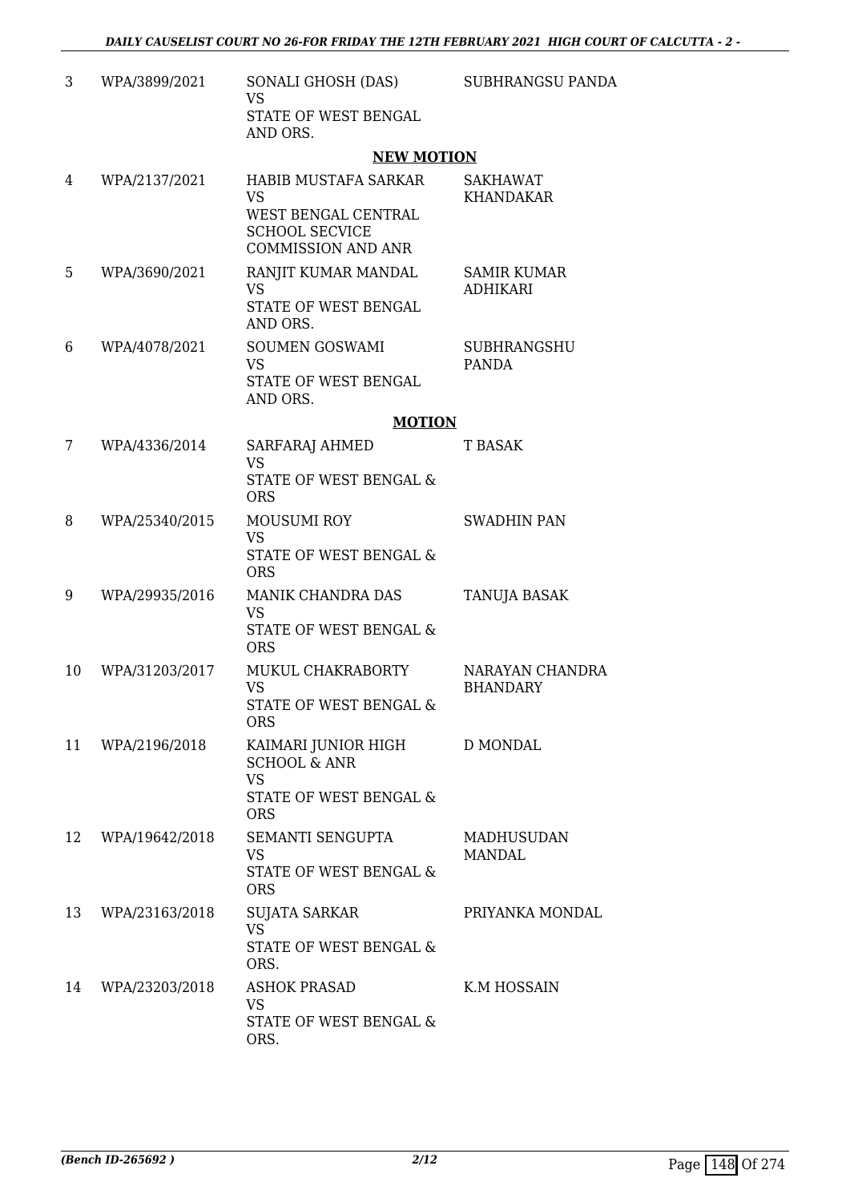| | | | |
|---|---|---|---|
| 3 | WPA/3899/2021 | SONALI GHOSH (DAS)<br>VS<br>STATE OF WEST BENGAL AND ORS. | SUBHRANGSU PANDA |

**NEW MOTION**

| | | | |
|---|---|---|---|
| 4 | WPA/2137/2021 | HABIB MUSTAFA SARKAR<br>VS<br>WEST BENGAL CENTRAL SCHOOL SECVICE COMMISSION AND ANR | SAKHAWAT KHANDAKAR |
| 5 | WPA/3690/2021 | RANJIT KUMAR MANDAL<br>VS<br>STATE OF WEST BENGAL AND ORS. | SAMIR KUMAR ADHIKARI |
| 6 | WPA/4078/2021 | SOUMEN GOSWAMI<br>VS<br>STATE OF WEST BENGAL AND ORS. | SUBHRANGSHU PANDA |

**MOTION**

| | | | |
|---|---|---|---|
| 7 | WPA/4336/2014 | SARFARAJ AHMED<br>VS<br>STATE OF WEST BENGAL & ORS | T BASAK |
| 8 | WPA/25340/2015 | MOUSUMI ROY<br>VS<br>STATE OF WEST BENGAL & ORS | SWADHIN PAN |
| 9 | WPA/29935/2016 | MANIK CHANDRA DAS<br>VS<br>STATE OF WEST BENGAL & ORS | TANUJA BASAK |
| 10 | WPA/31203/2017 | MUKUL CHAKRABORTY<br>VS<br>STATE OF WEST BENGAL & ORS | NARAYAN CHANDRA BHANDARY |
| 11 | WPA/2196/2018 | KAIMARI JUNIOR HIGH SCHOOL & ANR<br>VS<br>STATE OF WEST BENGAL & ORS | D MONDAL |
| 12 | WPA/19642/2018 | SEMANTI SENGUPTA<br>VS<br>STATE OF WEST BENGAL & ORS | MADHUSUDAN MANDAL |
| 13 | WPA/23163/2018 | SUJATA SARKAR<br>VS<br>STATE OF WEST BENGAL & ORS. | PRIYANKA MONDAL |
| 14 | WPA/23203/2018 | ASHOK PRASAD<br>VS<br>STATE OF WEST BENGAL & ORS. | K.M HOSSAIN |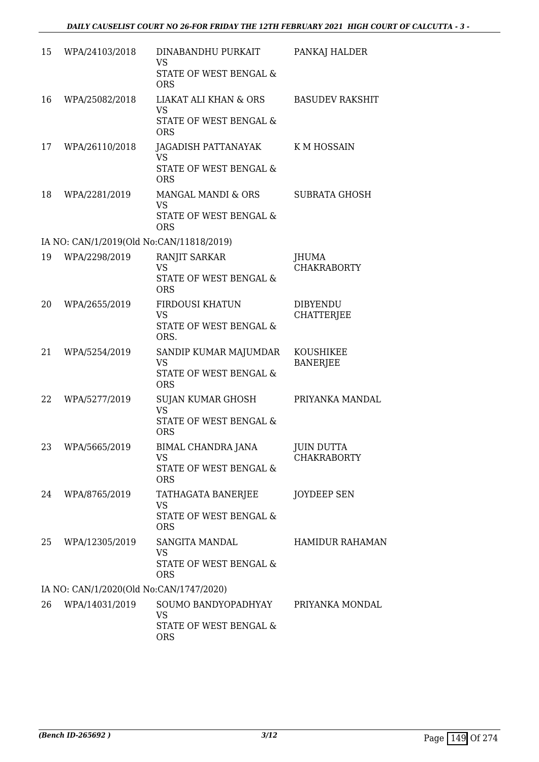| | | | |
|---|---|---|---|
| 15 | WPA/24103/2018 | DINABANDHU PURKAIT<br>VS<br>STATE OF WEST BENGAL & ORS | PANKAJ HALDER |
| 16 | WPA/25082/2018 | LIAKAT ALI KHAN & ORS<br>VS<br>STATE OF WEST BENGAL & ORS | BASUDEV RAKSHIT |
| 17 | WPA/26110/2018 | JAGADISH PATTANAYAK<br>VS<br>STATE OF WEST BENGAL & ORS | K M HOSSAIN |
| 18 | WPA/2281/2019 | MANGAL MANDI & ORS<br>VS<br>STATE OF WEST BENGAL & ORS | SUBRATA GHOSH |
| | IA NO: CAN/1/2019(Old No:CAN/11818/2019) | | |
| 19 | WPA/2298/2019 | RANJIT SARKAR<br>VS<br>STATE OF WEST BENGAL & ORS | JHUMA CHAKRABORTY |
| 20 | WPA/2655/2019 | FIRDOUSI KHATUN<br>VS<br>STATE OF WEST BENGAL & ORS. | DIBYENDU CHATTERJEE |
| 21 | WPA/5254/2019 | SANDIP KUMAR MAJUMDAR<br>VS<br>STATE OF WEST BENGAL & ORS | KOUSHIKEE BANERJEE |
| 22 | WPA/5277/2019 | SUJAN KUMAR GHOSH<br>VS<br>STATE OF WEST BENGAL & ORS | PRIYANKA MANDAL |
| 23 | WPA/5665/2019 | BIMAL CHANDRA JANA<br>VS<br>STATE OF WEST BENGAL & ORS | JUIN DUTTA CHAKRABORTY |
| 24 | WPA/8765/2019 | TATHAGATA BANERJEE<br>VS<br>STATE OF WEST BENGAL & ORS | JOYDEEP SEN |
| 25 | WPA/12305/2019 | SANGITA MANDAL<br>VS<br>STATE OF WEST BENGAL & ORS | HAMIDUR RAHAMAN |
| | IA NO: CAN/1/2020(Old No:CAN/1747/2020) | | |
| 26 | WPA/14031/2019 | SOUMO BANDYOPADHYAY<br>VS<br>STATE OF WEST BENGAL & ORS | PRIYANKA MONDAL |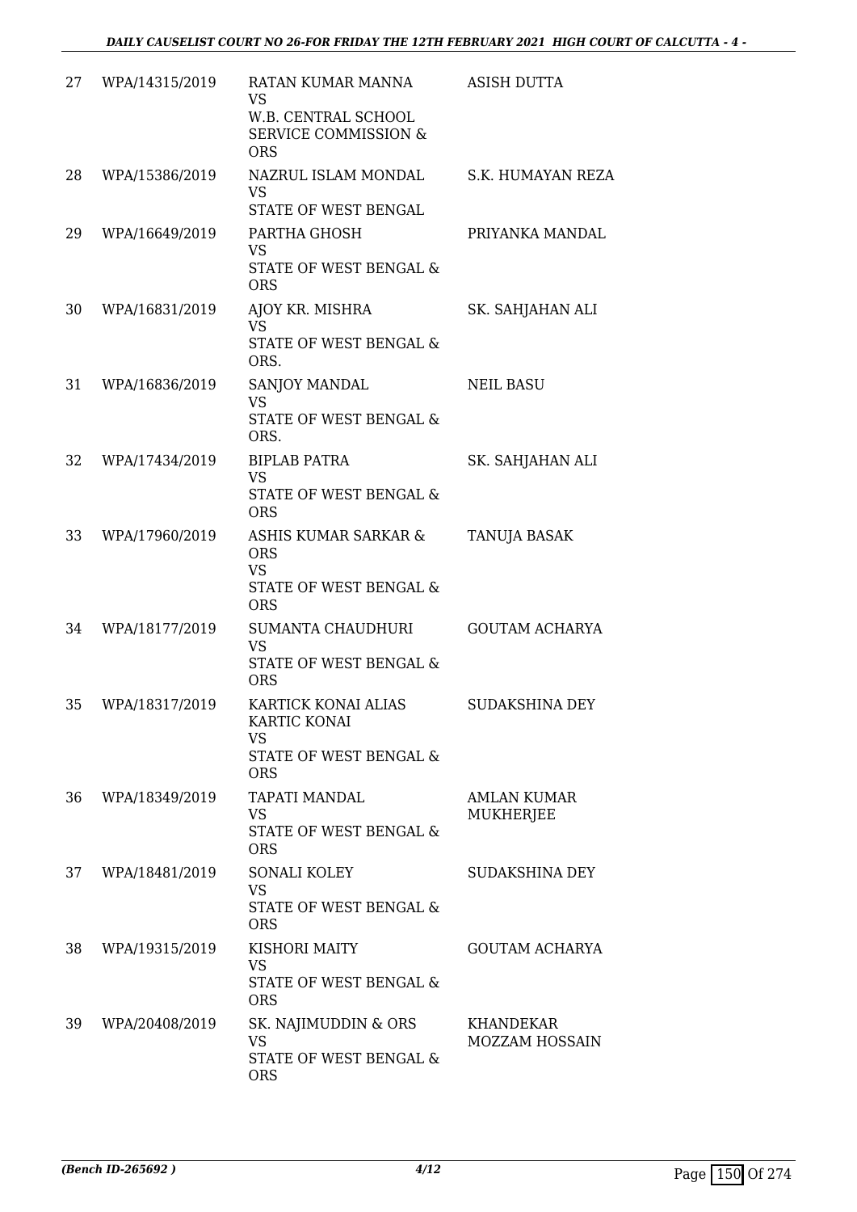| 27 | WPA/14315/2019 | RATAN KUMAR MANNA VS W.B. CENTRAL SCHOOL SERVICE COMMISSION & ORS | ASISH DUTTA |
|---|---|---|---|
| 28 | WPA/15386/2019 | NAZRUL ISLAM MONDAL VS STATE OF WEST BENGAL | S.K. HUMAYAN REZA |
| 29 | WPA/16649/2019 | PARTHA GHOSH VS STATE OF WEST BENGAL & ORS | PRIYANKA MANDAL |
| 30 | WPA/16831/2019 | AJOY KR. MISHRA VS STATE OF WEST BENGAL & ORS. | SK. SAHJAHAN ALI |
| 31 | WPA/16836/2019 | SANJOY MANDAL VS STATE OF WEST BENGAL & ORS. | NEIL BASU |
| 32 | WPA/17434/2019 | BIPLAB PATRA VS STATE OF WEST BENGAL & ORS | SK. SAHJAHAN ALI |
| 33 | WPA/17960/2019 | ASHIS KUMAR SARKAR & ORS VS STATE OF WEST BENGAL & ORS | TANUJA BASAK |
| 34 | WPA/18177/2019 | SUMANTA CHAUDHURI VS STATE OF WEST BENGAL & ORS | GOUTAM ACHARYA |
| 35 | WPA/18317/2019 | KARTICK KONAI ALIAS KARTIC KONAI VS STATE OF WEST BENGAL & ORS | SUDAKSHINA DEY |
| 36 | WPA/18349/2019 | TAPATI MANDAL VS STATE OF WEST BENGAL & ORS | AMLAN KUMAR MUKHERJEE |
| 37 | WPA/18481/2019 | SONALI KOLEY VS STATE OF WEST BENGAL & ORS | SUDAKSHINA DEY |
| 38 | WPA/19315/2019 | KISHORI MAITY VS STATE OF WEST BENGAL & ORS | GOUTAM ACHARYA |
| 39 | WPA/20408/2019 | SK. NAJIMUDDIN & ORS VS STATE OF WEST BENGAL & ORS | KHANDEKAR MOZZAM HOSSAIN |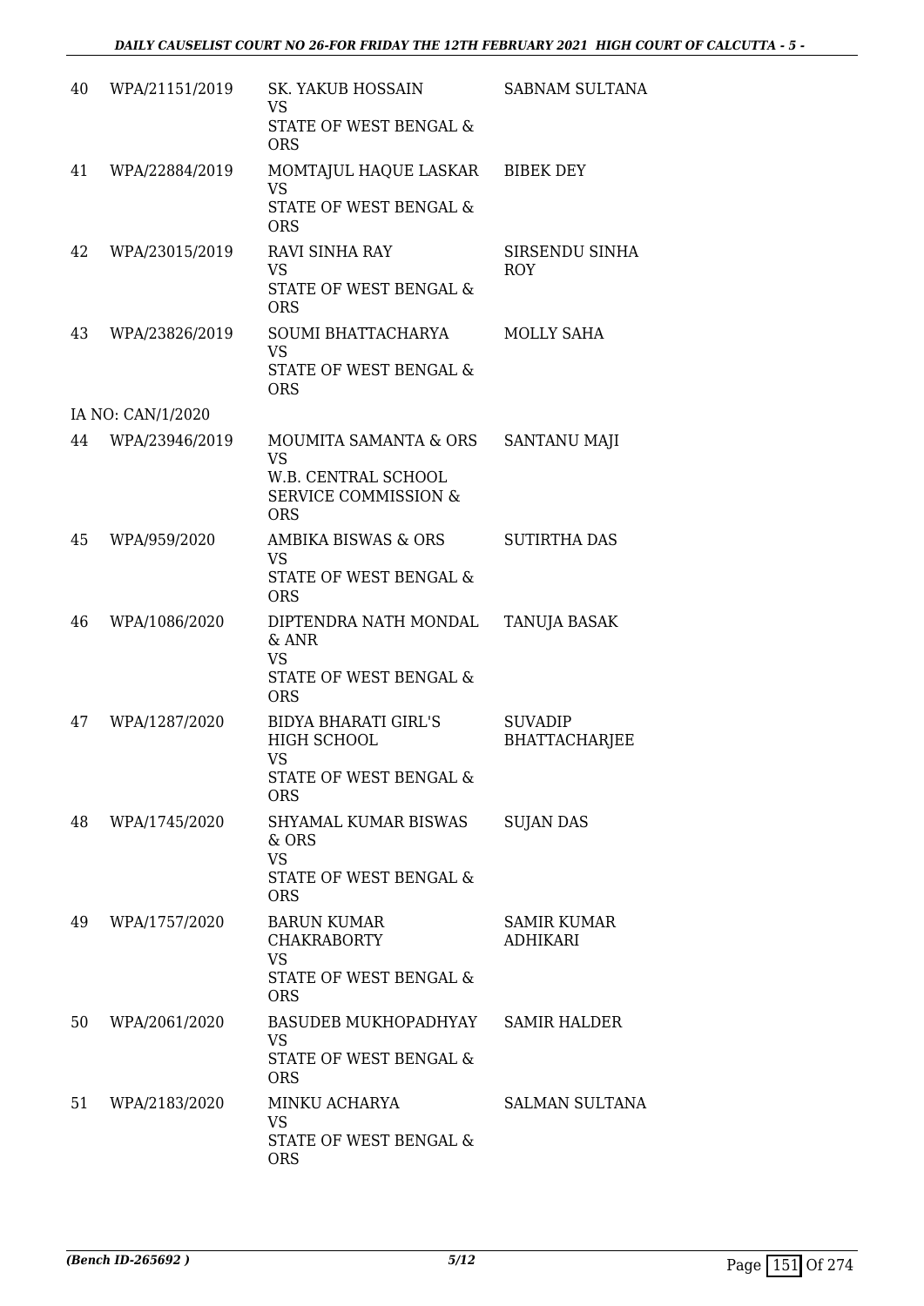| | | | |
|---|---|---|---|
| 40 | WPA/21151/2019 | SK. YAKUB HOSSAIN<br>VS<br>STATE OF WEST BENGAL & ORS | SABNAM SULTANA |
| 41 | WPA/22884/2019 | MOMTAJUL HAQUE LASKAR<br>VS<br>STATE OF WEST BENGAL & ORS | BIBEK DEY |
| 42 | WPA/23015/2019 | RAVI SINHA RAY<br>VS<br>STATE OF WEST BENGAL & ORS | SIRSENDU SINHA ROY |
| 43 | WPA/23826/2019 | SOUMI BHATTACHARYA<br>VS<br>STATE OF WEST BENGAL & ORS | MOLLY SAHA |
| | IA NO: CAN/1/2020 | | |
| 44 | WPA/23946/2019 | MOUMITA SAMANTA & ORS<br>VS<br>W.B. CENTRAL SCHOOL SERVICE COMMISSION & ORS | SANTANU MAJI |
| 45 | WPA/959/2020 | AMBIKA BISWAS & ORS<br>VS<br>STATE OF WEST BENGAL & ORS | SUTIRTHA DAS |
| 46 | WPA/1086/2020 | DIPTENDRA NATH MONDAL & ANR<br>VS<br>STATE OF WEST BENGAL & ORS | TANUJA BASAK |
| 47 | WPA/1287/2020 | BIDYA BHARATI GIRL'S HIGH SCHOOL<br>VS<br>STATE OF WEST BENGAL & ORS | SUVADIP BHATTACHARJEE |
| 48 | WPA/1745/2020 | SHYAMAL KUMAR BISWAS & ORS<br>VS<br>STATE OF WEST BENGAL & ORS | SUJAN DAS |
| 49 | WPA/1757/2020 | BARUN KUMAR CHAKRABORTY<br>VS<br>STATE OF WEST BENGAL & ORS | SAMIR KUMAR ADHIKARI |
| 50 | WPA/2061/2020 | BASUDEB MUKHOPADHYAY<br>VS<br>STATE OF WEST BENGAL & ORS | SAMIR HALDER |
| 51 | WPA/2183/2020 | MINKU ACHARYA<br>VS<br>STATE OF WEST BENGAL & ORS | SALMAN SULTANA |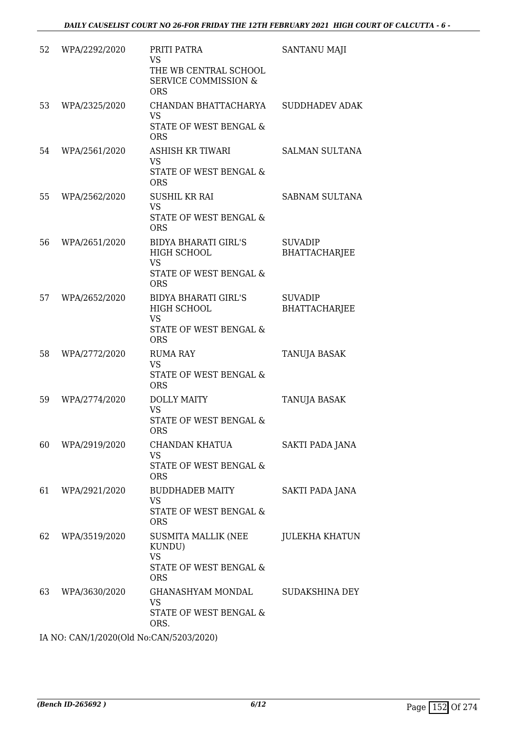| 52 | WPA/2292/2020 | PRITI PATRA<br>VS<br>THE WB CENTRAL SCHOOL SERVICE COMMISSION & ORS | SANTANU MAJI |
|---|---|---|---|
| 53 | WPA/2325/2020 | CHANDAN BHATTACHARYA<br>VS<br>STATE OF WEST BENGAL & ORS | SUDDHADEV ADAK |
| 54 | WPA/2561/2020 | ASHISH KR TIWARI<br>VS<br>STATE OF WEST BENGAL & ORS | SALMAN SULTANA |
| 55 | WPA/2562/2020 | SUSHIL KR RAI<br>VS<br>STATE OF WEST BENGAL & ORS | SABNAM SULTANA |
| 56 | WPA/2651/2020 | BIDYA BHARATI GIRL'S HIGH SCHOOL<br>VS<br>STATE OF WEST BENGAL & ORS | SUVADIP BHATTACHARJEE |
| 57 | WPA/2652/2020 | BIDYA BHARATI GIRL'S HIGH SCHOOL<br>VS<br>STATE OF WEST BENGAL & ORS | SUVADIP BHATTACHARJEE |
| 58 | WPA/2772/2020 | RUMA RAY<br>VS<br>STATE OF WEST BENGAL & ORS | TANUJA BASAK |
| 59 | WPA/2774/2020 | DOLLY MAITY<br>VS<br>STATE OF WEST BENGAL & ORS | TANUJA BASAK |
| 60 | WPA/2919/2020 | CHANDAN KHATUA<br>VS<br>STATE OF WEST BENGAL & ORS | SAKTI PADA JANA |
| 61 | WPA/2921/2020 | BUDDHADEB MAITY<br>VS<br>STATE OF WEST BENGAL & ORS | SAKTI PADA JANA |
| 62 | WPA/3519/2020 | SUSMITA MALLIK (NEE KUNDU)<br>VS<br>STATE OF WEST BENGAL & ORS | JULEKHA KHATUN |
| 63 | WPA/3630/2020 | GHANASHYAM MONDAL<br>VS<br>STATE OF WEST BENGAL & ORS. | SUDAKSHINA DEY |

IA NO: CAN/1/2020(Old No:CAN/5203/2020)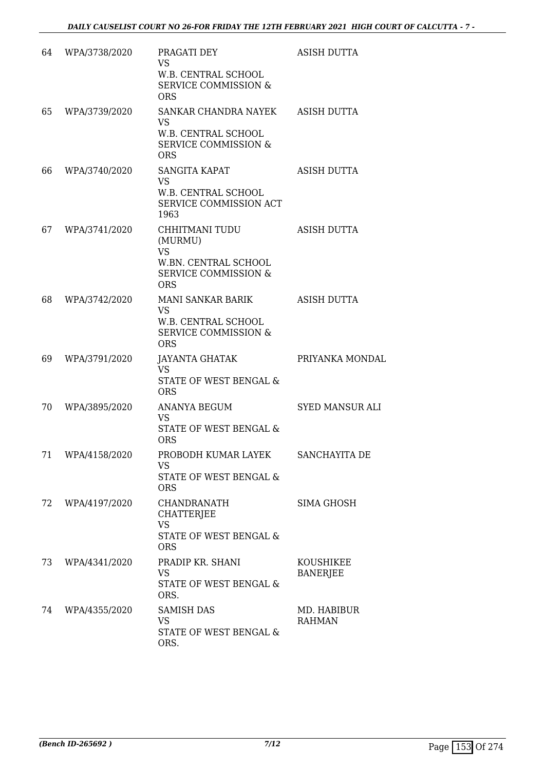| 64 | WPA/3738/2020 | PRAGATI DEY<br>VS<br>W.B. CENTRAL SCHOOL SERVICE COMMISSION & ORS | ASISH DUTTA |
|---|---|---|---|
| 65 | WPA/3739/2020 | SANKAR CHANDRA NAYEK<br>VS<br>W.B. CENTRAL SCHOOL SERVICE COMMISSION & ORS | ASISH DUTTA |
| 66 | WPA/3740/2020 | SANGITA KAPAT<br>VS<br>W.B. CENTRAL SCHOOL SERVICE COMMISSION ACT 1963 | ASISH DUTTA |
| 67 | WPA/3741/2020 | CHHITMANI TUDU (MURMU)<br>VS<br>W.BN. CENTRAL SCHOOL SERVICE COMMISSION & ORS | ASISH DUTTA |
| 68 | WPA/3742/2020 | MANI SANKAR BARIK<br>VS<br>W.B. CENTRAL SCHOOL SERVICE COMMISSION & ORS | ASISH DUTTA |
| 69 | WPA/3791/2020 | JAYANTA GHATAK<br>VS<br>STATE OF WEST BENGAL & ORS | PRIYANKA MONDAL |
| 70 | WPA/3895/2020 | ANANYA BEGUM<br>VS<br>STATE OF WEST BENGAL & ORS | SYED MANSUR ALI |
| 71 | WPA/4158/2020 | PROBODH KUMAR LAYEK<br>VS<br>STATE OF WEST BENGAL & ORS | SANCHAYITA DE |
| 72 | WPA/4197/2020 | CHANDRANATH CHATTERJEE<br>VS<br>STATE OF WEST BENGAL & ORS | SIMA GHOSH |
| 73 | WPA/4341/2020 | PRADIP KR. SHANI<br>VS<br>STATE OF WEST BENGAL & ORS. | KOUSHIKEE BANERJEE |
| 74 | WPA/4355/2020 | SAMISH DAS<br>VS<br>STATE OF WEST BENGAL & ORS. | MD. HABIBUR RAHMAN |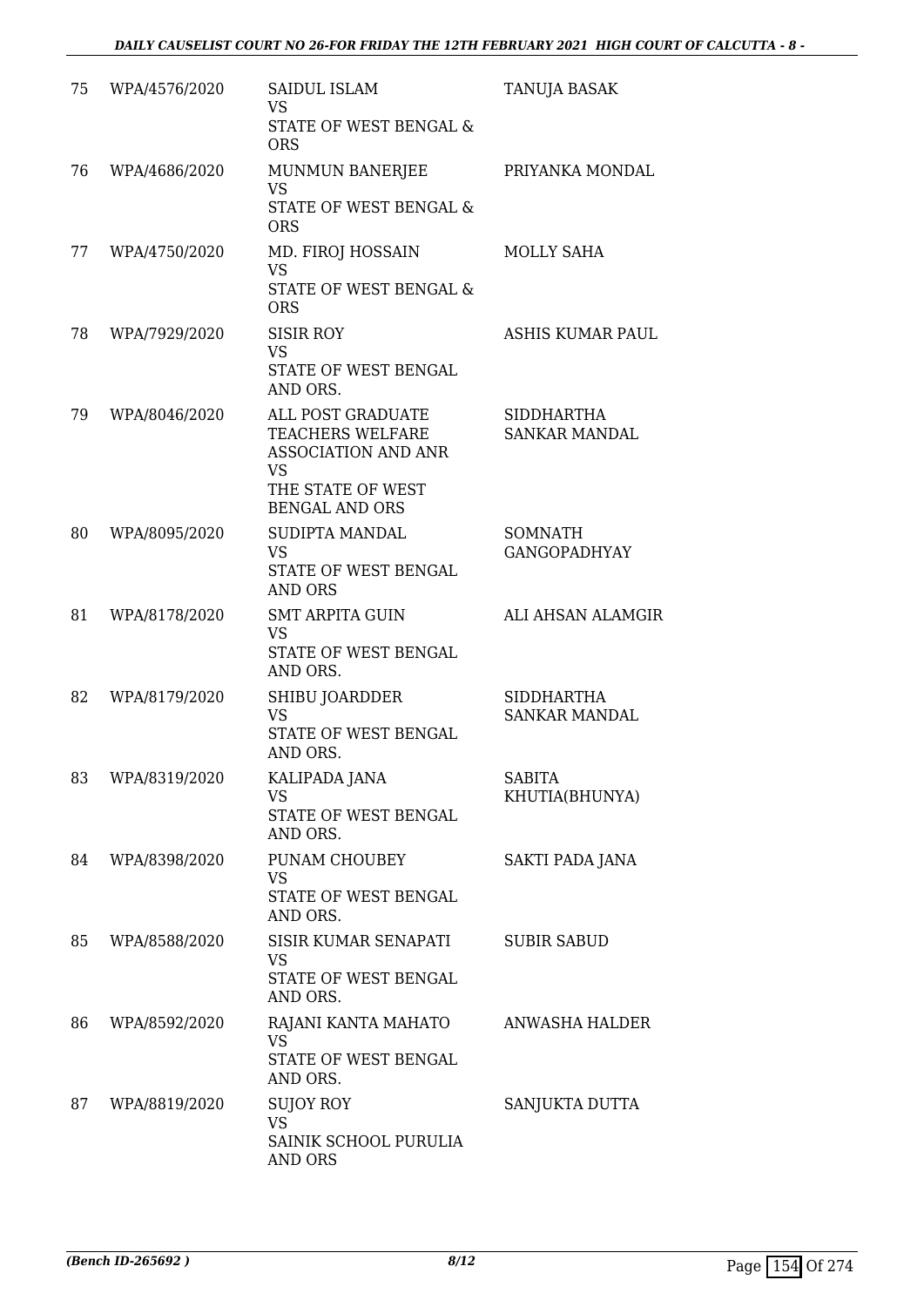| | | | |
|---|---|---|---|
| 75 | WPA/4576/2020 | SAIDUL ISLAM<br>VS<br>STATE OF WEST BENGAL & ORS | TANUJA BASAK |
| 76 | WPA/4686/2020 | MUNMUN BANERJEE<br>VS<br>STATE OF WEST BENGAL & ORS | PRIYANKA MONDAL |
| 77 | WPA/4750/2020 | MD. FIROJ HOSSAIN<br>VS<br>STATE OF WEST BENGAL & ORS | MOLLY SAHA |
| 78 | WPA/7929/2020 | SISIR ROY<br>VS<br>STATE OF WEST BENGAL AND ORS. | ASHIS KUMAR PAUL |
| 79 | WPA/8046/2020 | ALL POST GRADUATE TEACHERS WELFARE ASSOCIATION AND ANR<br>VS<br>THE STATE OF WEST BENGAL AND ORS | SIDDHARTHA SANKAR MANDAL |
| 80 | WPA/8095/2020 | SUDIPTA MANDAL<br>VS<br>STATE OF WEST BENGAL AND ORS | SOMNATH GANGOPADHYAY |
| 81 | WPA/8178/2020 | SMT ARPITA GUIN<br>VS<br>STATE OF WEST BENGAL AND ORS. | ALI AHSAN ALAMGIR |
| 82 | WPA/8179/2020 | SHIBU JOARDDER<br>VS<br>STATE OF WEST BENGAL AND ORS. | SIDDHARTHA SANKAR MANDAL |
| 83 | WPA/8319/2020 | KALIPADA JANA<br>VS<br>STATE OF WEST BENGAL AND ORS. | SABITA KHUTIA(BHUNYA) |
| 84 | WPA/8398/2020 | PUNAM CHOUBEY<br>VS<br>STATE OF WEST BENGAL AND ORS. | SAKTI PADA JANA |
| 85 | WPA/8588/2020 | SISIR KUMAR SENAPATI<br>VS<br>STATE OF WEST BENGAL AND ORS. | SUBIR SABUD |
| 86 | WPA/8592/2020 | RAJANI KANTA MAHATO<br>VS<br>STATE OF WEST BENGAL AND ORS. | ANWASHA HALDER |
| 87 | WPA/8819/2020 | SUJOY ROY<br>VS<br>SAINIK SCHOOL PURULIA AND ORS | SANJUKTA DUTTA |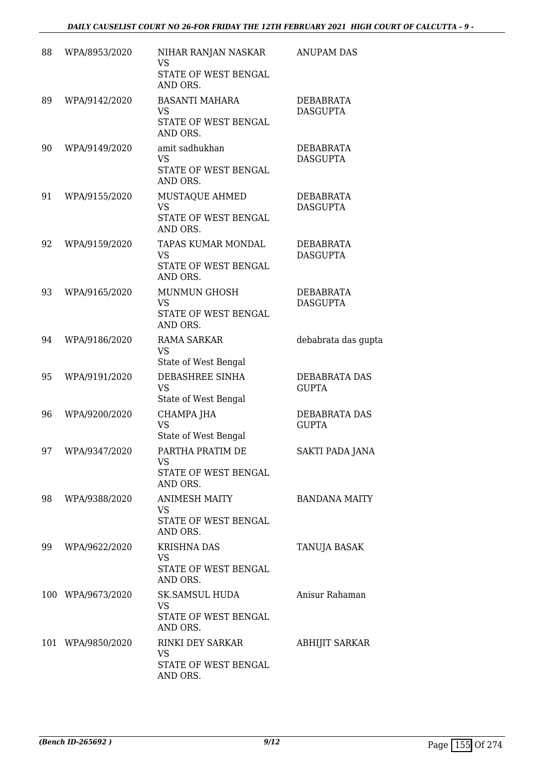| | | | |
|---|---|---|---|
| 88 | WPA/8953/2020 | NIHAR RANJAN NASKAR<br>VS<br>STATE OF WEST BENGAL AND ORS. | ANUPAM DAS |
| 89 | WPA/9142/2020 | BASANTI MAHARA<br>VS<br>STATE OF WEST BENGAL AND ORS. | DEBABRATA DASGUPTA |
| 90 | WPA/9149/2020 | amit sadhukhan<br>VS<br>STATE OF WEST BENGAL AND ORS. | DEBABRATA DASGUPTA |
| 91 | WPA/9155/2020 | MUSTAQUE AHMED<br>VS<br>STATE OF WEST BENGAL AND ORS. | DEBABRATA DASGUPTA |
| 92 | WPA/9159/2020 | TAPAS KUMAR MONDAL<br>VS<br>STATE OF WEST BENGAL AND ORS. | DEBABRATA DASGUPTA |
| 93 | WPA/9165/2020 | MUNMUN GHOSH<br>VS<br>STATE OF WEST BENGAL AND ORS. | DEBABRATA DASGUPTA |
| 94 | WPA/9186/2020 | RAMA SARKAR<br>VS<br>State of West Bengal | debabrata das gupta |
| 95 | WPA/9191/2020 | DEBASHREE SINHA<br>VS<br>State of West Bengal | DEBABRATA DAS GUPTA |
| 96 | WPA/9200/2020 | CHAMPA JHA<br>VS<br>State of West Bengal | DEBABRATA DAS GUPTA |
| 97 | WPA/9347/2020 | PARTHA PRATIM DE<br>VS<br>STATE OF WEST BENGAL AND ORS. | SAKTI PADA JANA |
| 98 | WPA/9388/2020 | ANIMESH MAITY<br>VS<br>STATE OF WEST BENGAL AND ORS. | BANDANA MAITY |
| 99 | WPA/9622/2020 | KRISHNA DAS<br>VS<br>STATE OF WEST BENGAL AND ORS. | TANUJA BASAK |
| 100 | WPA/9673/2020 | SK.SAMSUL HUDA<br>VS<br>STATE OF WEST BENGAL AND ORS. | Anisur Rahaman |
| 101 | WPA/9850/2020 | RINKI DEY SARKAR<br>VS<br>STATE OF WEST BENGAL AND ORS. | ABHIJIT SARKAR |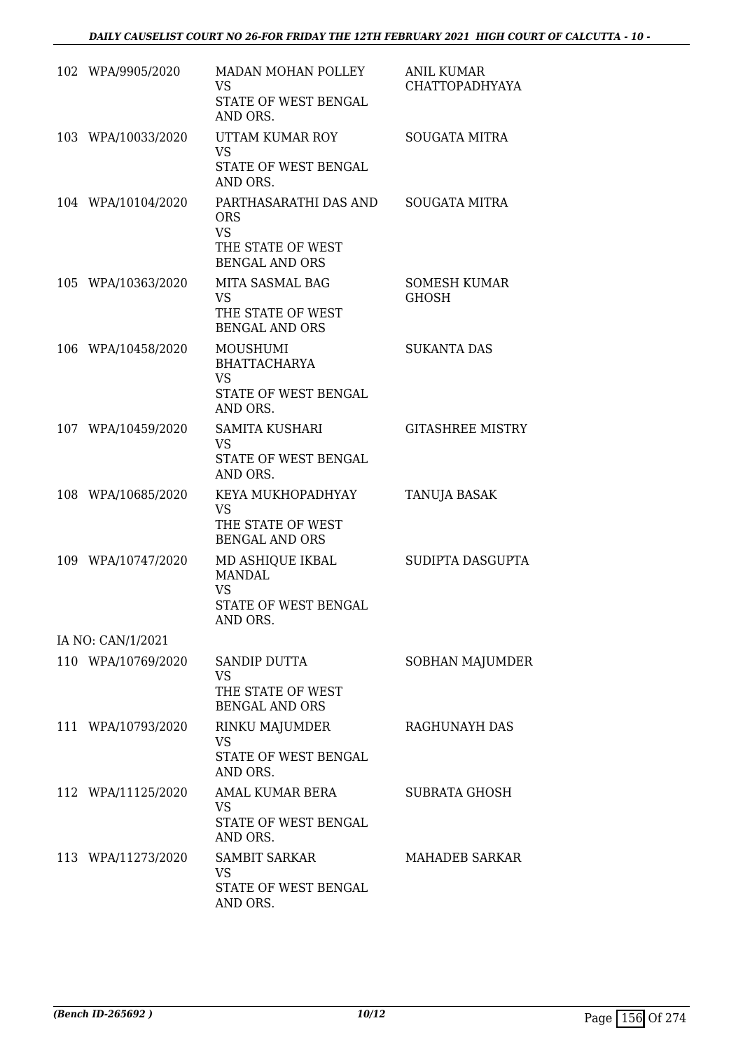| | | | |
|---|---|---|---|
| 102 | WPA/9905/2020 | MADAN MOHAN POLLEY<br>VS<br>STATE OF WEST BENGAL AND ORS. | ANIL KUMAR CHATTOPADHYAYA |
| 103 | WPA/10033/2020 | UTTAM KUMAR ROY<br>VS<br>STATE OF WEST BENGAL AND ORS. | SOUGATA MITRA |
| 104 | WPA/10104/2020 | PARTHASARATHI DAS AND ORS<br>VS<br>THE STATE OF WEST BENGAL AND ORS | SOUGATA MITRA |
| 105 | WPA/10363/2020 | MITA SASMAL BAG<br>VS<br>THE STATE OF WEST BENGAL AND ORS | SOMESH KUMAR GHOSH |
| 106 | WPA/10458/2020 | MOUSHUMI BHATTACHARYA<br>VS<br>STATE OF WEST BENGAL AND ORS. | SUKANTA DAS |
| 107 | WPA/10459/2020 | SAMITA KUSHARI<br>VS<br>STATE OF WEST BENGAL AND ORS. | GITASHREE MISTRY |
| 108 | WPA/10685/2020 | KEYA MUKHOPADHYAY<br>VS<br>THE STATE OF WEST BENGAL AND ORS | TANUJA BASAK |
| 109 | WPA/10747/2020 | MD ASHIQUE IKBAL MANDAL<br>VS<br>STATE OF WEST BENGAL AND ORS. | SUDIPTA DASGUPTA |
| | IA NO: CAN/1/2021 | | |
| 110 | WPA/10769/2020 | SANDIP DUTTA<br>VS<br>THE STATE OF WEST BENGAL AND ORS | SOBHAN MAJUMDER |
| 111 | WPA/10793/2020 | RINKU MAJUMDER<br>VS<br>STATE OF WEST BENGAL AND ORS. | RAGHUNAYH DAS |
| 112 | WPA/11125/2020 | AMAL KUMAR BERA<br>VS<br>STATE OF WEST BENGAL AND ORS. | SUBRATA GHOSH |
| 113 | WPA/11273/2020 | SAMBIT SARKAR<br>VS<br>STATE OF WEST BENGAL AND ORS. | MAHADEB SARKAR |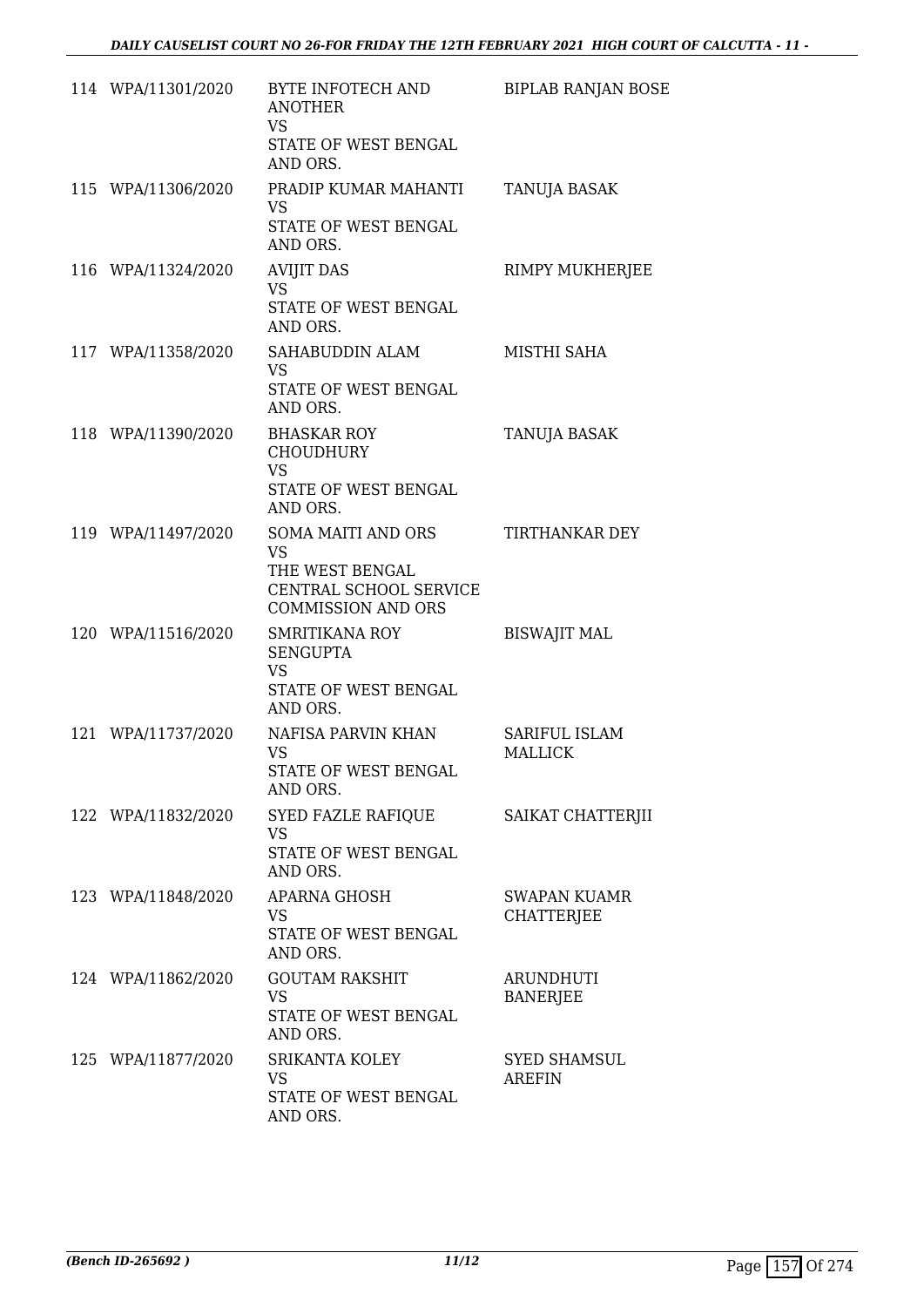| | | | |
|---|---|---|---|
| 114 | WPA/11301/2020 | BYTE INFOTECH AND ANOTHER VS STATE OF WEST BENGAL AND ORS. | BIPLAB RANJAN BOSE |
| 115 | WPA/11306/2020 | PRADIP KUMAR MAHANTI VS STATE OF WEST BENGAL AND ORS. | TANUJA BASAK |
| 116 | WPA/11324/2020 | AVIJIT DAS VS STATE OF WEST BENGAL AND ORS. | RIMPY MUKHERJEE |
| 117 | WPA/11358/2020 | SAHABUDDIN ALAM VS STATE OF WEST BENGAL AND ORS. | MISTHI SAHA |
| 118 | WPA/11390/2020 | BHASKAR ROY CHOUDHURY VS STATE OF WEST BENGAL AND ORS. | TANUJA BASAK |
| 119 | WPA/11497/2020 | SOMA MAITI AND ORS VS THE WEST BENGAL CENTRAL SCHOOL SERVICE COMMISSION AND ORS | TIRTHANKAR DEY |
| 120 | WPA/11516/2020 | SMRITIKANA ROY SENGUPTA VS STATE OF WEST BENGAL AND ORS. | BISWAJIT MAL |
| 121 | WPA/11737/2020 | NAFISA PARVIN KHAN VS STATE OF WEST BENGAL AND ORS. | SARIFUL ISLAM MALLICK |
| 122 | WPA/11832/2020 | SYED FAZLE RAFIQUE VS STATE OF WEST BENGAL AND ORS. | SAIKAT CHATTERJII |
| 123 | WPA/11848/2020 | APARNA GHOSH VS STATE OF WEST BENGAL AND ORS. | SWAPAN KUAMR CHATTERJEE |
| 124 | WPA/11862/2020 | GOUTAM RAKSHIT VS STATE OF WEST BENGAL AND ORS. | ARUNDHUTI BANERJEE |
| 125 | WPA/11877/2020 | SRIKANTA KOLEY VS STATE OF WEST BENGAL AND ORS. | SYED SHAMSUL AREFIN |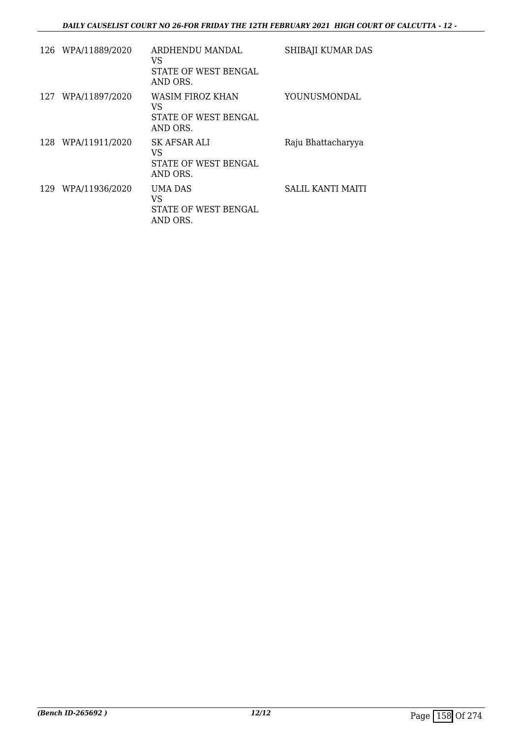| | | | |
|---|---|---|---|
| 126 | WPA/11889/2020 | ARDHENDU MANDAL<br>VS<br>STATE OF WEST BENGAL<br>AND ORS. | SHIBAJI KUMAR DAS |
| 127 | WPA/11897/2020 | WASIM FIROZ KHAN<br>VS<br>STATE OF WEST BENGAL<br>AND ORS. | YOUNUSMONDAL |
| 128 | WPA/11911/2020 | SK AFSAR ALI<br>VS<br>STATE OF WEST BENGAL<br>AND ORS. | Raju Bhattacharyya |
| 129 | WPA/11936/2020 | UMA DAS<br>VS<br>STATE OF WEST BENGAL<br>AND ORS. | SALIL KANTI MAITI |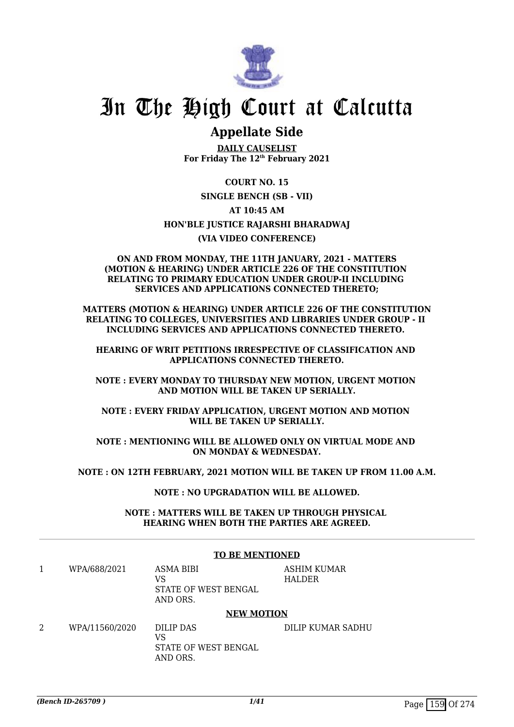# In The High Court at Calcutta

## Appellate Side

**DAILY CAUSELIST**
**For Friday The 12th February 2021**

**COURT NO. 15**

**SINGLE BENCH (SB - VII)**

**AT 10:45 AM**

**HON'BLE JUSTICE RAJARSHI BHARADWAJ**

**(VIA VIDEO CONFERENCE)**

**ON AND FROM MONDAY, THE 11TH JANUARY, 2021 - MATTERS (MOTION & HEARING) UNDER ARTICLE 226 OF THE CONSTITUTION RELATING TO PRIMARY EDUCATION UNDER GROUP-II INCLUDING SERVICES AND APPLICATIONS CONNECTED THERETO;**

**MATTERS (MOTION & HEARING) UNDER ARTICLE 226 OF THE CONSTITUTION RELATING TO COLLEGES, UNIVERSITIES AND LIBRARIES UNDER GROUP - II INCLUDING SERVICES AND APPLICATIONS CONNECTED THERETO.**

**HEARING OF WRIT PETITIONS IRRESPECTIVE OF CLASSIFICATION AND APPLICATIONS CONNECTED THERETO.**

**NOTE : EVERY MONDAY TO THURSDAY NEW MOTION, URGENT MOTION AND MOTION WILL BE TAKEN UP SERIALLY.**

**NOTE : EVERY FRIDAY APPLICATION, URGENT MOTION AND MOTION WILL BE TAKEN UP SERIALLY.**

**NOTE : MENTIONING WILL BE ALLOWED ONLY ON VIRTUAL MODE AND ON MONDAY & WEDNESDAY.**

**NOTE : ON 12TH FEBRUARY, 2021 MOTION WILL BE TAKEN UP FROM 11.00 A.M.**

**NOTE : NO UPGRADATION WILL BE ALLOWED.**

**NOTE : MATTERS WILL BE TAKEN UP THROUGH PHYSICAL HEARING WHEN BOTH THE PARTIES ARE AGREED.**

---

**TO BE MENTIONED**

| | | | |
|---|---|---|---|
| 1 | WPA/688/2021 | ASMA BIBI<br>VS<br>STATE OF WEST BENGAL AND ORS. | ASHIM KUMAR HALDER |

**NEW MOTION**

| | | | |
|---|---|---|---|
| 2 | WPA/11560/2020 | DILIP DAS<br>VS<br>STATE OF WEST BENGAL AND ORS. | DILIP KUMAR SADHU |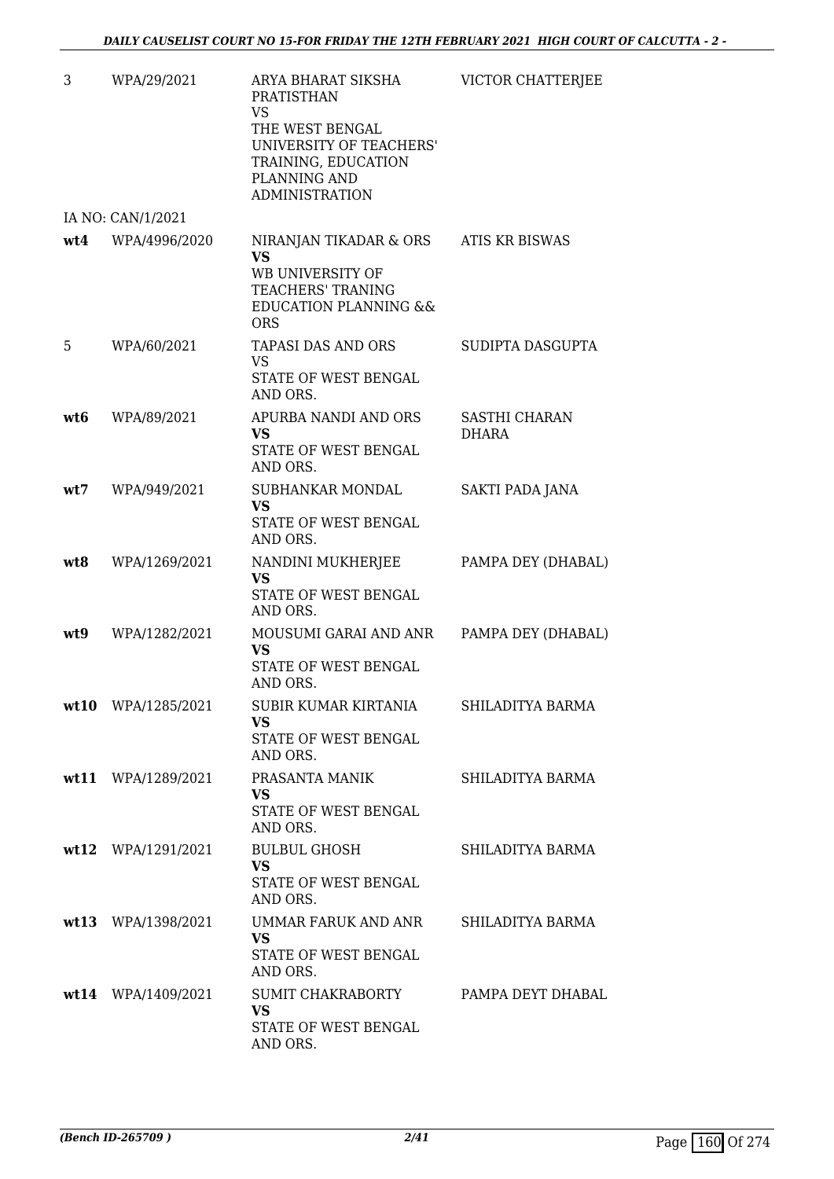| | | | |
|---|---|---|---|
| 3 | WPA/29/2021 | ARYA BHARAT SIKSHA PRATISTHAN<br>VS<br>THE WEST BENGAL UNIVERSITY OF TEACHERS' TRAINING, EDUCATION PLANNING AND ADMINISTRATION | VICTOR CHATTERJEE |
| | IA NO: CAN/1/2021 | | |
| **wt4** | WPA/4996/2020 | NIRANJAN TIKADAR & ORS<br>**VS**<br>WB UNIVERSITY OF TEACHERS' TRANING EDUCATION PLANNING && ORS | ATIS KR BISWAS |
| 5 | WPA/60/2021 | TAPASI DAS AND ORS<br>VS<br>STATE OF WEST BENGAL AND ORS. | SUDIPTA DASGUPTA |
| **wt6** | WPA/89/2021 | APURBA NANDI AND ORS<br>**VS**<br>STATE OF WEST BENGAL AND ORS. | SASTHI CHARAN DHARA |
| **wt7** | WPA/949/2021 | SUBHANKAR MONDAL<br>**VS**<br>STATE OF WEST BENGAL AND ORS. | SAKTI PADA JANA |
| **wt8** | WPA/1269/2021 | NANDINI MUKHERJEE<br>**VS**<br>STATE OF WEST BENGAL AND ORS. | PAMPA DEY (DHABAL) |
| **wt9** | WPA/1282/2021 | MOUSUMI GARAI AND ANR<br>**VS**<br>STATE OF WEST BENGAL AND ORS. | PAMPA DEY (DHABAL) |
| **wt10** | WPA/1285/2021 | SUBIR KUMAR KIRTANIA<br>**VS**<br>STATE OF WEST BENGAL AND ORS. | SHILADITYA BARMA |
| **wt11** | WPA/1289/2021 | PRASANTA MANIK<br>**VS**<br>STATE OF WEST BENGAL AND ORS. | SHILADITYA BARMA |
| **wt12** | WPA/1291/2021 | BULBUL GHOSH<br>**VS**<br>STATE OF WEST BENGAL AND ORS. | SHILADITYA BARMA |
| **wt13** | WPA/1398/2021 | UMMAR FARUK AND ANR<br>**VS**<br>STATE OF WEST BENGAL AND ORS. | SHILADITYA BARMA |
| **wt14** | WPA/1409/2021 | SUMIT CHAKRABORTY<br>**VS**<br>STATE OF WEST BENGAL AND ORS. | PAMPA DEYT DHABAL |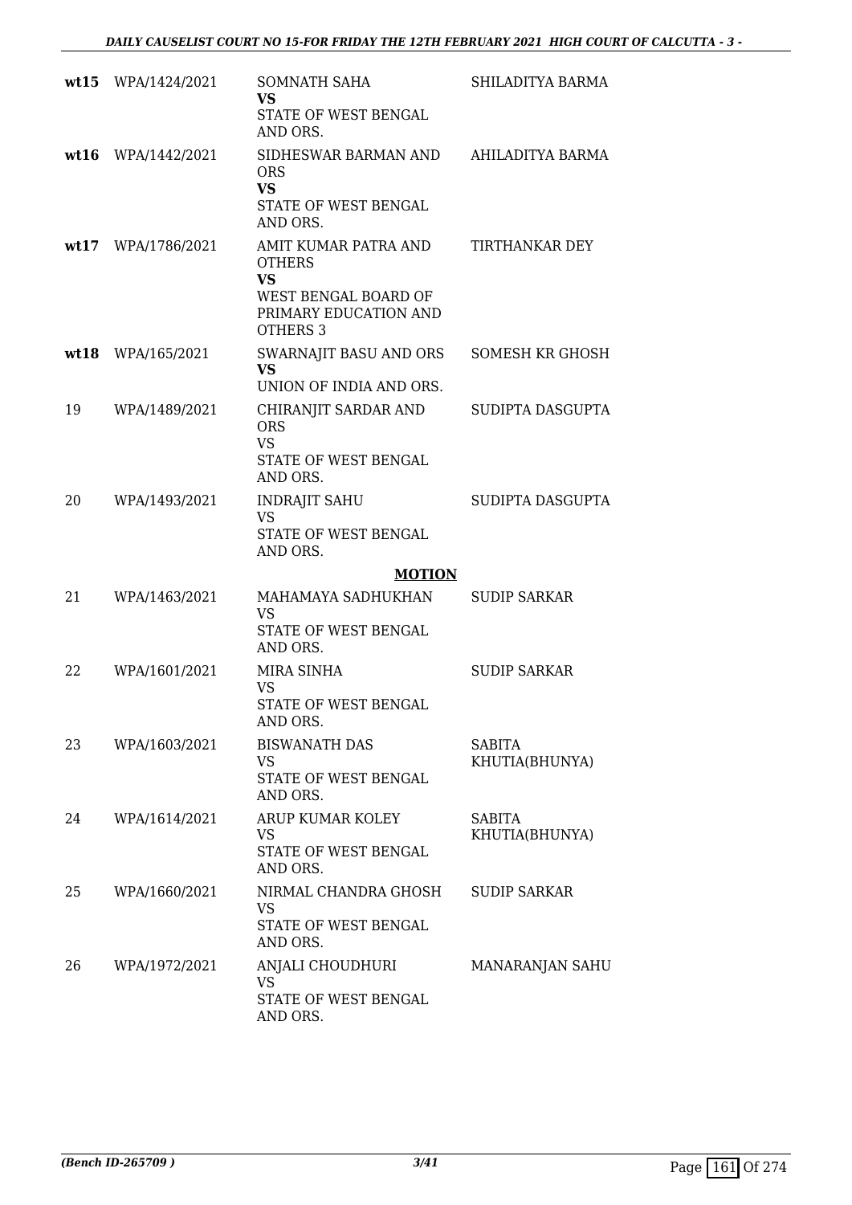| | | | |
|---|---|---|---|
| **wt15** | WPA/1424/2021 | SOMNATH SAHA<br>**VS**<br>STATE OF WEST BENGAL AND ORS. | SHILADITYA BARMA |
| **wt16** | WPA/1442/2021 | SIDHESWAR BARMAN AND ORS<br>**VS**<br>STATE OF WEST BENGAL AND ORS. | AHILADITYA BARMA |
| **wt17** | WPA/1786/2021 | AMIT KUMAR PATRA AND OTHERS<br>**VS**<br>WEST BENGAL BOARD OF PRIMARY EDUCATION AND OTHERS 3 | TIRTHANKAR DEY |
| **wt18** | WPA/165/2021 | SWARNAJIT BASU AND ORS<br>**VS**<br>UNION OF INDIA AND ORS. | SOMESH KR GHOSH |
| 19 | WPA/1489/2021 | CHIRANJIT SARDAR AND ORS<br>VS<br>STATE OF WEST BENGAL AND ORS. | SUDIPTA DASGUPTA |
| 20 | WPA/1493/2021 | INDRAJIT SAHU<br>VS<br>STATE OF WEST BENGAL AND ORS. | SUDIPTA DASGUPTA |
| | | **MOTION** | |
| 21 | WPA/1463/2021 | MAHAMAYA SADHUKHAN<br>VS<br>STATE OF WEST BENGAL AND ORS. | SUDIP SARKAR |
| 22 | WPA/1601/2021 | MIRA SINHA<br>VS<br>STATE OF WEST BENGAL AND ORS. | SUDIP SARKAR |
| 23 | WPA/1603/2021 | BISWANATH DAS<br>VS<br>STATE OF WEST BENGAL AND ORS. | SABITA KHUTIA(BHUNYA) |
| 24 | WPA/1614/2021 | ARUP KUMAR KOLEY<br>VS<br>STATE OF WEST BENGAL AND ORS. | SABITA KHUTIA(BHUNYA) |
| 25 | WPA/1660/2021 | NIRMAL CHANDRA GHOSH<br>VS<br>STATE OF WEST BENGAL AND ORS. | SUDIP SARKAR |
| 26 | WPA/1972/2021 | ANJALI CHOUDHURI<br>VS<br>STATE OF WEST BENGAL AND ORS. | MANARANJAN SAHU |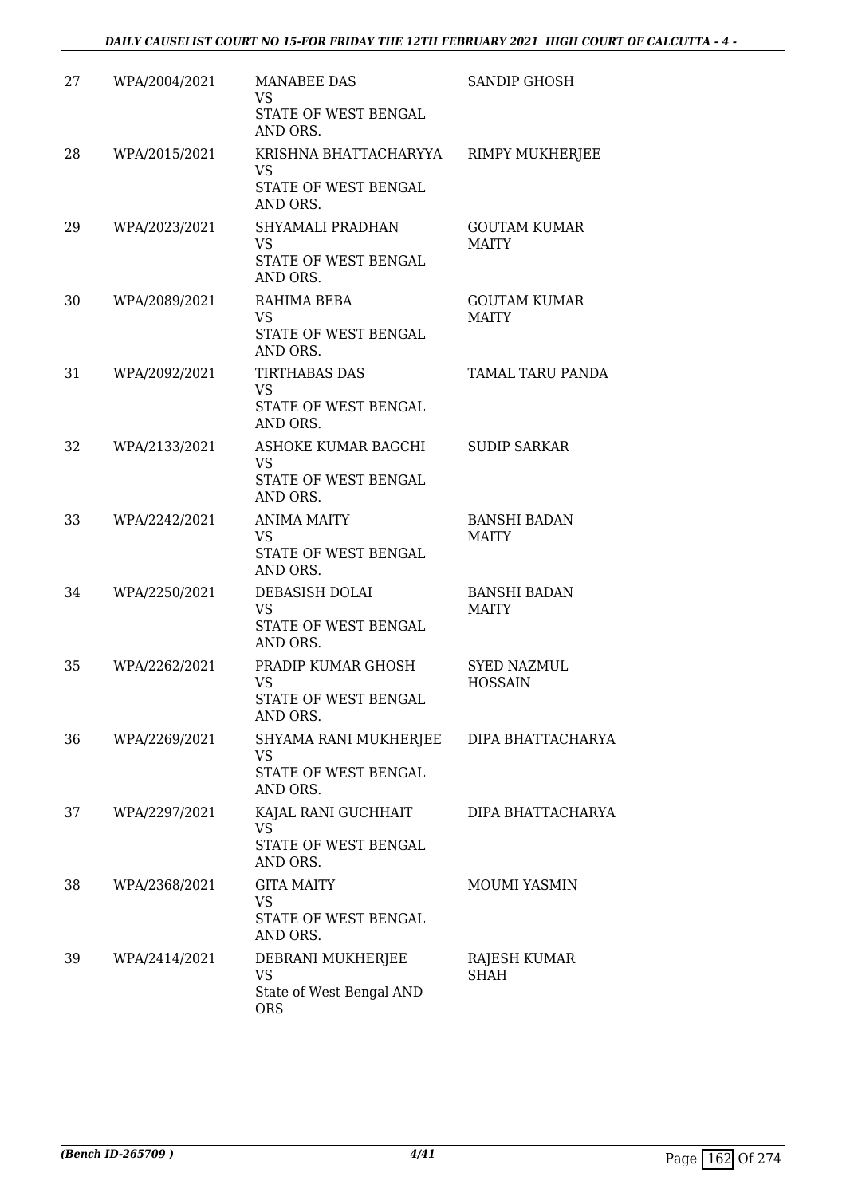| 27 | WPA/2004/2021 | MANABEE DAS<br>VS<br>STATE OF WEST BENGAL AND ORS. | SANDIP GHOSH |
|---|---|---|---|
| 28 | WPA/2015/2021 | KRISHNA BHATTACHARYYA<br>VS<br>STATE OF WEST BENGAL AND ORS. | RIMPY MUKHERJEE |
| 29 | WPA/2023/2021 | SHYAMALI PRADHAN<br>VS<br>STATE OF WEST BENGAL AND ORS. | GOUTAM KUMAR MAITY |
| 30 | WPA/2089/2021 | RAHIMA BEBA<br>VS<br>STATE OF WEST BENGAL AND ORS. | GOUTAM KUMAR MAITY |
| 31 | WPA/2092/2021 | TIRTHABAS DAS<br>VS<br>STATE OF WEST BENGAL AND ORS. | TAMAL TARU PANDA |
| 32 | WPA/2133/2021 | ASHOKE KUMAR BAGCHI<br>VS<br>STATE OF WEST BENGAL AND ORS. | SUDIP SARKAR |
| 33 | WPA/2242/2021 | ANIMA MAITY<br>VS<br>STATE OF WEST BENGAL AND ORS. | BANSHI BADAN MAITY |
| 34 | WPA/2250/2021 | DEBASISH DOLAI<br>VS<br>STATE OF WEST BENGAL AND ORS. | BANSHI BADAN MAITY |
| 35 | WPA/2262/2021 | PRADIP KUMAR GHOSH<br>VS<br>STATE OF WEST BENGAL AND ORS. | SYED NAZMUL HOSSAIN |
| 36 | WPA/2269/2021 | SHYAMA RANI MUKHERJEE<br>VS<br>STATE OF WEST BENGAL AND ORS. | DIPA BHATTACHARYA |
| 37 | WPA/2297/2021 | KAJAL RANI GUCHHAIT<br>VS<br>STATE OF WEST BENGAL AND ORS. | DIPA BHATTACHARYA |
| 38 | WPA/2368/2021 | GITA MAITY<br>VS<br>STATE OF WEST BENGAL AND ORS. | MOUMI YASMIN |
| 39 | WPA/2414/2021 | DEBRANI MUKHERJEE<br>VS<br>State of West Bengal AND ORS | RAJESH KUMAR SHAH |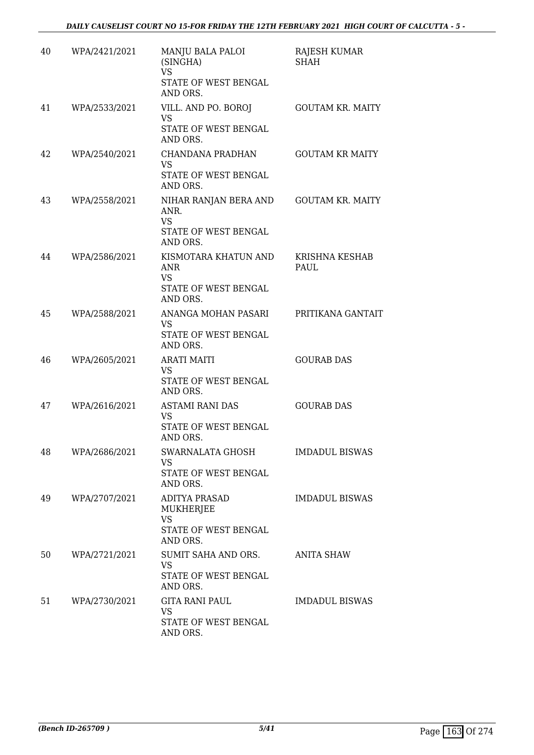| | | | |
|---|---|---|---|
| 40 | WPA/2421/2021 | MANJU BALA PALOI (SINGHA)<br>VS<br>STATE OF WEST BENGAL AND ORS. | RAJESH KUMAR SHAH |
| 41 | WPA/2533/2021 | VILL. AND PO. BOROJ<br>VS<br>STATE OF WEST BENGAL AND ORS. | GOUTAM KR. MAITY |
| 42 | WPA/2540/2021 | CHANDANA PRADHAN<br>VS<br>STATE OF WEST BENGAL AND ORS. | GOUTAM KR MAITY |
| 43 | WPA/2558/2021 | NIHAR RANJAN BERA AND ANR.<br>VS<br>STATE OF WEST BENGAL AND ORS. | GOUTAM KR. MAITY |
| 44 | WPA/2586/2021 | KISMOTARA KHATUN AND ANR<br>VS<br>STATE OF WEST BENGAL AND ORS. | KRISHNA KESHAB PAUL |
| 45 | WPA/2588/2021 | ANANGA MOHAN PASARI<br>VS<br>STATE OF WEST BENGAL AND ORS. | PRITIKANA GANTAIT |
| 46 | WPA/2605/2021 | ARATI MAITI<br>VS<br>STATE OF WEST BENGAL AND ORS. | GOURAB DAS |
| 47 | WPA/2616/2021 | ASTAMI RANI DAS<br>VS<br>STATE OF WEST BENGAL AND ORS. | GOURAB DAS |
| 48 | WPA/2686/2021 | SWARNALATA GHOSH<br>VS<br>STATE OF WEST BENGAL AND ORS. | IMDADUL BISWAS |
| 49 | WPA/2707/2021 | ADITYA PRASAD MUKHERJEE<br>VS<br>STATE OF WEST BENGAL AND ORS. | IMDADUL BISWAS |
| 50 | WPA/2721/2021 | SUMIT SAHA AND ORS.<br>VS<br>STATE OF WEST BENGAL AND ORS. | ANITA SHAW |
| 51 | WPA/2730/2021 | GITA RANI PAUL<br>VS<br>STATE OF WEST BENGAL AND ORS. | IMDADUL BISWAS |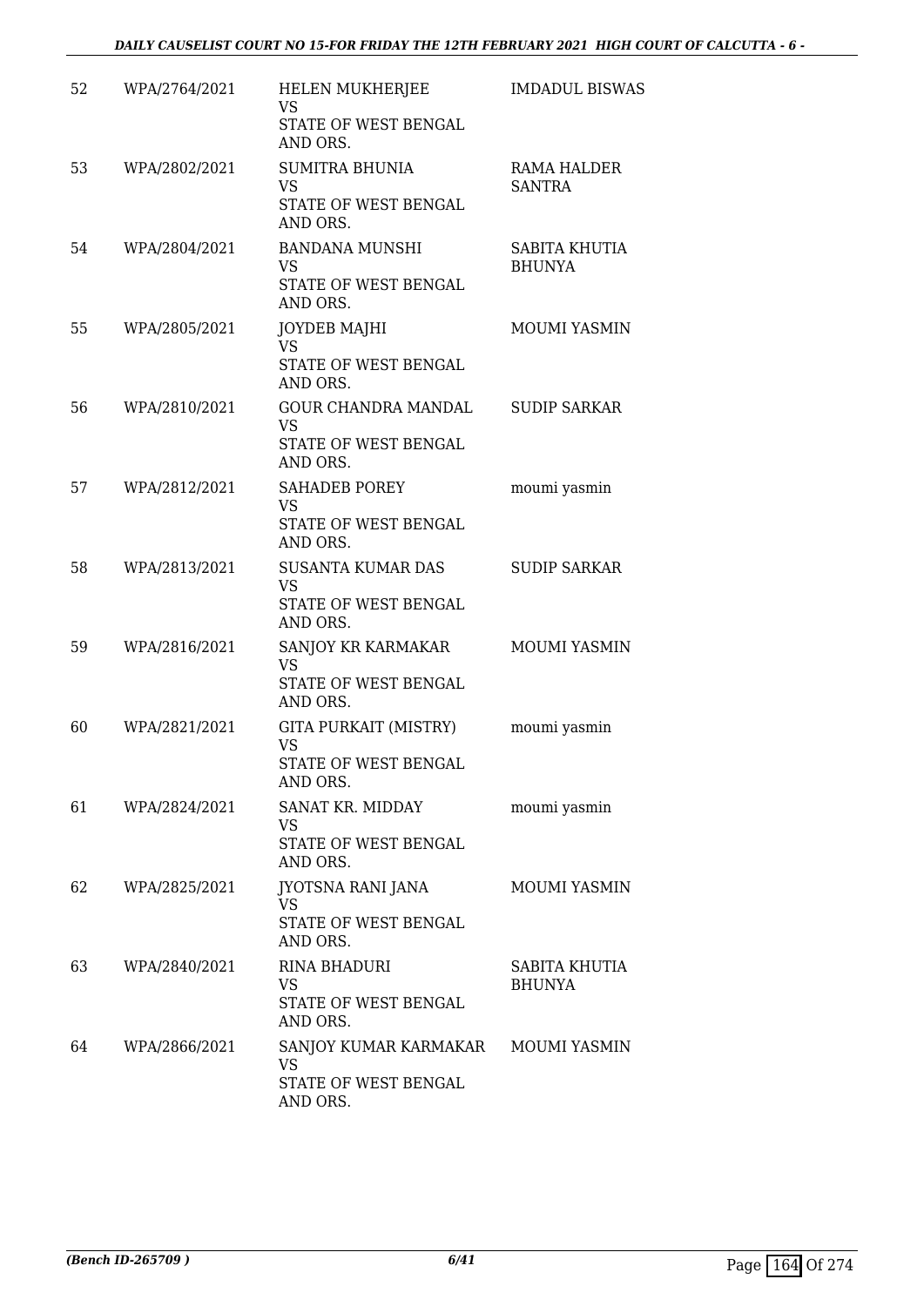| | | | |
|---|---|---|---|
| 52 | WPA/2764/2021 | HELEN MUKHERJEE<br>VS<br>STATE OF WEST BENGAL AND ORS. | IMDADUL BISWAS |
| 53 | WPA/2802/2021 | SUMITRA BHUNIA<br>VS<br>STATE OF WEST BENGAL AND ORS. | RAMA HALDER SANTRA |
| 54 | WPA/2804/2021 | BANDANA MUNSHI<br>VS<br>STATE OF WEST BENGAL AND ORS. | SABITA KHUTIA BHUNYA |
| 55 | WPA/2805/2021 | JOYDEB MAJHI<br>VS<br>STATE OF WEST BENGAL AND ORS. | MOUMI YASMIN |
| 56 | WPA/2810/2021 | GOUR CHANDRA MANDAL<br>VS<br>STATE OF WEST BENGAL AND ORS. | SUDIP SARKAR |
| 57 | WPA/2812/2021 | SAHADEB POREY<br>VS<br>STATE OF WEST BENGAL AND ORS. | moumi yasmin |
| 58 | WPA/2813/2021 | SUSANTA KUMAR DAS<br>VS<br>STATE OF WEST BENGAL AND ORS. | SUDIP SARKAR |
| 59 | WPA/2816/2021 | SANJOY KR KARMAKAR<br>VS<br>STATE OF WEST BENGAL AND ORS. | MOUMI YASMIN |
| 60 | WPA/2821/2021 | GITA PURKAIT (MISTRY)<br>VS<br>STATE OF WEST BENGAL AND ORS. | moumi yasmin |
| 61 | WPA/2824/2021 | SANAT KR. MIDDAY<br>VS<br>STATE OF WEST BENGAL AND ORS. | moumi yasmin |
| 62 | WPA/2825/2021 | JYOTSNA RANI JANA<br>VS<br>STATE OF WEST BENGAL AND ORS. | MOUMI YASMIN |
| 63 | WPA/2840/2021 | RINA BHADURI<br>VS<br>STATE OF WEST BENGAL AND ORS. | SABITA KHUTIA BHUNYA |
| 64 | WPA/2866/2021 | SANJOY KUMAR KARMAKAR<br>VS<br>STATE OF WEST BENGAL AND ORS. | MOUMI YASMIN |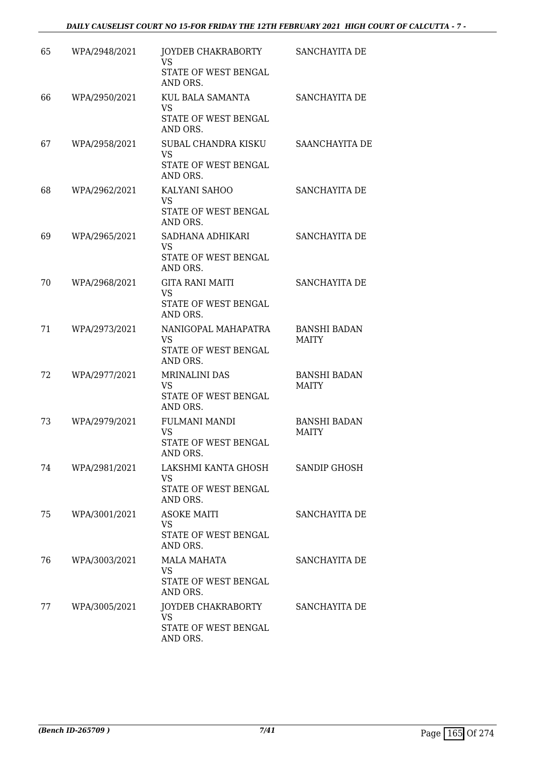| | | | |
|---|---|---|---|
| 65 | WPA/2948/2021 | JOYDEB CHAKRABORTY<br>VS<br>STATE OF WEST BENGAL AND ORS. | SANCHAYITA DE |
| 66 | WPA/2950/2021 | KUL BALA SAMANTA<br>VS<br>STATE OF WEST BENGAL AND ORS. | SANCHAYITA DE |
| 67 | WPA/2958/2021 | SUBAL CHANDRA KISKU<br>VS<br>STATE OF WEST BENGAL AND ORS. | SAANCHAYITA DE |
| 68 | WPA/2962/2021 | KALYANI SAHOO<br>VS<br>STATE OF WEST BENGAL AND ORS. | SANCHAYITA DE |
| 69 | WPA/2965/2021 | SADHANA ADHIKARI<br>VS<br>STATE OF WEST BENGAL AND ORS. | SANCHAYITA DE |
| 70 | WPA/2968/2021 | GITA RANI MAITI<br>VS<br>STATE OF WEST BENGAL AND ORS. | SANCHAYITA DE |
| 71 | WPA/2973/2021 | NANIGOPAL MAHAPATRA<br>VS<br>STATE OF WEST BENGAL AND ORS. | BANSHI BADAN MAITY |
| 72 | WPA/2977/2021 | MRINALINI DAS<br>VS<br>STATE OF WEST BENGAL AND ORS. | BANSHI BADAN MAITY |
| 73 | WPA/2979/2021 | FULMANI MANDI<br>VS<br>STATE OF WEST BENGAL AND ORS. | BANSHI BADAN MAITY |
| 74 | WPA/2981/2021 | LAKSHMI KANTA GHOSH<br>VS<br>STATE OF WEST BENGAL AND ORS. | SANDIP GHOSH |
| 75 | WPA/3001/2021 | ASOKE MAITI<br>VS<br>STATE OF WEST BENGAL AND ORS. | SANCHAYITA DE |
| 76 | WPA/3003/2021 | MALA MAHATA<br>VS<br>STATE OF WEST BENGAL AND ORS. | SANCHAYITA DE |
| 77 | WPA/3005/2021 | JOYDEB CHAKRABORTY<br>VS<br>STATE OF WEST BENGAL AND ORS. | SANCHAYITA DE |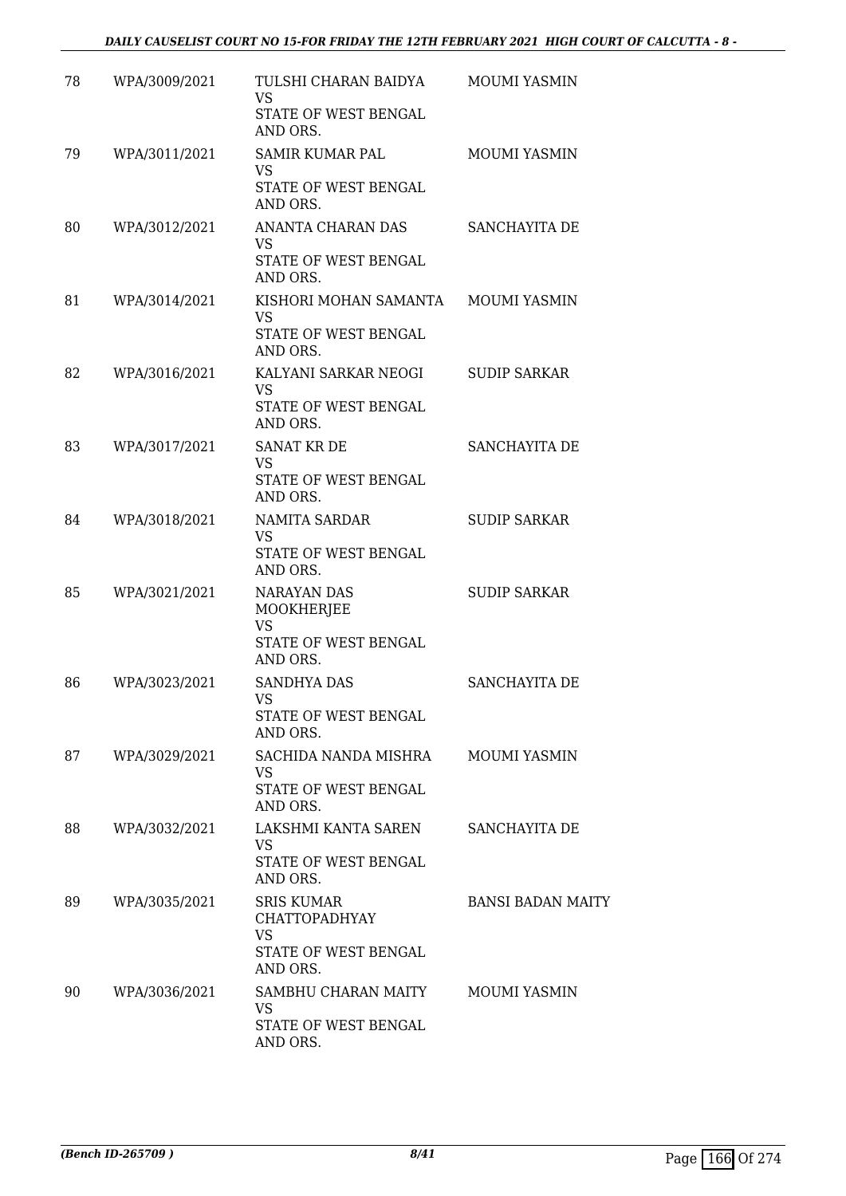| | | | |
|---|---|---|---|
| 78 | WPA/3009/2021 | TULSHI CHARAN BAIDYA<br>VS<br>STATE OF WEST BENGAL AND ORS. | MOUMI YASMIN |
| 79 | WPA/3011/2021 | SAMIR KUMAR PAL<br>VS<br>STATE OF WEST BENGAL AND ORS. | MOUMI YASMIN |
| 80 | WPA/3012/2021 | ANANTA CHARAN DAS<br>VS<br>STATE OF WEST BENGAL AND ORS. | SANCHAYITA DE |
| 81 | WPA/3014/2021 | KISHORI MOHAN SAMANTA<br>VS<br>STATE OF WEST BENGAL AND ORS. | MOUMI YASMIN |
| 82 | WPA/3016/2021 | KALYANI SARKAR NEOGI<br>VS<br>STATE OF WEST BENGAL AND ORS. | SUDIP SARKAR |
| 83 | WPA/3017/2021 | SANAT KR DE<br>VS<br>STATE OF WEST BENGAL AND ORS. | SANCHAYITA DE |
| 84 | WPA/3018/2021 | NAMITA SARDAR<br>VS<br>STATE OF WEST BENGAL AND ORS. | SUDIP SARKAR |
| 85 | WPA/3021/2021 | NARAYAN DAS MOOKHERJEE<br>VS<br>STATE OF WEST BENGAL AND ORS. | SUDIP SARKAR |
| 86 | WPA/3023/2021 | SANDHYA DAS<br>VS<br>STATE OF WEST BENGAL AND ORS. | SANCHAYITA DE |
| 87 | WPA/3029/2021 | SACHIDA NANDA MISHRA<br>VS<br>STATE OF WEST BENGAL AND ORS. | MOUMI YASMIN |
| 88 | WPA/3032/2021 | LAKSHMI KANTA SAREN<br>VS<br>STATE OF WEST BENGAL AND ORS. | SANCHAYITA DE |
| 89 | WPA/3035/2021 | SRIS KUMAR CHATTOPADHYAY<br>VS<br>STATE OF WEST BENGAL AND ORS. | BANSI BADAN MAITY |
| 90 | WPA/3036/2021 | SAMBHU CHARAN MAITY<br>VS<br>STATE OF WEST BENGAL AND ORS. | MOUMI YASMIN |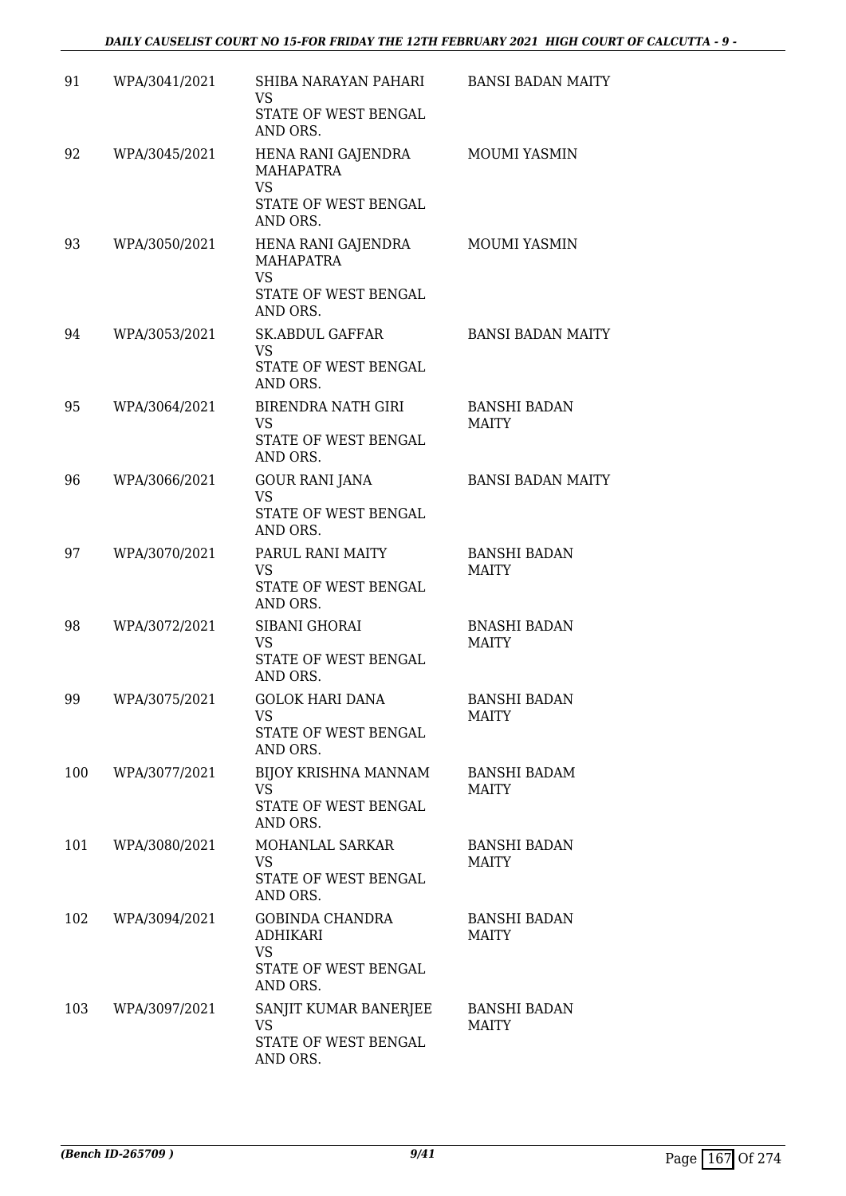| | | | |
|---|---|---|---|
| 91 | WPA/3041/2021 | SHIBA NARAYAN PAHARI<br>VS<br>STATE OF WEST BENGAL AND ORS. | BANSI BADAN MAITY |
| 92 | WPA/3045/2021 | HENA RANI GAJENDRA MAHAPATRA<br>VS<br>STATE OF WEST BENGAL AND ORS. | MOUMI YASMIN |
| 93 | WPA/3050/2021 | HENA RANI GAJENDRA MAHAPATRA<br>VS<br>STATE OF WEST BENGAL AND ORS. | MOUMI YASMIN |
| 94 | WPA/3053/2021 | SK.ABDUL GAFFAR<br>VS<br>STATE OF WEST BENGAL AND ORS. | BANSI BADAN MAITY |
| 95 | WPA/3064/2021 | BIRENDRA NATH GIRI<br>VS<br>STATE OF WEST BENGAL AND ORS. | BANSHI BADAN MAITY |
| 96 | WPA/3066/2021 | GOUR RANI JANA<br>VS<br>STATE OF WEST BENGAL AND ORS. | BANSI BADAN MAITY |
| 97 | WPA/3070/2021 | PARUL RANI MAITY<br>VS<br>STATE OF WEST BENGAL AND ORS. | BANSHI BADAN MAITY |
| 98 | WPA/3072/2021 | SIBANI GHORAI<br>VS<br>STATE OF WEST BENGAL AND ORS. | BNASHI BADAN MAITY |
| 99 | WPA/3075/2021 | GOLOK HARI DANA<br>VS<br>STATE OF WEST BENGAL AND ORS. | BANSHI BADAN MAITY |
| 100 | WPA/3077/2021 | BIJOY KRISHNA MANNAM<br>VS<br>STATE OF WEST BENGAL AND ORS. | BANSHI BADAM MAITY |
| 101 | WPA/3080/2021 | MOHANLAL SARKAR<br>VS<br>STATE OF WEST BENGAL AND ORS. | BANSHI BADAN MAITY |
| 102 | WPA/3094/2021 | GOBINDA CHANDRA ADHIKARI<br>VS<br>STATE OF WEST BENGAL AND ORS. | BANSHI BADAN MAITY |
| 103 | WPA/3097/2021 | SANJIT KUMAR BANERJEE<br>VS<br>STATE OF WEST BENGAL AND ORS. | BANSHI BADAN MAITY |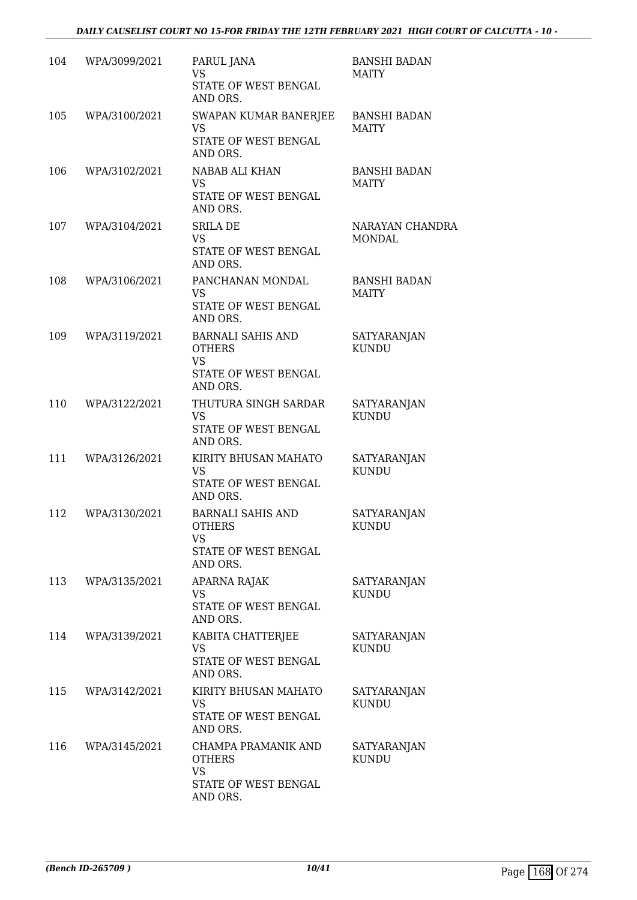| 104 | WPA/3099/2021 | PARUL JANA<br>VS<br>STATE OF WEST BENGAL AND ORS. | BANSHI BADAN MAITY |
|---|---|---|---|
| 105 | WPA/3100/2021 | SWAPAN KUMAR BANERJEE<br>VS<br>STATE OF WEST BENGAL AND ORS. | BANSHI BADAN MAITY |
| 106 | WPA/3102/2021 | NABAB ALI KHAN<br>VS<br>STATE OF WEST BENGAL AND ORS. | BANSHI BADAN MAITY |
| 107 | WPA/3104/2021 | SRILA DE<br>VS<br>STATE OF WEST BENGAL AND ORS. | NARAYAN CHANDRA MONDAL |
| 108 | WPA/3106/2021 | PANCHANAN MONDAL<br>VS<br>STATE OF WEST BENGAL AND ORS. | BANSHI BADAN MAITY |
| 109 | WPA/3119/2021 | BARNALI SAHIS AND OTHERS<br>VS<br>STATE OF WEST BENGAL AND ORS. | SATYARANJAN KUNDU |
| 110 | WPA/3122/2021 | THUTURA SINGH SARDAR<br>VS<br>STATE OF WEST BENGAL AND ORS. | SATYARANJAN KUNDU |
| 111 | WPA/3126/2021 | KIRITY BHUSAN MAHATO<br>VS<br>STATE OF WEST BENGAL AND ORS. | SATYARANJAN KUNDU |
| 112 | WPA/3130/2021 | BARNALI SAHIS AND OTHERS<br>VS<br>STATE OF WEST BENGAL AND ORS. | SATYARANJAN KUNDU |
| 113 | WPA/3135/2021 | APARNA RAJAK<br>VS<br>STATE OF WEST BENGAL AND ORS. | SATYARANJAN KUNDU |
| 114 | WPA/3139/2021 | KABITA CHATTERJEE<br>VS<br>STATE OF WEST BENGAL AND ORS. | SATYARANJAN KUNDU |
| 115 | WPA/3142/2021 | KIRITY BHUSAN MAHATO<br>VS<br>STATE OF WEST BENGAL AND ORS. | SATYARANJAN KUNDU |
| 116 | WPA/3145/2021 | CHAMPA PRAMANIK AND OTHERS<br>VS<br>STATE OF WEST BENGAL AND ORS. | SATYARANJAN KUNDU |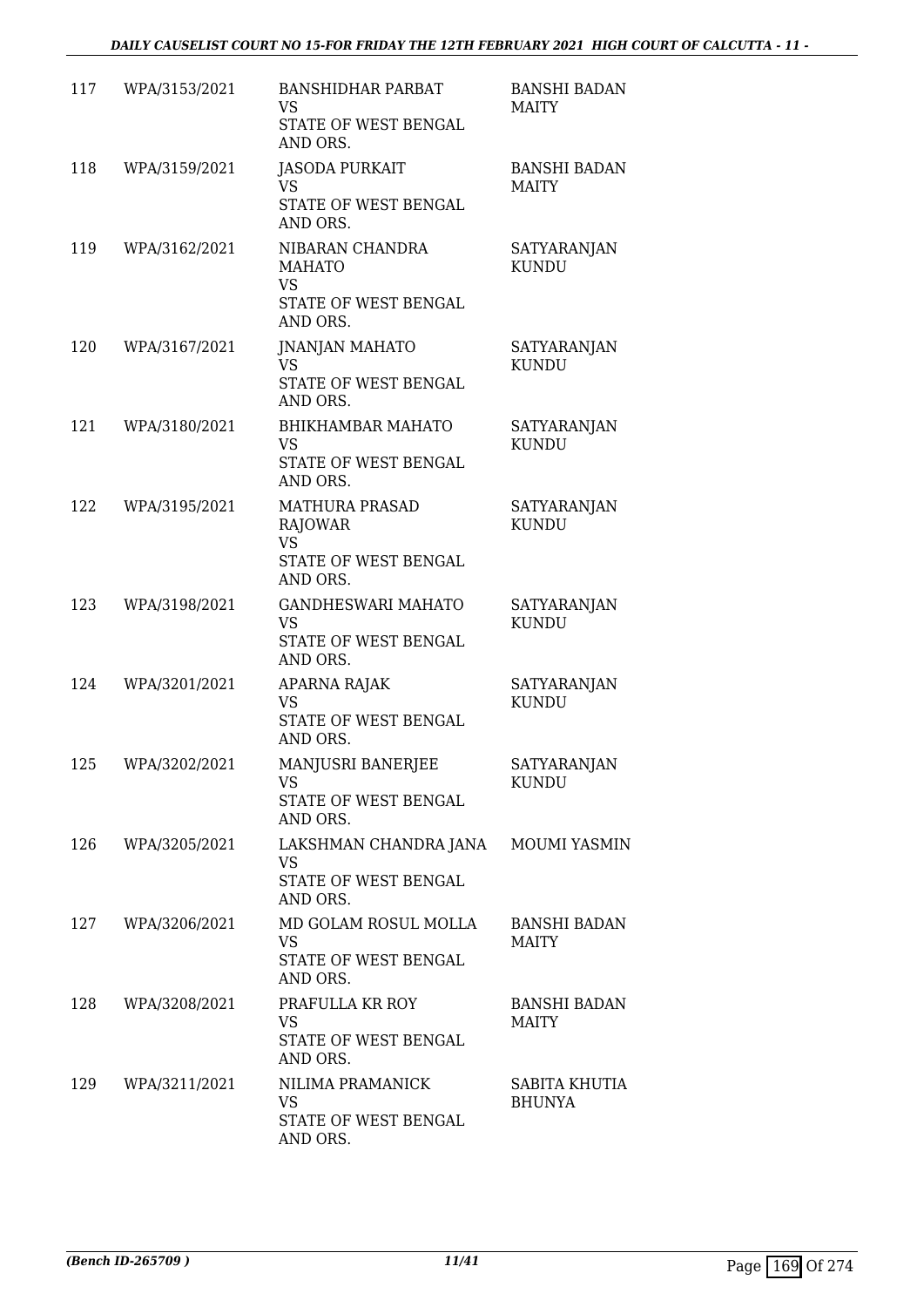| | | | |
|---|---|---|---|
| 117 | WPA/3153/2021 | BANSHIDHAR PARBAT<br>VS<br>STATE OF WEST BENGAL AND ORS. | BANSHI BADAN MAITY |
| 118 | WPA/3159/2021 | JASODA PURKAIT<br>VS<br>STATE OF WEST BENGAL AND ORS. | BANSHI BADAN MAITY |
| 119 | WPA/3162/2021 | NIBARAN CHANDRA MAHATO<br>VS<br>STATE OF WEST BENGAL AND ORS. | SATYARANJAN KUNDU |
| 120 | WPA/3167/2021 | JNANJAN MAHATO<br>VS<br>STATE OF WEST BENGAL AND ORS. | SATYARANJAN KUNDU |
| 121 | WPA/3180/2021 | BHIKHAMBAR MAHATO<br>VS<br>STATE OF WEST BENGAL AND ORS. | SATYARANJAN KUNDU |
| 122 | WPA/3195/2021 | MATHURA PRASAD RAJOWAR<br>VS<br>STATE OF WEST BENGAL AND ORS. | SATYARANJAN KUNDU |
| 123 | WPA/3198/2021 | GANDHESWARI MAHATO<br>VS<br>STATE OF WEST BENGAL AND ORS. | SATYARANJAN KUNDU |
| 124 | WPA/3201/2021 | APARNA RAJAK<br>VS<br>STATE OF WEST BENGAL AND ORS. | SATYARANJAN KUNDU |
| 125 | WPA/3202/2021 | MANJUSRI BANERJEE<br>VS<br>STATE OF WEST BENGAL AND ORS. | SATYARANJAN KUNDU |
| 126 | WPA/3205/2021 | LAKSHMAN CHANDRA JANA<br>VS<br>STATE OF WEST BENGAL AND ORS. | MOUMI YASMIN |
| 127 | WPA/3206/2021 | MD GOLAM ROSUL MOLLA<br>VS<br>STATE OF WEST BENGAL AND ORS. | BANSHI BADAN MAITY |
| 128 | WPA/3208/2021 | PRAFULLA KR ROY<br>VS<br>STATE OF WEST BENGAL AND ORS. | BANSHI BADAN MAITY |
| 129 | WPA/3211/2021 | NILIMA PRAMANICK<br>VS<br>STATE OF WEST BENGAL AND ORS. | SABITA KHUTIA BHUNYA |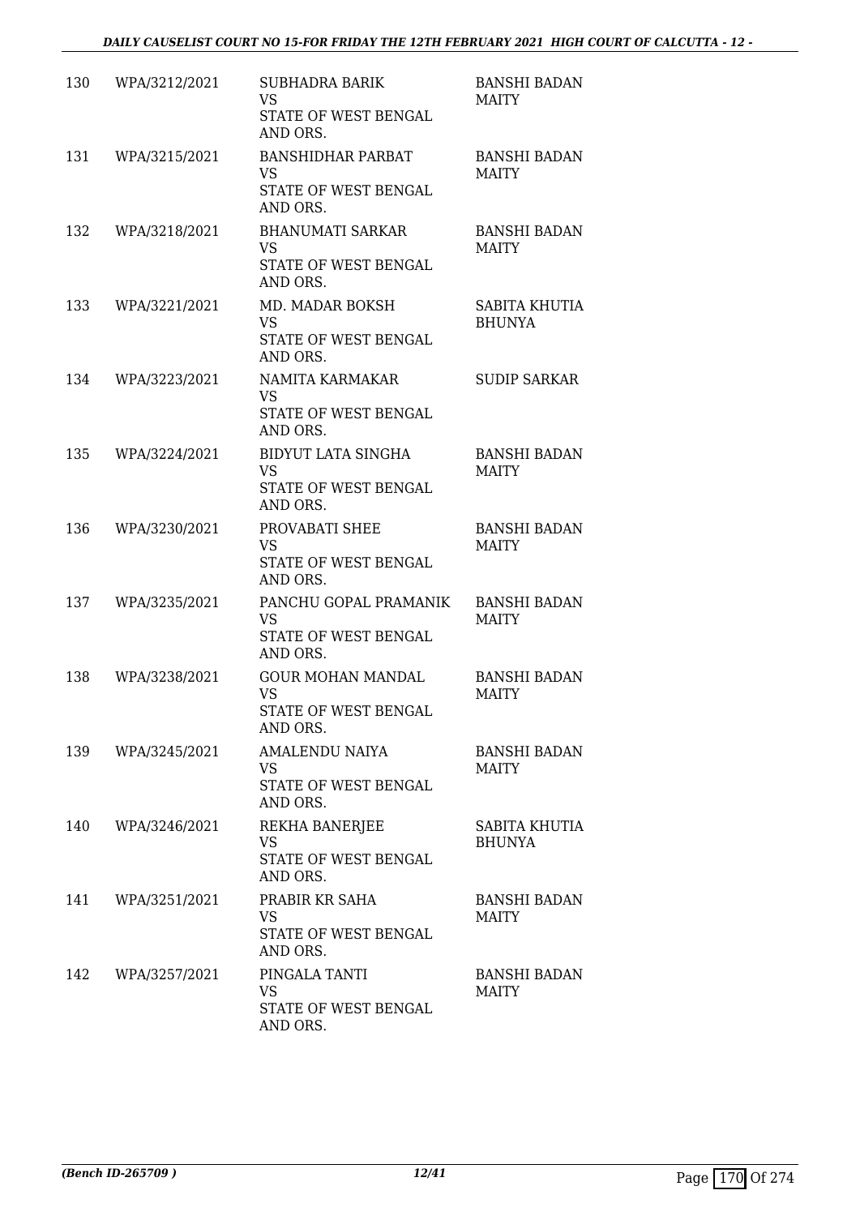| 130 | WPA/3212/2021 | SUBHADRA BARIK<br>VS<br>STATE OF WEST BENGAL AND ORS. | BANSHI BADAN MAITY |
|---|---|---|---|
| 131 | WPA/3215/2021 | BANSHIDHAR PARBAT<br>VS<br>STATE OF WEST BENGAL AND ORS. | BANSHI BADAN MAITY |
| 132 | WPA/3218/2021 | BHANUMATI SARKAR<br>VS<br>STATE OF WEST BENGAL AND ORS. | BANSHI BADAN MAITY |
| 133 | WPA/3221/2021 | MD. MADAR BOKSH<br>VS<br>STATE OF WEST BENGAL AND ORS. | SABITA KHUTIA BHUNYA |
| 134 | WPA/3223/2021 | NAMITA KARMAKAR<br>VS<br>STATE OF WEST BENGAL AND ORS. | SUDIP SARKAR |
| 135 | WPA/3224/2021 | BIDYUT LATA SINGHA<br>VS<br>STATE OF WEST BENGAL AND ORS. | BANSHI BADAN MAITY |
| 136 | WPA/3230/2021 | PROVABATI SHEE<br>VS<br>STATE OF WEST BENGAL AND ORS. | BANSHI BADAN MAITY |
| 137 | WPA/3235/2021 | PANCHU GOPAL PRAMANIK<br>VS<br>STATE OF WEST BENGAL AND ORS. | BANSHI BADAN MAITY |
| 138 | WPA/3238/2021 | GOUR MOHAN MANDAL<br>VS<br>STATE OF WEST BENGAL AND ORS. | BANSHI BADAN MAITY |
| 139 | WPA/3245/2021 | AMALENDU NAIYA<br>VS<br>STATE OF WEST BENGAL AND ORS. | BANSHI BADAN MAITY |
| 140 | WPA/3246/2021 | REKHA BANERJEE<br>VS<br>STATE OF WEST BENGAL AND ORS. | SABITA KHUTIA BHUNYA |
| 141 | WPA/3251/2021 | PRABIR KR SAHA<br>VS<br>STATE OF WEST BENGAL AND ORS. | BANSHI BADAN MAITY |
| 142 | WPA/3257/2021 | PINGALA TANTI<br>VS<br>STATE OF WEST BENGAL AND ORS. | BANSHI BADAN MAITY |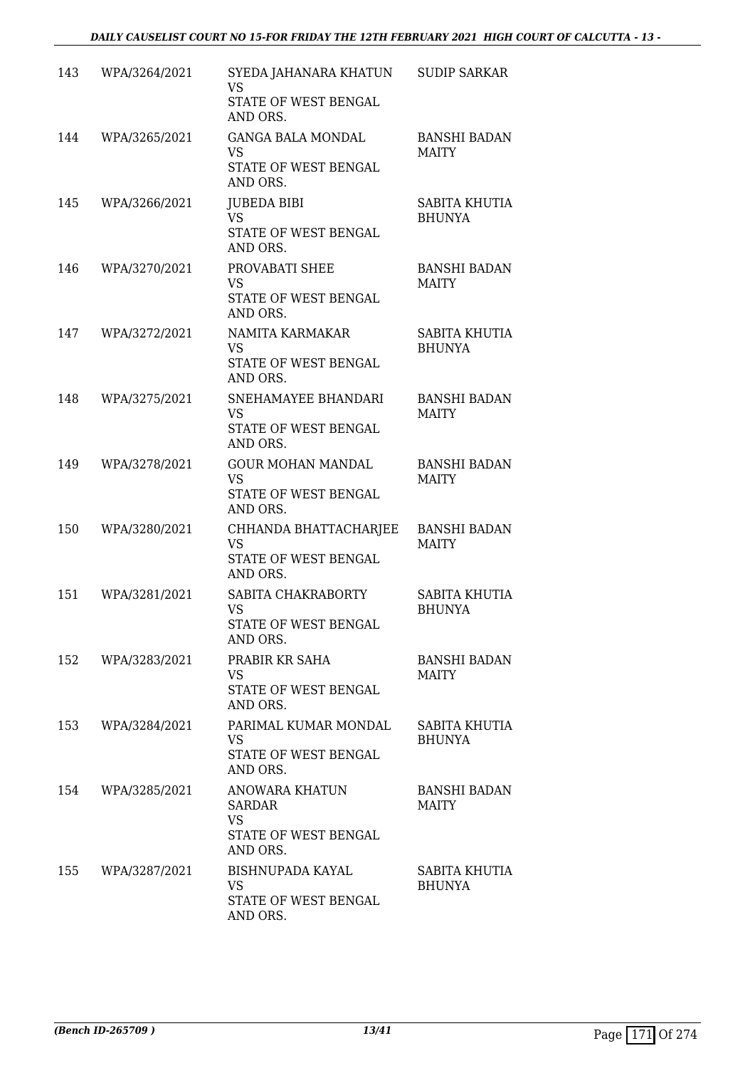| | | | |
|---|---|---|---|
| 143 | WPA/3264/2021 | SYEDA JAHANARA KHATUN<br>VS<br>STATE OF WEST BENGAL AND ORS. | SUDIP SARKAR |
| 144 | WPA/3265/2021 | GANGA BALA MONDAL<br>VS<br>STATE OF WEST BENGAL AND ORS. | BANSHI BADAN MAITY |
| 145 | WPA/3266/2021 | JUBEDA BIBI<br>VS<br>STATE OF WEST BENGAL AND ORS. | SABITA KHUTIA BHUNYA |
| 146 | WPA/3270/2021 | PROVABATI SHEE<br>VS<br>STATE OF WEST BENGAL AND ORS. | BANSHI BADAN MAITY |
| 147 | WPA/3272/2021 | NAMITA KARMAKAR<br>VS<br>STATE OF WEST BENGAL AND ORS. | SABITA KHUTIA BHUNYA |
| 148 | WPA/3275/2021 | SNEHAMAYEE BHANDARI<br>VS<br>STATE OF WEST BENGAL AND ORS. | BANSHI BADAN MAITY |
| 149 | WPA/3278/2021 | GOUR MOHAN MANDAL<br>VS<br>STATE OF WEST BENGAL AND ORS. | BANSHI BADAN MAITY |
| 150 | WPA/3280/2021 | CHHANDA BHATTACHARJEE<br>VS<br>STATE OF WEST BENGAL AND ORS. | BANSHI BADAN MAITY |
| 151 | WPA/3281/2021 | SABITA CHAKRABORTY<br>VS<br>STATE OF WEST BENGAL AND ORS. | SABITA KHUTIA BHUNYA |
| 152 | WPA/3283/2021 | PRABIR KR SAHA<br>VS<br>STATE OF WEST BENGAL AND ORS. | BANSHI BADAN MAITY |
| 153 | WPA/3284/2021 | PARIMAL KUMAR MONDAL<br>VS<br>STATE OF WEST BENGAL AND ORS. | SABITA KHUTIA BHUNYA |
| 154 | WPA/3285/2021 | ANOWARA KHATUN SARDAR<br>VS<br>STATE OF WEST BENGAL AND ORS. | BANSHI BADAN MAITY |
| 155 | WPA/3287/2021 | BISHNUPADA KAYAL<br>VS<br>STATE OF WEST BENGAL AND ORS. | SABITA KHUTIA BHUNYA |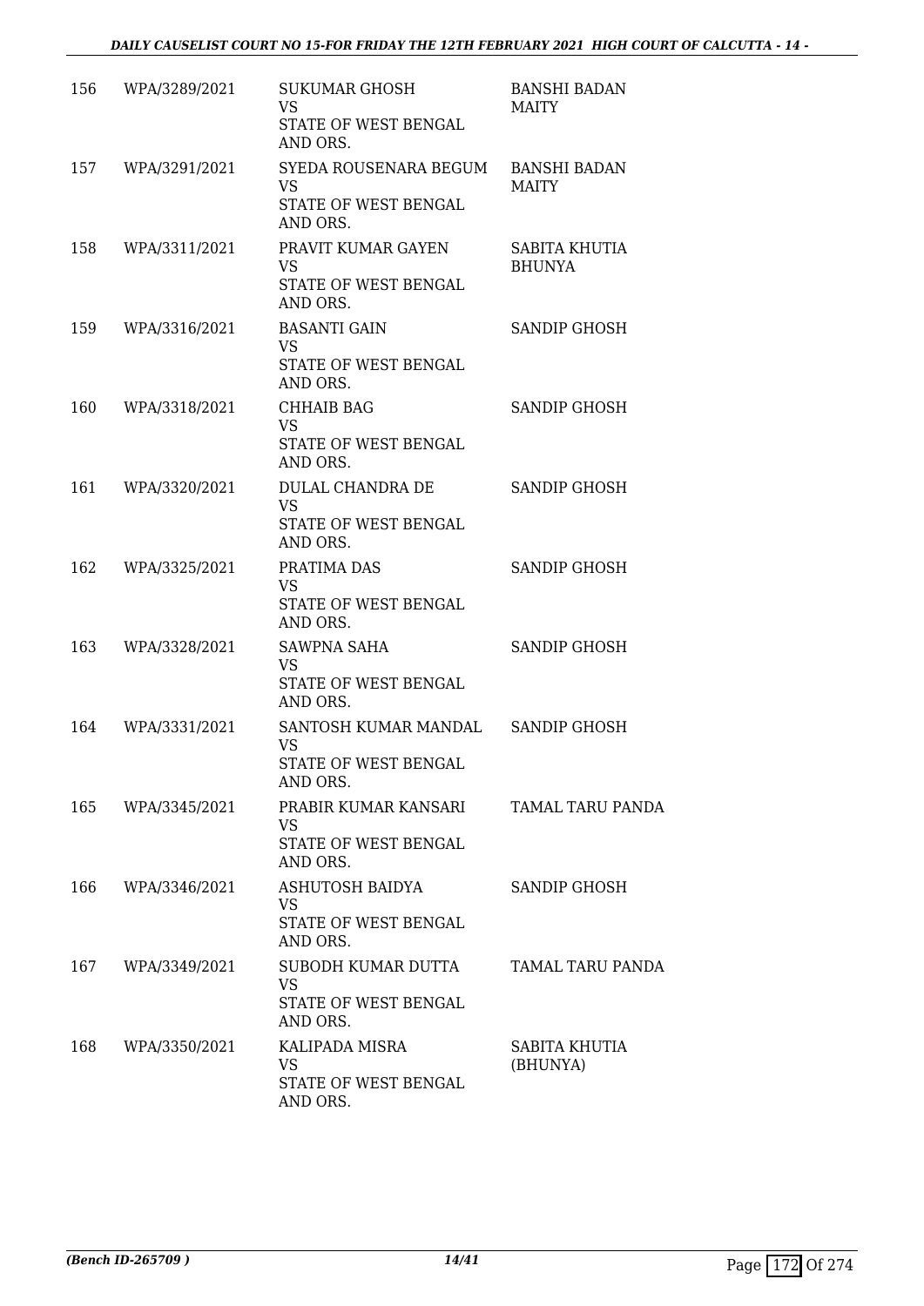| | | | |
|---|---|---|---|
| 156 | WPA/3289/2021 | SUKUMAR GHOSH<br>VS<br>STATE OF WEST BENGAL AND ORS. | BANSHI BADAN MAITY |
| 157 | WPA/3291/2021 | SYEDA ROUSENARA BEGUM<br>VS<br>STATE OF WEST BENGAL AND ORS. | BANSHI BADAN MAITY |
| 158 | WPA/3311/2021 | PRAVIT KUMAR GAYEN<br>VS<br>STATE OF WEST BENGAL AND ORS. | SABITA KHUTIA BHUNYA |
| 159 | WPA/3316/2021 | BASANTI GAIN<br>VS<br>STATE OF WEST BENGAL AND ORS. | SANDIP GHOSH |
| 160 | WPA/3318/2021 | CHHAIB BAG<br>VS<br>STATE OF WEST BENGAL AND ORS. | SANDIP GHOSH |
| 161 | WPA/3320/2021 | DULAL CHANDRA DE<br>VS<br>STATE OF WEST BENGAL AND ORS. | SANDIP GHOSH |
| 162 | WPA/3325/2021 | PRATIMA DAS<br>VS<br>STATE OF WEST BENGAL AND ORS. | SANDIP GHOSH |
| 163 | WPA/3328/2021 | SAWPNA SAHA<br>VS<br>STATE OF WEST BENGAL AND ORS. | SANDIP GHOSH |
| 164 | WPA/3331/2021 | SANTOSH KUMAR MANDAL<br>VS<br>STATE OF WEST BENGAL AND ORS. | SANDIP GHOSH |
| 165 | WPA/3345/2021 | PRABIR KUMAR KANSARI<br>VS<br>STATE OF WEST BENGAL AND ORS. | TAMAL TARU PANDA |
| 166 | WPA/3346/2021 | ASHUTOSH BAIDYA<br>VS<br>STATE OF WEST BENGAL AND ORS. | SANDIP GHOSH |
| 167 | WPA/3349/2021 | SUBODH KUMAR DUTTA<br>VS<br>STATE OF WEST BENGAL AND ORS. | TAMAL TARU PANDA |
| 168 | WPA/3350/2021 | KALIPADA MISRA<br>VS<br>STATE OF WEST BENGAL AND ORS. | SABITA KHUTIA (BHUNYA) |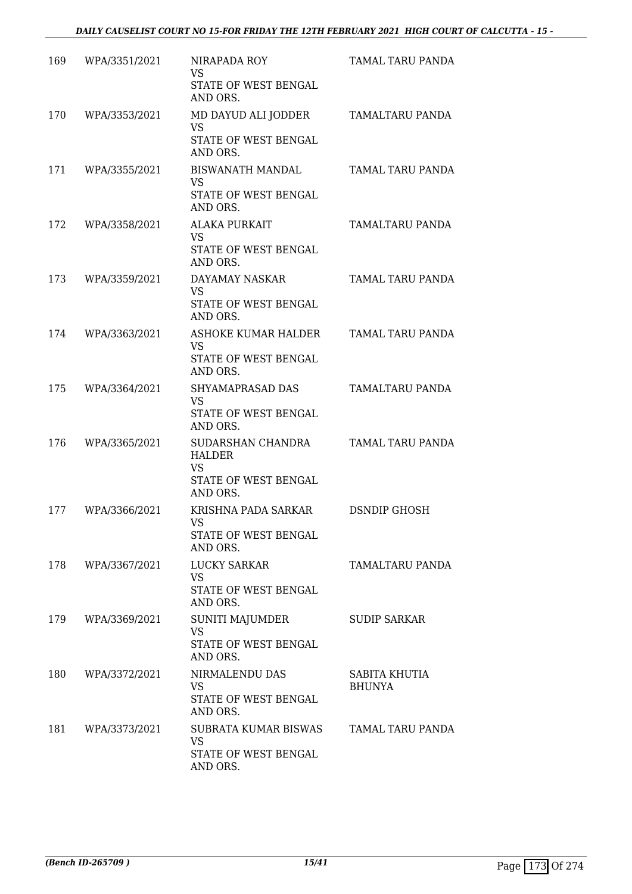| | | | |
|---|---|---|---|
| 169 | WPA/3351/2021 | NIRAPADA ROY<br>VS<br>STATE OF WEST BENGAL AND ORS. | TAMAL TARU PANDA |
| 170 | WPA/3353/2021 | MD DAYUD ALI JODDER<br>VS<br>STATE OF WEST BENGAL AND ORS. | TAMALTARU PANDA |
| 171 | WPA/3355/2021 | BISWANATH MANDAL<br>VS<br>STATE OF WEST BENGAL AND ORS. | TAMAL TARU PANDA |
| 172 | WPA/3358/2021 | ALAKA PURKAIT<br>VS<br>STATE OF WEST BENGAL AND ORS. | TAMALTARU PANDA |
| 173 | WPA/3359/2021 | DAYAMAY NASKAR<br>VS<br>STATE OF WEST BENGAL AND ORS. | TAMAL TARU PANDA |
| 174 | WPA/3363/2021 | ASHOKE KUMAR HALDER<br>VS<br>STATE OF WEST BENGAL AND ORS. | TAMAL TARU PANDA |
| 175 | WPA/3364/2021 | SHYAMAPRASAD DAS<br>VS<br>STATE OF WEST BENGAL AND ORS. | TAMALTARU PANDA |
| 176 | WPA/3365/2021 | SUDARSHAN CHANDRA HALDER<br>VS<br>STATE OF WEST BENGAL AND ORS. | TAMAL TARU PANDA |
| 177 | WPA/3366/2021 | KRISHNA PADA SARKAR<br>VS<br>STATE OF WEST BENGAL AND ORS. | DSNDIP GHOSH |
| 178 | WPA/3367/2021 | LUCKY SARKAR<br>VS<br>STATE OF WEST BENGAL AND ORS. | TAMALTARU PANDA |
| 179 | WPA/3369/2021 | SUNITI MAJUMDER<br>VS<br>STATE OF WEST BENGAL AND ORS. | SUDIP SARKAR |
| 180 | WPA/3372/2021 | NIRMALENDU DAS<br>VS<br>STATE OF WEST BENGAL AND ORS. | SABITA KHUTIA BHUNYA |
| 181 | WPA/3373/2021 | SUBRATA KUMAR BISWAS<br>VS<br>STATE OF WEST BENGAL AND ORS. | TAMAL TARU PANDA |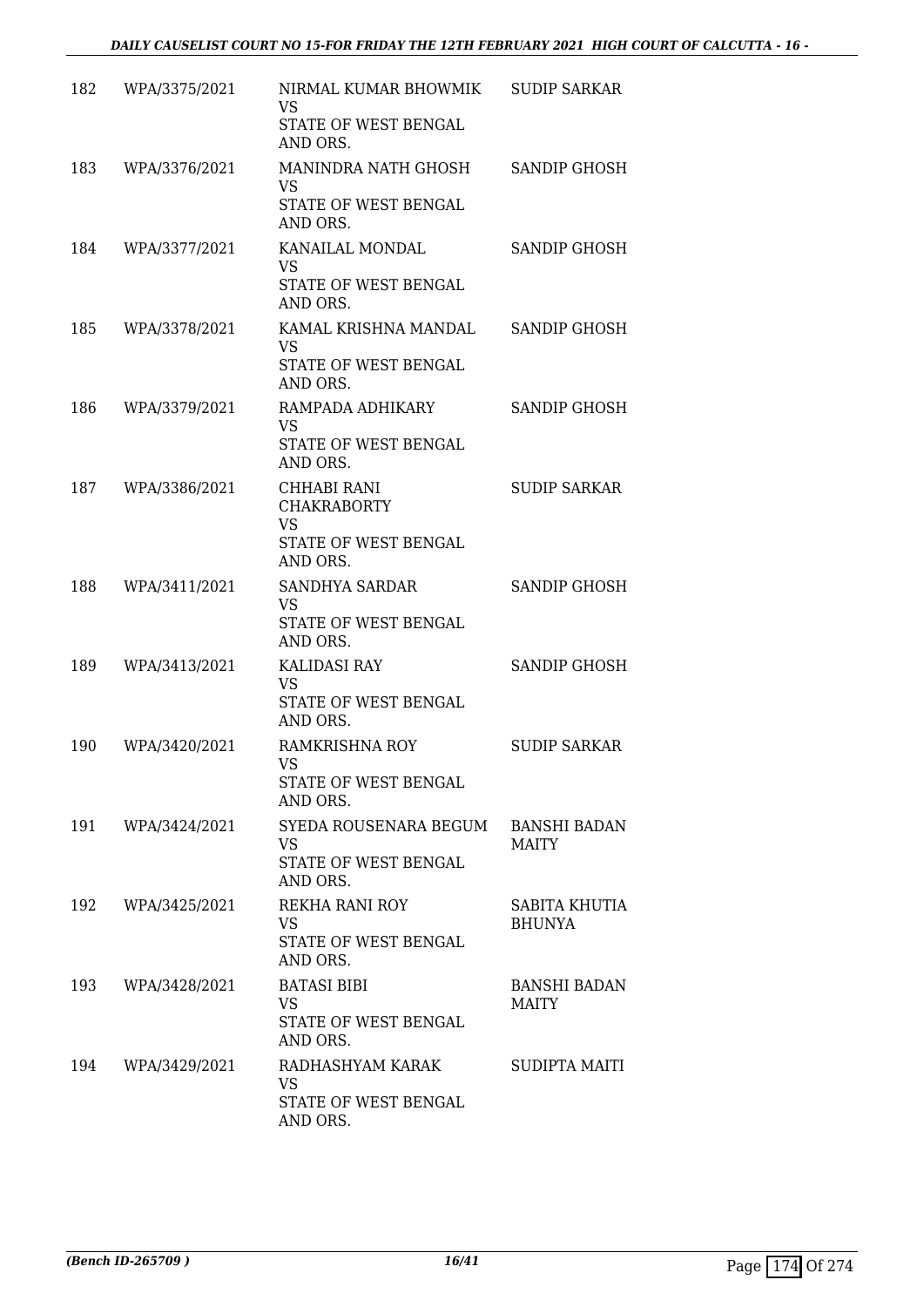| | | | |
|---|---|---|---|
| 182 | WPA/3375/2021 | NIRMAL KUMAR BHOWMIK<br>VS<br>STATE OF WEST BENGAL<br>AND ORS. | SUDIP SARKAR |
| 183 | WPA/3376/2021 | MANINDRA NATH GHOSH<br>VS<br>STATE OF WEST BENGAL<br>AND ORS. | SANDIP GHOSH |
| 184 | WPA/3377/2021 | KANAILAL MONDAL<br>VS<br>STATE OF WEST BENGAL<br>AND ORS. | SANDIP GHOSH |
| 185 | WPA/3378/2021 | KAMAL KRISHNA MANDAL<br>VS<br>STATE OF WEST BENGAL<br>AND ORS. | SANDIP GHOSH |
| 186 | WPA/3379/2021 | RAMPADA ADHIKARY<br>VS<br>STATE OF WEST BENGAL<br>AND ORS. | SANDIP GHOSH |
| 187 | WPA/3386/2021 | CHHABI RANI<br>CHAKRABORTY<br>VS<br>STATE OF WEST BENGAL<br>AND ORS. | SUDIP SARKAR |
| 188 | WPA/3411/2021 | SANDHYA SARDAR<br>VS<br>STATE OF WEST BENGAL<br>AND ORS. | SANDIP GHOSH |
| 189 | WPA/3413/2021 | KALIDASI RAY<br>VS<br>STATE OF WEST BENGAL<br>AND ORS. | SANDIP GHOSH |
| 190 | WPA/3420/2021 | RAMKRISHNA ROY<br>VS<br>STATE OF WEST BENGAL<br>AND ORS. | SUDIP SARKAR |
| 191 | WPA/3424/2021 | SYEDA ROUSENARA BEGUM<br>VS<br>STATE OF WEST BENGAL<br>AND ORS. | BANSHI BADAN<br>MAITY |
| 192 | WPA/3425/2021 | REKHA RANI ROY<br>VS<br>STATE OF WEST BENGAL<br>AND ORS. | SABITA KHUTIA<br>BHUNYA |
| 193 | WPA/3428/2021 | BATASI BIBI<br>VS<br>STATE OF WEST BENGAL<br>AND ORS. | BANSHI BADAN<br>MAITY |
| 194 | WPA/3429/2021 | RADHASHYAM KARAK<br>VS<br>STATE OF WEST BENGAL<br>AND ORS. | SUDIPTA MAITI |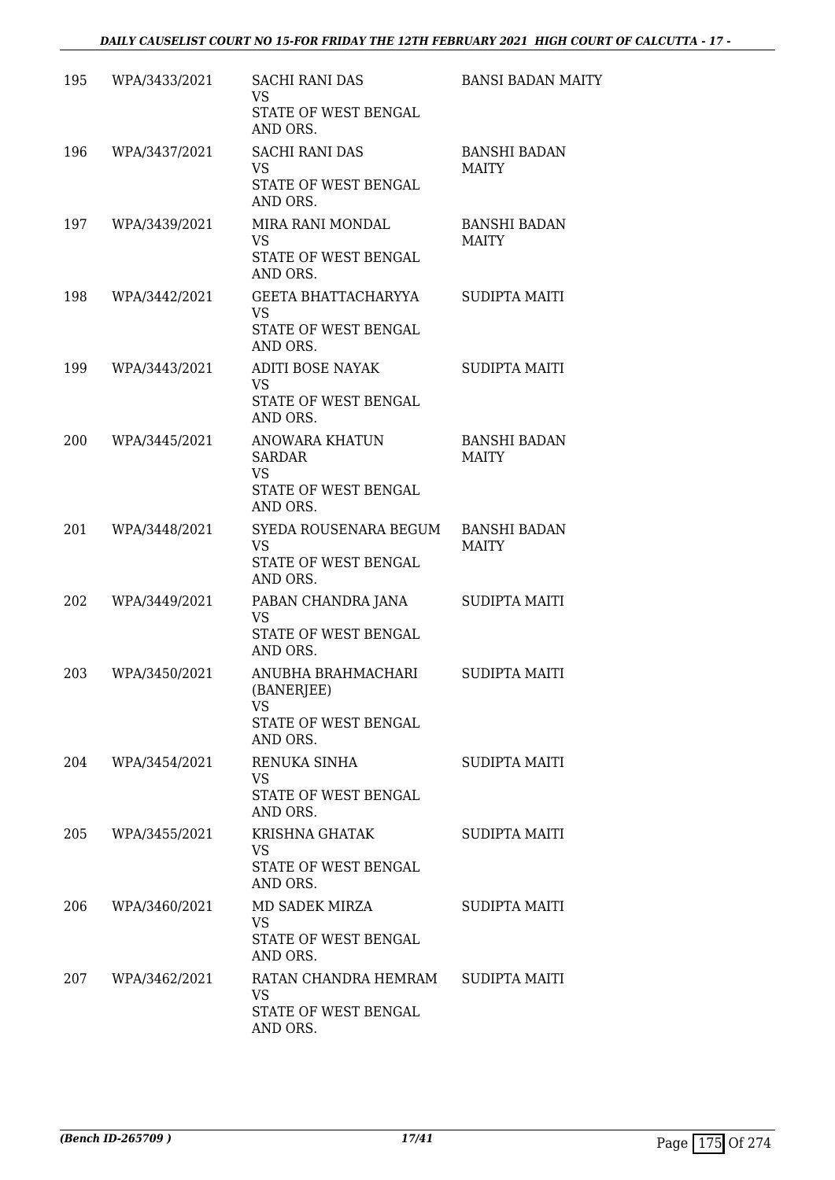| | | | |
|---|---|---|---|
| 195 | WPA/3433/2021 | SACHI RANI DAS<br>VS<br>STATE OF WEST BENGAL AND ORS. | BANSI BADAN MAITY |
| 196 | WPA/3437/2021 | SACHI RANI DAS<br>VS<br>STATE OF WEST BENGAL AND ORS. | BANSHI BADAN MAITY |
| 197 | WPA/3439/2021 | MIRA RANI MONDAL<br>VS<br>STATE OF WEST BENGAL AND ORS. | BANSHI BADAN MAITY |
| 198 | WPA/3442/2021 | GEETA BHATTACHARYYA<br>VS<br>STATE OF WEST BENGAL AND ORS. | SUDIPTA MAITI |
| 199 | WPA/3443/2021 | ADITI BOSE NAYAK<br>VS<br>STATE OF WEST BENGAL AND ORS. | SUDIPTA MAITI |
| 200 | WPA/3445/2021 | ANOWARA KHATUN SARDAR<br>VS<br>STATE OF WEST BENGAL AND ORS. | BANSHI BADAN MAITY |
| 201 | WPA/3448/2021 | SYEDA ROUSENARA BEGUM<br>VS<br>STATE OF WEST BENGAL AND ORS. | BANSHI BADAN MAITY |
| 202 | WPA/3449/2021 | PABAN CHANDRA JANA<br>VS<br>STATE OF WEST BENGAL AND ORS. | SUDIPTA MAITI |
| 203 | WPA/3450/2021 | ANUBHA BRAHMACHARI (BANERJEE)<br>VS<br>STATE OF WEST BENGAL AND ORS. | SUDIPTA MAITI |
| 204 | WPA/3454/2021 | RENUKA SINHA<br>VS<br>STATE OF WEST BENGAL AND ORS. | SUDIPTA MAITI |
| 205 | WPA/3455/2021 | KRISHNA GHATAK<br>VS<br>STATE OF WEST BENGAL AND ORS. | SUDIPTA MAITI |
| 206 | WPA/3460/2021 | MD SADEK MIRZA<br>VS<br>STATE OF WEST BENGAL AND ORS. | SUDIPTA MAITI |
| 207 | WPA/3462/2021 | RATAN CHANDRA HEMRAM<br>VS<br>STATE OF WEST BENGAL AND ORS. | SUDIPTA MAITI |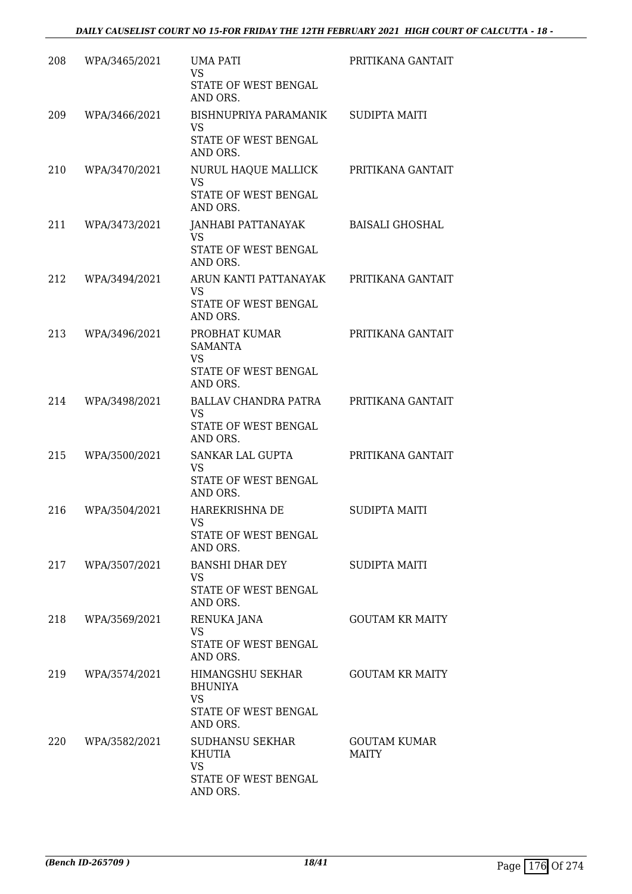| 208 | WPA/3465/2021 | UMA PATI<br>VS<br>STATE OF WEST BENGAL AND ORS. | PRITIKANA GANTAIT |
|---|---|---|---|
| 209 | WPA/3466/2021 | BISHNUPRIYA PARAMANIK<br>VS<br>STATE OF WEST BENGAL AND ORS. | SUDIPTA MAITI |
| 210 | WPA/3470/2021 | NURUL HAQUE MALLICK<br>VS<br>STATE OF WEST BENGAL AND ORS. | PRITIKANA GANTAIT |
| 211 | WPA/3473/2021 | JANHABI PATTANAYAK<br>VS<br>STATE OF WEST BENGAL AND ORS. | BAISALI GHOSHAL |
| 212 | WPA/3494/2021 | ARUN KANTI PATTANAYAK<br>VS<br>STATE OF WEST BENGAL AND ORS. | PRITIKANA GANTAIT |
| 213 | WPA/3496/2021 | PROBHAT KUMAR SAMANTA<br>VS<br>STATE OF WEST BENGAL AND ORS. | PRITIKANA GANTAIT |
| 214 | WPA/3498/2021 | BALLAV CHANDRA PATRA<br>VS<br>STATE OF WEST BENGAL AND ORS. | PRITIKANA GANTAIT |
| 215 | WPA/3500/2021 | SANKAR LAL GUPTA<br>VS<br>STATE OF WEST BENGAL AND ORS. | PRITIKANA GANTAIT |
| 216 | WPA/3504/2021 | HAREKRISHNA DE<br>VS<br>STATE OF WEST BENGAL AND ORS. | SUDIPTA MAITI |
| 217 | WPA/3507/2021 | BANSHI DHAR DEY<br>VS<br>STATE OF WEST BENGAL AND ORS. | SUDIPTA MAITI |
| 218 | WPA/3569/2021 | RENUKA JANA<br>VS<br>STATE OF WEST BENGAL AND ORS. | GOUTAM KR MAITY |
| 219 | WPA/3574/2021 | HIMANGSHU SEKHAR BHUNIYA<br>VS<br>STATE OF WEST BENGAL AND ORS. | GOUTAM KR MAITY |
| 220 | WPA/3582/2021 | SUDHANSU SEKHAR KHUTIA<br>VS<br>STATE OF WEST BENGAL AND ORS. | GOUTAM KUMAR MAITY |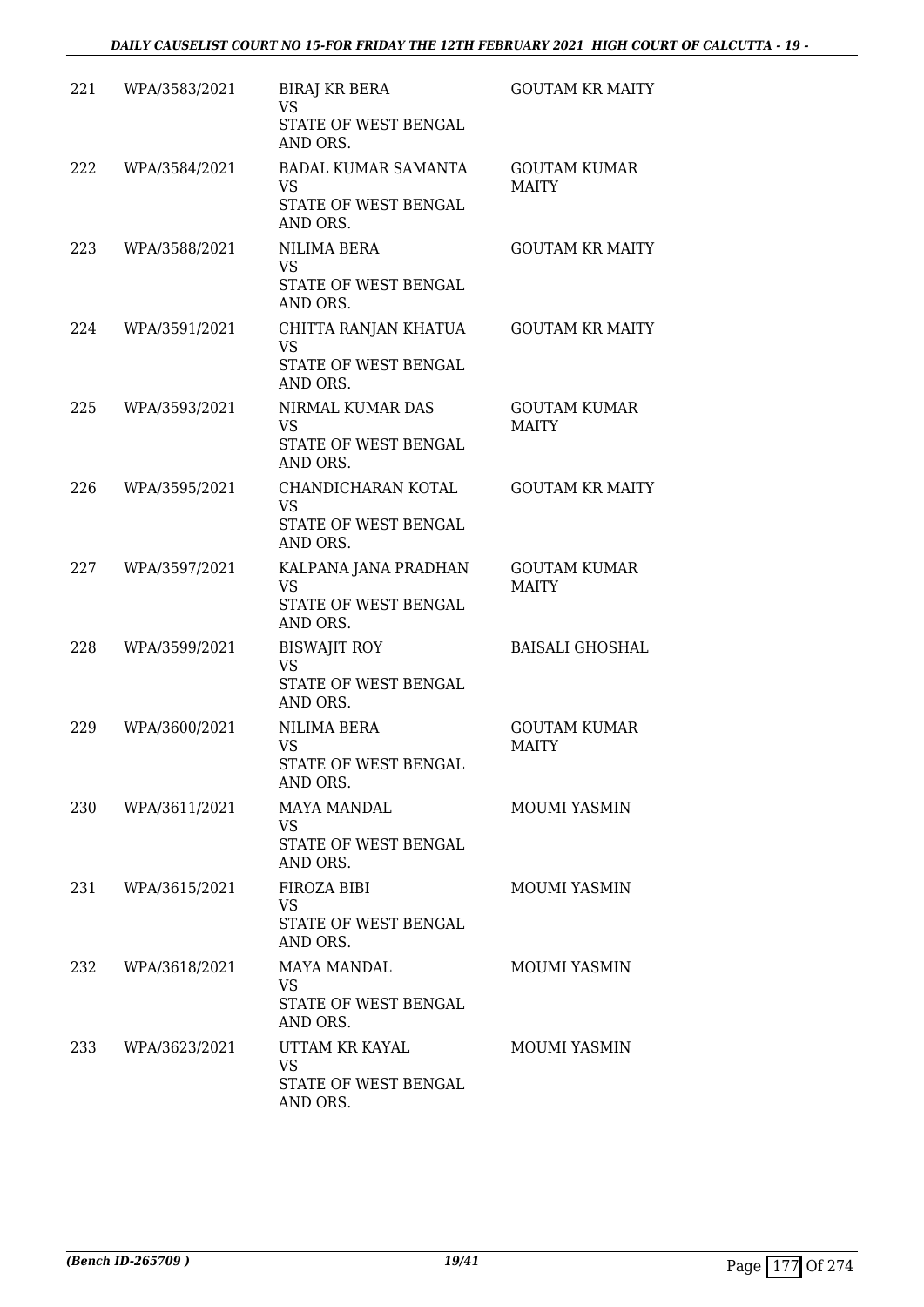| 221 | WPA/3583/2021 | BIRAJ KR BERA<br>VS<br>STATE OF WEST BENGAL AND ORS. | GOUTAM KR MAITY |
|---|---|---|---|
| 222 | WPA/3584/2021 | BADAL KUMAR SAMANTA<br>VS<br>STATE OF WEST BENGAL AND ORS. | GOUTAM KUMAR MAITY |
| 223 | WPA/3588/2021 | NILIMA BERA<br>VS<br>STATE OF WEST BENGAL AND ORS. | GOUTAM KR MAITY |
| 224 | WPA/3591/2021 | CHITTA RANJAN KHATUA<br>VS<br>STATE OF WEST BENGAL AND ORS. | GOUTAM KR MAITY |
| 225 | WPA/3593/2021 | NIRMAL KUMAR DAS<br>VS<br>STATE OF WEST BENGAL AND ORS. | GOUTAM KUMAR MAITY |
| 226 | WPA/3595/2021 | CHANDICHARAN KOTAL<br>VS<br>STATE OF WEST BENGAL AND ORS. | GOUTAM KR MAITY |
| 227 | WPA/3597/2021 | KALPANA JANA PRADHAN<br>VS<br>STATE OF WEST BENGAL AND ORS. | GOUTAM KUMAR MAITY |
| 228 | WPA/3599/2021 | BISWAJIT ROY<br>VS<br>STATE OF WEST BENGAL AND ORS. | BAISALI GHOSHAL |
| 229 | WPA/3600/2021 | NILIMA BERA<br>VS<br>STATE OF WEST BENGAL AND ORS. | GOUTAM KUMAR MAITY |
| 230 | WPA/3611/2021 | MAYA MANDAL<br>VS<br>STATE OF WEST BENGAL AND ORS. | MOUMI YASMIN |
| 231 | WPA/3615/2021 | FIROZA BIBI<br>VS<br>STATE OF WEST BENGAL AND ORS. | MOUMI YASMIN |
| 232 | WPA/3618/2021 | MAYA MANDAL<br>VS<br>STATE OF WEST BENGAL AND ORS. | MOUMI YASMIN |
| 233 | WPA/3623/2021 | UTTAM KR KAYAL<br>VS<br>STATE OF WEST BENGAL AND ORS. | MOUMI YASMIN |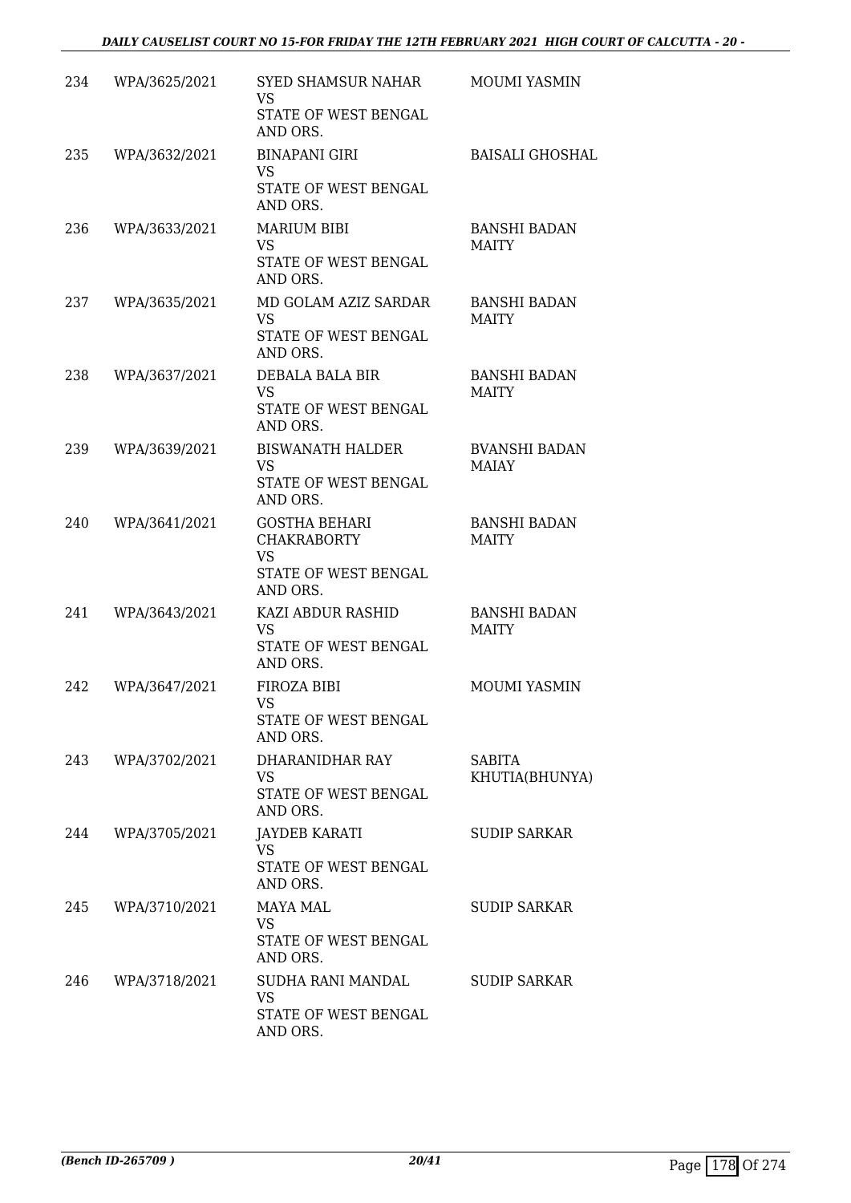| 234 | WPA/3625/2021 | SYED SHAMSUR NAHAR VS STATE OF WEST BENGAL AND ORS. | MOUMI YASMIN |
|---|---|---|---|
| 235 | WPA/3632/2021 | BINAPANI GIRI VS STATE OF WEST BENGAL AND ORS. | BAISALI GHOSHAL |
| 236 | WPA/3633/2021 | MARIUM BIBI VS STATE OF WEST BENGAL AND ORS. | BANSHI BADAN MAITY |
| 237 | WPA/3635/2021 | MD GOLAM AZIZ SARDAR VS STATE OF WEST BENGAL AND ORS. | BANSHI BADAN MAITY |
| 238 | WPA/3637/2021 | DEBALA BALA BIR VS STATE OF WEST BENGAL AND ORS. | BANSHI BADAN MAITY |
| 239 | WPA/3639/2021 | BISWANATH HALDER VS STATE OF WEST BENGAL AND ORS. | BVANSHI BADAN MAIAY |
| 240 | WPA/3641/2021 | GOSTHA BEHARI CHAKRABORTY VS STATE OF WEST BENGAL AND ORS. | BANSHI BADAN MAITY |
| 241 | WPA/3643/2021 | KAZI ABDUR RASHID VS STATE OF WEST BENGAL AND ORS. | BANSHI BADAN MAITY |
| 242 | WPA/3647/2021 | FIROZA BIBI VS STATE OF WEST BENGAL AND ORS. | MOUMI YASMIN |
| 243 | WPA/3702/2021 | DHARANIDHAR RAY VS STATE OF WEST BENGAL AND ORS. | SABITA KHUTIA(BHUNYA) |
| 244 | WPA/3705/2021 | JAYDEB KARATI VS STATE OF WEST BENGAL AND ORS. | SUDIP SARKAR |
| 245 | WPA/3710/2021 | MAYA MAL VS STATE OF WEST BENGAL AND ORS. | SUDIP SARKAR |
| 246 | WPA/3718/2021 | SUDHA RANI MANDAL VS STATE OF WEST BENGAL AND ORS. | SUDIP SARKAR |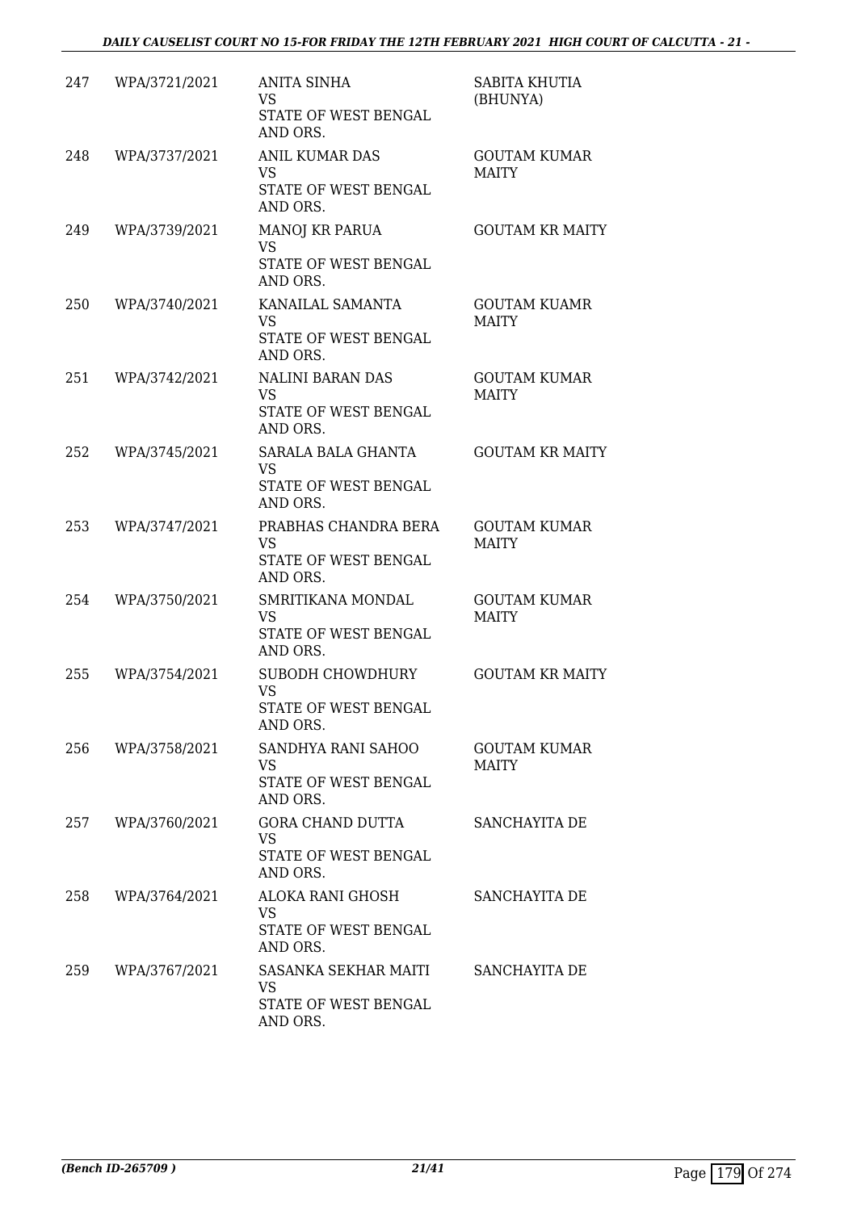| | | | |
|---|---|---|---|
| 247 | WPA/3721/2021 | ANITA SINHA<br>VS<br>STATE OF WEST BENGAL AND ORS. | SABITA KHUTIA (BHUNYA) |
| 248 | WPA/3737/2021 | ANIL KUMAR DAS<br>VS<br>STATE OF WEST BENGAL AND ORS. | GOUTAM KUMAR MAITY |
| 249 | WPA/3739/2021 | MANOJ KR PARUA<br>VS<br>STATE OF WEST BENGAL AND ORS. | GOUTAM KR MAITY |
| 250 | WPA/3740/2021 | KANAILAL SAMANTA<br>VS<br>STATE OF WEST BENGAL AND ORS. | GOUTAM KUAMR MAITY |
| 251 | WPA/3742/2021 | NALINI BARAN DAS<br>VS<br>STATE OF WEST BENGAL AND ORS. | GOUTAM KUMAR MAITY |
| 252 | WPA/3745/2021 | SARALA BALA GHANTA<br>VS<br>STATE OF WEST BENGAL AND ORS. | GOUTAM KR MAITY |
| 253 | WPA/3747/2021 | PRABHAS CHANDRA BERA<br>VS<br>STATE OF WEST BENGAL AND ORS. | GOUTAM KUMAR MAITY |
| 254 | WPA/3750/2021 | SMRITIKANA MONDAL<br>VS<br>STATE OF WEST BENGAL AND ORS. | GOUTAM KUMAR MAITY |
| 255 | WPA/3754/2021 | SUBODH CHOWDHURY<br>VS<br>STATE OF WEST BENGAL AND ORS. | GOUTAM KR MAITY |
| 256 | WPA/3758/2021 | SANDHYA RANI SAHOO<br>VS<br>STATE OF WEST BENGAL AND ORS. | GOUTAM KUMAR MAITY |
| 257 | WPA/3760/2021 | GORA CHAND DUTTA<br>VS<br>STATE OF WEST BENGAL AND ORS. | SANCHAYITA DE |
| 258 | WPA/3764/2021 | ALOKA RANI GHOSH<br>VS<br>STATE OF WEST BENGAL AND ORS. | SANCHAYITA DE |
| 259 | WPA/3767/2021 | SASANKA SEKHAR MAITI<br>VS<br>STATE OF WEST BENGAL AND ORS. | SANCHAYITA DE |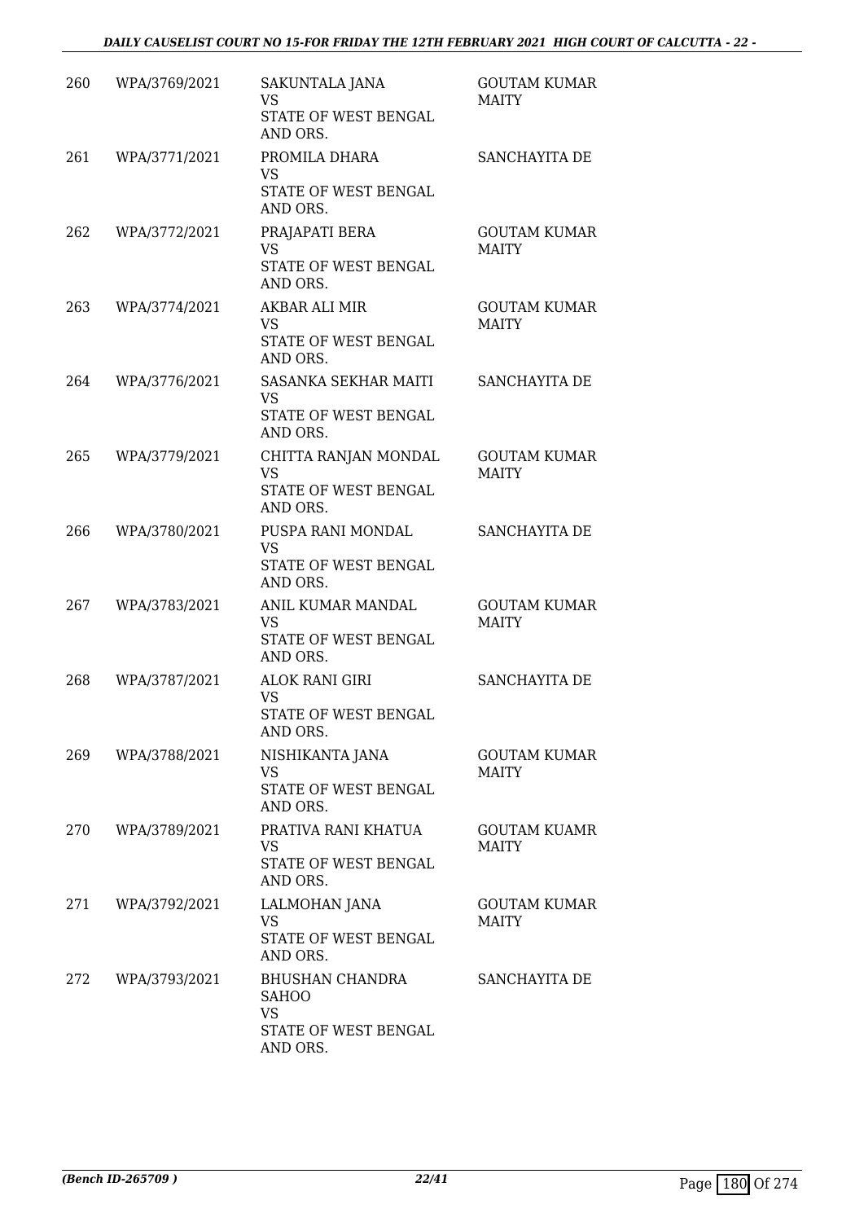| | | | |
|---|---|---|---|
| 260 | WPA/3769/2021 | SAKUNTALA JANA<br>VS<br>STATE OF WEST BENGAL AND ORS. | GOUTAM KUMAR MAITY |
| 261 | WPA/3771/2021 | PROMILA DHARA<br>VS<br>STATE OF WEST BENGAL AND ORS. | SANCHAYITA DE |
| 262 | WPA/3772/2021 | PRAJAPATI BERA<br>VS<br>STATE OF WEST BENGAL AND ORS. | GOUTAM KUMAR MAITY |
| 263 | WPA/3774/2021 | AKBAR ALI MIR<br>VS<br>STATE OF WEST BENGAL AND ORS. | GOUTAM KUMAR MAITY |
| 264 | WPA/3776/2021 | SASANKA SEKHAR MAITI<br>VS<br>STATE OF WEST BENGAL AND ORS. | SANCHAYITA DE |
| 265 | WPA/3779/2021 | CHITTA RANJAN MONDAL<br>VS<br>STATE OF WEST BENGAL AND ORS. | GOUTAM KUMAR MAITY |
| 266 | WPA/3780/2021 | PUSPA RANI MONDAL<br>VS<br>STATE OF WEST BENGAL AND ORS. | SANCHAYITA DE |
| 267 | WPA/3783/2021 | ANIL KUMAR MANDAL<br>VS<br>STATE OF WEST BENGAL AND ORS. | GOUTAM KUMAR MAITY |
| 268 | WPA/3787/2021 | ALOK RANI GIRI<br>VS<br>STATE OF WEST BENGAL AND ORS. | SANCHAYITA DE |
| 269 | WPA/3788/2021 | NISHIKANTA JANA<br>VS<br>STATE OF WEST BENGAL AND ORS. | GOUTAM KUMAR MAITY |
| 270 | WPA/3789/2021 | PRATIVA RANI KHATUA<br>VS<br>STATE OF WEST BENGAL AND ORS. | GOUTAM KUAMR MAITY |
| 271 | WPA/3792/2021 | LALMOHAN JANA<br>VS<br>STATE OF WEST BENGAL AND ORS. | GOUTAM KUMAR MAITY |
| 272 | WPA/3793/2021 | BHUSHAN CHANDRA SAHOO<br>VS<br>STATE OF WEST BENGAL AND ORS. | SANCHAYITA DE |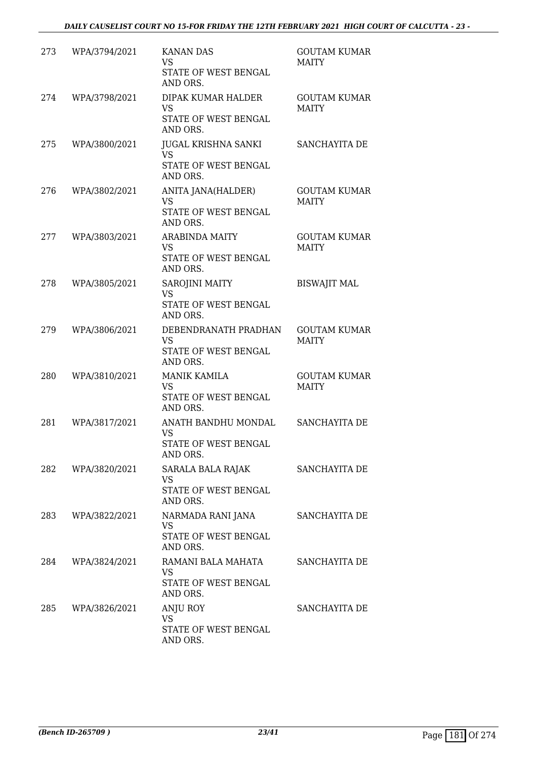| 273 | WPA/3794/2021 | KANAN DAS<br>VS<br>STATE OF WEST BENGAL AND ORS. | GOUTAM KUMAR MAITY |
|---|---|---|---|
| 274 | WPA/3798/2021 | DIPAK KUMAR HALDER<br>VS<br>STATE OF WEST BENGAL AND ORS. | GOUTAM KUMAR MAITY |
| 275 | WPA/3800/2021 | JUGAL KRISHNA SANKI<br>VS<br>STATE OF WEST BENGAL AND ORS. | SANCHAYITA DE |
| 276 | WPA/3802/2021 | ANITA JANA(HALDER)<br>VS<br>STATE OF WEST BENGAL AND ORS. | GOUTAM KUMAR MAITY |
| 277 | WPA/3803/2021 | ARABINDA MAITY<br>VS<br>STATE OF WEST BENGAL AND ORS. | GOUTAM KUMAR MAITY |
| 278 | WPA/3805/2021 | SAROJINI MAITY<br>VS<br>STATE OF WEST BENGAL AND ORS. | BISWAJIT MAL |
| 279 | WPA/3806/2021 | DEBENDRANATH PRADHAN<br>VS<br>STATE OF WEST BENGAL AND ORS. | GOUTAM KUMAR MAITY |
| 280 | WPA/3810/2021 | MANIK KAMILA<br>VS<br>STATE OF WEST BENGAL AND ORS. | GOUTAM KUMAR MAITY |
| 281 | WPA/3817/2021 | ANATH BANDHU MONDAL<br>VS<br>STATE OF WEST BENGAL AND ORS. | SANCHAYITA DE |
| 282 | WPA/3820/2021 | SARALA BALA RAJAK<br>VS<br>STATE OF WEST BENGAL AND ORS. | SANCHAYITA DE |
| 283 | WPA/3822/2021 | NARMADA RANI JANA<br>VS<br>STATE OF WEST BENGAL AND ORS. | SANCHAYITA DE |
| 284 | WPA/3824/2021 | RAMANI BALA MAHATA<br>VS<br>STATE OF WEST BENGAL AND ORS. | SANCHAYITA DE |
| 285 | WPA/3826/2021 | ANJU ROY<br>VS<br>STATE OF WEST BENGAL AND ORS. | SANCHAYITA DE |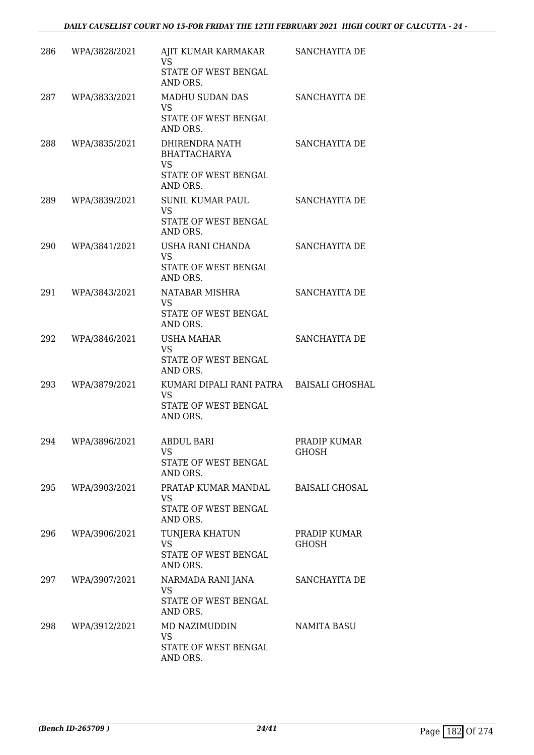| | | | |
|---|---|---|---|
| 286 | WPA/3828/2021 | AJIT KUMAR KARMAKAR<br>VS<br>STATE OF WEST BENGAL AND ORS. | SANCHAYITA DE |
| 287 | WPA/3833/2021 | MADHU SUDAN DAS<br>VS<br>STATE OF WEST BENGAL AND ORS. | SANCHAYITA DE |
| 288 | WPA/3835/2021 | DHIRENDRA NATH BHATTACHARYA<br>VS<br>STATE OF WEST BENGAL AND ORS. | SANCHAYITA DE |
| 289 | WPA/3839/2021 | SUNIL KUMAR PAUL<br>VS<br>STATE OF WEST BENGAL AND ORS. | SANCHAYITA DE |
| 290 | WPA/3841/2021 | USHA RANI CHANDA<br>VS<br>STATE OF WEST BENGAL AND ORS. | SANCHAYITA DE |
| 291 | WPA/3843/2021 | NATABAR MISHRA<br>VS<br>STATE OF WEST BENGAL AND ORS. | SANCHAYITA DE |
| 292 | WPA/3846/2021 | USHA MAHAR<br>VS<br>STATE OF WEST BENGAL AND ORS. | SANCHAYITA DE |
| 293 | WPA/3879/2021 | KUMARI DIPALI RANI PATRA<br>VS<br>STATE OF WEST BENGAL AND ORS. | BAISALI GHOSHAL |
| 294 | WPA/3896/2021 | ABDUL BARI<br>VS<br>STATE OF WEST BENGAL AND ORS. | PRADIP KUMAR GHOSH |
| 295 | WPA/3903/2021 | PRATAP KUMAR MANDAL<br>VS<br>STATE OF WEST BENGAL AND ORS. | BAISALI GHOSAL |
| 296 | WPA/3906/2021 | TUNJERA KHATUN<br>VS<br>STATE OF WEST BENGAL AND ORS. | PRADIP KUMAR GHOSH |
| 297 | WPA/3907/2021 | NARMADA RANI JANA<br>VS<br>STATE OF WEST BENGAL AND ORS. | SANCHAYITA DE |
| 298 | WPA/3912/2021 | MD NAZIMUDDIN<br>VS<br>STATE OF WEST BENGAL AND ORS. | NAMITA BASU |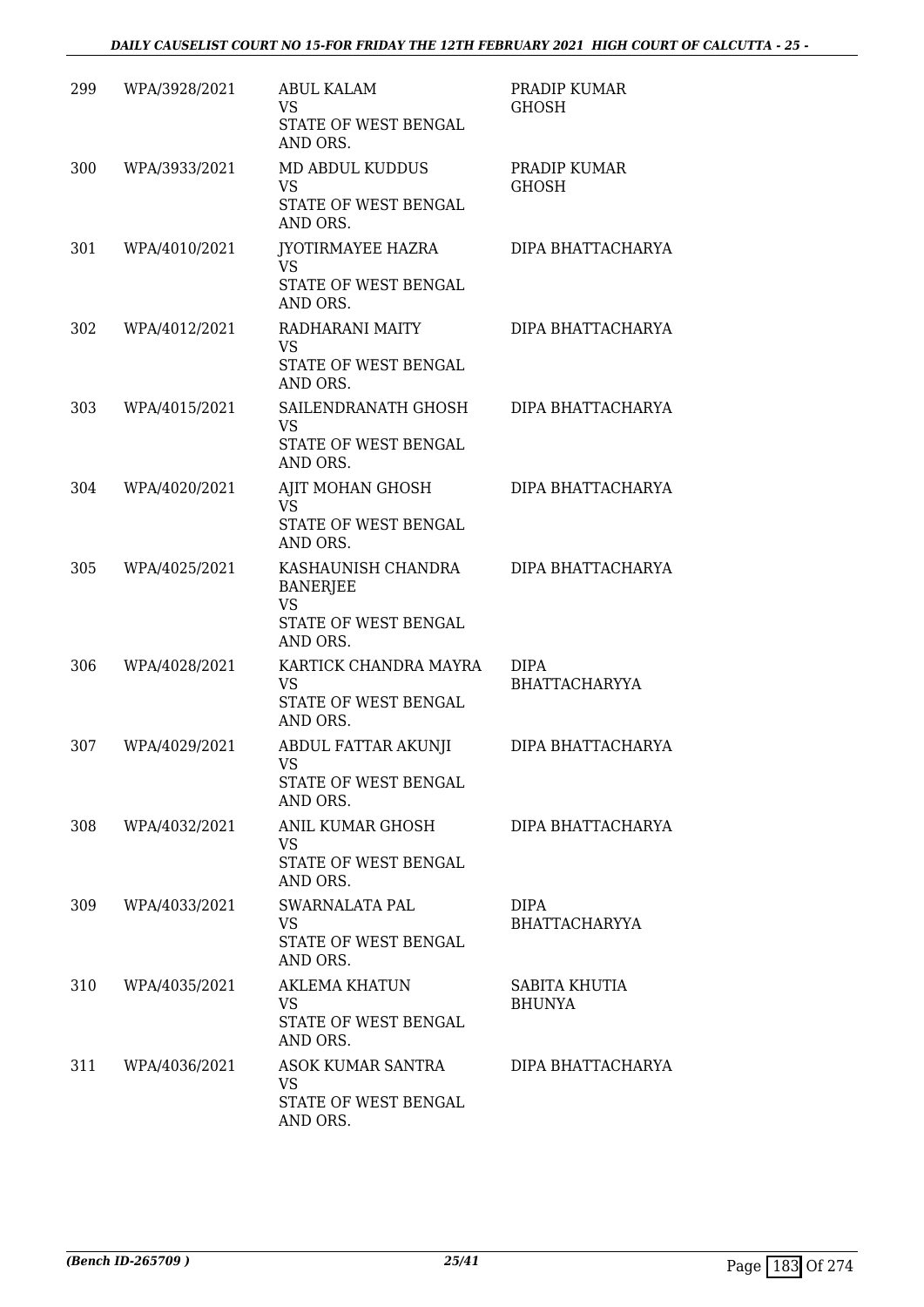| 299 | WPA/3928/2021 | ABUL KALAM<br>VS<br>STATE OF WEST BENGAL AND ORS. | PRADIP KUMAR GHOSH |
|---|---|---|---|
| 300 | WPA/3933/2021 | MD ABDUL KUDDUS<br>VS<br>STATE OF WEST BENGAL AND ORS. | PRADIP KUMAR GHOSH |
| 301 | WPA/4010/2021 | JYOTIRMAYEE HAZRA<br>VS<br>STATE OF WEST BENGAL AND ORS. | DIPA BHATTACHARYA |
| 302 | WPA/4012/2021 | RADHARANI MAITY<br>VS<br>STATE OF WEST BENGAL AND ORS. | DIPA BHATTACHARYA |
| 303 | WPA/4015/2021 | SAILENDRANATH GHOSH<br>VS<br>STATE OF WEST BENGAL AND ORS. | DIPA BHATTACHARYA |
| 304 | WPA/4020/2021 | AJIT MOHAN GHOSH<br>VS<br>STATE OF WEST BENGAL AND ORS. | DIPA BHATTACHARYA |
| 305 | WPA/4025/2021 | KASHAUNISH CHANDRA BANERJEE<br>VS<br>STATE OF WEST BENGAL AND ORS. | DIPA BHATTACHARYA |
| 306 | WPA/4028/2021 | KARTICK CHANDRA MAYRA<br>VS<br>STATE OF WEST BENGAL AND ORS. | DIPA BHATTACHARYYA |
| 307 | WPA/4029/2021 | ABDUL FATTAR AKUNJI<br>VS<br>STATE OF WEST BENGAL AND ORS. | DIPA BHATTACHARYA |
| 308 | WPA/4032/2021 | ANIL KUMAR GHOSH<br>VS<br>STATE OF WEST BENGAL AND ORS. | DIPA BHATTACHARYA |
| 309 | WPA/4033/2021 | SWARNALATA PAL<br>VS<br>STATE OF WEST BENGAL AND ORS. | DIPA BHATTACHARYYA |
| 310 | WPA/4035/2021 | AKLEMA KHATUN<br>VS<br>STATE OF WEST BENGAL AND ORS. | SABITA KHUTIA BHUNYA |
| 311 | WPA/4036/2021 | ASOK KUMAR SANTRA<br>VS<br>STATE OF WEST BENGAL AND ORS. | DIPA BHATTACHARYA |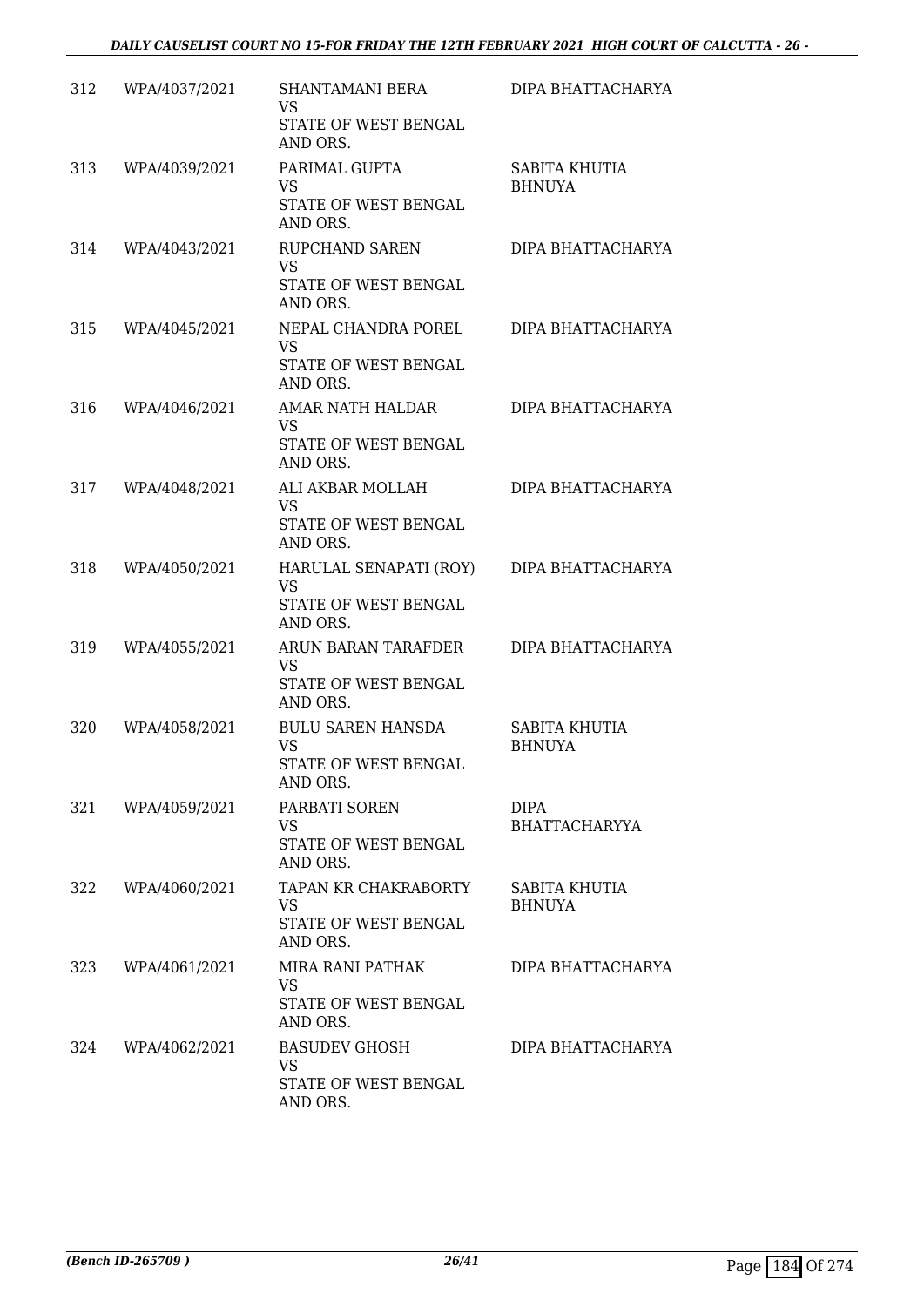| 312 | WPA/4037/2021 | SHANTAMANI BERA<br>VS<br>STATE OF WEST BENGAL AND ORS. | DIPA BHATTACHARYA |
|---|---|---|---|
| 313 | WPA/4039/2021 | PARIMAL GUPTA<br>VS<br>STATE OF WEST BENGAL AND ORS. | SABITA KHUTIA BHNUYA |
| 314 | WPA/4043/2021 | RUPCHAND SAREN<br>VS<br>STATE OF WEST BENGAL AND ORS. | DIPA BHATTACHARYA |
| 315 | WPA/4045/2021 | NEPAL CHANDRA POREL<br>VS<br>STATE OF WEST BENGAL AND ORS. | DIPA BHATTACHARYA |
| 316 | WPA/4046/2021 | AMAR NATH HALDAR<br>VS<br>STATE OF WEST BENGAL AND ORS. | DIPA BHATTACHARYA |
| 317 | WPA/4048/2021 | ALI AKBAR MOLLAH<br>VS<br>STATE OF WEST BENGAL AND ORS. | DIPA BHATTACHARYA |
| 318 | WPA/4050/2021 | HARULAL SENAPATI (ROY)<br>VS<br>STATE OF WEST BENGAL AND ORS. | DIPA BHATTACHARYA |
| 319 | WPA/4055/2021 | ARUN BARAN TARAFDER<br>VS<br>STATE OF WEST BENGAL AND ORS. | DIPA BHATTACHARYA |
| 320 | WPA/4058/2021 | BULU SAREN HANSDA<br>VS<br>STATE OF WEST BENGAL AND ORS. | SABITA KHUTIA BHNUYA |
| 321 | WPA/4059/2021 | PARBATI SOREN<br>VS<br>STATE OF WEST BENGAL AND ORS. | DIPA BHATTACHARYYA |
| 322 | WPA/4060/2021 | TAPAN KR CHAKRABORTY<br>VS<br>STATE OF WEST BENGAL AND ORS. | SABITA KHUTIA BHNUYA |
| 323 | WPA/4061/2021 | MIRA RANI PATHAK<br>VS<br>STATE OF WEST BENGAL AND ORS. | DIPA BHATTACHARYA |
| 324 | WPA/4062/2021 | BASUDEV GHOSH<br>VS<br>STATE OF WEST BENGAL AND ORS. | DIPA BHATTACHARYA |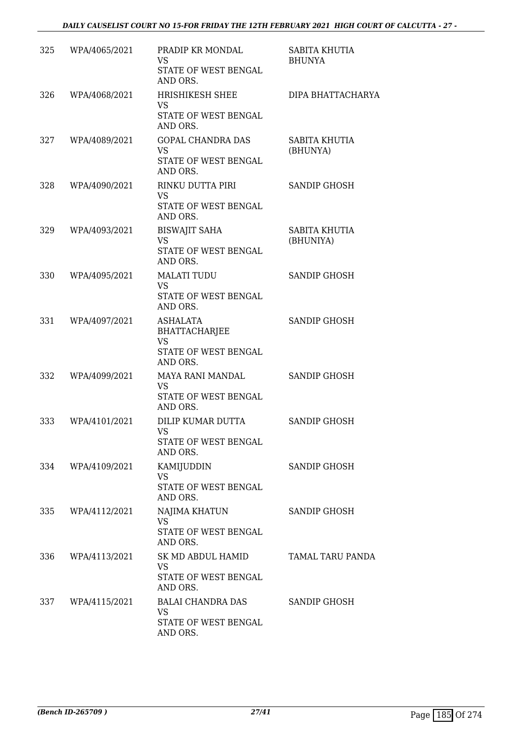| 325 | WPA/4065/2021 | PRADIP KR MONDAL<br>VS<br>STATE OF WEST BENGAL AND ORS. | SABITA KHUTIA BHUNYA |
|---|---|---|---|
| 326 | WPA/4068/2021 | HRISHIKESH SHEE<br>VS<br>STATE OF WEST BENGAL AND ORS. | DIPA BHATTACHARYA |
| 327 | WPA/4089/2021 | GOPAL CHANDRA DAS<br>VS<br>STATE OF WEST BENGAL AND ORS. | SABITA KHUTIA (BHUNYA) |
| 328 | WPA/4090/2021 | RINKU DUTTA PIRI<br>VS<br>STATE OF WEST BENGAL AND ORS. | SANDIP GHOSH |
| 329 | WPA/4093/2021 | BISWAJIT SAHA<br>VS<br>STATE OF WEST BENGAL AND ORS. | SABITA KHUTIA (BHUNIYA) |
| 330 | WPA/4095/2021 | MALATI TUDU<br>VS<br>STATE OF WEST BENGAL AND ORS. | SANDIP GHOSH |
| 331 | WPA/4097/2021 | ASHALATA BHATTACHARJEE<br>VS<br>STATE OF WEST BENGAL AND ORS. | SANDIP GHOSH |
| 332 | WPA/4099/2021 | MAYA RANI MANDAL<br>VS<br>STATE OF WEST BENGAL AND ORS. | SANDIP GHOSH |
| 333 | WPA/4101/2021 | DILIP KUMAR DUTTA<br>VS<br>STATE OF WEST BENGAL AND ORS. | SANDIP GHOSH |
| 334 | WPA/4109/2021 | KAMIJUDDIN<br>VS<br>STATE OF WEST BENGAL AND ORS. | SANDIP GHOSH |
| 335 | WPA/4112/2021 | NAJIMA KHATUN<br>VS<br>STATE OF WEST BENGAL AND ORS. | SANDIP GHOSH |
| 336 | WPA/4113/2021 | SK MD ABDUL HAMID<br>VS<br>STATE OF WEST BENGAL AND ORS. | TAMAL TARU PANDA |
| 337 | WPA/4115/2021 | BALAI CHANDRA DAS<br>VS<br>STATE OF WEST BENGAL AND ORS. | SANDIP GHOSH |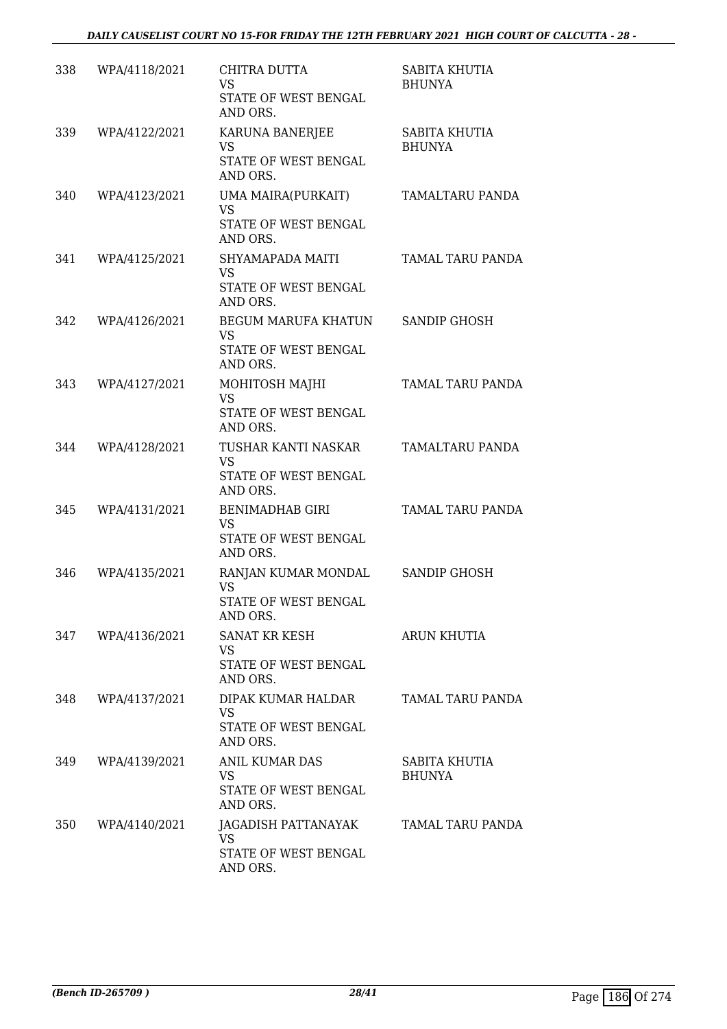| | | | |
|---|---|---|---|
| 338 | WPA/4118/2021 | CHITRA DUTTA<br>VS<br>STATE OF WEST BENGAL AND ORS. | SABITA KHUTIA BHUNYA |
| 339 | WPA/4122/2021 | KARUNA BANERJEE<br>VS<br>STATE OF WEST BENGAL AND ORS. | SABITA KHUTIA BHUNYA |
| 340 | WPA/4123/2021 | UMA MAIRA(PURKAIT)<br>VS<br>STATE OF WEST BENGAL AND ORS. | TAMALTARU PANDA |
| 341 | WPA/4125/2021 | SHYAMAPADA MAITI<br>VS<br>STATE OF WEST BENGAL AND ORS. | TAMAL TARU PANDA |
| 342 | WPA/4126/2021 | BEGUM MARUFA KHATUN<br>VS<br>STATE OF WEST BENGAL AND ORS. | SANDIP GHOSH |
| 343 | WPA/4127/2021 | MOHITOSH MAJHI<br>VS<br>STATE OF WEST BENGAL AND ORS. | TAMAL TARU PANDA |
| 344 | WPA/4128/2021 | TUSHAR KANTI NASKAR<br>VS<br>STATE OF WEST BENGAL AND ORS. | TAMALTARU PANDA |
| 345 | WPA/4131/2021 | BENIMADHAB GIRI<br>VS<br>STATE OF WEST BENGAL AND ORS. | TAMAL TARU PANDA |
| 346 | WPA/4135/2021 | RANJAN KUMAR MONDAL<br>VS<br>STATE OF WEST BENGAL AND ORS. | SANDIP GHOSH |
| 347 | WPA/4136/2021 | SANAT KR KESH<br>VS<br>STATE OF WEST BENGAL AND ORS. | ARUN KHUTIA |
| 348 | WPA/4137/2021 | DIPAK KUMAR HALDAR<br>VS<br>STATE OF WEST BENGAL AND ORS. | TAMAL TARU PANDA |
| 349 | WPA/4139/2021 | ANIL KUMAR DAS<br>VS<br>STATE OF WEST BENGAL AND ORS. | SABITA KHUTIA BHUNYA |
| 350 | WPA/4140/2021 | JAGADISH PATTANAYAK<br>VS<br>STATE OF WEST BENGAL AND ORS. | TAMAL TARU PANDA |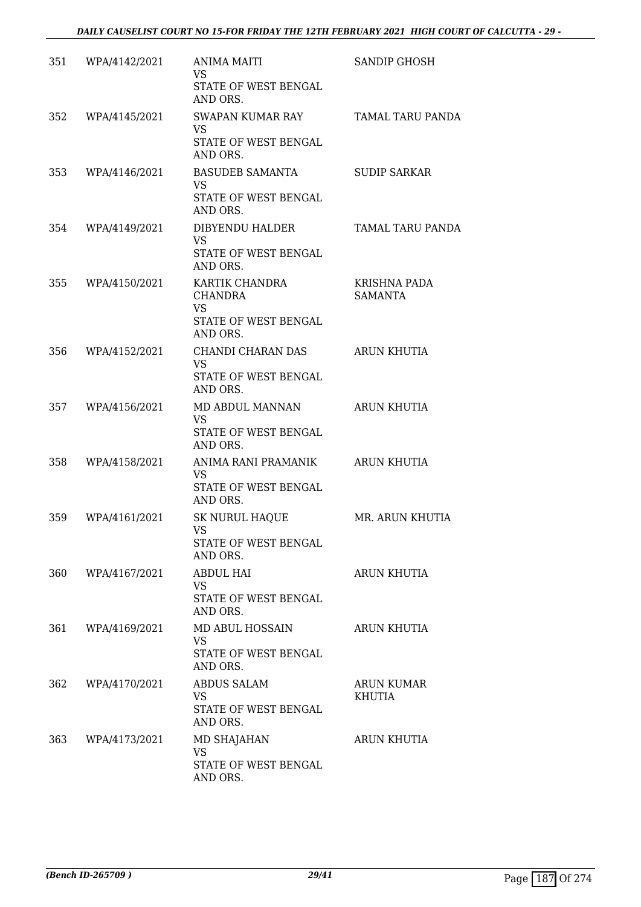| | | | |
|---|---|---|---|
| 351 | WPA/4142/2021 | ANIMA MAITI<br>VS<br>STATE OF WEST BENGAL AND ORS. | SANDIP GHOSH |
| 352 | WPA/4145/2021 | SWAPAN KUMAR RAY<br>VS<br>STATE OF WEST BENGAL AND ORS. | TAMAL TARU PANDA |
| 353 | WPA/4146/2021 | BASUDEB SAMANTA<br>VS<br>STATE OF WEST BENGAL AND ORS. | SUDIP SARKAR |
| 354 | WPA/4149/2021 | DIBYENDU HALDER<br>VS<br>STATE OF WEST BENGAL AND ORS. | TAMAL TARU PANDA |
| 355 | WPA/4150/2021 | KARTIK CHANDRA CHANDRA<br>VS<br>STATE OF WEST BENGAL AND ORS. | KRISHNA PADA SAMANTA |
| 356 | WPA/4152/2021 | CHANDI CHARAN DAS<br>VS<br>STATE OF WEST BENGAL AND ORS. | ARUN KHUTIA |
| 357 | WPA/4156/2021 | MD ABDUL MANNAN<br>VS<br>STATE OF WEST BENGAL AND ORS. | ARUN KHUTIA |
| 358 | WPA/4158/2021 | ANIMA RANI PRAMANIK<br>VS<br>STATE OF WEST BENGAL AND ORS. | ARUN KHUTIA |
| 359 | WPA/4161/2021 | SK NURUL HAQUE<br>VS<br>STATE OF WEST BENGAL AND ORS. | MR. ARUN KHUTIA |
| 360 | WPA/4167/2021 | ABDUL HAI<br>VS<br>STATE OF WEST BENGAL AND ORS. | ARUN KHUTIA |
| 361 | WPA/4169/2021 | MD ABUL HOSSAIN<br>VS<br>STATE OF WEST BENGAL AND ORS. | ARUN KHUTIA |
| 362 | WPA/4170/2021 | ABDUS SALAM<br>VS<br>STATE OF WEST BENGAL AND ORS. | ARUN KUMAR KHUTIA |
| 363 | WPA/4173/2021 | MD SHAJAHAN<br>VS<br>STATE OF WEST BENGAL AND ORS. | ARUN KHUTIA |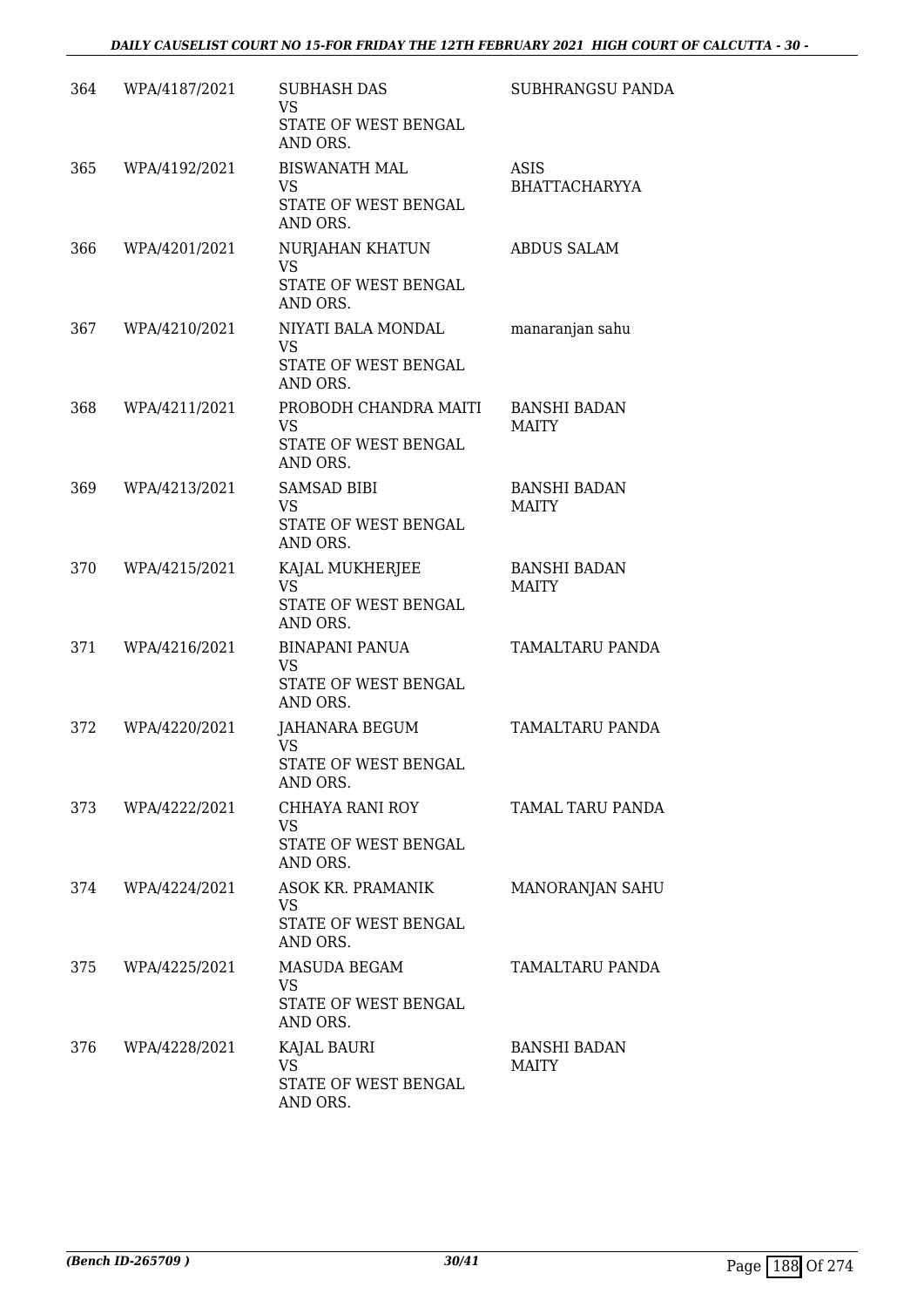| | | | |
|---|---|---|---|
| 364 | WPA/4187/2021 | SUBHASH DAS<br>VS<br>STATE OF WEST BENGAL AND ORS. | SUBHRANGSU PANDA |
| 365 | WPA/4192/2021 | BISWANATH MAL<br>VS<br>STATE OF WEST BENGAL AND ORS. | ASIS BHATTACHARYYA |
| 366 | WPA/4201/2021 | NURJAHAN KHATUN<br>VS<br>STATE OF WEST BENGAL AND ORS. | ABDUS SALAM |
| 367 | WPA/4210/2021 | NIYATI BALA MONDAL<br>VS<br>STATE OF WEST BENGAL AND ORS. | manaranjan sahu |
| 368 | WPA/4211/2021 | PROBODH CHANDRA MAITI<br>VS<br>STATE OF WEST BENGAL AND ORS. | BANSHI BADAN MAITY |
| 369 | WPA/4213/2021 | SAMSAD BIBI<br>VS<br>STATE OF WEST BENGAL AND ORS. | BANSHI BADAN MAITY |
| 370 | WPA/4215/2021 | KAJAL MUKHERJEE<br>VS<br>STATE OF WEST BENGAL AND ORS. | BANSHI BADAN MAITY |
| 371 | WPA/4216/2021 | BINAPANI PANUA<br>VS<br>STATE OF WEST BENGAL AND ORS. | TAMALTARU PANDA |
| 372 | WPA/4220/2021 | JAHANARA BEGUM<br>VS<br>STATE OF WEST BENGAL AND ORS. | TAMALTARU PANDA |
| 373 | WPA/4222/2021 | CHHAYA RANI ROY<br>VS<br>STATE OF WEST BENGAL AND ORS. | TAMAL TARU PANDA |
| 374 | WPA/4224/2021 | ASOK KR. PRAMANIK<br>VS<br>STATE OF WEST BENGAL AND ORS. | MANORANJAN SAHU |
| 375 | WPA/4225/2021 | MASUDA BEGAM<br>VS<br>STATE OF WEST BENGAL AND ORS. | TAMALTARU PANDA |
| 376 | WPA/4228/2021 | KAJAL BAURI<br>VS<br>STATE OF WEST BENGAL AND ORS. | BANSHI BADAN MAITY |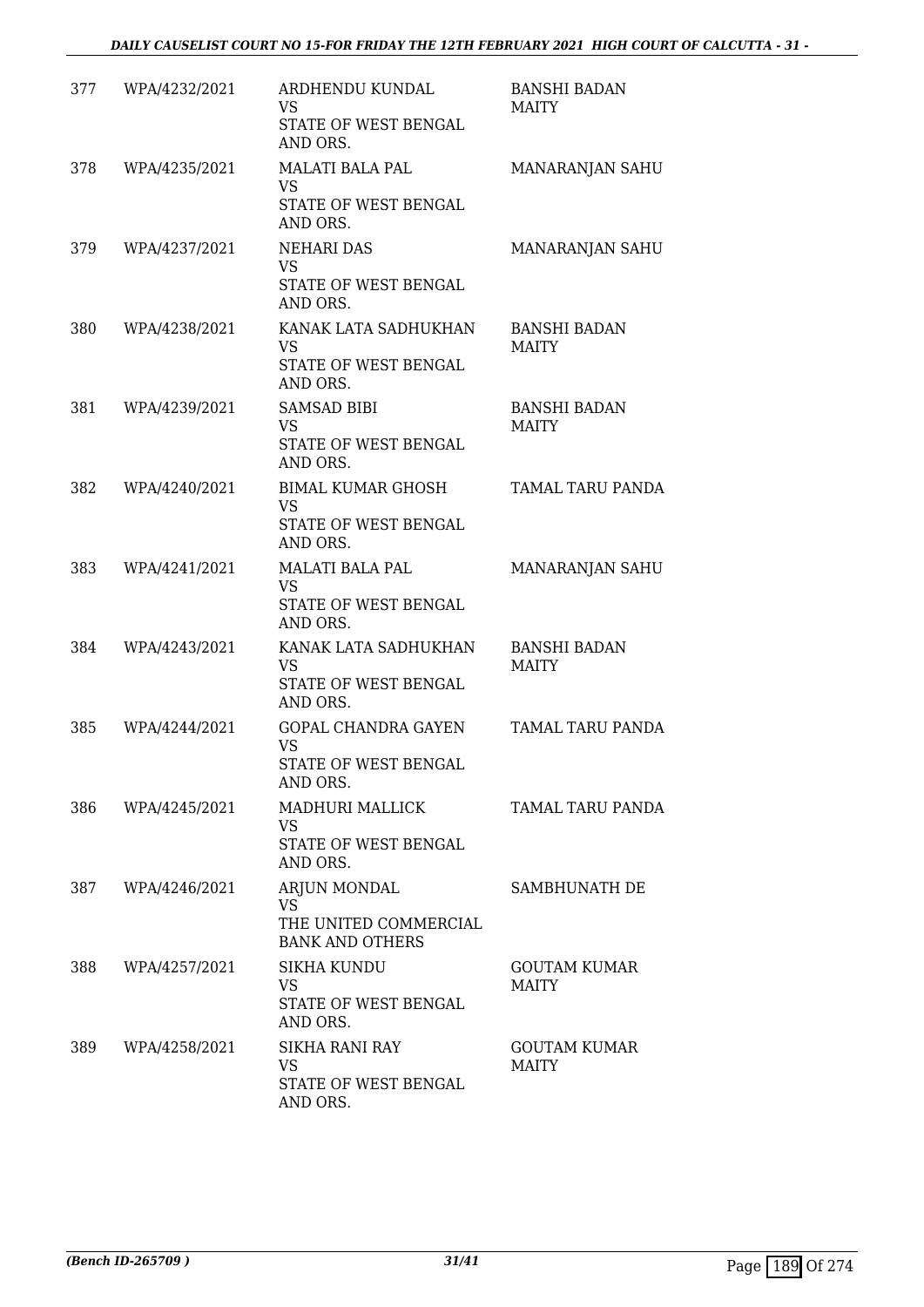| | | | |
|---|---|---|---|
| 377 | WPA/4232/2021 | ARDHENDU KUNDAL<br>VS<br>STATE OF WEST BENGAL AND ORS. | BANSHI BADAN MAITY |
| 378 | WPA/4235/2021 | MALATI BALA PAL<br>VS<br>STATE OF WEST BENGAL AND ORS. | MANARANJAN SAHU |
| 379 | WPA/4237/2021 | NEHARI DAS<br>VS<br>STATE OF WEST BENGAL AND ORS. | MANARANJAN SAHU |
| 380 | WPA/4238/2021 | KANAK LATA SADHUKHAN<br>VS<br>STATE OF WEST BENGAL AND ORS. | BANSHI BADAN MAITY |
| 381 | WPA/4239/2021 | SAMSAD BIBI<br>VS<br>STATE OF WEST BENGAL AND ORS. | BANSHI BADAN MAITY |
| 382 | WPA/4240/2021 | BIMAL KUMAR GHOSH<br>VS<br>STATE OF WEST BENGAL AND ORS. | TAMAL TARU PANDA |
| 383 | WPA/4241/2021 | MALATI BALA PAL<br>VS<br>STATE OF WEST BENGAL AND ORS. | MANARANJAN SAHU |
| 384 | WPA/4243/2021 | KANAK LATA SADHUKHAN<br>VS<br>STATE OF WEST BENGAL AND ORS. | BANSHI BADAN MAITY |
| 385 | WPA/4244/2021 | GOPAL CHANDRA GAYEN<br>VS<br>STATE OF WEST BENGAL AND ORS. | TAMAL TARU PANDA |
| 386 | WPA/4245/2021 | MADHURI MALLICK<br>VS<br>STATE OF WEST BENGAL AND ORS. | TAMAL TARU PANDA |
| 387 | WPA/4246/2021 | ARJUN MONDAL<br>VS<br>THE UNITED COMMERCIAL BANK AND OTHERS | SAMBHUNATH DE |
| 388 | WPA/4257/2021 | SIKHA KUNDU<br>VS<br>STATE OF WEST BENGAL AND ORS. | GOUTAM KUMAR MAITY |
| 389 | WPA/4258/2021 | SIKHA RANI RAY<br>VS<br>STATE OF WEST BENGAL AND ORS. | GOUTAM KUMAR MAITY |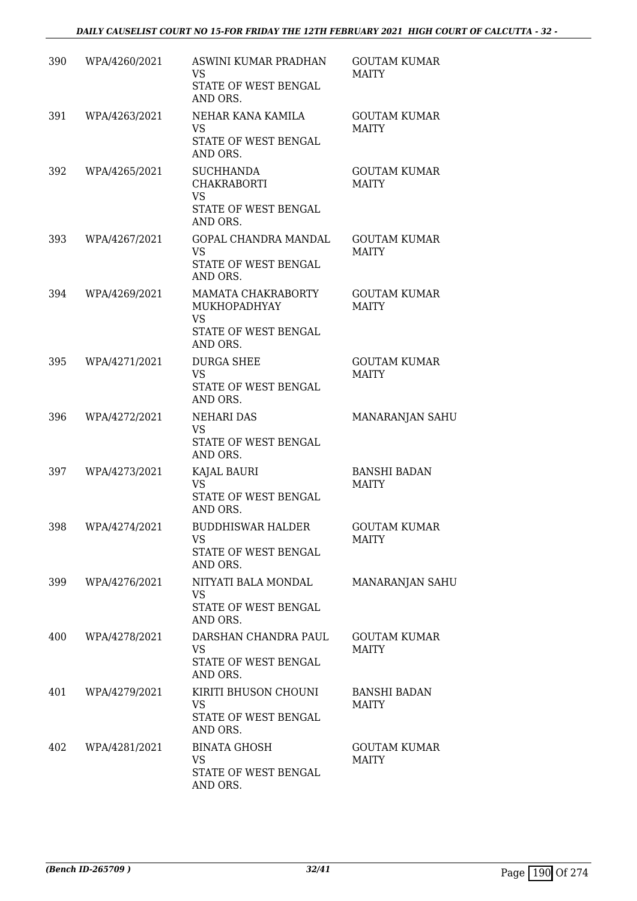| | | | |
|---|---|---|---|
| 390 | WPA/4260/2021 | ASWINI KUMAR PRADHAN<br>VS<br>STATE OF WEST BENGAL AND ORS. | GOUTAM KUMAR MAITY |
| 391 | WPA/4263/2021 | NEHAR KANA KAMILA<br>VS<br>STATE OF WEST BENGAL AND ORS. | GOUTAM KUMAR MAITY |
| 392 | WPA/4265/2021 | SUCHHANDA CHAKRABORTI<br>VS<br>STATE OF WEST BENGAL AND ORS. | GOUTAM KUMAR MAITY |
| 393 | WPA/4267/2021 | GOPAL CHANDRA MANDAL<br>VS<br>STATE OF WEST BENGAL AND ORS. | GOUTAM KUMAR MAITY |
| 394 | WPA/4269/2021 | MAMATA CHAKRABORTY MUKHOPADHYAY<br>VS<br>STATE OF WEST BENGAL AND ORS. | GOUTAM KUMAR MAITY |
| 395 | WPA/4271/2021 | DURGA SHEE<br>VS<br>STATE OF WEST BENGAL AND ORS. | GOUTAM KUMAR MAITY |
| 396 | WPA/4272/2021 | NEHARI DAS<br>VS<br>STATE OF WEST BENGAL AND ORS. | MANARANJAN SAHU |
| 397 | WPA/4273/2021 | KAJAL BAURI<br>VS<br>STATE OF WEST BENGAL AND ORS. | BANSHI BADAN MAITY |
| 398 | WPA/4274/2021 | BUDDHISWAR HALDER<br>VS<br>STATE OF WEST BENGAL AND ORS. | GOUTAM KUMAR MAITY |
| 399 | WPA/4276/2021 | NITYATI BALA MONDAL<br>VS<br>STATE OF WEST BENGAL AND ORS. | MANARANJAN SAHU |
| 400 | WPA/4278/2021 | DARSHAN CHANDRA PAUL<br>VS<br>STATE OF WEST BENGAL AND ORS. | GOUTAM KUMAR MAITY |
| 401 | WPA/4279/2021 | KIRITI BHUSON CHOUNI<br>VS<br>STATE OF WEST BENGAL AND ORS. | BANSHI BADAN MAITY |
| 402 | WPA/4281/2021 | BINATA GHOSH<br>VS<br>STATE OF WEST BENGAL AND ORS. | GOUTAM KUMAR MAITY |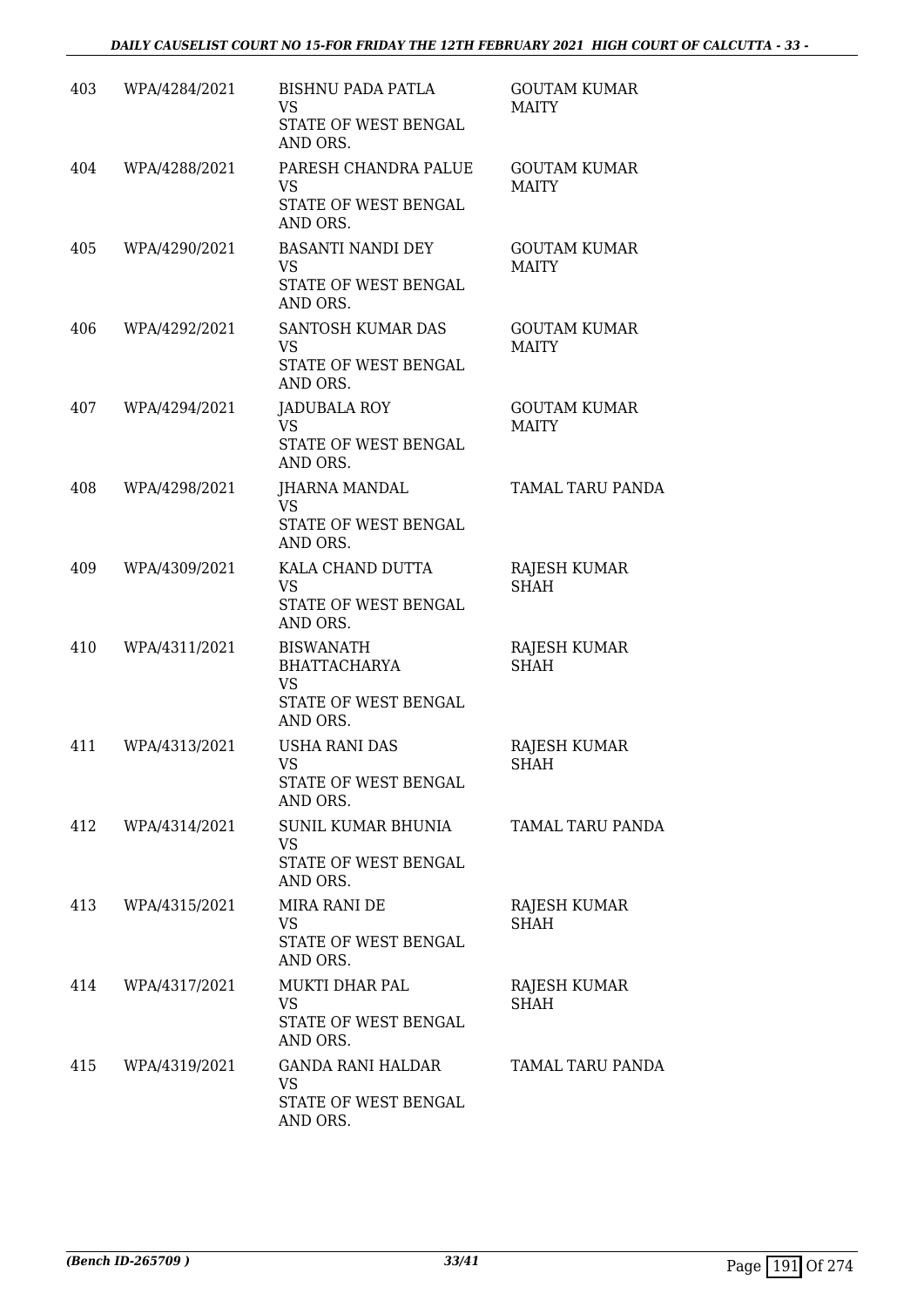| | | | |
|---|---|---|---|
| 403 | WPA/4284/2021 | BISHNU PADA PATLA<br>VS<br>STATE OF WEST BENGAL AND ORS. | GOUTAM KUMAR MAITY |
| 404 | WPA/4288/2021 | PARESH CHANDRA PALUE<br>VS<br>STATE OF WEST BENGAL AND ORS. | GOUTAM KUMAR MAITY |
| 405 | WPA/4290/2021 | BASANTI NANDI DEY<br>VS<br>STATE OF WEST BENGAL AND ORS. | GOUTAM KUMAR MAITY |
| 406 | WPA/4292/2021 | SANTOSH KUMAR DAS<br>VS<br>STATE OF WEST BENGAL AND ORS. | GOUTAM KUMAR MAITY |
| 407 | WPA/4294/2021 | JADUBALA ROY<br>VS<br>STATE OF WEST BENGAL AND ORS. | GOUTAM KUMAR MAITY |
| 408 | WPA/4298/2021 | JHARNA MANDAL<br>VS<br>STATE OF WEST BENGAL AND ORS. | TAMAL TARU PANDA |
| 409 | WPA/4309/2021 | KALA CHAND DUTTA<br>VS<br>STATE OF WEST BENGAL AND ORS. | RAJESH KUMAR SHAH |
| 410 | WPA/4311/2021 | BISWANATH BHATTACHARYA<br>VS<br>STATE OF WEST BENGAL AND ORS. | RAJESH KUMAR SHAH |
| 411 | WPA/4313/2021 | USHA RANI DAS<br>VS<br>STATE OF WEST BENGAL AND ORS. | RAJESH KUMAR SHAH |
| 412 | WPA/4314/2021 | SUNIL KUMAR BHUNIA<br>VS<br>STATE OF WEST BENGAL AND ORS. | TAMAL TARU PANDA |
| 413 | WPA/4315/2021 | MIRA RANI DE<br>VS<br>STATE OF WEST BENGAL AND ORS. | RAJESH KUMAR SHAH |
| 414 | WPA/4317/2021 | MUKTI DHAR PAL<br>VS<br>STATE OF WEST BENGAL AND ORS. | RAJESH KUMAR SHAH |
| 415 | WPA/4319/2021 | GANDA RANI HALDAR<br>VS<br>STATE OF WEST BENGAL AND ORS. | TAMAL TARU PANDA |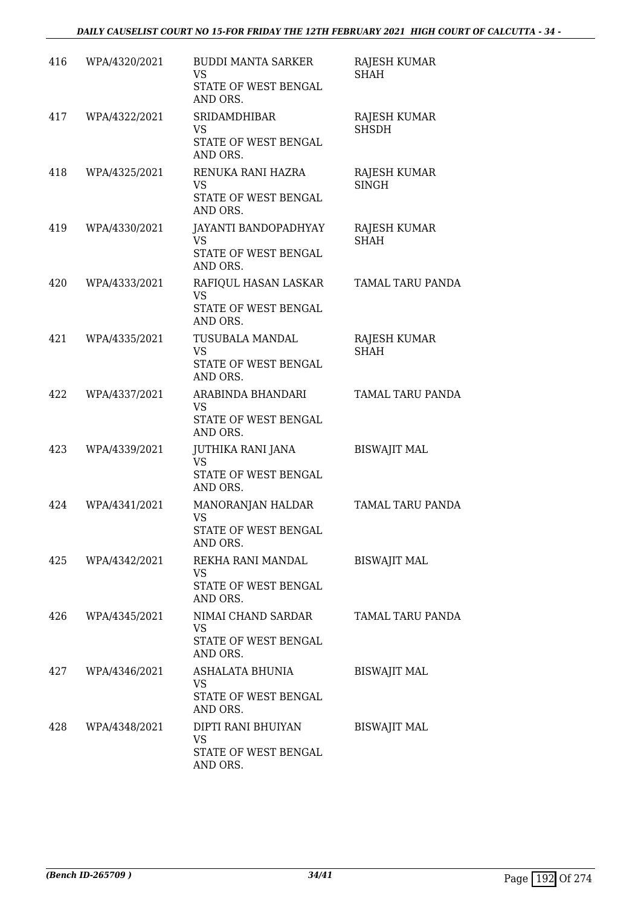| | | | |
|---|---|---|---|
| 416 | WPA/4320/2021 | BUDDI MANTA SARKER<br>VS<br>STATE OF WEST BENGAL AND ORS. | RAJESH KUMAR SHAH |
| 417 | WPA/4322/2021 | SRIDAMDHIBAR<br>VS<br>STATE OF WEST BENGAL AND ORS. | RAJESH KUMAR SHSDH |
| 418 | WPA/4325/2021 | RENUKA RANI HAZRA<br>VS<br>STATE OF WEST BENGAL AND ORS. | RAJESH KUMAR SINGH |
| 419 | WPA/4330/2021 | JAYANTI BANDOPADHYAY<br>VS<br>STATE OF WEST BENGAL AND ORS. | RAJESH KUMAR SHAH |
| 420 | WPA/4333/2021 | RAFIQUL HASAN LASKAR<br>VS<br>STATE OF WEST BENGAL AND ORS. | TAMAL TARU PANDA |
| 421 | WPA/4335/2021 | TUSUBALA MANDAL<br>VS<br>STATE OF WEST BENGAL AND ORS. | RAJESH KUMAR SHAH |
| 422 | WPA/4337/2021 | ARABINDA BHANDARI<br>VS<br>STATE OF WEST BENGAL AND ORS. | TAMAL TARU PANDA |
| 423 | WPA/4339/2021 | JUTHIKA RANI JANA<br>VS<br>STATE OF WEST BENGAL AND ORS. | BISWAJIT MAL |
| 424 | WPA/4341/2021 | MANORANJAN HALDAR<br>VS<br>STATE OF WEST BENGAL AND ORS. | TAMAL TARU PANDA |
| 425 | WPA/4342/2021 | REKHA RANI MANDAL<br>VS<br>STATE OF WEST BENGAL AND ORS. | BISWAJIT MAL |
| 426 | WPA/4345/2021 | NIMAI CHAND SARDAR<br>VS<br>STATE OF WEST BENGAL AND ORS. | TAMAL TARU PANDA |
| 427 | WPA/4346/2021 | ASHALATA BHUNIA<br>VS<br>STATE OF WEST BENGAL AND ORS. | BISWAJIT MAL |
| 428 | WPA/4348/2021 | DIPTI RANI BHUIYAN<br>VS<br>STATE OF WEST BENGAL AND ORS. | BISWAJIT MAL |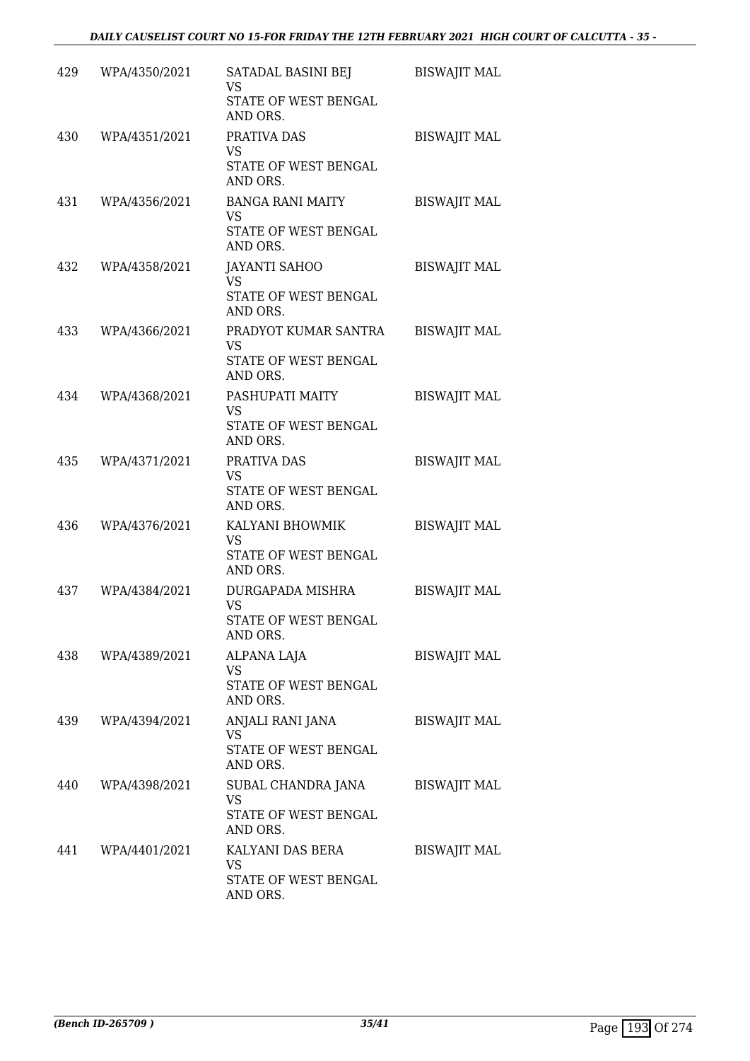| | | | |
|---|---|---|---|
| 429 | WPA/4350/2021 | SATADAL BASINI BEJ<br>VS<br>STATE OF WEST BENGAL AND ORS. | BISWAJIT MAL |
| 430 | WPA/4351/2021 | PRATIVA DAS<br>VS<br>STATE OF WEST BENGAL AND ORS. | BISWAJIT MAL |
| 431 | WPA/4356/2021 | BANGA RANI MAITY<br>VS<br>STATE OF WEST BENGAL AND ORS. | BISWAJIT MAL |
| 432 | WPA/4358/2021 | JAYANTI SAHOO<br>VS<br>STATE OF WEST BENGAL AND ORS. | BISWAJIT MAL |
| 433 | WPA/4366/2021 | PRADYOT KUMAR SANTRA<br>VS<br>STATE OF WEST BENGAL AND ORS. | BISWAJIT MAL |
| 434 | WPA/4368/2021 | PASHUPATI MAITY<br>VS<br>STATE OF WEST BENGAL AND ORS. | BISWAJIT MAL |
| 435 | WPA/4371/2021 | PRATIVA DAS<br>VS<br>STATE OF WEST BENGAL AND ORS. | BISWAJIT MAL |
| 436 | WPA/4376/2021 | KALYANI BHOWMIK<br>VS<br>STATE OF WEST BENGAL AND ORS. | BISWAJIT MAL |
| 437 | WPA/4384/2021 | DURGAPADA MISHRA<br>VS<br>STATE OF WEST BENGAL AND ORS. | BISWAJIT MAL |
| 438 | WPA/4389/2021 | ALPANA LAJA<br>VS<br>STATE OF WEST BENGAL AND ORS. | BISWAJIT MAL |
| 439 | WPA/4394/2021 | ANJALI RANI JANA<br>VS<br>STATE OF WEST BENGAL AND ORS. | BISWAJIT MAL |
| 440 | WPA/4398/2021 | SUBAL CHANDRA JANA<br>VS<br>STATE OF WEST BENGAL AND ORS. | BISWAJIT MAL |
| 441 | WPA/4401/2021 | KALYANI DAS BERA<br>VS<br>STATE OF WEST BENGAL AND ORS. | BISWAJIT MAL |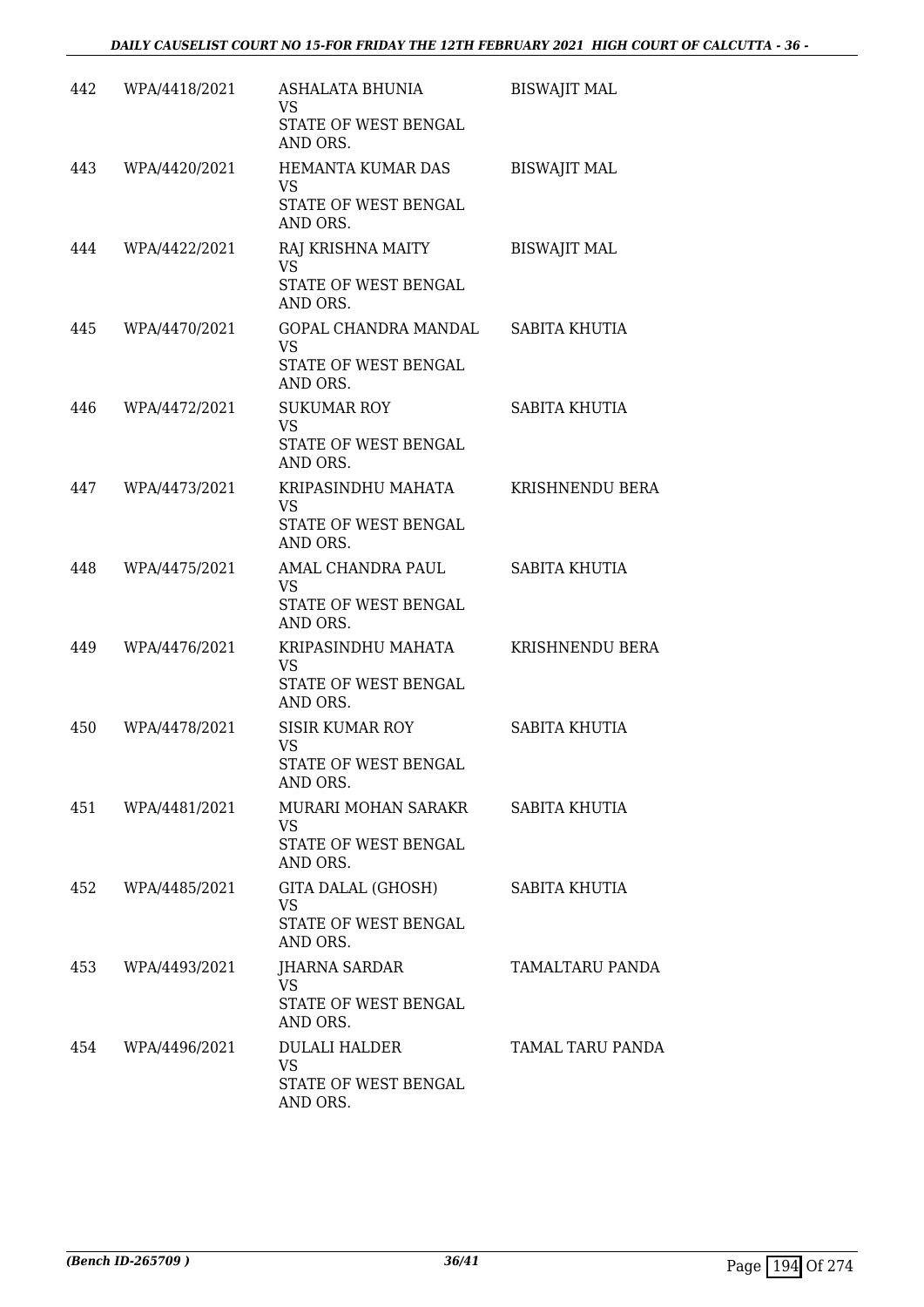| 442 | WPA/4418/2021 | ASHALATA BHUNIA<br>VS<br>STATE OF WEST BENGAL AND ORS. | BISWAJIT MAL |
|---|---|---|---|
| 443 | WPA/4420/2021 | HEMANTA KUMAR DAS<br>VS<br>STATE OF WEST BENGAL AND ORS. | BISWAJIT MAL |
| 444 | WPA/4422/2021 | RAJ KRISHNA MAITY<br>VS<br>STATE OF WEST BENGAL AND ORS. | BISWAJIT MAL |
| 445 | WPA/4470/2021 | GOPAL CHANDRA MANDAL<br>VS<br>STATE OF WEST BENGAL AND ORS. | SABITA KHUTIA |
| 446 | WPA/4472/2021 | SUKUMAR ROY<br>VS<br>STATE OF WEST BENGAL AND ORS. | SABITA KHUTIA |
| 447 | WPA/4473/2021 | KRIPASINDHU MAHATA<br>VS<br>STATE OF WEST BENGAL AND ORS. | KRISHNENDU BERA |
| 448 | WPA/4475/2021 | AMAL CHANDRA PAUL<br>VS<br>STATE OF WEST BENGAL AND ORS. | SABITA KHUTIA |
| 449 | WPA/4476/2021 | KRIPASINDHU MAHATA<br>VS<br>STATE OF WEST BENGAL AND ORS. | KRISHNENDU BERA |
| 450 | WPA/4478/2021 | SISIR KUMAR ROY<br>VS<br>STATE OF WEST BENGAL AND ORS. | SABITA KHUTIA |
| 451 | WPA/4481/2021 | MURARI MOHAN SARAKR<br>VS<br>STATE OF WEST BENGAL AND ORS. | SABITA KHUTIA |
| 452 | WPA/4485/2021 | GITA DALAL (GHOSH)<br>VS<br>STATE OF WEST BENGAL AND ORS. | SABITA KHUTIA |
| 453 | WPA/4493/2021 | JHARNA SARDAR<br>VS<br>STATE OF WEST BENGAL AND ORS. | TAMALTARU PANDA |
| 454 | WPA/4496/2021 | DULALI HALDER<br>VS<br>STATE OF WEST BENGAL AND ORS. | TAMAL TARU PANDA |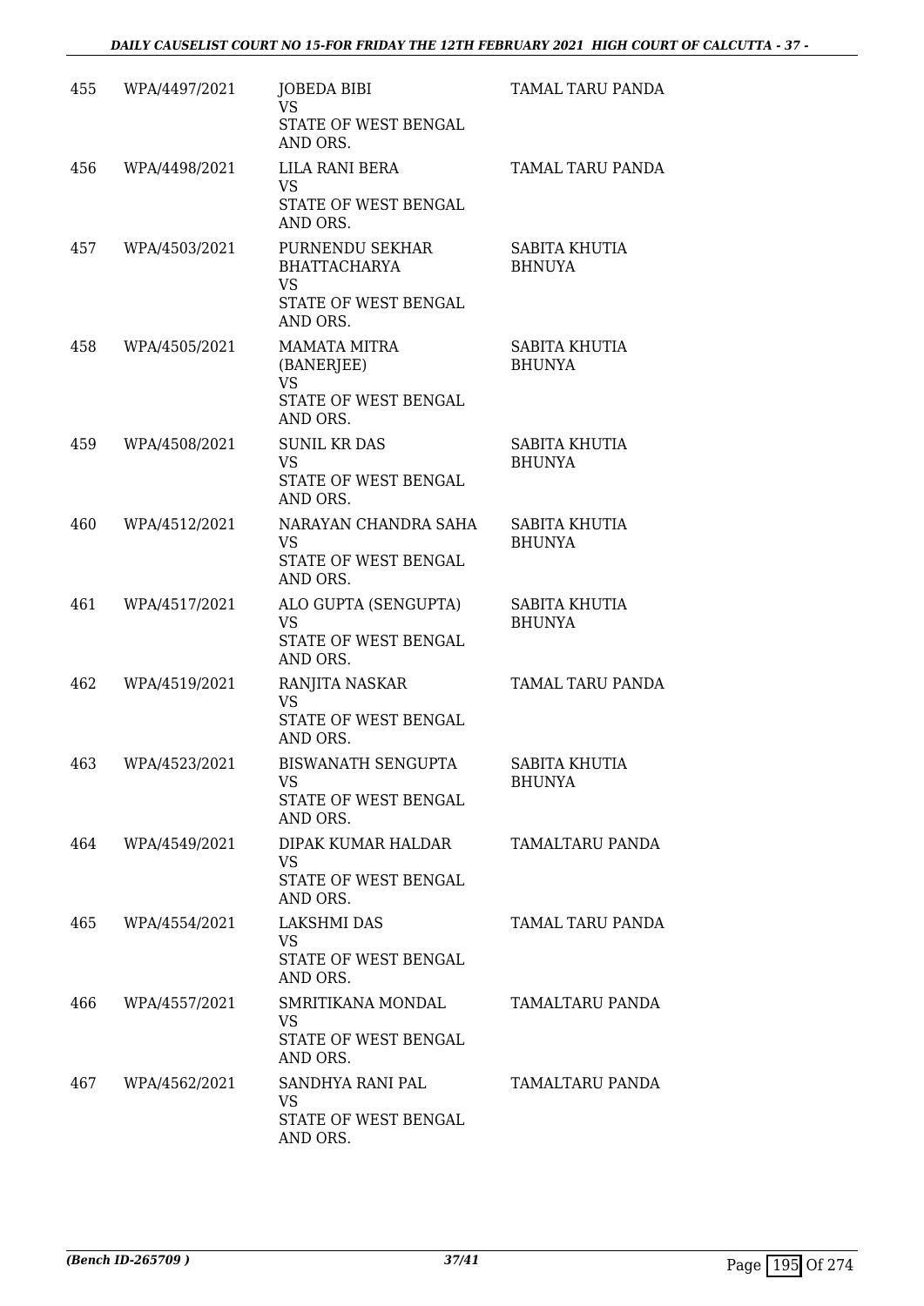| | | | |
|---|---|---|---|
| 455 | WPA/4497/2021 | JOBEDA BIBI<br>VS<br>STATE OF WEST BENGAL AND ORS. | TAMAL TARU PANDA |
| 456 | WPA/4498/2021 | LILA RANI BERA<br>VS<br>STATE OF WEST BENGAL AND ORS. | TAMAL TARU PANDA |
| 457 | WPA/4503/2021 | PURNENDU SEKHAR BHATTACHARYA<br>VS<br>STATE OF WEST BENGAL AND ORS. | SABITA KHUTIA BHNUYA |
| 458 | WPA/4505/2021 | MAMATA MITRA (BANERJEE)<br>VS<br>STATE OF WEST BENGAL AND ORS. | SABITA KHUTIA BHUNYA |
| 459 | WPA/4508/2021 | SUNIL KR DAS<br>VS<br>STATE OF WEST BENGAL AND ORS. | SABITA KHUTIA BHUNYA |
| 460 | WPA/4512/2021 | NARAYAN CHANDRA SAHA<br>VS<br>STATE OF WEST BENGAL AND ORS. | SABITA KHUTIA BHUNYA |
| 461 | WPA/4517/2021 | ALO GUPTA (SENGUPTA)<br>VS<br>STATE OF WEST BENGAL AND ORS. | SABITA KHUTIA BHUNYA |
| 462 | WPA/4519/2021 | RANJITA NASKAR<br>VS<br>STATE OF WEST BENGAL AND ORS. | TAMAL TARU PANDA |
| 463 | WPA/4523/2021 | BISWANATH SENGUPTA<br>VS<br>STATE OF WEST BENGAL AND ORS. | SABITA KHUTIA BHUNYA |
| 464 | WPA/4549/2021 | DIPAK KUMAR HALDAR<br>VS<br>STATE OF WEST BENGAL AND ORS. | TAMALTARU PANDA |
| 465 | WPA/4554/2021 | LAKSHMI DAS<br>VS<br>STATE OF WEST BENGAL AND ORS. | TAMAL TARU PANDA |
| 466 | WPA/4557/2021 | SMRITIKANA MONDAL<br>VS<br>STATE OF WEST BENGAL AND ORS. | TAMALTARU PANDA |
| 467 | WPA/4562/2021 | SANDHYA RANI PAL<br>VS<br>STATE OF WEST BENGAL AND ORS. | TAMALTARU PANDA |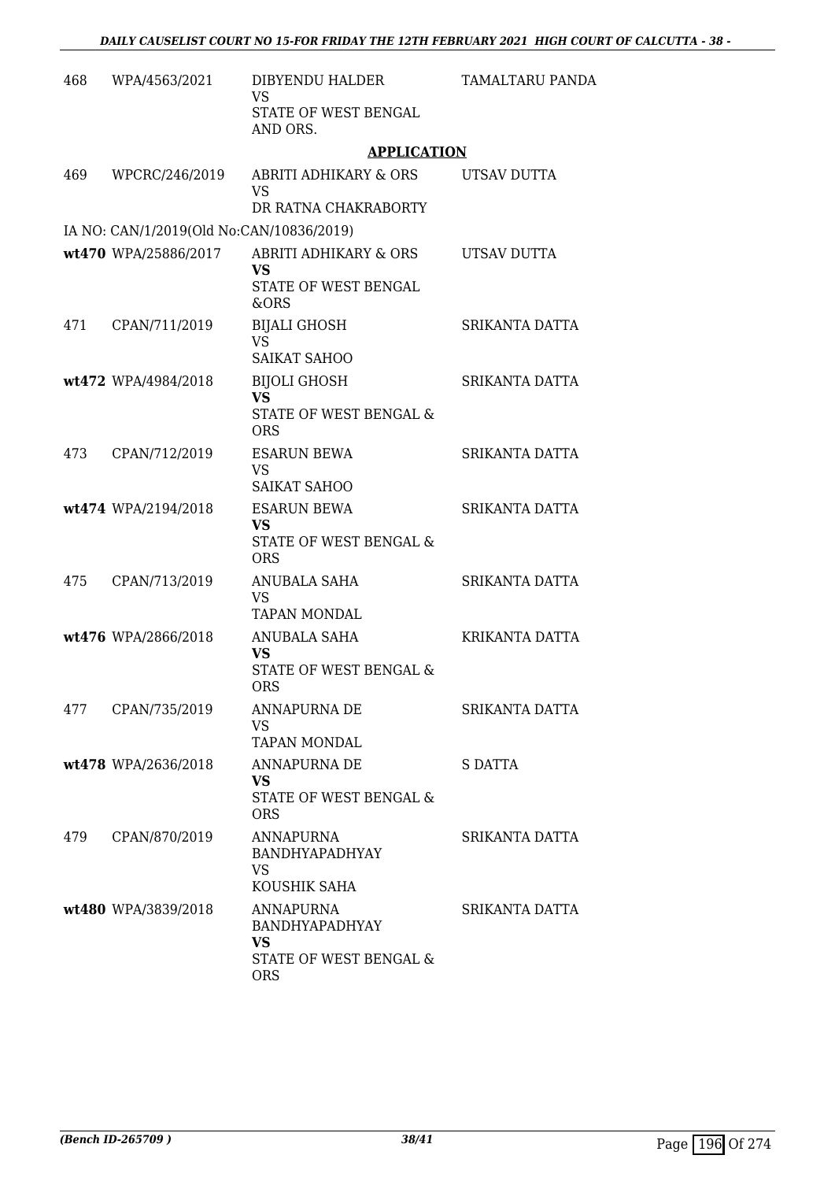| | | | |
|---|---|---|---|
| 468 | WPA/4563/2021 | DIBYENDU HALDER<br>VS<br>STATE OF WEST BENGAL AND ORS. | TAMALTARU PANDA |

**APPLICATION**

| | | | |
|---|---|---|---|
| 469 | WPCRC/246/2019 | ABRITI ADHIKARY & ORS<br>VS<br>DR RATNA CHAKRABORTY | UTSAV DUTTA |
| IA NO: CAN/1/2019(Old No:CAN/10836/2019) | | | |
| **wt470** | **WPA/25886/2017** | ABRITI ADHIKARY & ORS<br>**VS**<br>STATE OF WEST BENGAL &ORS | UTSAV DUTTA |
| 471 | CPAN/711/2019 | BIJALI GHOSH<br>VS<br>SAIKAT SAHOO | SRIKANTA DATTA |
| **wt472** | **WPA/4984/2018** | BIJOLI GHOSH<br>**VS**<br>STATE OF WEST BENGAL & ORS | SRIKANTA DATTA |
| 473 | CPAN/712/2019 | ESARUN BEWA<br>VS<br>SAIKAT SAHOO | SRIKANTA DATTA |
| **wt474** | **WPA/2194/2018** | ESARUN BEWA<br>**VS**<br>STATE OF WEST BENGAL & ORS | SRIKANTA DATTA |
| 475 | CPAN/713/2019 | ANUBALA SAHA<br>VS<br>TAPAN MONDAL | SRIKANTA DATTA |
| **wt476** | **WPA/2866/2018** | ANUBALA SAHA<br>**VS**<br>STATE OF WEST BENGAL & ORS | KRIKANTA DATTA |
| 477 | CPAN/735/2019 | ANNAPURNA DE<br>VS<br>TAPAN MONDAL | SRIKANTA DATTA |
| **wt478** | **WPA/2636/2018** | ANNAPURNA DE<br>**VS**<br>STATE OF WEST BENGAL & ORS | S DATTA |
| 479 | CPAN/870/2019 | ANNAPURNA BANDHYAPADHYAY<br>VS<br>KOUSHIK SAHA | SRIKANTA DATTA |
| **wt480** | **WPA/3839/2018** | ANNAPURNA BANDHYAPADHYAY<br>**VS**<br>STATE OF WEST BENGAL & ORS | SRIKANTA DATTA |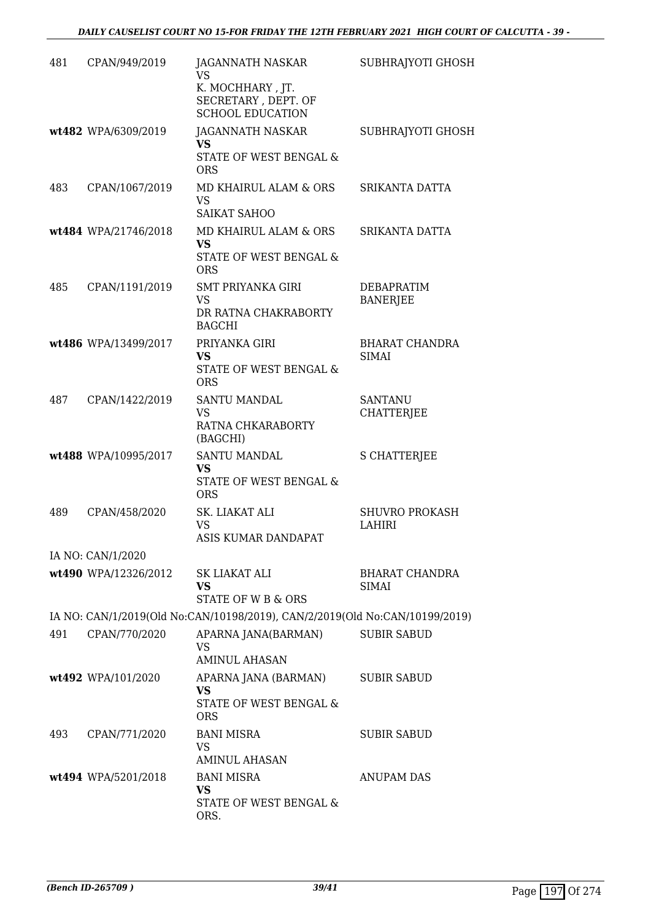| | | | |
|---|---|---|---|
| 481 | CPAN/949/2019 | JAGANNATH NASKAR<br>VS<br>K. MOCHHARY , JT. SECRETARY , DEPT. OF SCHOOL EDUCATION | SUBHRAJYOTI GHOSH |
| wt482 | WPA/6309/2019 | JAGANNATH NASKAR<br>**VS**<br>STATE OF WEST BENGAL & ORS | SUBHRAJYOTI GHOSH |
| 483 | CPAN/1067/2019 | MD KHAIRUL ALAM & ORS<br>VS<br>SAIKAT SAHOO | SRIKANTA DATTA |
| wt484 | WPA/21746/2018 | MD KHAIRUL ALAM & ORS<br>**VS**<br>STATE OF WEST BENGAL & ORS | SRIKANTA DATTA |
| 485 | CPAN/1191/2019 | SMT PRIYANKA GIRI<br>VS<br>DR RATNA CHAKRABORTY BAGCHI | DEBAPRATIM BANERJEE |
| wt486 | WPA/13499/2017 | PRIYANKA GIRI<br>**VS**<br>STATE OF WEST BENGAL & ORS | BHARAT CHANDRA SIMAI |
| 487 | CPAN/1422/2019 | SANTU MANDAL<br>VS<br>RATNA CHKARABORTY (BAGCHI) | SANTANU CHATTERJEE |
| wt488 | WPA/10995/2017 | SANTU MANDAL<br>**VS**<br>STATE OF WEST BENGAL & ORS | S CHATTERJEE |
| 489 | CPAN/458/2020 | SK. LIAKAT ALI<br>VS<br>ASIS KUMAR DANDAPAT | SHUVRO PROKASH LAHIRI |
| IA NO: CAN/1/2020 | | | |
| wt490 | WPA/12326/2012 | SK LIAKAT ALI<br>**VS**<br>STATE OF W B & ORS | BHARAT CHANDRA SIMAI |
| IA NO: CAN/1/2019(Old No:CAN/10198/2019), CAN/2/2019(Old No:CAN/10199/2019) | | | |
| 491 | CPAN/770/2020 | APARNA JANA(BARMAN)<br>VS<br>AMINUL AHASAN | SUBIR SABUD |
| wt492 | WPA/101/2020 | APARNA JANA (BARMAN)<br>**VS**<br>STATE OF WEST BENGAL & ORS | SUBIR SABUD |
| 493 | CPAN/771/2020 | BANI MISRA<br>VS<br>AMINUL AHASAN | SUBIR SABUD |
| wt494 | WPA/5201/2018 | BANI MISRA<br>**VS**<br>STATE OF WEST BENGAL & ORS. | ANUPAM DAS |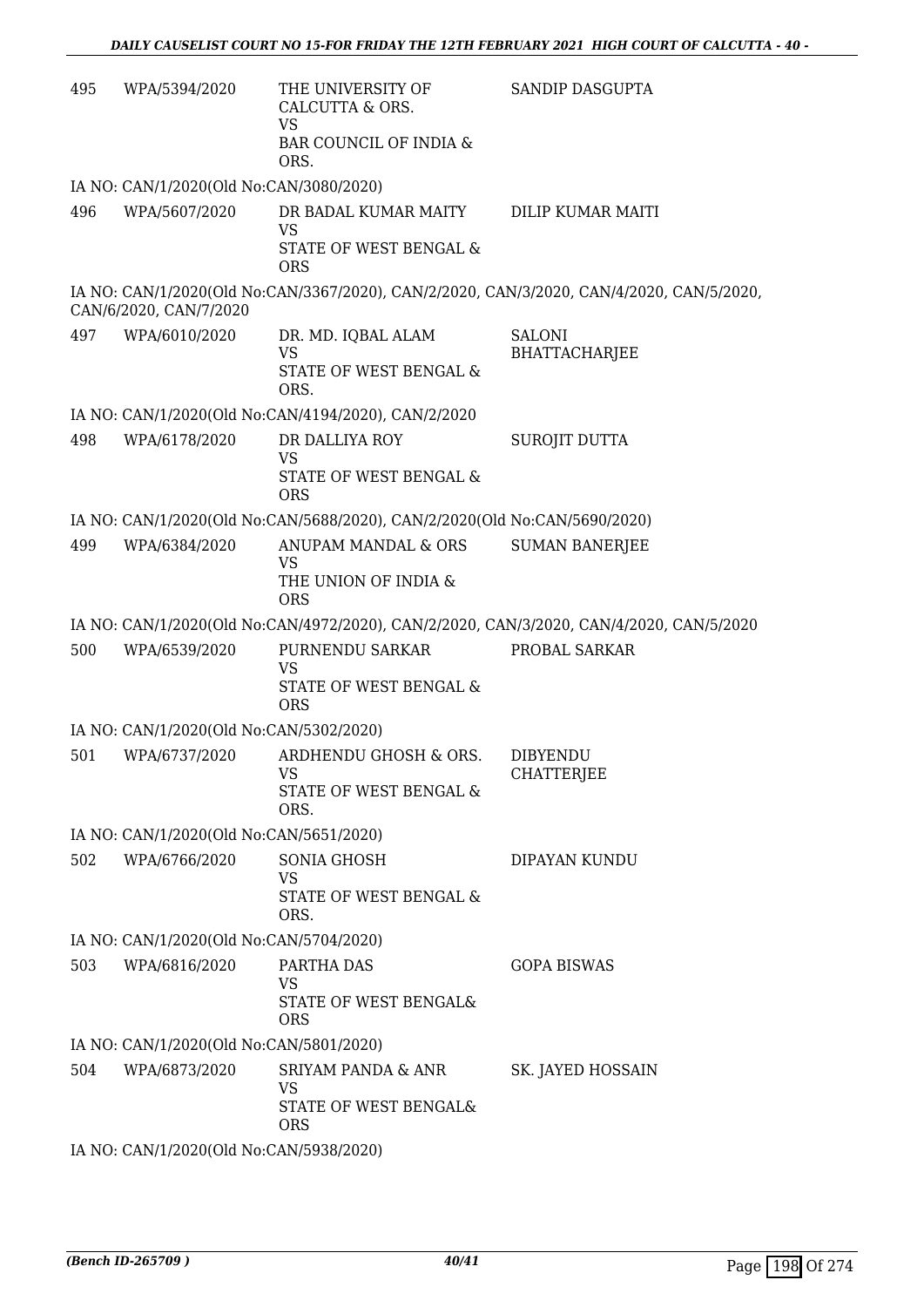| | | | |
|---|---|---|---|
| 495 | WPA/5394/2020 | THE UNIVERSITY OF CALCUTTA & ORS.<br>VS<br>BAR COUNCIL OF INDIA & ORS. | SANDIP DASGUPTA |

IA NO: CAN/1/2020(Old No:CAN/3080/2020)

| | | | |
|---|---|---|---|
| 496 | WPA/5607/2020 | DR BADAL KUMAR MAITY<br>VS<br>STATE OF WEST BENGAL & ORS | DILIP KUMAR MAITI |

IA NO: CAN/1/2020(Old No:CAN/3367/2020), CAN/2/2020, CAN/3/2020, CAN/4/2020, CAN/5/2020, CAN/6/2020, CAN/7/2020

| | | | |
|---|---|---|---|
| 497 | WPA/6010/2020 | DR. MD. IQBAL ALAM<br>VS<br>STATE OF WEST BENGAL & ORS. | SALONI BHATTACHARJEE |

IA NO: CAN/1/2020(Old No:CAN/4194/2020), CAN/2/2020

| | | | |
|---|---|---|---|
| 498 | WPA/6178/2020 | DR DALLIYA ROY<br>VS<br>STATE OF WEST BENGAL & ORS | SUROJIT DUTTA |

IA NO: CAN/1/2020(Old No:CAN/5688/2020), CAN/2/2020(Old No:CAN/5690/2020)

| | | | |
|---|---|---|---|
| 499 | WPA/6384/2020 | ANUPAM MANDAL & ORS<br>VS<br>THE UNION OF INDIA & ORS | SUMAN BANERJEE |

IA NO: CAN/1/2020(Old No:CAN/4972/2020), CAN/2/2020, CAN/3/2020, CAN/4/2020, CAN/5/2020

| | | | |
|---|---|---|---|
| 500 | WPA/6539/2020 | PURNENDU SARKAR<br>VS<br>STATE OF WEST BENGAL & ORS | PROBAL SARKAR |

IA NO: CAN/1/2020(Old No:CAN/5302/2020)

| | | | |
|---|---|---|---|
| 501 | WPA/6737/2020 | ARDHENDU GHOSH & ORS.<br>VS<br>STATE OF WEST BENGAL & ORS. | DIBYENDU CHATTERJEE |

IA NO: CAN/1/2020(Old No:CAN/5651/2020)

| | | | |
|---|---|---|---|
| 502 | WPA/6766/2020 | SONIA GHOSH<br>VS<br>STATE OF WEST BENGAL & ORS. | DIPAYAN KUNDU |

IA NO: CAN/1/2020(Old No:CAN/5704/2020)

| | | | |
|---|---|---|---|
| 503 | WPA/6816/2020 | PARTHA DAS<br>VS<br>STATE OF WEST BENGAL& ORS | GOPA BISWAS |

IA NO: CAN/1/2020(Old No:CAN/5801/2020)

| | | | |
|---|---|---|---|
| 504 | WPA/6873/2020 | SRIYAM PANDA & ANR<br>VS<br>STATE OF WEST BENGAL& ORS | SK. JAYED HOSSAIN |

IA NO: CAN/1/2020(Old No:CAN/5938/2020)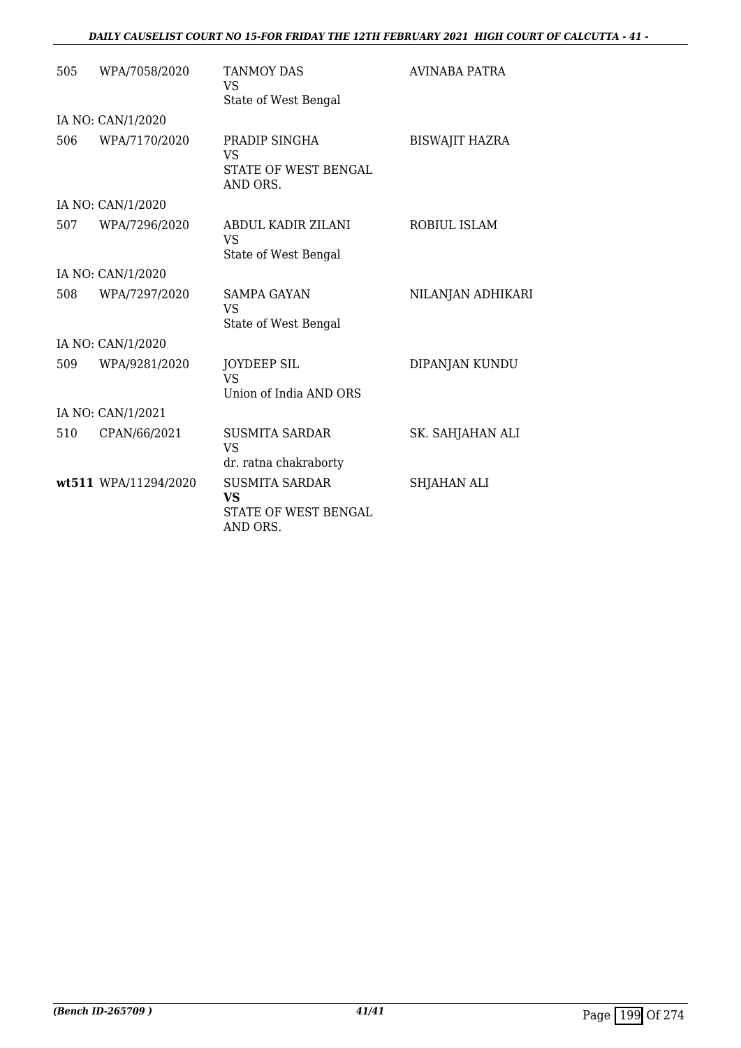| | | | |
|---|---|---|---|
| 505 | WPA/7058/2020 | TANMOY DAS<br>VS<br>State of West Bengal | AVINABA PATRA |
| IA NO: CAN/1/2020 | | | |
| 506 | WPA/7170/2020 | PRADIP SINGHA<br>VS<br>STATE OF WEST BENGAL AND ORS. | BISWAJIT HAZRA |
| IA NO: CAN/1/2020 | | | |
| 507 | WPA/7296/2020 | ABDUL KADIR ZILANI<br>VS<br>State of West Bengal | ROBIUL ISLAM |
| IA NO: CAN/1/2020 | | | |
| 508 | WPA/7297/2020 | SAMPA GAYAN<br>VS<br>State of West Bengal | NILANJAN ADHIKARI |
| IA NO: CAN/1/2020 | | | |
| 509 | WPA/9281/2020 | JOYDEEP SIL<br>VS<br>Union of India AND ORS | DIPANJAN KUNDU |
| IA NO: CAN/1/2021 | | | |
| 510 | CPAN/66/2021 | SUSMITA SARDAR<br>VS<br>dr. ratna chakraborty | SK. SAHJAHAN ALI |
| **wt511** | WPA/11294/2020 | SUSMITA SARDAR<br>**VS**<br>STATE OF WEST BENGAL AND ORS. | SHJAHAN ALI |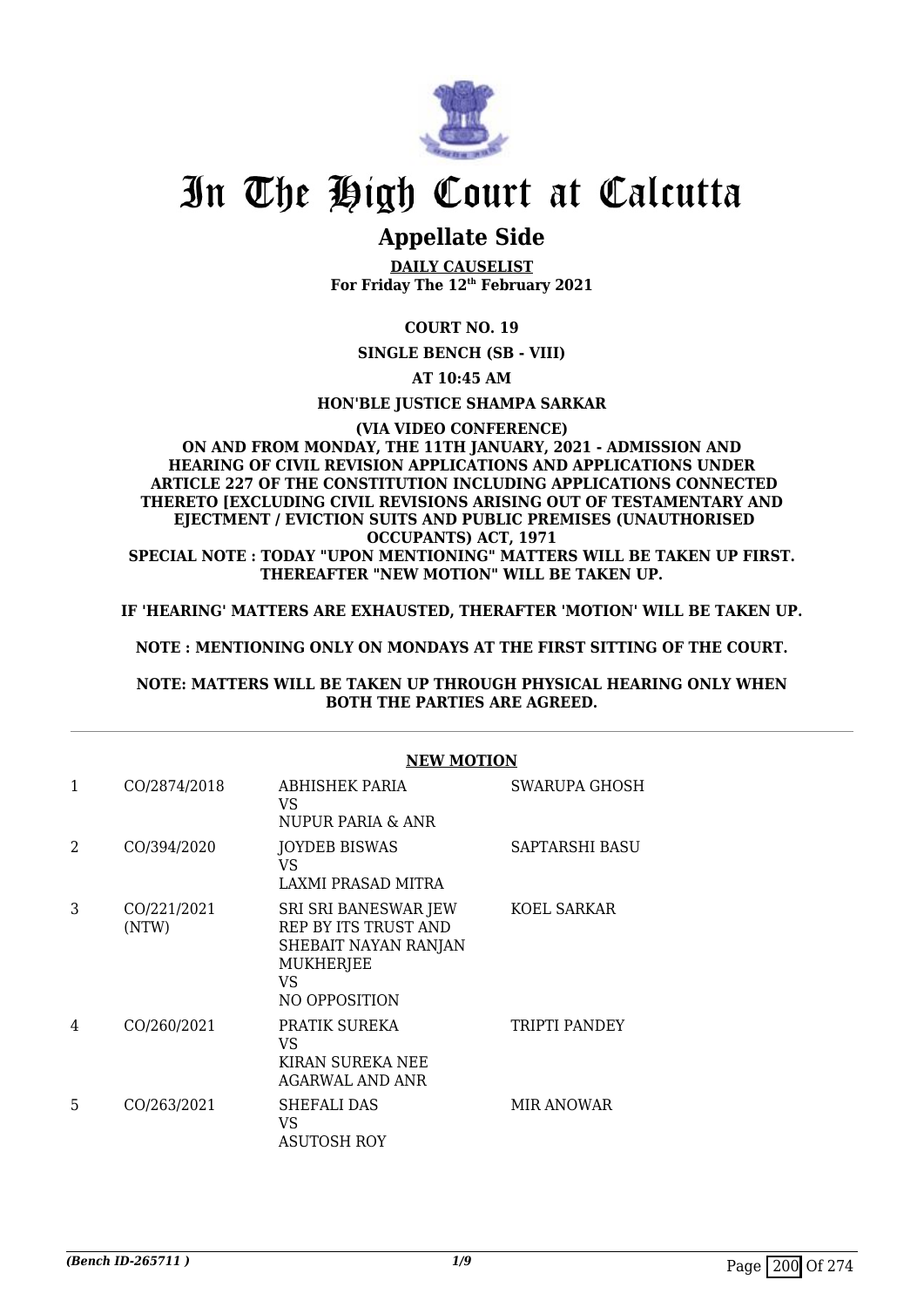# In The High Court at Calcutta

## Appellate Side

**DAILY CAUSELIST**
**For Friday The 12th February 2021**

**COURT NO. 19**

**SINGLE BENCH (SB - VIII)**

**AT 10:45 AM**

**HON'BLE JUSTICE SHAMPA SARKAR**

**(VIA VIDEO CONFERENCE)**
**ON AND FROM MONDAY, THE 11TH JANUARY, 2021 - ADMISSION AND HEARING OF CIVIL REVISION APPLICATIONS AND APPLICATIONS UNDER ARTICLE 227 OF THE CONSTITUTION INCLUDING APPLICATIONS CONNECTED THERETO [EXCLUDING CIVIL REVISIONS ARISING OUT OF TESTAMENTARY AND EJECTMENT / EVICTION SUITS AND PUBLIC PREMISES (UNAUTHORISED OCCUPANTS) ACT, 1971**
**SPECIAL NOTE : TODAY "UPON MENTIONING" MATTERS WILL BE TAKEN UP FIRST. THEREAFTER "NEW MOTION" WILL BE TAKEN UP.**

**IF 'HEARING' MATTERS ARE EXHAUSTED, THERAFTER 'MOTION' WILL BE TAKEN UP.**

**NOTE : MENTIONING ONLY ON MONDAYS AT THE FIRST SITTING OF THE COURT.**

**NOTE: MATTERS WILL BE TAKEN UP THROUGH PHYSICAL HEARING ONLY WHEN BOTH THE PARTIES ARE AGREED.**

**NEW MOTION**

| | | | |
|---|---|---|---|
| 1 | CO/2874/2018 | ABHISHEK PARIA<br>VS<br>NUPUR PARIA & ANR | SWARUPA GHOSH |
| 2 | CO/394/2020 | JOYDEB BISWAS<br>VS<br>LAXMI PRASAD MITRA | SAPTARSHI BASU |
| 3 | CO/221/2021 (NTW) | SRI SRI BANESWAR JEW REP BY ITS TRUST AND SHEBAIT NAYAN RANJAN MUKHERJEE<br>VS<br>NO OPPOSITION | KOEL SARKAR |
| 4 | CO/260/2021 | PRATIK SUREKA<br>VS<br>KIRAN SUREKA NEE AGARWAL AND ANR | TRIPTI PANDEY |
| 5 | CO/263/2021 | SHEFALI DAS<br>VS<br>ASUTOSH ROY | MIR ANOWAR |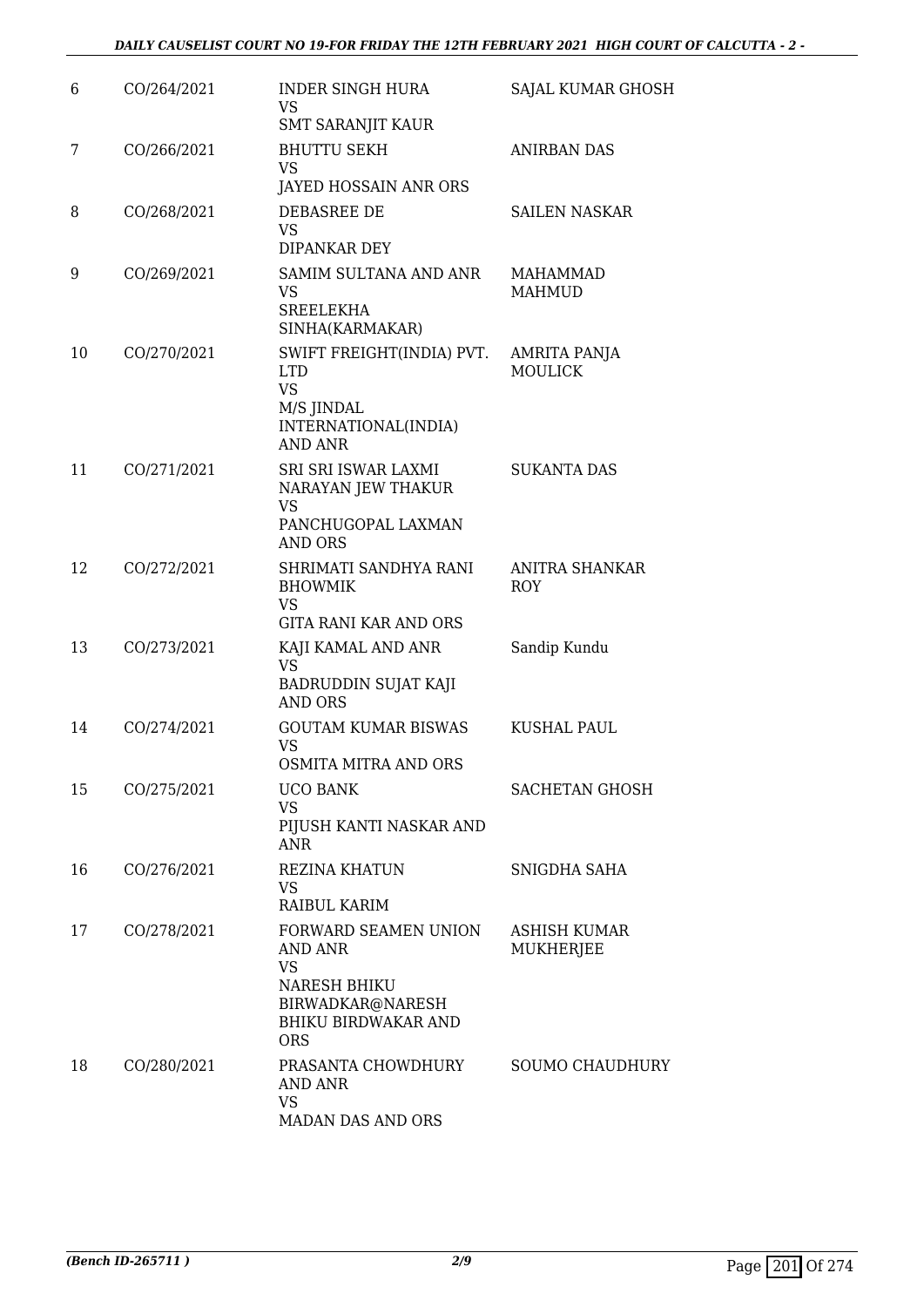| | | | |
|---|---|---|---|
| 6 | CO/264/2021 | INDER SINGH HURA<br>VS<br>SMT SARANJIT KAUR | SAJAL KUMAR GHOSH |
| 7 | CO/266/2021 | BHUTTU SEKH<br>VS<br>JAYED HOSSAIN ANR ORS | ANIRBAN DAS |
| 8 | CO/268/2021 | DEBASREE DE<br>VS<br>DIPANKAR DEY | SAILEN NASKAR |
| 9 | CO/269/2021 | SAMIM SULTANA AND ANR<br>VS<br>SREELEKHA SINHA(KARMAKAR) | MAHAMMAD MAHMUD |
| 10 | CO/270/2021 | SWIFT FREIGHT(INDIA) PVT. LTD<br>VS<br>M/S JINDAL INTERNATIONAL(INDIA) AND ANR | AMRITA PANJA MOULICK |
| 11 | CO/271/2021 | SRI SRI ISWAR LAXMI NARAYAN JEW THAKUR<br>VS<br>PANCHUGOPAL LAXMAN AND ORS | SUKANTA DAS |
| 12 | CO/272/2021 | SHRIMATI SANDHYA RANI BHOWMIK<br>VS<br>GITA RANI KAR AND ORS | ANITRA SHANKAR ROY |
| 13 | CO/273/2021 | KAJI KAMAL AND ANR<br>VS<br>BADRUDDIN SUJAT KAJI AND ORS | Sandip Kundu |
| 14 | CO/274/2021 | GOUTAM KUMAR BISWAS<br>VS<br>OSMITA MITRA AND ORS | KUSHAL PAUL |
| 15 | CO/275/2021 | UCO BANK<br>VS<br>PIJUSH KANTI NASKAR AND ANR | SACHETAN GHOSH |
| 16 | CO/276/2021 | REZINA KHATUN<br>VS<br>RAIBUL KARIM | SNIGDHA SAHA |
| 17 | CO/278/2021 | FORWARD SEAMEN UNION AND ANR<br>VS<br>NARESH BHIKU BIRWADKAR@NARESH BHIKU BIRDWAKAR AND ORS | ASHISH KUMAR MUKHERJEE |
| 18 | CO/280/2021 | PRASANTA CHOWDHURY AND ANR<br>VS<br>MADAN DAS AND ORS | SOUMO CHAUDHURY |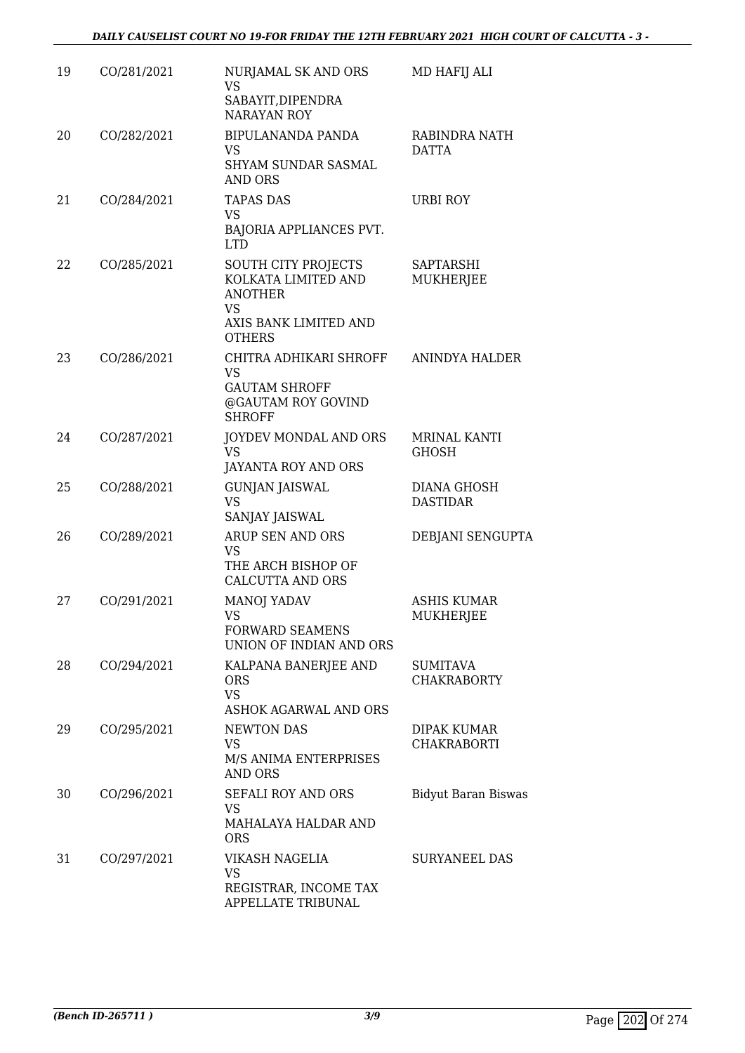| | | | |
|---|---|---|---|
| 19 | CO/281/2021 | NURJAMAL SK AND ORS<br>VS<br>SABAYIT,DIPENDRA NARAYAN ROY | MD HAFIJ ALI |
| 20 | CO/282/2021 | BIPULANANDA PANDA<br>VS<br>SHYAM SUNDAR SASMAL AND ORS | RABINDRA NATH DATTA |
| 21 | CO/284/2021 | TAPAS DAS<br>VS<br>BAJORIA APPLIANCES PVT. LTD | URBI ROY |
| 22 | CO/285/2021 | SOUTH CITY PROJECTS KOLKATA LIMITED AND ANOTHER<br>VS<br>AXIS BANK LIMITED AND OTHERS | SAPTARSHI MUKHERJEE |
| 23 | CO/286/2021 | CHITRA ADHIKARI SHROFF<br>VS<br>GAUTAM SHROFF @GAUTAM ROY GOVIND SHROFF | ANINDYA HALDER |
| 24 | CO/287/2021 | JOYDEV MONDAL AND ORS<br>VS<br>JAYANTA ROY AND ORS | MRINAL KANTI GHOSH |
| 25 | CO/288/2021 | GUNJAN JAISWAL<br>VS<br>SANJAY JAISWAL | DIANA GHOSH DASTIDAR |
| 26 | CO/289/2021 | ARUP SEN AND ORS<br>VS<br>THE ARCH BISHOP OF CALCUTTA AND ORS | DEBJANI SENGUPTA |
| 27 | CO/291/2021 | MANOJ YADAV<br>VS<br>FORWARD SEAMENS UNION OF INDIAN AND ORS | ASHIS KUMAR MUKHERJEE |
| 28 | CO/294/2021 | KALPANA BANERJEE AND ORS<br>VS<br>ASHOK AGARWAL AND ORS | SUMITAVA CHAKRABORTY |
| 29 | CO/295/2021 | NEWTON DAS<br>VS<br>M/S ANIMA ENTERPRISES AND ORS | DIPAK KUMAR CHAKRABORTI |
| 30 | CO/296/2021 | SEFALI ROY AND ORS<br>VS<br>MAHALAYA HALDAR AND ORS | Bidyut Baran Biswas |
| 31 | CO/297/2021 | VIKASH NAGELIA<br>VS<br>REGISTRAR, INCOME TAX APPELLATE TRIBUNAL | SURYANEEL DAS |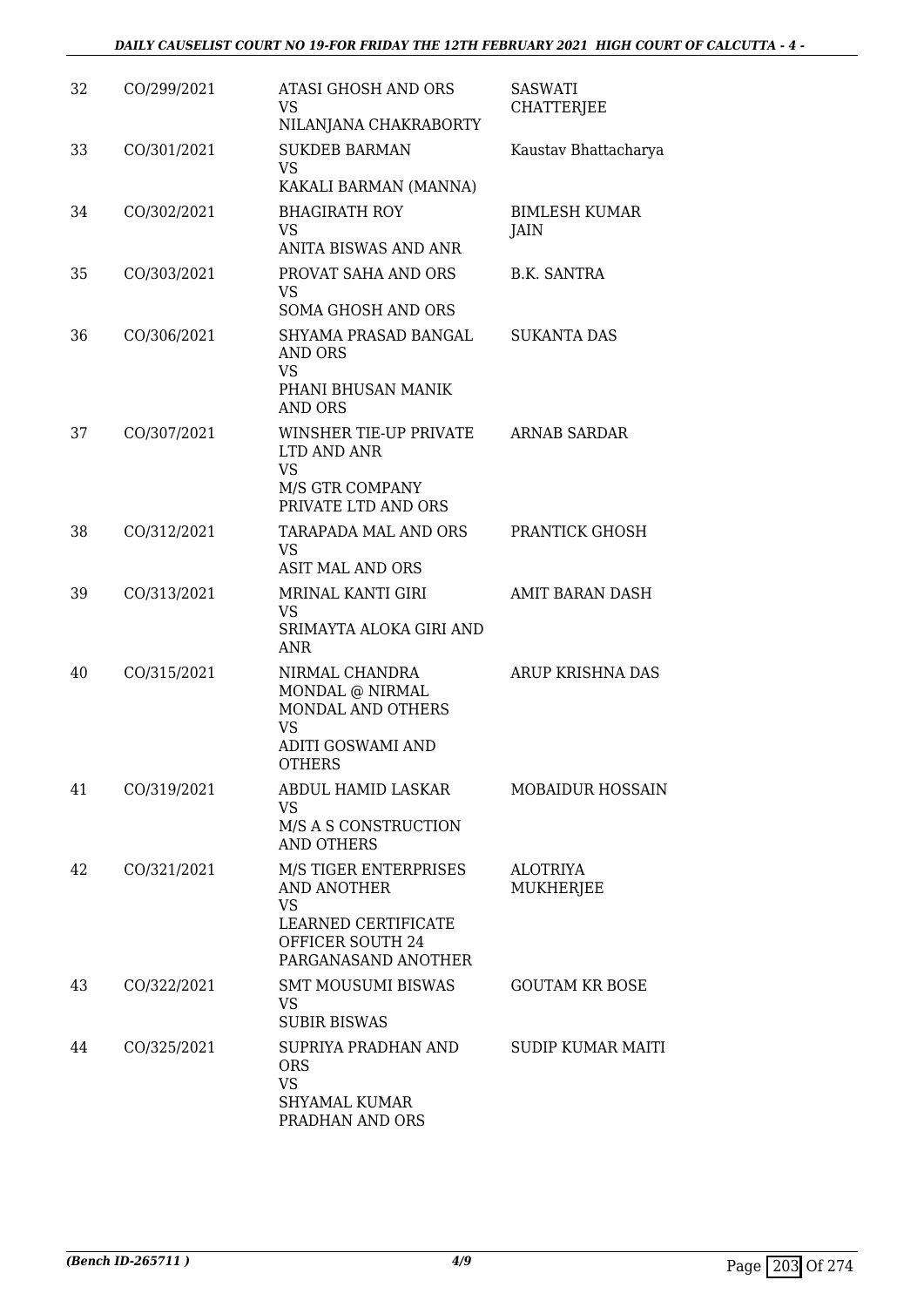| 32 | CO/299/2021 | ATASI GHOSH AND ORS<br>VS<br>NILANJANA CHAKRABORTY | SASWATI CHATTERJEE |
|---|---|---|---|
| 33 | CO/301/2021 | SUKDEB BARMAN<br>VS<br>KAKALI BARMAN (MANNA) | Kaustav Bhattacharya |
| 34 | CO/302/2021 | BHAGIRATH ROY<br>VS<br>ANITA BISWAS AND ANR | BIMLESH KUMAR JAIN |
| 35 | CO/303/2021 | PROVAT SAHA AND ORS<br>VS<br>SOMA GHOSH AND ORS | B.K. SANTRA |
| 36 | CO/306/2021 | SHYAMA PRASAD BANGAL AND ORS<br>VS<br>PHANI BHUSAN MANIK AND ORS | SUKANTA DAS |
| 37 | CO/307/2021 | WINSHER TIE-UP PRIVATE LTD AND ANR<br>VS<br>M/S GTR COMPANY PRIVATE LTD AND ORS | ARNAB SARDAR |
| 38 | CO/312/2021 | TARAPADA MAL AND ORS<br>VS<br>ASIT MAL AND ORS | PRANTICK GHOSH |
| 39 | CO/313/2021 | MRINAL KANTI GIRI<br>VS<br>SRIMAYTA ALOKA GIRI AND ANR | AMIT BARAN DASH |
| 40 | CO/315/2021 | NIRMAL CHANDRA MONDAL @ NIRMAL MONDAL AND OTHERS<br>VS<br>ADITI GOSWAMI AND OTHERS | ARUP KRISHNA DAS |
| 41 | CO/319/2021 | ABDUL HAMID LASKAR<br>VS<br>M/S A S CONSTRUCTION AND OTHERS | MOBAIDUR HOSSAIN |
| 42 | CO/321/2021 | M/S TIGER ENTERPRISES AND ANOTHER<br>VS<br>LEARNED CERTIFICATE OFFICER SOUTH 24 PARGANASAND ANOTHER | ALOTRIYA MUKHERJEE |
| 43 | CO/322/2021 | SMT MOUSUMI BISWAS<br>VS<br>SUBIR BISWAS | GOUTAM KR BOSE |
| 44 | CO/325/2021 | SUPRIYA PRADHAN AND ORS<br>VS<br>SHYAMAL KUMAR PRADHAN AND ORS | SUDIP KUMAR MAITI |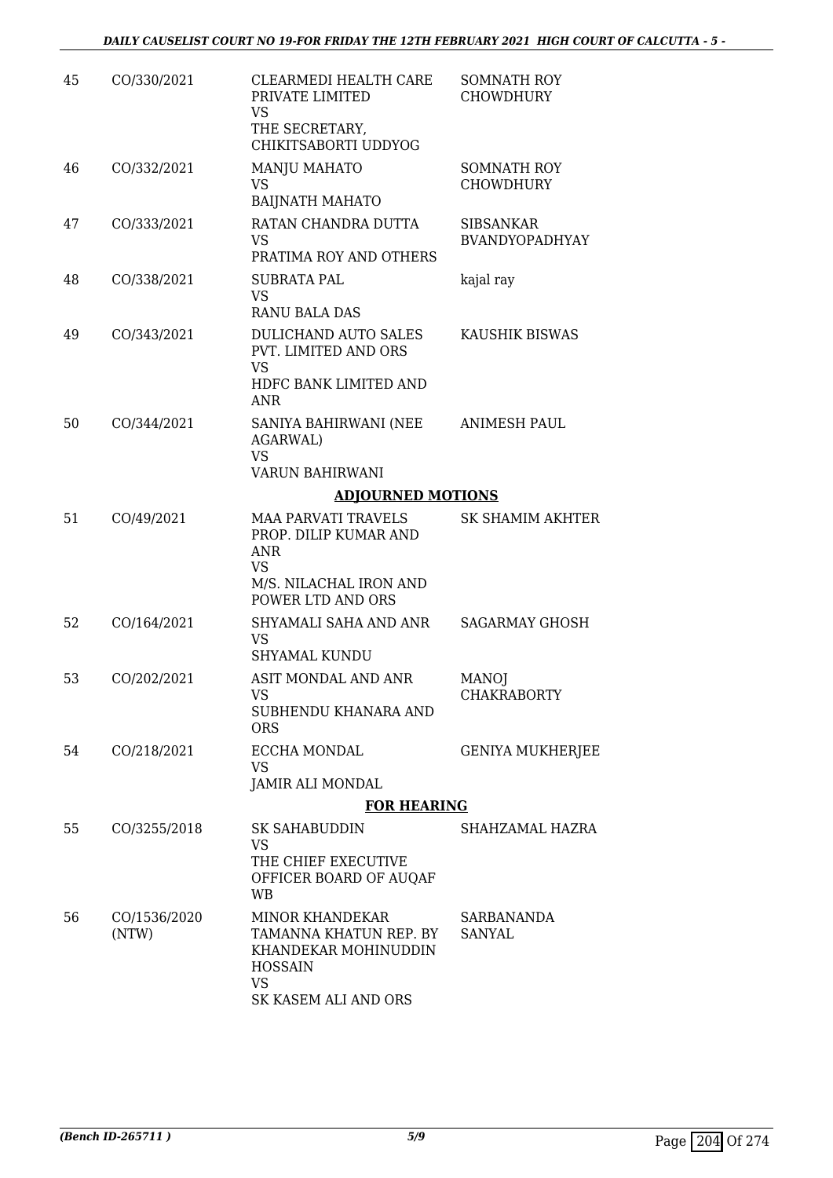| | | | |
|---|---|---|---|
| 45 | CO/330/2021 | CLEARMEDI HEALTH CARE PRIVATE LIMITED<br>VS<br>THE SECRETARY, CHIKITSABORTI UDDYOG | SOMNATH ROY CHOWDHURY |
| 46 | CO/332/2021 | MANJU MAHATO<br>VS<br>BAIJNATH MAHATO | SOMNATH ROY CHOWDHURY |
| 47 | CO/333/2021 | RATAN CHANDRA DUTTA<br>VS<br>PRATIMA ROY AND OTHERS | SIBSANKAR BVANDYOPADHYAY |
| 48 | CO/338/2021 | SUBRATA PAL<br>VS<br>RANU BALA DAS | kajal ray |
| 49 | CO/343/2021 | DULICHAND AUTO SALES PVT. LIMITED AND ORS<br>VS<br>HDFC BANK LIMITED AND ANR | KAUSHIK BISWAS |
| 50 | CO/344/2021 | SANIYA BAHIRWANI (NEE AGARWAL)<br>VS<br>VARUN BAHIRWANI | ANIMESH PAUL |

## ADJOURNED MOTIONS

| | | | |
|---|---|---|---|
| 51 | CO/49/2021 | MAA PARVATI TRAVELS PROP. DILIP KUMAR AND ANR<br>VS<br>M/S. NILACHAL IRON AND POWER LTD AND ORS | SK SHAMIM AKHTER |
| 52 | CO/164/2021 | SHYAMALI SAHA AND ANR<br>VS<br>SHYAMAL KUNDU | SAGARMAY GHOSH |
| 53 | CO/202/2021 | ASIT MONDAL AND ANR<br>VS<br>SUBHENDU KHANARA AND ORS | MANOJ CHAKRABORTY |
| 54 | CO/218/2021 | ECCHA MONDAL<br>VS<br>JAMIR ALI MONDAL | GENIYA MUKHERJEE |

## FOR HEARING

| | | | |
|---|---|---|---|
| 55 | CO/3255/2018 | SK SAHABUDDIN<br>VS<br>THE CHIEF EXECUTIVE OFFICER BOARD OF AUQAF WB | SHAHZAMAL HAZRA |
| 56 | CO/1536/2020 (NTW) | MINOR KHANDEKAR TAMANNA KHATUN REP. BY KHANDEKAR MOHINUDDIN HOSSAIN<br>VS<br>SK KASEM ALI AND ORS | SARBANANDA SANYAL |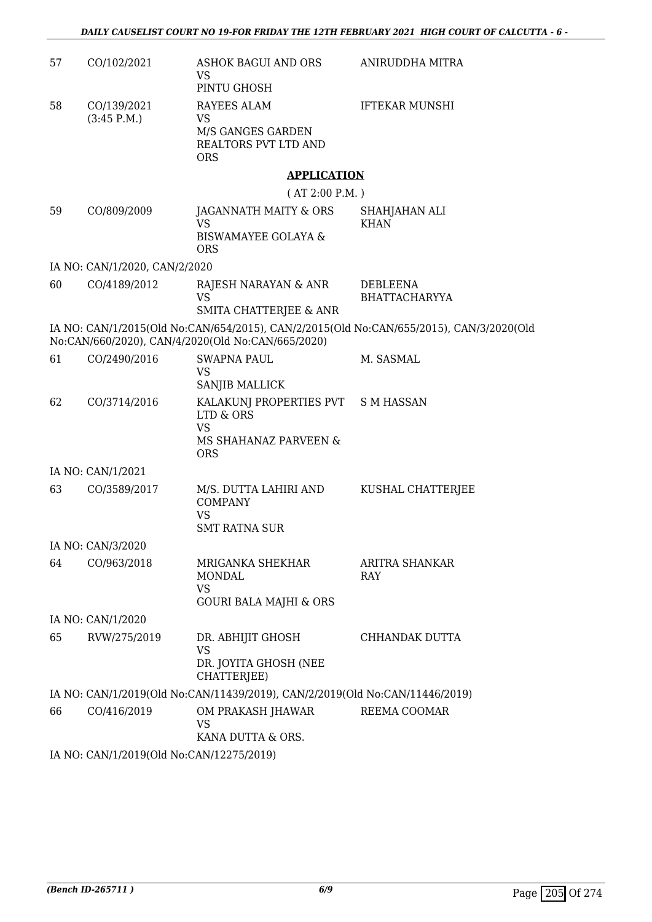| | | | |
|---|---|---|---|
| 57 | CO/102/2021 | ASHOK BAGUI AND ORS<br>VS<br>PINTU GHOSH | ANIRUDDHA MITRA |
| 58 | CO/139/2021<br>(3:45 P.M.) | RAYEES ALAM<br>VS<br>M/S GANGES GARDEN REALTORS PVT LTD AND ORS | IFTEKAR MUNSHI |

## APPLICATION

( AT 2:00 P.M. )

| | | | |
|---|---|---|---|
| 59 | CO/809/2009 | JAGANNATH MAITY & ORS<br>VS<br>BISWAMAYEE GOLAYA & ORS | SHAHJAHAN ALI KHAN |

IA NO: CAN/1/2020, CAN/2/2020

| | | | |
|---|---|---|---|
| 60 | CO/4189/2012 | RAJESH NARAYAN & ANR<br>VS<br>SMITA CHATTERJEE & ANR | DEBLEENA BHATTACHARYYA |

IA NO: CAN/1/2015(Old No:CAN/654/2015), CAN/2/2015(Old No:CAN/655/2015), CAN/3/2020(Old No:CAN/660/2020), CAN/4/2020(Old No:CAN/665/2020)

| | | | |
|---|---|---|---|
| 61 | CO/2490/2016 | SWAPNA PAUL<br>VS<br>SANJIB MALLICK | M. SASMAL |
| 62 | CO/3714/2016 | KALAKUNJ PROPERTIES PVT LTD & ORS<br>VS<br>MS SHAHANAZ PARVEEN & ORS | S M HASSAN |

IA NO: CAN/1/2021

| | | | |
|---|---|---|---|
| 63 | CO/3589/2017 | M/S. DUTTA LAHIRI AND COMPANY<br>VS<br>SMT RATNA SUR | KUSHAL CHATTERJEE |

IA NO: CAN/3/2020

| | | | |
|---|---|---|---|
| 64 | CO/963/2018 | MRIGANKA SHEKHAR MONDAL<br>VS<br>GOURI BALA MAJHI & ORS | ARITRA SHANKAR RAY |

IA NO: CAN/1/2020

| | | | |
|---|---|---|---|
| 65 | RVW/275/2019 | DR. ABHIJIT GHOSH<br>VS<br>DR. JOYITA GHOSH (NEE CHATTERJEE) | CHHANDAK DUTTA |

IA NO: CAN/1/2019(Old No:CAN/11439/2019), CAN/2/2019(Old No:CAN/11446/2019)

| | | | |
|---|---|---|---|
| 66 | CO/416/2019 | OM PRAKASH JHAWAR<br>VS<br>KANA DUTTA & ORS. | REEMA COOMAR |

IA NO: CAN/1/2019(Old No:CAN/12275/2019)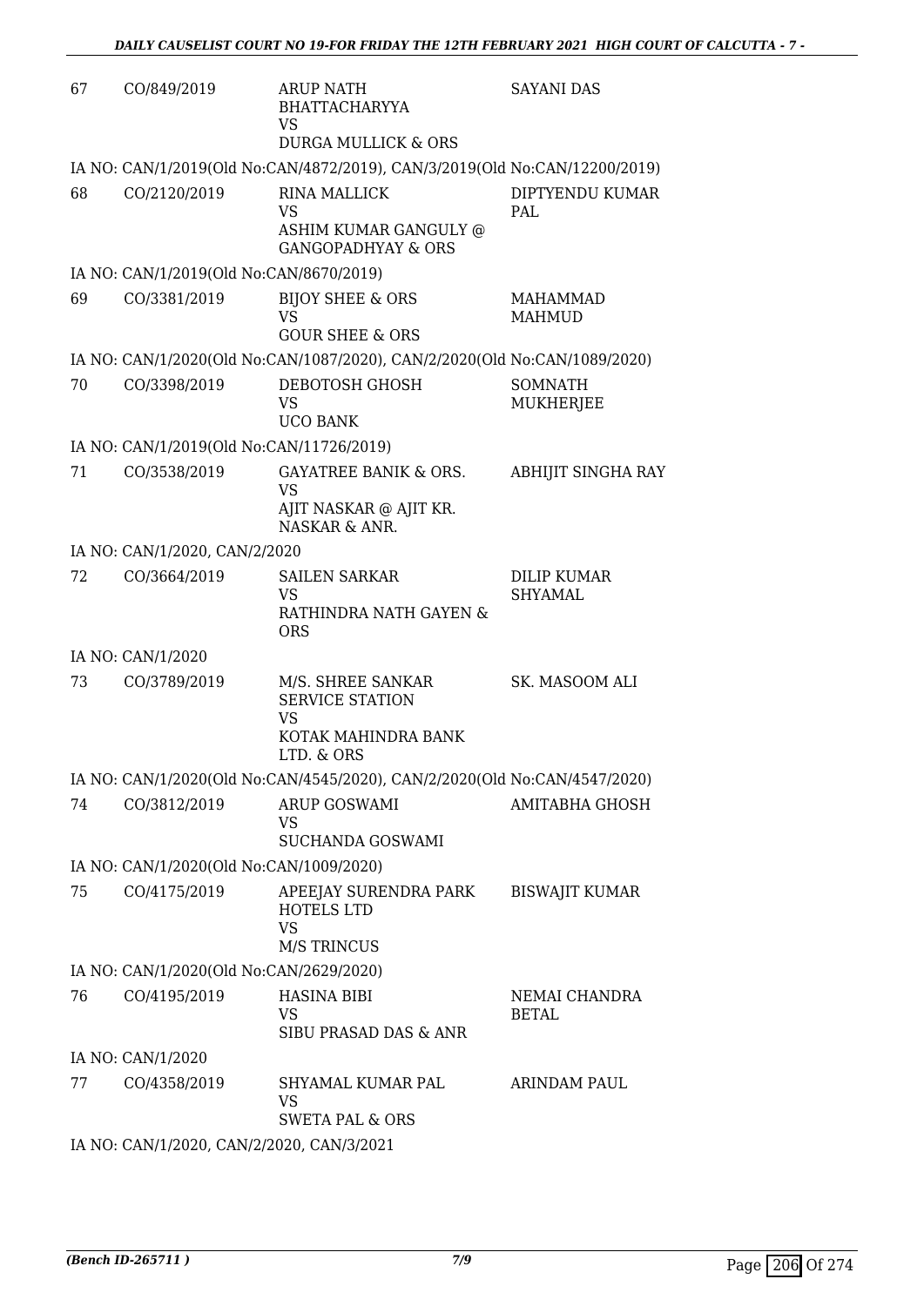| | | | |
|---|---|---|---|
| 67 | CO/849/2019 | ARUP NATH BHATTACHARYYA<br>VS<br>DURGA MULLICK & ORS | SAYANI DAS |
| | IA NO: CAN/1/2019(Old No:CAN/4872/2019), CAN/3/2019(Old No:CAN/12200/2019) | | |
| 68 | CO/2120/2019 | RINA MALLICK<br>VS<br>ASHIM KUMAR GANGULY @ GANGOPADHYAY & ORS | DIPTYENDU KUMAR PAL |
| | IA NO: CAN/1/2019(Old No:CAN/8670/2019) | | |
| 69 | CO/3381/2019 | BIJOY SHEE & ORS<br>VS<br>GOUR SHEE & ORS | MAHAMMAD MAHMUD |
| | IA NO: CAN/1/2020(Old No:CAN/1087/2020), CAN/2/2020(Old No:CAN/1089/2020) | | |
| 70 | CO/3398/2019 | DEBOTOSH GHOSH<br>VS<br>UCO BANK | SOMNATH MUKHERJEE |
| | IA NO: CAN/1/2019(Old No:CAN/11726/2019) | | |
| 71 | CO/3538/2019 | GAYATREE BANIK & ORS.<br>VS<br>AJIT NASKAR @ AJIT KR. NASKAR & ANR. | ABHIJIT SINGHA RAY |
| | IA NO: CAN/1/2020, CAN/2/2020 | | |
| 72 | CO/3664/2019 | SAILEN SARKAR<br>VS<br>RATHINDRA NATH GAYEN & ORS | DILIP KUMAR SHYAMAL |
| | IA NO: CAN/1/2020 | | |
| 73 | CO/3789/2019 | M/S. SHREE SANKAR SERVICE STATION<br>VS<br>KOTAK MAHINDRA BANK LTD. & ORS | SK. MASOOM ALI |
| | IA NO: CAN/1/2020(Old No:CAN/4545/2020), CAN/2/2020(Old No:CAN/4547/2020) | | |
| 74 | CO/3812/2019 | ARUP GOSWAMI<br>VS<br>SUCHANDA GOSWAMI | AMITABHA GHOSH |
| | IA NO: CAN/1/2020(Old No:CAN/1009/2020) | | |
| 75 | CO/4175/2019 | APEEJAY SURENDRA PARK HOTELS LTD<br>VS<br>M/S TRINCUS | BISWAJIT KUMAR |
| | IA NO: CAN/1/2020(Old No:CAN/2629/2020) | | |
| 76 | CO/4195/2019 | HASINA BIBI<br>VS<br>SIBU PRASAD DAS & ANR | NEMAI CHANDRA BETAL |
| | IA NO: CAN/1/2020 | | |
| 77 | CO/4358/2019 | SHYAMAL KUMAR PAL<br>VS<br>SWETA PAL & ORS | ARINDAM PAUL |
| | IA NO: CAN/1/2020, CAN/2/2020, CAN/3/2021 | | |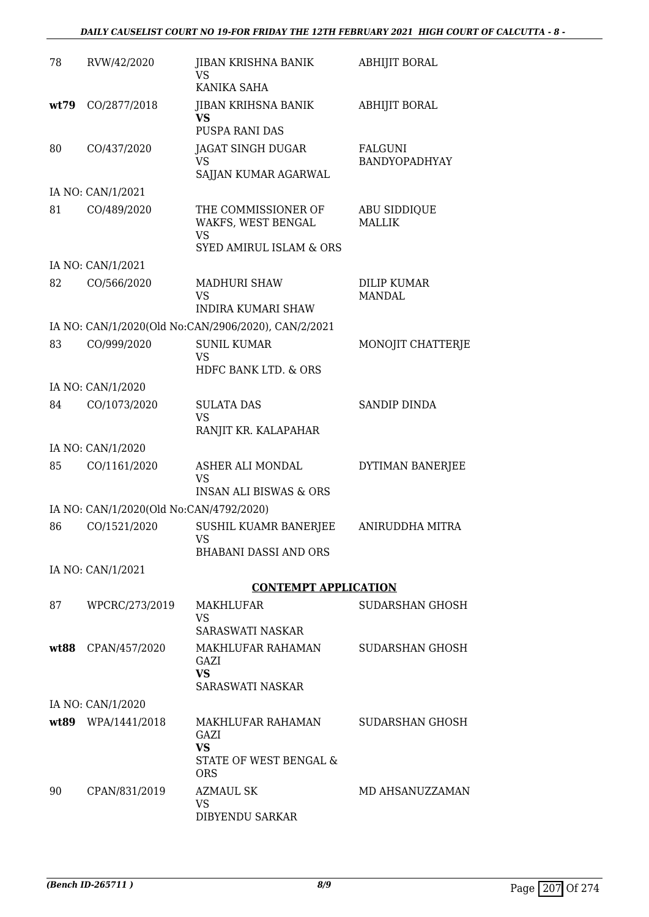| | | | |
|---|---|---|---|
| 78 | RVW/42/2020 | JIBAN KRISHNA BANIK<br>VS<br>KANIKA SAHA | ABHIJIT BORAL |
| **wt79** | CO/2877/2018 | JIBAN KRIHSNA BANIK<br>**VS**<br>PUSPA RANI DAS | ABHIJIT BORAL |
| 80 | CO/437/2020 | JAGAT SINGH DUGAR<br>VS<br>SAJJAN KUMAR AGARWAL | FALGUNI BANDYOPADHYAY |
| | IA NO: CAN/1/2021 | | |
| 81 | CO/489/2020 | THE COMMISSIONER OF WAKFS, WEST BENGAL<br>VS<br>SYED AMIRUL ISLAM & ORS | ABU SIDDIQUE MALLIK |
| | IA NO: CAN/1/2021 | | |
| 82 | CO/566/2020 | MADHURI SHAW<br>VS<br>INDIRA KUMARI SHAW | DILIP KUMAR MANDAL |
| | IA NO: CAN/1/2020(Old No:CAN/2906/2020), CAN/2/2021 | | |
| 83 | CO/999/2020 | SUNIL KUMAR<br>VS<br>HDFC BANK LTD. & ORS | MONOJIT CHATTERJE |
| | IA NO: CAN/1/2020 | | |
| 84 | CO/1073/2020 | SULATA DAS<br>VS<br>RANJIT KR. KALAPAHAR | SANDIP DINDA |
| | IA NO: CAN/1/2020 | | |
| 85 | CO/1161/2020 | ASHER ALI MONDAL<br>VS<br>INSAN ALI BISWAS & ORS | DYTIMAN BANERJEE |
| | IA NO: CAN/1/2020(Old No:CAN/4792/2020) | | |
| 86 | CO/1521/2020 | SUSHIL KUAMR BANERJEE<br>VS<br>BHABANI DASSI AND ORS | ANIRUDDHA MITRA |
| | IA NO: CAN/1/2021 | | |

**CONTEMPT APPLICATION**

| | | | |
|---|---|---|---|
| 87 | WPCRC/273/2019 | MAKHLUFAR<br>VS<br>SARASWATI NASKAR | SUDARSHAN GHOSH |
| **wt88** | CPAN/457/2020 | MAKHLUFAR RAHAMAN GAZI<br>**VS**<br>SARASWATI NASKAR | SUDARSHAN GHOSH |
| | IA NO: CAN/1/2020 | | |
| **wt89** | WPA/1441/2018 | MAKHLUFAR RAHAMAN GAZI<br>**VS**<br>STATE OF WEST BENGAL & ORS | SUDARSHAN GHOSH |
| 90 | CPAN/831/2019 | AZMAUL SK<br>VS<br>DIBYENDU SARKAR | MD AHSANUZZAMAN |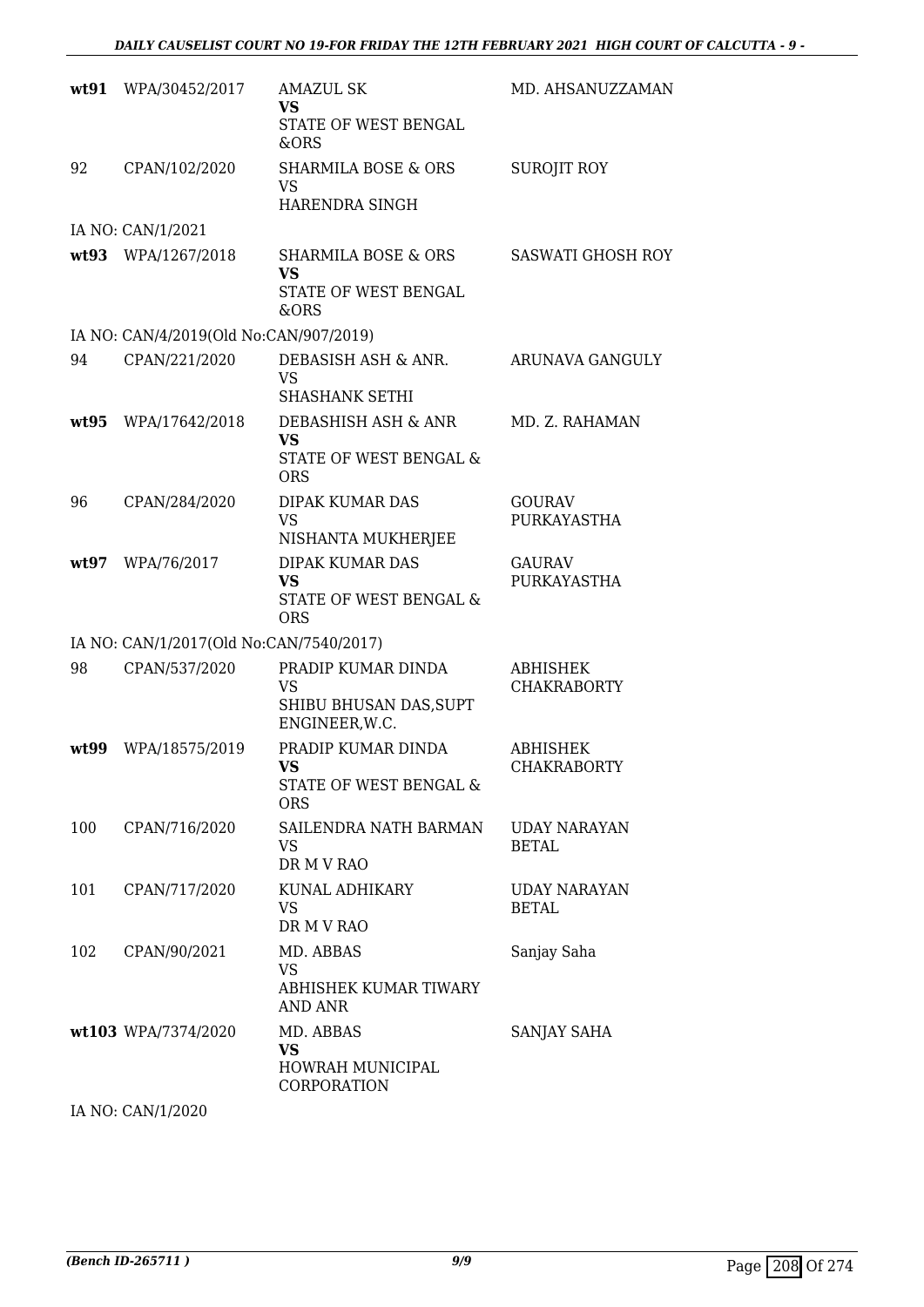| | | | |
|---|---|---|---|
| **wt91** | WPA/30452/2017 | AMAZUL SK<br>**VS**<br>STATE OF WEST BENGAL &ORS | MD. AHSANUZZAMAN |
| 92 | CPAN/102/2020 | SHARMILA BOSE & ORS<br>VS<br>HARENDRA SINGH | SUROJIT ROY |
| IA NO: CAN/1/2021 | | | |
| **wt93** | WPA/1267/2018 | SHARMILA BOSE & ORS<br>**VS**<br>STATE OF WEST BENGAL &ORS | SASWATI GHOSH ROY |
| IA NO: CAN/4/2019(Old No:CAN/907/2019) | | | |
| 94 | CPAN/221/2020 | DEBASISH ASH & ANR.<br>VS<br>SHASHANK SETHI | ARUNAVA GANGULY |
| **wt95** | WPA/17642/2018 | DEBASHISH ASH & ANR<br>**VS**<br>STATE OF WEST BENGAL & ORS | MD. Z. RAHAMAN |
| 96 | CPAN/284/2020 | DIPAK KUMAR DAS<br>VS<br>NISHANTA MUKHERJEE | GOURAV PURKAYASTHA |
| **wt97** | WPA/76/2017 | DIPAK KUMAR DAS<br>**VS**<br>STATE OF WEST BENGAL & ORS | GAURAV PURKAYASTHA |
| IA NO: CAN/1/2017(Old No:CAN/7540/2017) | | | |
| 98 | CPAN/537/2020 | PRADIP KUMAR DINDA<br>VS<br>SHIBU BHUSAN DAS,SUPT ENGINEER,W.C. | ABHISHEK CHAKRABORTY |
| **wt99** | WPA/18575/2019 | PRADIP KUMAR DINDA<br>**VS**<br>STATE OF WEST BENGAL & ORS | ABHISHEK CHAKRABORTY |
| 100 | CPAN/716/2020 | SAILENDRA NATH BARMAN<br>VS<br>DR M V RAO | UDAY NARAYAN BETAL |
| 101 | CPAN/717/2020 | KUNAL ADHIKARY<br>VS<br>DR M V RAO | UDAY NARAYAN BETAL |
| 102 | CPAN/90/2021 | MD. ABBAS<br>VS<br>ABHISHEK KUMAR TIWARY AND ANR | Sanjay Saha |
| **wt103** | WPA/7374/2020 | MD. ABBAS<br>**VS**<br>HOWRAH MUNICIPAL CORPORATION | SANJAY SAHA |
| IA NO: CAN/1/2020 | | | |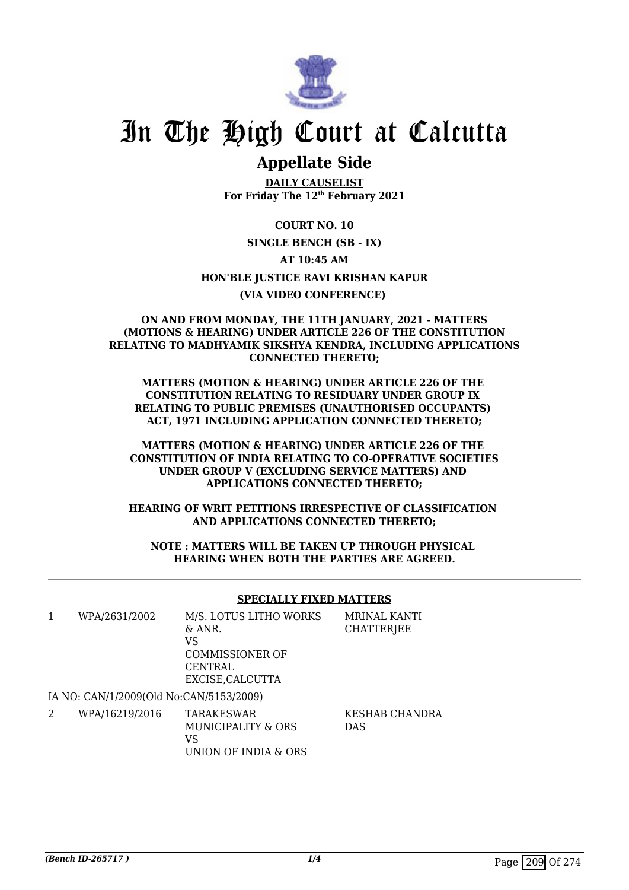# In The High Court at Calcutta

## Appellate Side

**DAILY CAUSELIST**
**For Friday The 12th February 2021**

**COURT NO. 10**

**SINGLE BENCH (SB - IX)**

**AT 10:45 AM**

**HON'BLE JUSTICE RAVI KRISHAN KAPUR**

**(VIA VIDEO CONFERENCE)**

**ON AND FROM MONDAY, THE 11TH JANUARY, 2021 - MATTERS (MOTIONS & HEARING) UNDER ARTICLE 226 OF THE CONSTITUTION RELATING TO MADHYAMIK SIKSHYA KENDRA, INCLUDING APPLICATIONS CONNECTED THERETO;**

**MATTERS (MOTION & HEARING) UNDER ARTICLE 226 OF THE CONSTITUTION RELATING TO RESIDUARY UNDER GROUP IX RELATING TO PUBLIC PREMISES (UNAUTHORISED OCCUPANTS) ACT, 1971 INCLUDING APPLICATION CONNECTED THERETO;**

**MATTERS (MOTION & HEARING) UNDER ARTICLE 226 OF THE CONSTITUTION OF INDIA RELATING TO CO-OPERATIVE SOCIETIES UNDER GROUP V (EXCLUDING SERVICE MATTERS) AND APPLICATIONS CONNECTED THERETO;**

**HEARING OF WRIT PETITIONS IRRESPECTIVE OF CLASSIFICATION AND APPLICATIONS CONNECTED THERETO;**

**NOTE : MATTERS WILL BE TAKEN UP THROUGH PHYSICAL HEARING WHEN BOTH THE PARTIES ARE AGREED.**

---

**SPECIALLY FIXED MATTERS**

| | | | |
|---|---|---|---|
| 1 | WPA/2631/2002 | M/S. LOTUS LITHO WORKS & ANR.<br>VS<br>COMMISSIONER OF CENTRAL EXCISE,CALCUTTA | MRINAL KANTI CHATTERJEE |

IA NO: CAN/1/2009(Old No:CAN/5153/2009)

| | | | |
|---|---|---|---|
| 2 | WPA/16219/2016 | TARAKESWAR MUNICIPALITY & ORS<br>VS<br>UNION OF INDIA & ORS | KESHAB CHANDRA DAS |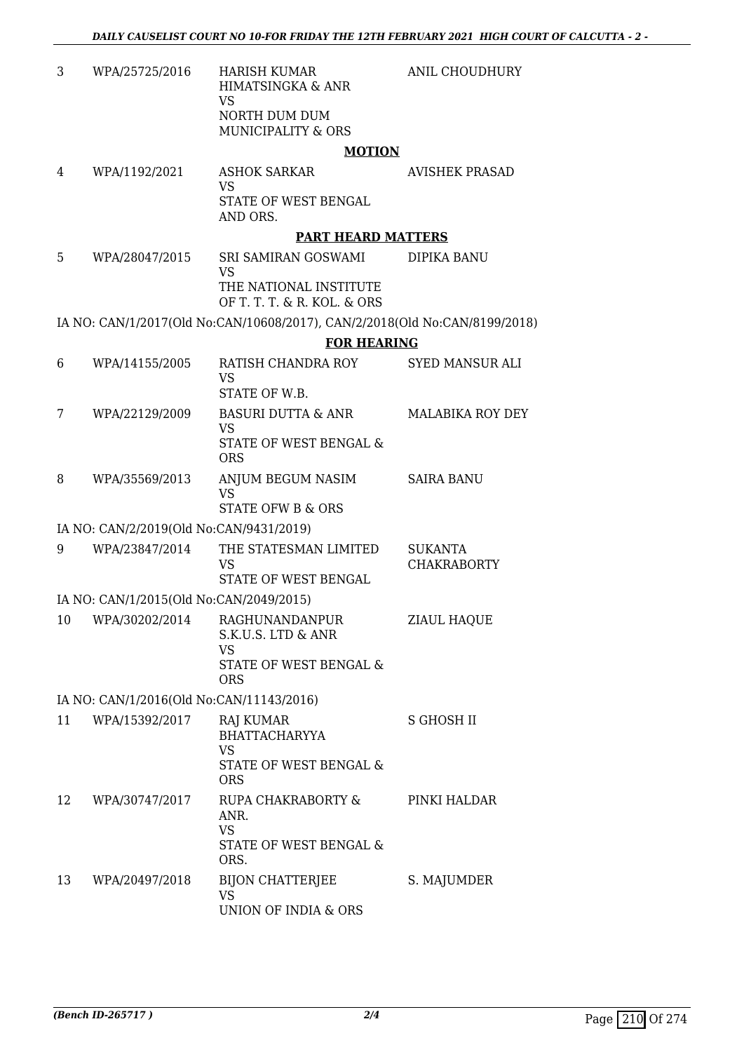| | | | |
|---|---|---|---|
| 3 | WPA/25725/2016 | HARISH KUMAR HIMATSINGKA & ANR<br>VS<br>NORTH DUM DUM MUNICIPALITY & ORS | ANIL CHOUDHURY |

**MOTION**

| | | | |
|---|---|---|---|
| 4 | WPA/1192/2021 | ASHOK SARKAR<br>VS<br>STATE OF WEST BENGAL AND ORS. | AVISHEK PRASAD |

**PART HEARD MATTERS**

| | | | |
|---|---|---|---|
| 5 | WPA/28047/2015 | SRI SAMIRAN GOSWAMI<br>VS<br>THE NATIONAL INSTITUTE OF T. T. T. & R. KOL. & ORS | DIPIKA BANU |

IA NO: CAN/1/2017(Old No:CAN/10608/2017), CAN/2/2018(Old No:CAN/8199/2018)

**FOR HEARING**

| | | | |
|---|---|---|---|
| 6 | WPA/14155/2005 | RATISH CHANDRA ROY<br>VS<br>STATE OF W.B. | SYED MANSUR ALI |
| 7 | WPA/22129/2009 | BASURI DUTTA & ANR<br>VS<br>STATE OF WEST BENGAL & ORS | MALABIKA ROY DEY |
| 8 | WPA/35569/2013 | ANJUM BEGUM NASIM<br>VS<br>STATE OFW B & ORS | SAIRA BANU |

IA NO: CAN/2/2019(Old No:CAN/9431/2019)

| | | | |
|---|---|---|---|
| 9 | WPA/23847/2014 | THE STATESMAN LIMITED<br>VS<br>STATE OF WEST BENGAL | SUKANTA CHAKRABORTY |

IA NO: CAN/1/2015(Old No:CAN/2049/2015)

| | | | |
|---|---|---|---|
| 10 | WPA/30202/2014 | RAGHUNANDANPUR S.K.U.S. LTD & ANR<br>VS<br>STATE OF WEST BENGAL & ORS | ZIAUL HAQUE |

IA NO: CAN/1/2016(Old No:CAN/11143/2016)

| | | | |
|---|---|---|---|
| 11 | WPA/15392/2017 | RAJ KUMAR BHATTACHARYYA<br>VS<br>STATE OF WEST BENGAL & ORS | S GHOSH II |
| 12 | WPA/30747/2017 | RUPA CHAKRABORTY & ANR.<br>VS<br>STATE OF WEST BENGAL & ORS. | PINKI HALDAR |
| 13 | WPA/20497/2018 | BIJON CHATTERJEE<br>VS<br>UNION OF INDIA & ORS | S. MAJUMDER |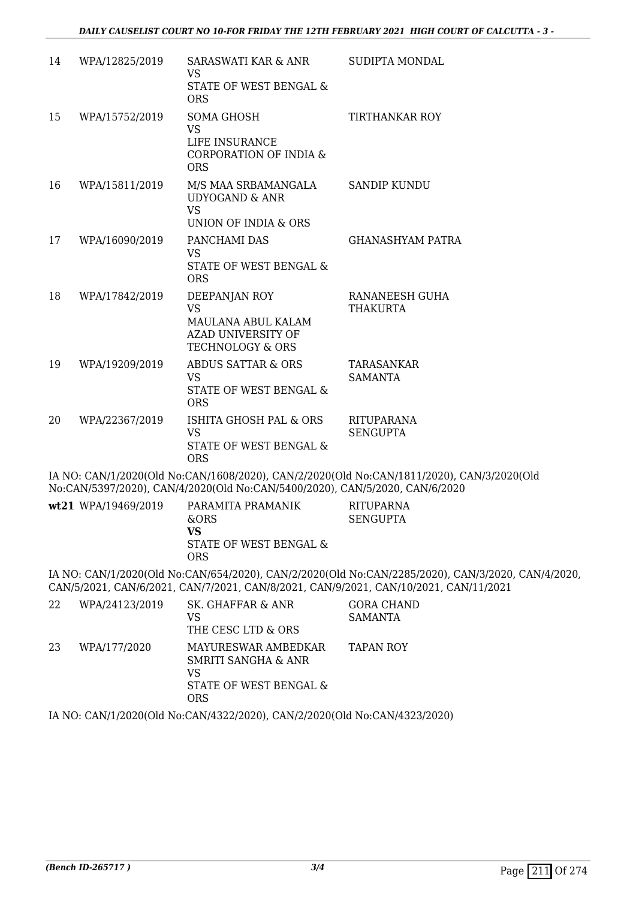| | | | |
|---|---|---|---|
| 14 | WPA/12825/2019 | SARASWATI KAR & ANR<br>VS<br>STATE OF WEST BENGAL & ORS | SUDIPTA MONDAL |
| 15 | WPA/15752/2019 | SOMA GHOSH<br>VS<br>LIFE INSURANCE CORPORATION OF INDIA & ORS | TIRTHANKAR ROY |
| 16 | WPA/15811/2019 | M/S MAA SRBAMANGALA UDYOGAND & ANR<br>VS<br>UNION OF INDIA & ORS | SANDIP KUNDU |
| 17 | WPA/16090/2019 | PANCHAMI DAS<br>VS<br>STATE OF WEST BENGAL & ORS | GHANASHYAM PATRA |
| 18 | WPA/17842/2019 | DEEPANJAN ROY<br>VS<br>MAULANA ABUL KALAM AZAD UNIVERSITY OF TECHNOLOGY & ORS | RANANEESH GUHA THAKURTA |
| 19 | WPA/19209/2019 | ABDUS SATTAR & ORS<br>VS<br>STATE OF WEST BENGAL & ORS | TARASANKAR SAMANTA |
| 20 | WPA/22367/2019 | ISHITA GHOSH PAL & ORS<br>VS<br>STATE OF WEST BENGAL & ORS | RITUPARANA SENGUPTA |

IA NO: CAN/1/2020(Old No:CAN/1608/2020), CAN/2/2020(Old No:CAN/1811/2020), CAN/3/2020(Old No:CAN/5397/2020), CAN/4/2020(Old No:CAN/5400/2020), CAN/5/2020, CAN/6/2020

| | | | |
|---|---|---|---|
| **wt21** | WPA/19469/2019 | PARAMITA PRAMANIK &ORS<br>**VS**<br>STATE OF WEST BENGAL & ORS | RITUPARNA SENGUPTA |

IA NO: CAN/1/2020(Old No:CAN/654/2020), CAN/2/2020(Old No:CAN/2285/2020), CAN/3/2020, CAN/4/2020, CAN/5/2021, CAN/6/2021, CAN/7/2021, CAN/8/2021, CAN/9/2021, CAN/10/2021, CAN/11/2021

| | | | |
|---|---|---|---|
| 22 | WPA/24123/2019 | SK. GHAFFAR & ANR<br>VS<br>THE CESC LTD & ORS | GORA CHAND SAMANTA |
| 23 | WPA/177/2020 | MAYURESWAR AMBEDKAR SMRITI SANGHA & ANR<br>VS<br>STATE OF WEST BENGAL & ORS | TAPAN ROY |

IA NO: CAN/1/2020(Old No:CAN/4322/2020), CAN/2/2020(Old No:CAN/4323/2020)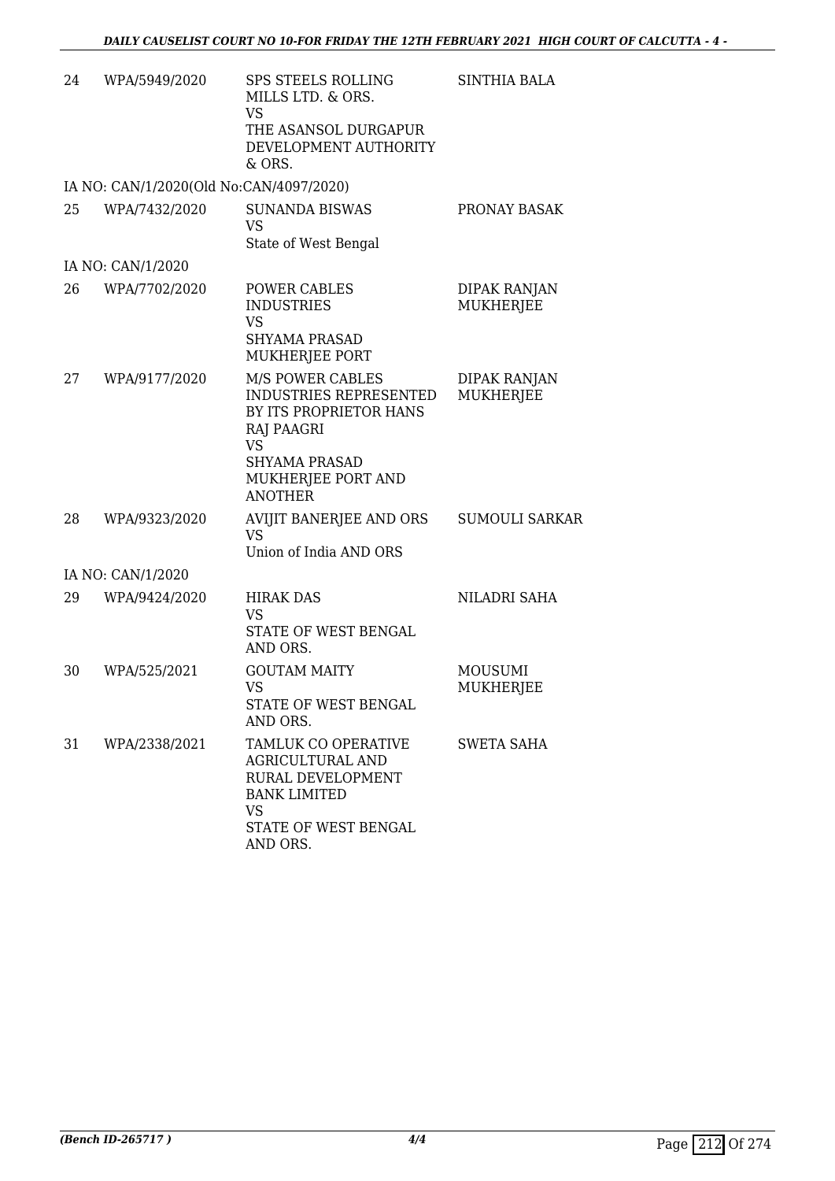| | | | |
|---|---|---|---|
| 24 | WPA/5949/2020 | SPS STEELS ROLLING MILLS LTD. & ORS.<br>VS<br>THE ASANSOL DURGAPUR DEVELOPMENT AUTHORITY & ORS. | SINTHIA BALA |
| IA NO: CAN/1/2020(Old No:CAN/4097/2020) | | | |
| 25 | WPA/7432/2020 | SUNANDA BISWAS<br>VS<br>State of West Bengal | PRONAY BASAK |
| IA NO: CAN/1/2020 | | | |
| 26 | WPA/7702/2020 | POWER CABLES INDUSTRIES<br>VS<br>SHYAMA PRASAD MUKHERJEE PORT | DIPAK RANJAN MUKHERJEE |
| 27 | WPA/9177/2020 | M/S POWER CABLES INDUSTRIES REPRESENTED BY ITS PROPRIETOR HANS RAJ PAAGRI<br>VS<br>SHYAMA PRASAD MUKHERJEE PORT AND ANOTHER | DIPAK RANJAN MUKHERJEE |
| 28 | WPA/9323/2020 | AVIJIT BANERJEE AND ORS<br>VS<br>Union of India AND ORS | SUMOULI SARKAR |
| IA NO: CAN/1/2020 | | | |
| 29 | WPA/9424/2020 | HIRAK DAS<br>VS<br>STATE OF WEST BENGAL AND ORS. | NILADRI SAHA |
| 30 | WPA/525/2021 | GOUTAM MAITY<br>VS<br>STATE OF WEST BENGAL AND ORS. | MOUSUMI MUKHERJEE |
| 31 | WPA/2338/2021 | TAMLUK CO OPERATIVE AGRICULTURAL AND RURAL DEVELOPMENT BANK LIMITED<br>VS<br>STATE OF WEST BENGAL AND ORS. | SWETA SAHA |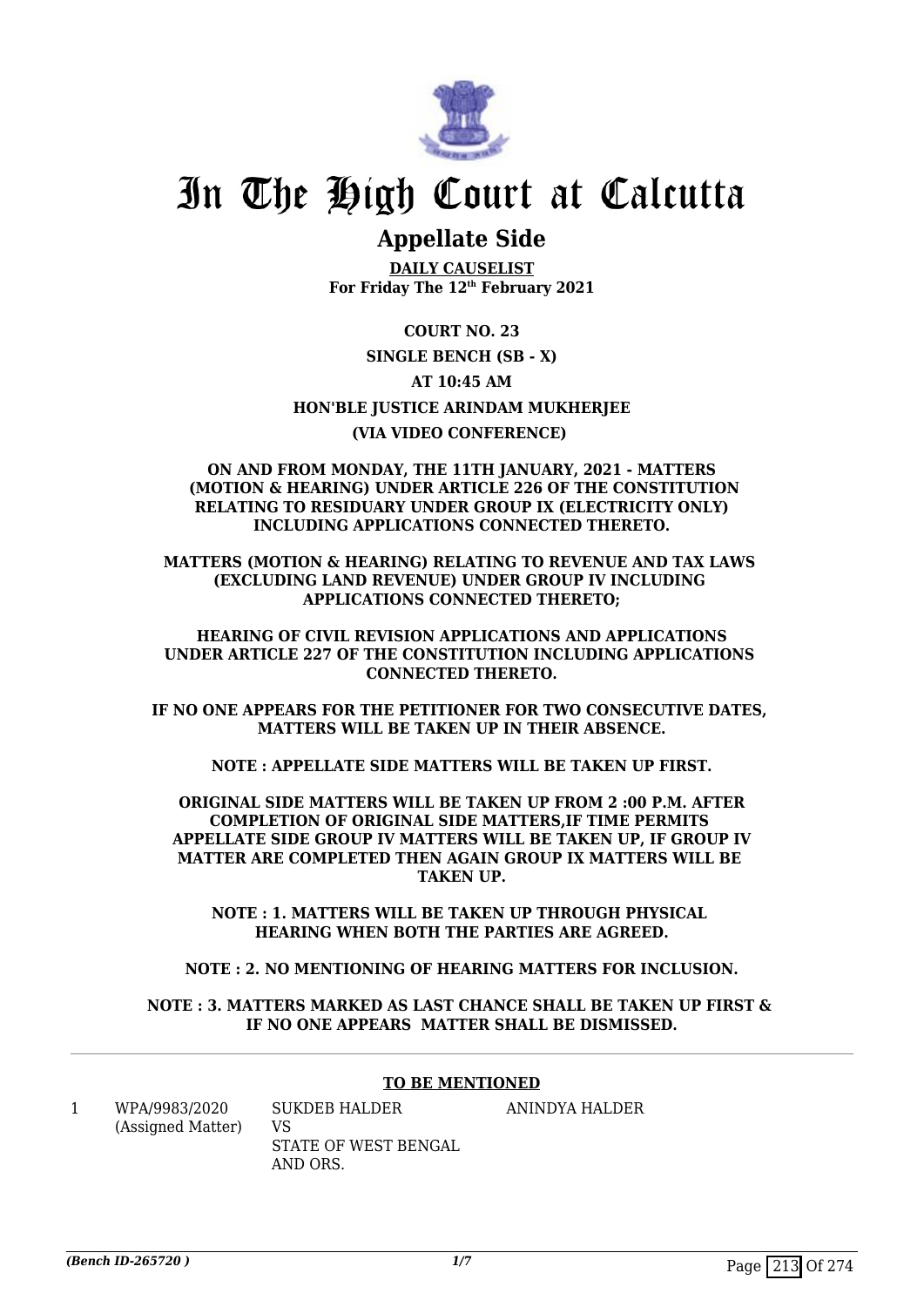# In The High Court at Calcutta

## Appellate Side

**DAILY CAUSELIST**
**For Friday The 12th February 2021**

**COURT NO. 23**

**SINGLE BENCH (SB - X)**

**AT 10:45 AM**

**HON'BLE JUSTICE ARINDAM MUKHERJEE**

**(VIA VIDEO CONFERENCE)**

**ON AND FROM MONDAY, THE 11TH JANUARY, 2021 - MATTERS (MOTION & HEARING) UNDER ARTICLE 226 OF THE CONSTITUTION RELATING TO RESIDUARY UNDER GROUP IX (ELECTRICITY ONLY) INCLUDING APPLICATIONS CONNECTED THERETO.**

**MATTERS (MOTION & HEARING) RELATING TO REVENUE AND TAX LAWS (EXCLUDING LAND REVENUE) UNDER GROUP IV INCLUDING APPLICATIONS CONNECTED THERETO;**

**HEARING OF CIVIL REVISION APPLICATIONS AND APPLICATIONS UNDER ARTICLE 227 OF THE CONSTITUTION INCLUDING APPLICATIONS CONNECTED THERETO.**

**IF NO ONE APPEARS FOR THE PETITIONER FOR TWO CONSECUTIVE DATES, MATTERS WILL BE TAKEN UP IN THEIR ABSENCE.**

**NOTE : APPELLATE SIDE MATTERS WILL BE TAKEN UP FIRST.**

**ORIGINAL SIDE MATTERS WILL BE TAKEN UP FROM 2 :00 P.M. AFTER COMPLETION OF ORIGINAL SIDE MATTERS,IF TIME PERMITS APPELLATE SIDE GROUP IV MATTERS WILL BE TAKEN UP, IF GROUP IV MATTER ARE COMPLETED THEN AGAIN GROUP IX MATTERS WILL BE TAKEN UP.**

**NOTE : 1. MATTERS WILL BE TAKEN UP THROUGH PHYSICAL HEARING WHEN BOTH THE PARTIES ARE AGREED.**

**NOTE : 2. NO MENTIONING OF HEARING MATTERS FOR INCLUSION.**

**NOTE : 3. MATTERS MARKED AS LAST CHANCE SHALL BE TAKEN UP FIRST & IF NO ONE APPEARS MATTER SHALL BE DISMISSED.**

---

**TO BE MENTIONED**

| | | | |
|---|---|---|---|
| 1 | WPA/9983/2020 (Assigned Matter) | SUKDEB HALDER VS STATE OF WEST BENGAL AND ORS. | ANINDYA HALDER |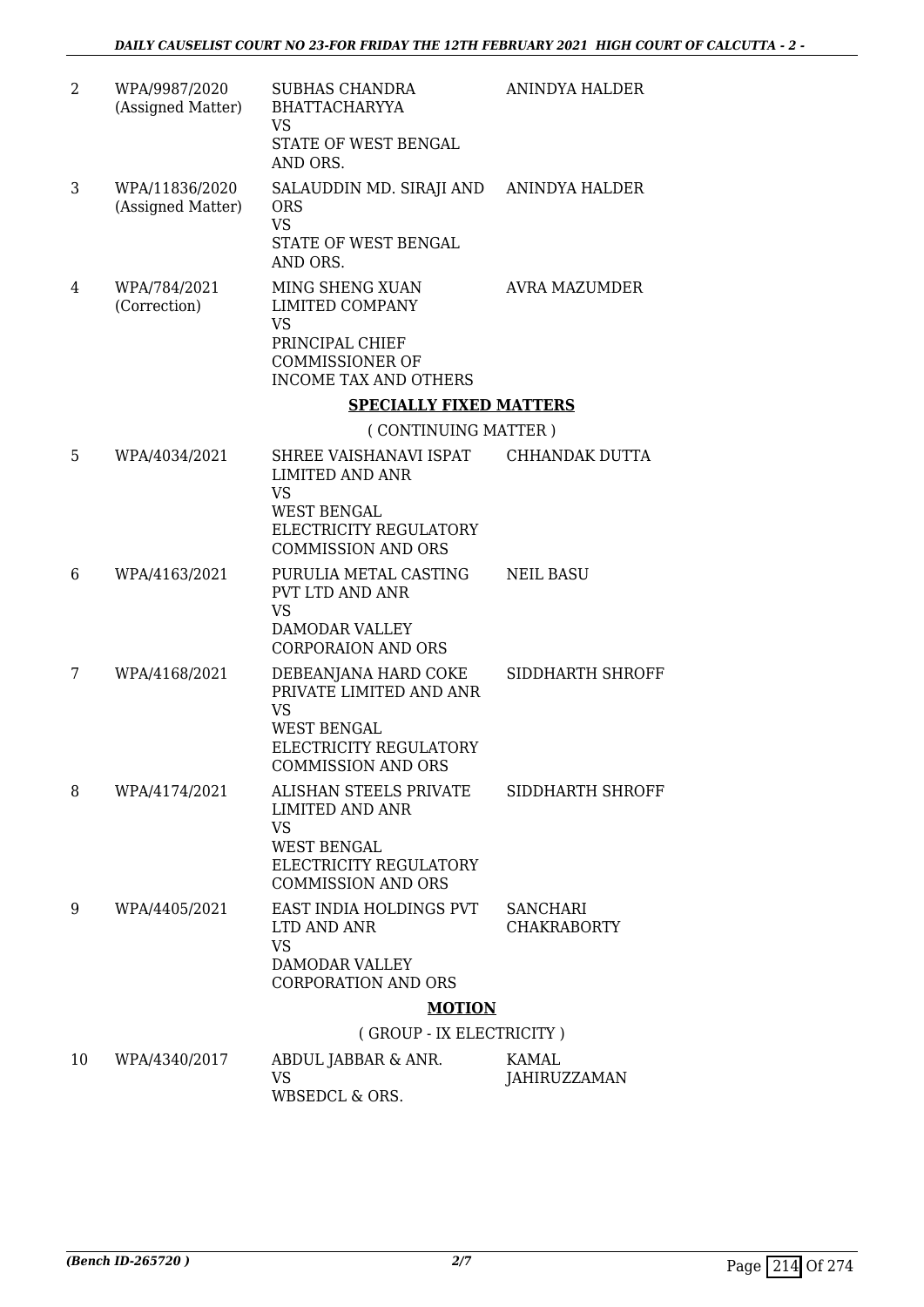| | | | |
|---|---|---|---|
| 2 | WPA/9987/2020 (Assigned Matter) | SUBHAS CHANDRA BHATTACHARYYA VS STATE OF WEST BENGAL AND ORS. | ANINDYA HALDER |
| 3 | WPA/11836/2020 (Assigned Matter) | SALAUDDIN MD. SIRAJI AND ORS VS STATE OF WEST BENGAL AND ORS. | ANINDYA HALDER |
| 4 | WPA/784/2021 (Correction) | MING SHENG XUAN LIMITED COMPANY VS PRINCIPAL CHIEF COMMISSIONER OF INCOME TAX AND OTHERS | AVRA MAZUMDER |

**SPECIALLY FIXED MATTERS**

( CONTINUING MATTER )

| | | | |
|---|---|---|---|
| 5 | WPA/4034/2021 | SHREE VAISHANAVI ISPAT LIMITED AND ANR VS WEST BENGAL ELECTRICITY REGULATORY COMMISSION AND ORS | CHHANDAK DUTTA |
| 6 | WPA/4163/2021 | PURULIA METAL CASTING PVT LTD AND ANR VS DAMODAR VALLEY CORPORAION AND ORS | NEIL BASU |
| 7 | WPA/4168/2021 | DEBEANJANA HARD COKE PRIVATE LIMITED AND ANR VS WEST BENGAL ELECTRICITY REGULATORY COMMISSION AND ORS | SIDDHARTH SHROFF |
| 8 | WPA/4174/2021 | ALISHAN STEELS PRIVATE LIMITED AND ANR VS WEST BENGAL ELECTRICITY REGULATORY COMMISSION AND ORS | SIDDHARTH SHROFF |
| 9 | WPA/4405/2021 | EAST INDIA HOLDINGS PVT LTD AND ANR VS DAMODAR VALLEY CORPORATION AND ORS | SANCHARI CHAKRABORTY |

**MOTION**

( GROUP - IX ELECTRICITY )

| | | | |
|---|---|---|---|
| 10 | WPA/4340/2017 | ABDUL JABBAR & ANR. VS WBSEDCL & ORS. | KAMAL JAHIRUZZAMAN |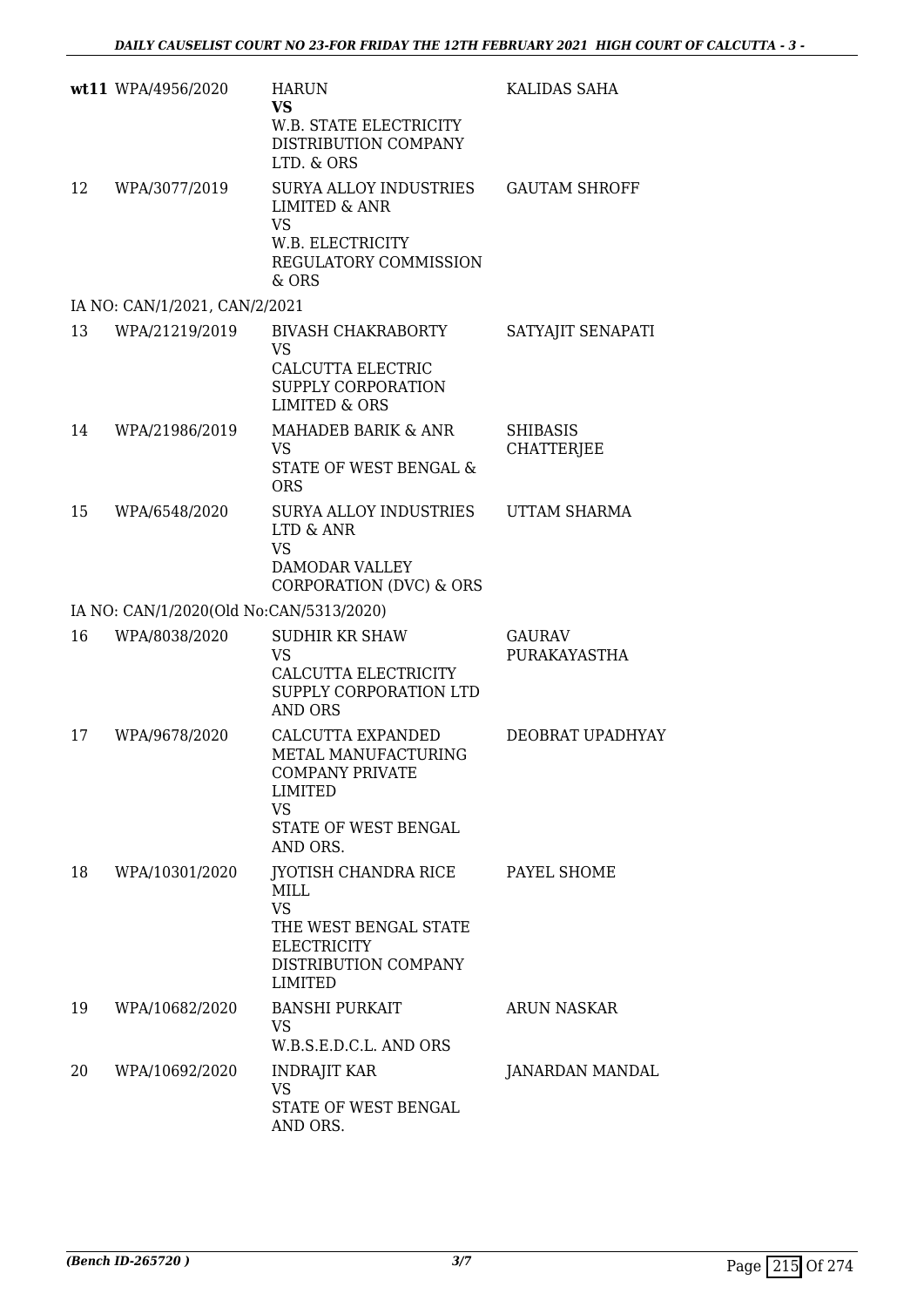| | | | |
|---|---|---|---|
| **wt11** | WPA/4956/2020 | HARUN **VS** W.B. STATE ELECTRICITY DISTRIBUTION COMPANY LTD. & ORS | KALIDAS SAHA |
| 12 | WPA/3077/2019 | SURYA ALLOY INDUSTRIES LIMITED & ANR VS W.B. ELECTRICITY REGULATORY COMMISSION & ORS | GAUTAM SHROFF |
| IA NO: CAN/1/2021, CAN/2/2021 | | | |
| 13 | WPA/21219/2019 | BIVASH CHAKRABORTY VS CALCUTTA ELECTRIC SUPPLY CORPORATION LIMITED & ORS | SATYAJIT SENAPATI |
| 14 | WPA/21986/2019 | MAHADEB BARIK & ANR VS STATE OF WEST BENGAL & ORS | SHIBASIS CHATTERJEE |
| 15 | WPA/6548/2020 | SURYA ALLOY INDUSTRIES LTD & ANR VS DAMODAR VALLEY CORPORATION (DVC) & ORS | UTTAM SHARMA |
| IA NO: CAN/1/2020(Old No:CAN/5313/2020) | | | |
| 16 | WPA/8038/2020 | SUDHIR KR SHAW VS CALCUTTA ELECTRICITY SUPPLY CORPORATION LTD AND ORS | GAURAV PURAKAYASTHA |
| 17 | WPA/9678/2020 | CALCUTTA EXPANDED METAL MANUFACTURING COMPANY PRIVATE LIMITED VS STATE OF WEST BENGAL AND ORS. | DEOBRAT UPADHYAY |
| 18 | WPA/10301/2020 | JYOTISH CHANDRA RICE MILL VS THE WEST BENGAL STATE ELECTRICITY DISTRIBUTION COMPANY LIMITED | PAYEL SHOME |
| 19 | WPA/10682/2020 | BANSHI PURKAIT VS W.B.S.E.D.C.L. AND ORS | ARUN NASKAR |
| 20 | WPA/10692/2020 | INDRAJIT KAR VS STATE OF WEST BENGAL AND ORS. | JANARDAN MANDAL |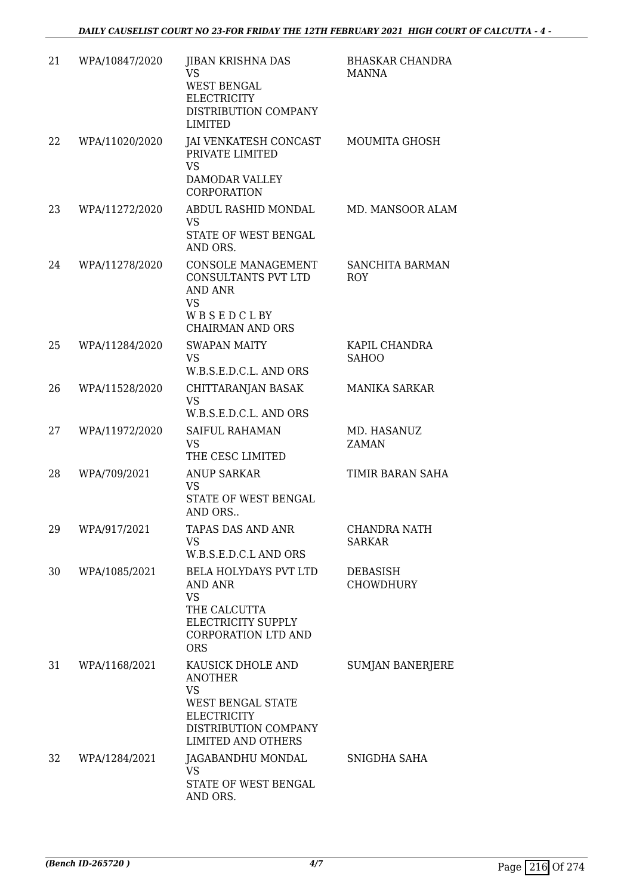| | | | |
|---|---|---|---|
| 21 | WPA/10847/2020 | JIBAN KRISHNA DAS<br>VS<br>WEST BENGAL ELECTRICITY DISTRIBUTION COMPANY LIMITED | BHASKAR CHANDRA MANNA |
| 22 | WPA/11020/2020 | JAI VENKATESH CONCAST PRIVATE LIMITED<br>VS<br>DAMODAR VALLEY CORPORATION | MOUMITA GHOSH |
| 23 | WPA/11272/2020 | ABDUL RASHID MONDAL<br>VS<br>STATE OF WEST BENGAL AND ORS. | MD. MANSOOR ALAM |
| 24 | WPA/11278/2020 | CONSOLE MANAGEMENT CONSULTANTS PVT LTD AND ANR<br>VS<br>W B S E D C L BY CHAIRMAN AND ORS | SANCHITA BARMAN ROY |
| 25 | WPA/11284/2020 | SWAPAN MAITY<br>VS<br>W.B.S.E.D.C.L. AND ORS | KAPIL CHANDRA SAHOO |
| 26 | WPA/11528/2020 | CHITTARANJAN BASAK<br>VS<br>W.B.S.E.D.C.L. AND ORS | MANIKA SARKAR |
| 27 | WPA/11972/2020 | SAIFUL RAHAMAN<br>VS<br>THE CESC LIMITED | MD. HASANUZ ZAMAN |
| 28 | WPA/709/2021 | ANUP SARKAR<br>VS<br>STATE OF WEST BENGAL AND ORS.. | TIMIR BARAN SAHA |
| 29 | WPA/917/2021 | TAPAS DAS AND ANR<br>VS<br>W.B.S.E.D.C.L AND ORS | CHANDRA NATH SARKAR |
| 30 | WPA/1085/2021 | BELA HOLYDAYS PVT LTD AND ANR<br>VS<br>THE CALCUTTA ELECTRICITY SUPPLY CORPORATION LTD AND ORS | DEBASISH CHOWDHURY |
| 31 | WPA/1168/2021 | KAUSICK DHOLE AND ANOTHER<br>VS<br>WEST BENGAL STATE ELECTRICITY DISTRIBUTION COMPANY LIMITED AND OTHERS | SUMJAN BANERJERE |
| 32 | WPA/1284/2021 | JAGABANDHU MONDAL<br>VS<br>STATE OF WEST BENGAL AND ORS. | SNIGDHA SAHA |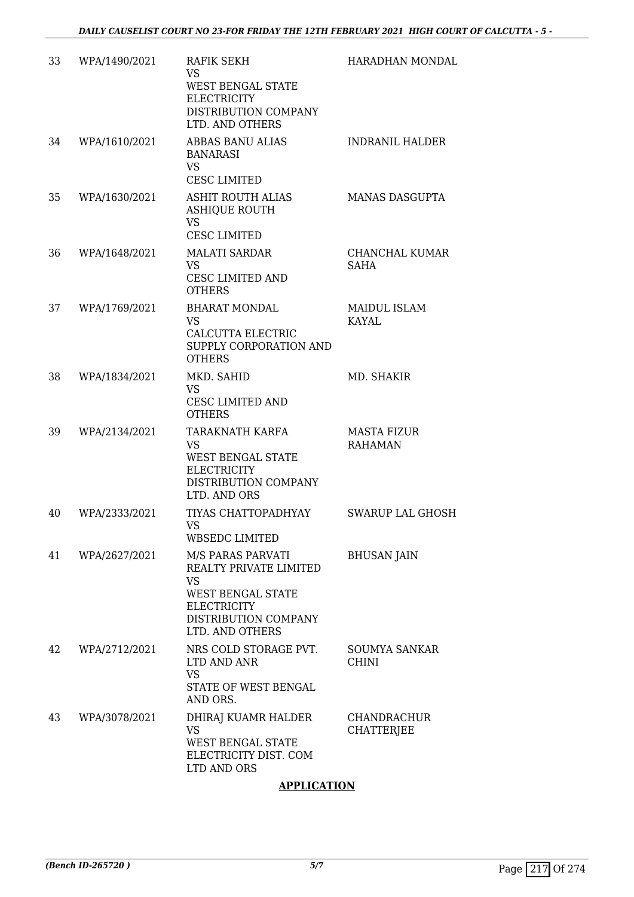| | | | |
|---|---|---|---|
| 33 | WPA/1490/2021 | RAFIK SEKH<br>VS<br>WEST BENGAL STATE ELECTRICITY DISTRIBUTION COMPANY LTD. AND OTHERS | HARADHAN MONDAL |
| 34 | WPA/1610/2021 | ABBAS BANU ALIAS BANARASI<br>VS<br>CESC LIMITED | INDRANIL HALDER |
| 35 | WPA/1630/2021 | ASHIT ROUTH ALIAS ASHIQUE ROUTH<br>VS<br>CESC LIMITED | MANAS DASGUPTA |
| 36 | WPA/1648/2021 | MALATI SARDAR<br>VS<br>CESC LIMITED AND OTHERS | CHANCHAL KUMAR SAHA |
| 37 | WPA/1769/2021 | BHARAT MONDAL<br>VS<br>CALCUTTA ELECTRIC SUPPLY CORPORATION AND OTHERS | MAIDUL ISLAM KAYAL |
| 38 | WPA/1834/2021 | MKD. SAHID<br>VS<br>CESC LIMITED AND OTHERS | MD. SHAKIR |
| 39 | WPA/2134/2021 | TARAKNATH KARFA<br>VS<br>WEST BENGAL STATE ELECTRICITY DISTRIBUTION COMPANY LTD. AND ORS | MASTA FIZUR RAHAMAN |
| 40 | WPA/2333/2021 | TIYAS CHATTOPADHYAY<br>VS<br>WBSEDC LIMITED | SWARUP LAL GHOSH |
| 41 | WPA/2627/2021 | M/S PARAS PARVATI REALTY PRIVATE LIMITED<br>VS<br>WEST BENGAL STATE ELECTRICITY DISTRIBUTION COMPANY LTD. AND OTHERS | BHUSAN JAIN |
| 42 | WPA/2712/2021 | NRS COLD STORAGE PVT. LTD AND ANR<br>VS<br>STATE OF WEST BENGAL AND ORS. | SOUMYA SANKAR CHINI |
| 43 | WPA/3078/2021 | DHIRAJ KUAMR HALDER<br>VS<br>WEST BENGAL STATE ELECTRICITY DIST. COM LTD AND ORS | CHANDRACHUR CHATTERJEE |

**APPLICATION**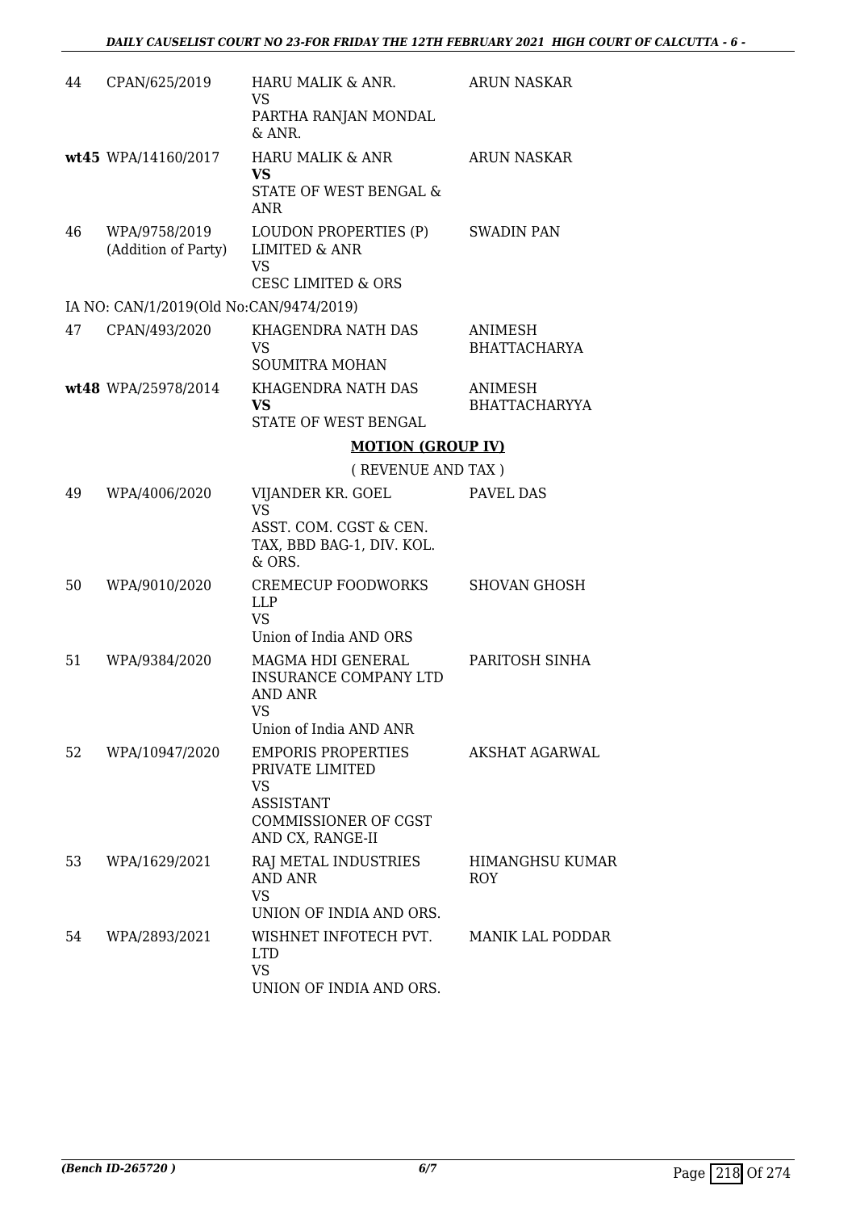| | | | |
|---|---|---|---|
| 44 | CPAN/625/2019 | HARU MALIK & ANR.<br>VS<br>PARTHA RANJAN MONDAL & ANR. | ARUN NASKAR |
| wt45 | WPA/14160/2017 | HARU MALIK & ANR<br>**VS**<br>STATE OF WEST BENGAL & ANR | ARUN NASKAR |
| 46 | WPA/9758/2019<br>(Addition of Party) | LOUDON PROPERTIES (P) LIMITED & ANR<br>VS<br>CESC LIMITED & ORS | SWADIN PAN |

IA NO: CAN/1/2019(Old No:CAN/9474/2019)

| | | | |
|---|---|---|---|
| 47 | CPAN/493/2020 | KHAGENDRA NATH DAS<br>VS<br>SOUMITRA MOHAN | ANIMESH BHATTACHARYA |
| wt48 | WPA/25978/2014 | KHAGENDRA NATH DAS<br>**VS**<br>STATE OF WEST BENGAL | ANIMESH BHATTACHARYYA |

**MOTION (GROUP IV)**

( REVENUE AND TAX )

| | | | |
|---|---|---|---|
| 49 | WPA/4006/2020 | VIJANDER KR. GOEL<br>VS<br>ASST. COM. CGST & CEN. TAX, BBD BAG-1, DIV. KOL. & ORS. | PAVEL DAS |
| 50 | WPA/9010/2020 | CREMECUP FOODWORKS LLP<br>VS<br>Union of India AND ORS | SHOVAN GHOSH |
| 51 | WPA/9384/2020 | MAGMA HDI GENERAL INSURANCE COMPANY LTD AND ANR<br>VS<br>Union of India AND ANR | PARITOSH SINHA |
| 52 | WPA/10947/2020 | EMPORIS PROPERTIES PRIVATE LIMITED<br>VS<br>ASSISTANT COMMISSIONER OF CGST AND CX, RANGE-II | AKSHAT AGARWAL |
| 53 | WPA/1629/2021 | RAJ METAL INDUSTRIES AND ANR<br>VS<br>UNION OF INDIA AND ORS. | HIMANGHSU KUMAR ROY |
| 54 | WPA/2893/2021 | WISHNET INFOTECH PVT. LTD<br>VS<br>UNION OF INDIA AND ORS. | MANIK LAL PODDAR |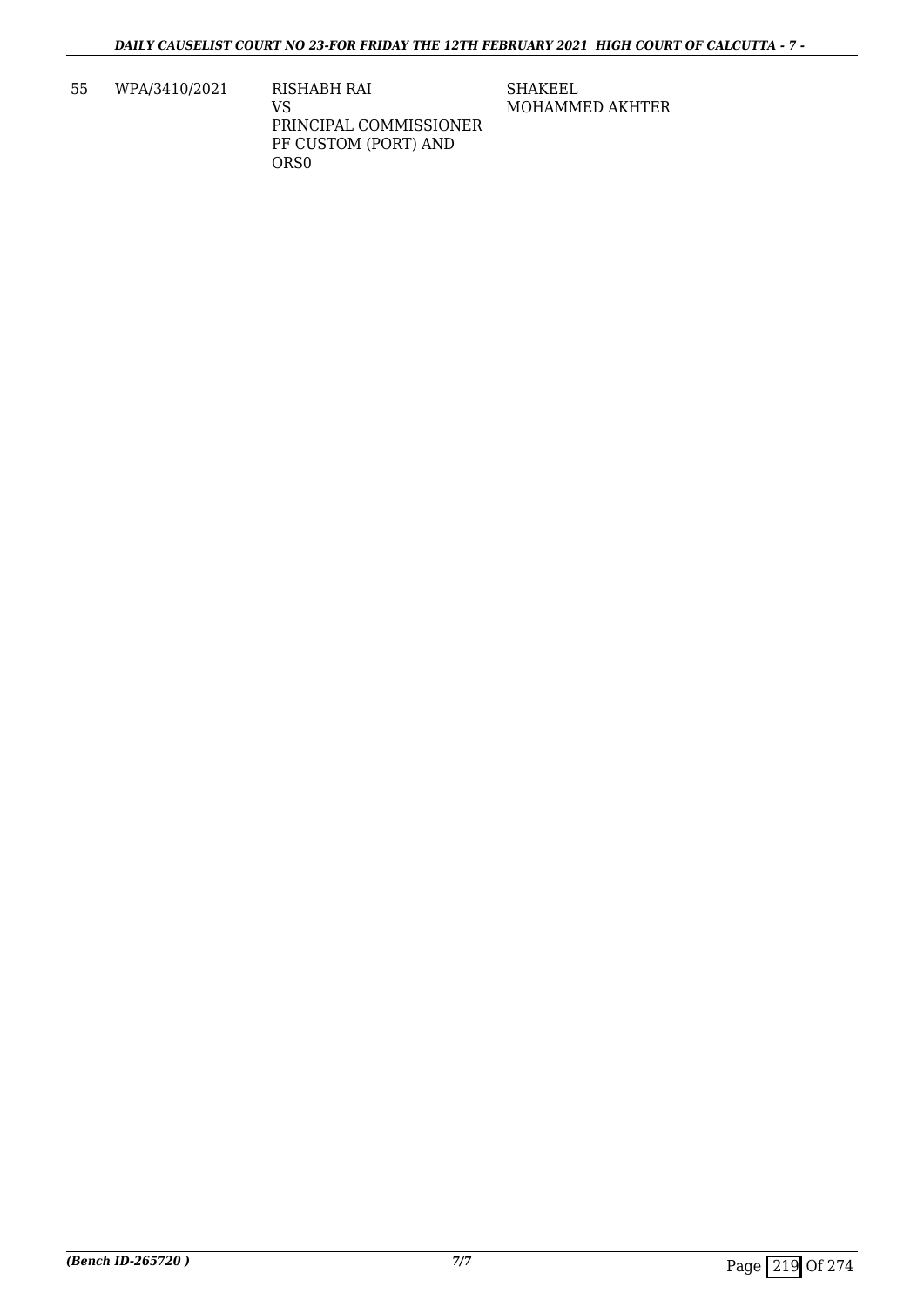| | | | |
|---|---|---|---|
| 55 | WPA/3410/2021 | RISHABH RAI<br>VS<br>PRINCIPAL COMMISSIONER PF CUSTOM (PORT) AND ORS0 | SHAKEEL MOHAMMED AKHTER |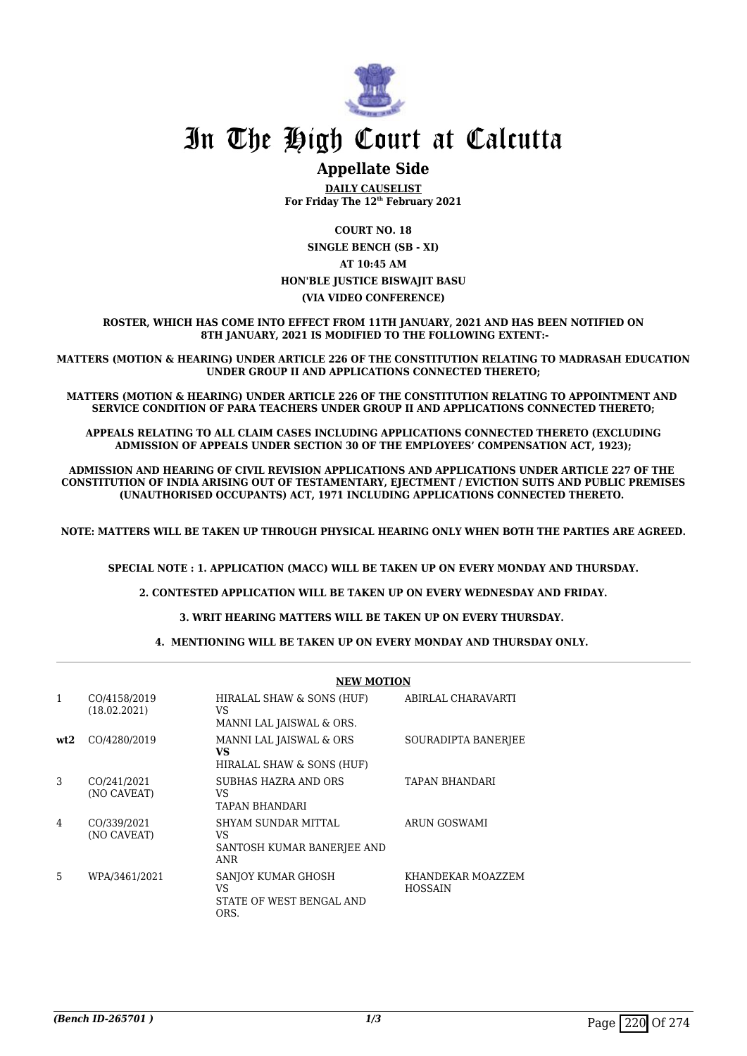# In The High Court at Calcutta

## Appellate Side

**DAILY CAUSELIST**
**For Friday The 12th February 2021**

**COURT NO. 18**
**SINGLE BENCH (SB - XI)**
**AT 10:45 AM**
**HON'BLE JUSTICE BISWAJIT BASU**
**(VIA VIDEO CONFERENCE)**

**ROSTER, WHICH HAS COME INTO EFFECT FROM 11TH JANUARY, 2021 AND HAS BEEN NOTIFIED ON 8TH JANUARY, 2021 IS MODIFIED TO THE FOLLOWING EXTENT:-**

**MATTERS (MOTION & HEARING) UNDER ARTICLE 226 OF THE CONSTITUTION RELATING TO MADRASAH EDUCATION UNDER GROUP II AND APPLICATIONS CONNECTED THERETO;**

**MATTERS (MOTION & HEARING) UNDER ARTICLE 226 OF THE CONSTITUTION RELATING TO APPOINTMENT AND SERVICE CONDITION OF PARA TEACHERS UNDER GROUP II AND APPLICATIONS CONNECTED THERETO;**

**APPEALS RELATING TO ALL CLAIM CASES INCLUDING APPLICATIONS CONNECTED THERETO (EXCLUDING ADMISSION OF APPEALS UNDER SECTION 30 OF THE EMPLOYEES' COMPENSATION ACT, 1923);**

**ADMISSION AND HEARING OF CIVIL REVISION APPLICATIONS AND APPLICATIONS UNDER ARTICLE 227 OF THE CONSTITUTION OF INDIA ARISING OUT OF TESTAMENTARY, EJECTMENT / EVICTION SUITS AND PUBLIC PREMISES (UNAUTHORISED OCCUPANTS) ACT, 1971 INCLUDING APPLICATIONS CONNECTED THERETO.**

**NOTE: MATTERS WILL BE TAKEN UP THROUGH PHYSICAL HEARING ONLY WHEN BOTH THE PARTIES ARE AGREED.**

**SPECIAL NOTE : 1. APPLICATION (MACC) WILL BE TAKEN UP ON EVERY MONDAY AND THURSDAY.**

**2. CONTESTED APPLICATION WILL BE TAKEN UP ON EVERY WEDNESDAY AND FRIDAY.**

**3. WRIT HEARING MATTERS WILL BE TAKEN UP ON EVERY THURSDAY.**

**4. MENTIONING WILL BE TAKEN UP ON EVERY MONDAY AND THURSDAY ONLY.**

**NEW MOTION**

| | | | |
|---|---|---|---|
| 1 | CO/4158/2019 (18.02.2021) | HIRALAL SHAW & SONS (HUF) VS MANNI LAL JAISWAL & ORS. | ABIRLAL CHARAVARTI |
| **wt2** | CO/4280/2019 | MANNI LAL JAISWAL & ORS **VS** HIRALAL SHAW & SONS (HUF) | SOURADIPTA BANERJEE |
| 3 | CO/241/2021 (NO CAVEAT) | SUBHAS HAZRA AND ORS VS TAPAN BHANDARI | TAPAN BHANDARI |
| 4 | CO/339/2021 (NO CAVEAT) | SHYAM SUNDAR MITTAL VS SANTOSH KUMAR BANERJEE AND ANR | ARUN GOSWAMI |
| 5 | WPA/3461/2021 | SANJOY KUMAR GHOSH VS STATE OF WEST BENGAL AND ORS. | KHANDEKAR MOAZZEM HOSSAIN |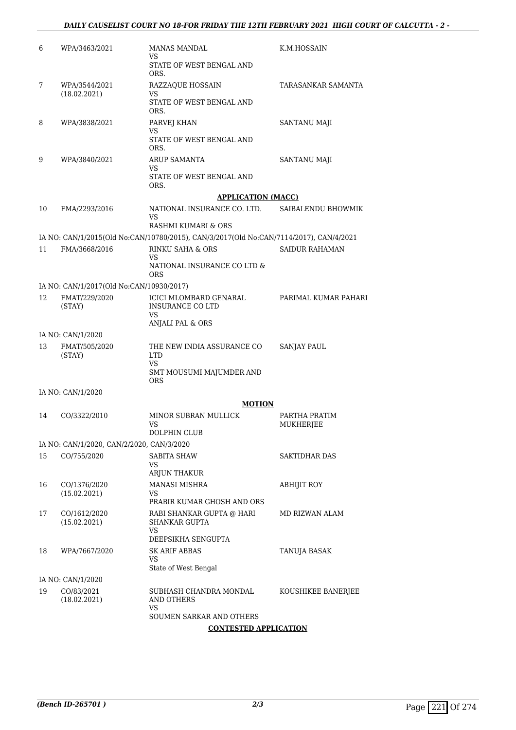| | | | |
|---|---|---|---|
| 6 | WPA/3463/2021 | MANAS MANDAL<br>VS<br>STATE OF WEST BENGAL AND ORS. | K.M.HOSSAIN |
| 7 | WPA/3544/2021<br>(18.02.2021) | RAZZAQUE HOSSAIN<br>VS<br>STATE OF WEST BENGAL AND ORS. | TARASANKAR SAMANTA |
| 8 | WPA/3838/2021 | PARVEJ KHAN<br>VS<br>STATE OF WEST BENGAL AND ORS. | SANTANU MAJI |
| 9 | WPA/3840/2021 | ARUP SAMANTA<br>VS<br>STATE OF WEST BENGAL AND ORS. | SANTANU MAJI |

**APPLICATION (MACC)**

| | | | |
|---|---|---|---|
| 10 | FMA/2293/2016 | NATIONAL INSURANCE CO. LTD.<br>VS<br>RASHMI KUMARI & ORS | SAIBALENDU BHOWMIK |
| | IA NO: CAN/1/2015(Old No:CAN/10780/2015), CAN/3/2017(Old No:CAN/7114/2017), CAN/4/2021 | | |
| 11 | FMA/3668/2016 | RINKU SAHA & ORS<br>VS<br>NATIONAL INSURANCE CO LTD & ORS | SAIDUR RAHAMAN |
| | IA NO: CAN/1/2017(Old No:CAN/10930/2017) | | |
| 12 | FMAT/229/2020<br>(STAY) | ICICI MLOMBARD GENARAL INSURANCE CO LTD<br>VS<br>ANJALI PAL & ORS | PARIMAL KUMAR PAHARI |
| | IA NO: CAN/1/2020 | | |
| 13 | FMAT/505/2020<br>(STAY) | THE NEW INDIA ASSURANCE CO LTD<br>VS<br>SMT MOUSUMI MAJUMDER AND ORS | SANJAY PAUL |
| | IA NO: CAN/1/2020 | | |

**MOTION**

| | | | |
|---|---|---|---|
| 14 | CO/3322/2010 | MINOR SUBRAN MULLICK<br>VS<br>DOLPHIN CLUB | PARTHA PRATIM MUKHERJEE |
| | IA NO: CAN/1/2020, CAN/2/2020, CAN/3/2020 | | |
| 15 | CO/755/2020 | SABITA SHAW<br>VS<br>ARJUN THAKUR | SAKTIDHAR DAS |
| 16 | CO/1376/2020<br>(15.02.2021) | MANASI MISHRA<br>VS<br>PRABIR KUMAR GHOSH AND ORS | ABHIJIT ROY |
| 17 | CO/1612/2020<br>(15.02.2021) | RABI SHANKAR GUPTA @ HARI SHANKAR GUPTA<br>VS<br>DEEPSIKHA SENGUPTA | MD RIZWAN ALAM |
| 18 | WPA/7667/2020 | SK ARIF ABBAS<br>VS<br>State of West Bengal | TANUJA BASAK |
| | IA NO: CAN/1/2020 | | |
| 19 | CO/83/2021<br>(18.02.2021) | SUBHASH CHANDRA MONDAL AND OTHERS<br>VS<br>SOUMEN SARKAR AND OTHERS | KOUSHIKEE BANERJEE |

**CONTESTED APPLICATION**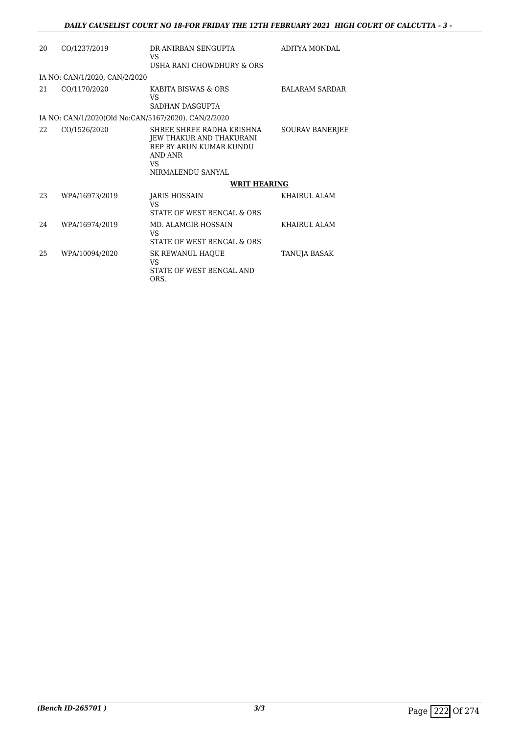| | | | |
|---|---|---|---|
| 20 | CO/1237/2019 | DR ANIRBAN SENGUPTA<br>VS<br>USHA RANI CHOWDHURY & ORS | ADITYA MONDAL |
| IA NO: CAN/1/2020, CAN/2/2020 | | | |
| 21 | CO/1170/2020 | KABITA BISWAS & ORS<br>VS<br>SADHAN DASGUPTA | BALARAM SARDAR |
| IA NO: CAN/1/2020(Old No:CAN/5167/2020), CAN/2/2020 | | | |
| 22 | CO/1526/2020 | SHREE SHREE RADHA KRISHNA JEW THAKUR AND THAKURANI REP BY ARUN KUMAR KUNDU AND ANR<br>VS<br>NIRMALENDU SANYAL | SOURAV BANERJEE |

**WRIT HEARING**

| | | | |
|---|---|---|---|
| 23 | WPA/16973/2019 | JARIS HOSSAIN<br>VS<br>STATE OF WEST BENGAL & ORS | KHAIRUL ALAM |
| 24 | WPA/16974/2019 | MD. ALAMGIR HOSSAIN<br>VS<br>STATE OF WEST BENGAL & ORS | KHAIRUL ALAM |
| 25 | WPA/10094/2020 | SK REWANUL HAQUE<br>VS<br>STATE OF WEST BENGAL AND ORS. | TANUJA BASAK |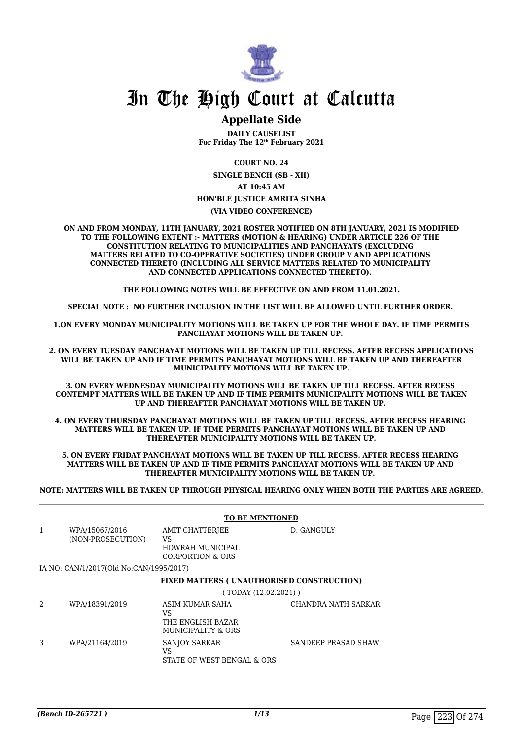# In The High Court at Calcutta

## Appellate Side

**DAILY CAUSELIST**
**For Friday The 12th February 2021**

**COURT NO. 24**

**SINGLE BENCH (SB - XII)**

**AT 10:45 AM**

**HON'BLE JUSTICE AMRITA SINHA**

**(VIA VIDEO CONFERENCE)**

**ON AND FROM MONDAY, 11TH JANUARY, 2021 ROSTER NOTIFIED ON 8TH JANUARY, 2021 IS MODIFIED TO THE FOLLOWING EXTENT :- MATTERS (MOTION & HEARING) UNDER ARTICLE 226 OF THE CONSTITUTION RELATING TO MUNICIPALITIES AND PANCHAYATS (EXCLUDING MATTERS RELATED TO CO-OPERATIVE SOCIETIES) UNDER GROUP V AND APPLICATIONS CONNECTED THERETO (INCLUDING ALL SERVICE MATTERS RELATED TO MUNICIPALITY AND CONNECTED APPLICATIONS CONNECTED THERETO).**

**THE FOLLOWING NOTES WILL BE EFFECTIVE ON AND FROM 11.01.2021.**

**SPECIAL NOTE : NO FURTHER INCLUSION IN THE LIST WILL BE ALLOWED UNTIL FURTHER ORDER.**

**1.ON EVERY MONDAY MUNICIPALITY MOTIONS WILL BE TAKEN UP FOR THE WHOLE DAY. IF TIME PERMITS PANCHAYAT MOTIONS WILL BE TAKEN UP.**

**2. ON EVERY TUESDAY PANCHAYAT MOTIONS WILL BE TAKEN UP TILL RECESS. AFTER RECESS APPLICATIONS WILL BE TAKEN UP AND IF TIME PERMITS PANCHAYAT MOTIONS WILL BE TAKEN UP AND THEREAFTER MUNICIPALITY MOTIONS WILL BE TAKEN UP.**

**3. ON EVERY WEDNESDAY MUNICIPALITY MOTIONS WILL BE TAKEN UP TILL RECESS. AFTER RECESS CONTEMPT MATTERS WILL BE TAKEN UP AND IF TIME PERMITS MUNICIPALITY MOTIONS WILL BE TAKEN UP AND THEREAFTER PANCHAYAT MOTIONS WILL BE TAKEN UP.**

**4. ON EVERY THURSDAY PANCHAYAT MOTIONS WILL BE TAKEN UP TILL RECESS. AFTER RECESS HEARING MATTERS WILL BE TAKEN UP. IF TIME PERMITS PANCHAYAT MOTIONS WILL BE TAKEN UP AND THEREAFTER MUNICIPALITY MOTIONS WILL BE TAKEN UP.**

**5. ON EVERY FRIDAY PANCHAYAT MOTIONS WILL BE TAKEN UP TILL RECESS. AFTER RECESS HEARING MATTERS WILL BE TAKEN UP AND IF TIME PERMITS PANCHAYAT MOTIONS WILL BE TAKEN UP AND THEREAFTER MUNICIPALITY MOTIONS WILL BE TAKEN UP.**

**NOTE: MATTERS WILL BE TAKEN UP THROUGH PHYSICAL HEARING ONLY WHEN BOTH THE PARTIES ARE AGREED.**

**TO BE MENTIONED**

| | | | |
|---|---|---|---|
| 1 | WPA/15067/2016 (NON-PROSECUTION) | AMIT CHATTERJEE VS HOWRAH MUNICIPAL CORPORTION & ORS | D. GANGULY |

IA NO: CAN/1/2017(Old No:CAN/1995/2017)

**FIXED MATTERS ( UNAUTHORISED CONSTRUCTION)**

( TODAY (12.02.2021) )

| | | | |
|---|---|---|---|
| 2 | WPA/18391/2019 | ASIM KUMAR SAHA VS THE ENGLISH BAZAR MUNICIPALITY & ORS | CHANDRA NATH SARKAR |
| 3 | WPA/21164/2019 | SANJOY SARKAR VS STATE OF WEST BENGAL & ORS | SANDEEP PRASAD SHAW |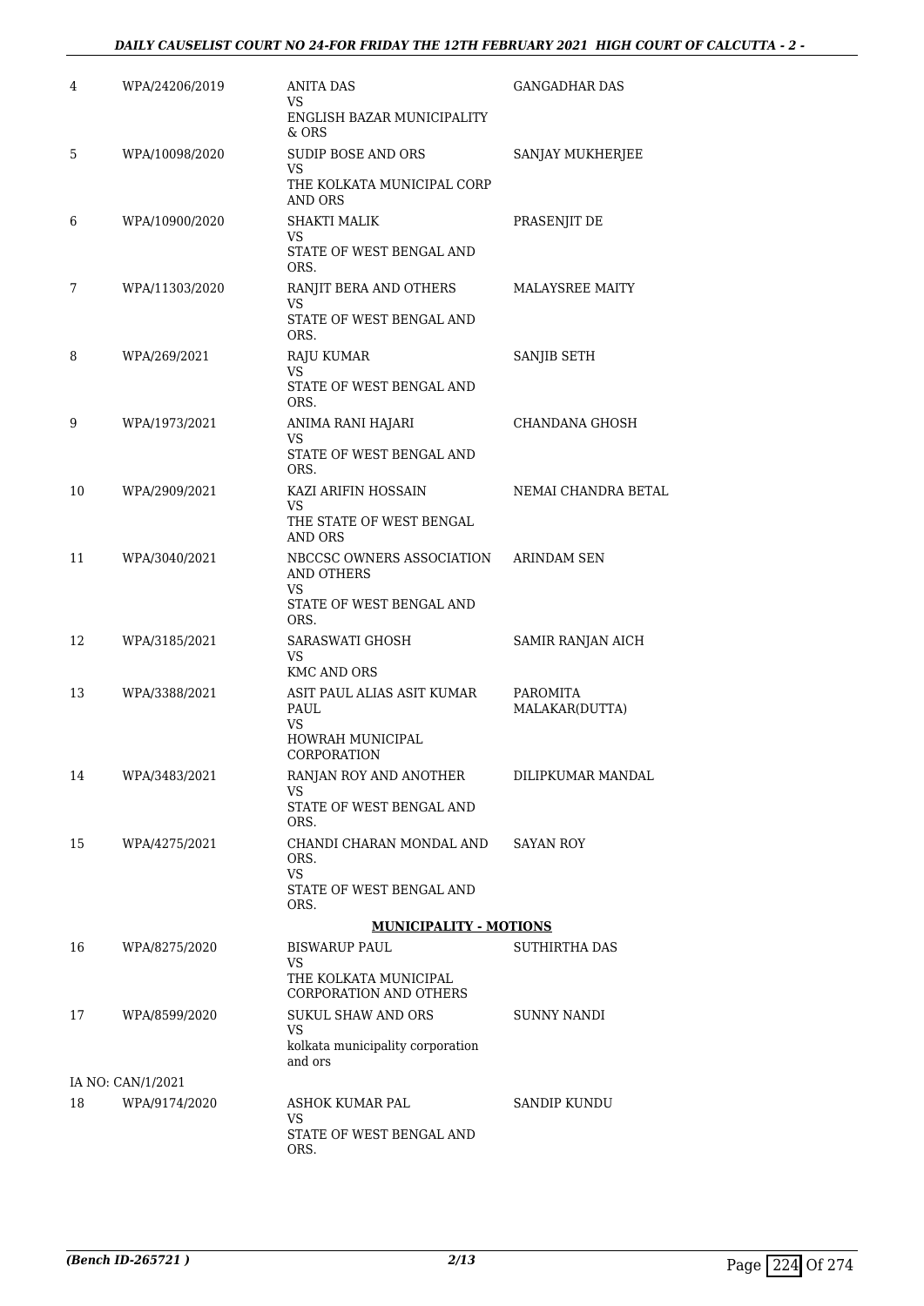| | | | |
|---|---|---|---|
| 4 | WPA/24206/2019 | ANITA DAS<br>VS<br>ENGLISH BAZAR MUNICIPALITY & ORS | GANGADHAR DAS |
| 5 | WPA/10098/2020 | SUDIP BOSE AND ORS<br>VS<br>THE KOLKATA MUNICIPAL CORP AND ORS | SANJAY MUKHERJEE |
| 6 | WPA/10900/2020 | SHAKTI MALIK<br>VS<br>STATE OF WEST BENGAL AND ORS. | PRASENJIT DE |
| 7 | WPA/11303/2020 | RANJIT BERA AND OTHERS<br>VS<br>STATE OF WEST BENGAL AND ORS. | MALAYSREE MAITY |
| 8 | WPA/269/2021 | RAJU KUMAR<br>VS<br>STATE OF WEST BENGAL AND ORS. | SANJIB SETH |
| 9 | WPA/1973/2021 | ANIMA RANI HAJARI<br>VS<br>STATE OF WEST BENGAL AND ORS. | CHANDANA GHOSH |
| 10 | WPA/2909/2021 | KAZI ARIFIN HOSSAIN<br>VS<br>THE STATE OF WEST BENGAL AND ORS | NEMAI CHANDRA BETAL |
| 11 | WPA/3040/2021 | NBCCSC OWNERS ASSOCIATION AND OTHERS<br>VS<br>STATE OF WEST BENGAL AND ORS. | ARINDAM SEN |
| 12 | WPA/3185/2021 | SARASWATI GHOSH<br>VS<br>KMC AND ORS | SAMIR RANJAN AICH |
| 13 | WPA/3388/2021 | ASIT PAUL ALIAS ASIT KUMAR PAUL<br>VS<br>HOWRAH MUNICIPAL CORPORATION | PAROMITA MALAKAR(DUTTA) |
| 14 | WPA/3483/2021 | RANJAN ROY AND ANOTHER<br>VS<br>STATE OF WEST BENGAL AND ORS. | DILIPKUMAR MANDAL |
| 15 | WPA/4275/2021 | CHANDI CHARAN MONDAL AND ORS.<br>VS<br>STATE OF WEST BENGAL AND ORS. | SAYAN ROY |

**MUNICIPALITY - MOTIONS**

| | | | |
|---|---|---|---|
| 16 | WPA/8275/2020 | BISWARUP PAUL<br>VS<br>THE KOLKATA MUNICIPAL CORPORATION AND OTHERS | SUTHIRTHA DAS |
| 17 | WPA/8599/2020 | SUKUL SHAW AND ORS<br>VS<br>kolkata municipality corporation and ors | SUNNY NANDI |
| | IA NO: CAN/1/2021 | | |
| 18 | WPA/9174/2020 | ASHOK KUMAR PAL<br>VS<br>STATE OF WEST BENGAL AND ORS. | SANDIP KUNDU |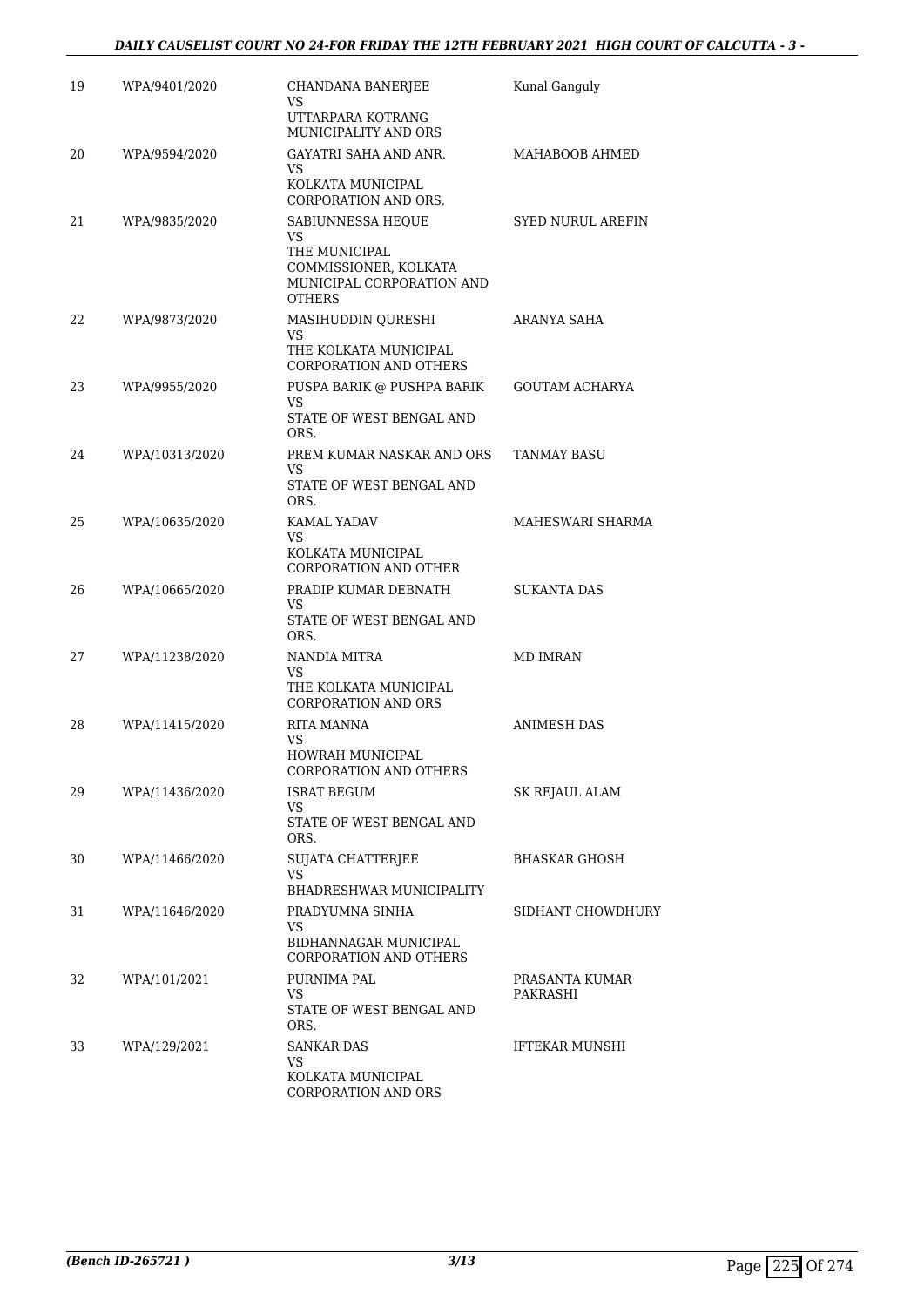| 19 | WPA/9401/2020 | CHANDANA BANERJEE<br>VS<br>UTTARPARA KOTRANG MUNICIPALITY AND ORS | Kunal Ganguly |
|---|---|---|---|
| 20 | WPA/9594/2020 | GAYATRI SAHA AND ANR.<br>VS<br>KOLKATA MUNICIPAL CORPORATION AND ORS. | MAHABOOB AHMED |
| 21 | WPA/9835/2020 | SABIUNNESSA HEQUE<br>VS<br>THE MUNICIPAL COMMISSIONER, KOLKATA MUNICIPAL CORPORATION AND OTHERS | SYED NURUL AREFIN |
| 22 | WPA/9873/2020 | MASIHUDDIN QURESHI<br>VS<br>THE KOLKATA MUNICIPAL CORPORATION AND OTHERS | ARANYA SAHA |
| 23 | WPA/9955/2020 | PUSPA BARIK @ PUSHPA BARIK<br>VS<br>STATE OF WEST BENGAL AND ORS. | GOUTAM ACHARYA |
| 24 | WPA/10313/2020 | PREM KUMAR NASKAR AND ORS<br>VS<br>STATE OF WEST BENGAL AND ORS. | TANMAY BASU |
| 25 | WPA/10635/2020 | KAMAL YADAV<br>VS<br>KOLKATA MUNICIPAL CORPORATION AND OTHER | MAHESWARI SHARMA |
| 26 | WPA/10665/2020 | PRADIP KUMAR DEBNATH<br>VS<br>STATE OF WEST BENGAL AND ORS. | SUKANTA DAS |
| 27 | WPA/11238/2020 | NANDIA MITRA<br>VS<br>THE KOLKATA MUNICIPAL CORPORATION AND ORS | MD IMRAN |
| 28 | WPA/11415/2020 | RITA MANNA<br>VS<br>HOWRAH MUNICIPAL CORPORATION AND OTHERS | ANIMESH DAS |
| 29 | WPA/11436/2020 | ISRAT BEGUM<br>VS<br>STATE OF WEST BENGAL AND ORS. | SK REJAUL ALAM |
| 30 | WPA/11466/2020 | SUJATA CHATTERJEE<br>VS<br>BHADRESHWAR MUNICIPALITY | BHASKAR GHOSH |
| 31 | WPA/11646/2020 | PRADYUMNA SINHA<br>VS<br>BIDHANNAGAR MUNICIPAL CORPORATION AND OTHERS | SIDHANT CHOWDHURY |
| 32 | WPA/101/2021 | PURNIMA PAL<br>VS<br>STATE OF WEST BENGAL AND ORS. | PRASANTA KUMAR PAKRASHI |
| 33 | WPA/129/2021 | SANKAR DAS<br>VS<br>KOLKATA MUNICIPAL CORPORATION AND ORS | IFTEKAR MUNSHI |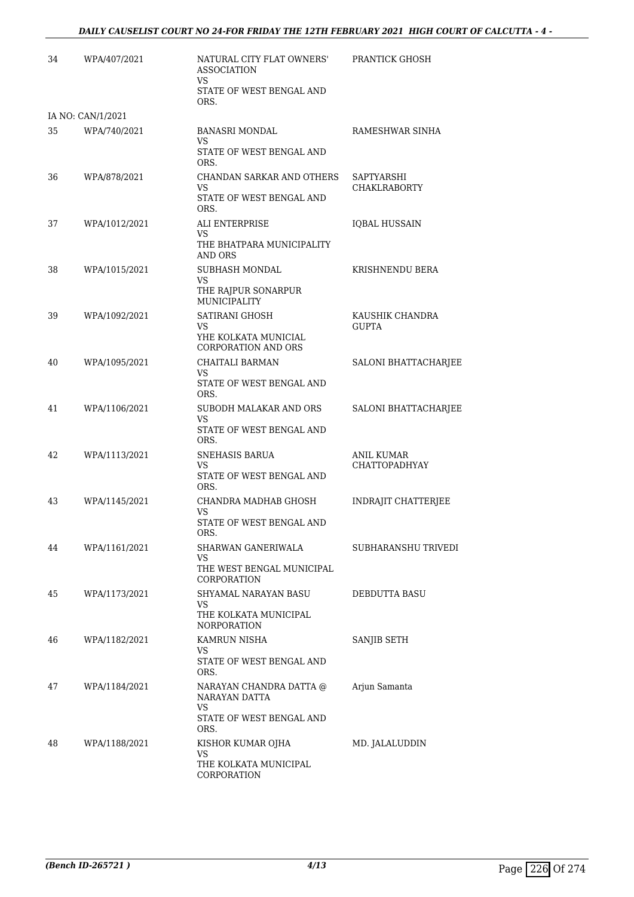| | | | |
|---|---|---|---|
| 34 | WPA/407/2021 | NATURAL CITY FLAT OWNERS' ASSOCIATION<br>VS<br>STATE OF WEST BENGAL AND ORS. | PRANTICK GHOSH |
| IA NO: CAN/1/2021 | | | |
| 35 | WPA/740/2021 | BANASRI MONDAL<br>VS<br>STATE OF WEST BENGAL AND ORS. | RAMESHWAR SINHA |
| 36 | WPA/878/2021 | CHANDAN SARKAR AND OTHERS<br>VS<br>STATE OF WEST BENGAL AND ORS. | SAPTYARSHI CHAKLRABORTY |
| 37 | WPA/1012/2021 | ALI ENTERPRISE<br>VS<br>THE BHATPARA MUNICIPALITY AND ORS | IQBAL HUSSAIN |
| 38 | WPA/1015/2021 | SUBHASH MONDAL<br>VS<br>THE RAJPUR SONARPUR MUNICIPALITY | KRISHNENDU BERA |
| 39 | WPA/1092/2021 | SATIRANI GHOSH<br>VS<br>YHE KOLKATA MUNICIAL CORPORATION AND ORS | KAUSHIK CHANDRA GUPTA |
| 40 | WPA/1095/2021 | CHAITALI BARMAN<br>VS<br>STATE OF WEST BENGAL AND ORS. | SALONI BHATTACHARJEE |
| 41 | WPA/1106/2021 | SUBODH MALAKAR AND ORS<br>VS<br>STATE OF WEST BENGAL AND ORS. | SALONI BHATTACHARJEE |
| 42 | WPA/1113/2021 | SNEHASIS BARUA<br>VS<br>STATE OF WEST BENGAL AND ORS. | ANIL KUMAR CHATTOPADHYAY |
| 43 | WPA/1145/2021 | CHANDRA MADHAB GHOSH<br>VS<br>STATE OF WEST BENGAL AND ORS. | INDRAJIT CHATTERJEE |
| 44 | WPA/1161/2021 | SHARWAN GANERIWALA<br>VS<br>THE WEST BENGAL MUNICIPAL CORPORATION | SUBHARANSHU TRIVEDI |
| 45 | WPA/1173/2021 | SHYAMAL NARAYAN BASU<br>VS<br>THE KOLKATA MUNICIPAL NORPORATION | DEBDUTTA BASU |
| 46 | WPA/1182/2021 | KAMRUN NISHA<br>VS<br>STATE OF WEST BENGAL AND ORS. | SANJIB SETH |
| 47 | WPA/1184/2021 | NARAYAN CHANDRA DATTA @ NARAYAN DATTA<br>VS<br>STATE OF WEST BENGAL AND ORS. | Arjun Samanta |
| 48 | WPA/1188/2021 | KISHOR KUMAR OJHA<br>VS<br>THE KOLKATA MUNICIPAL CORPORATION | MD. JALALUDDIN |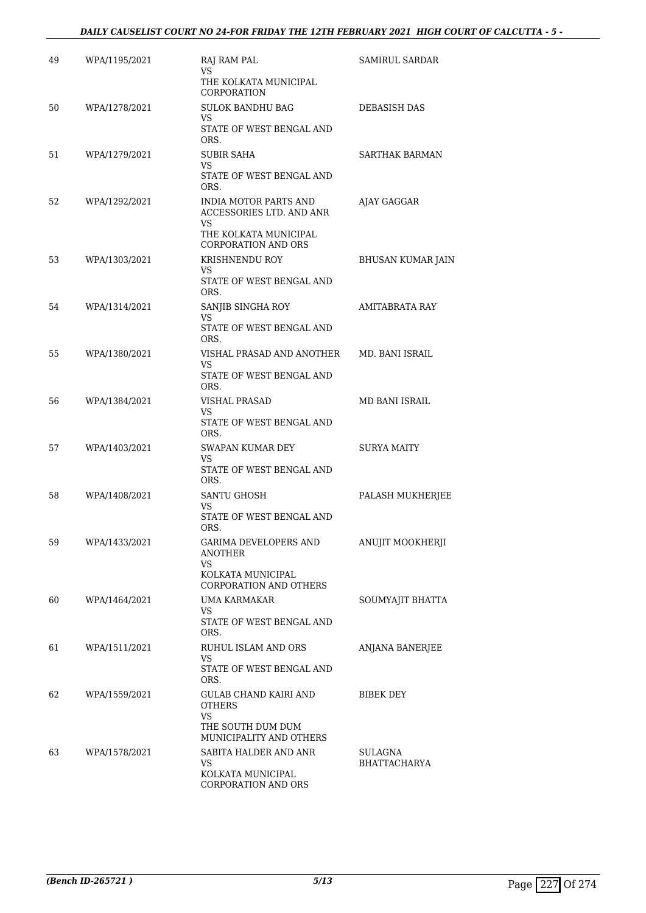| | | | |
|---|---|---|---|
| 49 | WPA/1195/2021 | RAJ RAM PAL<br>VS<br>THE KOLKATA MUNICIPAL CORPORATION | SAMIRUL SARDAR |
| 50 | WPA/1278/2021 | SULOK BANDHU BAG<br>VS<br>STATE OF WEST BENGAL AND ORS. | DEBASISH DAS |
| 51 | WPA/1279/2021 | SUBIR SAHA<br>VS<br>STATE OF WEST BENGAL AND ORS. | SARTHAK BARMAN |
| 52 | WPA/1292/2021 | INDIA MOTOR PARTS AND ACCESSORIES LTD. AND ANR<br>VS<br>THE KOLKATA MUNICIPAL CORPORATION AND ORS | AJAY GAGGAR |
| 53 | WPA/1303/2021 | KRISHNENDU ROY<br>VS<br>STATE OF WEST BENGAL AND ORS. | BHUSAN KUMAR JAIN |
| 54 | WPA/1314/2021 | SANJIB SINGHA ROY<br>VS<br>STATE OF WEST BENGAL AND ORS. | AMITABRATA RAY |
| 55 | WPA/1380/2021 | VISHAL PRASAD AND ANOTHER<br>VS<br>STATE OF WEST BENGAL AND ORS. | MD. BANI ISRAIL |
| 56 | WPA/1384/2021 | VISHAL PRASAD<br>VS<br>STATE OF WEST BENGAL AND ORS. | MD BANI ISRAIL |
| 57 | WPA/1403/2021 | SWAPAN KUMAR DEY<br>VS<br>STATE OF WEST BENGAL AND ORS. | SURYA MAITY |
| 58 | WPA/1408/2021 | SANTU GHOSH<br>VS<br>STATE OF WEST BENGAL AND ORS. | PALASH MUKHERJEE |
| 59 | WPA/1433/2021 | GARIMA DEVELOPERS AND ANOTHER<br>VS<br>KOLKATA MUNICIPAL CORPORATION AND OTHERS | ANUJIT MOOKHERJI |
| 60 | WPA/1464/2021 | UMA KARMAKAR<br>VS<br>STATE OF WEST BENGAL AND ORS. | SOUMYAJIT BHATTA |
| 61 | WPA/1511/2021 | RUHUL ISLAM AND ORS<br>VS<br>STATE OF WEST BENGAL AND ORS. | ANJANA BANERJEE |
| 62 | WPA/1559/2021 | GULAB CHAND KAIRI AND OTHERS<br>VS<br>THE SOUTH DUM DUM MUNICIPALITY AND OTHERS | BIBEK DEY |
| 63 | WPA/1578/2021 | SABITA HALDER AND ANR<br>VS<br>KOLKATA MUNICIPAL CORPORATION AND ORS | SULAGNA BHATTACHARYA |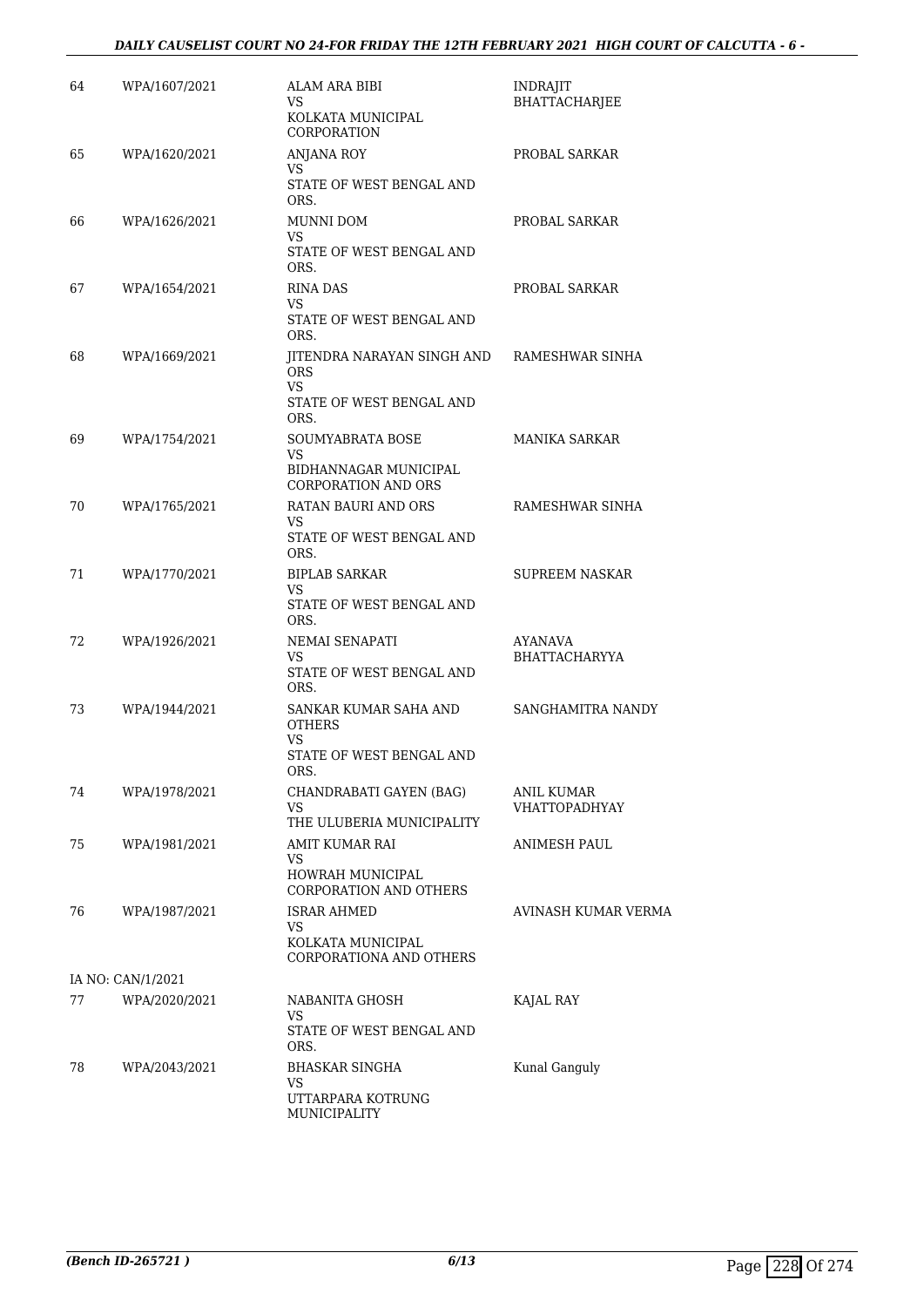| | | | |
|---|---|---|---|
| 64 | WPA/1607/2021 | ALAM ARA BIBI<br>VS<br>KOLKATA MUNICIPAL CORPORATION | INDRAJIT BHATTACHARJEE |
| 65 | WPA/1620/2021 | ANJANA ROY<br>VS<br>STATE OF WEST BENGAL AND ORS. | PROBAL SARKAR |
| 66 | WPA/1626/2021 | MUNNI DOM<br>VS<br>STATE OF WEST BENGAL AND ORS. | PROBAL SARKAR |
| 67 | WPA/1654/2021 | RINA DAS<br>VS<br>STATE OF WEST BENGAL AND ORS. | PROBAL SARKAR |
| 68 | WPA/1669/2021 | JITENDRA NARAYAN SINGH AND ORS<br>VS<br>STATE OF WEST BENGAL AND ORS. | RAMESHWAR SINHA |
| 69 | WPA/1754/2021 | SOUMYABRATA BOSE<br>VS<br>BIDHANNAGAR MUNICIPAL CORPORATION AND ORS | MANIKA SARKAR |
| 70 | WPA/1765/2021 | RATAN BAURI AND ORS<br>VS<br>STATE OF WEST BENGAL AND ORS. | RAMESHWAR SINHA |
| 71 | WPA/1770/2021 | BIPLAB SARKAR<br>VS<br>STATE OF WEST BENGAL AND ORS. | SUPREEM NASKAR |
| 72 | WPA/1926/2021 | NEMAI SENAPATI<br>VS<br>STATE OF WEST BENGAL AND ORS. | AYANAVA BHATTACHARYYA |
| 73 | WPA/1944/2021 | SANKAR KUMAR SAHA AND OTHERS<br>VS<br>STATE OF WEST BENGAL AND ORS. | SANGHAMITRA NANDY |
| 74 | WPA/1978/2021 | CHANDRABATI GAYEN (BAG)<br>VS<br>THE ULUBERIA MUNICIPALITY | ANIL KUMAR VHATTOPADHYAY |
| 75 | WPA/1981/2021 | AMIT KUMAR RAI<br>VS<br>HOWRAH MUNICIPAL CORPORATION AND OTHERS | ANIMESH PAUL |
| 76 | WPA/1987/2021 | ISRAR AHMED<br>VS<br>KOLKATA MUNICIPAL CORPORATIONA AND OTHERS | AVINASH KUMAR VERMA |
| IA NO: CAN/1/2021 | | | |
| 77 | WPA/2020/2021 | NABANITA GHOSH<br>VS<br>STATE OF WEST BENGAL AND ORS. | KAJAL RAY |
| 78 | WPA/2043/2021 | BHASKAR SINGHA<br>VS<br>UTTARPARA KOTRUNG MUNICIPALITY | Kunal Ganguly |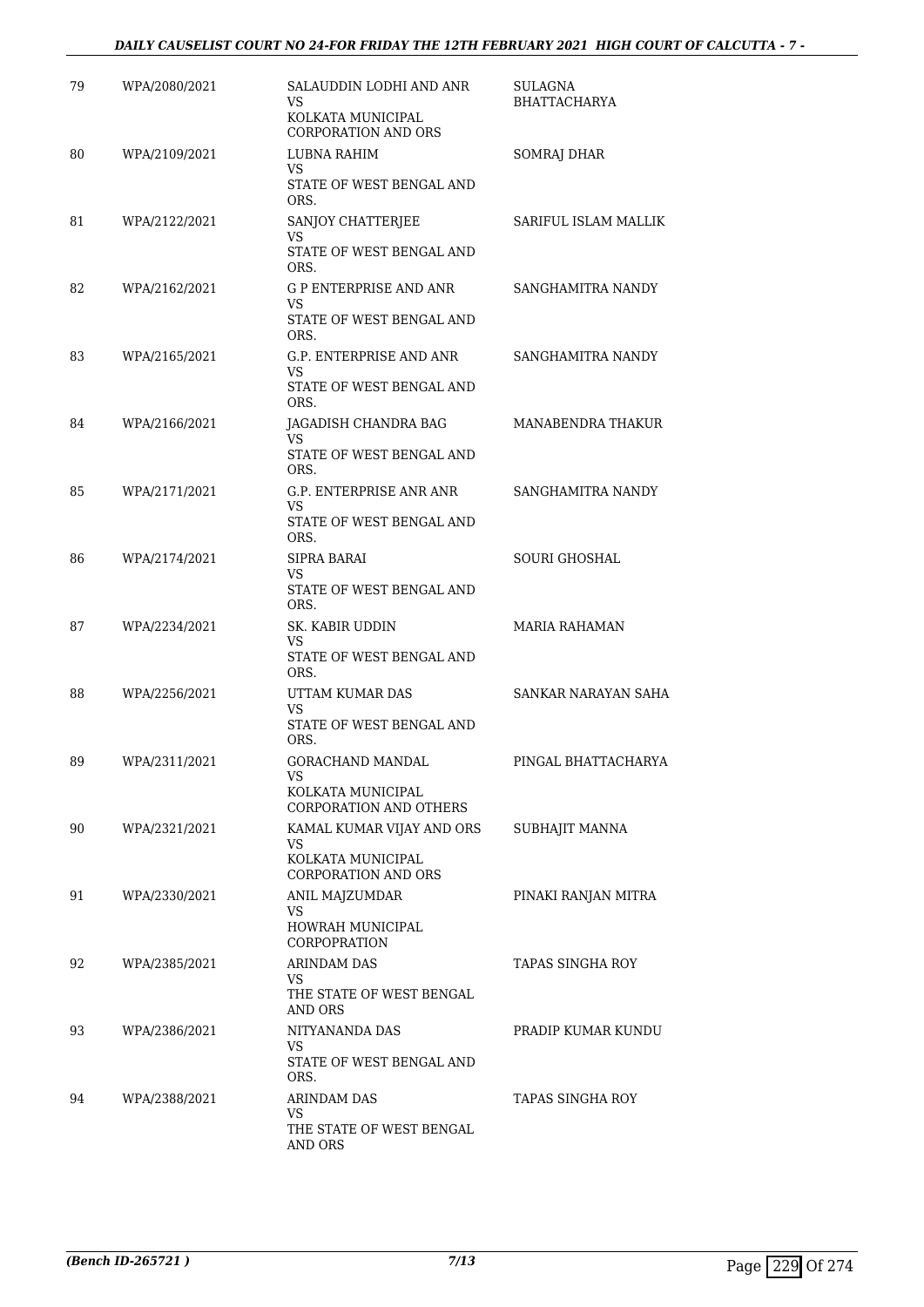| 79 | WPA/2080/2021 | SALAUDDIN LODHI AND ANR<br>VS<br>KOLKATA MUNICIPAL CORPORATION AND ORS | SULAGNA BHATTACHARYA |
|---|---|---|---|
| 80 | WPA/2109/2021 | LUBNA RAHIM<br>VS<br>STATE OF WEST BENGAL AND ORS. | SOMRAJ DHAR |
| 81 | WPA/2122/2021 | SANJOY CHATTERJEE<br>VS<br>STATE OF WEST BENGAL AND ORS. | SARIFUL ISLAM MALLIK |
| 82 | WPA/2162/2021 | G P ENTERPRISE AND ANR<br>VS<br>STATE OF WEST BENGAL AND ORS. | SANGHAMITRA NANDY |
| 83 | WPA/2165/2021 | G.P. ENTERPRISE AND ANR<br>VS<br>STATE OF WEST BENGAL AND ORS. | SANGHAMITRA NANDY |
| 84 | WPA/2166/2021 | JAGADISH CHANDRA BAG<br>VS<br>STATE OF WEST BENGAL AND ORS. | MANABENDRA THAKUR |
| 85 | WPA/2171/2021 | G.P. ENTERPRISE ANR ANR<br>VS<br>STATE OF WEST BENGAL AND ORS. | SANGHAMITRA NANDY |
| 86 | WPA/2174/2021 | SIPRA BARAI<br>VS<br>STATE OF WEST BENGAL AND ORS. | SOURI GHOSHAL |
| 87 | WPA/2234/2021 | SK. KABIR UDDIN<br>VS<br>STATE OF WEST BENGAL AND ORS. | MARIA RAHAMAN |
| 88 | WPA/2256/2021 | UTTAM KUMAR DAS<br>VS<br>STATE OF WEST BENGAL AND ORS. | SANKAR NARAYAN SAHA |
| 89 | WPA/2311/2021 | GORACHAND MANDAL<br>VS<br>KOLKATA MUNICIPAL CORPORATION AND OTHERS | PINGAL BHATTACHARYA |
| 90 | WPA/2321/2021 | KAMAL KUMAR VIJAY AND ORS<br>VS<br>KOLKATA MUNICIPAL CORPORATION AND ORS | SUBHAJIT MANNA |
| 91 | WPA/2330/2021 | ANIL MAJZUMDAR<br>VS<br>HOWRAH MUNICIPAL CORPOPRATION | PINAKI RANJAN MITRA |
| 92 | WPA/2385/2021 | ARINDAM DAS<br>VS<br>THE STATE OF WEST BENGAL AND ORS | TAPAS SINGHA ROY |
| 93 | WPA/2386/2021 | NITYANANDA DAS<br>VS<br>STATE OF WEST BENGAL AND ORS. | PRADIP KUMAR KUNDU |
| 94 | WPA/2388/2021 | ARINDAM DAS<br>VS<br>THE STATE OF WEST BENGAL AND ORS | TAPAS SINGHA ROY |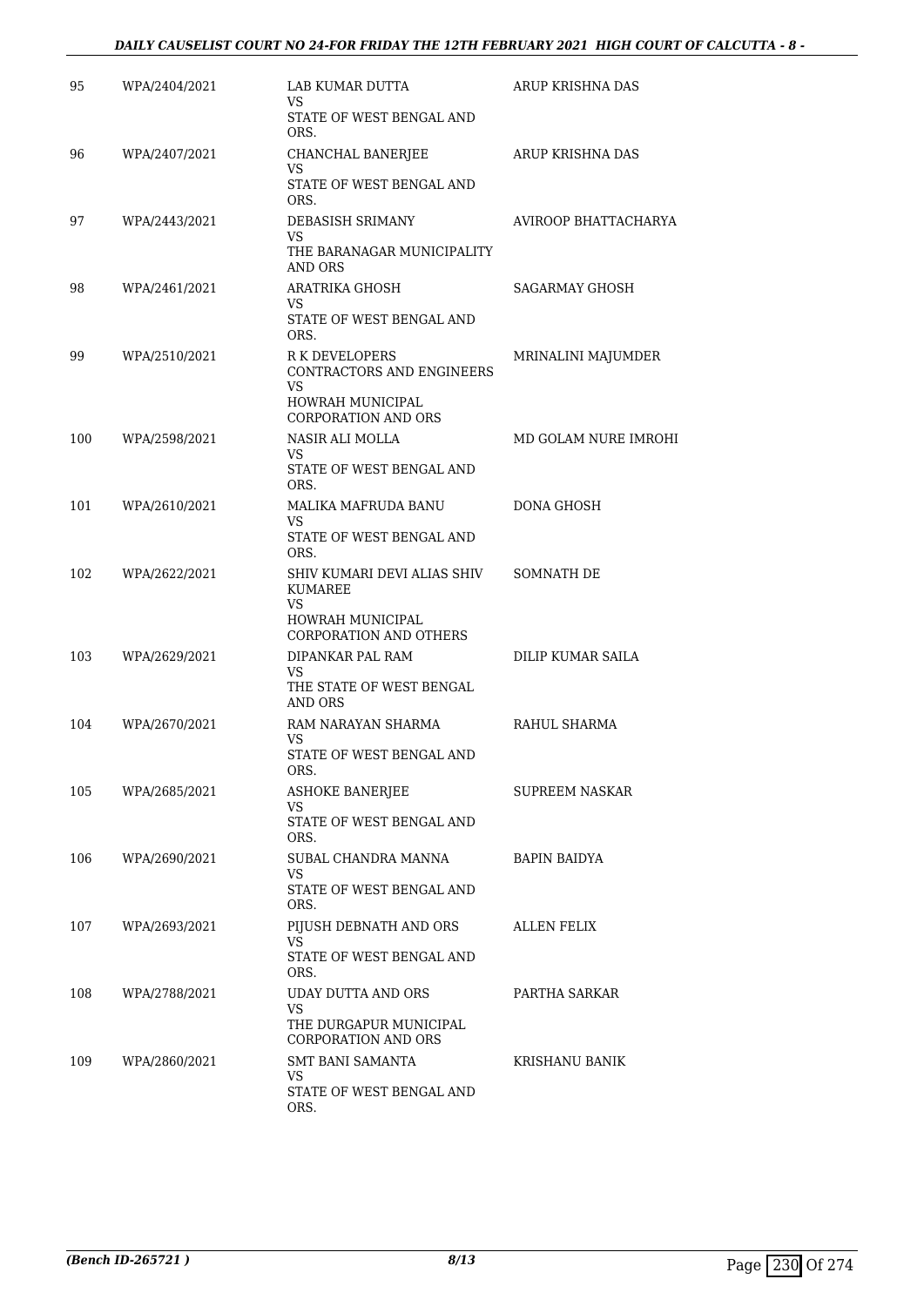| 95 | WPA/2404/2021 | LAB KUMAR DUTTA<br>VS<br>STATE OF WEST BENGAL AND ORS. | ARUP KRISHNA DAS |
|---|---|---|---|
| 96 | WPA/2407/2021 | CHANCHAL BANERJEE<br>VS<br>STATE OF WEST BENGAL AND ORS. | ARUP KRISHNA DAS |
| 97 | WPA/2443/2021 | DEBASISH SRIMANY<br>VS<br>THE BARANAGAR MUNICIPALITY AND ORS | AVIROOP BHATTACHARYA |
| 98 | WPA/2461/2021 | ARATRIKA GHOSH<br>VS<br>STATE OF WEST BENGAL AND ORS. | SAGARMAY GHOSH |
| 99 | WPA/2510/2021 | R K DEVELOPERS CONTRACTORS AND ENGINEERS<br>VS<br>HOWRAH MUNICIPAL CORPORATION AND ORS | MRINALINI MAJUMDER |
| 100 | WPA/2598/2021 | NASIR ALI MOLLA<br>VS<br>STATE OF WEST BENGAL AND ORS. | MD GOLAM NURE IMROHI |
| 101 | WPA/2610/2021 | MALIKA MAFRUDA BANU<br>VS<br>STATE OF WEST BENGAL AND ORS. | DONA GHOSH |
| 102 | WPA/2622/2021 | SHIV KUMARI DEVI ALIAS SHIV KUMAREE<br>VS<br>HOWRAH MUNICIPAL CORPORATION AND OTHERS | SOMNATH DE |
| 103 | WPA/2629/2021 | DIPANKAR PAL RAM<br>VS<br>THE STATE OF WEST BENGAL AND ORS | DILIP KUMAR SAILA |
| 104 | WPA/2670/2021 | RAM NARAYAN SHARMA<br>VS<br>STATE OF WEST BENGAL AND ORS. | RAHUL SHARMA |
| 105 | WPA/2685/2021 | ASHOKE BANERJEE<br>VS<br>STATE OF WEST BENGAL AND ORS. | SUPREEM NASKAR |
| 106 | WPA/2690/2021 | SUBAL CHANDRA MANNA<br>VS<br>STATE OF WEST BENGAL AND ORS. | BAPIN BAIDYA |
| 107 | WPA/2693/2021 | PIJUSH DEBNATH AND ORS<br>VS<br>STATE OF WEST BENGAL AND ORS. | ALLEN FELIX |
| 108 | WPA/2788/2021 | UDAY DUTTA AND ORS<br>VS<br>THE DURGAPUR MUNICIPAL CORPORATION AND ORS | PARTHA SARKAR |
| 109 | WPA/2860/2021 | SMT BANI SAMANTA<br>VS<br>STATE OF WEST BENGAL AND ORS. | KRISHANU BANIK |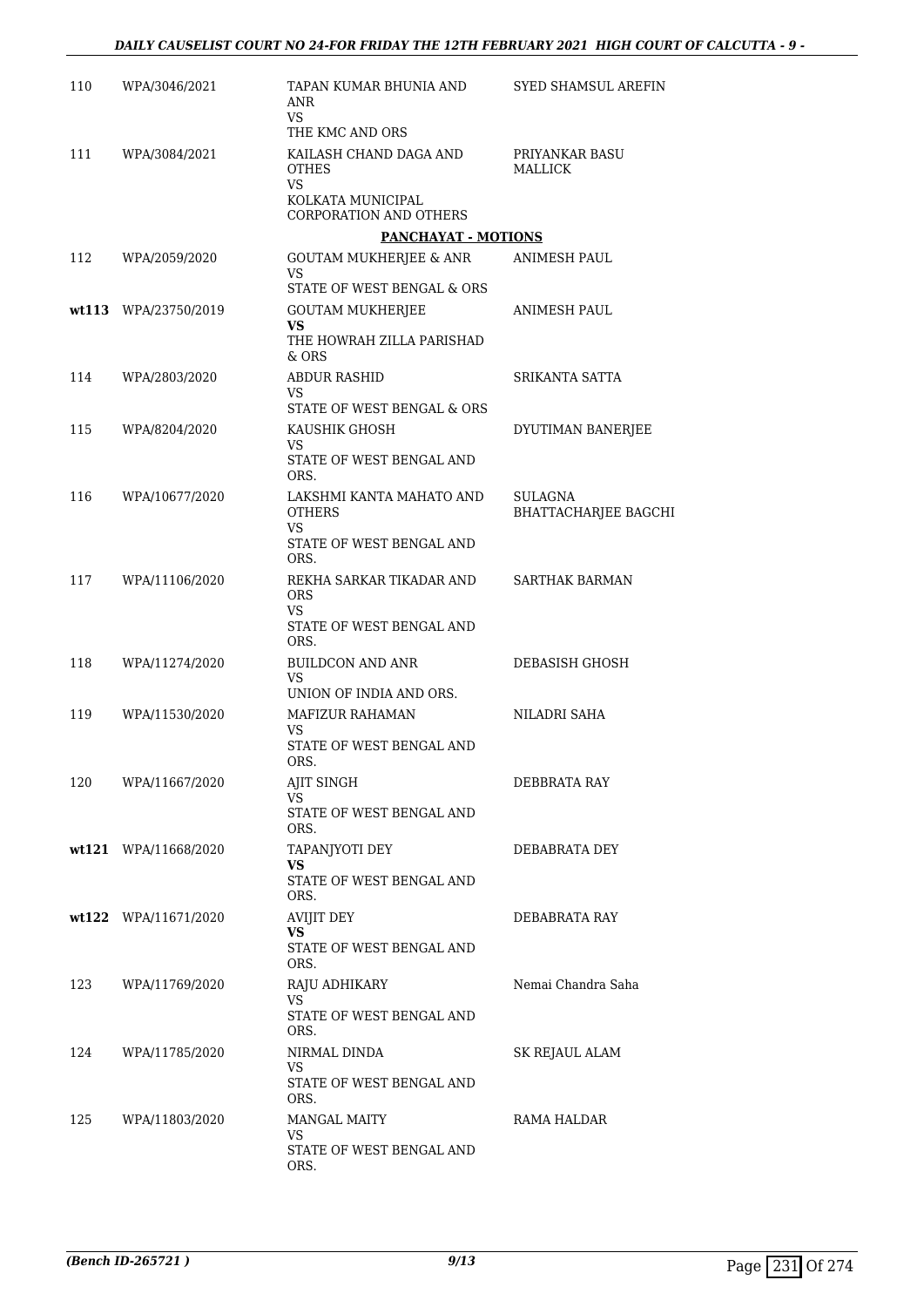| | | | |
|---|---|---|---|
| 110 | WPA/3046/2021 | TAPAN KUMAR BHUNIA AND ANR<br>VS<br>THE KMC AND ORS | SYED SHAMSUL AREFIN |
| 111 | WPA/3084/2021 | KAILASH CHAND DAGA AND OTHES<br>VS<br>KOLKATA MUNICIPAL CORPORATION AND OTHERS | PRIYANKAR BASU MALLICK |

**PANCHAYAT - MOTIONS**

| | | | |
|---|---|---|---|
| 112 | WPA/2059/2020 | GOUTAM MUKHERJEE & ANR<br>VS<br>STATE OF WEST BENGAL & ORS | ANIMESH PAUL |
| **wt113** | WPA/23750/2019 | GOUTAM MUKHERJEE<br>**VS**<br>THE HOWRAH ZILLA PARISHAD & ORS | ANIMESH PAUL |
| 114 | WPA/2803/2020 | ABDUR RASHID<br>VS<br>STATE OF WEST BENGAL & ORS | SRIKANTA SATTA |
| 115 | WPA/8204/2020 | KAUSHIK GHOSH<br>VS<br>STATE OF WEST BENGAL AND ORS. | DYUTIMAN BANERJEE |
| 116 | WPA/10677/2020 | LAKSHMI KANTA MAHATO AND OTHERS<br>VS<br>STATE OF WEST BENGAL AND ORS. | SULAGNA BHATTACHARJEE BAGCHI |
| 117 | WPA/11106/2020 | REKHA SARKAR TIKADAR AND ORS<br>VS<br>STATE OF WEST BENGAL AND ORS. | SARTHAK BARMAN |
| 118 | WPA/11274/2020 | BUILDCON AND ANR<br>VS<br>UNION OF INDIA AND ORS. | DEBASISH GHOSH |
| 119 | WPA/11530/2020 | MAFIZUR RAHAMAN<br>VS<br>STATE OF WEST BENGAL AND ORS. | NILADRI SAHA |
| 120 | WPA/11667/2020 | AJIT SINGH<br>VS<br>STATE OF WEST BENGAL AND ORS. | DEBBRATA RAY |
| **wt121** | WPA/11668/2020 | TAPANJYOTI DEY<br>**VS**<br>STATE OF WEST BENGAL AND ORS. | DEBABRATA DEY |
| **wt122** | WPA/11671/2020 | AVIJIT DEY<br>**VS**<br>STATE OF WEST BENGAL AND ORS. | DEBABRATA RAY |
| 123 | WPA/11769/2020 | RAJU ADHIKARY<br>VS<br>STATE OF WEST BENGAL AND ORS. | Nemai Chandra Saha |
| 124 | WPA/11785/2020 | NIRMAL DINDA<br>VS<br>STATE OF WEST BENGAL AND ORS. | SK REJAUL ALAM |
| 125 | WPA/11803/2020 | MANGAL MAITY<br>VS<br>STATE OF WEST BENGAL AND ORS. | RAMA HALDAR |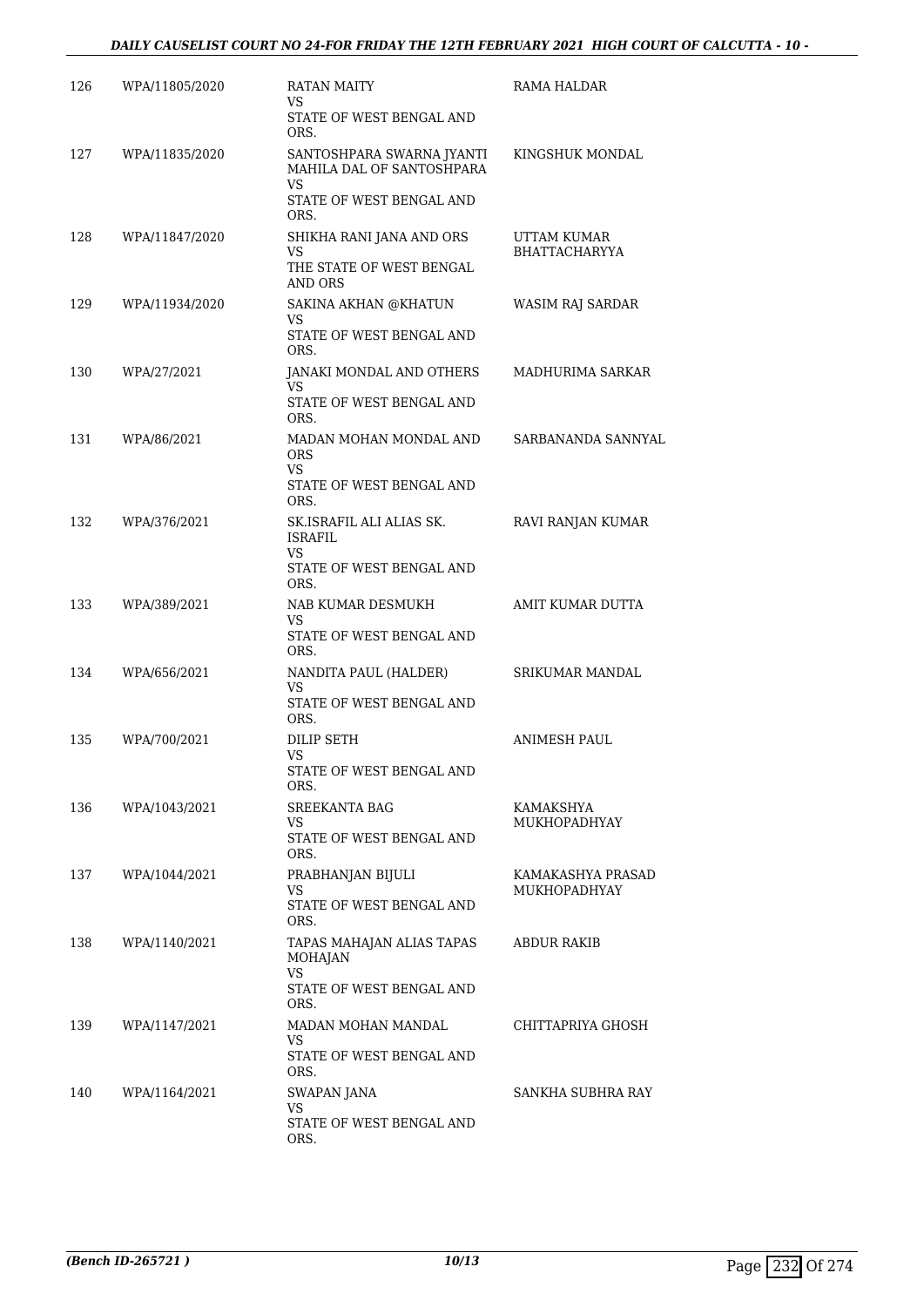| | | | |
|---|---|---|---|
| 126 | WPA/11805/2020 | RATAN MAITY<br>VS<br>STATE OF WEST BENGAL AND ORS. | RAMA HALDAR |
| 127 | WPA/11835/2020 | SANTOSHPARA SWARNA JYANTI MAHILA DAL OF SANTOSHPARA<br>VS<br>STATE OF WEST BENGAL AND ORS. | KINGSHUK MONDAL |
| 128 | WPA/11847/2020 | SHIKHA RANI JANA AND ORS<br>VS<br>THE STATE OF WEST BENGAL AND ORS | UTTAM KUMAR BHATTACHARYYA |
| 129 | WPA/11934/2020 | SAKINA AKHAN @KHATUN<br>VS<br>STATE OF WEST BENGAL AND ORS. | WASIM RAJ SARDAR |
| 130 | WPA/27/2021 | JANAKI MONDAL AND OTHERS<br>VS<br>STATE OF WEST BENGAL AND ORS. | MADHURIMA SARKAR |
| 131 | WPA/86/2021 | MADAN MOHAN MONDAL AND ORS<br>VS<br>STATE OF WEST BENGAL AND ORS. | SARBANANDA SANNYAL |
| 132 | WPA/376/2021 | SK.ISRAFIL ALI ALIAS SK. ISRAFIL<br>VS<br>STATE OF WEST BENGAL AND ORS. | RAVI RANJAN KUMAR |
| 133 | WPA/389/2021 | NAB KUMAR DESMUKH<br>VS<br>STATE OF WEST BENGAL AND ORS. | AMIT KUMAR DUTTA |
| 134 | WPA/656/2021 | NANDITA PAUL (HALDER)<br>VS<br>STATE OF WEST BENGAL AND ORS. | SRIKUMAR MANDAL |
| 135 | WPA/700/2021 | DILIP SETH<br>VS<br>STATE OF WEST BENGAL AND ORS. | ANIMESH PAUL |
| 136 | WPA/1043/2021 | SREEKANTA BAG<br>VS<br>STATE OF WEST BENGAL AND ORS. | KAMAKSHYA MUKHOPADHYAY |
| 137 | WPA/1044/2021 | PRABHANJAN BIJULI<br>VS<br>STATE OF WEST BENGAL AND ORS. | KAMAKASHYA PRASAD MUKHOPADHYAY |
| 138 | WPA/1140/2021 | TAPAS MAHAJAN ALIAS TAPAS MOHAJAN<br>VS<br>STATE OF WEST BENGAL AND ORS. | ABDUR RAKIB |
| 139 | WPA/1147/2021 | MADAN MOHAN MANDAL<br>VS<br>STATE OF WEST BENGAL AND ORS. | CHITTAPRIYA GHOSH |
| 140 | WPA/1164/2021 | SWAPAN JANA<br>VS<br>STATE OF WEST BENGAL AND ORS. | SANKHA SUBHRA RAY |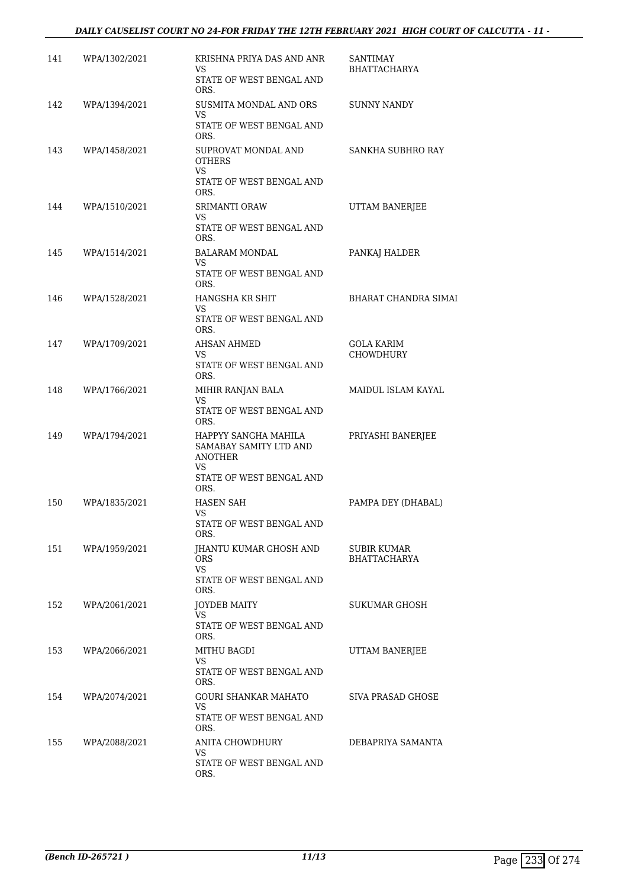| | | | |
|---|---|---|---|
| 141 | WPA/1302/2021 | KRISHNA PRIYA DAS AND ANR<br>VS<br>STATE OF WEST BENGAL AND ORS. | SANTIMAY BHATTACHARYA |
| 142 | WPA/1394/2021 | SUSMITA MONDAL AND ORS<br>VS<br>STATE OF WEST BENGAL AND ORS. | SUNNY NANDY |
| 143 | WPA/1458/2021 | SUPROVAT MONDAL AND OTHERS<br>VS<br>STATE OF WEST BENGAL AND ORS. | SANKHA SUBHRO RAY |
| 144 | WPA/1510/2021 | SRIMANTI ORAW<br>VS<br>STATE OF WEST BENGAL AND ORS. | UTTAM BANERJEE |
| 145 | WPA/1514/2021 | BALARAM MONDAL<br>VS<br>STATE OF WEST BENGAL AND ORS. | PANKAJ HALDER |
| 146 | WPA/1528/2021 | HANGSHA KR SHIT<br>VS<br>STATE OF WEST BENGAL AND ORS. | BHARAT CHANDRA SIMAI |
| 147 | WPA/1709/2021 | AHSAN AHMED<br>VS<br>STATE OF WEST BENGAL AND ORS. | GOLA KARIM CHOWDHURY |
| 148 | WPA/1766/2021 | MIHIR RANJAN BALA<br>VS<br>STATE OF WEST BENGAL AND ORS. | MAIDUL ISLAM KAYAL |
| 149 | WPA/1794/2021 | HAPPYY SANGHA MAHILA SAMABAY SAMITY LTD AND ANOTHER<br>VS<br>STATE OF WEST BENGAL AND ORS. | PRIYASHI BANERJEE |
| 150 | WPA/1835/2021 | HASEN SAH<br>VS<br>STATE OF WEST BENGAL AND ORS. | PAMPA DEY (DHABAL) |
| 151 | WPA/1959/2021 | JHANTU KUMAR GHOSH AND ORS<br>VS<br>STATE OF WEST BENGAL AND ORS. | SUBIR KUMAR BHATTACHARYA |
| 152 | WPA/2061/2021 | JOYDEB MAITY<br>VS<br>STATE OF WEST BENGAL AND ORS. | SUKUMAR GHOSH |
| 153 | WPA/2066/2021 | MITHU BAGDI<br>VS<br>STATE OF WEST BENGAL AND ORS. | UTTAM BANERJEE |
| 154 | WPA/2074/2021 | GOURI SHANKAR MAHATO<br>VS<br>STATE OF WEST BENGAL AND ORS. | SIVA PRASAD GHOSE |
| 155 | WPA/2088/2021 | ANITA CHOWDHURY<br>VS<br>STATE OF WEST BENGAL AND ORS. | DEBAPRIYA SAMANTA |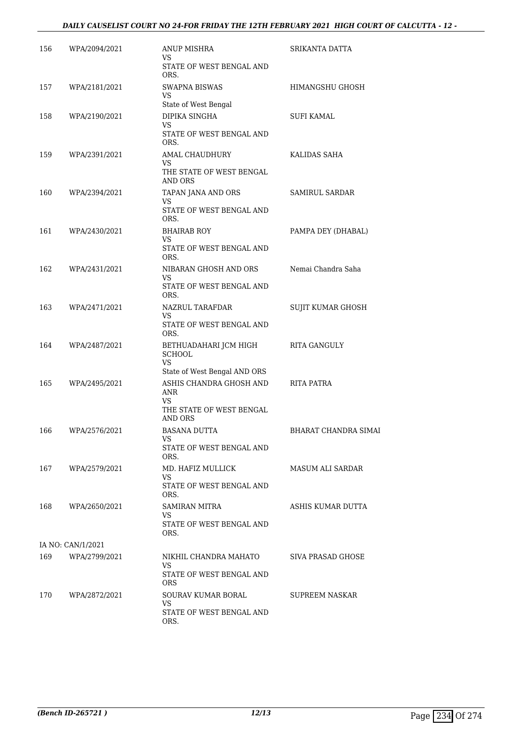| 156 | WPA/2094/2021 | ANUP MISHRA<br>VS<br>STATE OF WEST BENGAL AND ORS. | SRIKANTA DATTA |
|---|---|---|---|
| 157 | WPA/2181/2021 | SWAPNA BISWAS<br>VS<br>State of West Bengal | HIMANGSHU GHOSH |
| 158 | WPA/2190/2021 | DIPIKA SINGHA<br>VS<br>STATE OF WEST BENGAL AND ORS. | SUFI KAMAL |
| 159 | WPA/2391/2021 | AMAL CHAUDHURY<br>VS<br>THE STATE OF WEST BENGAL AND ORS | KALIDAS SAHA |
| 160 | WPA/2394/2021 | TAPAN JANA AND ORS<br>VS<br>STATE OF WEST BENGAL AND ORS. | SAMIRUL SARDAR |
| 161 | WPA/2430/2021 | BHAIRAB ROY<br>VS<br>STATE OF WEST BENGAL AND ORS. | PAMPA DEY (DHABAL) |
| 162 | WPA/2431/2021 | NIBARAN GHOSH AND ORS<br>VS<br>STATE OF WEST BENGAL AND ORS. | Nemai Chandra Saha |
| 163 | WPA/2471/2021 | NAZRUL TARAFDAR<br>VS<br>STATE OF WEST BENGAL AND ORS. | SUJIT KUMAR GHOSH |
| 164 | WPA/2487/2021 | BETHUADAHARI JCM HIGH SCHOOL<br>VS<br>State of West Bengal AND ORS | RITA GANGULY |
| 165 | WPA/2495/2021 | ASHIS CHANDRA GHOSH AND ANR<br>VS<br>THE STATE OF WEST BENGAL AND ORS | RITA PATRA |
| 166 | WPA/2576/2021 | BASANA DUTTA<br>VS<br>STATE OF WEST BENGAL AND ORS. | BHARAT CHANDRA SIMAI |
| 167 | WPA/2579/2021 | MD. HAFIZ MULLICK<br>VS<br>STATE OF WEST BENGAL AND ORS. | MASUM ALI SARDAR |
| 168 | WPA/2650/2021 | SAMIRAN MITRA<br>VS<br>STATE OF WEST BENGAL AND ORS. | ASHIS KUMAR DUTTA |
| | IA NO: CAN/1/2021 | | |
| 169 | WPA/2799/2021 | NIKHIL CHANDRA MAHATO<br>VS<br>STATE OF WEST BENGAL AND ORS | SIVA PRASAD GHOSE |
| 170 | WPA/2872/2021 | SOURAV KUMAR BORAL<br>VS<br>STATE OF WEST BENGAL AND ORS. | SUPREEM NASKAR |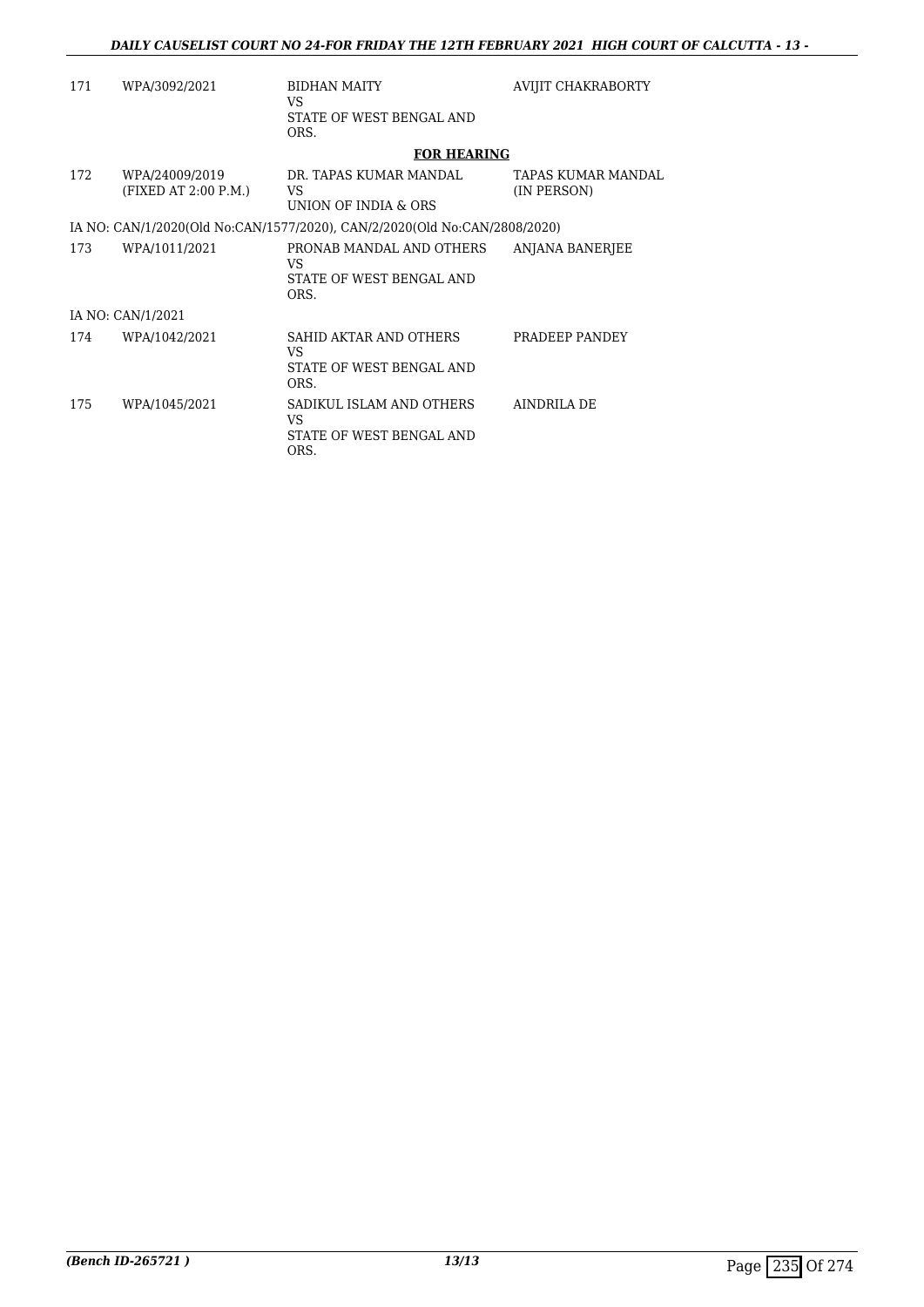| | | | |
|---|---|---|---|
| 171 | WPA/3092/2021 | BIDHAN MAITY<br>VS<br>STATE OF WEST BENGAL AND ORS. | AVIJIT CHAKRABORTY |

**FOR HEARING**

| | | | |
|---|---|---|---|
| 172 | WPA/24009/2019<br>(FIXED AT 2:00 P.M.) | DR. TAPAS KUMAR MANDAL<br>VS<br>UNION OF INDIA & ORS | TAPAS KUMAR MANDAL<br>(IN PERSON) |

IA NO: CAN/1/2020(Old No:CAN/1577/2020), CAN/2/2020(Old No:CAN/2808/2020)

| | | | |
|---|---|---|---|
| 173 | WPA/1011/2021 | PRONAB MANDAL AND OTHERS<br>VS<br>STATE OF WEST BENGAL AND ORS. | ANJANA BANERJEE |

IA NO: CAN/1/2021

| | | | |
|---|---|---|---|
| 174 | WPA/1042/2021 | SAHID AKTAR AND OTHERS<br>VS<br>STATE OF WEST BENGAL AND ORS. | PRADEEP PANDEY |
| 175 | WPA/1045/2021 | SADIKUL ISLAM AND OTHERS<br>VS<br>STATE OF WEST BENGAL AND ORS. | AINDRILA DE |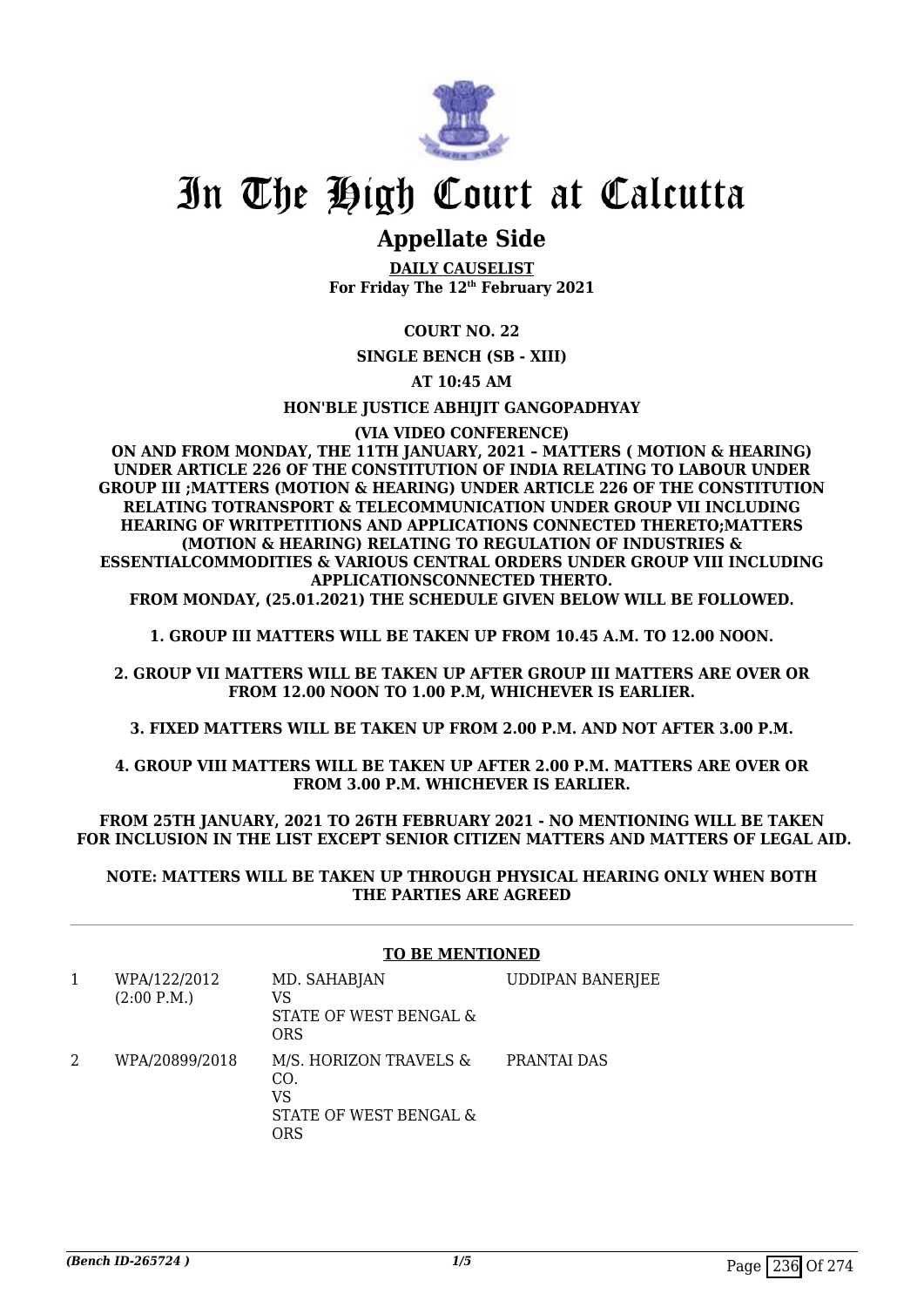# In The High Court at Calcutta

## Appellate Side

**DAILY CAUSELIST**
**For Friday The 12th February 2021**

**COURT NO. 22**

**SINGLE BENCH (SB - XIII)**

**AT 10:45 AM**

**HON'BLE JUSTICE ABHIJIT GANGOPADHYAY**

**(VIA VIDEO CONFERENCE)**

**ON AND FROM MONDAY, THE 11TH JANUARY, 2021 – MATTERS ( MOTION & HEARING) UNDER ARTICLE 226 OF THE CONSTITUTION OF INDIA RELATING TO LABOUR UNDER GROUP III ;MATTERS (MOTION & HEARING) UNDER ARTICLE 226 OF THE CONSTITUTION RELATING TOTRANSPORT & TELECOMMUNICATION UNDER GROUP VII INCLUDING HEARING OF WRITPETITIONS AND APPLICATIONS CONNECTED THERETO;MATTERS (MOTION & HEARING) RELATING TO REGULATION OF INDUSTRIES & ESSENTIALCOMMODITIES & VARIOUS CENTRAL ORDERS UNDER GROUP VIII INCLUDING APPLICATIONSCONNECTED THERTO.**
**FROM MONDAY, (25.01.2021) THE SCHEDULE GIVEN BELOW WILL BE FOLLOWED.**

**1. GROUP III MATTERS WILL BE TAKEN UP FROM 10.45 A.M. TO 12.00 NOON.**

**2. GROUP VII MATTERS WILL BE TAKEN UP AFTER GROUP III MATTERS ARE OVER OR FROM 12.00 NOON TO 1.00 P.M, WHICHEVER IS EARLIER.**

**3. FIXED MATTERS WILL BE TAKEN UP FROM 2.00 P.M. AND NOT AFTER 3.00 P.M.**

**4. GROUP VIII MATTERS WILL BE TAKEN UP AFTER 2.00 P.M. MATTERS ARE OVER OR FROM 3.00 P.M. WHICHEVER IS EARLIER.**

**FROM 25TH JANUARY, 2021 TO 26TH FEBRUARY 2021 - NO MENTIONING WILL BE TAKEN FOR INCLUSION IN THE LIST EXCEPT SENIOR CITIZEN MATTERS AND MATTERS OF LEGAL AID.**

**NOTE: MATTERS WILL BE TAKEN UP THROUGH PHYSICAL HEARING ONLY WHEN BOTH THE PARTIES ARE AGREED**

**TO BE MENTIONED**

| | | | |
|---|---|---|---|
| 1 | WPA/122/2012 (2:00 P.M.) | MD. SAHABJAN VS STATE OF WEST BENGAL & ORS | UDDIPAN BANERJEE |
| 2 | WPA/20899/2018 | M/S. HORIZON TRAVELS & CO. VS STATE OF WEST BENGAL & ORS | PRANTAI DAS |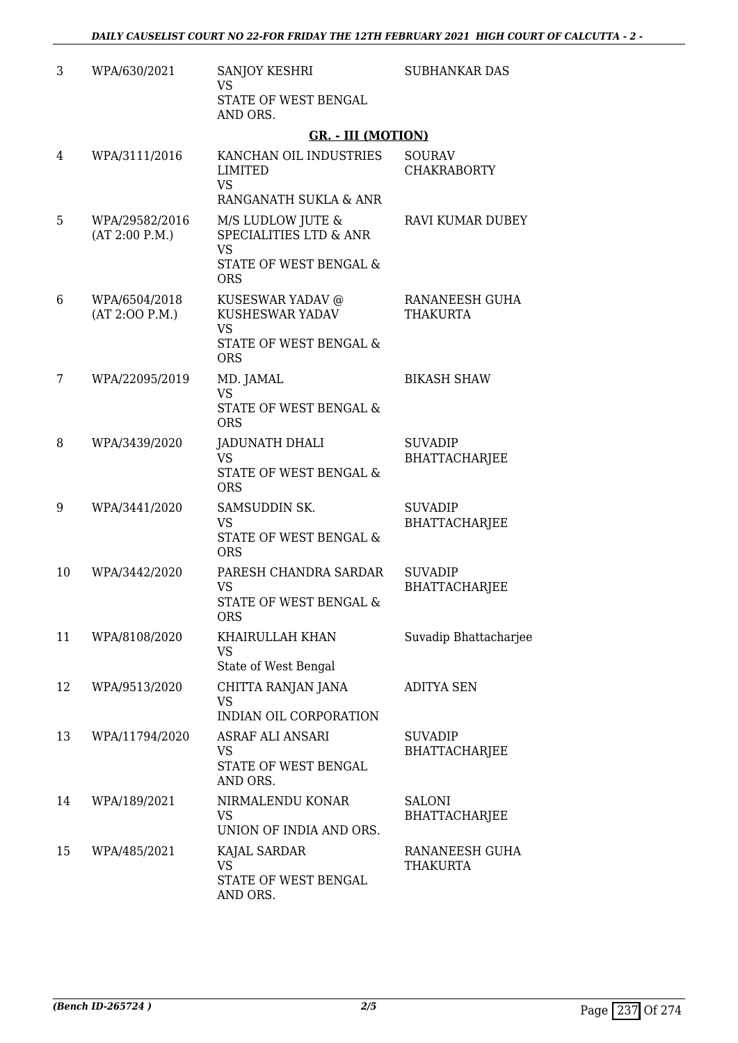| | | | |
|---|---|---|---|
| 3 | WPA/630/2021 | SANJOY KESHRI<br>VS<br>STATE OF WEST BENGAL AND ORS. | SUBHANKAR DAS |

**GR. - III (MOTION)**

| | | | |
|---|---|---|---|
| 4 | WPA/3111/2016 | KANCHAN OIL INDUSTRIES LIMITED<br>VS<br>RANGANATH SUKLA & ANR | SOURAV CHAKRABORTY |
| 5 | WPA/29582/2016<br>(AT 2:00 P.M.) | M/S LUDLOW JUTE & SPECIALITIES LTD & ANR<br>VS<br>STATE OF WEST BENGAL & ORS | RAVI KUMAR DUBEY |
| 6 | WPA/6504/2018<br>(AT 2:OO P.M.) | KUSESWAR YADAV @ KUSHESWAR YADAV<br>VS<br>STATE OF WEST BENGAL & ORS | RANANEESH GUHA THAKURTA |
| 7 | WPA/22095/2019 | MD. JAMAL<br>VS<br>STATE OF WEST BENGAL & ORS | BIKASH SHAW |
| 8 | WPA/3439/2020 | JADUNATH DHALI<br>VS<br>STATE OF WEST BENGAL & ORS | SUVADIP BHATTACHARJEE |
| 9 | WPA/3441/2020 | SAMSUDDIN SK.<br>VS<br>STATE OF WEST BENGAL & ORS | SUVADIP BHATTACHARJEE |
| 10 | WPA/3442/2020 | PARESH CHANDRA SARDAR<br>VS<br>STATE OF WEST BENGAL & ORS | SUVADIP BHATTACHARJEE |
| 11 | WPA/8108/2020 | KHAIRULLAH KHAN<br>VS<br>State of West Bengal | Suvadip Bhattacharjee |
| 12 | WPA/9513/2020 | CHITTA RANJAN JANA<br>VS<br>INDIAN OIL CORPORATION | ADITYA SEN |
| 13 | WPA/11794/2020 | ASRAF ALI ANSARI<br>VS<br>STATE OF WEST BENGAL AND ORS. | SUVADIP BHATTACHARJEE |
| 14 | WPA/189/2021 | NIRMALENDU KONAR<br>VS<br>UNION OF INDIA AND ORS. | SALONI BHATTACHARJEE |
| 15 | WPA/485/2021 | KAJAL SARDAR<br>VS<br>STATE OF WEST BENGAL AND ORS. | RANANEESH GUHA THAKURTA |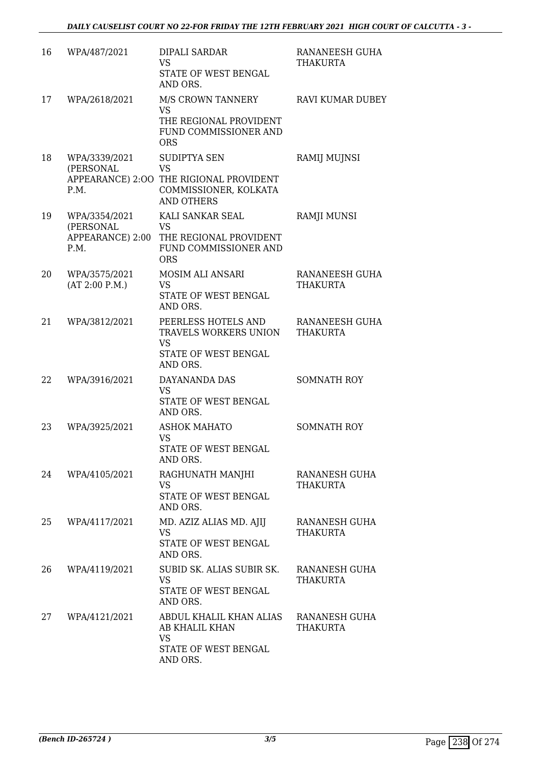| 16 | WPA/487/2021 | DIPALI SARDAR<br>VS<br>STATE OF WEST BENGAL AND ORS. | RANANEESH GUHA THAKURTA |
|---|---|---|---|
| 17 | WPA/2618/2021 | M/S CROWN TANNERY<br>VS<br>THE REGIONAL PROVIDENT FUND COMMISSIONER AND ORS | RAVI KUMAR DUBEY |
| 18 | WPA/3339/2021 (PERSONAL APPEARANCE) 2:OO P.M. | SUDIPTYA SEN<br>VS<br>THE RIGIONAL PROVIDENT COMMISSIONER, KOLKATA AND OTHERS | RAMIJ MUJNSI |
| 19 | WPA/3354/2021 (PERSONAL APPEARANCE) 2:00 P.M. | KALI SANKAR SEAL<br>VS<br>THE REGIONAL PROVIDENT FUND COMMISSIONER AND ORS | RAMJI MUNSI |
| 20 | WPA/3575/2021 (AT 2:00 P.M.) | MOSIM ALI ANSARI<br>VS<br>STATE OF WEST BENGAL AND ORS. | RANANEESH GUHA THAKURTA |
| 21 | WPA/3812/2021 | PEERLESS HOTELS AND TRAVELS WORKERS UNION<br>VS<br>STATE OF WEST BENGAL AND ORS. | RANANEESH GUHA THAKURTA |
| 22 | WPA/3916/2021 | DAYANANDA DAS<br>VS<br>STATE OF WEST BENGAL AND ORS. | SOMNATH ROY |
| 23 | WPA/3925/2021 | ASHOK MAHATO<br>VS<br>STATE OF WEST BENGAL AND ORS. | SOMNATH ROY |
| 24 | WPA/4105/2021 | RAGHUNATH MANJHI<br>VS<br>STATE OF WEST BENGAL AND ORS. | RANANESH GUHA THAKURTA |
| 25 | WPA/4117/2021 | MD. AZIZ ALIAS MD. AJIJ<br>VS<br>STATE OF WEST BENGAL AND ORS. | RANANESH GUHA THAKURTA |
| 26 | WPA/4119/2021 | SUBID SK. ALIAS SUBIR SK.<br>VS<br>STATE OF WEST BENGAL AND ORS. | RANANESH GUHA THAKURTA |
| 27 | WPA/4121/2021 | ABDUL KHALIL KHAN ALIAS AB KHALIL KHAN<br>VS<br>STATE OF WEST BENGAL AND ORS. | RANANESH GUHA THAKURTA |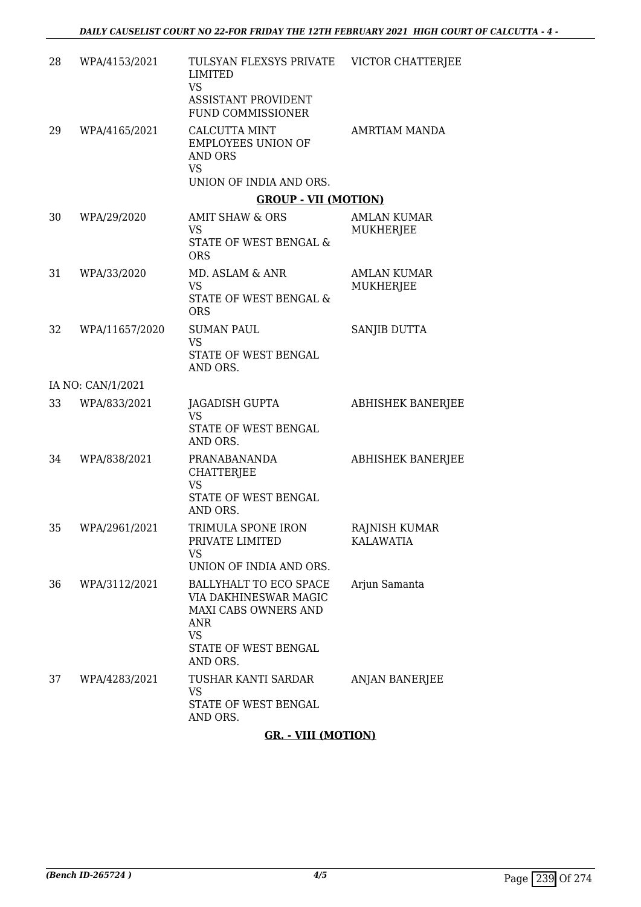| | | | |
|---|---|---|---|
| 28 | WPA/4153/2021 | TULSYAN FLEXSYS PRIVATE LIMITED<br>VS<br>ASSISTANT PROVIDENT FUND COMMISSIONER | VICTOR CHATTERJEE |
| 29 | WPA/4165/2021 | CALCUTTA MINT EMPLOYEES UNION OF AND ORS<br>VS<br>UNION OF INDIA AND ORS. | AMRTIAM MANDA |

**GROUP - VII (MOTION)**

| | | | |
|---|---|---|---|
| 30 | WPA/29/2020 | AMIT SHAW & ORS<br>VS<br>STATE OF WEST BENGAL & ORS | AMLAN KUMAR MUKHERJEE |
| 31 | WPA/33/2020 | MD. ASLAM & ANR<br>VS<br>STATE OF WEST BENGAL & ORS | AMLAN KUMAR MUKHERJEE |
| 32 | WPA/11657/2020 | SUMAN PAUL<br>VS<br>STATE OF WEST BENGAL AND ORS. | SANJIB DUTTA |
| | IA NO: CAN/1/2021 | | |
| 33 | WPA/833/2021 | JAGADISH GUPTA<br>VS<br>STATE OF WEST BENGAL AND ORS. | ABHISHEK BANERJEE |
| 34 | WPA/838/2021 | PRANABANANDA CHATTERJEE<br>VS<br>STATE OF WEST BENGAL AND ORS. | ABHISHEK BANERJEE |
| 35 | WPA/2961/2021 | TRIMULA SPONE IRON PRIVATE LIMITED<br>VS<br>UNION OF INDIA AND ORS. | RAJNISH KUMAR KALAWATIA |
| 36 | WPA/3112/2021 | BALLYHALT TO ECO SPACE VIA DAKHINESWAR MAGIC MAXI CABS OWNERS AND ANR<br>VS<br>STATE OF WEST BENGAL AND ORS. | Arjun Samanta |
| 37 | WPA/4283/2021 | TUSHAR KANTI SARDAR<br>VS<br>STATE OF WEST BENGAL AND ORS. | ANJAN BANERJEE |

**GR. - VIII (MOTION)**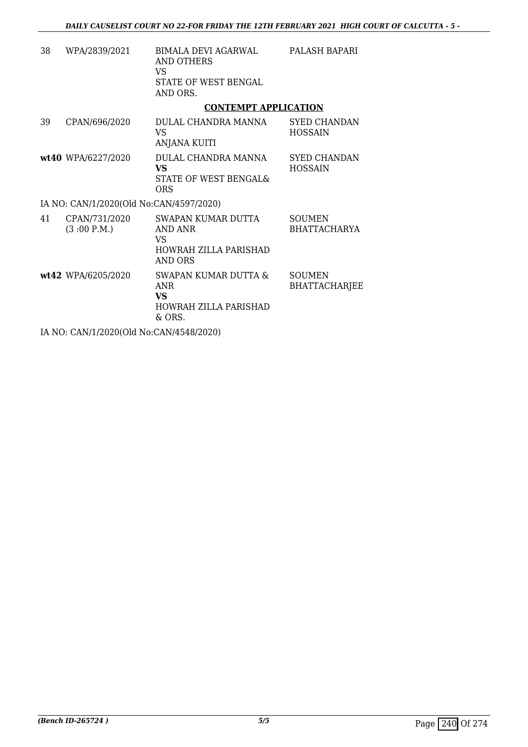| | | | |
|---|---|---|---|
| 38 | WPA/2839/2021 | BIMALA DEVI AGARWAL AND OTHERS<br>VS<br>STATE OF WEST BENGAL AND ORS. | PALASH BAPARI |

**CONTEMPT APPLICATION**

| | | | |
|---|---|---|---|
| 39 | CPAN/696/2020 | DULAL CHANDRA MANNA<br>VS<br>ANJANA KUITI | SYED CHANDAN HOSSAIN |
| **wt40** | WPA/6227/2020 | DULAL CHANDRA MANNA<br>**VS**<br>STATE OF WEST BENGAL& ORS | SYED CHANDAN HOSSAIN |

IA NO: CAN/1/2020(Old No:CAN/4597/2020)

| | | | |
|---|---|---|---|
| 41 | CPAN/731/2020<br>(3 :00 P.M.) | SWAPAN KUMAR DUTTA AND ANR<br>VS<br>HOWRAH ZILLA PARISHAD AND ORS | SOUMEN BHATTACHARYA |
| **wt42** | WPA/6205/2020 | SWAPAN KUMAR DUTTA & ANR<br>**VS**<br>HOWRAH ZILLA PARISHAD & ORS. | SOUMEN BHATTACHARJEE |

IA NO: CAN/1/2020(Old No:CAN/4548/2020)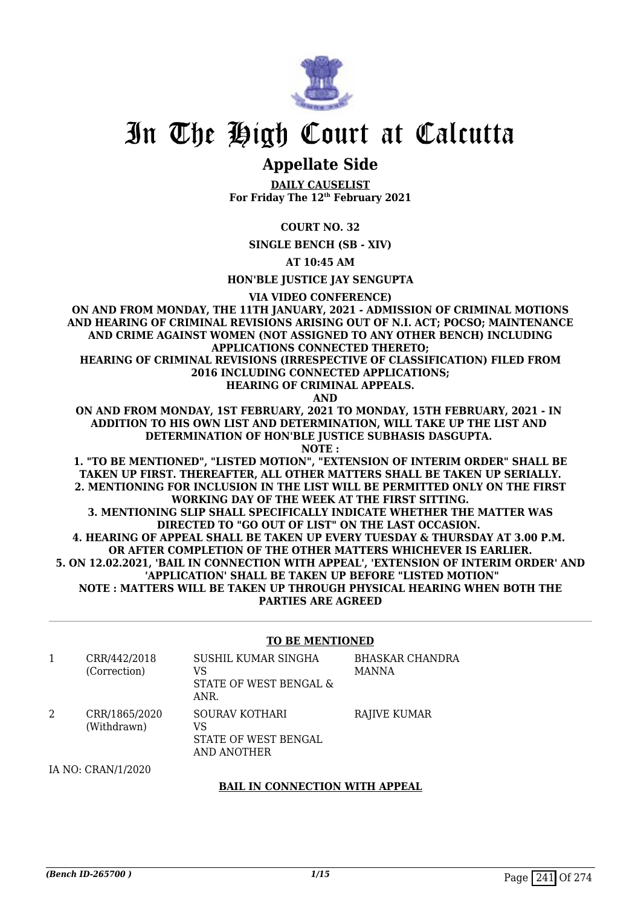# In The High Court at Calcutta

## Appellate Side

**DAILY CAUSELIST**
**For Friday The 12th February 2021**

**COURT NO. 32**

**SINGLE BENCH (SB - XIV)**

**AT 10:45 AM**

**HON'BLE JUSTICE JAY SENGUPTA**

**VIA VIDEO CONFERENCE)**

**ON AND FROM MONDAY, THE 11TH JANUARY, 2021 - ADMISSION OF CRIMINAL MOTIONS AND HEARING OF CRIMINAL REVISIONS ARISING OUT OF N.I. ACT; POCSO; MAINTENANCE AND CRIME AGAINST WOMEN (NOT ASSIGNED TO ANY OTHER BENCH) INCLUDING APPLICATIONS CONNECTED THERETO;**
**HEARING OF CRIMINAL REVISIONS (IRRESPECTIVE OF CLASSIFICATION) FILED FROM 2016 INCLUDING CONNECTED APPLICATIONS;**
**HEARING OF CRIMINAL APPEALS.**
**AND**
**ON AND FROM MONDAY, 1ST FEBRUARY, 2021 TO MONDAY, 15TH FEBRUARY, 2021 - IN ADDITION TO HIS OWN LIST AND DETERMINATION, WILL TAKE UP THE LIST AND DETERMINATION OF HON'BLE JUSTICE SUBHASIS DASGUPTA.**
**NOTE :**
**1. "TO BE MENTIONED", "LISTED MOTION", "EXTENSION OF INTERIM ORDER" SHALL BE TAKEN UP FIRST. THEREAFTER, ALL OTHER MATTERS SHALL BE TAKEN UP SERIALLY.**
**2. MENTIONING FOR INCLUSION IN THE LIST WILL BE PERMITTED ONLY ON THE FIRST WORKING DAY OF THE WEEK AT THE FIRST SITTING.**
**3. MENTIONING SLIP SHALL SPECIFICALLY INDICATE WHETHER THE MATTER WAS DIRECTED TO "GO OUT OF LIST" ON THE LAST OCCASION.**
**4. HEARING OF APPEAL SHALL BE TAKEN UP EVERY TUESDAY & THURSDAY AT 3.00 P.M. OR AFTER COMPLETION OF THE OTHER MATTERS WHICHEVER IS EARLIER.**
**5. ON 12.02.2021, 'BAIL IN CONNECTION WITH APPEAL', 'EXTENSION OF INTERIM ORDER' AND 'APPLICATION' SHALL BE TAKEN UP BEFORE "LISTED MOTION"**
**NOTE : MATTERS WILL BE TAKEN UP THROUGH PHYSICAL HEARING WHEN BOTH THE PARTIES ARE AGREED**

### TO BE MENTIONED

| | | | |
|---|---|---|---|
| 1 | CRR/442/2018 (Correction) | SUSHIL KUMAR SINGHA VS STATE OF WEST BENGAL & ANR. | BHASKAR CHANDRA MANNA |
| 2 | CRR/1865/2020 (Withdrawn) | SOURAV KOTHARI VS STATE OF WEST BENGAL AND ANOTHER | RAJIVE KUMAR |

IA NO: CRAN/1/2020

### BAIL IN CONNECTION WITH APPEAL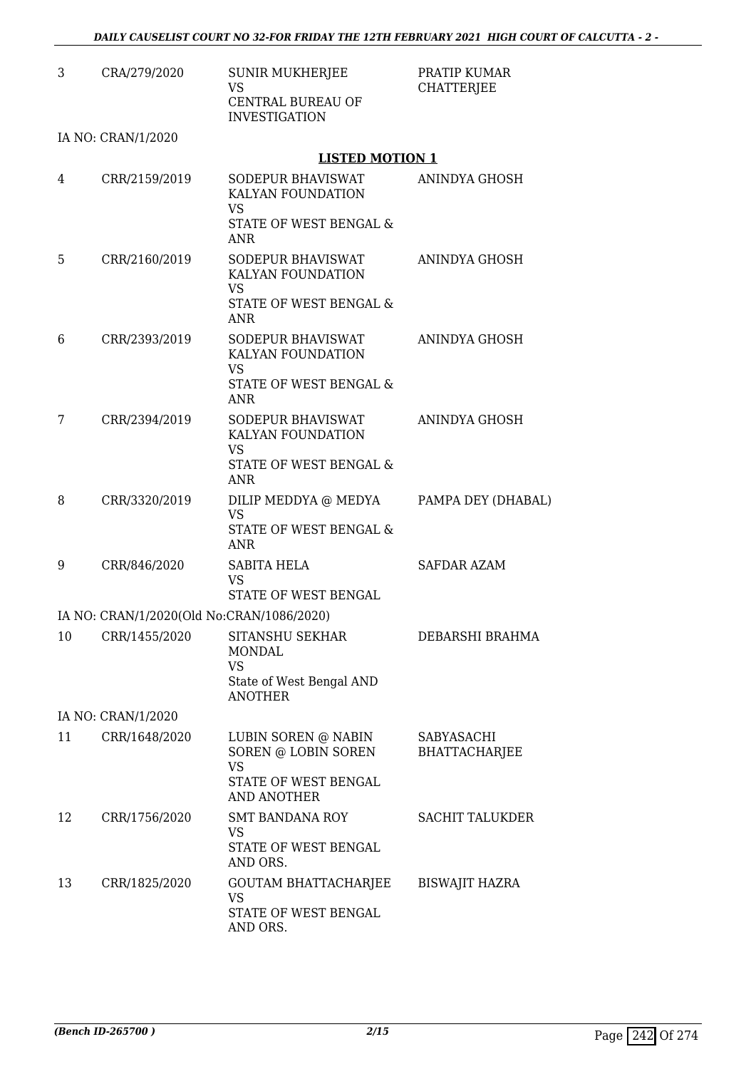| | | | |
|---|---|---|---|
| 3 | CRA/279/2020 | SUNIR MUKHERJEE<br>VS<br>CENTRAL BUREAU OF INVESTIGATION | PRATIP KUMAR CHATTERJEE |
| | IA NO: CRAN/1/2020 | | |

**LISTED MOTION 1**

| | | | |
|---|---|---|---|
| 4 | CRR/2159/2019 | SODEPUR BHAVISWAT KALYAN FOUNDATION<br>VS<br>STATE OF WEST BENGAL & ANR | ANINDYA GHOSH |
| 5 | CRR/2160/2019 | SODEPUR BHAVISWAT KALYAN FOUNDATION<br>VS<br>STATE OF WEST BENGAL & ANR | ANINDYA GHOSH |
| 6 | CRR/2393/2019 | SODEPUR BHAVISWAT KALYAN FOUNDATION<br>VS<br>STATE OF WEST BENGAL & ANR | ANINDYA GHOSH |
| 7 | CRR/2394/2019 | SODEPUR BHAVISWAT KALYAN FOUNDATION<br>VS<br>STATE OF WEST BENGAL & ANR | ANINDYA GHOSH |
| 8 | CRR/3320/2019 | DILIP MEDDYA @ MEDYA<br>VS<br>STATE OF WEST BENGAL & ANR | PAMPA DEY (DHABAL) |
| 9 | CRR/846/2020 | SABITA HELA<br>VS<br>STATE OF WEST BENGAL | SAFDAR AZAM |
| | IA NO: CRAN/1/2020(Old No:CRAN/1086/2020) | | |
| 10 | CRR/1455/2020 | SITANSHU SEKHAR MONDAL<br>VS<br>State of West Bengal AND ANOTHER | DEBARSHI BRAHMA |
| | IA NO: CRAN/1/2020 | | |
| 11 | CRR/1648/2020 | LUBIN SOREN @ NABIN SOREN @ LOBIN SOREN<br>VS<br>STATE OF WEST BENGAL AND ANOTHER | SABYASACHI BHATTACHARJEE |
| 12 | CRR/1756/2020 | SMT BANDANA ROY<br>VS<br>STATE OF WEST BENGAL AND ORS. | SACHIT TALUKDER |
| 13 | CRR/1825/2020 | GOUTAM BHATTACHARJEE<br>VS<br>STATE OF WEST BENGAL AND ORS. | BISWAJIT HAZRA |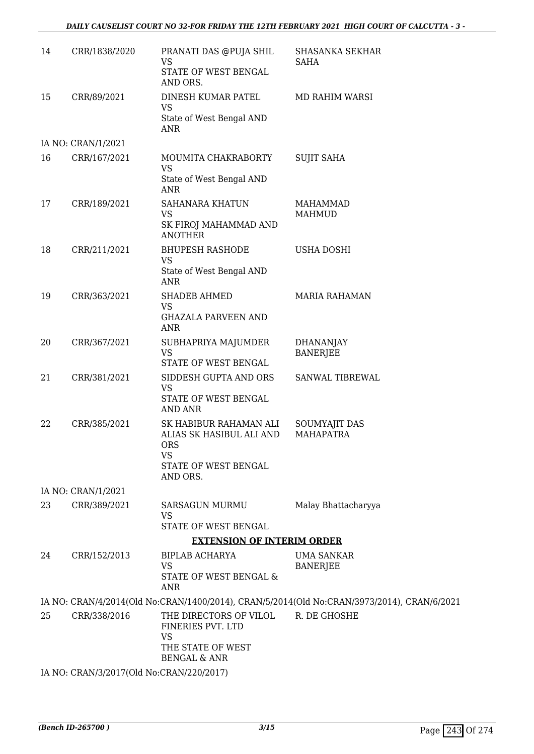| | | | |
|---|---|---|---|
| 14 | CRR/1838/2020 | PRANATI DAS @PUJA SHIL<br>VS<br>STATE OF WEST BENGAL AND ORS. | SHASANKA SEKHAR SAHA |
| 15 | CRR/89/2021 | DINESH KUMAR PATEL<br>VS<br>State of West Bengal AND ANR | MD RAHIM WARSI |
| | IA NO: CRAN/1/2021 | | |
| 16 | CRR/167/2021 | MOUMITA CHAKRABORTY<br>VS<br>State of West Bengal AND ANR | SUJIT SAHA |
| 17 | CRR/189/2021 | SAHANARA KHATUN<br>VS<br>SK FIROJ MAHAMMAD AND ANOTHER | MAHAMMAD MAHMUD |
| 18 | CRR/211/2021 | BHUPESH RASHODE<br>VS<br>State of West Bengal AND ANR | USHA DOSHI |
| 19 | CRR/363/2021 | SHADEB AHMED<br>VS<br>GHAZALA PARVEEN AND ANR | MARIA RAHAMAN |
| 20 | CRR/367/2021 | SUBHAPRIYA MAJUMDER<br>VS<br>STATE OF WEST BENGAL | DHANANJAY BANERJEE |
| 21 | CRR/381/2021 | SIDDESH GUPTA AND ORS<br>VS<br>STATE OF WEST BENGAL AND ANR | SANWAL TIBREWAL |
| 22 | CRR/385/2021 | SK HABIBUR RAHAMAN ALI ALIAS SK HASIBUL ALI AND ORS<br>VS<br>STATE OF WEST BENGAL AND ORS. | SOUMYAJIT DAS MAHAPATRA |
| | IA NO: CRAN/1/2021 | | |
| 23 | CRR/389/2021 | SARSAGUN MURMU<br>VS<br>STATE OF WEST BENGAL | Malay Bhattacharyya |

**EXTENSION OF INTERIM ORDER**

| | | | |
|---|---|---|---|
| 24 | CRR/152/2013 | BIPLAB ACHARYA<br>VS<br>STATE OF WEST BENGAL & ANR | UMA SANKAR BANERJEE |

IA NO: CRAN/4/2014(Old No:CRAN/1400/2014), CRAN/5/2014(Old No:CRAN/3973/2014), CRAN/6/2021

| | | | |
|---|---|---|---|
| 25 | CRR/338/2016 | THE DIRECTORS OF VILOL FINERIES PVT. LTD<br>VS<br>THE STATE OF WEST BENGAL & ANR | R. DE GHOSHE |

IA NO: CRAN/3/2017(Old No:CRAN/220/2017)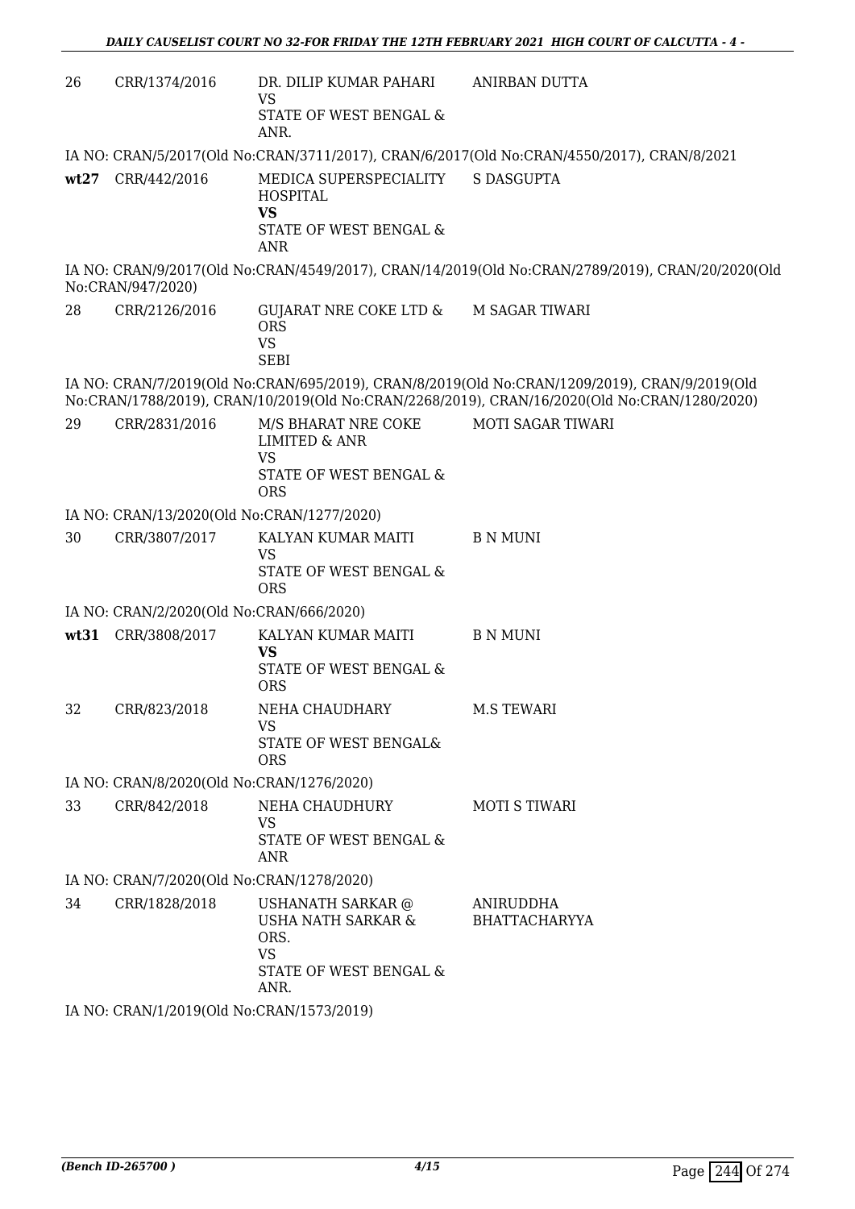| | | | |
|---|---|---|---|
| 26 | CRR/1374/2016 | DR. DILIP KUMAR PAHARI<br>VS<br>STATE OF WEST BENGAL & ANR. | ANIRBAN DUTTA |

IA NO: CRAN/5/2017(Old No:CRAN/3711/2017), CRAN/6/2017(Old No:CRAN/4550/2017), CRAN/8/2021

| | | | |
|---|---|---|---|
| **wt27** | CRR/442/2016 | MEDICA SUPERSPECIALITY HOSPITAL<br>**VS**<br>STATE OF WEST BENGAL & ANR | S DASGUPTA |

IA NO: CRAN/9/2017(Old No:CRAN/4549/2017), CRAN/14/2019(Old No:CRAN/2789/2019), CRAN/20/2020(Old No:CRAN/947/2020)

| | | | |
|---|---|---|---|
| 28 | CRR/2126/2016 | GUJARAT NRE COKE LTD & ORS<br>VS<br>SEBI | M SAGAR TIWARI |

IA NO: CRAN/7/2019(Old No:CRAN/695/2019), CRAN/8/2019(Old No:CRAN/1209/2019), CRAN/9/2019(Old No:CRAN/1788/2019), CRAN/10/2019(Old No:CRAN/2268/2019), CRAN/16/2020(Old No:CRAN/1280/2020)

| | | | |
|---|---|---|---|
| 29 | CRR/2831/2016 | M/S BHARAT NRE COKE LIMITED & ANR<br>VS<br>STATE OF WEST BENGAL & ORS | MOTI SAGAR TIWARI |

IA NO: CRAN/13/2020(Old No:CRAN/1277/2020)

| | | | |
|---|---|---|---|
| 30 | CRR/3807/2017 | KALYAN KUMAR MAITI<br>VS<br>STATE OF WEST BENGAL & ORS | B N MUNI |

IA NO: CRAN/2/2020(Old No:CRAN/666/2020)

| | | | |
|---|---|---|---|
| **wt31** | CRR/3808/2017 | KALYAN KUMAR MAITI<br>**VS**<br>STATE OF WEST BENGAL & ORS | B N MUNI |
| 32 | CRR/823/2018 | NEHA CHAUDHARY<br>VS<br>STATE OF WEST BENGAL& ORS | M.S TEWARI |

IA NO: CRAN/8/2020(Old No:CRAN/1276/2020)

| | | | |
|---|---|---|---|
| 33 | CRR/842/2018 | NEHA CHAUDHURY<br>VS<br>STATE OF WEST BENGAL & ANR | MOTI S TIWARI |

IA NO: CRAN/7/2020(Old No:CRAN/1278/2020)

| | | | |
|---|---|---|---|
| 34 | CRR/1828/2018 | USHANATH SARKAR @ USHA NATH SARKAR & ORS.<br>VS<br>STATE OF WEST BENGAL & ANR. | ANIRUDDHA BHATTACHARYYA |

IA NO: CRAN/1/2019(Old No:CRAN/1573/2019)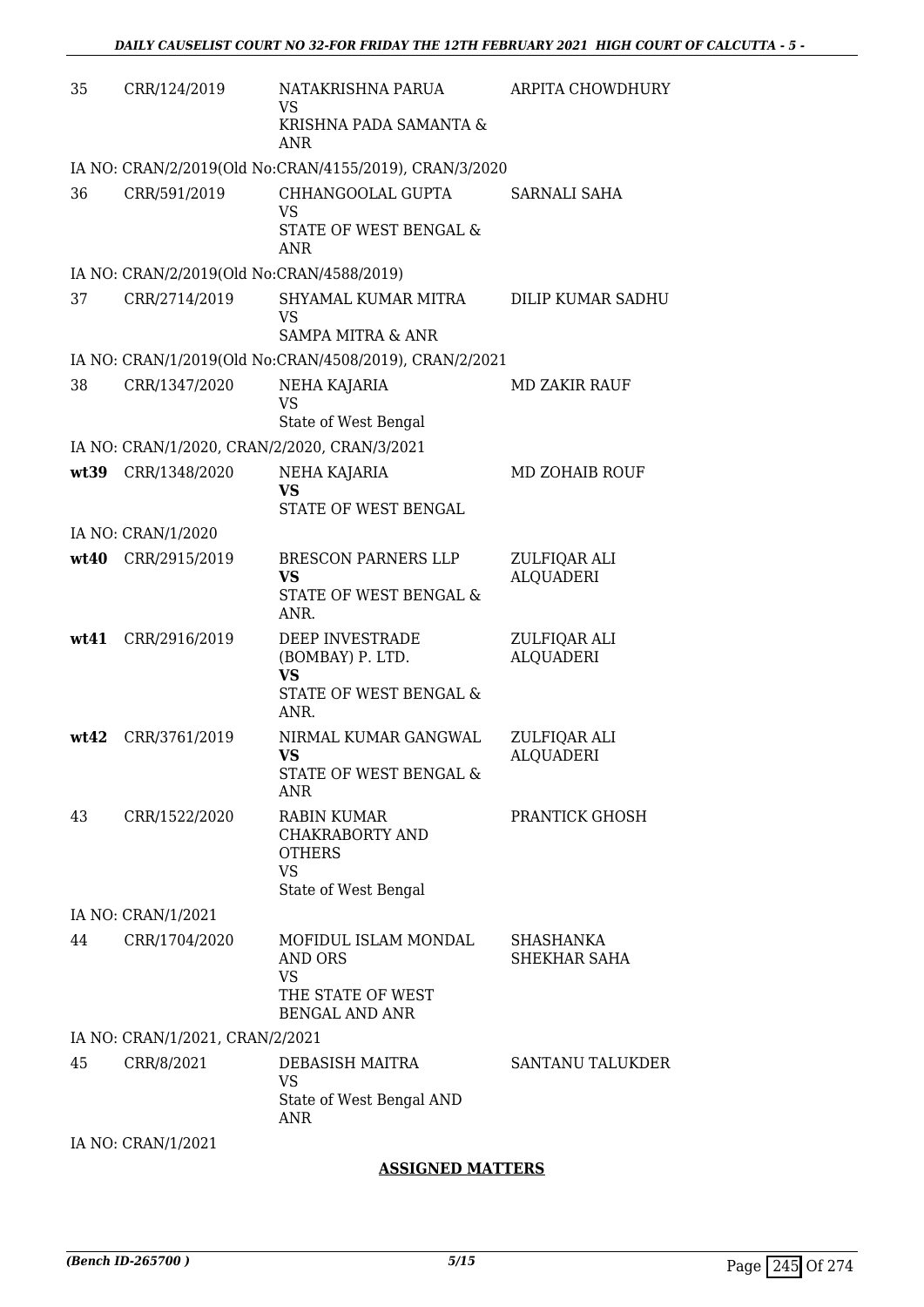| | | | |
|---|---|---|---|
| 35 | CRR/124/2019 | NATAKRISHNA PARUA<br>VS<br>KRISHNA PADA SAMANTA & ANR | ARPITA CHOWDHURY |
| | IA NO: CRAN/2/2019(Old No:CRAN/4155/2019), CRAN/3/2020 | | |
| 36 | CRR/591/2019 | CHHANGOOLAL GUPTA<br>VS<br>STATE OF WEST BENGAL & ANR | SARNALI SAHA |
| | IA NO: CRAN/2/2019(Old No:CRAN/4588/2019) | | |
| 37 | CRR/2714/2019 | SHYAMAL KUMAR MITRA<br>VS<br>SAMPA MITRA & ANR | DILIP KUMAR SADHU |
| | IA NO: CRAN/1/2019(Old No:CRAN/4508/2019), CRAN/2/2021 | | |
| 38 | CRR/1347/2020 | NEHA KAJARIA<br>VS<br>State of West Bengal | MD ZAKIR RAUF |
| | IA NO: CRAN/1/2020, CRAN/2/2020, CRAN/3/2021 | | |
| **wt39** | CRR/1348/2020 | NEHA KAJARIA<br>**VS**<br>STATE OF WEST BENGAL | MD ZOHAIB ROUF |
| | IA NO: CRAN/1/2020 | | |
| **wt40** | CRR/2915/2019 | BRESCON PARNERS LLP<br>**VS**<br>STATE OF WEST BENGAL & ANR. | ZULFIQAR ALI ALQUADERI |
| **wt41** | CRR/2916/2019 | DEEP INVESTRADE (BOMBAY) P. LTD.<br>**VS**<br>STATE OF WEST BENGAL & ANR. | ZULFIQAR ALI ALQUADERI |
| **wt42** | CRR/3761/2019 | NIRMAL KUMAR GANGWAL<br>**VS**<br>STATE OF WEST BENGAL & ANR | ZULFIQAR ALI ALQUADERI |
| 43 | CRR/1522/2020 | RABIN KUMAR CHAKRABORTY AND OTHERS<br>VS<br>State of West Bengal | PRANTICK GHOSH |
| | IA NO: CRAN/1/2021 | | |
| 44 | CRR/1704/2020 | MOFIDUL ISLAM MONDAL AND ORS<br>VS<br>THE STATE OF WEST BENGAL AND ANR | SHASHANKA SHEKHAR SAHA |
| | IA NO: CRAN/1/2021, CRAN/2/2021 | | |
| 45 | CRR/8/2021 | DEBASISH MAITRA<br>VS<br>State of West Bengal AND ANR | SANTANU TALUKDER |
| | IA NO: CRAN/1/2021 | | |

**ASSIGNED MATTERS**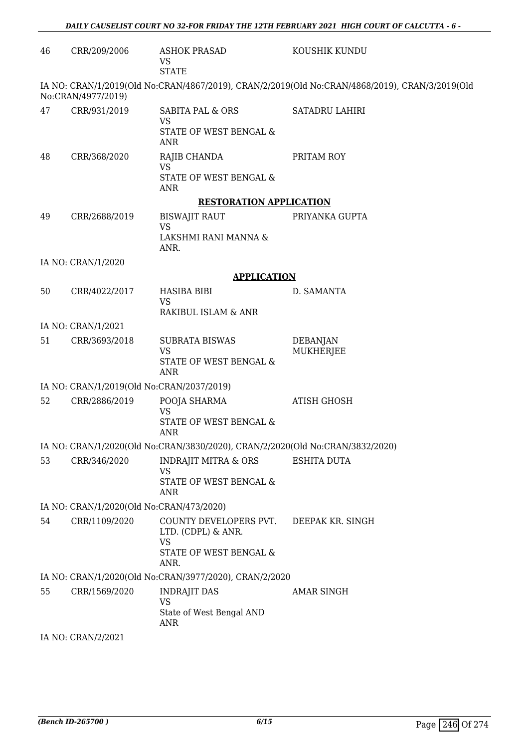| | | | |
|---|---|---|---|
| 46 | CRR/209/2006 | ASHOK PRASAD<br>VS<br>STATE | KOUSHIK KUNDU |

IA NO: CRAN/1/2019(Old No:CRAN/4867/2019), CRAN/2/2019(Old No:CRAN/4868/2019), CRAN/3/2019(Old No:CRAN/4977/2019)

| | | | |
|---|---|---|---|
| 47 | CRR/931/2019 | SABITA PAL & ORS<br>VS<br>STATE OF WEST BENGAL & ANR | SATADRU LAHIRI |
| 48 | CRR/368/2020 | RAJIB CHANDA<br>VS<br>STATE OF WEST BENGAL & ANR | PRITAM ROY |

**RESTORATION APPLICATION**

| | | | |
|---|---|---|---|
| 49 | CRR/2688/2019 | BISWAJIT RAUT<br>VS<br>LAKSHMI RANI MANNA & ANR. | PRIYANKA GUPTA |

IA NO: CRAN/1/2020

**APPLICATION**

| | | | |
|---|---|---|---|
| 50 | CRR/4022/2017 | HASIBA BIBI<br>VS<br>RAKIBUL ISLAM & ANR | D. SAMANTA |

IA NO: CRAN/1/2021

| | | | |
|---|---|---|---|
| 51 | CRR/3693/2018 | SUBRATA BISWAS<br>VS<br>STATE OF WEST BENGAL & ANR | DEBANJAN MUKHERJEE |

IA NO: CRAN/1/2019(Old No:CRAN/2037/2019)

| | | | |
|---|---|---|---|
| 52 | CRR/2886/2019 | POOJA SHARMA<br>VS<br>STATE OF WEST BENGAL & ANR | ATISH GHOSH |

IA NO: CRAN/1/2020(Old No:CRAN/3830/2020), CRAN/2/2020(Old No:CRAN/3832/2020)

| | | | |
|---|---|---|---|
| 53 | CRR/346/2020 | INDRAJIT MITRA & ORS<br>VS<br>STATE OF WEST BENGAL & ANR | ESHITA DUTA |

IA NO: CRAN/1/2020(Old No:CRAN/473/2020)

| | | | |
|---|---|---|---|
| 54 | CRR/1109/2020 | COUNTY DEVELOPERS PVT. LTD. (CDPL) & ANR.<br>VS<br>STATE OF WEST BENGAL & ANR. | DEEPAK KR. SINGH |

IA NO: CRAN/1/2020(Old No:CRAN/3977/2020), CRAN/2/2020

| | | | |
|---|---|---|---|
| 55 | CRR/1569/2020 | INDRAJIT DAS<br>VS<br>State of West Bengal AND ANR | AMAR SINGH |

IA NO: CRAN/2/2021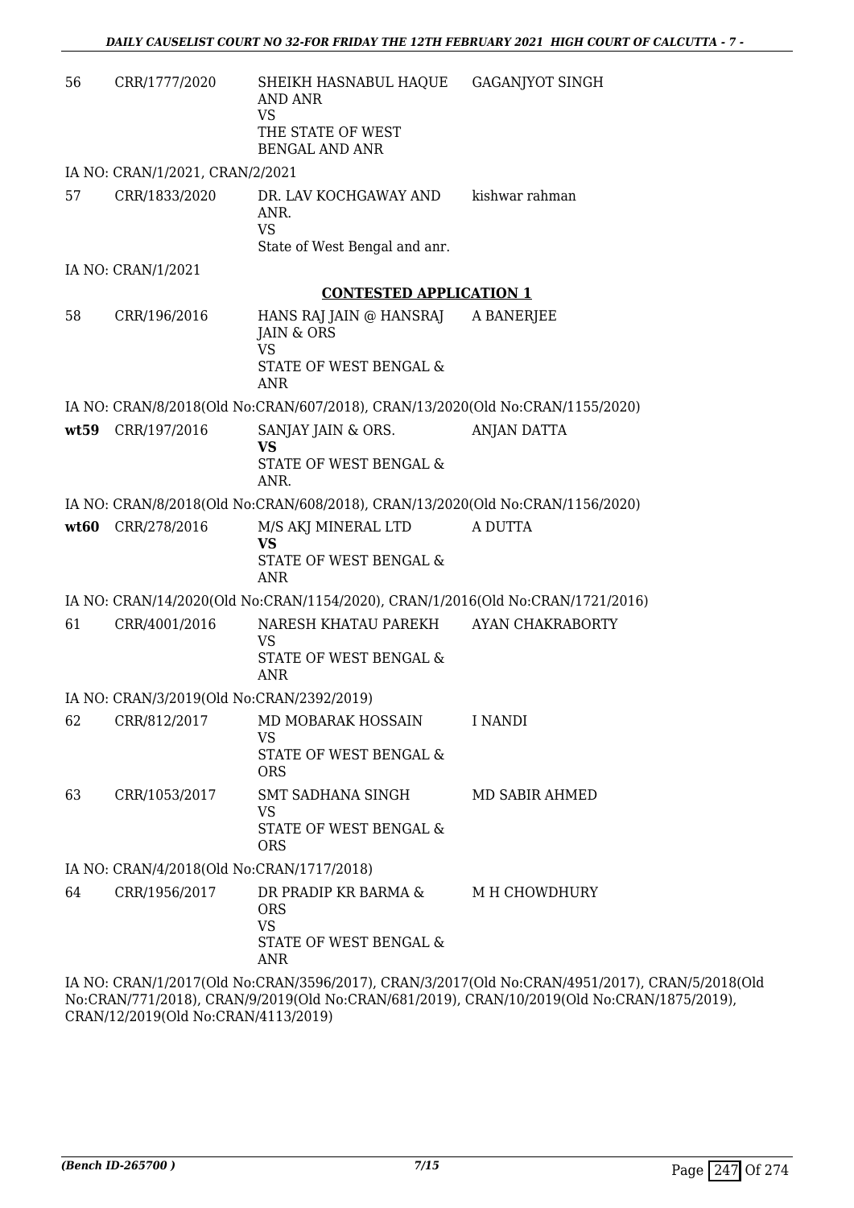| | | | |
|---|---|---|---|
| 56 | CRR/1777/2020 | SHEIKH HASNABUL HAQUE AND ANR<br>VS<br>THE STATE OF WEST BENGAL AND ANR | GAGANJYOT SINGH |

IA NO: CRAN/1/2021, CRAN/2/2021

| | | | |
|---|---|---|---|
| 57 | CRR/1833/2020 | DR. LAV KOCHGAWAY AND ANR.<br>VS<br>State of West Bengal and anr. | kishwar rahman |

IA NO: CRAN/1/2021

**CONTESTED APPLICATION 1**

| | | | |
|---|---|---|---|
| 58 | CRR/196/2016 | HANS RAJ JAIN @ HANSRAJ JAIN & ORS<br>VS<br>STATE OF WEST BENGAL & ANR | A BANERJEE |

IA NO: CRAN/8/2018(Old No:CRAN/607/2018), CRAN/13/2020(Old No:CRAN/1155/2020)

| | | | |
|---|---|---|---|
| **wt59** | CRR/197/2016 | SANJAY JAIN & ORS.<br>**VS**<br>STATE OF WEST BENGAL & ANR. | ANJAN DATTA |

IA NO: CRAN/8/2018(Old No:CRAN/608/2018), CRAN/13/2020(Old No:CRAN/1156/2020)

| | | | |
|---|---|---|---|
| **wt60** | CRR/278/2016 | M/S AKJ MINERAL LTD<br>**VS**<br>STATE OF WEST BENGAL & ANR | A DUTTA |

IA NO: CRAN/14/2020(Old No:CRAN/1154/2020), CRAN/1/2016(Old No:CRAN/1721/2016)

| | | | |
|---|---|---|---|
| 61 | CRR/4001/2016 | NARESH KHATAU PAREKH<br>VS<br>STATE OF WEST BENGAL & ANR | AYAN CHAKRABORTY |

IA NO: CRAN/3/2019(Old No:CRAN/2392/2019)

| | | | |
|---|---|---|---|
| 62 | CRR/812/2017 | MD MOBARAK HOSSAIN<br>VS<br>STATE OF WEST BENGAL & ORS | I NANDI |
| 63 | CRR/1053/2017 | SMT SADHANA SINGH<br>VS<br>STATE OF WEST BENGAL & ORS | MD SABIR AHMED |

IA NO: CRAN/4/2018(Old No:CRAN/1717/2018)

| | | | |
|---|---|---|---|
| 64 | CRR/1956/2017 | DR PRADIP KR BARMA & ORS<br>VS<br>STATE OF WEST BENGAL & ANR | M H CHOWDHURY |

IA NO: CRAN/1/2017(Old No:CRAN/3596/2017), CRAN/3/2017(Old No:CRAN/4951/2017), CRAN/5/2018(Old No:CRAN/771/2018), CRAN/9/2019(Old No:CRAN/681/2019), CRAN/10/2019(Old No:CRAN/1875/2019), CRAN/12/2019(Old No:CRAN/4113/2019)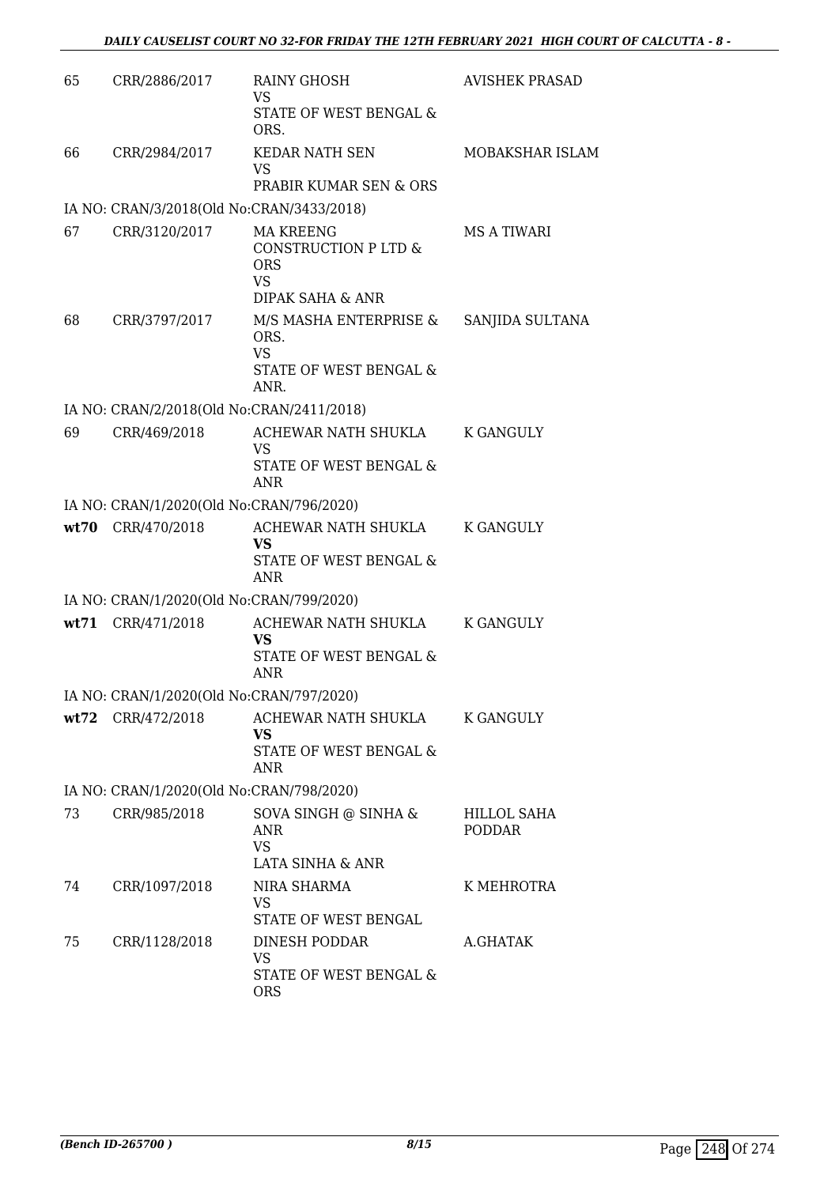| | | | |
|---|---|---|---|
| 65 | CRR/2886/2017 | RAINY GHOSH<br>VS<br>STATE OF WEST BENGAL & ORS. | AVISHEK PRASAD |
| 66 | CRR/2984/2017 | KEDAR NATH SEN<br>VS<br>PRABIR KUMAR SEN & ORS | MOBAKSHAR ISLAM |
| | IA NO: CRAN/3/2018(Old No:CRAN/3433/2018) | | |
| 67 | CRR/3120/2017 | MA KREENG CONSTRUCTION P LTD & ORS<br>VS<br>DIPAK SAHA & ANR | MS A TIWARI |
| 68 | CRR/3797/2017 | M/S MASHA ENTERPRISE & ORS.<br>VS<br>STATE OF WEST BENGAL & ANR. | SANJIDA SULTANA |
| | IA NO: CRAN/2/2018(Old No:CRAN/2411/2018) | | |
| 69 | CRR/469/2018 | ACHEWAR NATH SHUKLA<br>VS<br>STATE OF WEST BENGAL & ANR | K GANGULY |
| | IA NO: CRAN/1/2020(Old No:CRAN/796/2020) | | |
| **wt70** | CRR/470/2018 | ACHEWAR NATH SHUKLA<br>**VS**<br>STATE OF WEST BENGAL & ANR | K GANGULY |
| | IA NO: CRAN/1/2020(Old No:CRAN/799/2020) | | |
| **wt71** | CRR/471/2018 | ACHEWAR NATH SHUKLA<br>**VS**<br>STATE OF WEST BENGAL & ANR | K GANGULY |
| | IA NO: CRAN/1/2020(Old No:CRAN/797/2020) | | |
| **wt72** | CRR/472/2018 | ACHEWAR NATH SHUKLA<br>**VS**<br>STATE OF WEST BENGAL & ANR | K GANGULY |
| | IA NO: CRAN/1/2020(Old No:CRAN/798/2020) | | |
| 73 | CRR/985/2018 | SOVA SINGH @ SINHA & ANR<br>VS<br>LATA SINHA & ANR | HILLOL SAHA PODDAR |
| 74 | CRR/1097/2018 | NIRA SHARMA<br>VS<br>STATE OF WEST BENGAL | K MEHROTRA |
| 75 | CRR/1128/2018 | DINESH PODDAR<br>VS<br>STATE OF WEST BENGAL & ORS | A.GHATAK |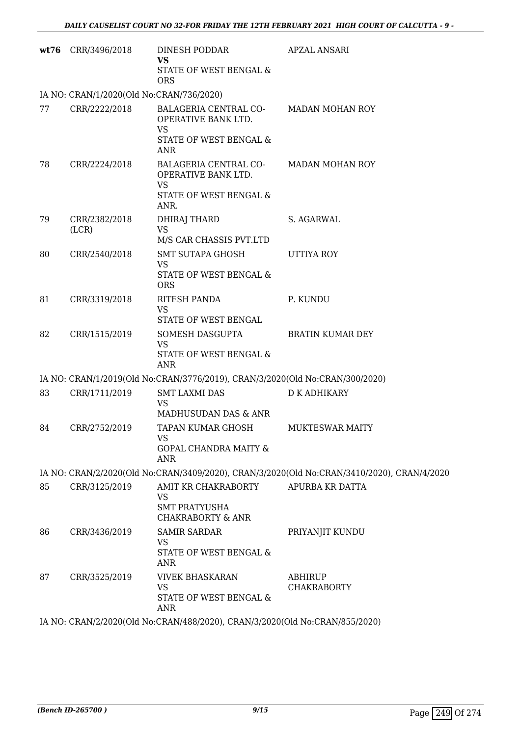| | | | |
|---|---|---|---|
| **wt76** | CRR/3496/2018 | DINESH PODDAR<br>**VS**<br>STATE OF WEST BENGAL & ORS | APZAL ANSARI |
| IA NO: CRAN/1/2020(Old No:CRAN/736/2020) | | | |
| 77 | CRR/2222/2018 | BALAGERIA CENTRAL CO-OPERATIVE BANK LTD.<br>VS<br>STATE OF WEST BENGAL & ANR | MADAN MOHAN ROY |
| 78 | CRR/2224/2018 | BALAGERIA CENTRAL CO-OPERATIVE BANK LTD.<br>VS<br>STATE OF WEST BENGAL & ANR. | MADAN MOHAN ROY |
| 79 | CRR/2382/2018 (LCR) | DHIRAJ THARD<br>VS<br>M/S CAR CHASSIS PVT.LTD | S. AGARWAL |
| 80 | CRR/2540/2018 | SMT SUTAPA GHOSH<br>VS<br>STATE OF WEST BENGAL & ORS | UTTIYA ROY |
| 81 | CRR/3319/2018 | RITESH PANDA<br>VS<br>STATE OF WEST BENGAL | P. KUNDU |
| 82 | CRR/1515/2019 | SOMESH DASGUPTA<br>VS<br>STATE OF WEST BENGAL & ANR | BRATIN KUMAR DEY |
| IA NO: CRAN/1/2019(Old No:CRAN/3776/2019), CRAN/3/2020(Old No:CRAN/300/2020) | | | |
| 83 | CRR/1711/2019 | SMT LAXMI DAS<br>VS<br>MADHUSUDAN DAS & ANR | D K ADHIKARY |
| 84 | CRR/2752/2019 | TAPAN KUMAR GHOSH<br>VS<br>GOPAL CHANDRA MAITY & ANR | MUKTESWAR MAITY |
| IA NO: CRAN/2/2020(Old No:CRAN/3409/2020), CRAN/3/2020(Old No:CRAN/3410/2020), CRAN/4/2020 | | | |
| 85 | CRR/3125/2019 | AMIT KR CHAKRABORTY<br>VS<br>SMT PRATYUSHA CHAKRABORTY & ANR | APURBA KR DATTA |
| 86 | CRR/3436/2019 | SAMIR SARDAR<br>VS<br>STATE OF WEST BENGAL & ANR | PRIYANJIT KUNDU |
| 87 | CRR/3525/2019 | VIVEK BHASKARAN<br>VS<br>STATE OF WEST BENGAL & ANR | ABHIRUP CHAKRABORTY |
| IA NO: CRAN/2/2020(Old No:CRAN/488/2020), CRAN/3/2020(Old No:CRAN/855/2020) | | | |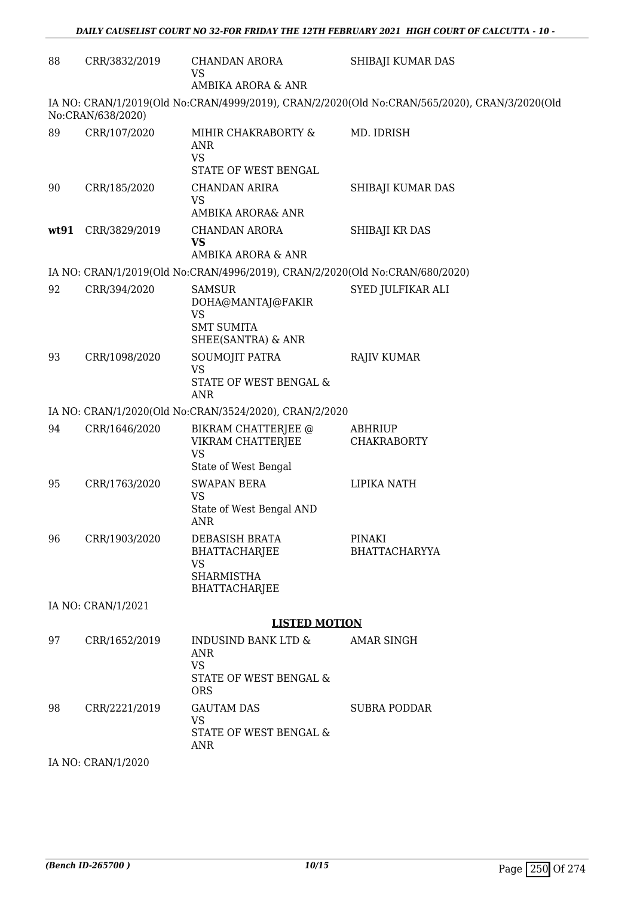| 88 | CRR/3832/2019 | CHANDAN ARORA<br>VS<br>AMBIKA ARORA & ANR | SHIBAJI KUMAR DAS |
|---|---|---|---|

IA NO: CRAN/1/2019(Old No:CRAN/4999/2019), CRAN/2/2020(Old No:CRAN/565/2020), CRAN/3/2020(Old No:CRAN/638/2020)

| 89 | CRR/107/2020 | MIHIR CHAKRABORTY & ANR<br>VS<br>STATE OF WEST BENGAL | MD. IDRISH |
|---|---|---|---|
| 90 | CRR/185/2020 | CHANDAN ARIRA<br>VS<br>AMBIKA ARORA& ANR | SHIBAJI KUMAR DAS |
| **wt91** | CRR/3829/2019 | CHANDAN ARORA<br>**VS**<br>AMBIKA ARORA & ANR | SHIBAJI KR DAS |

IA NO: CRAN/1/2019(Old No:CRAN/4996/2019), CRAN/2/2020(Old No:CRAN/680/2020)

| 92 | CRR/394/2020 | SAMSUR DOHA@MANTAJ@FAKIR<br>VS<br>SMT SUMITA SHEE(SANTRA) & ANR | SYED JULFIKAR ALI |
|---|---|---|---|
| 93 | CRR/1098/2020 | SOUMOJIT PATRA<br>VS<br>STATE OF WEST BENGAL & ANR | RAJIV KUMAR |

IA NO: CRAN/1/2020(Old No:CRAN/3524/2020), CRAN/2/2020

| 94 | CRR/1646/2020 | BIKRAM CHATTERJEE @ VIKRAM CHATTERJEE<br>VS<br>State of West Bengal | ABHRIUP CHAKRABORTY |
|---|---|---|---|
| 95 | CRR/1763/2020 | SWAPAN BERA<br>VS<br>State of West Bengal AND ANR | LIPIKA NATH |
| 96 | CRR/1903/2020 | DEBASISH BRATA BHATTACHARJEE<br>VS<br>SHARMISTHA BHATTACHARJEE | PINAKI BHATTACHARYYA |

IA NO: CRAN/1/2021

## LISTED MOTION

| 97 | CRR/1652/2019 | INDUSIND BANK LTD & ANR<br>VS<br>STATE OF WEST BENGAL & ORS | AMAR SINGH |
|---|---|---|---|
| 98 | CRR/2221/2019 | GAUTAM DAS<br>VS<br>STATE OF WEST BENGAL & ANR | SUBRA PODDAR |

IA NO: CRAN/1/2020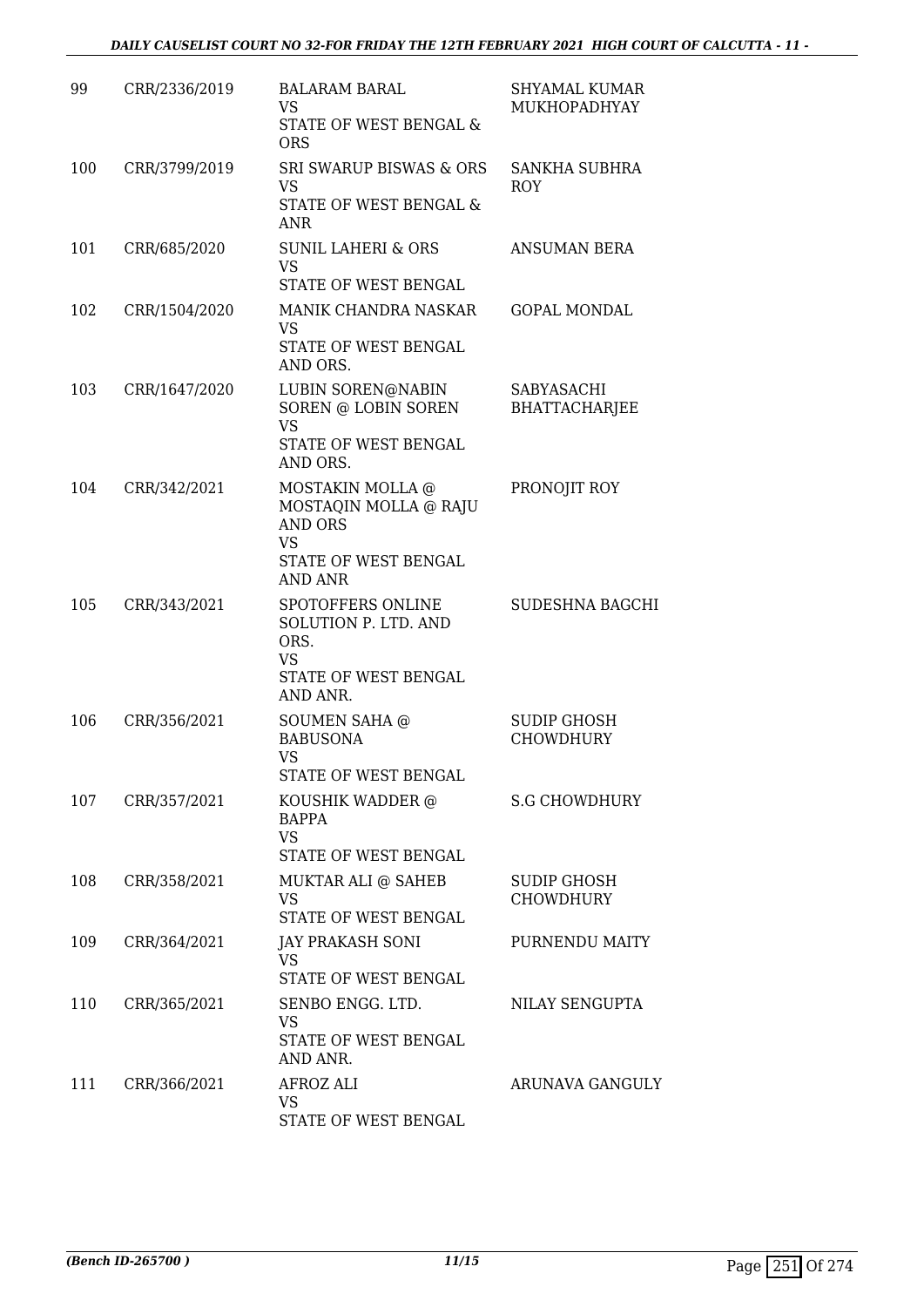| 99 | CRR/2336/2019 | BALARAM BARAL<br>VS<br>STATE OF WEST BENGAL & ORS | SHYAMAL KUMAR MUKHOPADHYAY |
|---|---|---|---|
| 100 | CRR/3799/2019 | SRI SWARUP BISWAS & ORS<br>VS<br>STATE OF WEST BENGAL & ANR | SANKHA SUBHRA ROY |
| 101 | CRR/685/2020 | SUNIL LAHERI & ORS<br>VS<br>STATE OF WEST BENGAL | ANSUMAN BERA |
| 102 | CRR/1504/2020 | MANIK CHANDRA NASKAR<br>VS<br>STATE OF WEST BENGAL AND ORS. | GOPAL MONDAL |
| 103 | CRR/1647/2020 | LUBIN SOREN@NABIN SOREN @ LOBIN SOREN<br>VS<br>STATE OF WEST BENGAL AND ORS. | SABYASACHI BHATTACHARJEE |
| 104 | CRR/342/2021 | MOSTAKIN MOLLA @ MOSTAQIN MOLLA @ RAJU AND ORS<br>VS<br>STATE OF WEST BENGAL AND ANR | PRONOJIT ROY |
| 105 | CRR/343/2021 | SPOTOFFERS ONLINE SOLUTION P. LTD. AND ORS.<br>VS<br>STATE OF WEST BENGAL AND ANR. | SUDESHNA BAGCHI |
| 106 | CRR/356/2021 | SOUMEN SAHA @ BABUSONA<br>VS<br>STATE OF WEST BENGAL | SUDIP GHOSH CHOWDHURY |
| 107 | CRR/357/2021 | KOUSHIK WADDER @ BAPPA<br>VS<br>STATE OF WEST BENGAL | S.G CHOWDHURY |
| 108 | CRR/358/2021 | MUKTAR ALI @ SAHEB<br>VS<br>STATE OF WEST BENGAL | SUDIP GHOSH CHOWDHURY |
| 109 | CRR/364/2021 | JAY PRAKASH SONI<br>VS<br>STATE OF WEST BENGAL | PURNENDU MAITY |
| 110 | CRR/365/2021 | SENBO ENGG. LTD.<br>VS<br>STATE OF WEST BENGAL AND ANR. | NILAY SENGUPTA |
| 111 | CRR/366/2021 | AFROZ ALI<br>VS<br>STATE OF WEST BENGAL | ARUNAVA GANGULY |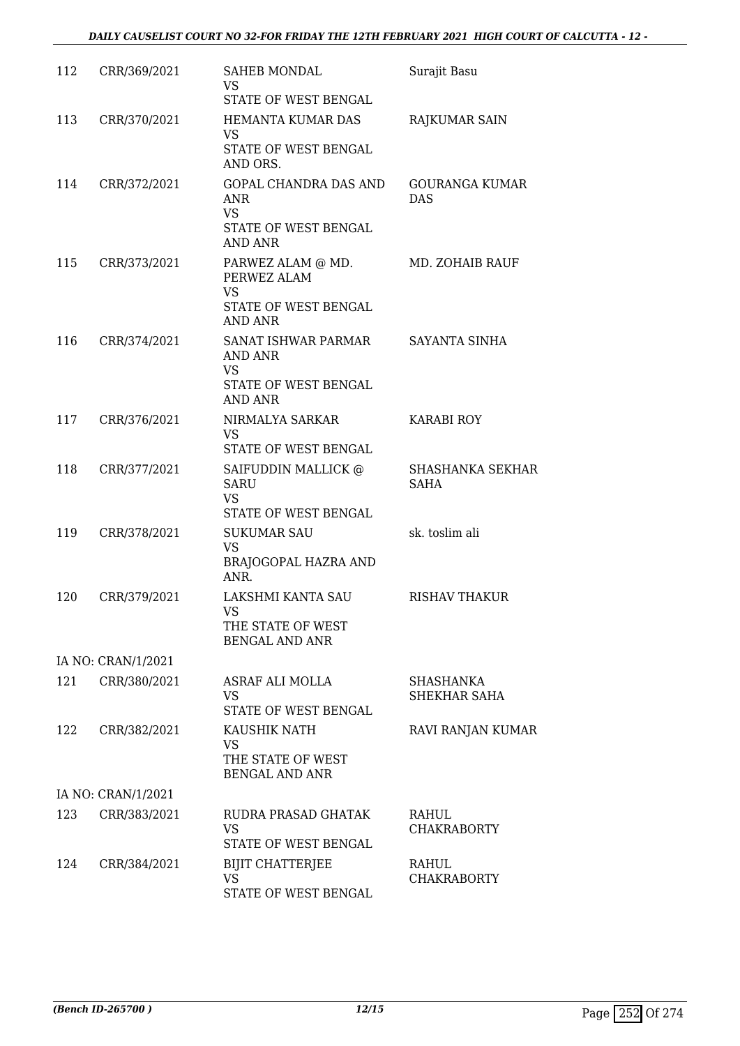| | | | |
|---|---|---|---|
| 112 | CRR/369/2021 | SAHEB MONDAL<br>VS<br>STATE OF WEST BENGAL | Surajit Basu |
| 113 | CRR/370/2021 | HEMANTA KUMAR DAS<br>VS<br>STATE OF WEST BENGAL AND ORS. | RAJKUMAR SAIN |
| 114 | CRR/372/2021 | GOPAL CHANDRA DAS AND ANR<br>VS<br>STATE OF WEST BENGAL AND ANR | GOURANGA KUMAR DAS |
| 115 | CRR/373/2021 | PARWEZ ALAM @ MD. PERWEZ ALAM<br>VS<br>STATE OF WEST BENGAL AND ANR | MD. ZOHAIB RAUF |
| 116 | CRR/374/2021 | SANAT ISHWAR PARMAR AND ANR<br>VS<br>STATE OF WEST BENGAL AND ANR | SAYANTA SINHA |
| 117 | CRR/376/2021 | NIRMALYA SARKAR<br>VS<br>STATE OF WEST BENGAL | KARABI ROY |
| 118 | CRR/377/2021 | SAIFUDDIN MALLICK @ SARU<br>VS<br>STATE OF WEST BENGAL | SHASHANKA SEKHAR SAHA |
| 119 | CRR/378/2021 | SUKUMAR SAU<br>VS<br>BRAJOGOPAL HAZRA AND ANR. | sk. toslim ali |
| 120 | CRR/379/2021 | LAKSHMI KANTA SAU<br>VS<br>THE STATE OF WEST BENGAL AND ANR | RISHAV THAKUR |
| | IA NO: CRAN/1/2021 | | |
| 121 | CRR/380/2021 | ASRAF ALI MOLLA<br>VS<br>STATE OF WEST BENGAL | SHASHANKA SHEKHAR SAHA |
| 122 | CRR/382/2021 | KAUSHIK NATH<br>VS<br>THE STATE OF WEST BENGAL AND ANR | RAVI RANJAN KUMAR |
| | IA NO: CRAN/1/2021 | | |
| 123 | CRR/383/2021 | RUDRA PRASAD GHATAK<br>VS<br>STATE OF WEST BENGAL | RAHUL CHAKRABORTY |
| 124 | CRR/384/2021 | BIJIT CHATTERJEE<br>VS<br>STATE OF WEST BENGAL | RAHUL CHAKRABORTY |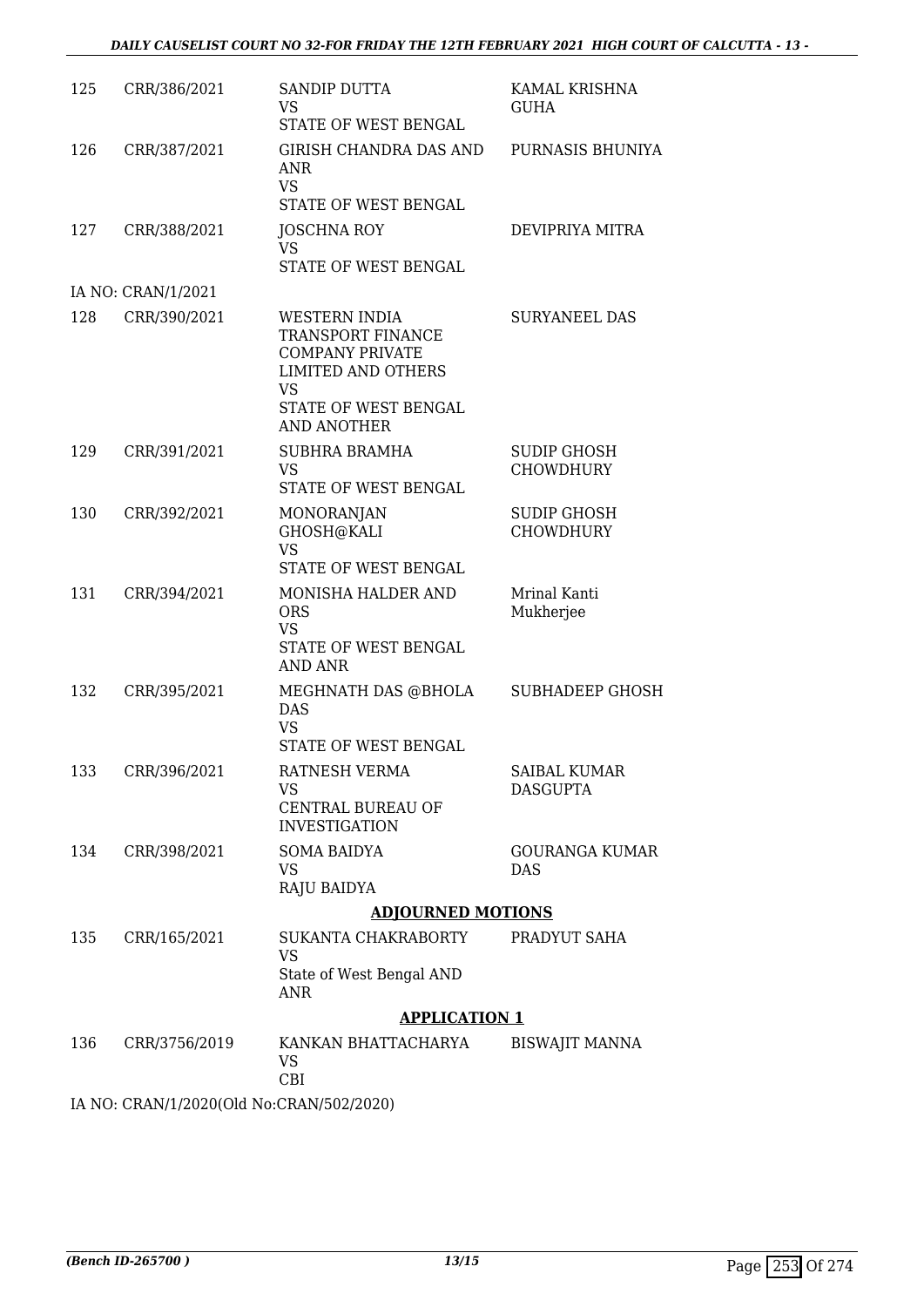| | | | |
|---|---|---|---|
| 125 | CRR/386/2021 | SANDIP DUTTA<br>VS<br>STATE OF WEST BENGAL | KAMAL KRISHNA GUHA |
| 126 | CRR/387/2021 | GIRISH CHANDRA DAS AND ANR<br>VS<br>STATE OF WEST BENGAL | PURNASIS BHUNIYA |
| 127 | CRR/388/2021 | JOSCHNA ROY<br>VS<br>STATE OF WEST BENGAL | DEVIPRIYA MITRA |

IA NO: CRAN/1/2021

| | | | |
|---|---|---|---|
| 128 | CRR/390/2021 | WESTERN INDIA TRANSPORT FINANCE COMPANY PRIVATE LIMITED AND OTHERS<br>VS<br>STATE OF WEST BENGAL AND ANOTHER | SURYANEEL DAS |
| 129 | CRR/391/2021 | SUBHRA BRAMHA<br>VS<br>STATE OF WEST BENGAL | SUDIP GHOSH CHOWDHURY |
| 130 | CRR/392/2021 | MONORANJAN GHOSH@KALI<br>VS<br>STATE OF WEST BENGAL | SUDIP GHOSH CHOWDHURY |
| 131 | CRR/394/2021 | MONISHA HALDER AND ORS<br>VS<br>STATE OF WEST BENGAL AND ANR | Mrinal Kanti Mukherjee |
| 132 | CRR/395/2021 | MEGHNATH DAS @BHOLA DAS<br>VS<br>STATE OF WEST BENGAL | SUBHADEEP GHOSH |
| 133 | CRR/396/2021 | RATNESH VERMA<br>VS<br>CENTRAL BUREAU OF INVESTIGATION | SAIBAL KUMAR DASGUPTA |
| 134 | CRR/398/2021 | SOMA BAIDYA<br>VS<br>RAJU BAIDYA | GOURANGA KUMAR DAS |

**ADJOURNED MOTIONS**

| | | | |
|---|---|---|---|
| 135 | CRR/165/2021 | SUKANTA CHAKRABORTY<br>VS<br>State of West Bengal AND ANR | PRADYUT SAHA |

**APPLICATION 1**

| | | | |
|---|---|---|---|
| 136 | CRR/3756/2019 | KANKAN BHATTACHARYA<br>VS<br>CBI | BISWAJIT MANNA |

IA NO: CRAN/1/2020(Old No:CRAN/502/2020)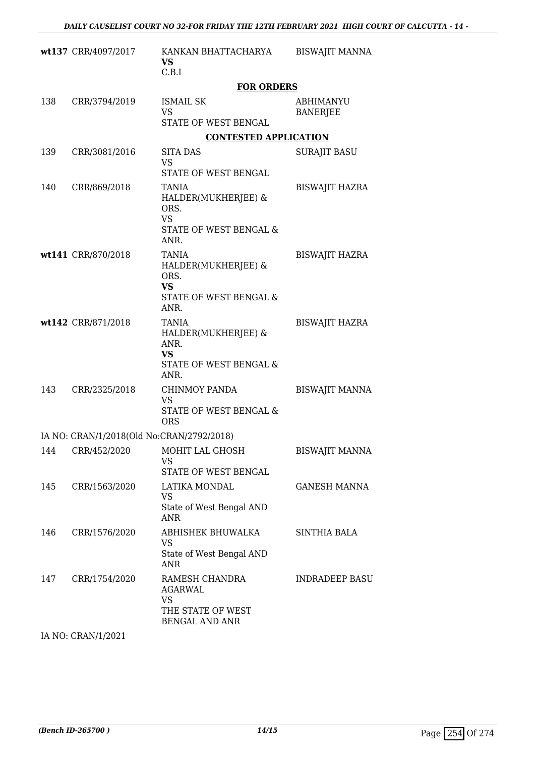| | | | |
|---|---|---|---|
| wt137 | CRR/4097/2017 | KANKAN BHATTACHARYA **VS** C.B.I | BISWAJIT MANNA |

**FOR ORDERS**

| | | | |
|---|---|---|---|
| 138 | CRR/3794/2019 | ISMAIL SK VS STATE OF WEST BENGAL | ABHIMANYU BANERJEE |

**CONTESTED APPLICATION**

| | | | |
|---|---|---|---|
| 139 | CRR/3081/2016 | SITA DAS VS STATE OF WEST BENGAL | SURAJIT BASU |
| 140 | CRR/869/2018 | TANIA HALDER(MUKHERJEE) & ORS. VS STATE OF WEST BENGAL & ANR. | BISWAJIT HAZRA |
| wt141 | CRR/870/2018 | TANIA HALDER(MUKHERJEE) & ORS. **VS** STATE OF WEST BENGAL & ANR. | BISWAJIT HAZRA |
| wt142 | CRR/871/2018 | TANIA HALDER(MUKHERJEE) & ANR. **VS** STATE OF WEST BENGAL & ANR. | BISWAJIT HAZRA |
| 143 | CRR/2325/2018 | CHINMOY PANDA VS STATE OF WEST BENGAL & ORS | BISWAJIT MANNA |

IA NO: CRAN/1/2018(Old No:CRAN/2792/2018)

| | | | |
|---|---|---|---|
| 144 | CRR/452/2020 | MOHIT LAL GHOSH VS STATE OF WEST BENGAL | BISWAJIT MANNA |
| 145 | CRR/1563/2020 | LATIKA MONDAL VS State of West Bengal AND ANR | GANESH MANNA |
| 146 | CRR/1576/2020 | ABHISHEK BHUWALKA VS State of West Bengal AND ANR | SINTHIA BALA |
| 147 | CRR/1754/2020 | RAMESH CHANDRA AGARWAL VS THE STATE OF WEST BENGAL AND ANR | INDRADEEP BASU |

IA NO: CRAN/1/2021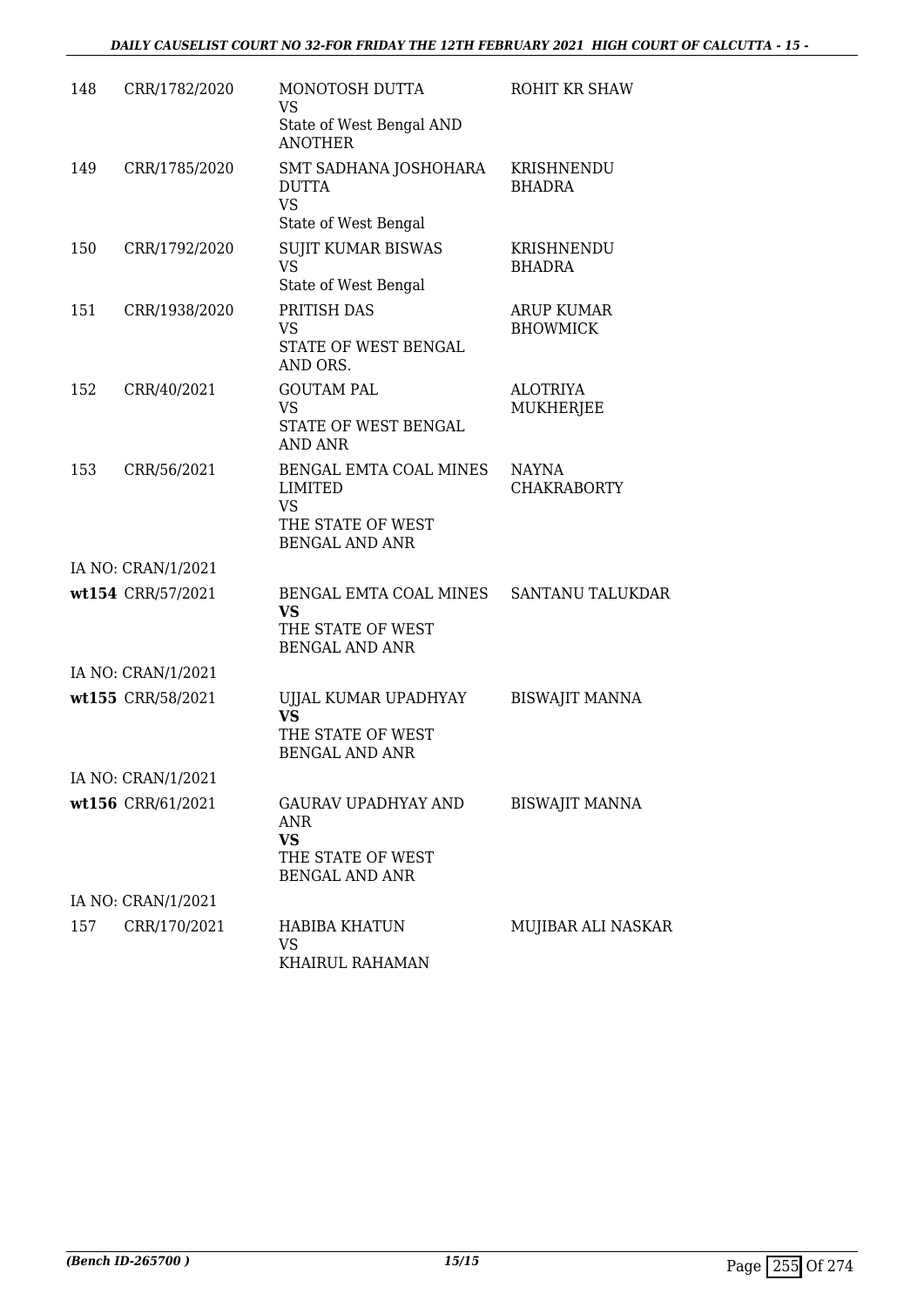| | | | |
|---|---|---|---|
| 148 | CRR/1782/2020 | MONOTOSH DUTTA<br>VS<br>State of West Bengal AND ANOTHER | ROHIT KR SHAW |
| 149 | CRR/1785/2020 | SMT SADHANA JOSHOHARA DUTTA<br>VS<br>State of West Bengal | KRISHNENDU BHADRA |
| 150 | CRR/1792/2020 | SUJIT KUMAR BISWAS<br>VS<br>State of West Bengal | KRISHNENDU BHADRA |
| 151 | CRR/1938/2020 | PRITISH DAS<br>VS<br>STATE OF WEST BENGAL AND ORS. | ARUP KUMAR BHOWMICK |
| 152 | CRR/40/2021 | GOUTAM PAL<br>VS<br>STATE OF WEST BENGAL AND ANR | ALOTRIYA MUKHERJEE |
| 153 | CRR/56/2021 | BENGAL EMTA COAL MINES LIMITED<br>VS<br>THE STATE OF WEST BENGAL AND ANR | NAYNA CHAKRABORTY |
| | IA NO: CRAN/1/2021 | | |
| wt154 | CRR/57/2021 | BENGAL EMTA COAL MINES<br>**VS**<br>THE STATE OF WEST BENGAL AND ANR | SANTANU TALUKDAR |
| | IA NO: CRAN/1/2021 | | |
| wt155 | CRR/58/2021 | UJJAL KUMAR UPADHYAY<br>**VS**<br>THE STATE OF WEST BENGAL AND ANR | BISWAJIT MANNA |
| | IA NO: CRAN/1/2021 | | |
| wt156 | CRR/61/2021 | GAURAV UPADHYAY AND ANR<br>**VS**<br>THE STATE OF WEST BENGAL AND ANR | BISWAJIT MANNA |
| | IA NO: CRAN/1/2021 | | |
| 157 | CRR/170/2021 | HABIBA KHATUN<br>VS<br>KHAIRUL RAHAMAN | MUJIBAR ALI NASKAR |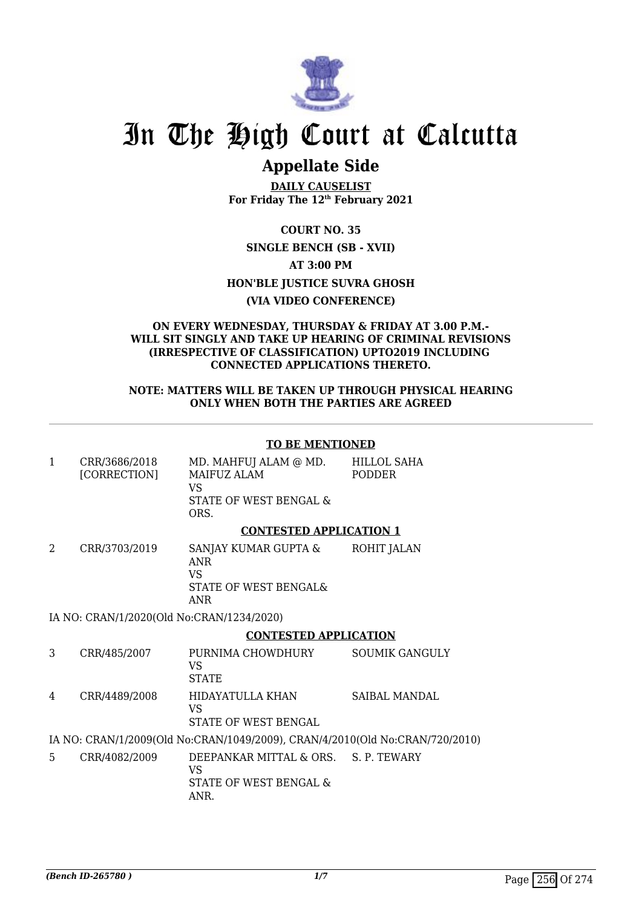# In The High Court at Calcutta

## Appellate Side

**DAILY CAUSELIST**
**For Friday The 12th February 2021**

**COURT NO. 35**

**SINGLE BENCH (SB - XVII)**

**AT 3:00 PM**

**HON'BLE JUSTICE SUVRA GHOSH**

**(VIA VIDEO CONFERENCE)**

**ON EVERY WEDNESDAY, THURSDAY & FRIDAY AT 3.00 P.M.- WILL SIT SINGLY AND TAKE UP HEARING OF CRIMINAL REVISIONS (IRRESPECTIVE OF CLASSIFICATION) UPTO2019 INCLUDING CONNECTED APPLICATIONS THERETO.**

**NOTE: MATTERS WILL BE TAKEN UP THROUGH PHYSICAL HEARING ONLY WHEN BOTH THE PARTIES ARE AGREED**

**TO BE MENTIONED**

| | | | |
|---|---|---|---|
| 1 | CRR/3686/2018 [CORRECTION] | MD. MAHFUJ ALAM @ MD. MAIFUZ ALAM<br>VS<br>STATE OF WEST BENGAL & ORS. | HILLOL SAHA PODDER |

**CONTESTED APPLICATION 1**

| | | | |
|---|---|---|---|
| 2 | CRR/3703/2019 | SANJAY KUMAR GUPTA & ANR<br>VS<br>STATE OF WEST BENGAL& ANR | ROHIT JALAN |

IA NO: CRAN/1/2020(Old No:CRAN/1234/2020)

**CONTESTED APPLICATION**

| | | | |
|---|---|---|---|
| 3 | CRR/485/2007 | PURNIMA CHOWDHURY<br>VS<br>STATE | SOUMIK GANGULY |
| 4 | CRR/4489/2008 | HIDAYATULLA KHAN<br>VS<br>STATE OF WEST BENGAL | SAIBAL MANDAL |

IA NO: CRAN/1/2009(Old No:CRAN/1049/2009), CRAN/4/2010(Old No:CRAN/720/2010)

| | | | |
|---|---|---|---|
| 5 | CRR/4082/2009 | DEEPANKAR MITTAL & ORS.<br>VS<br>STATE OF WEST BENGAL & ANR. | S. P. TEWARY |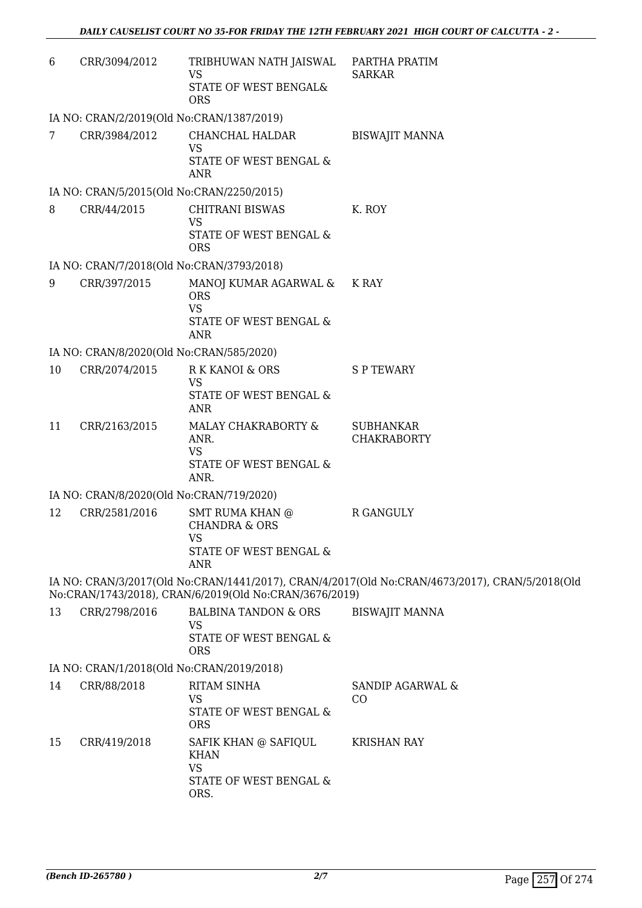| | | | |
|---|---|---|---|
| 6 | CRR/3094/2012 | TRIBHUWAN NATH JAISWAL<br>VS<br>STATE OF WEST BENGAL& ORS | PARTHA PRATIM SARKAR |

IA NO: CRAN/2/2019(Old No:CRAN/1387/2019)

| | | | |
|---|---|---|---|
| 7 | CRR/3984/2012 | CHANCHAL HALDAR<br>VS<br>STATE OF WEST BENGAL & ANR | BISWAJIT MANNA |

IA NO: CRAN/5/2015(Old No:CRAN/2250/2015)

| | | | |
|---|---|---|---|
| 8 | CRR/44/2015 | CHITRANI BISWAS<br>VS<br>STATE OF WEST BENGAL & ORS | K. ROY |

IA NO: CRAN/7/2018(Old No:CRAN/3793/2018)

| | | | |
|---|---|---|---|
| 9 | CRR/397/2015 | MANOJ KUMAR AGARWAL & ORS<br>VS<br>STATE OF WEST BENGAL & ANR | K RAY |

IA NO: CRAN/8/2020(Old No:CRAN/585/2020)

| | | | |
|---|---|---|---|
| 10 | CRR/2074/2015 | R K KANOI & ORS<br>VS<br>STATE OF WEST BENGAL & ANR | S P TEWARY |
| 11 | CRR/2163/2015 | MALAY CHAKRABORTY & ANR.<br>VS<br>STATE OF WEST BENGAL & ANR. | SUBHANKAR CHAKRABORTY |

IA NO: CRAN/8/2020(Old No:CRAN/719/2020)

| | | | |
|---|---|---|---|
| 12 | CRR/2581/2016 | SMT RUMA KHAN @ CHANDRA & ORS<br>VS<br>STATE OF WEST BENGAL & ANR | R GANGULY |

IA NO: CRAN/3/2017(Old No:CRAN/1441/2017), CRAN/4/2017(Old No:CRAN/4673/2017), CRAN/5/2018(Old No:CRAN/1743/2018), CRAN/6/2019(Old No:CRAN/3676/2019)

| | | | |
|---|---|---|---|
| 13 | CRR/2798/2016 | BALBINA TANDON & ORS<br>VS<br>STATE OF WEST BENGAL & ORS | BISWAJIT MANNA |

IA NO: CRAN/1/2018(Old No:CRAN/2019/2018)

| | | | |
|---|---|---|---|
| 14 | CRR/88/2018 | RITAM SINHA<br>VS<br>STATE OF WEST BENGAL & ORS | SANDIP AGARWAL & CO |
| 15 | CRR/419/2018 | SAFIK KHAN @ SAFIQUL KHAN<br>VS<br>STATE OF WEST BENGAL & ORS. | KRISHAN RAY |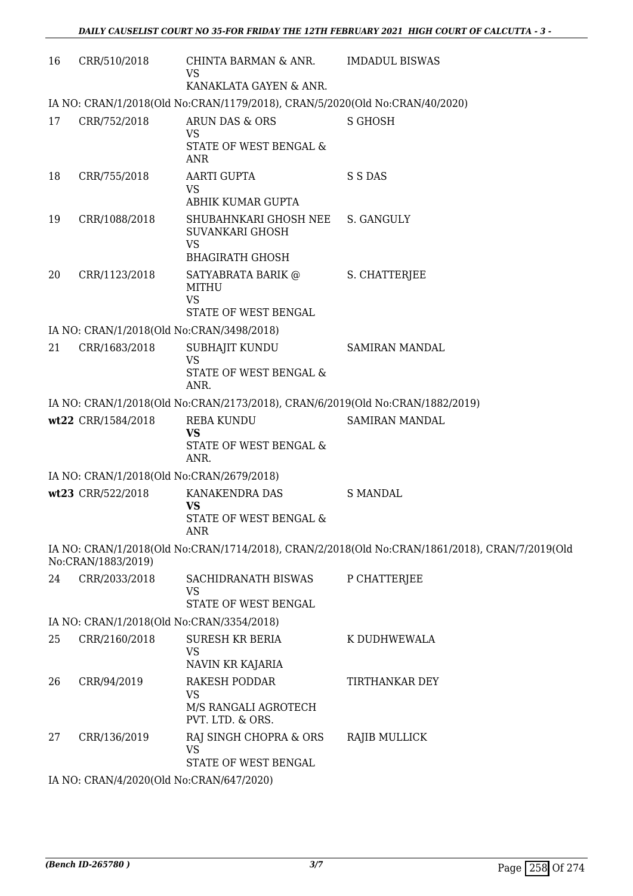| | | | |
|---|---|---|---|
| 16 | CRR/510/2018 | CHINTA BARMAN & ANR.<br>VS<br>KANAKLATA GAYEN & ANR. | IMDADUL BISWAS |

IA NO: CRAN/1/2018(Old No:CRAN/1179/2018), CRAN/5/2020(Old No:CRAN/40/2020)

| | | | |
|---|---|---|---|
| 17 | CRR/752/2018 | ARUN DAS & ORS<br>VS<br>STATE OF WEST BENGAL & ANR | S GHOSH |
| 18 | CRR/755/2018 | AARTI GUPTA<br>VS<br>ABHIK KUMAR GUPTA | S S DAS |
| 19 | CRR/1088/2018 | SHUBAHNKARI GHOSH NEE SUVANKARI GHOSH<br>VS<br>BHAGIRATH GHOSH | S. GANGULY |
| 20 | CRR/1123/2018 | SATYABRATA BARIK @ MITHU<br>VS<br>STATE OF WEST BENGAL | S. CHATTERJEE |

IA NO: CRAN/1/2018(Old No:CRAN/3498/2018)

| | | | |
|---|---|---|---|
| 21 | CRR/1683/2018 | SUBHAJIT KUNDU<br>VS<br>STATE OF WEST BENGAL & ANR. | SAMIRAN MANDAL |

IA NO: CRAN/1/2018(Old No:CRAN/2173/2018), CRAN/6/2019(Old No:CRAN/1882/2019)

| | | | |
|---|---|---|---|
| **wt22** | CRR/1584/2018 | REBA KUNDU<br>**VS**<br>STATE OF WEST BENGAL & ANR. | SAMIRAN MANDAL |

IA NO: CRAN/1/2018(Old No:CRAN/2679/2018)

| | | | |
|---|---|---|---|
| **wt23** | CRR/522/2018 | KANAKENDRA DAS<br>**VS**<br>STATE OF WEST BENGAL & ANR | S MANDAL |

IA NO: CRAN/1/2018(Old No:CRAN/1714/2018), CRAN/2/2018(Old No:CRAN/1861/2018), CRAN/7/2019(Old No:CRAN/1883/2019)

| | | | |
|---|---|---|---|
| 24 | CRR/2033/2018 | SACHIDRANATH BISWAS<br>VS<br>STATE OF WEST BENGAL | P CHATTERJEE |

IA NO: CRAN/1/2018(Old No:CRAN/3354/2018)

| | | | |
|---|---|---|---|
| 25 | CRR/2160/2018 | SURESH KR BERIA<br>VS<br>NAVIN KR KAJARIA | K DUDHWEWALA |
| 26 | CRR/94/2019 | RAKESH PODDAR<br>VS<br>M/S RANGALI AGROTECH PVT. LTD. & ORS. | TIRTHANKAR DEY |
| 27 | CRR/136/2019 | RAJ SINGH CHOPRA & ORS<br>VS<br>STATE OF WEST BENGAL | RAJIB MULLICK |

IA NO: CRAN/4/2020(Old No:CRAN/647/2020)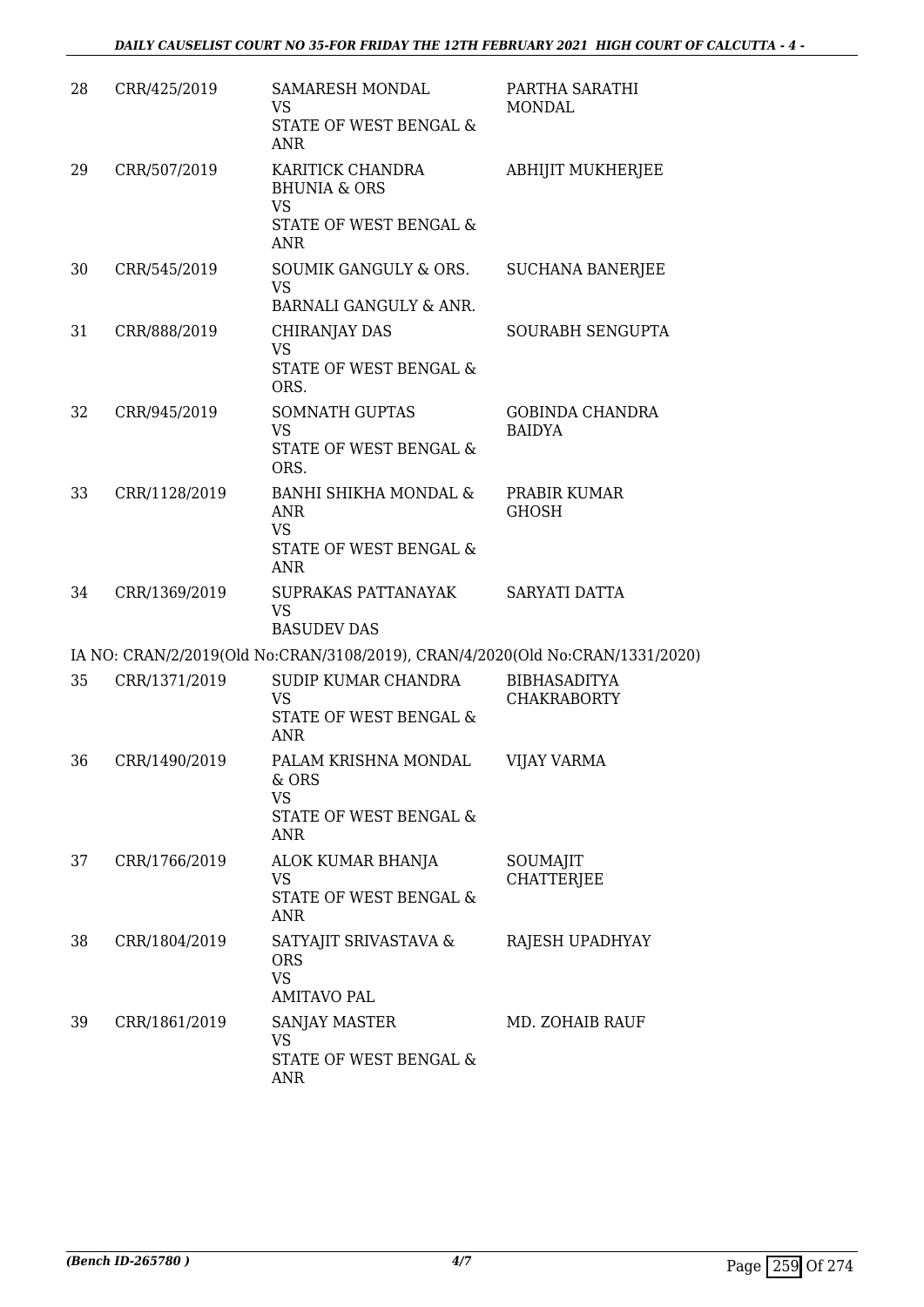| | | | |
|---|---|---|---|
| 28 | CRR/425/2019 | SAMARESH MONDAL<br>VS<br>STATE OF WEST BENGAL & ANR | PARTHA SARATHI MONDAL |
| 29 | CRR/507/2019 | KARITICK CHANDRA BHUNIA & ORS<br>VS<br>STATE OF WEST BENGAL & ANR | ABHIJIT MUKHERJEE |
| 30 | CRR/545/2019 | SOUMIK GANGULY & ORS.<br>VS<br>BARNALI GANGULY & ANR. | SUCHANA BANERJEE |
| 31 | CRR/888/2019 | CHIRANJAY DAS<br>VS<br>STATE OF WEST BENGAL & ORS. | SOURABH SENGUPTA |
| 32 | CRR/945/2019 | SOMNATH GUPTAS<br>VS<br>STATE OF WEST BENGAL & ORS. | GOBINDA CHANDRA BAIDYA |
| 33 | CRR/1128/2019 | BANHI SHIKHA MONDAL & ANR<br>VS<br>STATE OF WEST BENGAL & ANR | PRABIR KUMAR GHOSH |
| 34 | CRR/1369/2019 | SUPRAKAS PATTANAYAK<br>VS<br>BASUDEV DAS | SARYATI DATTA |

IA NO: CRAN/2/2019(Old No:CRAN/3108/2019), CRAN/4/2020(Old No:CRAN/1331/2020)

| | | | |
|---|---|---|---|
| 35 | CRR/1371/2019 | SUDIP KUMAR CHANDRA<br>VS<br>STATE OF WEST BENGAL & ANR | BIBHASADITYA CHAKRABORTY |
| 36 | CRR/1490/2019 | PALAM KRISHNA MONDAL & ORS<br>VS<br>STATE OF WEST BENGAL & ANR | VIJAY VARMA |
| 37 | CRR/1766/2019 | ALOK KUMAR BHANJA<br>VS<br>STATE OF WEST BENGAL & ANR | SOUMAJIT CHATTERJEE |
| 38 | CRR/1804/2019 | SATYAJIT SRIVASTAVA & ORS<br>VS<br>AMITAVO PAL | RAJESH UPADHYAY |
| 39 | CRR/1861/2019 | SANJAY MASTER<br>VS<br>STATE OF WEST BENGAL & ANR | MD. ZOHAIB RAUF |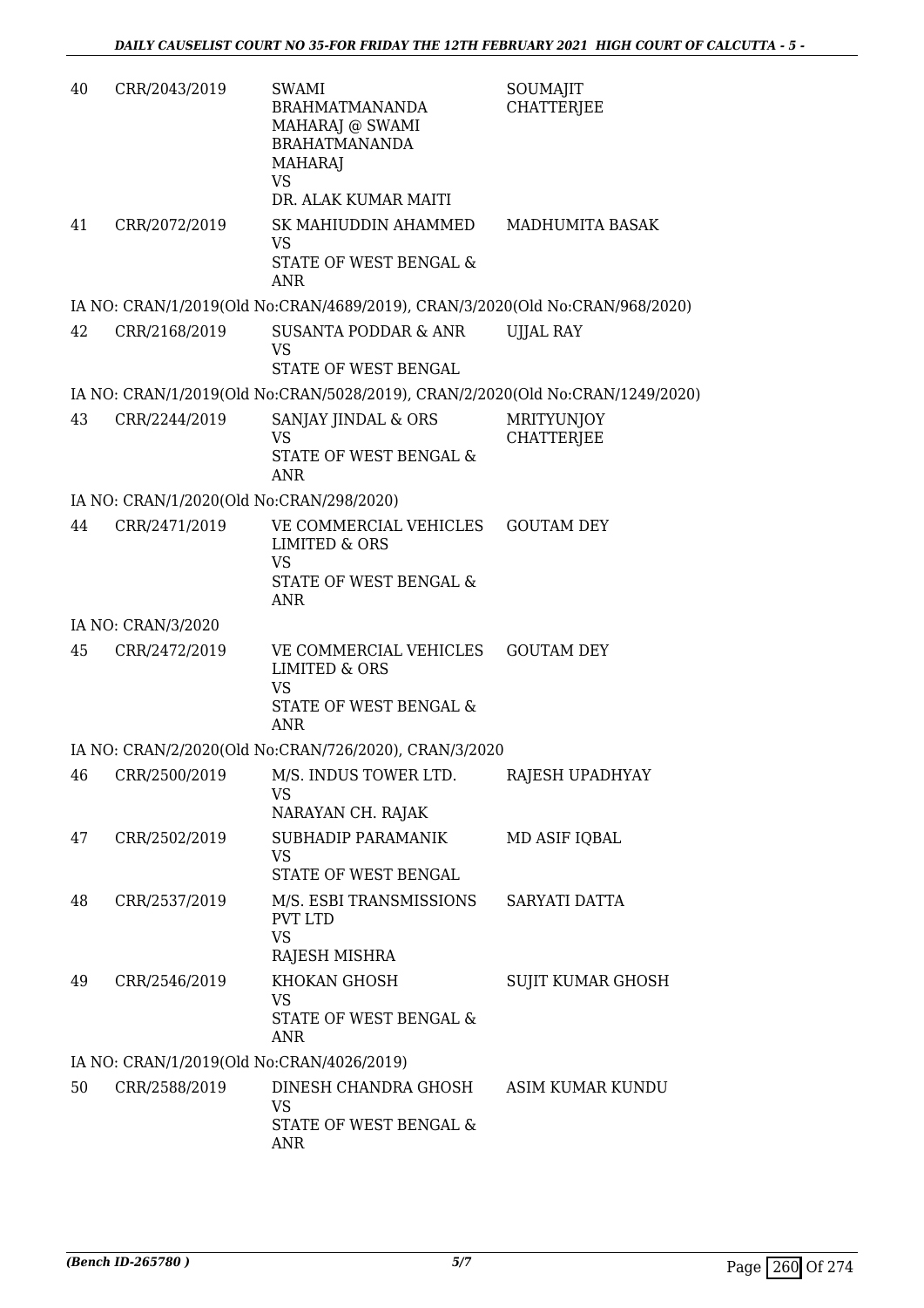| | | | |
|---|---|---|---|
| 40 | CRR/2043/2019 | SWAMI BRAHMATMANANDA MAHARAJ @ SWAMI BRAHATMANANDA MAHARAJ<br>VS<br>DR. ALAK KUMAR MAITI | SOUMAJIT CHATTERJEE |
| 41 | CRR/2072/2019 | SK MAHIUDDIN AHAMMED<br>VS<br>STATE OF WEST BENGAL & ANR | MADHUMITA BASAK |
| | IA NO: CRAN/1/2019(Old No:CRAN/4689/2019), CRAN/3/2020(Old No:CRAN/968/2020) | | |
| 42 | CRR/2168/2019 | SUSANTA PODDAR & ANR<br>VS<br>STATE OF WEST BENGAL | UJJAL RAY |
| | IA NO: CRAN/1/2019(Old No:CRAN/5028/2019), CRAN/2/2020(Old No:CRAN/1249/2020) | | |
| 43 | CRR/2244/2019 | SANJAY JINDAL & ORS<br>VS<br>STATE OF WEST BENGAL & ANR | MRITYUNJOY CHATTERJEE |
| | IA NO: CRAN/1/2020(Old No:CRAN/298/2020) | | |
| 44 | CRR/2471/2019 | VE COMMERCIAL VEHICLES LIMITED & ORS<br>VS<br>STATE OF WEST BENGAL & ANR | GOUTAM DEY |
| | IA NO: CRAN/3/2020 | | |
| 45 | CRR/2472/2019 | VE COMMERCIAL VEHICLES LIMITED & ORS<br>VS<br>STATE OF WEST BENGAL & ANR | GOUTAM DEY |
| | IA NO: CRAN/2/2020(Old No:CRAN/726/2020), CRAN/3/2020 | | |
| 46 | CRR/2500/2019 | M/S. INDUS TOWER LTD.<br>VS<br>NARAYAN CH. RAJAK | RAJESH UPADHYAY |
| 47 | CRR/2502/2019 | SUBHADIP PARAMANIK<br>VS<br>STATE OF WEST BENGAL | MD ASIF IQBAL |
| 48 | CRR/2537/2019 | M/S. ESBI TRANSMISSIONS PVT LTD<br>VS<br>RAJESH MISHRA | SARYATI DATTA |
| 49 | CRR/2546/2019 | KHOKAN GHOSH<br>VS<br>STATE OF WEST BENGAL & ANR | SUJIT KUMAR GHOSH |
| | IA NO: CRAN/1/2019(Old No:CRAN/4026/2019) | | |
| 50 | CRR/2588/2019 | DINESH CHANDRA GHOSH<br>VS<br>STATE OF WEST BENGAL & ANR | ASIM KUMAR KUNDU |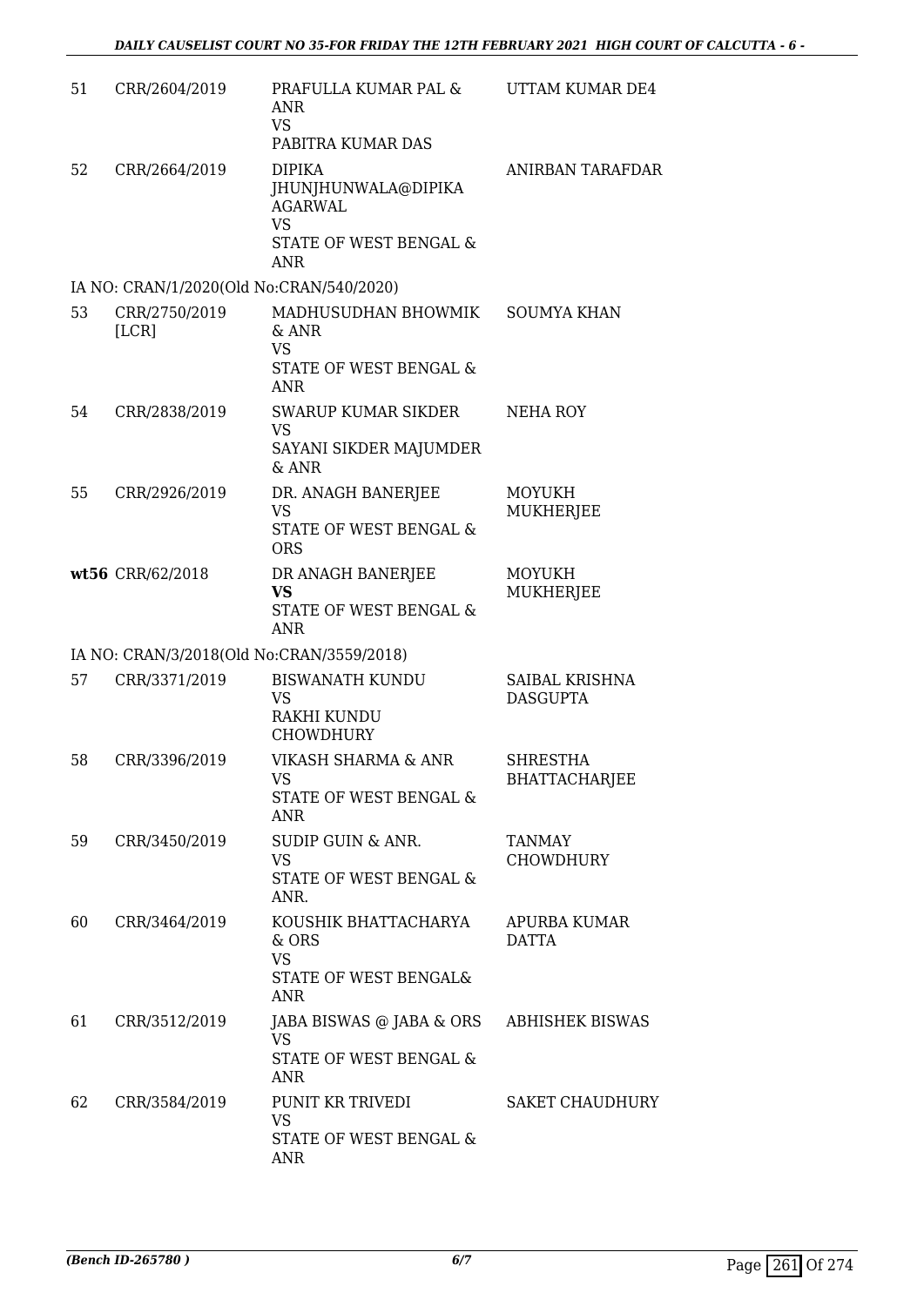| | | | |
|---|---|---|---|
| 51 | CRR/2604/2019 | PRAFULLA KUMAR PAL & ANR<br>VS<br>PABITRA KUMAR DAS | UTTAM KUMAR DE4 |
| 52 | CRR/2664/2019 | DIPIKA JHUNJHUNWALA@DIPIKA AGARWAL<br>VS<br>STATE OF WEST BENGAL & ANR | ANIRBAN TARAFDAR |
| | IA NO: CRAN/1/2020(Old No:CRAN/540/2020) | | |
| 53 | CRR/2750/2019 [LCR] | MADHUSUDHAN BHOWMIK & ANR<br>VS<br>STATE OF WEST BENGAL & ANR | SOUMYA KHAN |
| 54 | CRR/2838/2019 | SWARUP KUMAR SIKDER<br>VS<br>SAYANI SIKDER MAJUMDER & ANR | NEHA ROY |
| 55 | CRR/2926/2019 | DR. ANAGH BANERJEE<br>VS<br>STATE OF WEST BENGAL & ORS | MOYUKH MUKHERJEE |
| **wt56** | CRR/62/2018 | DR ANAGH BANERJEE<br>**VS**<br>STATE OF WEST BENGAL & ANR | MOYUKH MUKHERJEE |
| | IA NO: CRAN/3/2018(Old No:CRAN/3559/2018) | | |
| 57 | CRR/3371/2019 | BISWANATH KUNDU<br>VS<br>RAKHI KUNDU CHOWDHURY | SAIBAL KRISHNA DASGUPTA |
| 58 | CRR/3396/2019 | VIKASH SHARMA & ANR<br>VS<br>STATE OF WEST BENGAL & ANR | SHRESTHA BHATTACHARJEE |
| 59 | CRR/3450/2019 | SUDIP GUIN & ANR.<br>VS<br>STATE OF WEST BENGAL & ANR. | TANMAY CHOWDHURY |
| 60 | CRR/3464/2019 | KOUSHIK BHATTACHARYA & ORS<br>VS<br>STATE OF WEST BENGAL& ANR | APURBA KUMAR DATTA |
| 61 | CRR/3512/2019 | JABA BISWAS @ JABA & ORS<br>VS<br>STATE OF WEST BENGAL & ANR | ABHISHEK BISWAS |
| 62 | CRR/3584/2019 | PUNIT KR TRIVEDI<br>VS<br>STATE OF WEST BENGAL & ANR | SAKET CHAUDHURY |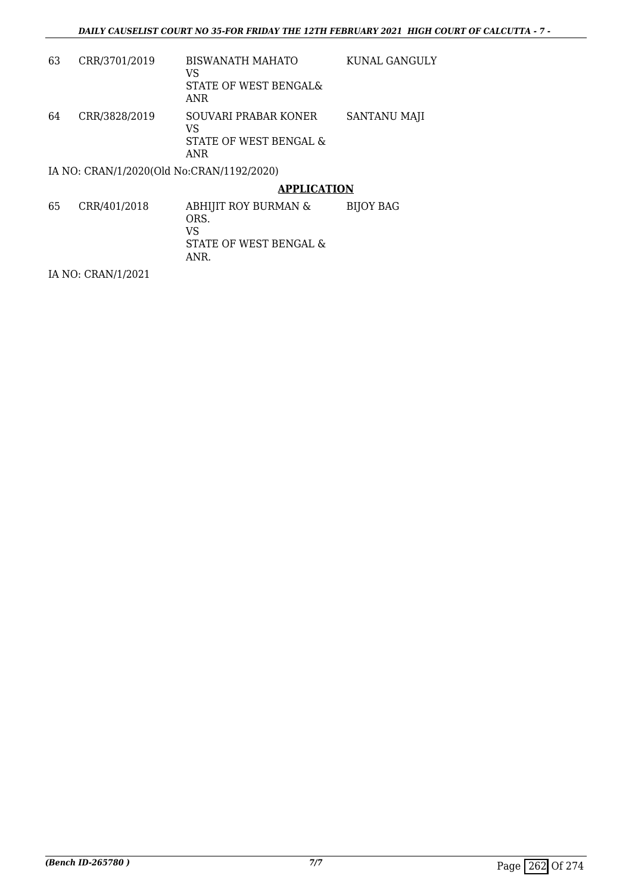| | | | |
|---|---|---|---|
| 63 | CRR/3701/2019 | BISWANATH MAHATO<br>VS<br>STATE OF WEST BENGAL&<br>ANR | KUNAL GANGULY |
| 64 | CRR/3828/2019 | SOUVARI PRABAR KONER<br>VS<br>STATE OF WEST BENGAL &<br>ANR | SANTANU MAJI |

IA NO: CRAN/1/2020(Old No:CRAN/1192/2020)

**APPLICATION**

| | | | |
|---|---|---|---|
| 65 | CRR/401/2018 | ABHIJIT ROY BURMAN &<br>ORS.<br>VS<br>STATE OF WEST BENGAL &<br>ANR. | BIJOY BAG |

IA NO: CRAN/1/2021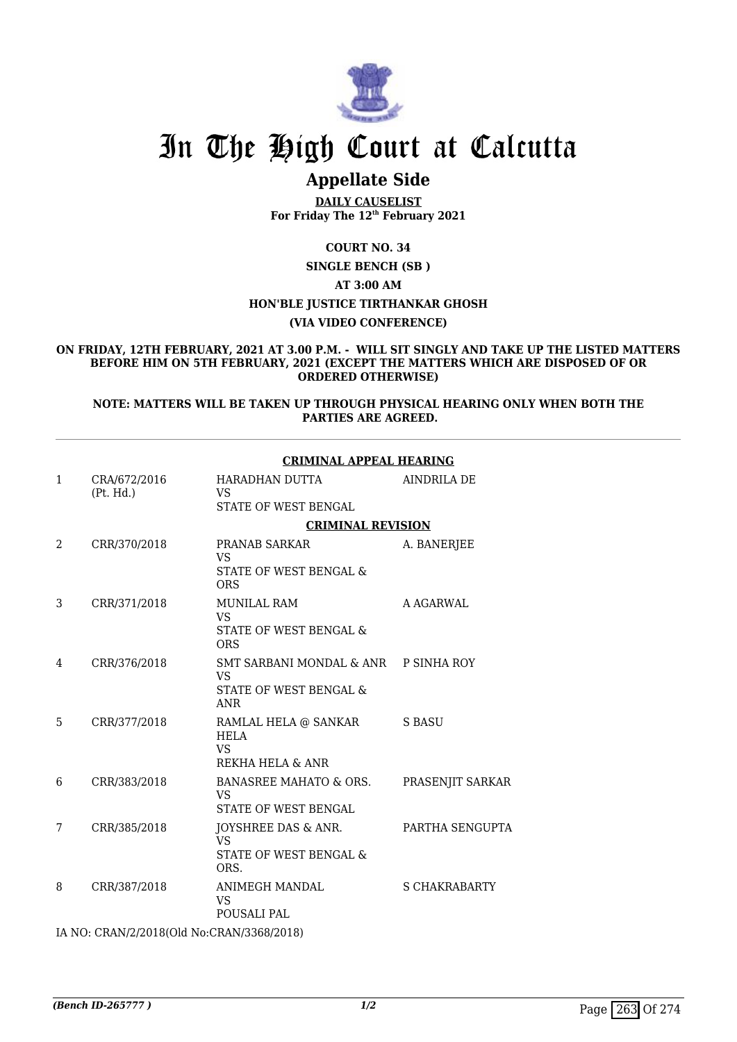# In The High Court at Calcutta

## Appellate Side

**DAILY CAUSELIST**
**For Friday The 12th February 2021**

**COURT NO. 34**

**SINGLE BENCH (SB )**

**AT 3:00 AM**

**HON'BLE JUSTICE TIRTHANKAR GHOSH**

**(VIA VIDEO CONFERENCE)**

**ON FRIDAY, 12TH FEBRUARY, 2021 AT 3.00 P.M. - WILL SIT SINGLY AND TAKE UP THE LISTED MATTERS BEFORE HIM ON 5TH FEBRUARY, 2021 (EXCEPT THE MATTERS WHICH ARE DISPOSED OF OR ORDERED OTHERWISE)**

**NOTE: MATTERS WILL BE TAKEN UP THROUGH PHYSICAL HEARING ONLY WHEN BOTH THE PARTIES ARE AGREED.**

**CRIMINAL APPEAL HEARING**

| | | | |
|---|---|---|---|
| 1 | CRA/672/2016 (Pt. Hd.) | HARADHAN DUTTA VS STATE OF WEST BENGAL | AINDRILA DE |

**CRIMINAL REVISION**

| | | | |
|---|---|---|---|
| 2 | CRR/370/2018 | PRANAB SARKAR VS STATE OF WEST BENGAL & ORS | A. BANERJEE |
| 3 | CRR/371/2018 | MUNILAL RAM VS STATE OF WEST BENGAL & ORS | A AGARWAL |
| 4 | CRR/376/2018 | SMT SARBANI MONDAL & ANR VS STATE OF WEST BENGAL & ANR | P SINHA ROY |
| 5 | CRR/377/2018 | RAMLAL HELA @ SANKAR HELA VS REKHA HELA & ANR | S BASU |
| 6 | CRR/383/2018 | BANASREE MAHATO & ORS. VS STATE OF WEST BENGAL | PRASENJIT SARKAR |
| 7 | CRR/385/2018 | JOYSHREE DAS & ANR. VS STATE OF WEST BENGAL & ORS. | PARTHA SENGUPTA |
| 8 | CRR/387/2018 | ANIMEGH MANDAL VS POUSALI PAL | S CHAKRABARTY |

IA NO: CRAN/2/2018(Old No:CRAN/3368/2018)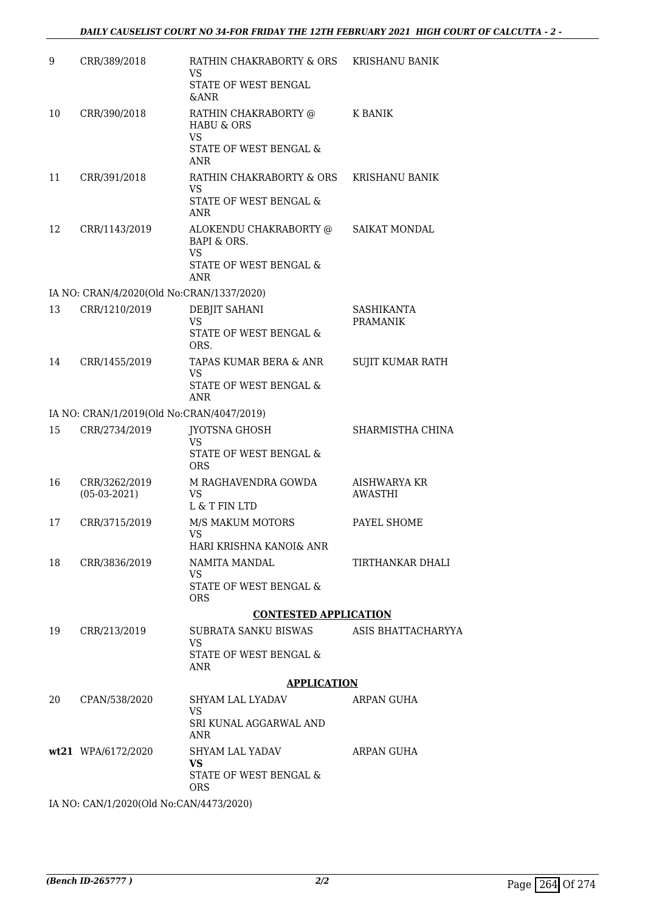| | | | |
|---|---|---|---|
| 9 | CRR/389/2018 | RATHIN CHAKRABORTY & ORS<br>VS<br>STATE OF WEST BENGAL &ANR | KRISHANU BANIK |
| 10 | CRR/390/2018 | RATHIN CHAKRABORTY @ HABU & ORS<br>VS<br>STATE OF WEST BENGAL & ANR | K BANIK |
| 11 | CRR/391/2018 | RATHIN CHAKRABORTY & ORS<br>VS<br>STATE OF WEST BENGAL & ANR | KRISHANU BANIK |
| 12 | CRR/1143/2019 | ALOKENDU CHAKRABORTY @ BAPI & ORS.<br>VS<br>STATE OF WEST BENGAL & ANR | SAIKAT MONDAL |
| | IA NO: CRAN/4/2020(Old No:CRAN/1337/2020) | | |
| 13 | CRR/1210/2019 | DEBJIT SAHANI<br>VS<br>STATE OF WEST BENGAL & ORS. | SASHIKANTA PRAMANIK |
| 14 | CRR/1455/2019 | TAPAS KUMAR BERA & ANR<br>VS<br>STATE OF WEST BENGAL & ANR | SUJIT KUMAR RATH |
| | IA NO: CRAN/1/2019(Old No:CRAN/4047/2019) | | |
| 15 | CRR/2734/2019 | JYOTSNA GHOSH<br>VS<br>STATE OF WEST BENGAL & ORS | SHARMISTHA CHINA |
| 16 | CRR/3262/2019<br>(05-03-2021) | M RAGHAVENDRA GOWDA<br>VS<br>L & T FIN LTD | AISHWARYA KR AWASTHI |
| 17 | CRR/3715/2019 | M/S MAKUM MOTORS<br>VS<br>HARI KRISHNA KANOI& ANR | PAYEL SHOME |
| 18 | CRR/3836/2019 | NAMITA MANDAL<br>VS<br>STATE OF WEST BENGAL & ORS | TIRTHANKAR DHALI |
| | | **CONTESTED APPLICATION** | |
| 19 | CRR/213/2019 | SUBRATA SANKU BISWAS<br>VS<br>STATE OF WEST BENGAL & ANR | ASIS BHATTACHARYYA |
| | | **APPLICATION** | |
| 20 | CPAN/538/2020 | SHYAM LAL LYADAV<br>VS<br>SRI KUNAL AGGARWAL AND ANR | ARPAN GUHA |
| **wt21** | WPA/6172/2020 | SHYAM LAL YADAV<br>**VS**<br>STATE OF WEST BENGAL & ORS | ARPAN GUHA |
| | IA NO: CAN/1/2020(Old No:CAN/4473/2020) | | |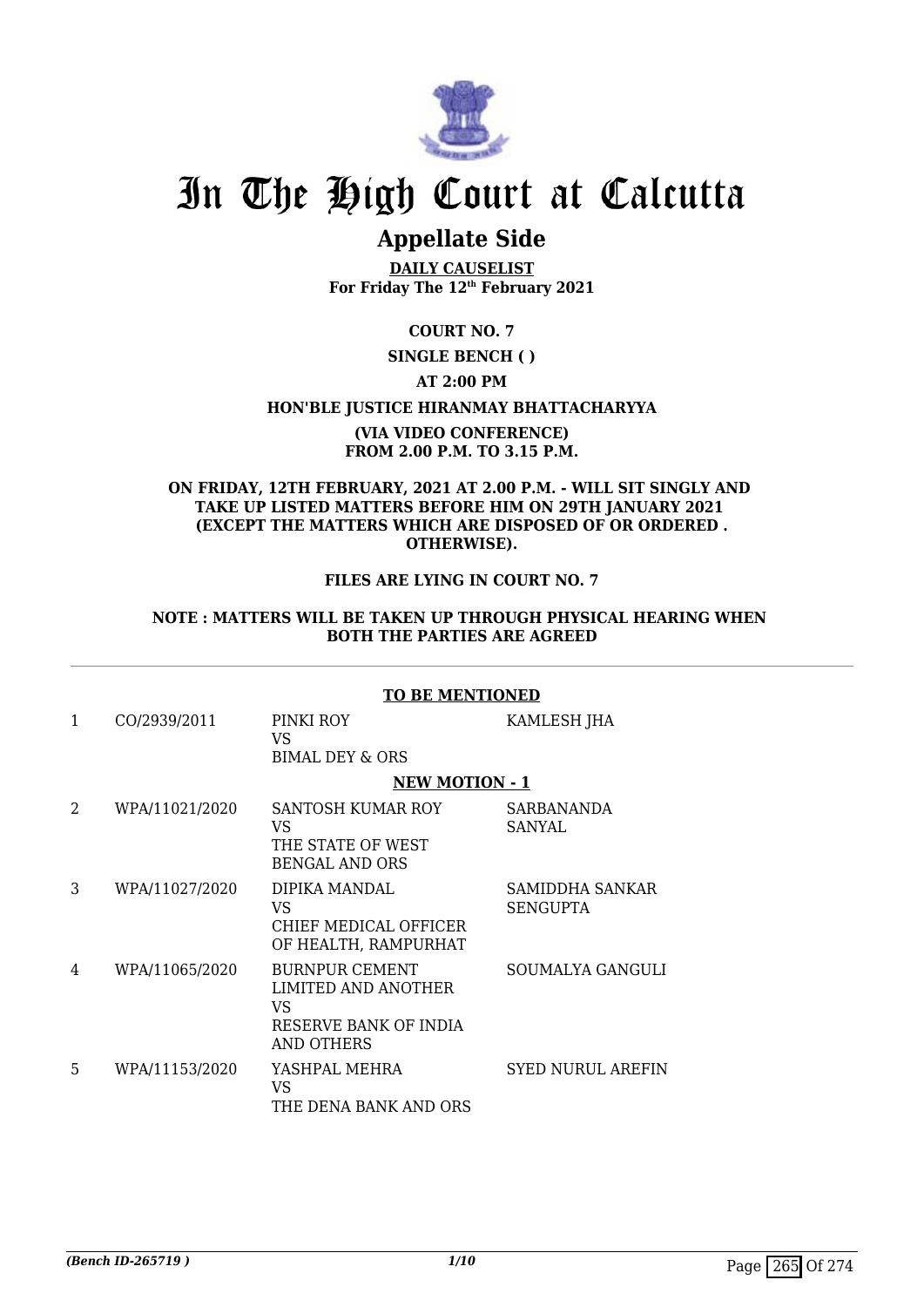# In The High Court at Calcutta

## Appellate Side

**DAILY CAUSELIST**
**For Friday The 12th February 2021**

**COURT NO. 7**

**SINGLE BENCH ( )**

**AT 2:00 PM**

**HON'BLE JUSTICE HIRANMAY BHATTACHARYYA**

**(VIA VIDEO CONFERENCE)**
**FROM 2.00 P.M. TO 3.15 P.M.**

**ON FRIDAY, 12TH FEBRUARY, 2021 AT 2.00 P.M. - WILL SIT SINGLY AND TAKE UP LISTED MATTERS BEFORE HIM ON 29TH JANUARY 2021 (EXCEPT THE MATTERS WHICH ARE DISPOSED OF OR ORDERED . OTHERWISE).**

**FILES ARE LYING IN COURT NO. 7**

**NOTE : MATTERS WILL BE TAKEN UP THROUGH PHYSICAL HEARING WHEN BOTH THE PARTIES ARE AGREED**

**TO BE MENTIONED**

| | | | |
|---|---|---|---|
| 1 | CO/2939/2011 | PINKI ROY<br>VS<br>BIMAL DEY & ORS | KAMLESH JHA |

**NEW MOTION - 1**

| | | | |
|---|---|---|---|
| 2 | WPA/11021/2020 | SANTOSH KUMAR ROY<br>VS<br>THE STATE OF WEST BENGAL AND ORS | SARBANANDA SANYAL |
| 3 | WPA/11027/2020 | DIPIKA MANDAL<br>VS<br>CHIEF MEDICAL OFFICER OF HEALTH, RAMPURHAT | SAMIDDHA SANKAR SENGUPTA |
| 4 | WPA/11065/2020 | BURNPUR CEMENT LIMITED AND ANOTHER<br>VS<br>RESERVE BANK OF INDIA AND OTHERS | SOUMALYA GANGULI |
| 5 | WPA/11153/2020 | YASHPAL MEHRA<br>VS<br>THE DENA BANK AND ORS | SYED NURUL AREFIN |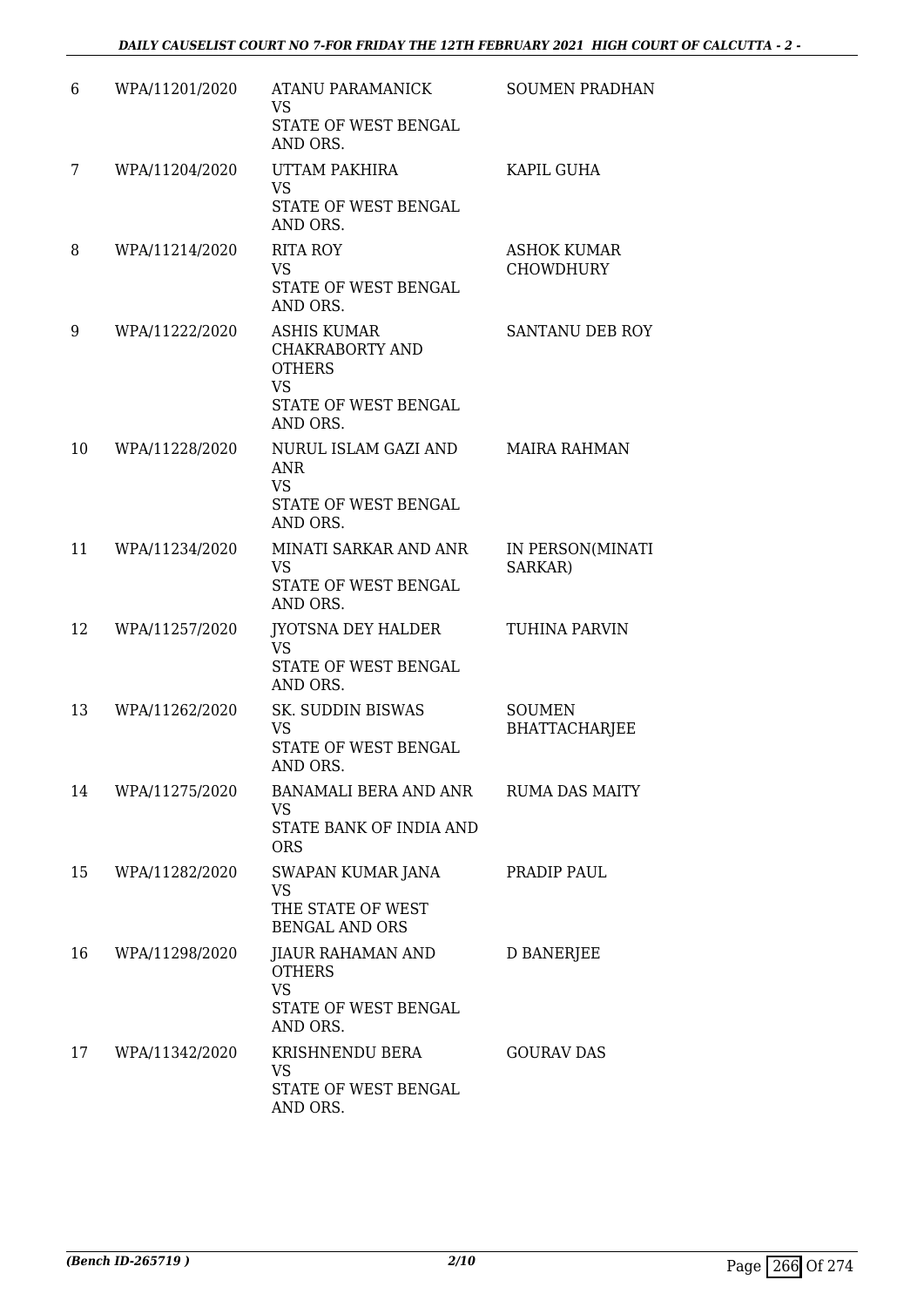| | | | |
|---|---|---|---|
| 6 | WPA/11201/2020 | ATANU PARAMANICK<br>VS<br>STATE OF WEST BENGAL AND ORS. | SOUMEN PRADHAN |
| 7 | WPA/11204/2020 | UTTAM PAKHIRA<br>VS<br>STATE OF WEST BENGAL AND ORS. | KAPIL GUHA |
| 8 | WPA/11214/2020 | RITA ROY<br>VS<br>STATE OF WEST BENGAL AND ORS. | ASHOK KUMAR CHOWDHURY |
| 9 | WPA/11222/2020 | ASHIS KUMAR CHAKRABORTY AND OTHERS<br>VS<br>STATE OF WEST BENGAL AND ORS. | SANTANU DEB ROY |
| 10 | WPA/11228/2020 | NURUL ISLAM GAZI AND ANR<br>VS<br>STATE OF WEST BENGAL AND ORS. | MAIRA RAHMAN |
| 11 | WPA/11234/2020 | MINATI SARKAR AND ANR<br>VS<br>STATE OF WEST BENGAL AND ORS. | IN PERSON(MINATI SARKAR) |
| 12 | WPA/11257/2020 | JYOTSNA DEY HALDER<br>VS<br>STATE OF WEST BENGAL AND ORS. | TUHINA PARVIN |
| 13 | WPA/11262/2020 | SK. SUDDIN BISWAS<br>VS<br>STATE OF WEST BENGAL AND ORS. | SOUMEN BHATTACHARJEE |
| 14 | WPA/11275/2020 | BANAMALI BERA AND ANR<br>VS<br>STATE BANK OF INDIA AND ORS | RUMA DAS MAITY |
| 15 | WPA/11282/2020 | SWAPAN KUMAR JANA<br>VS<br>THE STATE OF WEST BENGAL AND ORS | PRADIP PAUL |
| 16 | WPA/11298/2020 | JIAUR RAHAMAN AND OTHERS<br>VS<br>STATE OF WEST BENGAL AND ORS. | D BANERJEE |
| 17 | WPA/11342/2020 | KRISHNENDU BERA<br>VS<br>STATE OF WEST BENGAL AND ORS. | GOURAV DAS |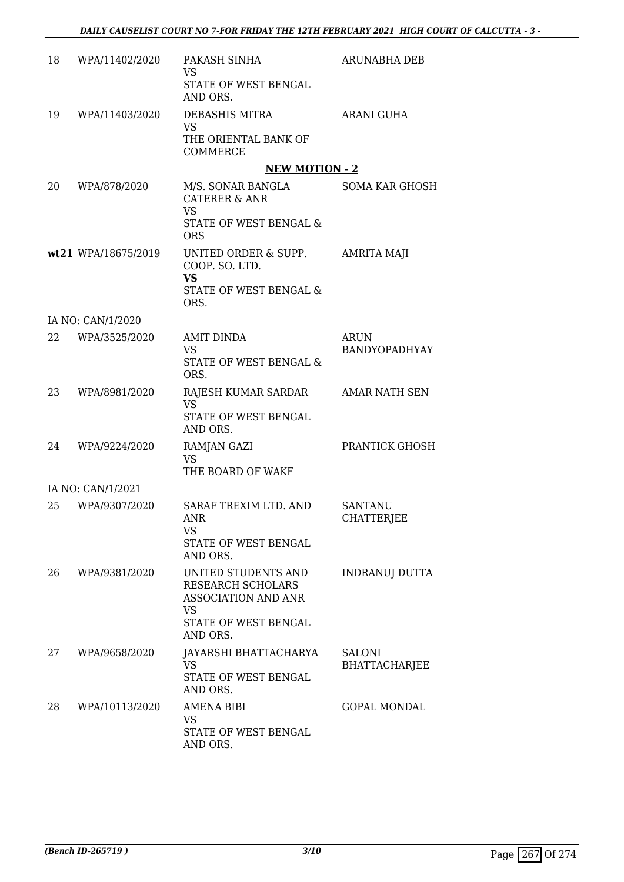| | | | |
|---|---|---|---|
| 18 | WPA/11402/2020 | PAKASH SINHA<br>VS<br>STATE OF WEST BENGAL AND ORS. | ARUNABHA DEB |
| 19 | WPA/11403/2020 | DEBASHIS MITRA<br>VS<br>THE ORIENTAL BANK OF COMMERCE | ARANI GUHA |

## NEW MOTION - 2

| | | | |
|---|---|---|---|
| 20 | WPA/878/2020 | M/S. SONAR BANGLA CATERER & ANR<br>VS<br>STATE OF WEST BENGAL & ORS | SOMA KAR GHOSH |
| **wt21** | WPA/18675/2019 | UNITED ORDER & SUPP. COOP. SO. LTD.<br>**VS**<br>STATE OF WEST BENGAL & ORS. | AMRITA MAJI |
| | IA NO: CAN/1/2020 | | |
| 22 | WPA/3525/2020 | AMIT DINDA<br>VS<br>STATE OF WEST BENGAL & ORS. | ARUN BANDYOPADHYAY |
| 23 | WPA/8981/2020 | RAJESH KUMAR SARDAR<br>VS<br>STATE OF WEST BENGAL AND ORS. | AMAR NATH SEN |
| 24 | WPA/9224/2020 | RAMJAN GAZI<br>VS<br>THE BOARD OF WAKF | PRANTICK GHOSH |
| | IA NO: CAN/1/2021 | | |
| 25 | WPA/9307/2020 | SARAF TREXIM LTD. AND ANR<br>VS<br>STATE OF WEST BENGAL AND ORS. | SANTANU CHATTERJEE |
| 26 | WPA/9381/2020 | UNITED STUDENTS AND RESEARCH SCHOLARS ASSOCIATION AND ANR<br>VS<br>STATE OF WEST BENGAL AND ORS. | INDRANUJ DUTTA |
| 27 | WPA/9658/2020 | JAYARSHI BHATTACHARYA<br>VS<br>STATE OF WEST BENGAL AND ORS. | SALONI BHATTACHARJEE |
| 28 | WPA/10113/2020 | AMENA BIBI<br>VS<br>STATE OF WEST BENGAL AND ORS. | GOPAL MONDAL |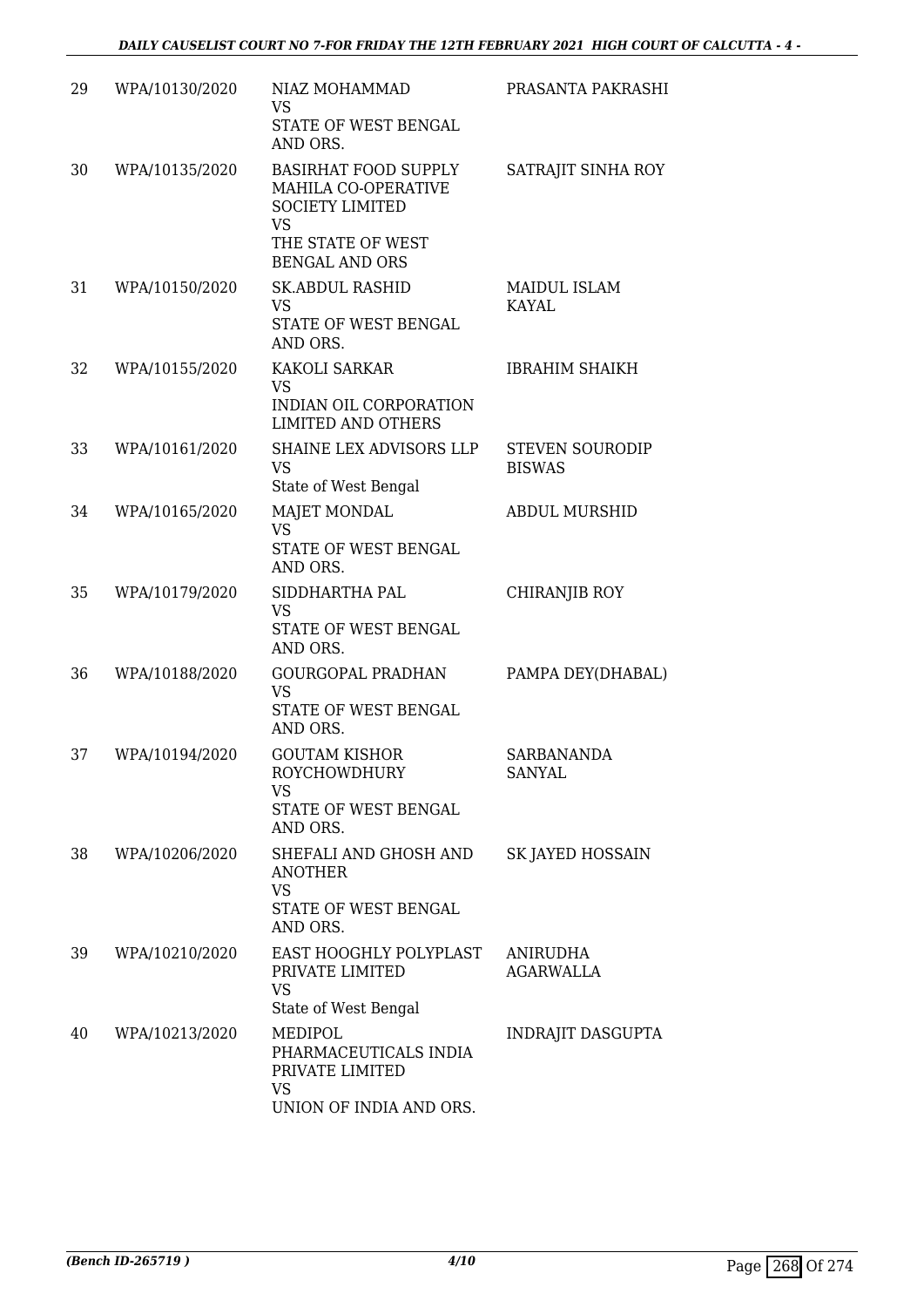| | | | |
|---|---|---|---|
| 29 | WPA/10130/2020 | NIAZ MOHAMMAD<br>VS<br>STATE OF WEST BENGAL AND ORS. | PRASANTA PAKRASHI |
| 30 | WPA/10135/2020 | BASIRHAT FOOD SUPPLY MAHILA CO-OPERATIVE SOCIETY LIMITED<br>VS<br>THE STATE OF WEST BENGAL AND ORS | SATRAJIT SINHA ROY |
| 31 | WPA/10150/2020 | SK.ABDUL RASHID<br>VS<br>STATE OF WEST BENGAL AND ORS. | MAIDUL ISLAM KAYAL |
| 32 | WPA/10155/2020 | KAKOLI SARKAR<br>VS<br>INDIAN OIL CORPORATION LIMITED AND OTHERS | IBRAHIM SHAIKH |
| 33 | WPA/10161/2020 | SHAINE LEX ADVISORS LLP<br>VS<br>State of West Bengal | STEVEN SOURODIP BISWAS |
| 34 | WPA/10165/2020 | MAJET MONDAL<br>VS<br>STATE OF WEST BENGAL AND ORS. | ABDUL MURSHID |
| 35 | WPA/10179/2020 | SIDDHARTHA PAL<br>VS<br>STATE OF WEST BENGAL AND ORS. | CHIRANJIB ROY |
| 36 | WPA/10188/2020 | GOURGOPAL PRADHAN<br>VS<br>STATE OF WEST BENGAL AND ORS. | PAMPA DEY(DHABAL) |
| 37 | WPA/10194/2020 | GOUTAM KISHOR ROYCHOWDHURY<br>VS<br>STATE OF WEST BENGAL AND ORS. | SARBANANDA SANYAL |
| 38 | WPA/10206/2020 | SHEFALI AND GHOSH AND ANOTHER<br>VS<br>STATE OF WEST BENGAL AND ORS. | SK JAYED HOSSAIN |
| 39 | WPA/10210/2020 | EAST HOOGHLY POLYPLAST PRIVATE LIMITED<br>VS<br>State of West Bengal | ANIRUDHA AGARWALLA |
| 40 | WPA/10213/2020 | MEDIPOL PHARMACEUTICALS INDIA PRIVATE LIMITED<br>VS<br>UNION OF INDIA AND ORS. | INDRAJIT DASGUPTA |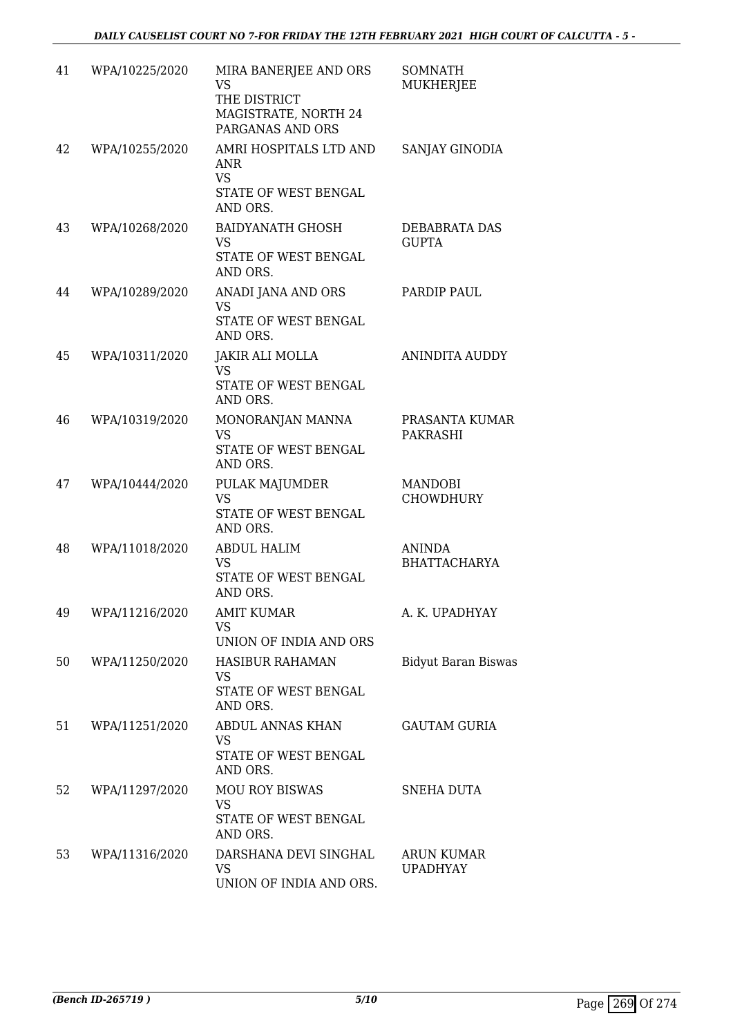| 41 | WPA/10225/2020 | MIRA BANERJEE AND ORS<br>VS<br>THE DISTRICT MAGISTRATE, NORTH 24 PARGANAS AND ORS | SOMNATH MUKHERJEE |
|---|---|---|---|
| 42 | WPA/10255/2020 | AMRI HOSPITALS LTD AND ANR<br>VS<br>STATE OF WEST BENGAL AND ORS. | SANJAY GINODIA |
| 43 | WPA/10268/2020 | BAIDYANATH GHOSH<br>VS<br>STATE OF WEST BENGAL AND ORS. | DEBABRATA DAS GUPTA |
| 44 | WPA/10289/2020 | ANADI JANA AND ORS<br>VS<br>STATE OF WEST BENGAL AND ORS. | PARDIP PAUL |
| 45 | WPA/10311/2020 | JAKIR ALI MOLLA<br>VS<br>STATE OF WEST BENGAL AND ORS. | ANINDITA AUDDY |
| 46 | WPA/10319/2020 | MONORANJAN MANNA<br>VS<br>STATE OF WEST BENGAL AND ORS. | PRASANTA KUMAR PAKRASHI |
| 47 | WPA/10444/2020 | PULAK MAJUMDER<br>VS<br>STATE OF WEST BENGAL AND ORS. | MANDOBI CHOWDHURY |
| 48 | WPA/11018/2020 | ABDUL HALIM<br>VS<br>STATE OF WEST BENGAL AND ORS. | ANINDA BHATTACHARYA |
| 49 | WPA/11216/2020 | AMIT KUMAR<br>VS<br>UNION OF INDIA AND ORS | A. K. UPADHYAY |
| 50 | WPA/11250/2020 | HASIBUR RAHAMAN<br>VS<br>STATE OF WEST BENGAL AND ORS. | Bidyut Baran Biswas |
| 51 | WPA/11251/2020 | ABDUL ANNAS KHAN<br>VS<br>STATE OF WEST BENGAL AND ORS. | GAUTAM GURIA |
| 52 | WPA/11297/2020 | MOU ROY BISWAS<br>VS<br>STATE OF WEST BENGAL AND ORS. | SNEHA DUTA |
| 53 | WPA/11316/2020 | DARSHANA DEVI SINGHAL<br>VS<br>UNION OF INDIA AND ORS. | ARUN KUMAR UPADHYAY |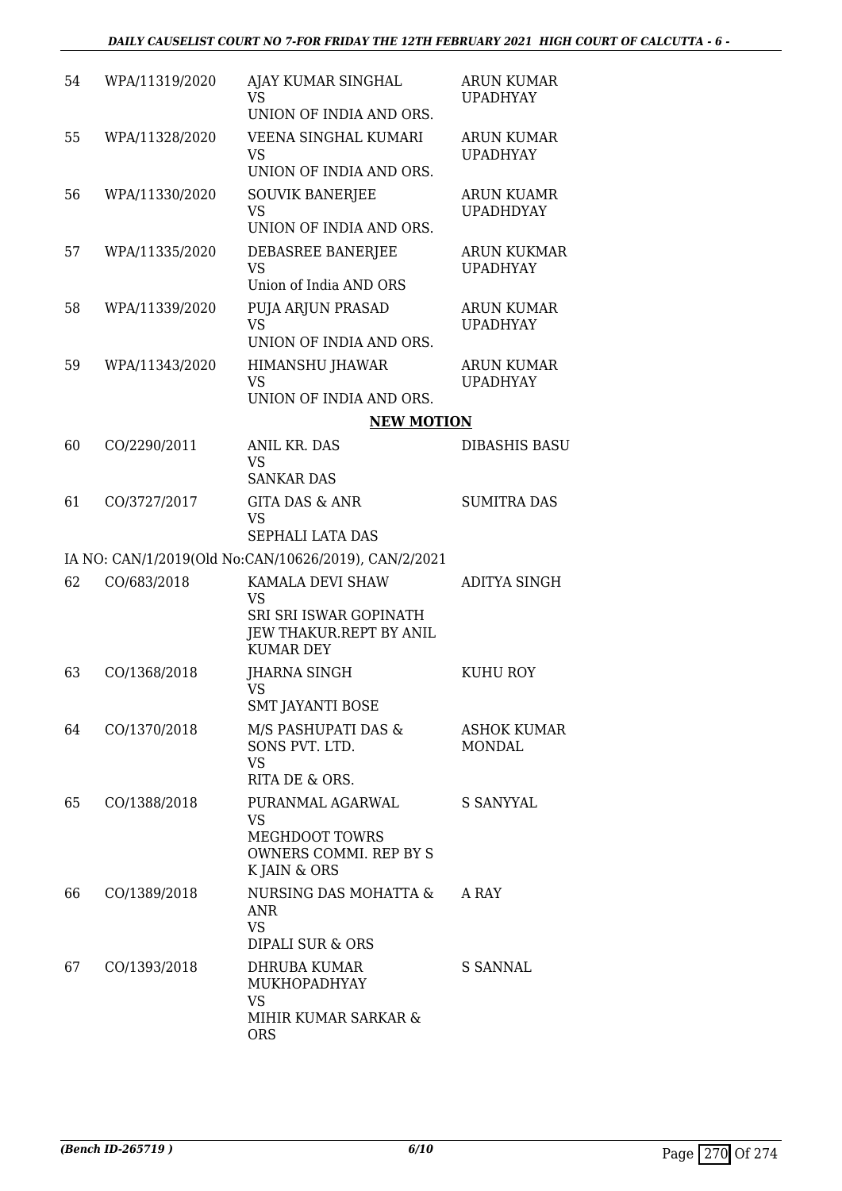| | | | |
|---|---|---|---|
| 54 | WPA/11319/2020 | AJAY KUMAR SINGHAL<br>VS<br>UNION OF INDIA AND ORS. | ARUN KUMAR UPADHYAY |
| 55 | WPA/11328/2020 | VEENA SINGHAL KUMARI<br>VS<br>UNION OF INDIA AND ORS. | ARUN KUMAR UPADHYAY |
| 56 | WPA/11330/2020 | SOUVIK BANERJEE<br>VS<br>UNION OF INDIA AND ORS. | ARUN KUAMR UPADHDYAY |
| 57 | WPA/11335/2020 | DEBASREE BANERJEE<br>VS<br>Union of India AND ORS | ARUN KUKMAR UPADHYAY |
| 58 | WPA/11339/2020 | PUJA ARJUN PRASAD<br>VS<br>UNION OF INDIA AND ORS. | ARUN KUMAR UPADHYAY |
| 59 | WPA/11343/2020 | HIMANSHU JHAWAR<br>VS<br>UNION OF INDIA AND ORS. | ARUN KUMAR UPADHYAY |

**NEW MOTION**

| | | | |
|---|---|---|---|
| 60 | CO/2290/2011 | ANIL KR. DAS<br>VS<br>SANKAR DAS | DIBASHIS BASU |
| 61 | CO/3727/2017 | GITA DAS & ANR<br>VS<br>SEPHALI LATA DAS | SUMITRA DAS |
| | IA NO: CAN/1/2019(Old No:CAN/10626/2019), CAN/2/2021 | | |
| 62 | CO/683/2018 | KAMALA DEVI SHAW<br>VS<br>SRI SRI ISWAR GOPINATH JEW THAKUR.REPT BY ANIL KUMAR DEY | ADITYA SINGH |
| 63 | CO/1368/2018 | JHARNA SINGH<br>VS<br>SMT JAYANTI BOSE | KUHU ROY |
| 64 | CO/1370/2018 | M/S PASHUPATI DAS & SONS PVT. LTD.<br>VS<br>RITA DE & ORS. | ASHOK KUMAR MONDAL |
| 65 | CO/1388/2018 | PURANMAL AGARWAL<br>VS<br>MEGHDOOT TOWRS OWNERS COMMI. REP BY S K JAIN & ORS | S SANYYAL |
| 66 | CO/1389/2018 | NURSING DAS MOHATTA & ANR<br>VS<br>DIPALI SUR & ORS | A RAY |
| 67 | CO/1393/2018 | DHRUBA KUMAR MUKHOPADHYAY<br>VS<br>MIHIR KUMAR SARKAR & ORS | S SANNAL |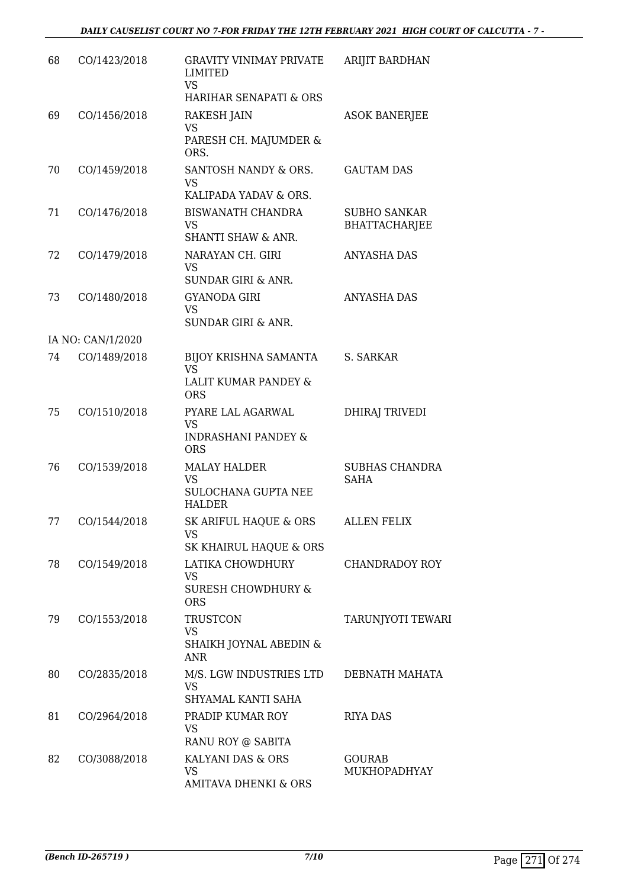| | | | |
|---|---|---|---|
| 68 | CO/1423/2018 | GRAVITY VINIMAY PRIVATE LIMITED<br>VS<br>HARIHAR SENAPATI & ORS | ARIJIT BARDHAN |
| 69 | CO/1456/2018 | RAKESH JAIN<br>VS<br>PARESH CH. MAJUMDER & ORS. | ASOK BANERJEE |
| 70 | CO/1459/2018 | SANTOSH NANDY & ORS.<br>VS<br>KALIPADA YADAV & ORS. | GAUTAM DAS |
| 71 | CO/1476/2018 | BISWANATH CHANDRA<br>VS<br>SHANTI SHAW & ANR. | SUBHO SANKAR BHATTACHARJEE |
| 72 | CO/1479/2018 | NARAYAN CH. GIRI<br>VS<br>SUNDAR GIRI & ANR. | ANYASHA DAS |
| 73 | CO/1480/2018 | GYANODA GIRI<br>VS<br>SUNDAR GIRI & ANR. | ANYASHA DAS |
| | IA NO: CAN/1/2020 | | |
| 74 | CO/1489/2018 | BIJOY KRISHNA SAMANTA<br>VS<br>LALIT KUMAR PANDEY & ORS | S. SARKAR |
| 75 | CO/1510/2018 | PYARE LAL AGARWAL<br>VS<br>INDRASHANI PANDEY & ORS | DHIRAJ TRIVEDI |
| 76 | CO/1539/2018 | MALAY HALDER<br>VS<br>SULOCHANA GUPTA NEE HALDER | SUBHAS CHANDRA SAHA |
| 77 | CO/1544/2018 | SK ARIFUL HAQUE & ORS<br>VS<br>SK KHAIRUL HAQUE & ORS | ALLEN FELIX |
| 78 | CO/1549/2018 | LATIKA CHOWDHURY<br>VS<br>SURESH CHOWDHURY & ORS | CHANDRADOY ROY |
| 79 | CO/1553/2018 | TRUSTCON<br>VS<br>SHAIKH JOYNAL ABEDIN & ANR | TARUNJYOTI TEWARI |
| 80 | CO/2835/2018 | M/S. LGW INDUSTRIES LTD<br>VS<br>SHYAMAL KANTI SAHA | DEBNATH MAHATA |
| 81 | CO/2964/2018 | PRADIP KUMAR ROY<br>VS<br>RANU ROY @ SABITA | RIYA DAS |
| 82 | CO/3088/2018 | KALYANI DAS & ORS<br>VS<br>AMITAVA DHENKI & ORS | GOURAB MUKHOPADHYAY |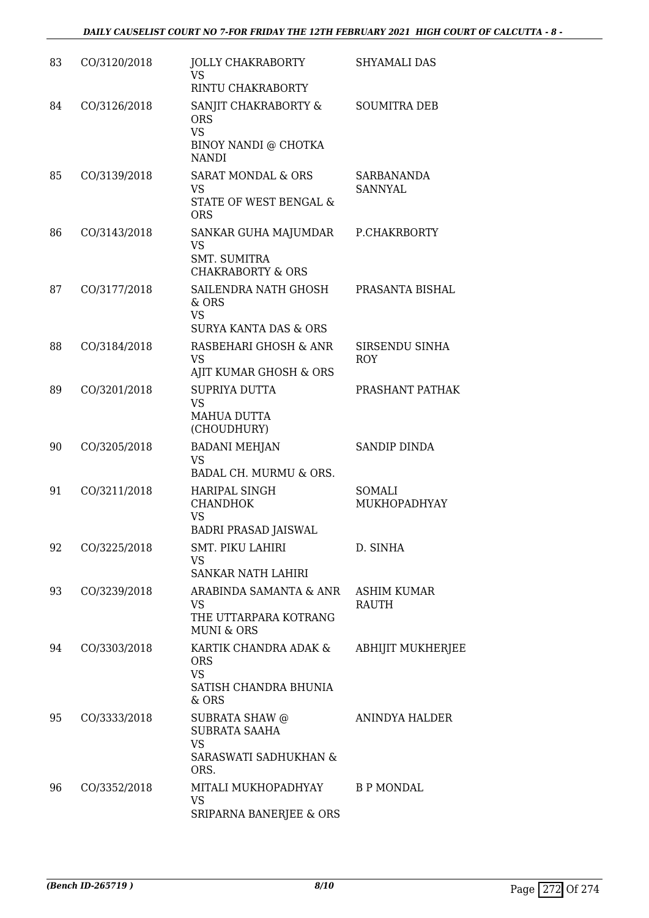| | | | |
|---|---|---|---|
| 83 | CO/3120/2018 | JOLLY CHAKRABORTY<br>VS<br>RINTU CHAKRABORTY | SHYAMALI DAS |
| 84 | CO/3126/2018 | SANJIT CHAKRABORTY & ORS<br>VS<br>BINOY NANDI @ CHOTKA NANDI | SOUMITRA DEB |
| 85 | CO/3139/2018 | SARAT MONDAL & ORS<br>VS<br>STATE OF WEST BENGAL & ORS | SARBANANDA SANNYAL |
| 86 | CO/3143/2018 | SANKAR GUHA MAJUMDAR<br>VS<br>SMT. SUMITRA CHAKRABORTY & ORS | P.CHAKRBORTY |
| 87 | CO/3177/2018 | SAILENDRA NATH GHOSH & ORS<br>VS<br>SURYA KANTA DAS & ORS | PRASANTA BISHAL |
| 88 | CO/3184/2018 | RASBEHARI GHOSH & ANR<br>VS<br>AJIT KUMAR GHOSH & ORS | SIRSENDU SINHA ROY |
| 89 | CO/3201/2018 | SUPRIYA DUTTA<br>VS<br>MAHUA DUTTA (CHOUDHURY) | PRASHANT PATHAK |
| 90 | CO/3205/2018 | BADANI MEHJAN<br>VS<br>BADAL CH. MURMU & ORS. | SANDIP DINDA |
| 91 | CO/3211/2018 | HARIPAL SINGH CHANDHOK<br>VS<br>BADRI PRASAD JAISWAL | SOMALI MUKHOPADHYAY |
| 92 | CO/3225/2018 | SMT. PIKU LAHIRI<br>VS<br>SANKAR NATH LAHIRI | D. SINHA |
| 93 | CO/3239/2018 | ARABINDA SAMANTA & ANR<br>VS<br>THE UTTARPARA KOTRANG MUNI & ORS | ASHIM KUMAR RAUTH |
| 94 | CO/3303/2018 | KARTIK CHANDRA ADAK & ORS<br>VS<br>SATISH CHANDRA BHUNIA & ORS | ABHIJIT MUKHERJEE |
| 95 | CO/3333/2018 | SUBRATA SHAW @ SUBRATA SAAHA<br>VS<br>SARASWATI SADHUKHAN & ORS. | ANINDYA HALDER |
| 96 | CO/3352/2018 | MITALI MUKHOPADHYAY<br>VS<br>SRIPARNA BANERJEE & ORS | B P MONDAL |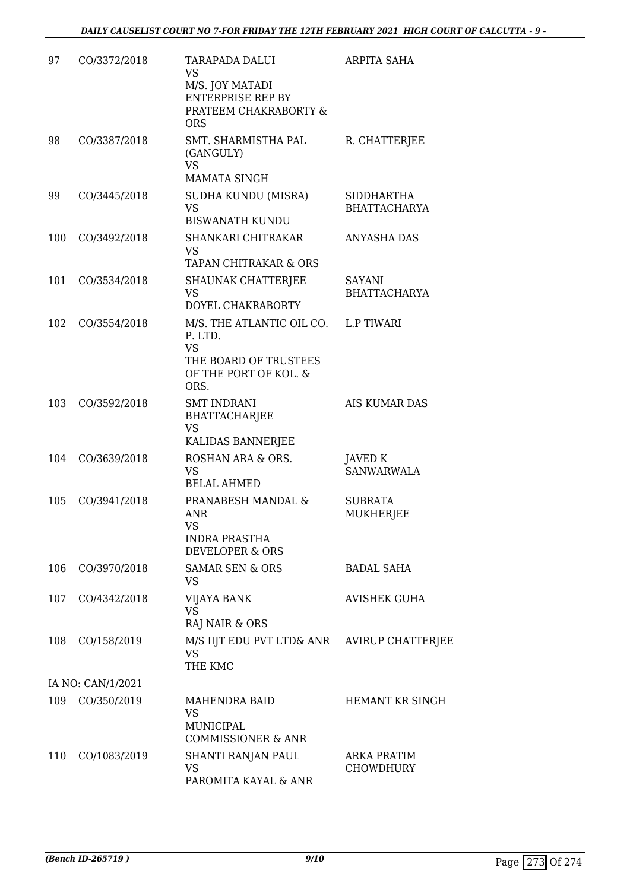| | | | |
|---|---|---|---|
| 97 | CO/3372/2018 | TARAPADA DALUI<br>VS<br>M/S. JOY MATADI ENTERPRISE REP BY PRATEEM CHAKRABORTY & ORS | ARPITA SAHA |
| 98 | CO/3387/2018 | SMT. SHARMISTHA PAL (GANGULY)<br>VS<br>MAMATA SINGH | R. CHATTERJEE |
| 99 | CO/3445/2018 | SUDHA KUNDU (MISRA)<br>VS<br>BISWANATH KUNDU | SIDDHARTHA BHATTACHARYA |
| 100 | CO/3492/2018 | SHANKARI CHITRAKAR<br>VS<br>TAPAN CHITRAKAR & ORS | ANYASHA DAS |
| 101 | CO/3534/2018 | SHAUNAK CHATTERJEE<br>VS<br>DOYEL CHAKRABORTY | SAYANI BHATTACHARYA |
| 102 | CO/3554/2018 | M/S. THE ATLANTIC OIL CO. P. LTD.<br>VS<br>THE BOARD OF TRUSTEES OF THE PORT OF KOL. & ORS. | L.P TIWARI |
| 103 | CO/3592/2018 | SMT INDRANI BHATTACHARJEE<br>VS<br>KALIDAS BANNERJEE | AIS KUMAR DAS |
| 104 | CO/3639/2018 | ROSHAN ARA & ORS.<br>VS<br>BELAL AHMED | JAVED K SANWARWALA |
| 105 | CO/3941/2018 | PRANABESH MANDAL & ANR<br>VS<br>INDRA PRASTHA DEVELOPER & ORS | SUBRATA MUKHERJEE |
| 106 | CO/3970/2018 | SAMAR SEN & ORS<br>VS | BADAL SAHA |
| 107 | CO/4342/2018 | VIJAYA BANK<br>VS<br>RAJ NAIR & ORS | AVISHEK GUHA |
| 108 | CO/158/2019 | M/S IIJT EDU PVT LTD& ANR<br>VS<br>THE KMC | AVIRUP CHATTERJEE |
| | IA NO: CAN/1/2021 | | |
| 109 | CO/350/2019 | MAHENDRA BAID<br>VS<br>MUNICIPAL COMMISSIONER & ANR | HEMANT KR SINGH |
| 110 | CO/1083/2019 | SHANTI RANJAN PAUL<br>VS<br>PAROMITA KAYAL & ANR | ARKA PRATIM CHOWDHURY |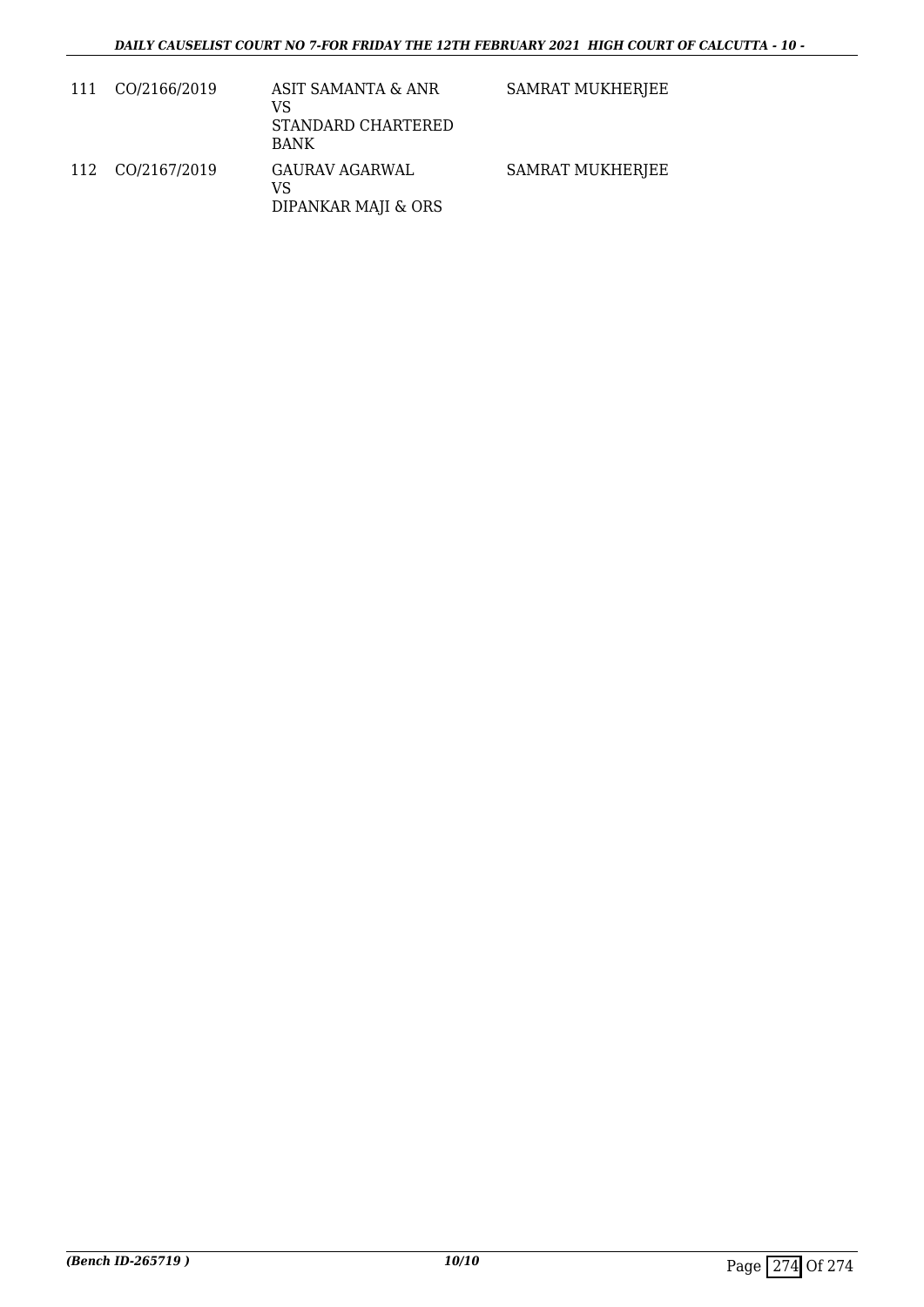| | | | |
|---|---|---|---|
| 111 | CO/2166/2019 | ASIT SAMANTA & ANR<br>VS<br>STANDARD CHARTERED BANK | SAMRAT MUKHERJEE |
| 112 | CO/2167/2019 | GAURAV AGARWAL<br>VS<br>DIPANKAR MAJI & ORS | SAMRAT MUKHERJEE |